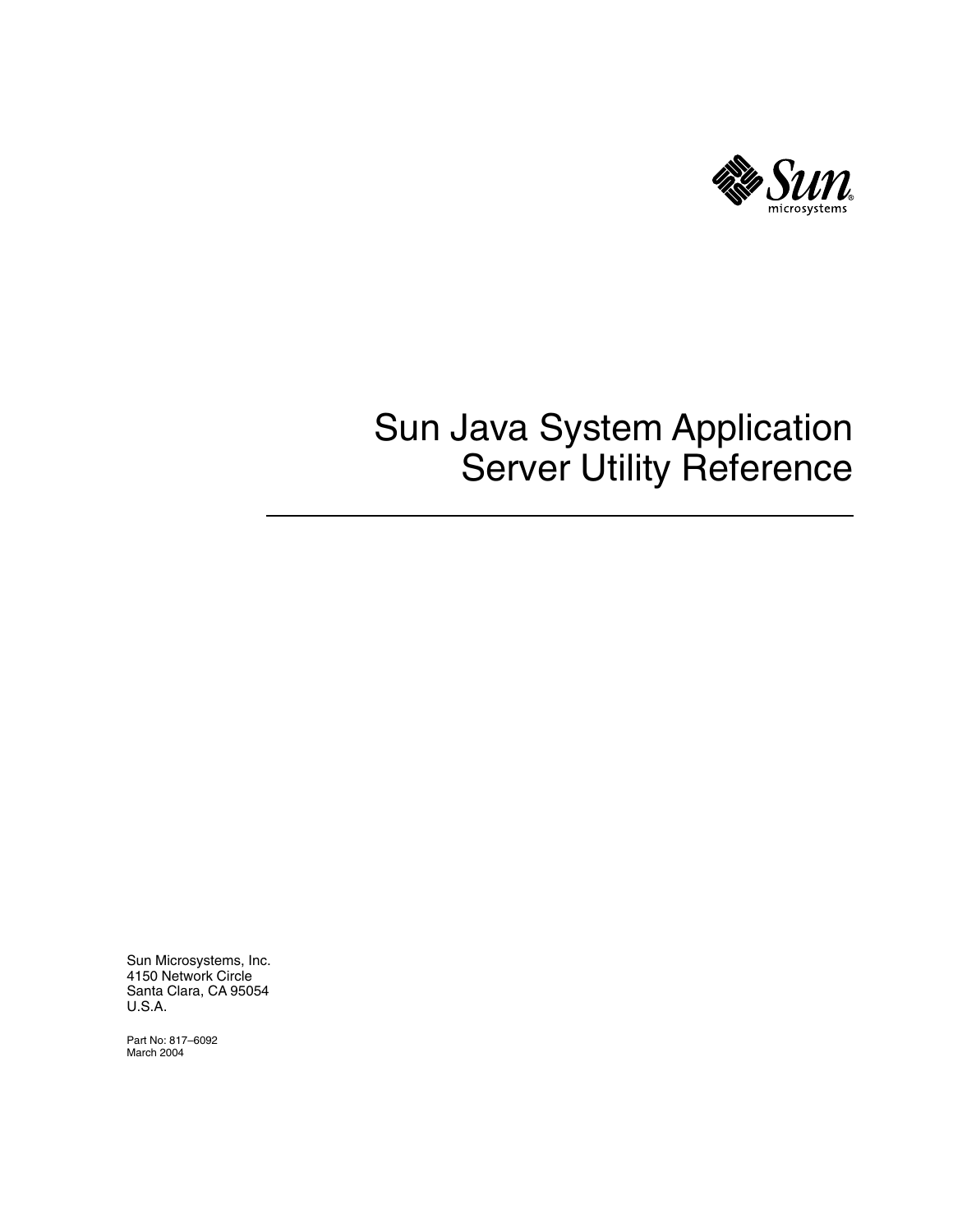# Sun Java System Application Server Utility Reference

Sun Microsystems, Inc.
4150 Network Circle
Santa Clara, CA 95054
U.S.A.

Part No: 817–6092
March 2004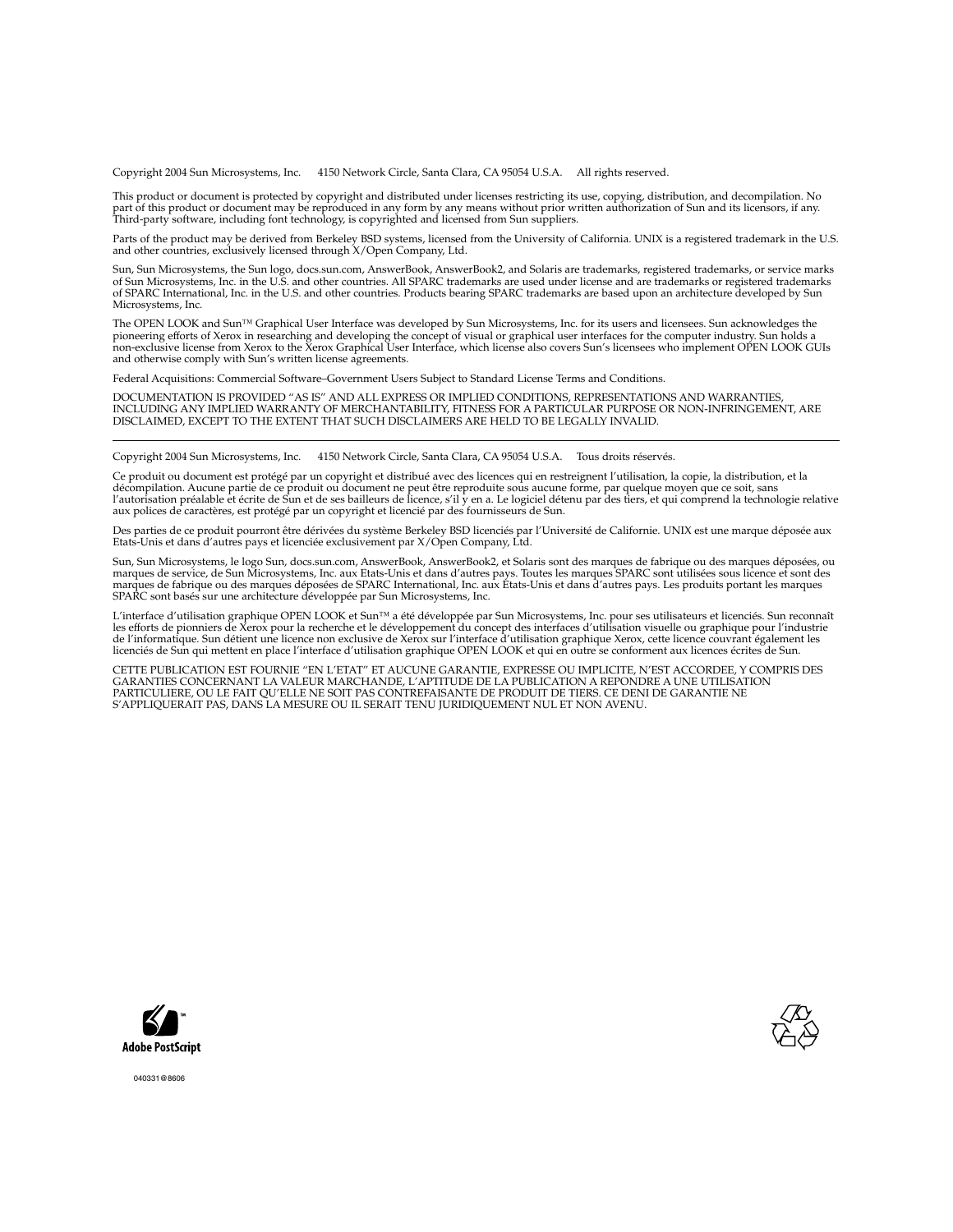Copyright 2004 Sun Microsystems, Inc. 4150 Network Circle, Santa Clara, CA 95054 U.S.A. All rights reserved.

This product or document is protected by copyright and distributed under licenses restricting its use, copying, distribution, and decompilation. No part of this product or document may be reproduced in any form by any means without prior written authorization of Sun and its licensors, if any. Third-party software, including font technology, is copyrighted and licensed from Sun suppliers.

Parts of the product may be derived from Berkeley BSD systems, licensed from the University of California. UNIX is a registered trademark in the U.S. and other countries, exclusively licensed through X/Open Company, Ltd.

Sun, Sun Microsystems, the Sun logo, docs.sun.com, AnswerBook, AnswerBook2, and Solaris are trademarks, registered trademarks, or service marks of Sun Microsystems, Inc. in the U.S. and other countries. All SPARC trademarks are used under license and are trademarks or registered trademarks of SPARC International, Inc. in the U.S. and other countries. Products bearing SPARC trademarks are based upon an architecture developed by Sun Microsystems, Inc.

The OPEN LOOK and Sun™ Graphical User Interface was developed by Sun Microsystems, Inc. for its users and licensees. Sun acknowledges the pioneering efforts of Xerox in researching and developing the concept of visual or graphical user interfaces for the computer industry. Sun holds a non-exclusive license from Xerox to the Xerox Graphical User Interface, which license also covers Sun's licensees who implement OPEN LOOK GUIs and otherwise comply with Sun's written license agreements.

Federal Acquisitions: Commercial Software–Government Users Subject to Standard License Terms and Conditions.

DOCUMENTATION IS PROVIDED "AS IS" AND ALL EXPRESS OR IMPLIED CONDITIONS, REPRESENTATIONS AND WARRANTIES, INCLUDING ANY IMPLIED WARRANTY OF MERCHANTABILITY, FITNESS FOR A PARTICULAR PURPOSE OR NON-INFRINGEMENT, ARE DISCLAIMED, EXCEPT TO THE EXTENT THAT SUCH DISCLAIMERS ARE HELD TO BE LEGALLY INVALID.

---

Copyright 2004 Sun Microsystems, Inc. 4150 Network Circle, Santa Clara, CA 95054 U.S.A. Tous droits réservés.

Ce produit ou document est protégé par un copyright et distribué avec des licences qui en restreignent l'utilisation, la copie, la distribution, et la décompilation. Aucune partie de ce produit ou document ne peut être reproduite sous aucune forme, par quelque moyen que ce soit, sans l'autorisation préalable et écrite de Sun et de ses bailleurs de licence, s'il y en a. Le logiciel détenu par des tiers, et qui comprend la technologie relative aux polices de caractères, est protégé par un copyright et licencié par des fournisseurs de Sun.

Des parties de ce produit pourront être dérivées du système Berkeley BSD licenciés par l'Université de Californie. UNIX est une marque déposée aux Etats-Unis et dans d'autres pays et licenciée exclusivement par X/Open Company, Ltd.

Sun, Sun Microsystems, le logo Sun, docs.sun.com, AnswerBook, AnswerBook2, et Solaris sont des marques de fabrique ou des marques déposées, ou marques de service, de Sun Microsystems, Inc. aux Etats-Unis et dans d'autres pays. Toutes les marques SPARC sont utilisées sous licence et sont des marques de fabrique ou des marques déposées de SPARC International, Inc. aux Etats-Unis et dans d'autres pays. Les produits portant les marques SPARC sont basés sur une architecture développée par Sun Microsystems, Inc.

L'interface d'utilisation graphique OPEN LOOK et Sun™ a été développée par Sun Microsystems, Inc. pour ses utilisateurs et licenciés. Sun reconnaît les efforts de pionniers de Xerox pour la recherche et le développement du concept des interfaces d'utilisation visuelle ou graphique pour l'industrie de l'informatique. Sun détient une licence non exclusive de Xerox sur l'interface d'utilisation graphique Xerox, cette licence couvrant également les licenciés de Sun qui mettent en place l'interface d'utilisation graphique OPEN LOOK et qui en outre se conforment aux licences écrites de Sun.

CETTE PUBLICATION EST FOURNIE "EN L'ETAT" ET AUCUNE GARANTIE, EXPRESSE OU IMPLICITE, N'EST ACCORDEE, Y COMPRIS DES GARANTIES CONCERNANT LA VALEUR MARCHANDE, L'APTITUDE DE LA PUBLICATION A REPONDRE A UNE UTILISATION PARTICULIERE, OU LE FAIT QU'ELLE NE SOIT PAS CONTREFAISANTE DE PRODUIT DE TIERS. CE DENI DE GARANTIE NE S'APPLIQUERAIT PAS, DANS LA MESURE OU IL SERAIT TENU JURIDIQUEMENT NUL ET NON AVENU.

Adobe PostScript

040331@8606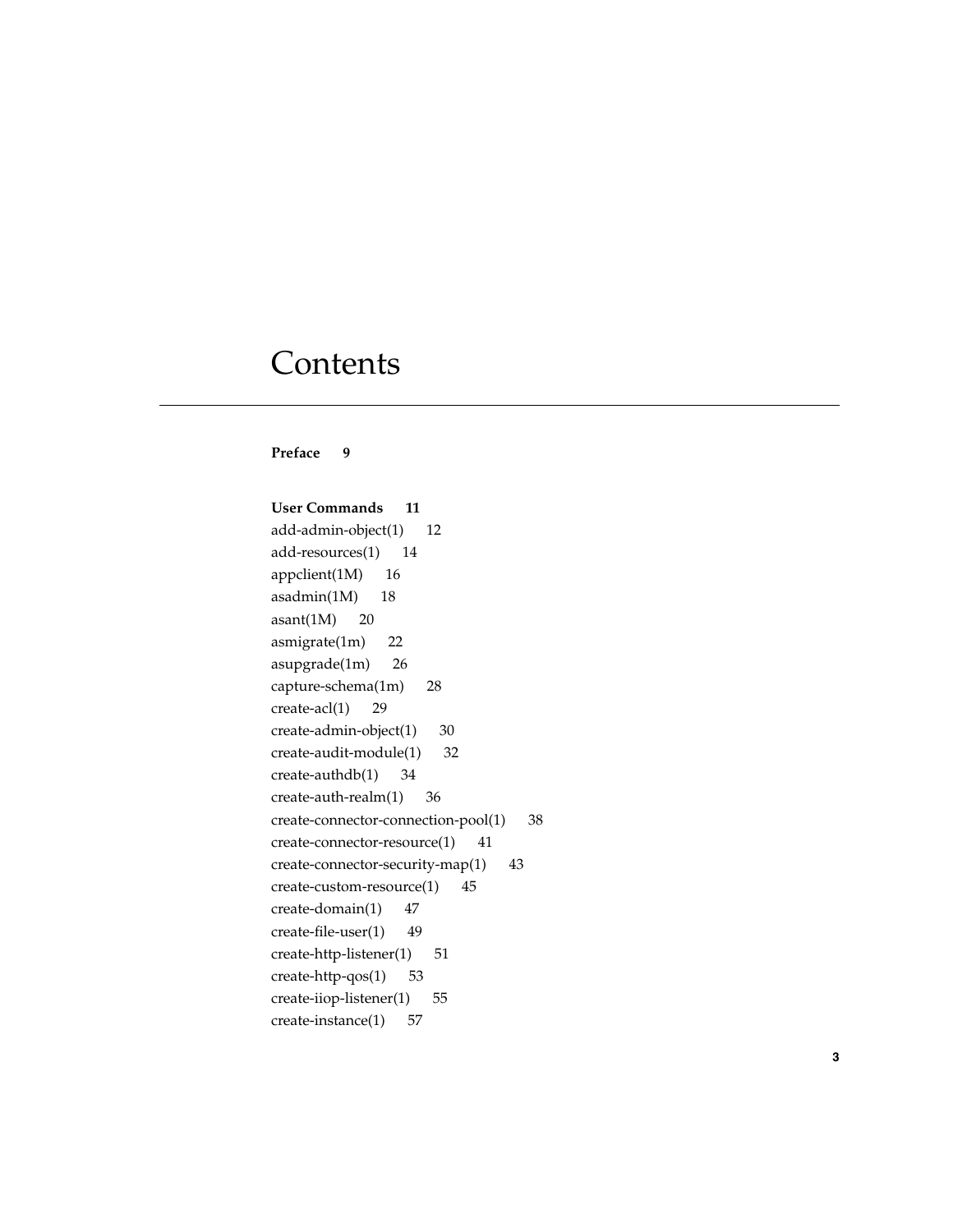# Contents

**Preface 9**

**User Commands 11**

add-admin-object(1) 12
add-resources(1) 14
appclient(1M) 16
asadmin(1M) 18
asant(1M) 20
asmigrate(1m) 22
asupgrade(1m) 26
capture-schema(1m) 28
create-acl(1) 29
create-admin-object(1) 30
create-audit-module(1) 32
create-authdb(1) 34
create-auth-realm(1) 36
create-connector-connection-pool(1) 38
create-connector-resource(1) 41
create-connector-security-map(1) 43
create-custom-resource(1) 45
create-domain(1) 47
create-file-user(1) 49
create-http-listener(1) 51
create-http-qos(1) 53
create-iiop-listener(1) 55
create-instance(1) 57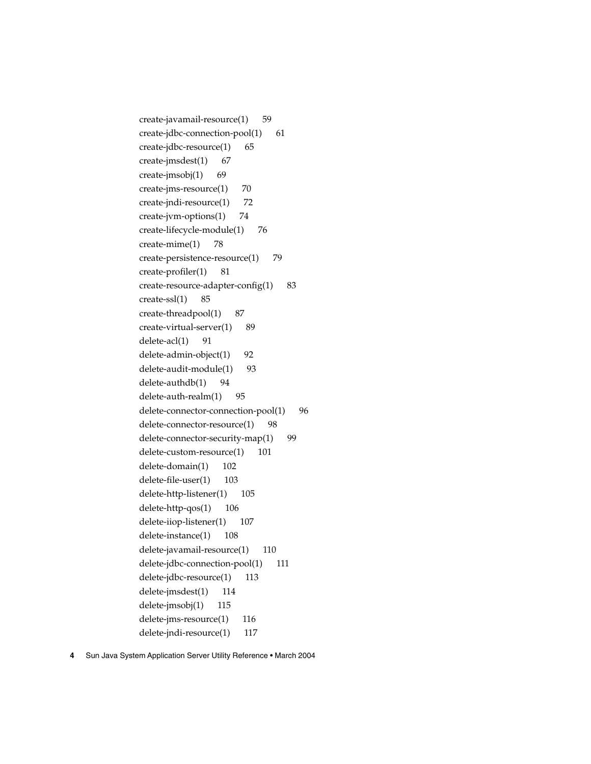create-javamail-resource(1) 59
create-jdbc-connection-pool(1) 61
create-jdbc-resource(1) 65
create-jmsdest(1) 67
create-jmsobj(1) 69
create-jms-resource(1) 70
create-jndi-resource(1) 72
create-jvm-options(1) 74
create-lifecycle-module(1) 76
create-mime(1) 78
create-persistence-resource(1) 79
create-profiler(1) 81
create-resource-adapter-config(1) 83
create-ssl(1) 85
create-threadpool(1) 87
create-virtual-server(1) 89
delete-acl(1) 91
delete-admin-object(1) 92
delete-audit-module(1) 93
delete-authdb(1) 94
delete-auth-realm(1) 95
delete-connector-connection-pool(1) 96
delete-connector-resource(1) 98
delete-connector-security-map(1) 99
delete-custom-resource(1) 101
delete-domain(1) 102
delete-file-user(1) 103
delete-http-listener(1) 105
delete-http-qos(1) 106
delete-iiop-listener(1) 107
delete-instance(1) 108
delete-javamail-resource(1) 110
delete-jdbc-connection-pool(1) 111
delete-jdbc-resource(1) 113
delete-jmsdest(1) 114
delete-jmsobj(1) 115
delete-jms-resource(1) 116
delete-jndi-resource(1) 117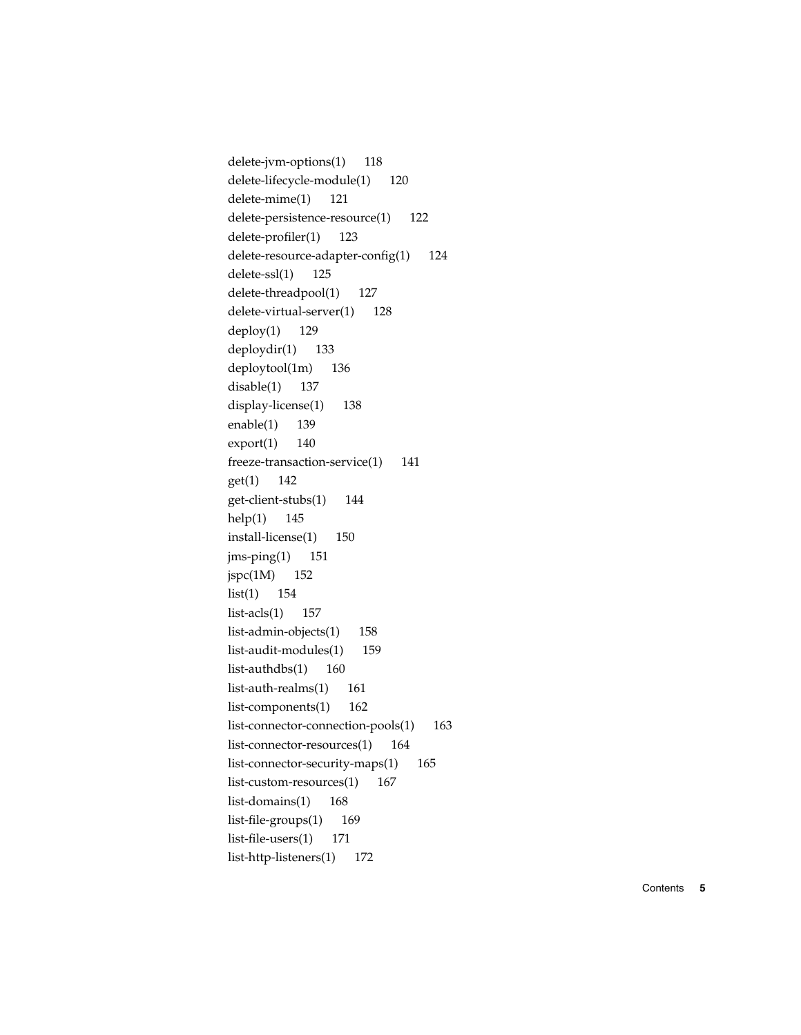delete-jvm-options(1) 118
delete-lifecycle-module(1) 120
delete-mime(1) 121
delete-persistence-resource(1) 122
delete-profiler(1) 123
delete-resource-adapter-config(1) 124
delete-ssl(1) 125
delete-threadpool(1) 127
delete-virtual-server(1) 128
deploy(1) 129
deploydir(1) 133
deploytool(1m) 136
disable(1) 137
display-license(1) 138
enable(1) 139
export(1) 140
freeze-transaction-service(1) 141
get(1) 142
get-client-stubs(1) 144
help(1) 145
install-license(1) 150
jms-ping(1) 151
jspc(1M) 152
list(1) 154
list-acls(1) 157
list-admin-objects(1) 158
list-audit-modules(1) 159
list-authdbs(1) 160
list-auth-realms(1) 161
list-components(1) 162
list-connector-connection-pools(1) 163
list-connector-resources(1) 164
list-connector-security-maps(1) 165
list-custom-resources(1) 167
list-domains(1) 168
list-file-groups(1) 169
list-file-users(1) 171
list-http-listeners(1) 172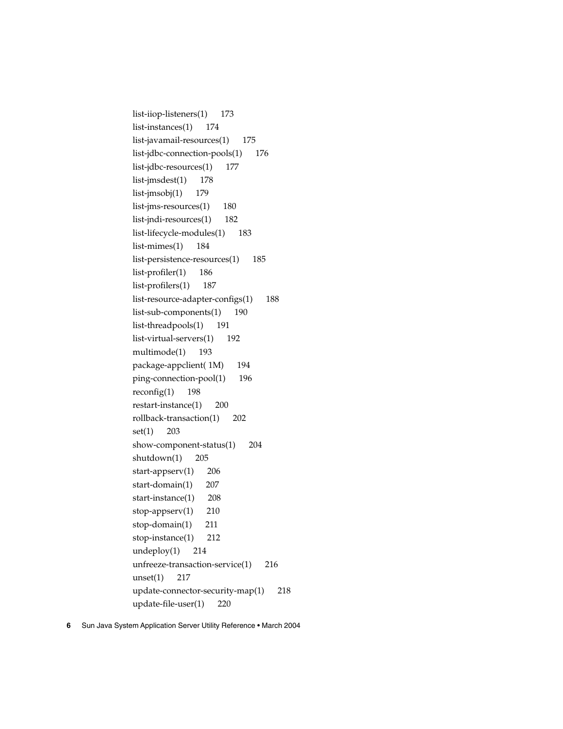list-iiop-listeners(1) 173
list-instances(1) 174
list-javamail-resources(1) 175
list-jdbc-connection-pools(1) 176
list-jdbc-resources(1) 177
list-jmsdest(1) 178
list-jmsobj(1) 179
list-jms-resources(1) 180
list-jndi-resources(1) 182
list-lifecycle-modules(1) 183
list-mimes(1) 184
list-persistence-resources(1) 185
list-profiler(1) 186
list-profilers(1) 187
list-resource-adapter-configs(1) 188
list-sub-components(1) 190
list-threadpools(1) 191
list-virtual-servers(1) 192
multimode(1) 193
package-appclient( 1M) 194
ping-connection-pool(1) 196
reconfig(1) 198
restart-instance(1) 200
rollback-transaction(1) 202
set(1) 203
show-component-status(1) 204
shutdown(1) 205
start-appserv(1) 206
start-domain(1) 207
start-instance(1) 208
stop-appserv(1) 210
stop-domain(1) 211
stop-instance(1) 212
undeploy(1) 214
unfreeze-transaction-service(1) 216
unset(1) 217
update-connector-security-map(1) 218
update-file-user(1) 220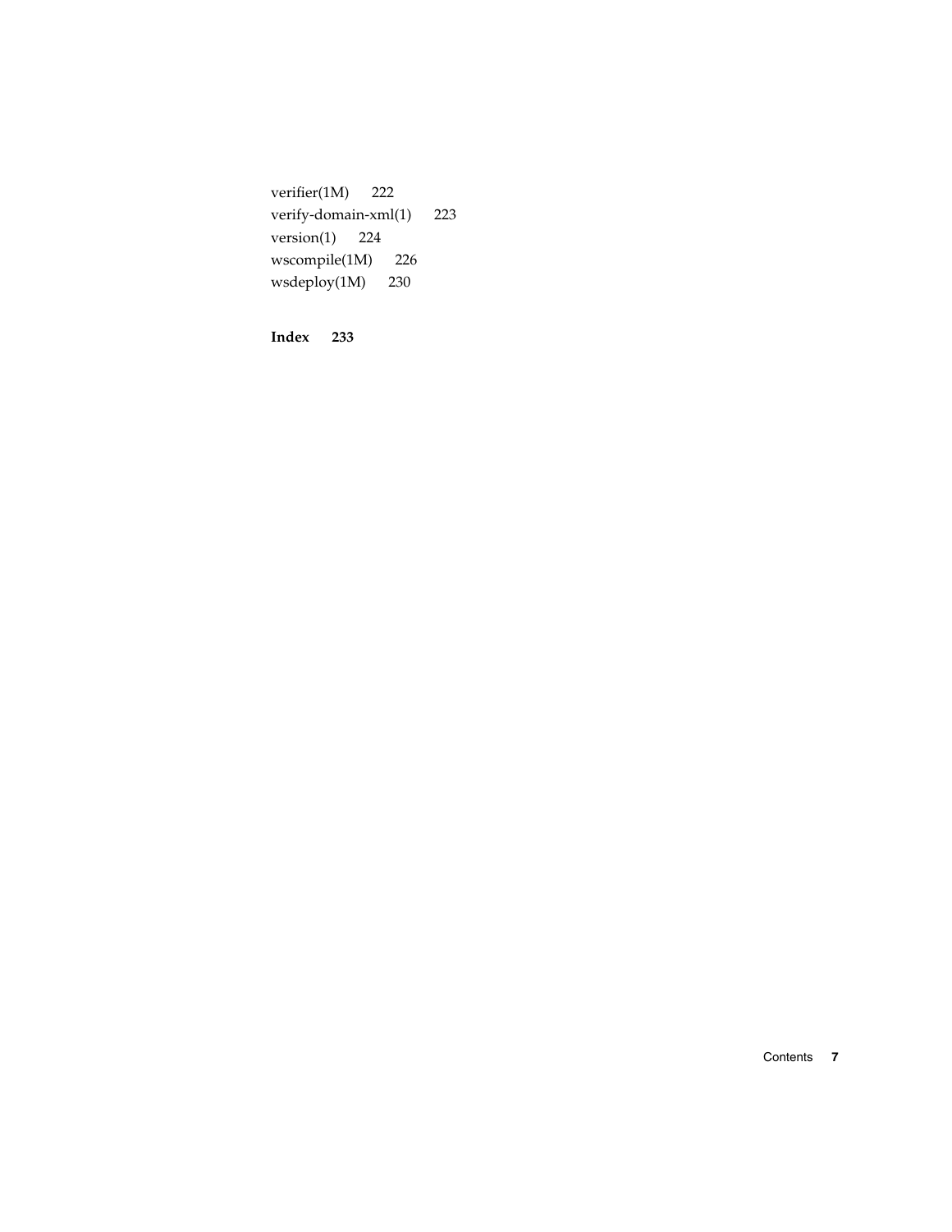verifier(1M) 222
verify-domain-xml(1) 223
version(1) 224
wscompile(1M) 226
wsdeploy(1M) 230

**Index 233**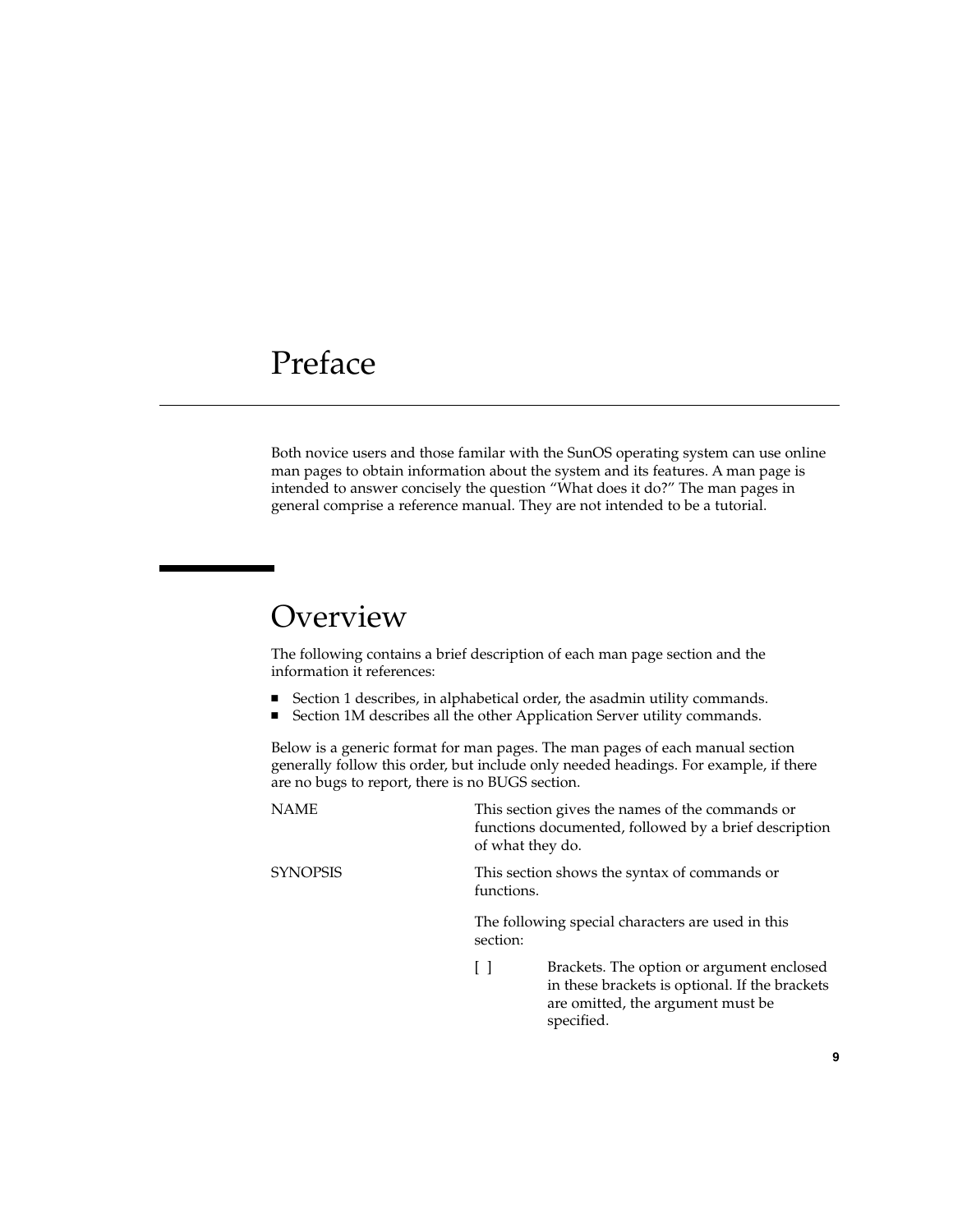# Preface

Both novice users and those familar with the SunOS operating system can use online man pages to obtain information about the system and its features. A man page is intended to answer concisely the question "What does it do?" The man pages in general comprise a reference manual. They are not intended to be a tutorial.

## Overview

The following contains a brief description of each man page section and the information it references:

- Section 1 describes, in alphabetical order, the asadmin utility commands.
- Section 1M describes all the other Application Server utility commands.

Below is a generic format for man pages. The man pages of each manual section generally follow this order, but include only needed headings. For example, if there are no bugs to report, there is no BUGS section.

NAME — This section gives the names of the commands or functions documented, followed by a brief description of what they do.

SYNOPSIS — This section shows the syntax of commands or functions.

The following special characters are used in this section:

[ ] — Brackets. The option or argument enclosed in these brackets is optional. If the brackets are omitted, the argument must be specified.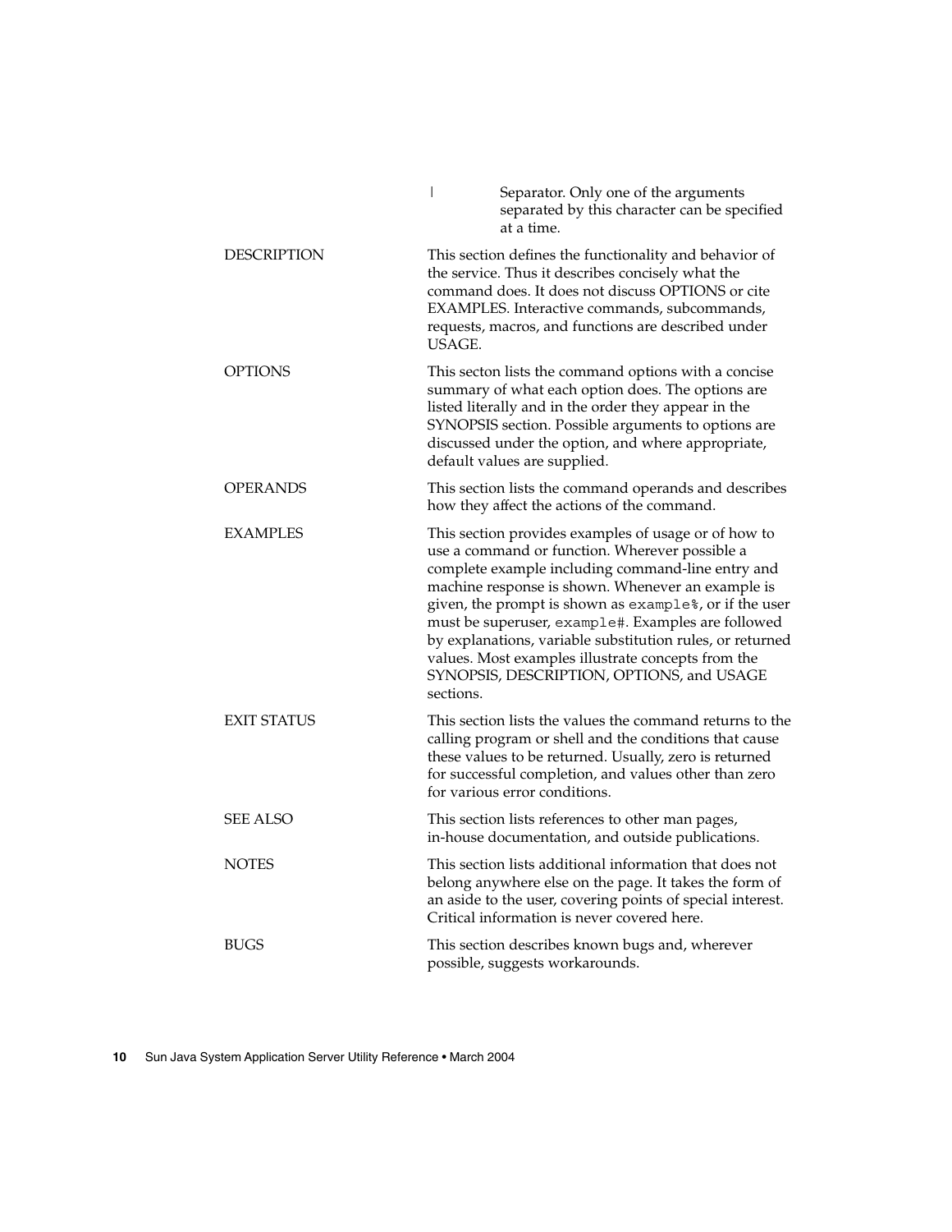|  |  |
| --- | --- |
| \| | Separator. Only one of the arguments separated by this character can be specified at a time. |

**DESCRIPTION**

This section defines the functionality and behavior of the service. Thus it describes concisely what the command does. It does not discuss OPTIONS or cite EXAMPLES. Interactive commands, subcommands, requests, macros, and functions are described under USAGE.

**OPTIONS**

This secton lists the command options with a concise summary of what each option does. The options are listed literally and in the order they appear in the SYNOPSIS section. Possible arguments to options are discussed under the option, and where appropriate, default values are supplied.

**OPERANDS**

This section lists the command operands and describes how they affect the actions of the command.

**EXAMPLES**

This section provides examples of usage or of how to use a command or function. Wherever possible a complete example including command-line entry and machine response is shown. Whenever an example is given, the prompt is shown as `example%`, or if the user must be superuser, `example#`. Examples are followed by explanations, variable substitution rules, or returned values. Most examples illustrate concepts from the SYNOPSIS, DESCRIPTION, OPTIONS, and USAGE sections.

**EXIT STATUS**

This section lists the values the command returns to the calling program or shell and the conditions that cause these values to be returned. Usually, zero is returned for successful completion, and values other than zero for various error conditions.

**SEE ALSO**

This section lists references to other man pages, in-house documentation, and outside publications.

**NOTES**

This section lists additional information that does not belong anywhere else on the page. It takes the form of an aside to the user, covering points of special interest. Critical information is never covered here.

**BUGS**

This section describes known bugs and, wherever possible, suggests workarounds.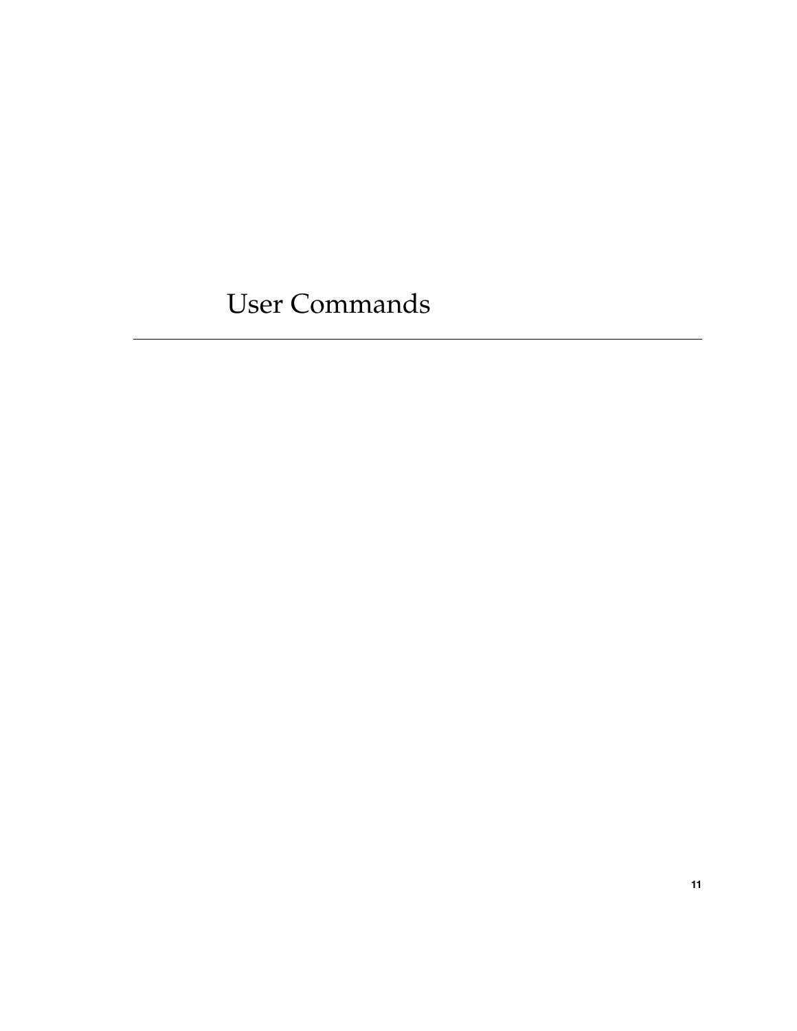# User Commands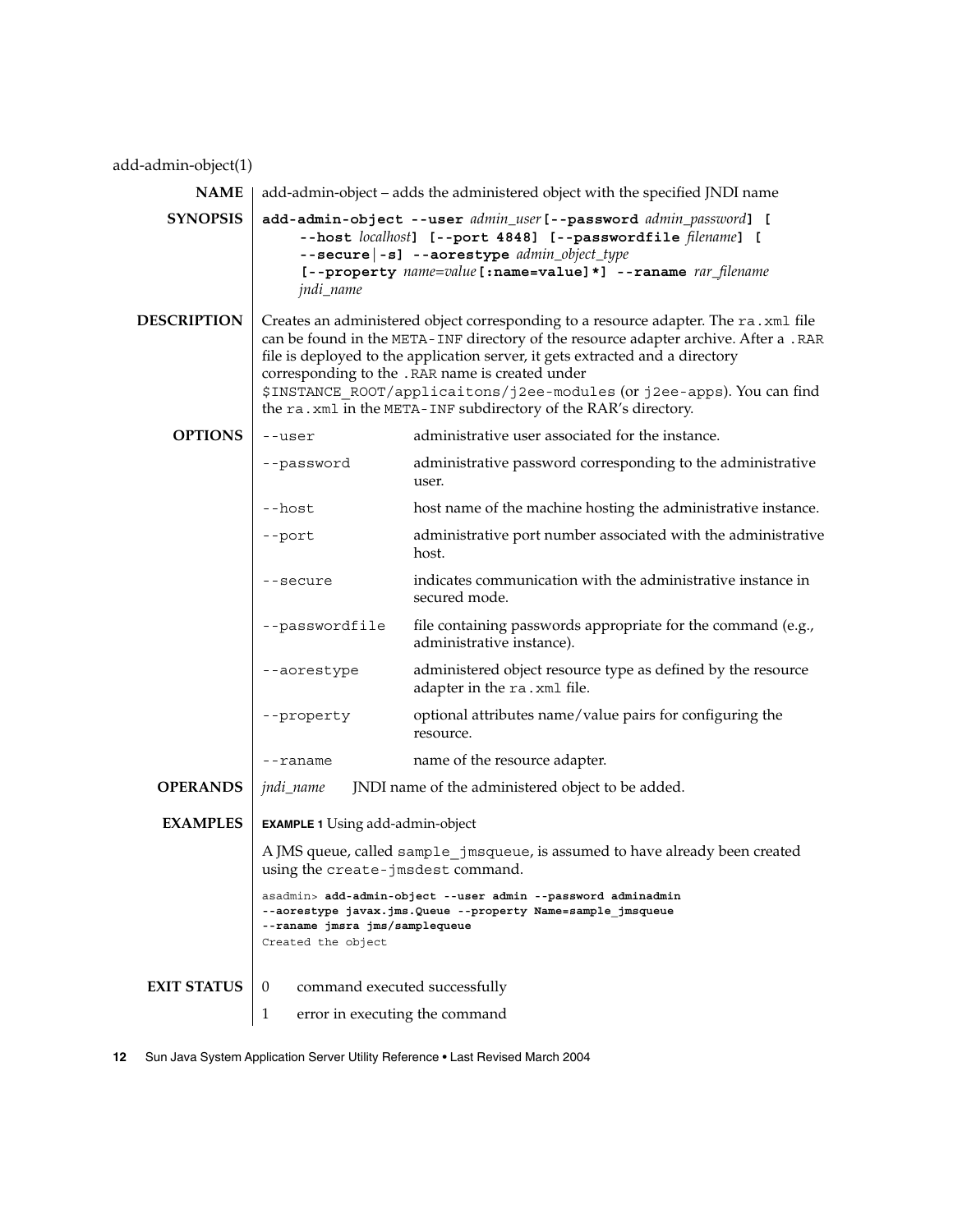add-admin-object(1)

**NAME**

add-admin-object – adds the administered object with the specified JNDI name

**SYNOPSIS**

**add-admin-object --user** *admin_user* **[--password** *admin_password***] [ --host** *localhost***] [--port 4848] [--passwordfile** *filename***] [ --secure|-s] --aorestype** *admin_object_type* **[--property** *name=value***[:name=value]*] --raname** *rar_filename* *jndi_name*

**DESCRIPTION**

Creates an administered object corresponding to a resource adapter. The `ra.xml` file can be found in the `META-INF` directory of the resource adapter archive. After a `.RAR` file is deployed to the application server, it gets extracted and a directory corresponding to the `.RAR` name is created under `$INSTANCE_ROOT/applicaitons/j2ee-modules` (or `j2ee-apps`). You can find the `ra.xml` in the `META-INF` subdirectory of the RAR's directory.

**OPTIONS**

| Option | Description |
|---|---|
| `--user` | administrative user associated for the instance. |
| `--password` | administrative password corresponding to the administrative user. |
| `--host` | host name of the machine hosting the administrative instance. |
| `--port` | administrative port number associated with the administrative host. |
| `--secure` | indicates communication with the administrative instance in secured mode. |
| `--passwordfile` | file containing passwords appropriate for the command (e.g., administrative instance). |
| `--aorestype` | administered object resource type as defined by the resource adapter in the `ra.xml` file. |
| `--property` | optional attributes name/value pairs for configuring the resource. |
| `--raname` | name of the resource adapter. |

**OPERANDS**

*jndi_name* JNDI name of the administered object to be added.

**EXAMPLES**

**EXAMPLE 1** Using add-admin-object

A JMS queue, called `sample_jmsqueue`, is assumed to have already been created using the `create-jmsdest` command.

```
asadmin> add-admin-object --user admin --password adminadmin
--aorestype javax.jms.Queue --property Name=sample_jmsqueue
--raname jmsra jms/samplequeue
Created the object
```

**EXIT STATUS**

| Status | Description |
|---|---|
| 0 | command executed successfully |
| 1 | error in executing the command |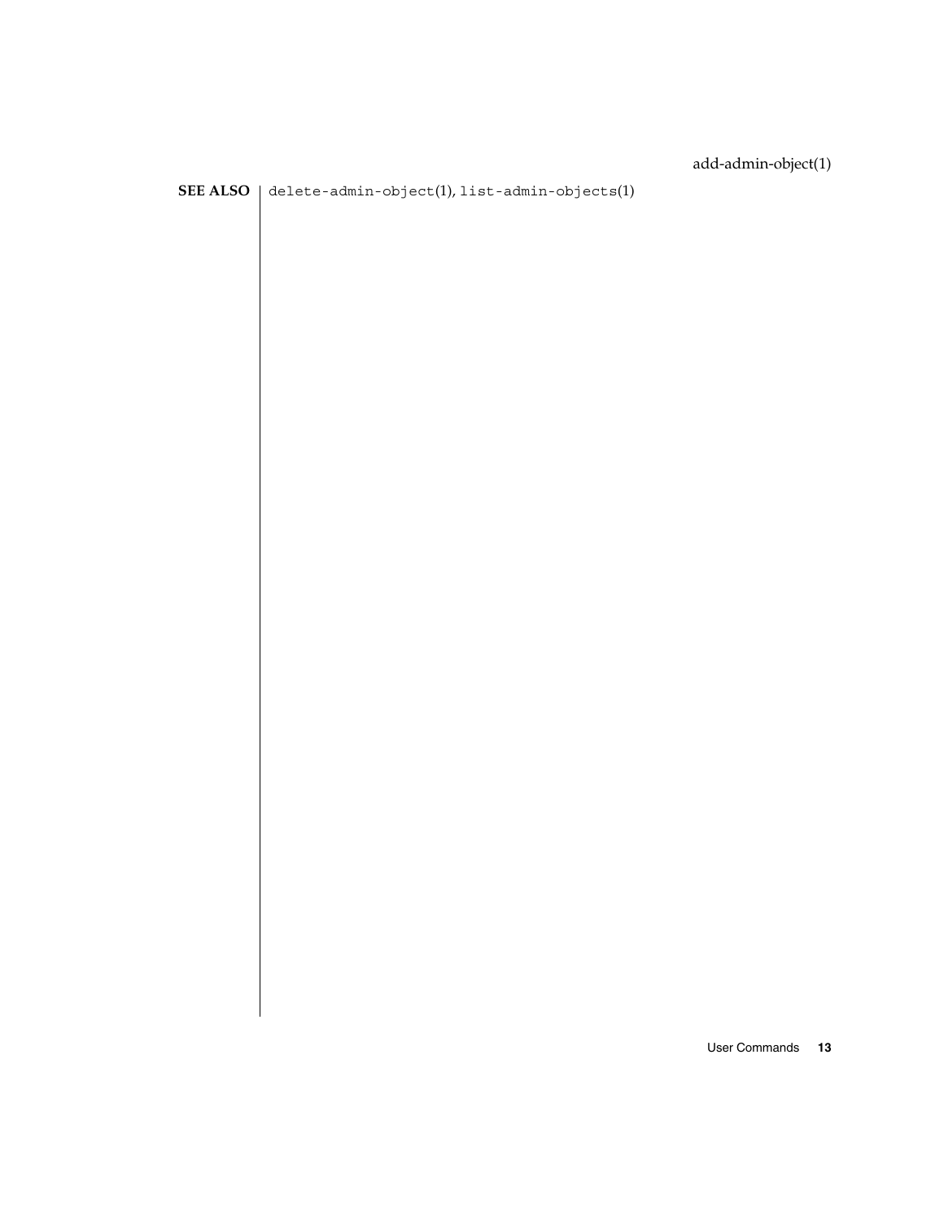**SEE ALSO**

`delete-admin-object`(1), `list-admin-objects`(1)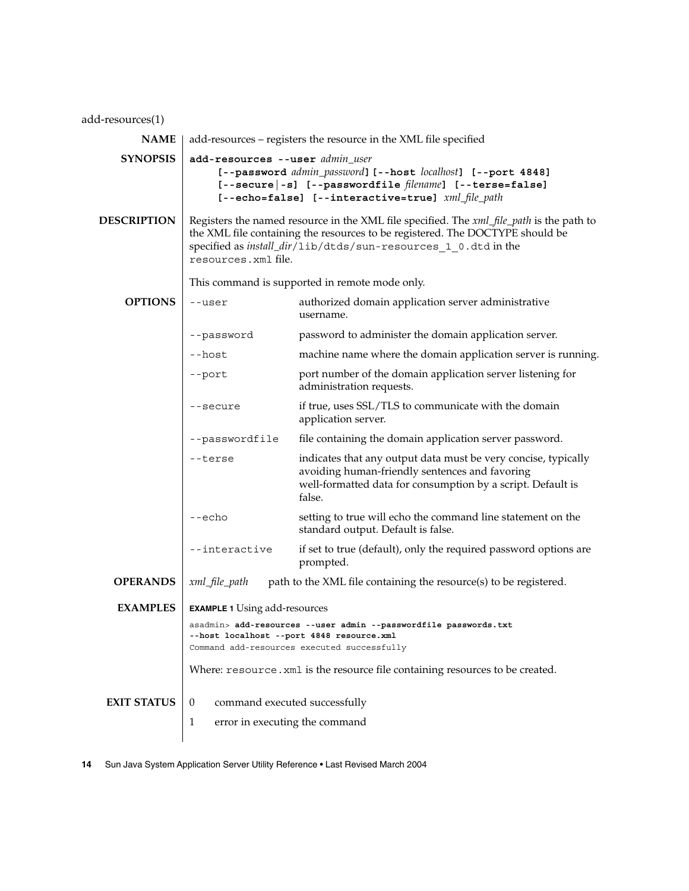# add-resources(1)

**NAME**

add-resources – registers the resource in the XML file specified

**SYNOPSIS**

**add-resources --user** *admin_user* **[--password** *admin_password***] [--host** *localhost***] [--port 4848] [--secure|-s] [--passwordfile** *filename***] [--terse=false] [--echo=false] [--interactive=true]** *xml_file_path*

**DESCRIPTION**

Registers the named resource in the XML file specified. The *xml_file_path* is the path to the XML file containing the resources to be registered. The DOCTYPE should be specified as *install_dir*`/lib/dtds/sun-resources_1_0.dtd` in the `resources.xml` file.

This command is supported in remote mode only.

**OPTIONS**

| Option | Description |
| --- | --- |
| `--user` | authorized domain application server administrative username. |
| `--password` | password to administer the domain application server. |
| `--host` | machine name where the domain application server is running. |
| `--port` | port number of the domain application server listening for administration requests. |
| `--secure` | if true, uses SSL/TLS to communicate with the domain application server. |
| `--passwordfile` | file containing the domain application server password. |
| `--terse` | indicates that any output data must be very concise, typically avoiding human-friendly sentences and favoring well-formatted data for consumption by a script. Default is false. |
| `--echo` | setting to true will echo the command line statement on the standard output. Default is false. |
| `--interactive` | if set to true (default), only the required password options are prompted. |

**OPERANDS**

*xml_file_path* path to the XML file containing the resource(s) to be registered.

**EXAMPLES**

**EXAMPLE 1** Using add-resources

```
asadmin> add-resources --user admin --passwordfile passwords.txt
--host localhost --port 4848 resource.xml
Command add-resources executed successfully
```

Where: `resource.xml` is the resource file containing resources to be created.

**EXIT STATUS**

0 command executed successfully

1 error in executing the command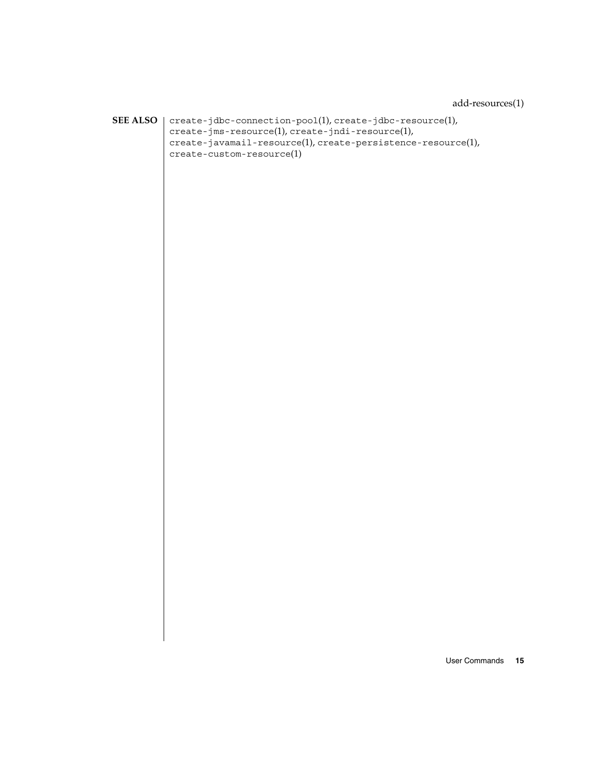## SEE ALSO

create-jdbc-connection-pool(1), create-jdbc-resource(1), create-jms-resource(1), create-jndi-resource(1), create-javamail-resource(1), create-persistence-resource(1), create-custom-resource(1)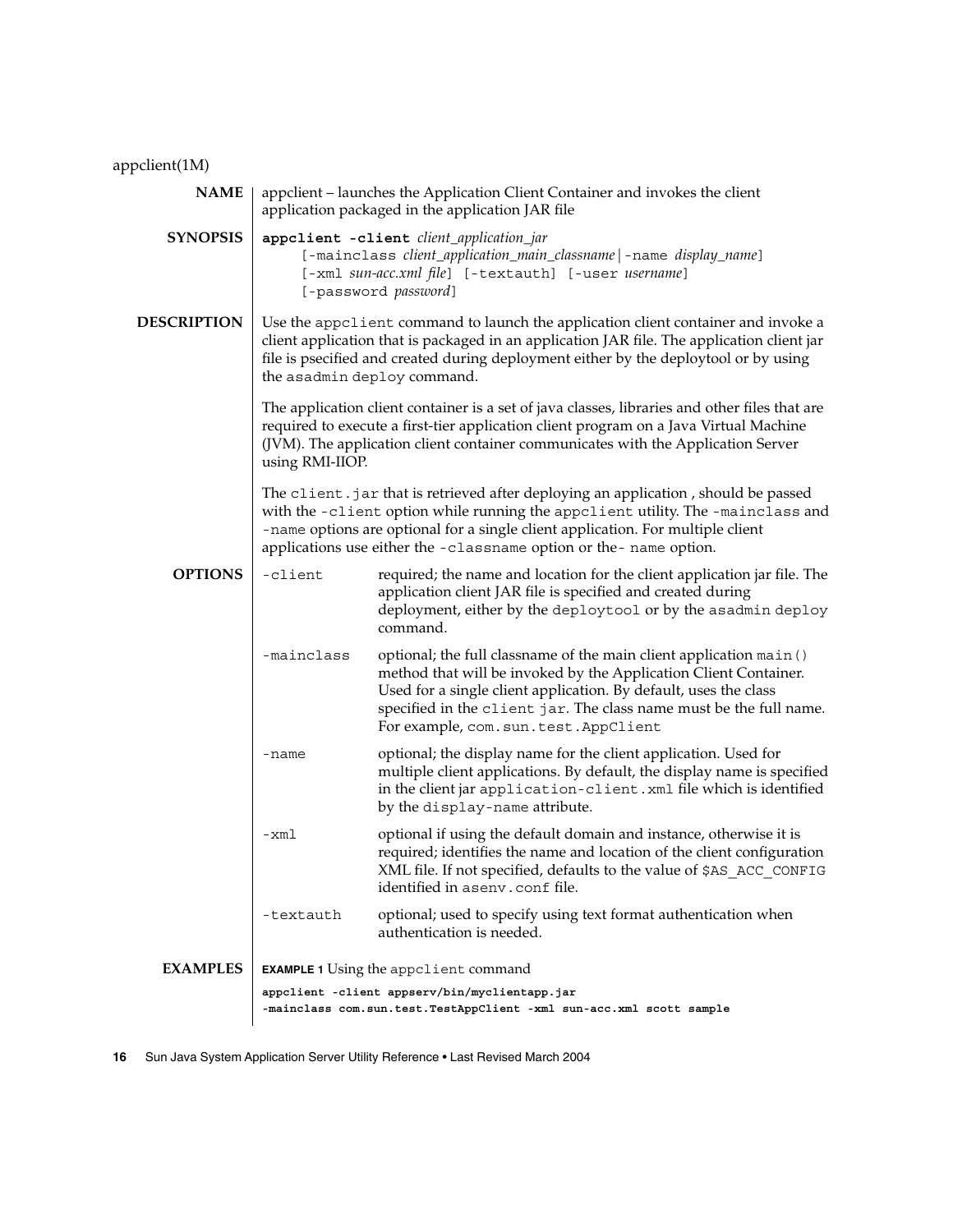appclient(1M)

## NAME

appclient – launches the Application Client Container and invokes the client application packaged in the application JAR file

## SYNOPSIS

**appclient -client** *client_application_jar*
    [-mainclass *client_application_main_classname* | -name *display_name*]
    [-xml *sun-acc.xml file*] [-textauth] [-user *username*]
    [-password *password*]

## DESCRIPTION

Use the `appclient` command to launch the application client container and invoke a client application that is packaged in an application JAR file. The application client jar file is psecified and created during deployment either by the deploytool or by using the `asadmin deploy` command.

The application client container is a set of java classes, libraries and other files that are required to execute a first-tier application client program on a Java Virtual Machine (JVM). The application client container communicates with the Application Server using RMI-IIOP.

The `client.jar` that is retrieved after deploying an application , should be passed with the `-client` option while running the `appclient` utility. The `-mainclass` and `-name` options are optional for a single client application. For multiple client applications use either the `-classname` option or the`- name` option.

## OPTIONS

`-client`
: required; the name and location for the client application jar file. The application client JAR file is specified and created during deployment, either by the `deploytool` or by the `asadmin deploy` command.

`-mainclass`
: optional; the full classname of the main client application `main()` method that will be invoked by the Application Client Container. Used for a single client application. By default, uses the class specified in the `client jar`. The class name must be the full name. For example, `com.sun.test.AppClient`

`-name`
: optional; the display name for the client application. Used for multiple client applications. By default, the display name is specified in the client jar `application-client.xml` file which is identified by the `display-name` attribute.

`-xml`
: optional if using the default domain and instance, otherwise it is required; identifies the name and location of the client configuration XML file. If not specified, defaults to the value of `$AS_ACC_CONFIG` identified in `asenv.conf` file.

`-textauth`
: optional; used to specify using text format authentication when authentication is needed.

## EXAMPLES

**EXAMPLE 1** Using the `appclient` command

```
appclient -client appserv/bin/myclientapp.jar
-mainclass com.sun.test.TestAppClient -xml sun-acc.xml scott sample
```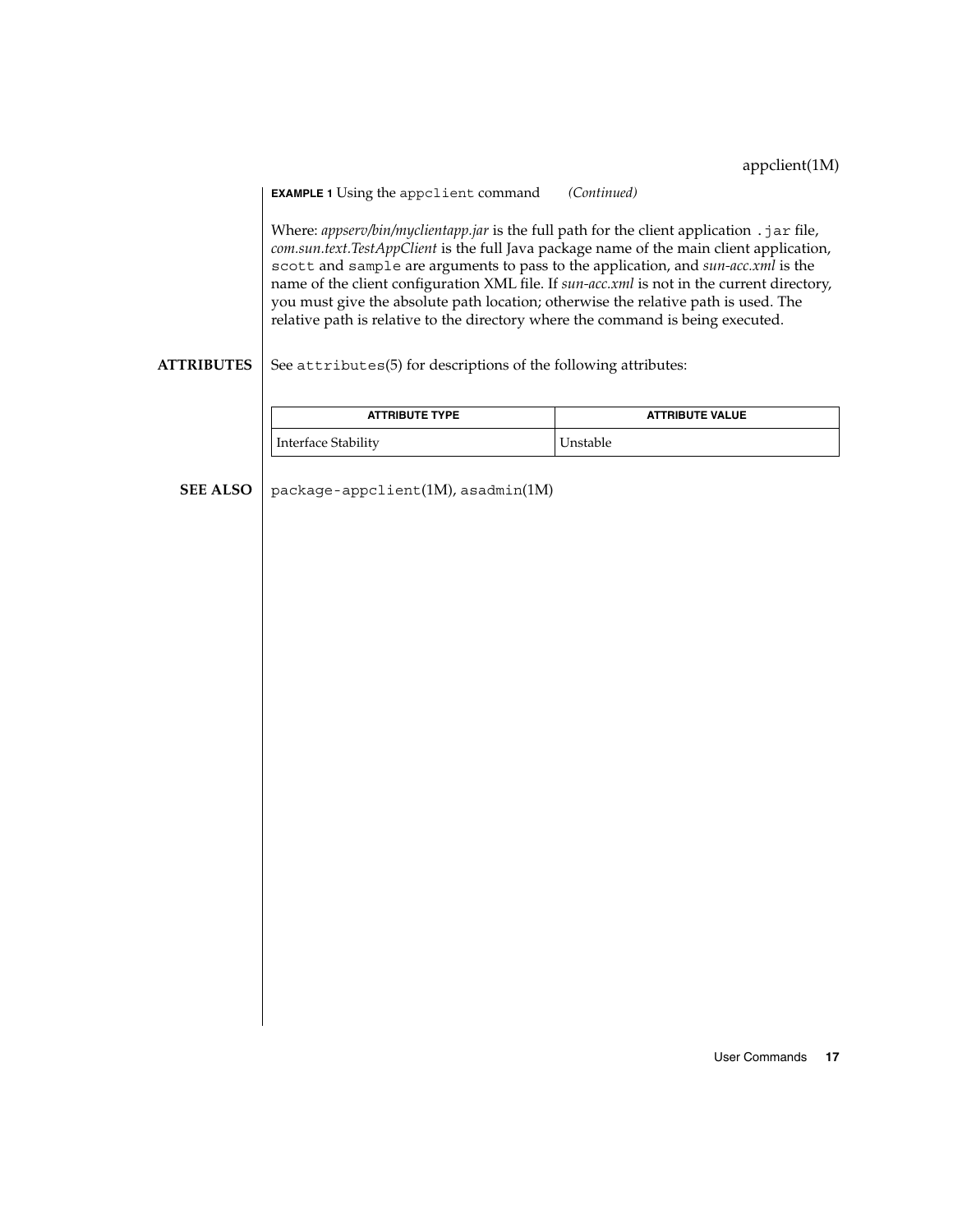**EXAMPLE 1** Using the `appclient` command *(Continued)*

Where: *appserv/bin/myclientapp.jar* is the full path for the client application `.jar` file, *com.sun.text.TestAppClient* is the full Java package name of the main client application, `scott` and `sample` are arguments to pass to the application, and *sun-acc.xml* is the name of the client configuration XML file. If *sun-acc.xml* is not in the current directory, you must give the absolute path location; otherwise the relative path is used. The relative path is relative to the directory where the command is being executed.

## ATTRIBUTES

See `attributes`(5) for descriptions of the following attributes:

| ATTRIBUTE TYPE | ATTRIBUTE VALUE |
| --- | --- |
| Interface Stability | Unstable |

## SEE ALSO

`package-appclient`(1M), `asadmin`(1M)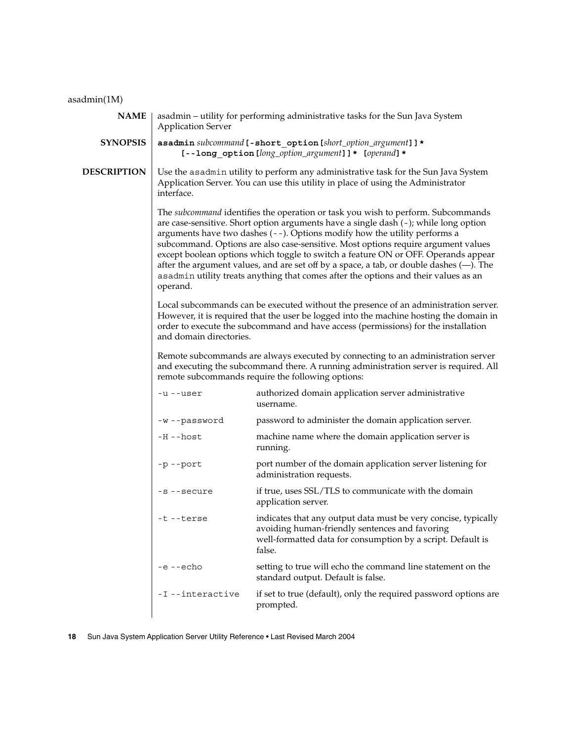asadmin(1M)

**NAME**

asadmin – utility for performing administrative tasks for the Sun Java System Application Server

**SYNOPSIS**

**asadmin** *subcommand* **[-short_option [***short_option_argument***]]\*** **[--long_option [***long_option_argument***]]\* [***operand***]\***

**DESCRIPTION**

Use the `asadmin` utility to perform any administrative task for the Sun Java System Application Server. You can use this utility in place of using the Administrator interface.

The *subcommand* identifies the operation or task you wish to perform. Subcommands are case-sensitive. Short option arguments have a single dash (-); while long option arguments have two dashes (--). Options modify how the utility performs a subcommand. Options are also case-sensitive. Most options require argument values except boolean options which toggle to switch a feature ON or OFF. Operands appear after the argument values, and are set off by a space, a tab, or double dashes (—). The `asadmin` utility treats anything that comes after the options and their values as an operand.

Local subcommands can be executed without the presence of an administration server. However, it is required that the user be logged into the machine hosting the domain in order to execute the subcommand and have access (permissions) for the installation and domain directories.

Remote subcommands are always executed by connecting to an administration server and executing the subcommand there. A running administration server is required. All remote subcommands require the following options:

| Option | Description |
|---|---|
| `-u --user` | authorized domain application server administrative username. |
| `-w --password` | password to administer the domain application server. |
| `-H --host` | machine name where the domain application server is running. |
| `-p --port` | port number of the domain application server listening for administration requests. |
| `-s --secure` | if true, uses SSL/TLS to communicate with the domain application server. |
| `-t --terse` | indicates that any output data must be very concise, typically avoiding human-friendly sentences and favoring well-formatted data for consumption by a script. Default is false. |
| `-e --echo` | setting to true will echo the command line statement on the standard output. Default is false. |
| `-I --interactive` | if set to true (default), only the required password options are prompted. |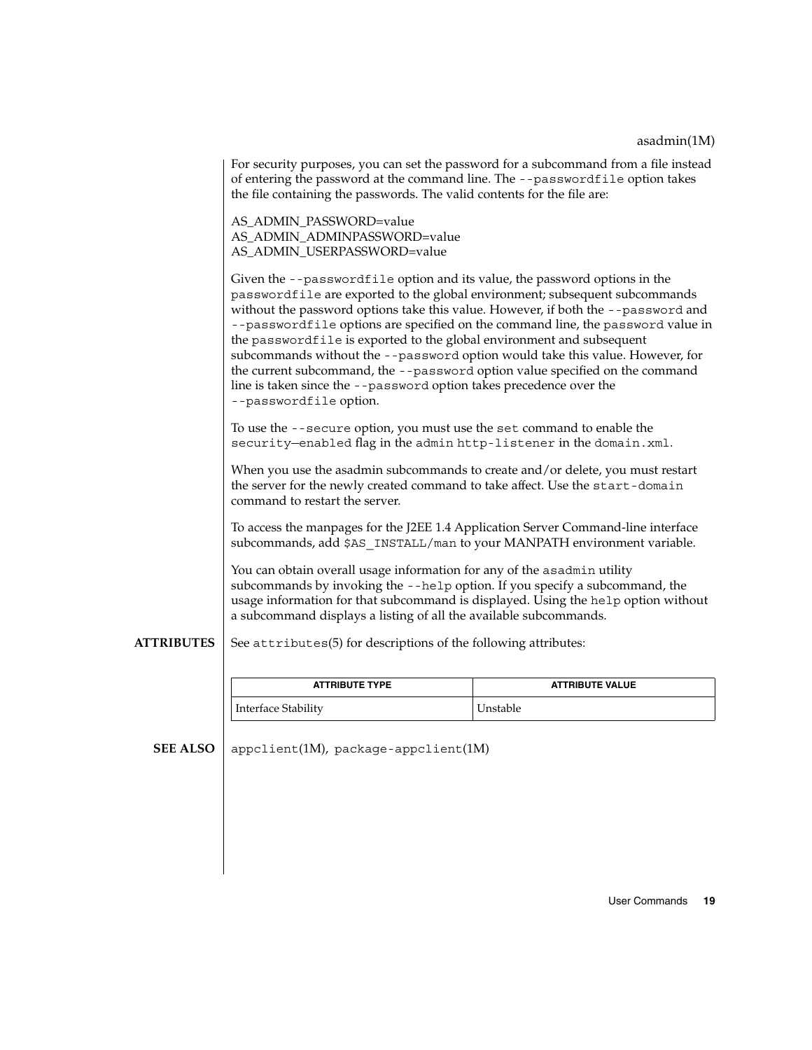For security purposes, you can set the password for a subcommand from a file instead of entering the password at the command line. The `--passwordfile` option takes the file containing the passwords. The valid contents for the file are:

AS_ADMIN_PASSWORD=value
AS_ADMIN_ADMINPASSWORD=value
AS_ADMIN_USERPASSWORD=value

Given the `--passwordfile` option and its value, the password options in the `passwordfile` are exported to the global environment; subsequent subcommands without the password options take this value. However, if both the `--password` and `--passwordfile` options are specified on the command line, the `password` value in the `passwordfile` is exported to the global environment and subsequent subcommands without the `--password` option would take this value. However, for the current subcommand, the `--password` option value specified on the command line is taken since the `--password` option takes precedence over the `--passwordfile` option.

To use the `--secure` option, you must use the `set` command to enable the `security—enabled` flag in the `admin http-listener` in the `domain.xml`.

When you use the asadmin subcommands to create and/or delete, you must restart the server for the newly created command to take affect. Use the `start-domain` command to restart the server.

To access the manpages for the J2EE 1.4 Application Server Command-line interface subcommands, add `$AS_INSTALL/man` to your MANPATH environment variable.

You can obtain overall usage information for any of the `asadmin` utility subcommands by invoking the `--help` option. If you specify a subcommand, the usage information for that subcommand is displayed. Using the `help` option without a subcommand displays a listing of all the available subcommands.

**ATTRIBUTES**

See `attributes`(5) for descriptions of the following attributes:

| ATTRIBUTE TYPE | ATTRIBUTE VALUE |
| --- | --- |
| Interface Stability | Unstable |

**SEE ALSO**

`appclient`(1M), `package-appclient`(1M)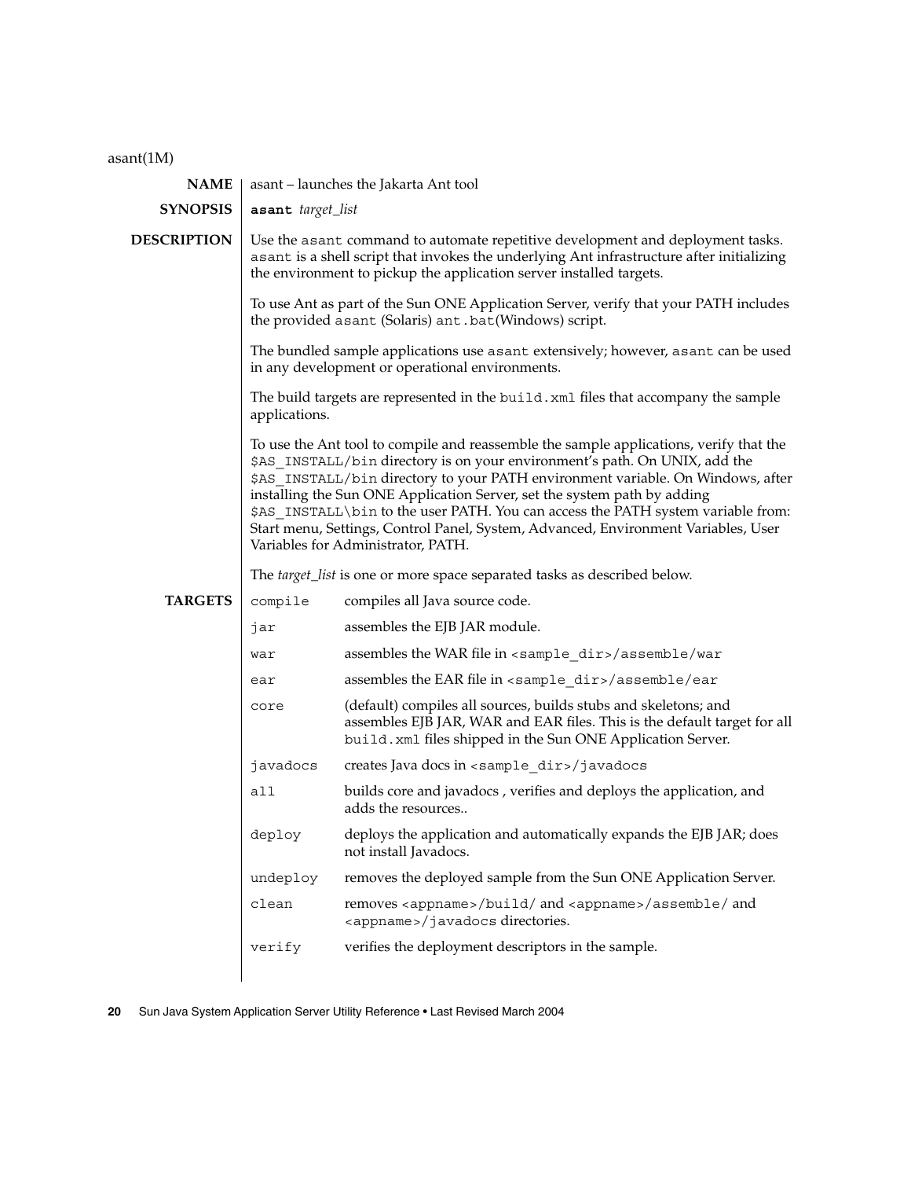asant(1M)

**NAME**

asant – launches the Jakarta Ant tool

**SYNOPSIS**

**asant** *target_list*

**DESCRIPTION**

Use the `asant` command to automate repetitive development and deployment tasks. `asant` is a shell script that invokes the underlying Ant infrastructure after initializing the environment to pickup the application server installed targets.

To use Ant as part of the Sun ONE Application Server, verify that your PATH includes the provided `asant` (Solaris) `ant.bat`(Windows) script.

The bundled sample applications use `asant` extensively; however, `asant` can be used in any development or operational environments.

The build targets are represented in the `build.xml` files that accompany the sample applications.

To use the Ant tool to compile and reassemble the sample applications, verify that the `$AS_INSTALL/bin` directory is on your environment's path. On UNIX, add the `$AS_INSTALL/bin` directory to your PATH environment variable. On Windows, after installing the Sun ONE Application Server, set the system path by adding `$AS_INSTALL\bin` to the user PATH. You can access the PATH system variable from: Start menu, Settings, Control Panel, System, Advanced, Environment Variables, User Variables for Administrator, PATH.

The *target_list* is one or more space separated tasks as described below.

**TARGETS**

| Target | Description |
| --- | --- |
| `compile` | compiles all Java source code. |
| `jar` | assembles the EJB JAR module. |
| `war` | assembles the WAR file in `<sample_dir>/assemble/war` |
| `ear` | assembles the EAR file in `<sample_dir>/assemble/ear` |
| `core` | (default) compiles all sources, builds stubs and skeletons; and assembles EJB JAR, WAR and EAR files. This is the default target for all `build.xml` files shipped in the Sun ONE Application Server. |
| `javadocs` | creates Java docs in `<sample_dir>/javadocs` |
| `all` | builds core and javadocs , verifies and deploys the application, and adds the resources.. |
| `deploy` | deploys the application and automatically expands the EJB JAR; does not install Javadocs. |
| `undeploy` | removes the deployed sample from the Sun ONE Application Server. |
| `clean` | removes `<appname>/build/` and `<appname>/assemble/` and `<appname>/javadocs` directories. |
| `verify` | verifies the deployment descriptors in the sample. |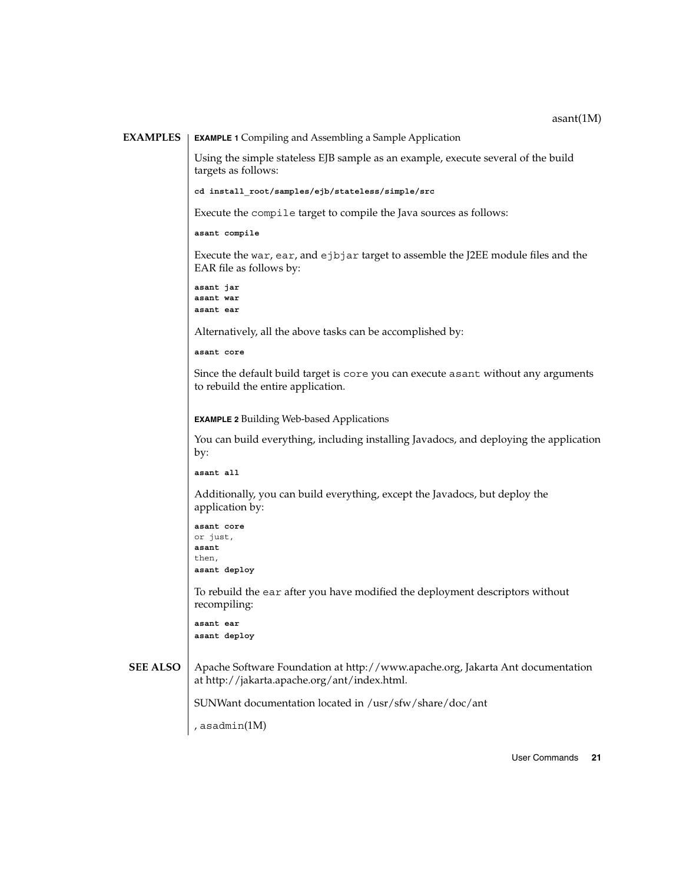## EXAMPLES

**EXAMPLE 1** Compiling and Assembling a Sample Application

Using the simple stateless EJB sample as an example, execute several of the build targets as follows:

```
cd install_root/samples/ejb/stateless/simple/src
```

Execute the `compile` target to compile the Java sources as follows:

```
asant compile
```

Execute the `war`, `ear`, and `ejbjar` target to assemble the J2EE module files and the EAR file as follows by:

```
asant jar
asant war
asant ear
```

Alternatively, all the above tasks can be accomplished by:

```
asant core
```

Since the default build target is `core` you can execute `asant` without any arguments to rebuild the entire application.

**EXAMPLE 2** Building Web-based Applications

You can build everything, including installing Javadocs, and deploying the application by:

```
asant all
```

Additionally, you can build everything, except the Javadocs, but deploy the application by:

```
asant core
or just,
asant
then,
asant deploy
```

To rebuild the `ear` after you have modified the deployment descriptors without recompiling:

```
asant ear
asant deploy
```

## SEE ALSO

Apache Software Foundation at http://www.apache.org, Jakarta Ant documentation at http://jakarta.apache.org/ant/index.html.

SUNWant documentation located in /usr/sfw/share/doc/ant

, `asadmin`(1M)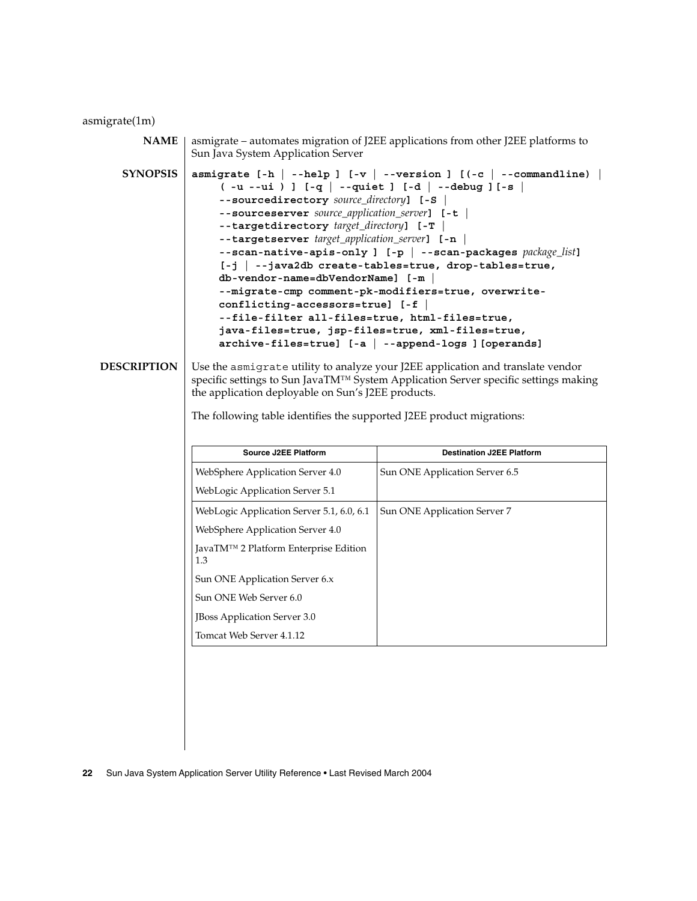asmigrate(1m)

**NAME**

asmigrate – automates migration of J2EE applications from other J2EE platforms to Sun Java System Application Server

**SYNOPSIS**

**asmigrate [-h | --help ] [-v | --version ] [(-c | --commandline) | ( -u --ui ) ] [-q | --quiet ] [-d | --debug ] [-s | --sourcedirectory** *source_directory***] [-S | --sourceserver** *source_application_server***] [-t | --targetdirectory** *target_directory***] [-T | --targetserver** *target_application_server***] [-n | --scan-native-apis-only ] [-p | --scan-packages** *package_list***] [-j | --java2db create-tables=true, drop-tables=true, db-vendor-name=dbVendorName] [-m | --migrate-cmp comment-pk-modifiers=true, overwrite-conflicting-accessors=true] [-f | --file-filter all-files=true, html-files=true, java-files=true, jsp-files=true, xml-files=true, archive-files=true] [-a | --append-logs ] [operands]**

**DESCRIPTION**

Use the `asmigrate` utility to analyze your J2EE application and translate vendor specific settings to Sun JavaTM™ System Application Server specific settings making the application deployable on Sun's J2EE products.

The following table identifies the supported J2EE product migrations:

| Source J2EE Platform | Destination J2EE Platform |
| --- | --- |
| WebSphere Application Server 4.0 | Sun ONE Application Server 6.5 |
| WebLogic Application Server 5.1 | |
| WebLogic Application Server 5.1, 6.0, 6.1 | Sun ONE Application Server 7 |
| WebSphere Application Server 4.0 | |
| JavaTM™ 2 Platform Enterprise Edition 1.3 | |
| Sun ONE Application Server 6.x | |
| Sun ONE Web Server 6.0 | |
| JBoss Application Server 3.0 | |
| Tomcat Web Server 4.1.12 | |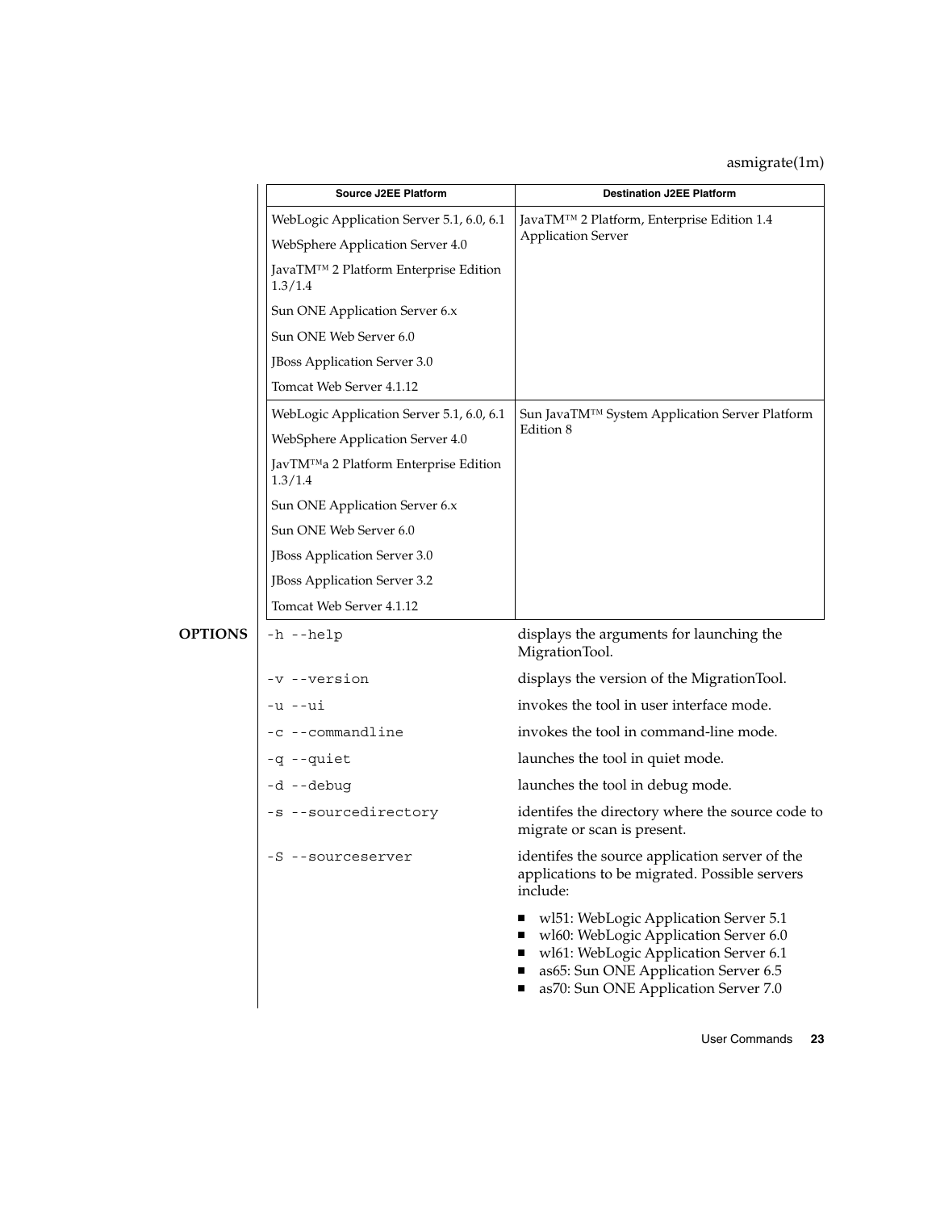| Source J2EE Platform | Destination J2EE Platform |
|---|---|
| WebLogic Application Server 5.1, 6.0, 6.1<br>WebSphere Application Server 4.0<br>JavaTM™ 2 Platform Enterprise Edition 1.3/1.4<br>Sun ONE Application Server 6.x<br>Sun ONE Web Server 6.0<br>JBoss Application Server 3.0<br>Tomcat Web Server 4.1.12 | JavaTM™ 2 Platform, Enterprise Edition 1.4 Application Server |
| WebLogic Application Server 5.1, 6.0, 6.1<br>WebSphere Application Server 4.0<br>JavTM™a 2 Platform Enterprise Edition 1.3/1.4<br>Sun ONE Application Server 6.x<br>Sun ONE Web Server 6.0<br>JBoss Application Server 3.0<br>JBoss Application Server 3.2<br>Tomcat Web Server 4.1.12 | Sun JavaTM™ System Application Server Platform Edition 8 |

## OPTIONS

`-h --help` — displays the arguments for launching the MigrationTool.

`-v --version` — displays the version of the MigrationTool.

`-u --ui` — invokes the tool in user interface mode.

`-c --commandline` — invokes the tool in command-line mode.

`-q --quiet` — launches the tool in quiet mode.

`-d --debug` — launches the tool in debug mode.

`-s --sourcedirectory` — identifes the directory where the source code to migrate or scan is present.

`-S --sourceserver` — identifes the source application server of the applications to be migrated. Possible servers include:

- wl51: WebLogic Application Server 5.1
- wl60: WebLogic Application Server 6.0
- wl61: WebLogic Application Server 6.1
- as65: Sun ONE Application Server 6.5
- as70: Sun ONE Application Server 7.0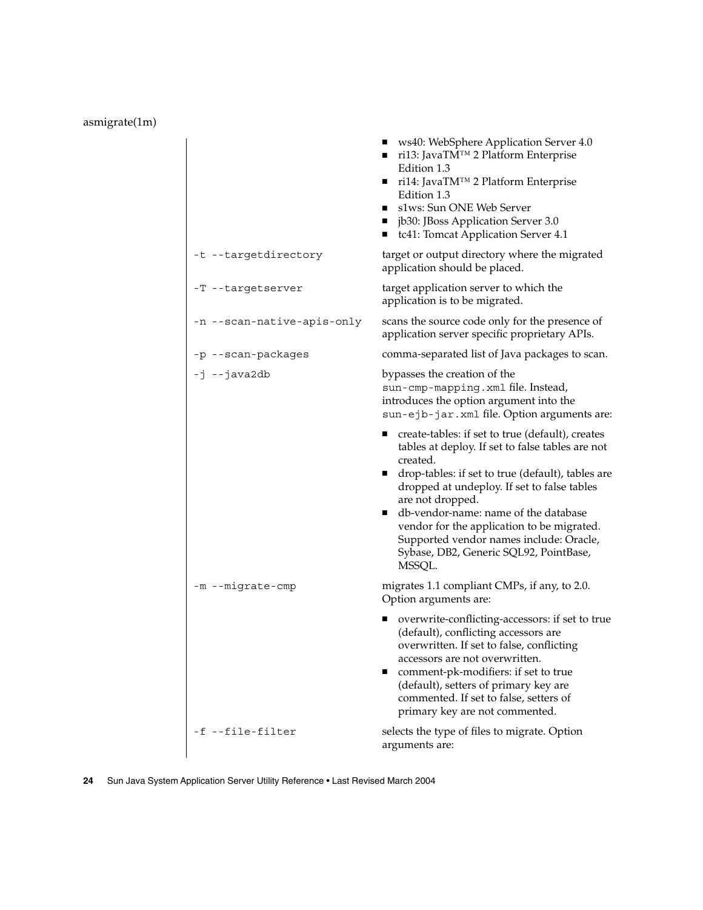- ws40: WebSphere Application Server 4.0
- ri13: JavaTM™ 2 Platform Enterprise Edition 1.3
- ri14: JavaTM™ 2 Platform Enterprise Edition 1.3
- s1ws: Sun ONE Web Server
- jb30: JBoss Application Server 3.0
- tc41: Tomcat Application Server 4.1

`-t --targetdirectory`
: target or output directory where the migrated application should be placed.

`-T --targetserver`
: target application server to which the application is to be migrated.

`-n --scan-native-apis-only`
: scans the source code only for the presence of application server specific proprietary APIs.

`-p --scan-packages`
: comma-separated list of Java packages to scan.

`-j --java2db`
: bypasses the creation of the `sun-cmp-mapping.xml` file. Instead, introduces the option argument into the `sun-ejb-jar.xml` file. Option arguments are:

- create-tables: if set to true (default), creates tables at deploy. If set to false tables are not created.
- drop-tables: if set to true (default), tables are dropped at undeploy. If set to false tables are not dropped.
- db-vendor-name: name of the database vendor for the application to be migrated. Supported vendor names include: Oracle, Sybase, DB2, Generic SQL92, PointBase, MSSQL.

`-m --migrate-cmp`
: migrates 1.1 compliant CMPs, if any, to 2.0. Option arguments are:

- overwrite-conflicting-accessors: if set to true (default), conflicting accessors are overwritten. If set to false, conflicting accessors are not overwritten.
- comment-pk-modifiers: if set to true (default), setters of primary key are commented. If set to false, setters of primary key are not commented.

`-f --file-filter`
: selects the type of files to migrate. Option arguments are: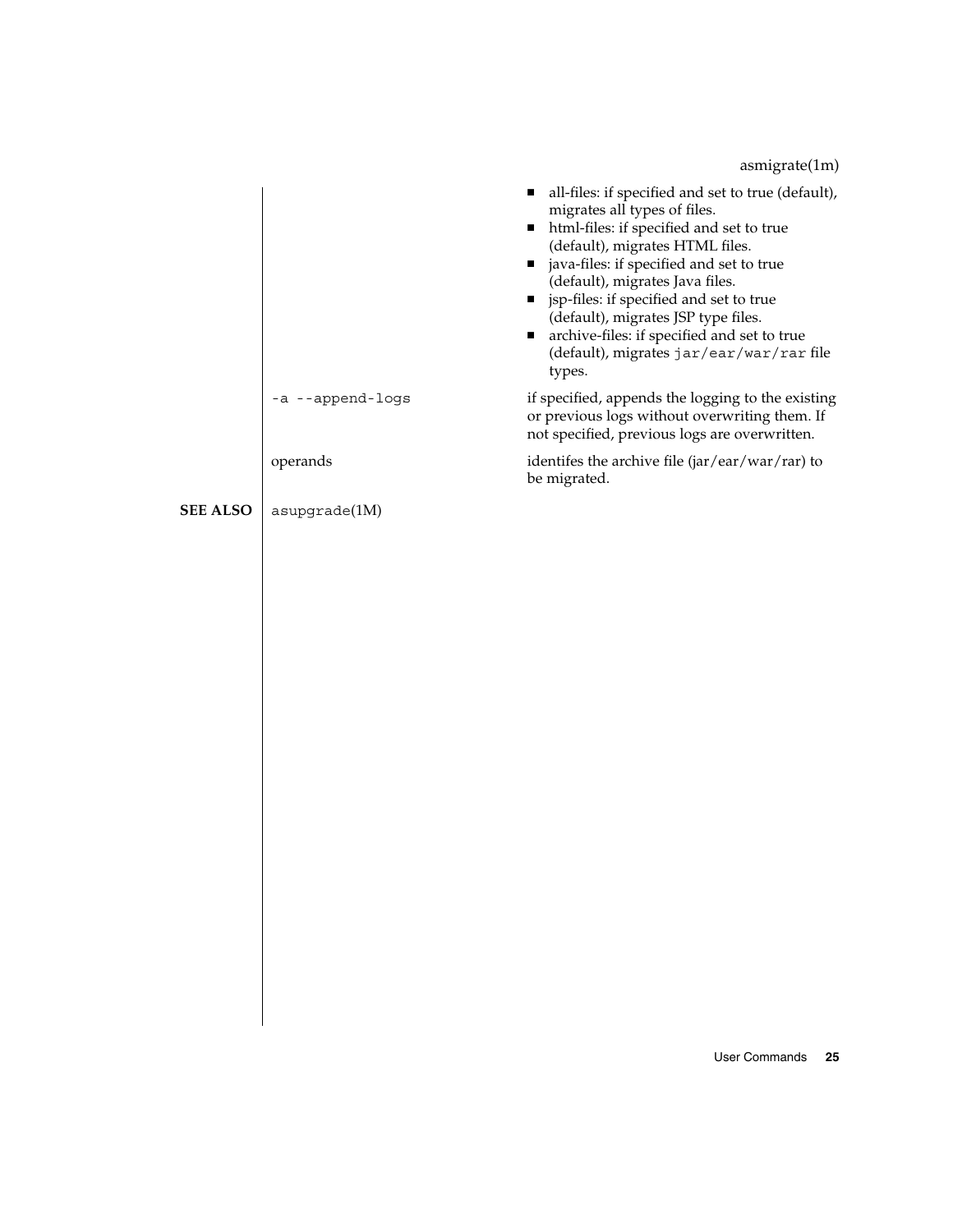- all-files: if specified and set to true (default), migrates all types of files.
- html-files: if specified and set to true (default), migrates HTML files.
- java-files: if specified and set to true (default), migrates Java files.
- jsp-files: if specified and set to true (default), migrates JSP type files.
- archive-files: if specified and set to true (default), migrates `jar/ear/war/rar` file types.

`-a --append-logs`
: if specified, appends the logging to the existing or previous logs without overwriting them. If not specified, previous logs are overwritten.

operands
: identifes the archive file (jar/ear/war/rar) to be migrated.

**SEE ALSO**

`asupgrade`(1M)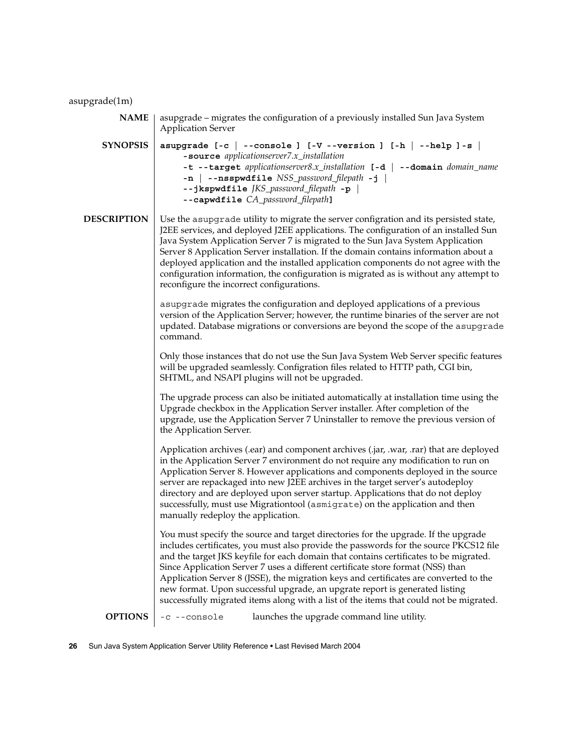asupgrade(1m)

**NAME**

asupgrade – migrates the configuration of a previously installed Sun Java System Application Server

**SYNOPSIS**

**asupgrade [-c | --console ] [-V --version ] [-h | --help ] -s | -source** *applicationserver7.x_installation* **-t --target** *applicationserver8.x_installation* **[-d | --domain** *domain_name* **-n | --nsspwdfile** *NSS_password_filepath* **-j | --jkspwdfile** *JKS_password_filepath* **-p | --capwdfile** *CA_password_filepath***]**

**DESCRIPTION**

Use the `asupgrade` utility to migrate the server configration and its persisted state, J2EE services, and deployed J2EE applications. The configuration of an installed Sun Java System Application Server 7 is migrated to the Sun Java System Application Server 8 Application Server installation. If the domain contains information about a deployed application and the installed application components do not agree with the configuration information, the configuration is migrated as is without any attempt to reconfigure the incorrect configurations.

`asupgrade` migrates the configuration and deployed applications of a previous version of the Application Server; however, the runtime binaries of the server are not updated. Database migrations or conversions are beyond the scope of the `asupgrade` command.

Only those instances that do not use the Sun Java System Web Server specific features will be upgraded seamlessly. Configration files related to HTTP path, CGI bin, SHTML, and NSAPI plugins will not be upgraded.

The upgrade process can also be initiated automatically at installation time using the Upgrade checkbox in the Application Server installer. After completion of the upgrade, use the Application Server 7 Uninstaller to remove the previous version of the Application Server.

Application archives (.ear) and component archives (.jar, .war, .rar) that are deployed in the Application Server 7 environment do not require any modification to run on Application Server 8. However applications and components deployed in the source server are repackaged into new J2EE archives in the target server's autodeploy directory and are deployed upon server startup. Applications that do not deploy successfully, must use Migrationtool (`asmigrate`) on the application and then manually redeploy the application.

You must specify the source and target directories for the upgrade. If the upgrade includes certificates, you must also provide the passwords for the source PKCS12 file and the target JKS keyfile for each domain that contains certificates to be migrated. Since Application Server 7 uses a different certificate store format (NSS) than Application Server 8 (JSSE), the migration keys and certificates are converted to the new format. Upon successful upgrade, an upgrate report is generated listing successfully migrated items along with a list of the items that could not be migrated.

**OPTIONS**

`-c --console` launches the upgrade command line utility.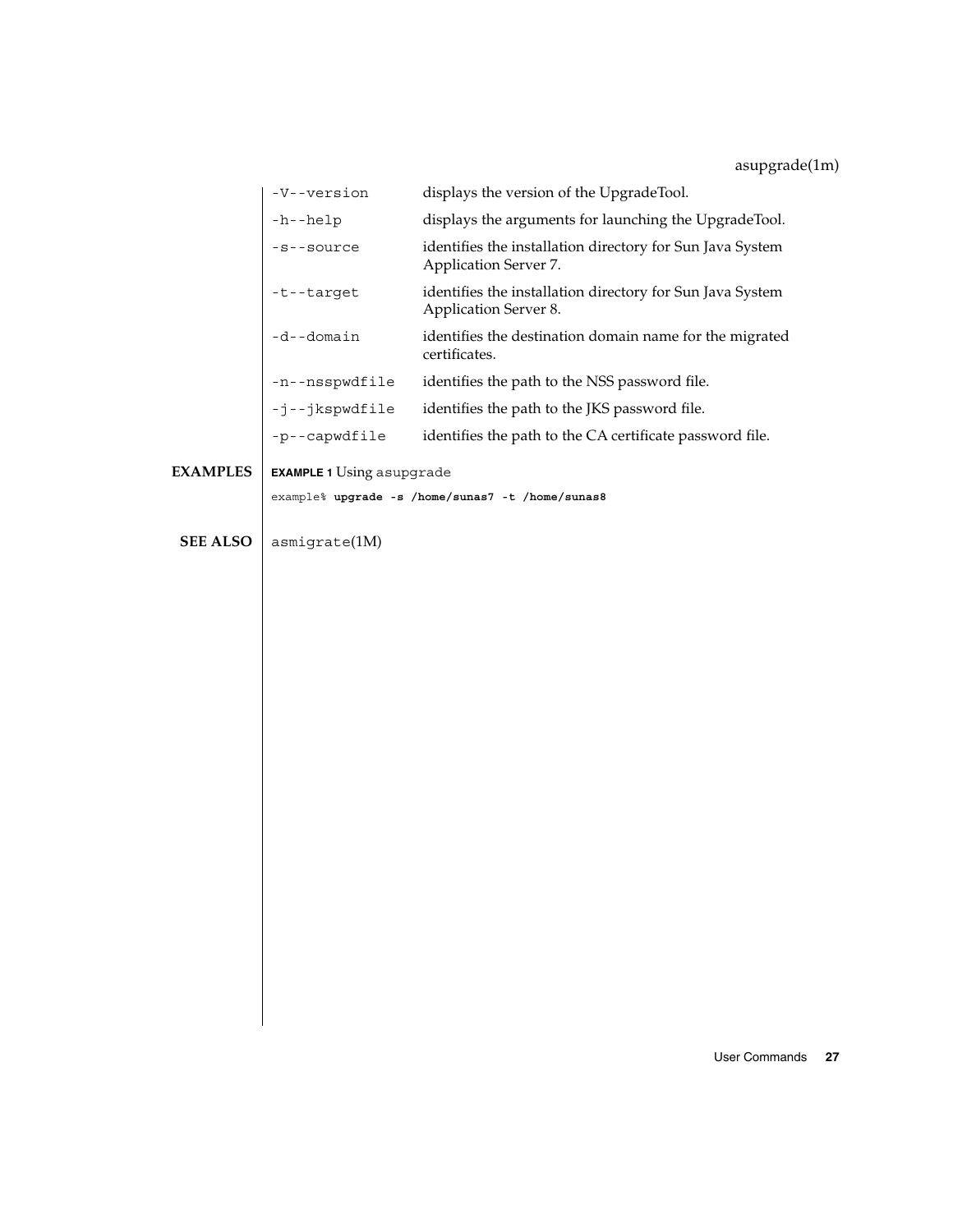| Option | Description |
| --- | --- |
| `-V--version` | displays the version of the UpgradeTool. |
| `-h--help` | displays the arguments for launching the UpgradeTool. |
| `-s--source` | identifies the installation directory for Sun Java System Application Server 7. |
| `-t--target` | identifies the installation directory for Sun Java System Application Server 8. |
| `-d--domain` | identifies the destination domain name for the migrated certificates. |
| `-n--nsspwdfile` | identifies the path to the NSS password file. |
| `-j--jkspwdfile` | identifies the path to the JKS password file. |
| `-p--capwdfile` | identifies the path to the CA certificate password file. |

## EXAMPLES

**EXAMPLE 1** Using `asupgrade`

```
example% upgrade -s /home/sunas7 -t /home/sunas8
```

## SEE ALSO

`asmigrate`(1M)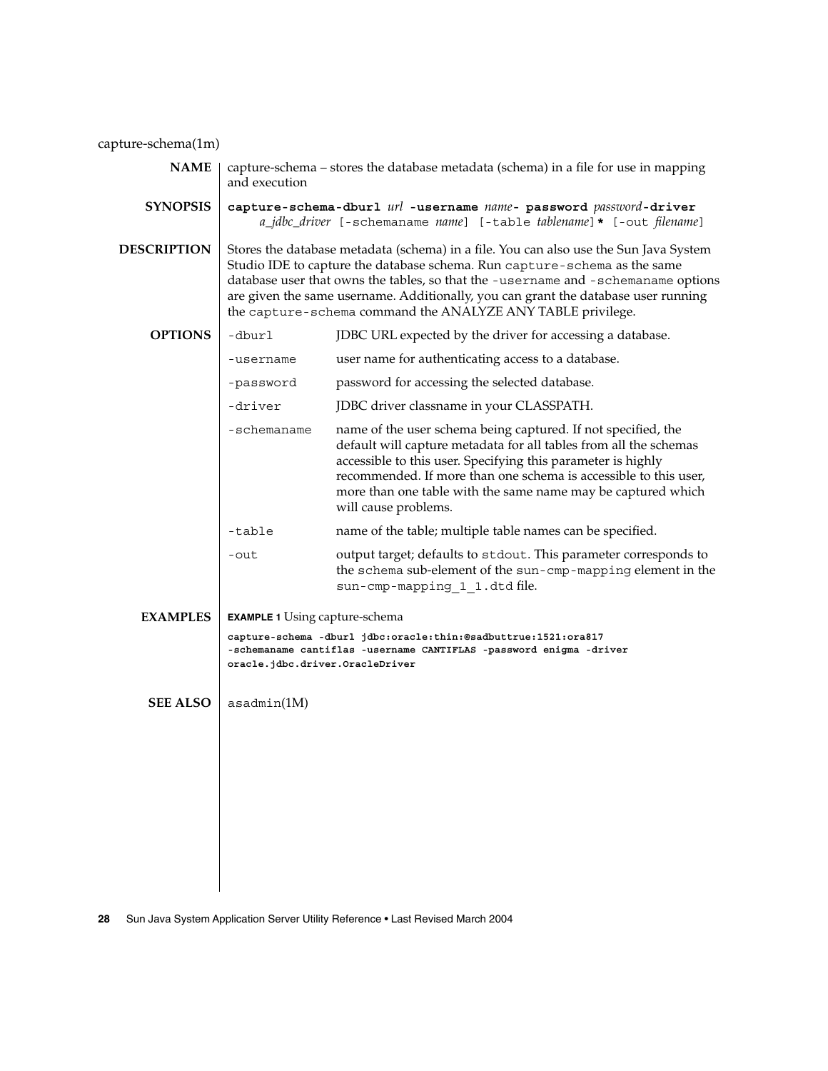capture-schema(1m)

## NAME

capture-schema – stores the database metadata (schema) in a file for use in mapping and execution

## SYNOPSIS

**capture-schema-dburl** *url* **-username** *name*- **password** *password***-driver** *a_jdbc_driver* [-schemaname *name*] [-table *tablename*]**\*** [-out *filename*]

## DESCRIPTION

Stores the database metadata (schema) in a file. You can also use the Sun Java System Studio IDE to capture the database schema. Run `capture-schema` as the same database user that owns the tables, so that the `-username` and `-schemaname` options are given the same username. Additionally, you can grant the database user running the `capture-schema` command the ANALYZE ANY TABLE privilege.

## OPTIONS

| Option | Description |
| --- | --- |
| `-dburl` | JDBC URL expected by the driver for accessing a database. |
| `-username` | user name for authenticating access to a database. |
| `-password` | password for accessing the selected database. |
| `-driver` | JDBC driver classname in your CLASSPATH. |
| `-schemaname` | name of the user schema being captured. If not specified, the default will capture metadata for all tables from all the schemas accessible to this user. Specifying this parameter is highly recommended. If more than one schema is accessible to this user, more than one table with the same name may be captured which will cause problems. |
| `-table` | name of the table; multiple table names can be specified. |
| `-out` | output target; defaults to `stdout`. This parameter corresponds to the `schema` sub-element of the `sun-cmp-mapping` element in the `sun-cmp-mapping_1_1.dtd` file. |

## EXAMPLES

**EXAMPLE 1** Using capture-schema

```
capture-schema -dburl jdbc:oracle:thin:@sadbuttrue:1521:ora817
-schemaname cantiflas -username CANTIFLAS -password enigma -driver
oracle.jdbc.driver.OracleDriver
```

## SEE ALSO

asadmin(1M)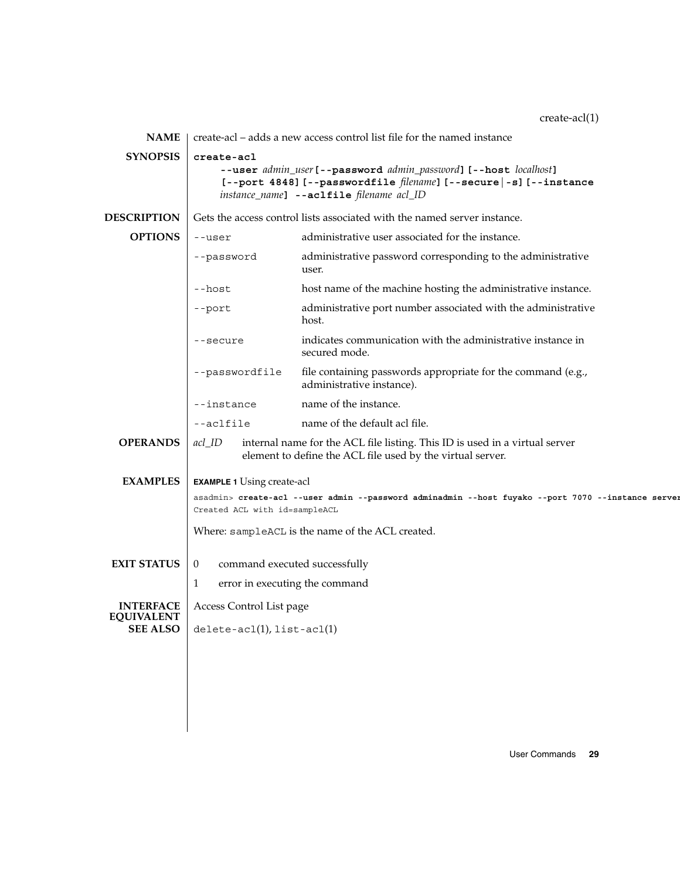## create-acl(1)

**NAME**

create-acl – adds a new access control list file for the named instance

**SYNOPSIS**

**create-acl** **--user** *admin_user* **[--password** *admin_password***]** **[--host** *localhost***]** **[--port 4848]** **[--passwordfile** *filename***]** **[--secure|-s]** **[--instance** *instance_name***]** **--aclfile** *filename* *acl_ID*

**DESCRIPTION**

Gets the access control lists associated with the named server instance.

**OPTIONS**

| | |
|---|---|
| `--user` | administrative user associated for the instance. |
| `--password` | administrative password corresponding to the administrative user. |
| `--host` | host name of the machine hosting the administrative instance. |
| `--port` | administrative port number associated with the administrative host. |
| `--secure` | indicates communication with the administrative instance in secured mode. |
| `--passwordfile` | file containing passwords appropriate for the command (e.g., administrative instance). |
| `--instance` | name of the instance. |
| `--aclfile` | name of the default acl file. |

**OPERANDS**

*acl_ID* internal name for the ACL file listing. This ID is used in a virtual server element to define the ACL file used by the virtual server.

**EXAMPLES**

**EXAMPLE 1** Using create-acl

```
asadmin> create-acl --user admin --password adminadmin --host fuyako --port 7070 --instance server
Created ACL with id=sampleACL
```

Where: `sampleACL` is the name of the ACL created.

**EXIT STATUS**

| | |
|---|---|
| 0 | command executed successfully |
| 1 | error in executing the command |

**INTERFACE EQUIVALENT**

Access Control List page

**SEE ALSO**

`delete-acl`(1), `list-acl`(1)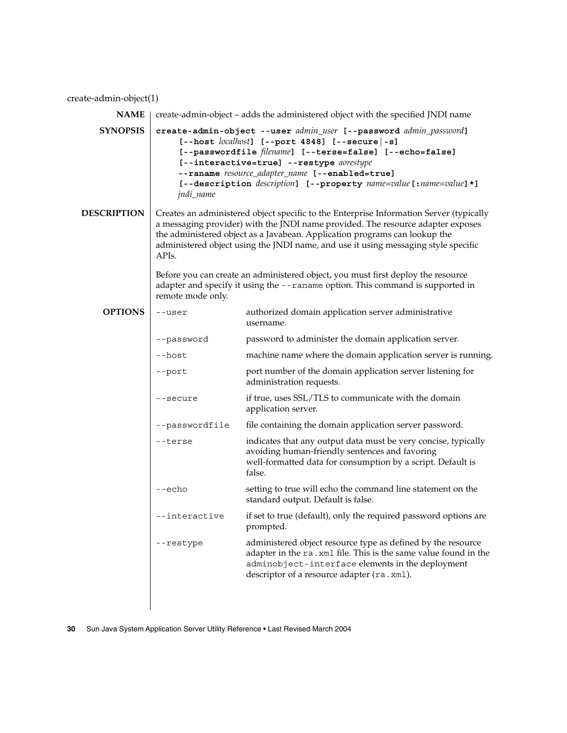create-admin-object(1)

## NAME

create-admin-object – adds the administered object with the specified JNDI name

## SYNOPSIS

**create-admin-object --user** *admin_user* **[--password** *admin_password***]** **[--host** *localhost***]** **[--port 4848]** **[--secure|-s]** **[--passwordfile** *filename***]** **[--terse=false]** **[--echo=false]** **[--interactive=true]** **--restype** *aorestype* **--raname** *resource_adapter_name* **[--enabled=true]** **[--description** *description***]** **[--property** *name=value***[:***name=value***]*]** *jndi_name*

## DESCRIPTION

Creates an administered object specific to the Enterprise Information Server (typically a messaging provider) with the JNDI name provided. The resource adapter exposes the administered object as a Javabean. Application programs can lookup the administered object using the JNDI name, and use it using messaging style specific APIs.

Before you can create an administered object, you must first deploy the resource adapter and specify it using the `--raname` option. This command is supported in remote mode only.

## OPTIONS

| Option | Description |
| --- | --- |
| `--user` | authorized domain application server administrative username. |
| `--password` | password to administer the domain application server. |
| `--host` | machine name where the domain application server is running. |
| `--port` | port number of the domain application server listening for administration requests. |
| `--secure` | if true, uses SSL/TLS to communicate with the domain application server. |
| `--passwordfile` | file containing the domain application server password. |
| `--terse` | indicates that any output data must be very concise, typically avoiding human-friendly sentences and favoring well-formatted data for consumption by a script. Default is false. |
| `--echo` | setting to true will echo the command line statement on the standard output. Default is false. |
| `--interactive` | if set to true (default), only the required password options are prompted. |
| `--restype` | administered object resource type as defined by the resource adapter in the `ra.xml` file. This is the same value found in the `adminobject-interface` elements in the deployment descriptor of a resource adapter (`ra.xml`). |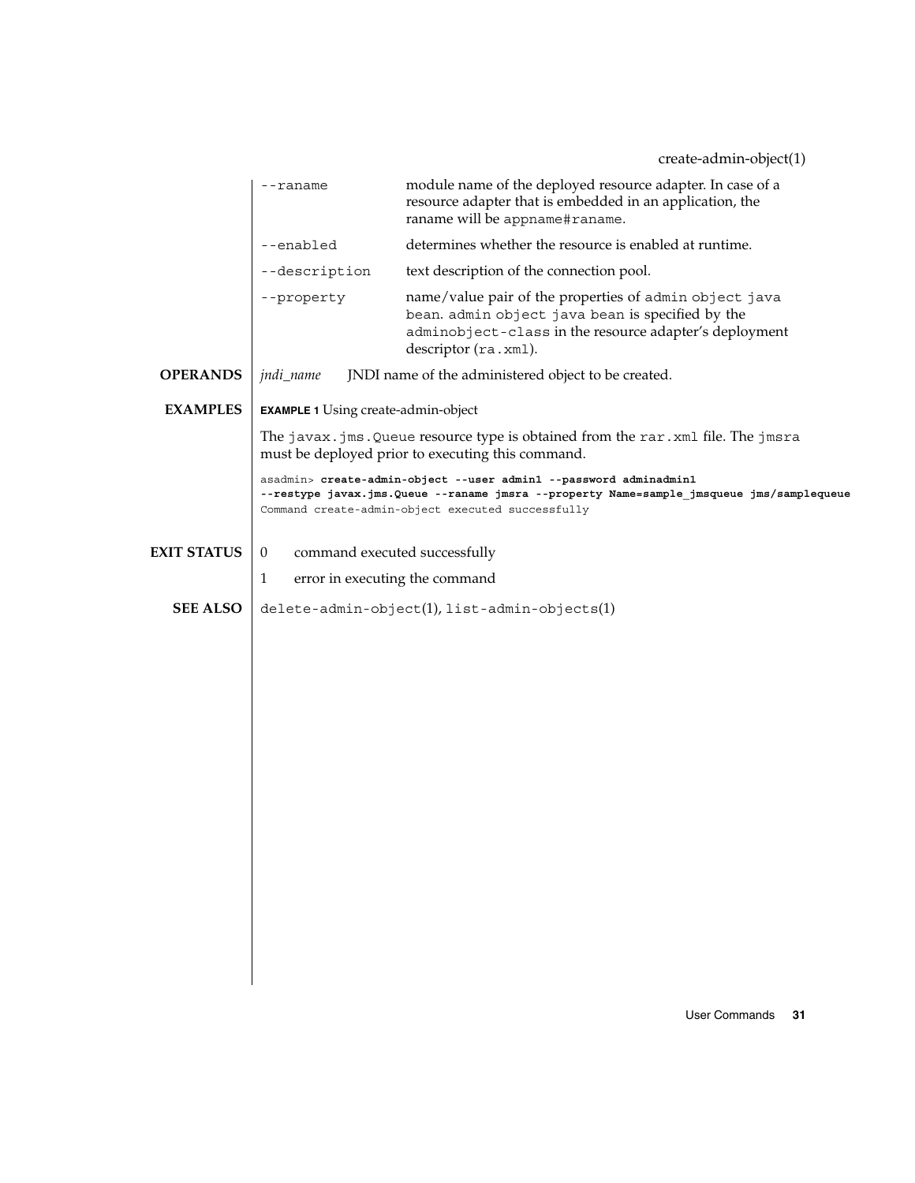`--raname` module name of the deployed resource adapter. In case of a resource adapter that is embedded in an application, the raname will be `appname#raname`.

`--enabled` determines whether the resource is enabled at runtime.

`--description` text description of the connection pool.

`--property` name/value pair of the properties of `admin object java bean`. `admin object java bean` is specified by the `adminobject-class` in the resource adapter's deployment descriptor (`ra.xml`).

## OPERANDS

*jndi_name* JNDI name of the administered object to be created.

## EXAMPLES

**EXAMPLE 1** Using create-admin-object

The `javax.jms.Queue` resource type is obtained from the `rar.xml` file. The `jmsra` must be deployed prior to executing this command.

```
asadmin> create-admin-object --user admin1 --password adminadmin1
--restype javax.jms.Queue --raname jmsra --property Name=sample_jmsqueue jms/samplequeue
Command create-admin-object executed successfully
```

## EXIT STATUS

0 command executed successfully

1 error in executing the command

## SEE ALSO

`delete-admin-object`(1), `list-admin-objects`(1)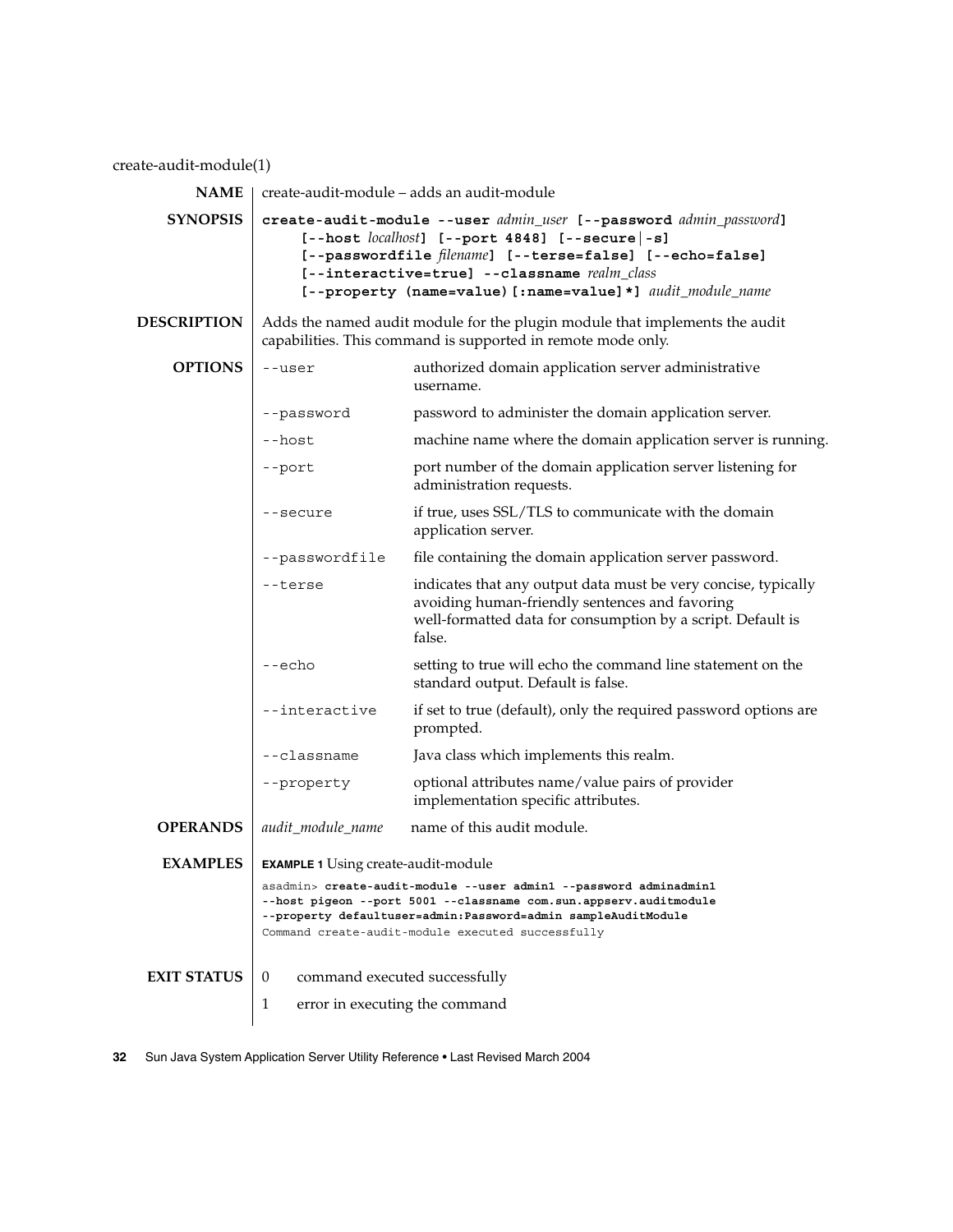create-audit-module(1)

## NAME

create-audit-module – adds an audit-module

## SYNOPSIS

**create-audit-module --user** *admin_user* **[--password** *admin_password***]**
**[--host** *localhost***] [--port 4848] [--secure|-s]**
**[--passwordfile** *filename***] [--terse=false] [--echo=false]**
**[--interactive=true] --classname** *realm_class*
**[--property (name=value)[:name=value]*]** *audit_module_name*

## DESCRIPTION

Adds the named audit module for the plugin module that implements the audit capabilities. This command is supported in remote mode only.

## OPTIONS

| Option | Description |
|---|---|
| `--user` | authorized domain application server administrative username. |
| `--password` | password to administer the domain application server. |
| `--host` | machine name where the domain application server is running. |
| `--port` | port number of the domain application server listening for administration requests. |
| `--secure` | if true, uses SSL/TLS to communicate with the domain application server. |
| `--passwordfile` | file containing the domain application server password. |
| `--terse` | indicates that any output data must be very concise, typically avoiding human-friendly sentences and favoring well-formatted data for consumption by a script. Default is false. |
| `--echo` | setting to true will echo the command line statement on the standard output. Default is false. |
| `--interactive` | if set to true (default), only the required password options are prompted. |
| `--classname` | Java class which implements this realm. |
| `--property` | optional attributes name/value pairs of provider implementation specific attributes. |

## OPERANDS

| Operand | Description |
|---|---|
| *audit_module_name* | name of this audit module. |

## EXAMPLES

**EXAMPLE 1** Using create-audit-module

```
asadmin> create-audit-module --user admin1 --password adminadmin1
--host pigeon --port 5001 --classname com.sun.appserv.auditmodule
--property defaultuser=admin:Password=admin sampleAuditModule
Command create-audit-module executed successfully
```

## EXIT STATUS

| Status | Description |
|---|---|
| 0 | command executed successfully |
| 1 | error in executing the command |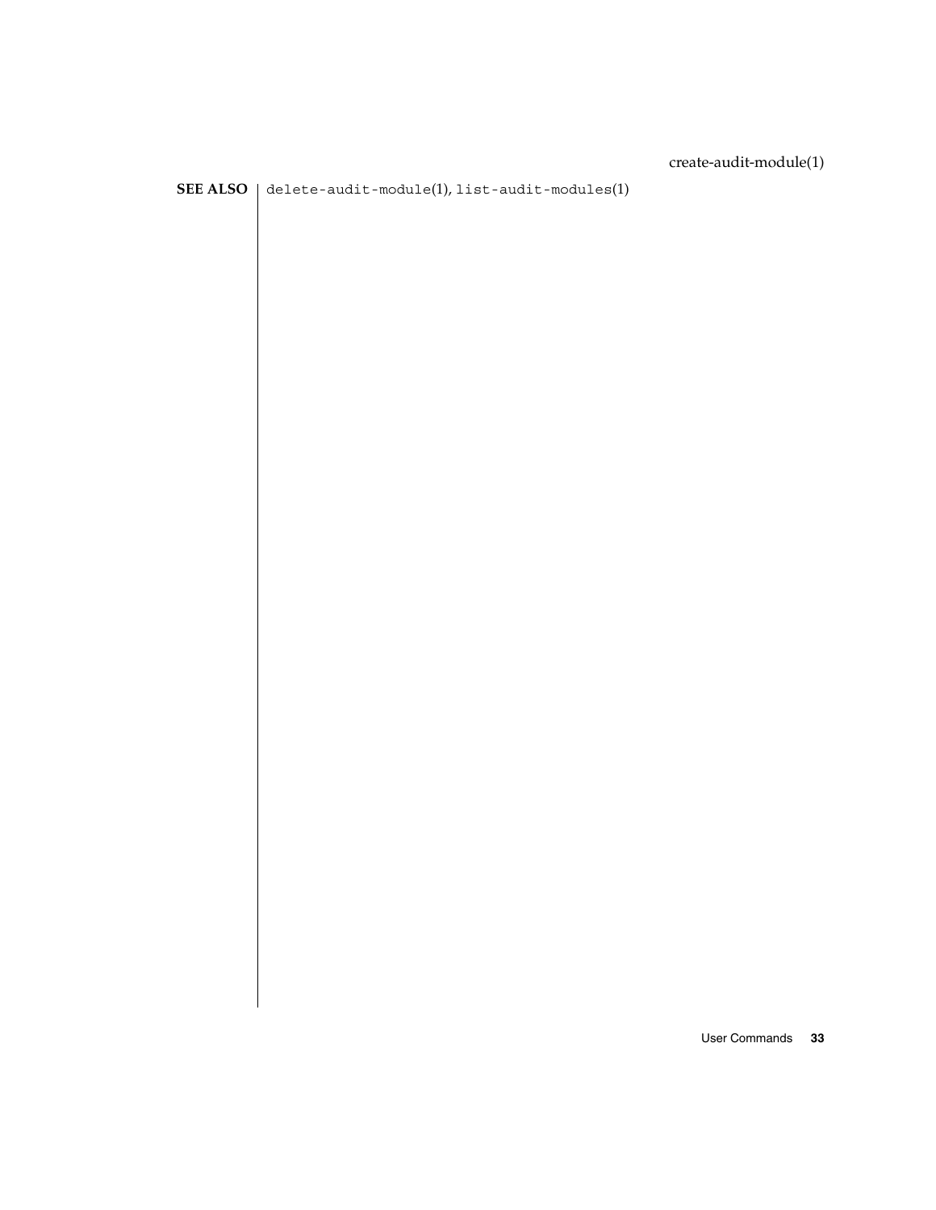**SEE ALSO**

`delete-audit-module`(1), `list-audit-modules`(1)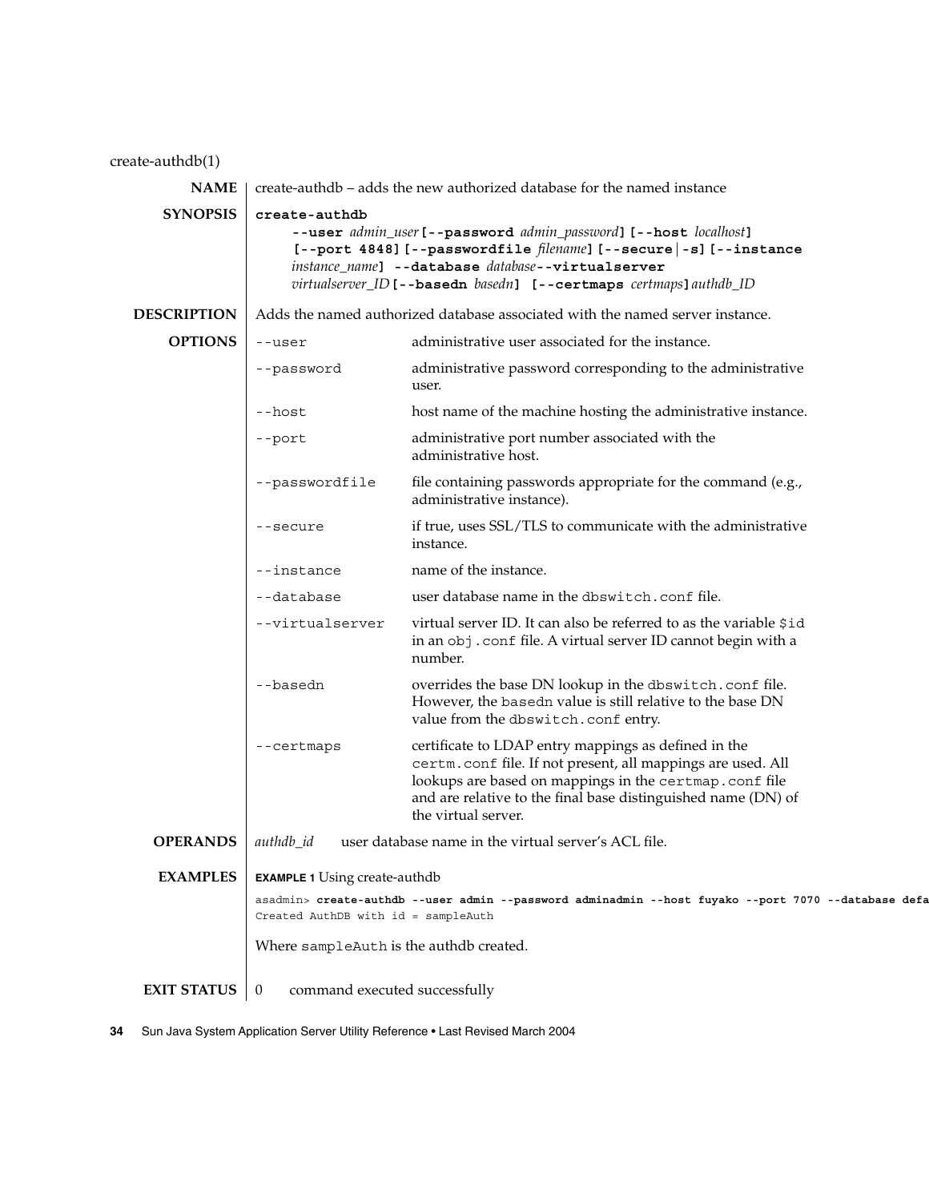create-authdb(1)

## NAME

create-authdb – adds the new authorized database for the named instance

## SYNOPSIS

**create-authdb**
**--user** *admin_user* **[--password** *admin_password***]** **[--host** *localhost***]** **[--port 4848]** **[--passwordfile** *filename***]** **[--secure | -s]** **[--instance** *instance_name***]** **--database** *database* **--virtualserver** *virtualserver_ID* **[--basedn** *basedn***]** **[--certmaps** *certmaps***]** *authdb_ID*

## DESCRIPTION

Adds the named authorized database associated with the named server instance.

## OPTIONS

| Option | Description |
|---|---|
| `--user` | administrative user associated for the instance. |
| `--password` | administrative password corresponding to the administrative user. |
| `--host` | host name of the machine hosting the administrative instance. |
| `--port` | administrative port number associated with the administrative host. |
| `--passwordfile` | file containing passwords appropriate for the command (e.g., administrative instance). |
| `--secure` | if true, uses SSL/TLS to communicate with the administrative instance. |
| `--instance` | name of the instance. |
| `--database` | user database name in the `dbswitch.conf` file. |
| `--virtualserver` | virtual server ID. It can also be referred to as the variable `$id` in an `obj.conf` file. A virtual server ID cannot begin with a number. |
| `--basedn` | overrides the base DN lookup in the `dbswitch.conf` file. However, the `basedn` value is still relative to the base DN value from the `dbswitch.conf` entry. |
| `--certmaps` | certificate to LDAP entry mappings as defined in the `certm.conf` file. If not present, all mappings are used. All lookups are based on mappings in the `certmap.conf` file and are relative to the final base distinguished name (DN) of the virtual server. |

## OPERANDS

*authdb_id* user database name in the virtual server's ACL file.

## EXAMPLES

**EXAMPLE 1** Using create-authdb

```
asadmin> create-authdb --user admin --password adminadmin --host fuyako --port 7070 --database defa
Created AuthDB with id = sampleAuth
```

Where `sampleAuth` is the authdb created.

## EXIT STATUS

0 command executed successfully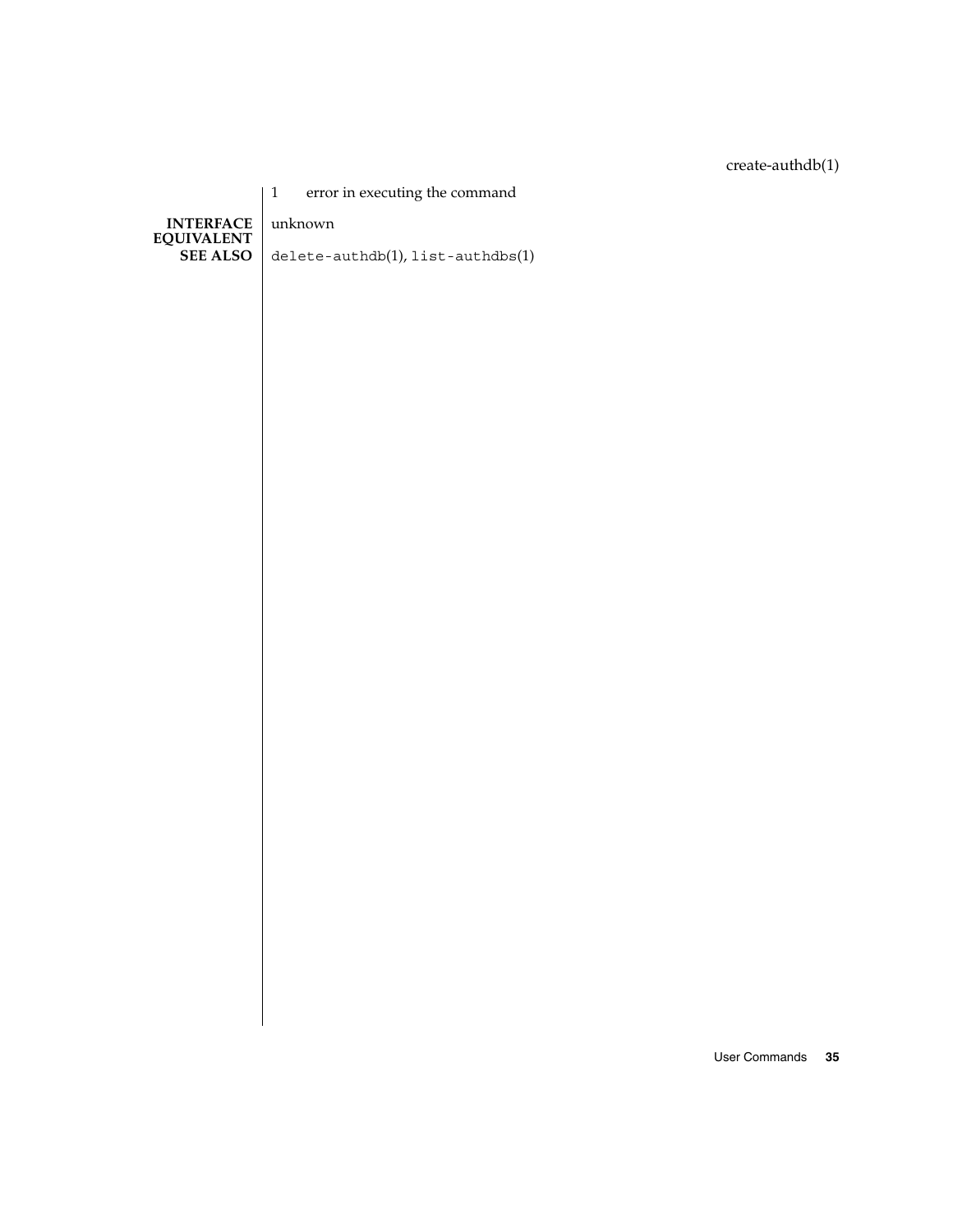| | |
|---|---|
| 1 | error in executing the command |

**INTERFACE EQUIVALENT**

unknown

**SEE ALSO**

`delete-authdb`(1), `list-authdbs`(1)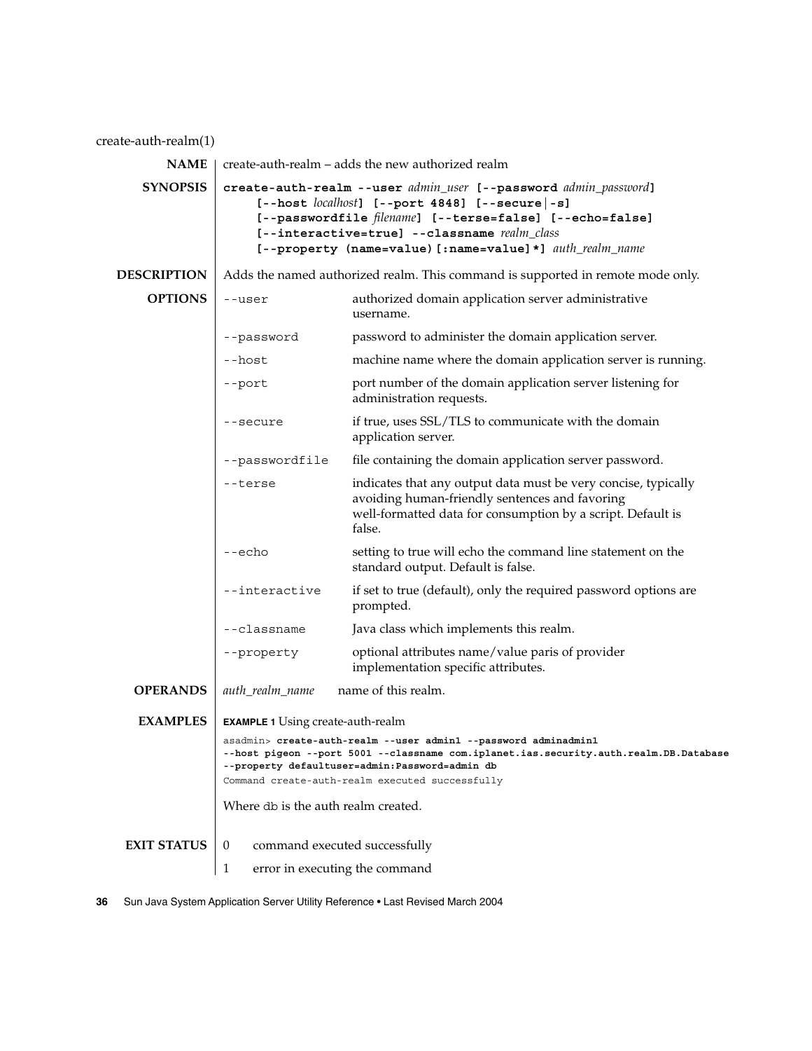create-auth-realm(1)

**NAME**

create-auth-realm – adds the new authorized realm

**SYNOPSIS**

**create-auth-realm --user** *admin_user* **[--password** *admin_password***]**
**[--host** *localhost***] [--port 4848] [--secure|-s]**
**[--passwordfile** *filename***] [--terse=false] [--echo=false]**
**[--interactive=true] --classname** *realm_class*
**[--property (name=value)[:name=value]*]** *auth_realm_name*

**DESCRIPTION**

Adds the named authorized realm. This command is supported in remote mode only.

**OPTIONS**

| Option | Description |
| --- | --- |
| `--user` | authorized domain application server administrative username. |
| `--password` | password to administer the domain application server. |
| `--host` | machine name where the domain application server is running. |
| `--port` | port number of the domain application server listening for administration requests. |
| `--secure` | if true, uses SSL/TLS to communicate with the domain application server. |
| `--passwordfile` | file containing the domain application server password. |
| `--terse` | indicates that any output data must be very concise, typically avoiding human-friendly sentences and favoring well-formatted data for consumption by a script. Default is false. |
| `--echo` | setting to true will echo the command line statement on the standard output. Default is false. |
| `--interactive` | if set to true (default), only the required password options are prompted. |
| `--classname` | Java class which implements this realm. |
| `--property` | optional attributes name/value paris of provider implementation specific attributes. |

**OPERANDS**

| Operand | Description |
| --- | --- |
| *auth_realm_name* | name of this realm. |

**EXAMPLES**

**EXAMPLE 1** Using create-auth-realm

```
asadmin> create-auth-realm --user admin1 --password adminadmin1
--host pigeon --port 5001 --classname com.iplanet.ias.security.auth.realm.DB.Database
--property defaultuser=admin:Password=admin db
Command create-auth-realm executed successfully
```

Where `db` is the auth realm created.

**EXIT STATUS**

| Code | Meaning |
| --- | --- |
| 0 | command executed successfully |
| 1 | error in executing the command |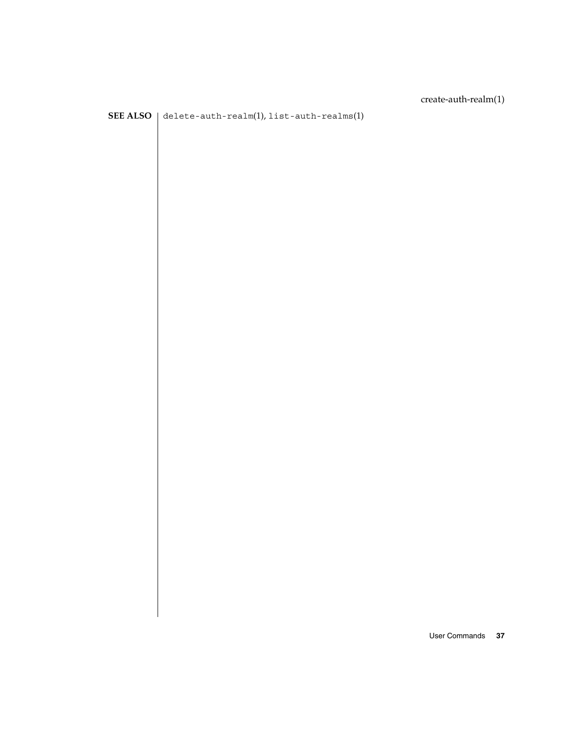**SEE ALSO**

delete-auth-realm(1), list-auth-realms(1)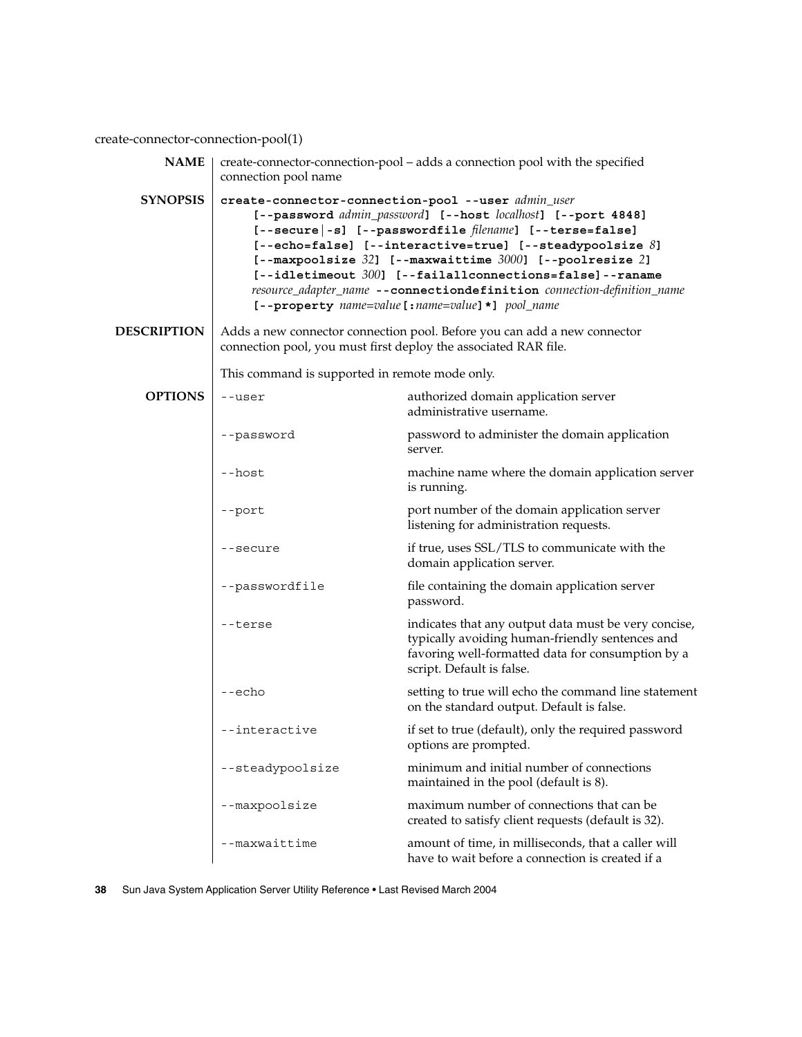create-connector-connection-pool(1)

## NAME

create-connector-connection-pool – adds a connection pool with the specified connection pool name

## SYNOPSIS

**create-connector-connection-pool --user** *admin_user* **[--password** *admin_password***] [--host** *localhost***] [--port 4848] [--secure|-s] [--passwordfile** *filename***] [--terse=false] [--echo=false] [--interactive=true] [--steadypoolsize** *8***] [--maxpoolsize** *32***] [--maxwaittime** *3000***] [--poolresize** *2***] [--idletimeout** *300***] [--failallconnections=false] --raname** *resource_adapter_name* **--connectiondefinition** *connection-definition_name* **[--property** *name=value***[:***name=value***]*]** *pool_name*

## DESCRIPTION

Adds a new connector connection pool. Before you can add a new connector connection pool, you must first deploy the associated RAR file.

This command is supported in remote mode only.

## OPTIONS

| Option | Description |
|---|---|
| `--user` | authorized domain application server administrative username. |
| `--password` | password to administer the domain application server. |
| `--host` | machine name where the domain application server is running. |
| `--port` | port number of the domain application server listening for administration requests. |
| `--secure` | if true, uses SSL/TLS to communicate with the domain application server. |
| `--passwordfile` | file containing the domain application server password. |
| `--terse` | indicates that any output data must be very concise, typically avoiding human-friendly sentences and favoring well-formatted data for consumption by a script. Default is false. |
| `--echo` | setting to true will echo the command line statement on the standard output. Default is false. |
| `--interactive` | if set to true (default), only the required password options are prompted. |
| `--steadypoolsize` | minimum and initial number of connections maintained in the pool (default is 8). |
| `--maxpoolsize` | maximum number of connections that can be created to satisfy client requests (default is 32). |
| `--maxwaittime` | amount of time, in milliseconds, that a caller will have to wait before a connection is created if a |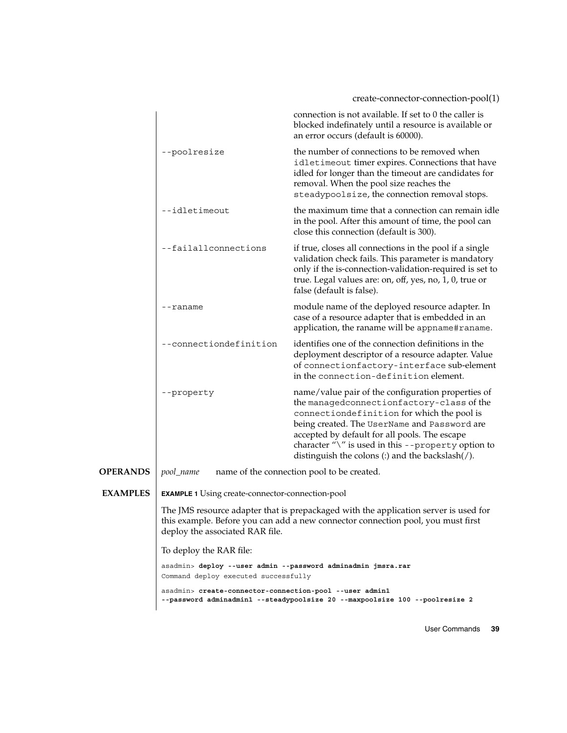connection is not available. If set to 0 the caller is blocked indefinately until a resource is available or an error occurs (default is 60000).

| | |
|---|---|
| `--poolresize` | the number of connections to be removed when `idletimeout` timer expires. Connections that have idled for longer than the timeout are candidates for removal. When the pool size reaches the `steadypoolsize`, the connection removal stops. |
| `--idletimeout` | the maximum time that a connection can remain idle in the pool. After this amount of time, the pool can close this connection (default is 300). |
| `--failallconnections` | if true, closes all connections in the pool if a single validation check fails. This parameter is mandatory only if the is-connection-validation-required is set to true. Legal values are: on, off, yes, no, 1, 0, true or false (default is false). |
| `--raname` | module name of the deployed resource adapter. In case of a resource adapter that is embedded in an application, the raname will be `appname#raname`. |
| `--connectiondefinition` | identifies one of the connection definitions in the deployment descriptor of a resource adapter. Value of `connectionfactory-interface` sub-element in the `connection-definition` element. |
| `--property` | name/value pair of the configuration properties of the `managedconnectionfactory-class` of the `connectiondefinition` for which the pool is being created. The `UserName` and `Password` are accepted by default for all pools. The escape character "\" is used in this `--property` option to distinguish the colons (:) and the backslash(/). |

**OPERANDS**

*pool_name* name of the connection pool to be created.

**EXAMPLES**

**EXAMPLE 1** Using create-connector-connection-pool

The JMS resource adapter that is prepackaged with the application server is used for this example. Before you can add a new connector connection pool, you must first deploy the associated RAR file.

To deploy the RAR file:

```
asadmin> deploy --user admin --password adminadmin jmsra.rar
Command deploy executed successfully

asadmin> create-connector-connection-pool --user admin1
--password adminadmin1 --steadypoolsize 20 --maxpoolsize 100 --poolresize 2
```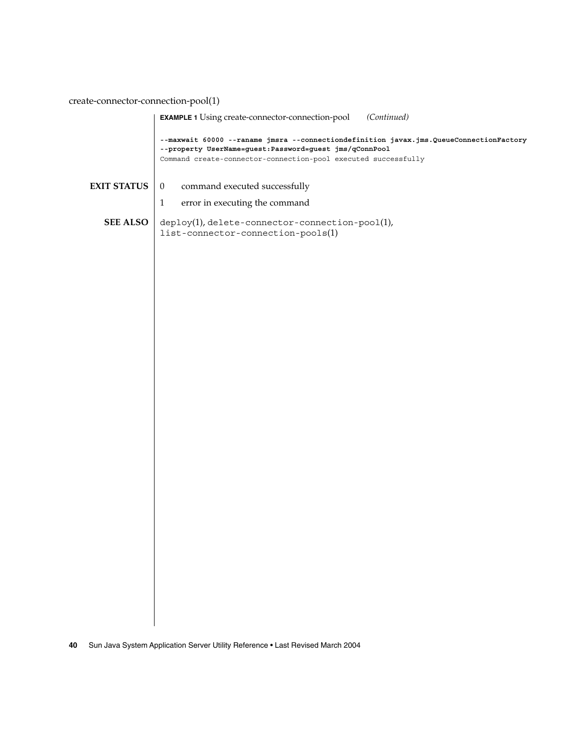**EXAMPLE 1** Using create-connector-connection-pool *(Continued)*

```
--maxwait 60000 --raname jmsra --connectiondefinition javax.jms.QueueConnectionFactory
--property UserName=guest:Password=guest jms/qConnPool
Command create-connector-connection-pool executed successfully
```

## EXIT STATUS

0 command executed successfully

1 error in executing the command

## SEE ALSO

`deploy`(1), `delete-connector-connection-pool`(1), `list-connector-connection-pools`(1)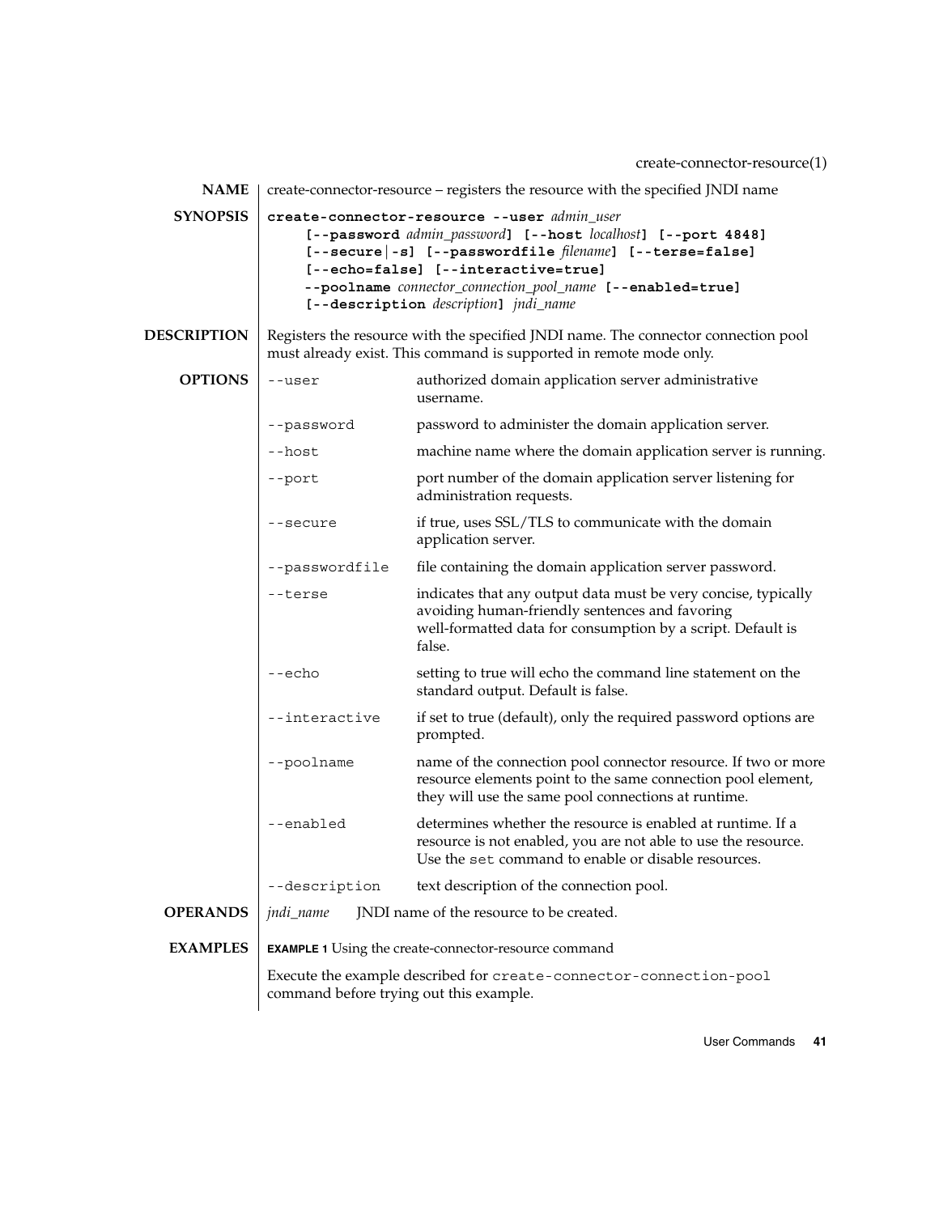## NAME

create-connector-resource – registers the resource with the specified JNDI name

## SYNOPSIS

**create-connector-resource --user** *admin_user* **[--password** *admin_password***] [--host** *localhost***] [--port 4848] [--secure|-s] [--passwordfile** *filename***] [--terse=false] [--echo=false] [--interactive=true] --poolname** *connector_connection_pool_name* **[--enabled=true] [--description** *description***]** *jndi_name*

## DESCRIPTION

Registers the resource with the specified JNDI name. The connector connection pool must already exist. This command is supported in remote mode only.

## OPTIONS

| Option | Description |
| --- | --- |
| `--user` | authorized domain application server administrative username. |
| `--password` | password to administer the domain application server. |
| `--host` | machine name where the domain application server is running. |
| `--port` | port number of the domain application server listening for administration requests. |
| `--secure` | if true, uses SSL/TLS to communicate with the domain application server. |
| `--passwordfile` | file containing the domain application server password. |
| `--terse` | indicates that any output data must be very concise, typically avoiding human-friendly sentences and favoring well-formatted data for consumption by a script. Default is false. |
| `--echo` | setting to true will echo the command line statement on the standard output. Default is false. |
| `--interactive` | if set to true (default), only the required password options are prompted. |
| `--poolname` | name of the connection pool connector resource. If two or more resource elements point to the same connection pool element, they will use the same pool connections at runtime. |
| `--enabled` | determines whether the resource is enabled at runtime. If a resource is not enabled, you are not able to use the resource. Use the `set` command to enable or disable resources. |
| `--description` | text description of the connection pool. |

## OPERANDS

| Operand | Description |
| --- | --- |
| *jndi_name* | JNDI name of the resource to be created. |

## EXAMPLES

**EXAMPLE 1** Using the create-connector-resource command

Execute the example described for `create-connector-connection-pool` command before trying out this example.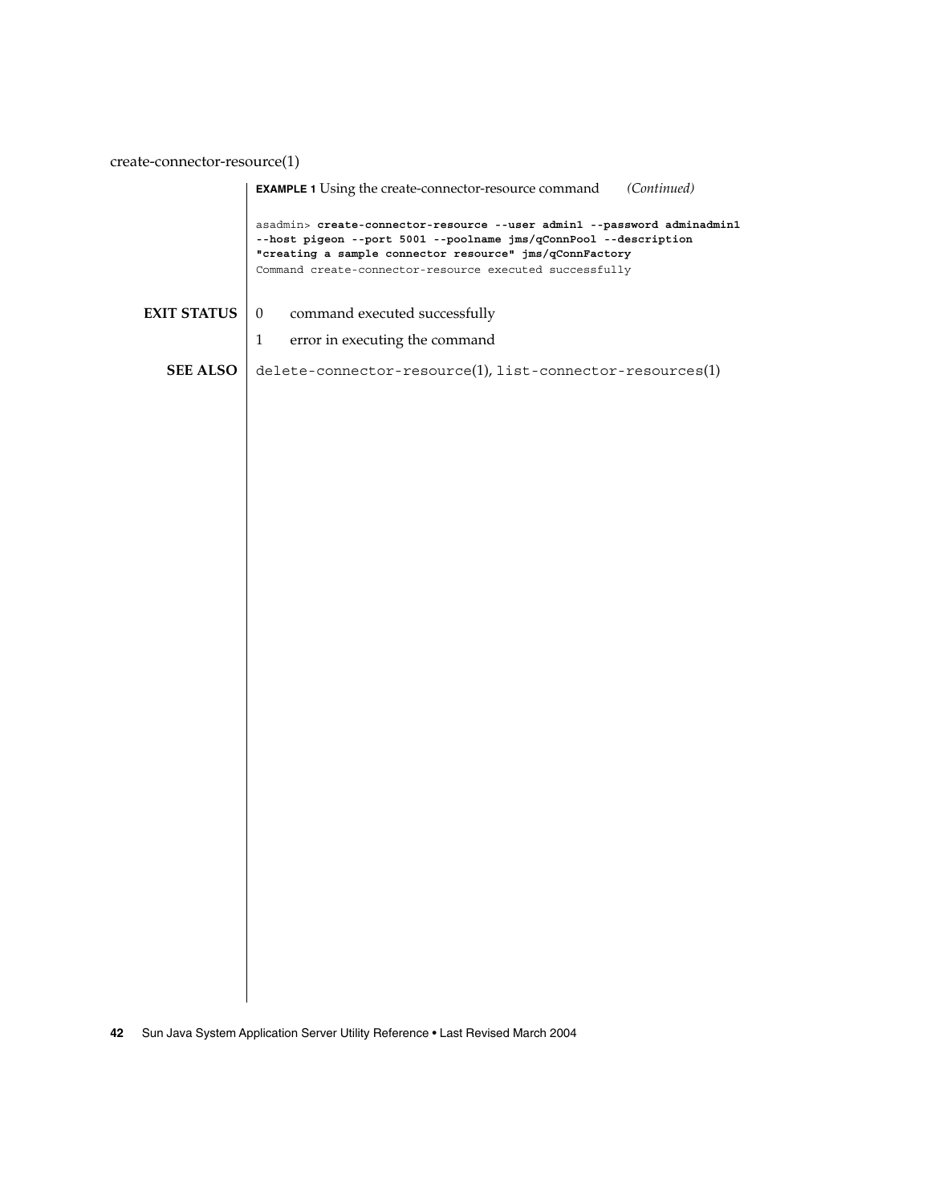**EXAMPLE 1** Using the create-connector-resource command *(Continued)*

```
asadmin> create-connector-resource --user admin1 --password adminadmin1
--host pigeon --port 5001 --poolname jms/qConnPool --description
"creating a sample connector resource" jms/qConnFactory
Command create-connector-resource executed successfully
```

**EXIT STATUS**

0 command executed successfully

1 error in executing the command

**SEE ALSO**

`delete-connector-resource`(1), `list-connector-resources`(1)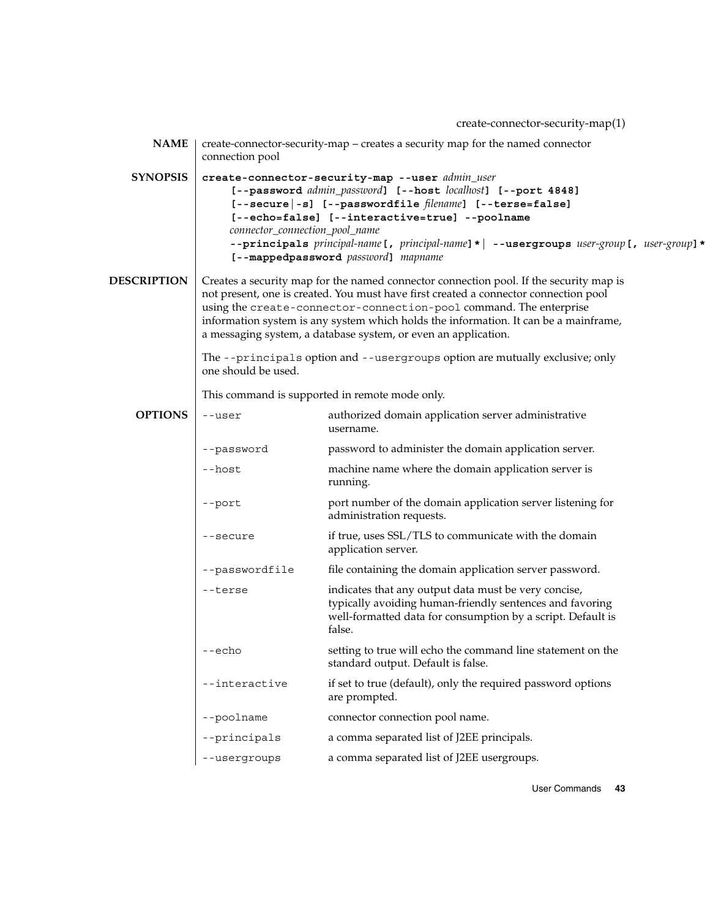create-connector-security-map(1)

## NAME

create-connector-security-map – creates a security map for the named connector connection pool

## SYNOPSIS

**create-connector-security-map --user** *admin_user*
**[--password** *admin_password***] [--host** *localhost***] [--port 4848]**
**[--secure|-s] [--passwordfile** *filename***] [--terse=false]**
**[--echo=false] [--interactive=true] --poolname**
*connector_connection_pool_name*
**--principals** *principal-name* **[,** *principal-name***]\*** | **--usergroups** *user-group* **[,** *user-group***]\***
**[--mappedpassword** *password***]** *mapname*

## DESCRIPTION

Creates a security map for the named connector connection pool. If the security map is not present, one is created. You must have first created a connector connection pool using the `create-connector-connection-pool` command. The enterprise information system is any system which holds the information. It can be a mainframe, a messaging system, a database system, or even an application.

The `--principals` option and `--usergroups` option are mutually exclusive; only one should be used.

This command is supported in remote mode only.

## OPTIONS

| | |
|---|---|
| `--user` | authorized domain application server administrative username. |
| `--password` | password to administer the domain application server. |
| `--host` | machine name where the domain application server is running. |
| `--port` | port number of the domain application server listening for administration requests. |
| `--secure` | if true, uses SSL/TLS to communicate with the domain application server. |
| `--passwordfile` | file containing the domain application server password. |
| `--terse` | indicates that any output data must be very concise, typically avoiding human-friendly sentences and favoring well-formatted data for consumption by a script. Default is false. |
| `--echo` | setting to true will echo the command line statement on the standard output. Default is false. |
| `--interactive` | if set to true (default), only the required password options are prompted. |
| `--poolname` | connector connection pool name. |
| `--principals` | a comma separated list of J2EE principals. |
| `--usergroups` | a comma separated list of J2EE usergroups. |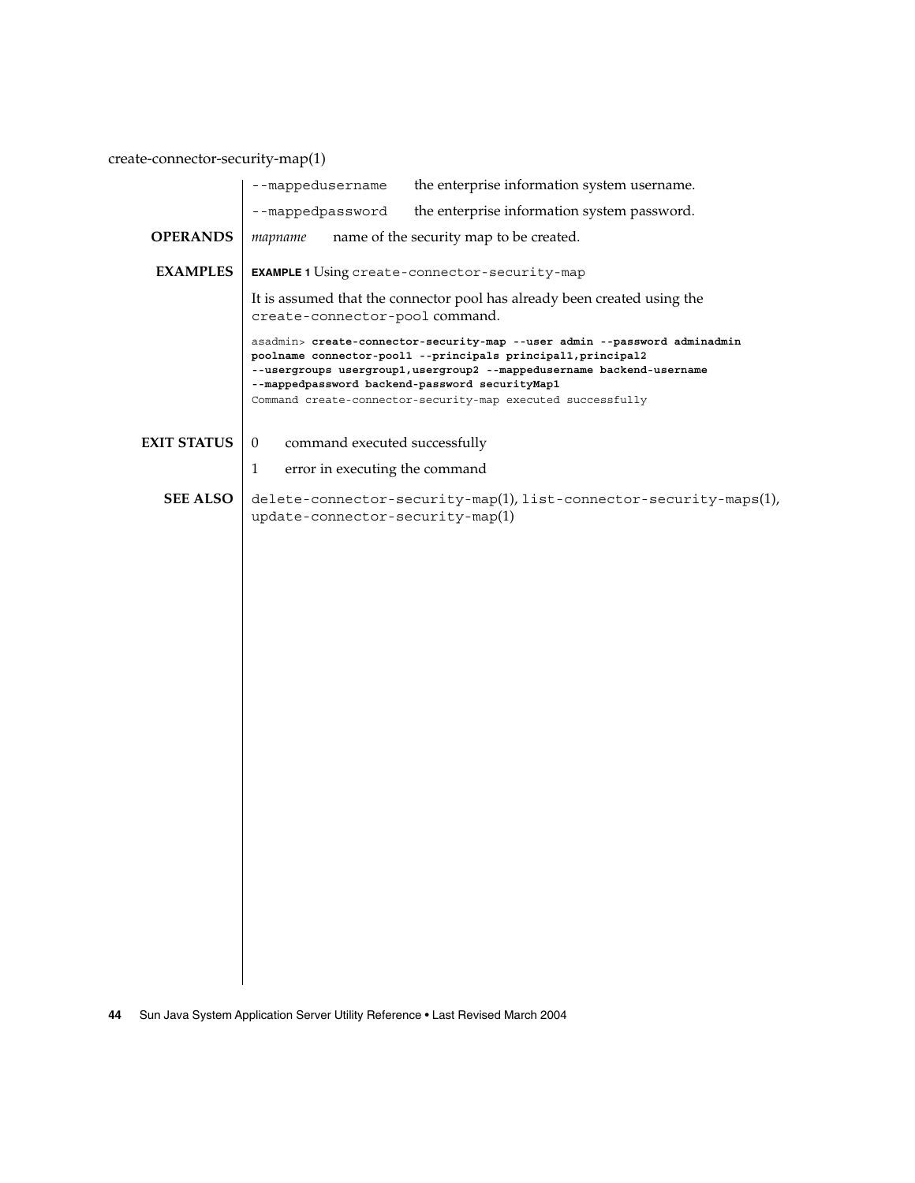| | |
|---|---|
| `--mappedusername` | the enterprise information system username. |
| `--mappedpassword` | the enterprise information system password. |

**OPERANDS**

*mapname* name of the security map to be created.

**EXAMPLES**

**EXAMPLE 1** Using `create-connector-security-map`

It is assumed that the connector pool has already been created using the `create-connector-pool` command.

```
asadmin> create-connector-security-map --user admin --password adminadmin
poolname connector-pool1 --principals principal1,principal2
--usergroups usergroup1,usergroup2 --mappedusername backend-username
--mappedpassword backend-password securityMap1
Command create-connector-security-map executed successfully
```

**EXIT STATUS**

0 command executed successfully

1 error in executing the command

**SEE ALSO**

`delete-connector-security-map`(1), `list-connector-security-maps`(1), `update-connector-security-map`(1)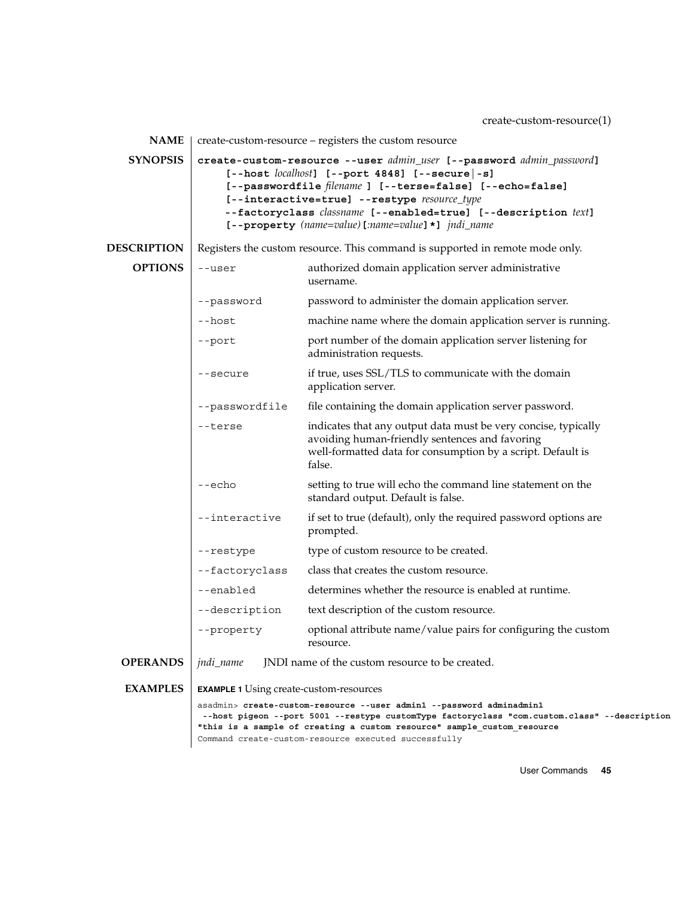create-custom-resource(1)

## NAME

create-custom-resource – registers the custom resource

## SYNOPSIS

**create-custom-resource --user** *admin_user* **[--password** *admin_password***]**
**[--host** *localhost***] [--port 4848] [--secure|-s]**
**[--passwordfile** *filename* **] [--terse=false] [--echo=false]**
**[--interactive=true] --restype** *resource_type*
**--factoryclass** *classname* **[--enabled=true] [--description** *text***]**
**[--property** *(name=value)***[**:*name=value***]*]** *jndi_name*

## DESCRIPTION

Registers the custom resource. This command is supported in remote mode only.

## OPTIONS

| | |
|---|---|
| `--user` | authorized domain application server administrative username. |
| `--password` | password to administer the domain application server. |
| `--host` | machine name where the domain application server is running. |
| `--port` | port number of the domain application server listening for administration requests. |
| `--secure` | if true, uses SSL/TLS to communicate with the domain application server. |
| `--passwordfile` | file containing the domain application server password. |
| `--terse` | indicates that any output data must be very concise, typically avoiding human-friendly sentences and favoring well-formatted data for consumption by a script. Default is false. |
| `--echo` | setting to true will echo the command line statement on the standard output. Default is false. |
| `--interactive` | if set to true (default), only the required password options are prompted. |
| `--restype` | type of custom resource to be created. |
| `--factoryclass` | class that creates the custom resource. |
| `--enabled` | determines whether the resource is enabled at runtime. |
| `--description` | text description of the custom resource. |
| `--property` | optional attribute name/value pairs for configuring the custom resource. |

## OPERANDS

*jndi_name* JNDI name of the custom resource to be created.

## EXAMPLES

**EXAMPLE 1** Using create-custom-resources

```
asadmin> create-custom-resource --user admin1 --password adminadmin1
 --host pigeon --port 5001 --restype customType factoryclass "com.custom.class" --description
"this is a sample of creating a custom resource" sample_custom_resource
Command create-custom-resource executed successfully
```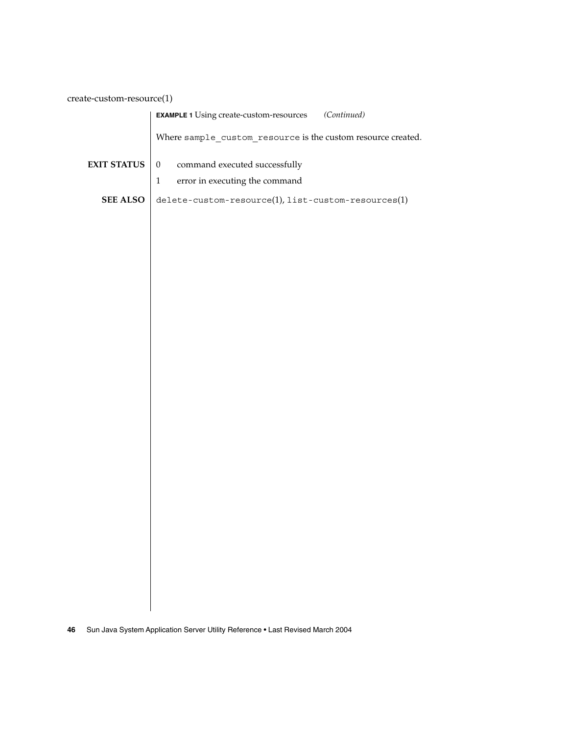**EXAMPLE 1** Using create-custom-resources *(Continued)*

Where `sample_custom_resource` is the custom resource created.

**EXIT STATUS**

0 command executed successfully

1 error in executing the command

**SEE ALSO**

`delete-custom-resource`(1), `list-custom-resources`(1)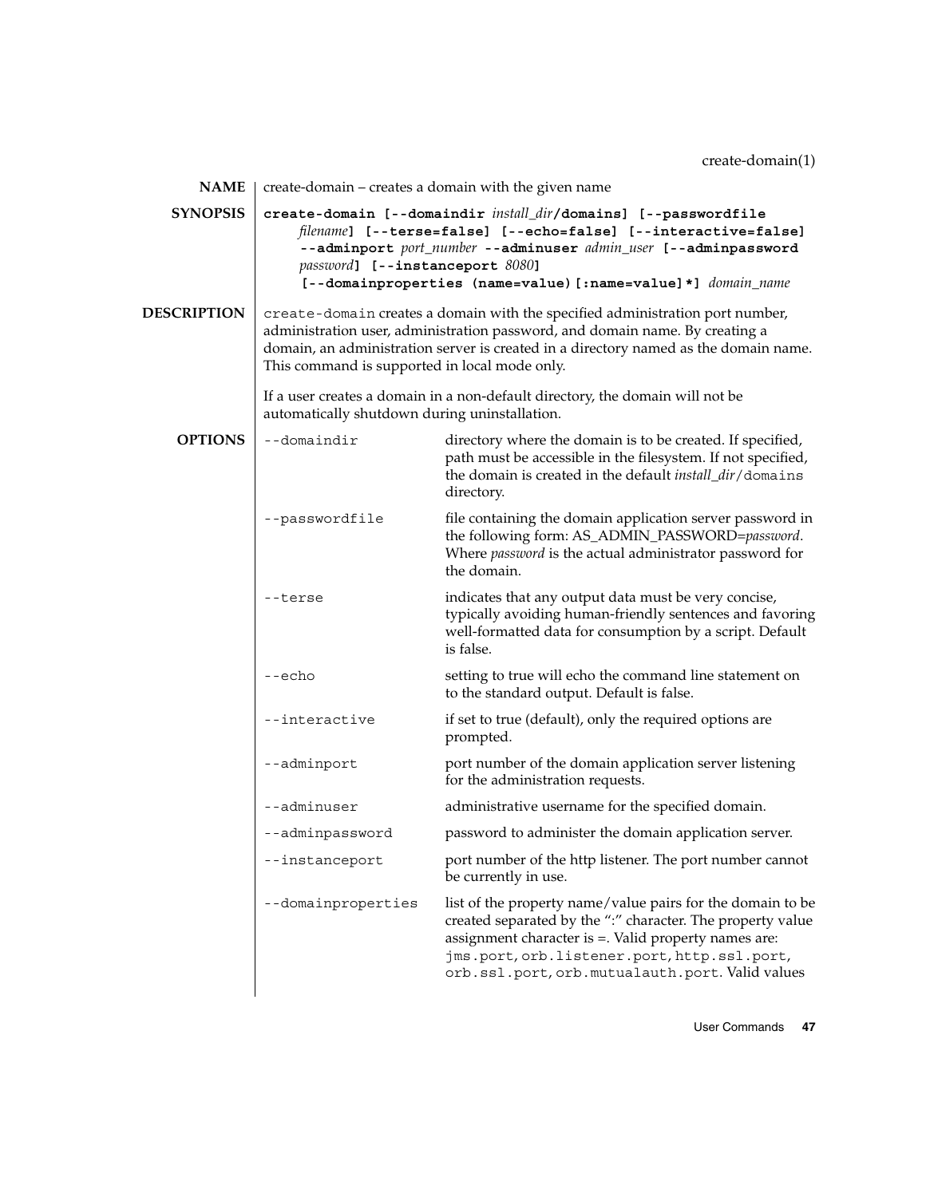# create-domain(1)

## NAME

create-domain – creates a domain with the given name

## SYNOPSIS

**create-domain [--domaindir** *install_dir***/domains] [--passwordfile** *filename***] [--terse=false] [--echo=false] [--interactive=false] --adminport** *port_number* **--adminuser** *admin_user* **[--adminpassword** *password***] [--instanceport** *8080***] [--domainproperties (name=value)[:name=value]*]** *domain_name*

## DESCRIPTION

`create-domain` creates a domain with the specified administration port number, administration user, administration password, and domain name. By creating a domain, an administration server is created in a directory named as the domain name. This command is supported in local mode only.

If a user creates a domain in a non-default directory, the domain will not be automatically shutdown during uninstallation.

## OPTIONS

| Option | Description |
|---|---|
| `--domaindir` | directory where the domain is to be created. If specified, path must be accessible in the filesystem. If not specified, the domain is created in the default *install_dir*/`domains` directory. |
| `--passwordfile` | file containing the domain application server password in the following form: AS_ADMIN_PASSWORD=*password*. Where *password* is the actual administrator password for the domain. |
| `--terse` | indicates that any output data must be very concise, typically avoiding human-friendly sentences and favoring well-formatted data for consumption by a script. Default is false. |
| `--echo` | setting to true will echo the command line statement on to the standard output. Default is false. |
| `--interactive` | if set to true (default), only the required options are prompted. |
| `--adminport` | port number of the domain application server listening for the administration requests. |
| `--adminuser` | administrative username for the specified domain. |
| `--adminpassword` | password to administer the domain application server. |
| `--instanceport` | port number of the http listener. The port number cannot be currently in use. |
| `--domainproperties` | list of the property name/value pairs for the domain to be created separated by the ":" character. The property value assignment character is =. Valid property names are: `jms.port`, `orb.listener.port`, `http.ssl.port`, `orb.ssl.port`, `orb.mutualauth.port`. Valid values |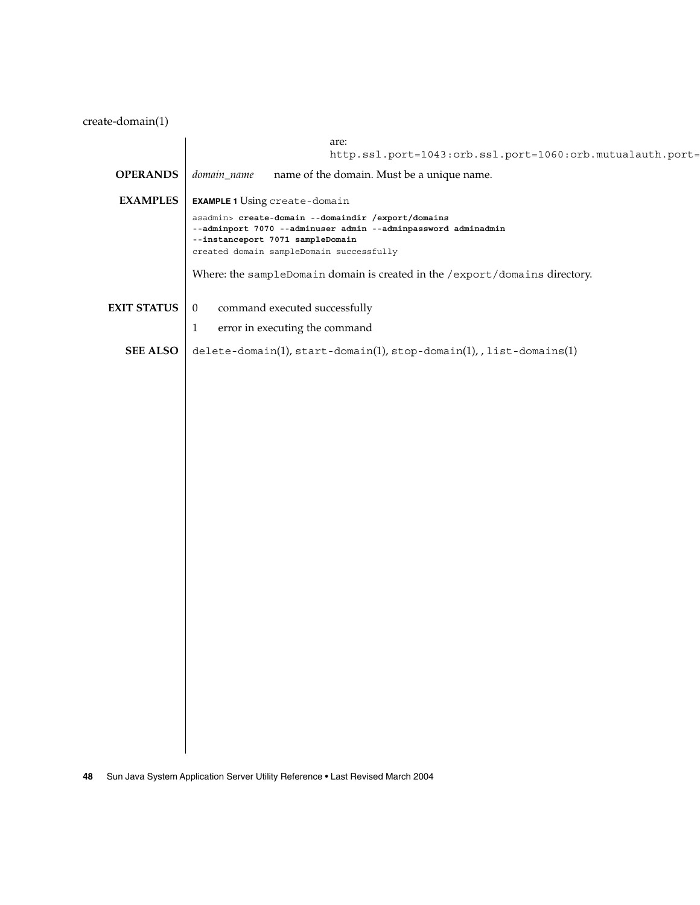are:
`http.ssl.port=1043:orb.ssl.port=1060:orb.mutualauth.port=`

## OPERANDS

*domain_name* name of the domain. Must be a unique name.

## EXAMPLES

**EXAMPLE 1** Using `create-domain`

```
asadmin> create-domain --domaindir /export/domains
--adminport 7070 --adminuser admin --adminpassword adminadmin
--instanceport 7071 sampleDomain
created domain sampleDomain successfully
```

Where: the `sampleDomain` domain is created in the `/export/domains` directory.

## EXIT STATUS

0 command executed successfully

1 error in executing the command

## SEE ALSO

`delete-domain`(1), `start-domain`(1), `stop-domain`(1), , `list-domains`(1)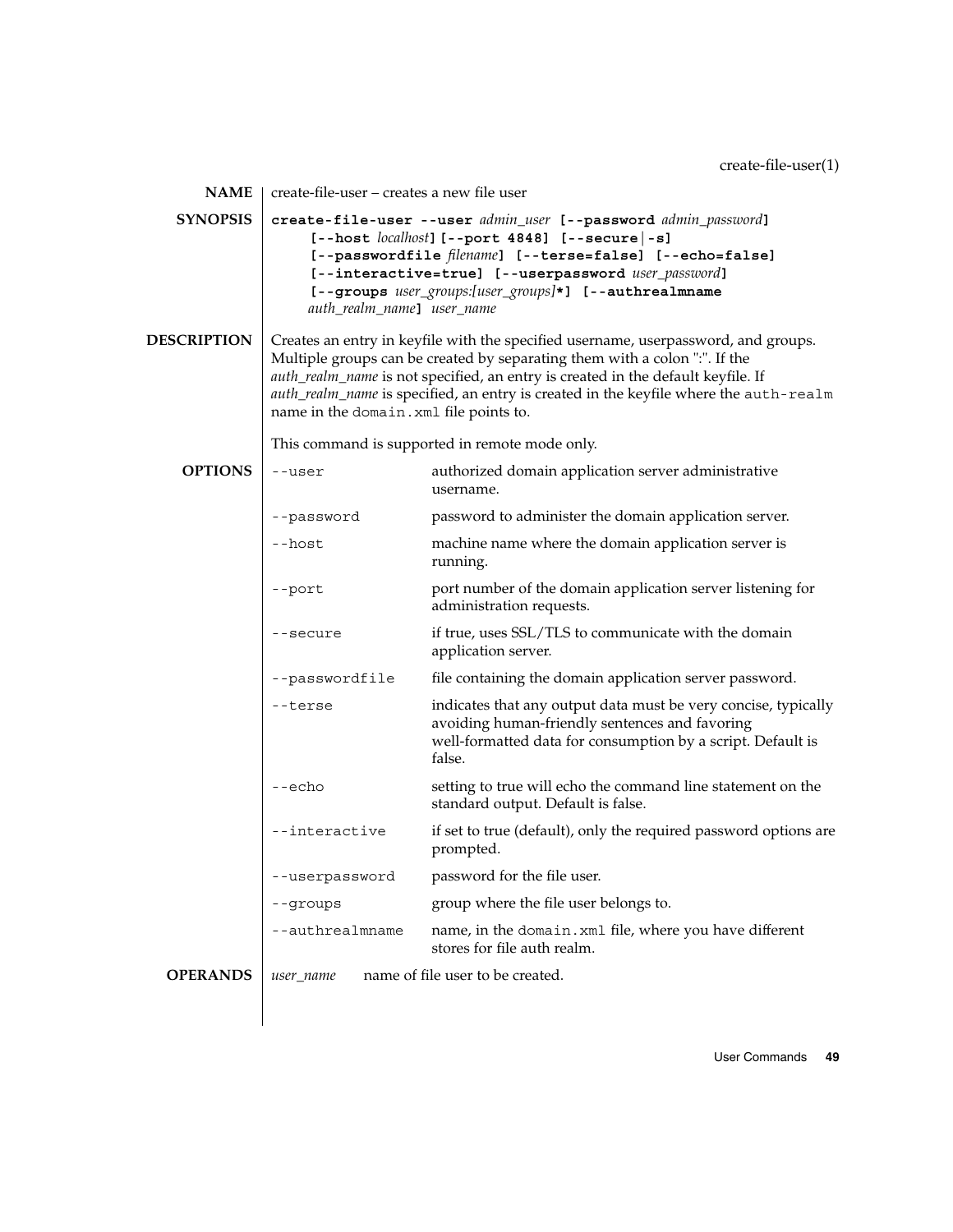## NAME

create-file-user – creates a new file user

## SYNOPSIS

**create-file-user --user** *admin_user* **[--password** *admin_password***]**
**[--host** *localhost***] [--port 4848] [--secure|-s]**
**[--passwordfile** *filename***] [--terse=false] [--echo=false]**
**[--interactive=true] [--userpassword** *user_password***]**
**[--groups** *user_groups:[user_groups]***\*] [--authrealmname**
*auth_realm_name***]** *user_name*

## DESCRIPTION

Creates an entry in keyfile with the specified username, userpassword, and groups. Multiple groups can be created by separating them with a colon ":". If the *auth_realm_name* is not specified, an entry is created in the default keyfile. If *auth_realm_name* is specified, an entry is created in the keyfile where the `auth-realm` name in the `domain.xml` file points to.

This command is supported in remote mode only.

## OPTIONS

| Option | Description |
|---|---|
| `--user` | authorized domain application server administrative username. |
| `--password` | password to administer the domain application server. |
| `--host` | machine name where the domain application server is running. |
| `--port` | port number of the domain application server listening for administration requests. |
| `--secure` | if true, uses SSL/TLS to communicate with the domain application server. |
| `--passwordfile` | file containing the domain application server password. |
| `--terse` | indicates that any output data must be very concise, typically avoiding human-friendly sentences and favoring well-formatted data for consumption by a script. Default is false. |
| `--echo` | setting to true will echo the command line statement on the standard output. Default is false. |
| `--interactive` | if set to true (default), only the required password options are prompted. |
| `--userpassword` | password for the file user. |
| `--groups` | group where the file user belongs to. |
| `--authrealmname` | name, in the `domain.xml` file, where you have different stores for file auth realm. |

## OPERANDS

| Operand | Description |
|---|---|
| *user_name* | name of file user to be created. |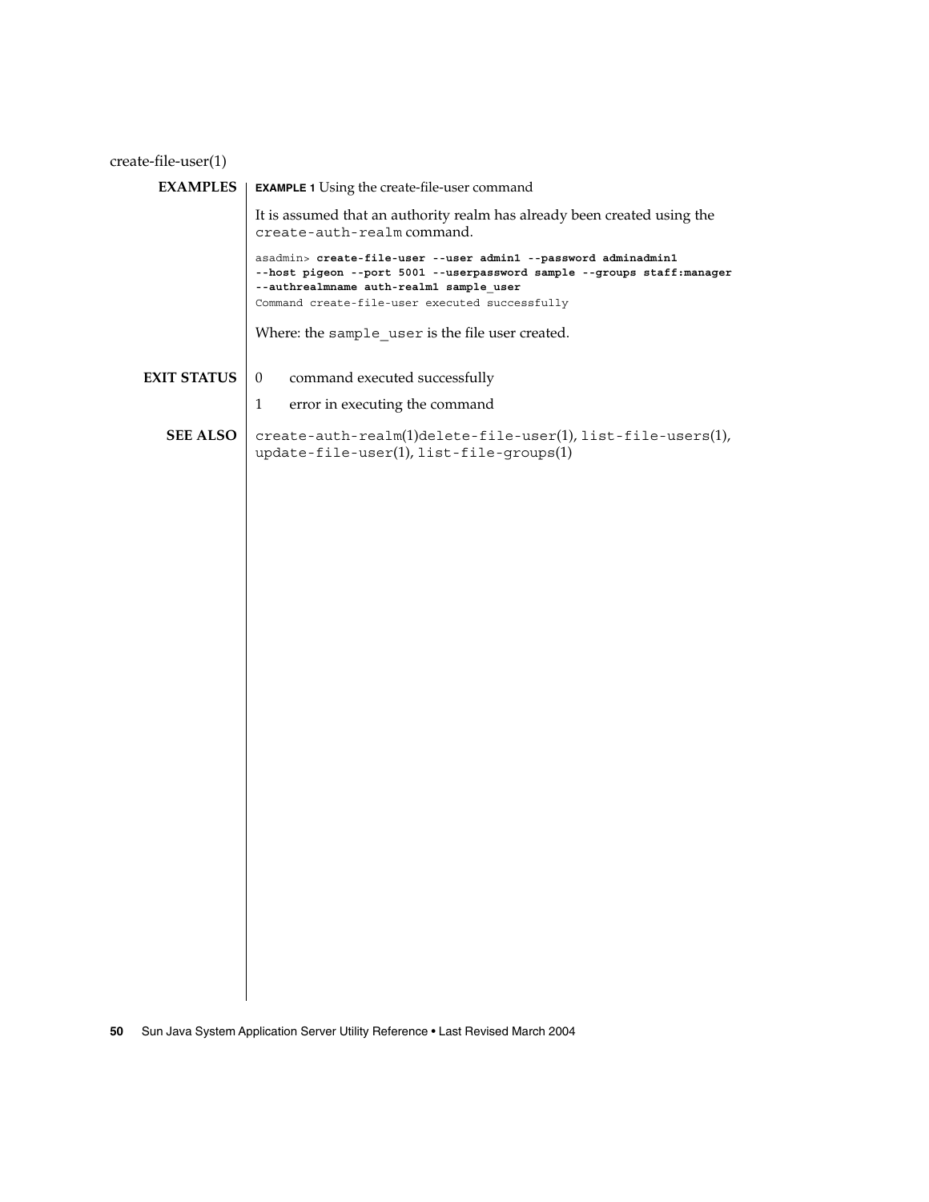create-file-user(1)

## EXAMPLES

**EXAMPLE 1** Using the create-file-user command

It is assumed that an authority realm has already been created using the `create-auth-realm` command.

```
asadmin> create-file-user --user admin1 --password adminadmin1
--host pigeon --port 5001 --userpassword sample --groups staff:manager
--authrealmname auth-realm1 sample_user
Command create-file-user executed successfully
```

Where: the `sample_user` is the file user created.

## EXIT STATUS

0 command executed successfully

1 error in executing the command

## SEE ALSO

`create-auth-realm`(1)`delete-file-user`(1), `list-file-users`(1), `update-file-user`(1), `list-file-groups`(1)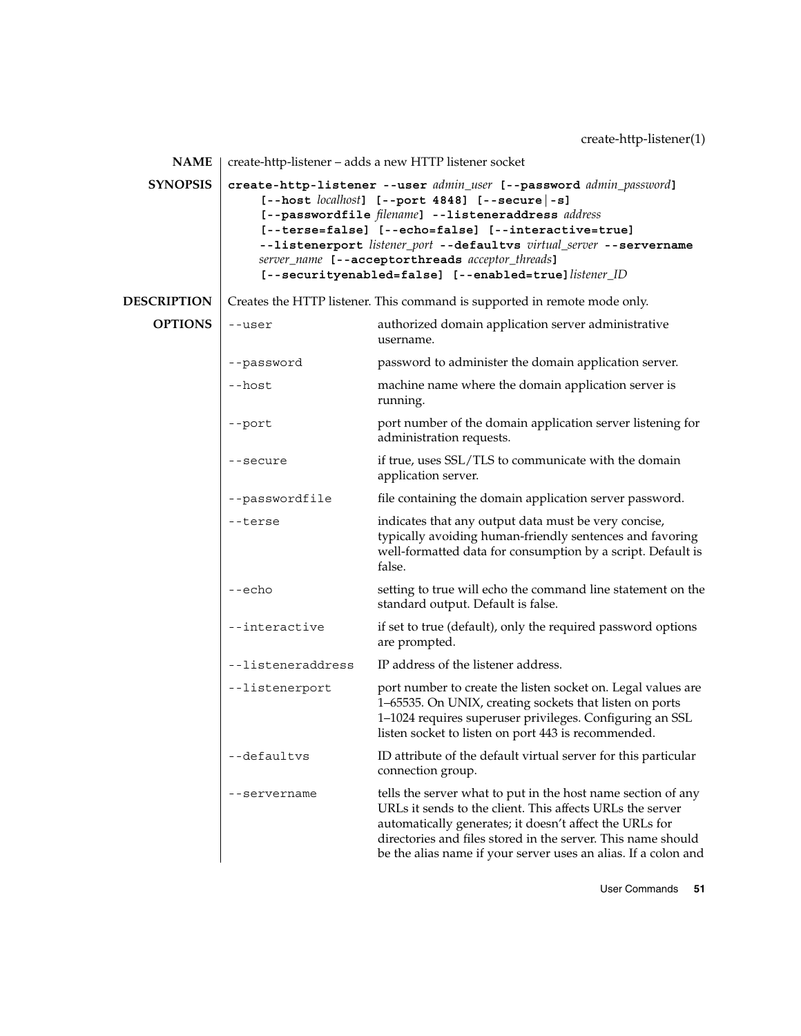## NAME

create-http-listener – adds a new HTTP listener socket

## SYNOPSIS

**create-http-listener --user** *admin_user* **[--password** *admin_password***]** **[--host** *localhost***]** **[--port 4848]** **[--secure|-s]** **[--passwordfile** *filename***]** **--listeneraddress** *address* **[--terse=false]** **[--echo=false]** **[--interactive=true]** **--listenerport** *listener_port* **--defaultvs** *virtual_server* **--servername** *server_name* **[--acceptorthreads** *acceptor_threads***]** **[--securityenabled=false]** **[--enabled=true]** *listener_ID*

## DESCRIPTION

Creates the HTTP listener. This command is supported in remote mode only.

## OPTIONS

| Option | Description |
|---|---|
| `--user` | authorized domain application server administrative username. |
| `--password` | password to administer the domain application server. |
| `--host` | machine name where the domain application server is running. |
| `--port` | port number of the domain application server listening for administration requests. |
| `--secure` | if true, uses SSL/TLS to communicate with the domain application server. |
| `--passwordfile` | file containing the domain application server password. |
| `--terse` | indicates that any output data must be very concise, typically avoiding human-friendly sentences and favoring well-formatted data for consumption by a script. Default is false. |
| `--echo` | setting to true will echo the command line statement on the standard output. Default is false. |
| `--interactive` | if set to true (default), only the required password options are prompted. |
| `--listeneraddress` | IP address of the listener address. |
| `--listenerport` | port number to create the listen socket on. Legal values are 1–65535. On UNIX, creating sockets that listen on ports 1–1024 requires superuser privileges. Configuring an SSL listen socket to listen on port 443 is recommended. |
| `--defaultvs` | ID attribute of the default virtual server for this particular connection group. |
| `--servername` | tells the server what to put in the host name section of any URLs it sends to the client. This affects URLs the server automatically generates; it doesn't affect the URLs for directories and files stored in the server. This name should be the alias name if your server uses an alias. If a colon and |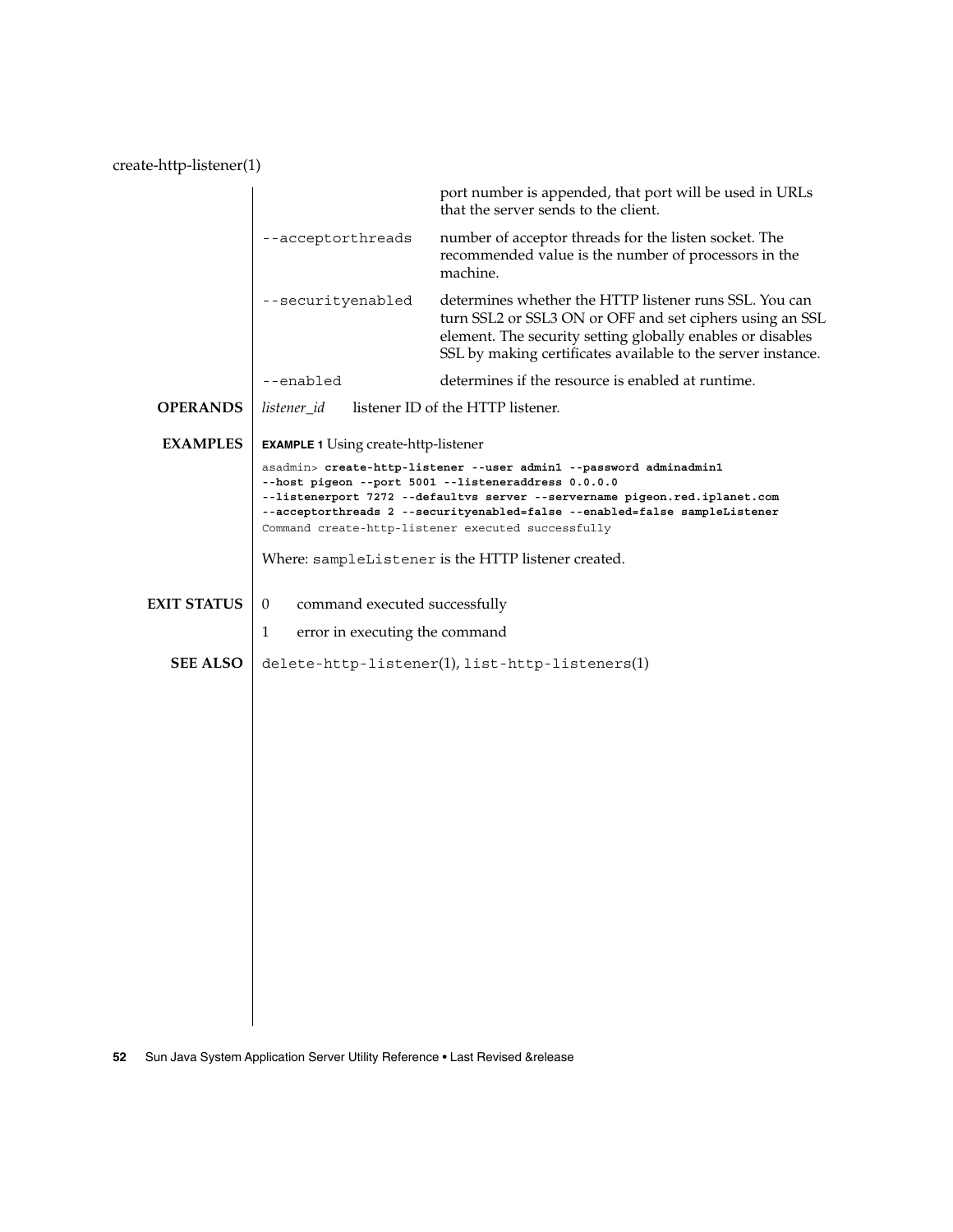port number is appended, that port will be used in URLs that the server sends to the client.

| | |
|---|---|
| `--acceptorthreads` | number of acceptor threads for the listen socket. The recommended value is the number of processors in the machine. |
| `--securityenabled` | determines whether the HTTP listener runs SSL. You can turn SSL2 or SSL3 ON or OFF and set ciphers using an SSL element. The security setting globally enables or disables SSL by making certificates available to the server instance. |
| `--enabled` | determines if the resource is enabled at runtime. |

## OPERANDS

*listener_id* listener ID of the HTTP listener.

## EXAMPLES

**EXAMPLE 1** Using create-http-listener

```
asadmin> create-http-listener --user admin1 --password adminadmin1
--host pigeon --port 5001 --listeneraddress 0.0.0.0
--listenerport 7272 --defaultvs server --servername pigeon.red.iplanet.com
--acceptorthreads 2 --securityenabled=false --enabled=false sampleListener
Command create-http-listener executed successfully
```

Where: `sampleListener` is the HTTP listener created.

## EXIT STATUS

| | |
|---|---|
| 0 | command executed successfully |
| 1 | error in executing the command |

## SEE ALSO

`delete-http-listener`(1), `list-http-listeners`(1)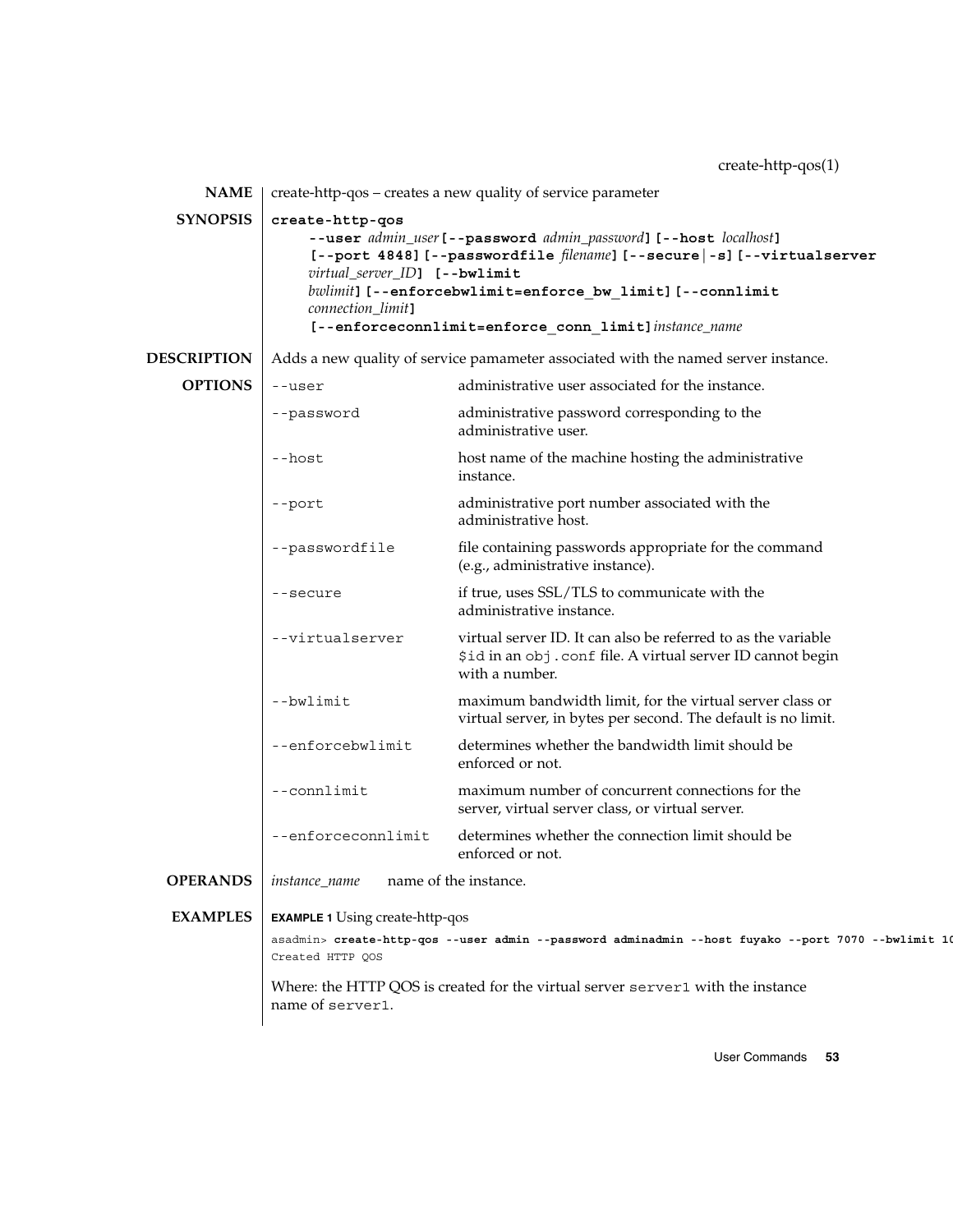## NAME

create-http-qos – creates a new quality of service parameter

## SYNOPSIS

**create-http-qos**
**--user** *admin_user* **[--password** *admin_password***] [--host** *localhost***] [--port 4848] [--passwordfile** *filename***] [--secure | -s] [--virtualserver** *virtual_server_ID***] [--bwlimit** *bwlimit***] [--enforcebwlimit=enforce_bw_limit] [--connlimit** *connection_limit***] [--enforceconnlimit=enforce_conn_limit]** *instance_name*

## DESCRIPTION

Adds a new quality of service pamameter associated with the named server instance.

## OPTIONS

| Option | Description |
| --- | --- |
| `--user` | administrative user associated for the instance. |
| `--password` | administrative password corresponding to the administrative user. |
| `--host` | host name of the machine hosting the administrative instance. |
| `--port` | administrative port number associated with the administrative host. |
| `--passwordfile` | file containing passwords appropriate for the command (e.g., administrative instance). |
| `--secure` | if true, uses SSL/TLS to communicate with the administrative instance. |
| `--virtualserver` | virtual server ID. It can also be referred to as the variable `$id` in an `obj.conf` file. A virtual server ID cannot begin with a number. |
| `--bwlimit` | maximum bandwidth limit, for the virtual server class or virtual server, in bytes per second. The default is no limit. |
| `--enforcebwlimit` | determines whether the bandwidth limit should be enforced or not. |
| `--connlimit` | maximum number of concurrent connections for the server, virtual server class, or virtual server. |
| `--enforceconnlimit` | determines whether the connection limit should be enforced or not. |

## OPERANDS

*instance_name* name of the instance.

## EXAMPLES

**EXAMPLE 1** Using create-http-qos

```
asadmin> create-http-qos --user admin --password adminadmin --host fuyako --port 7070 --bwlimit 10
Created HTTP QOS
```

Where: the HTTP QOS is created for the virtual server `server1` with the instance name of `server1`.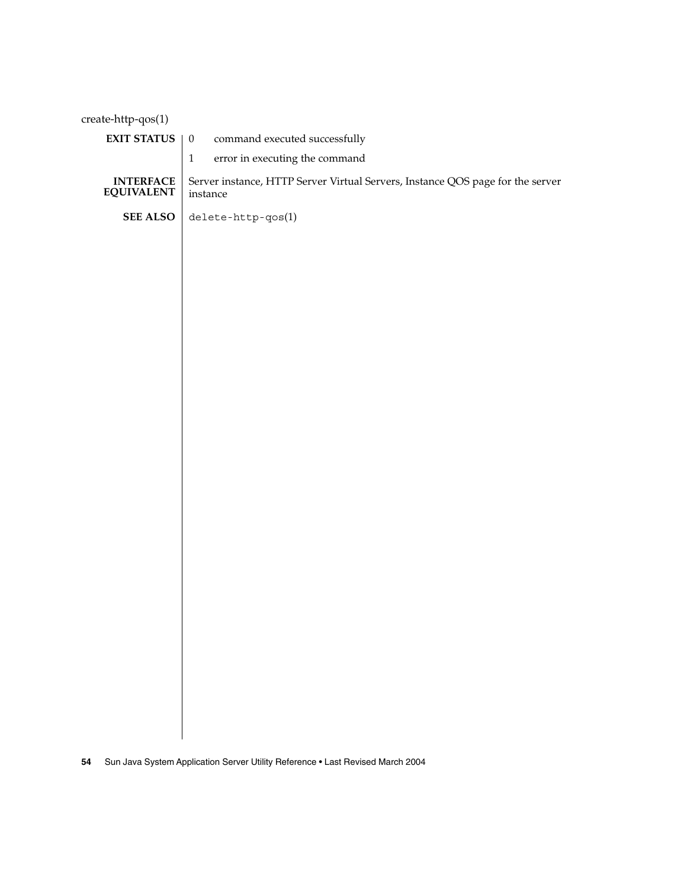## EXIT STATUS

| | |
|---|---|
| 0 | command executed successfully |
| 1 | error in executing the command |

## INTERFACE EQUIVALENT

Server instance, HTTP Server Virtual Servers, Instance QOS page for the server instance

## SEE ALSO

`delete-http-qos`(1)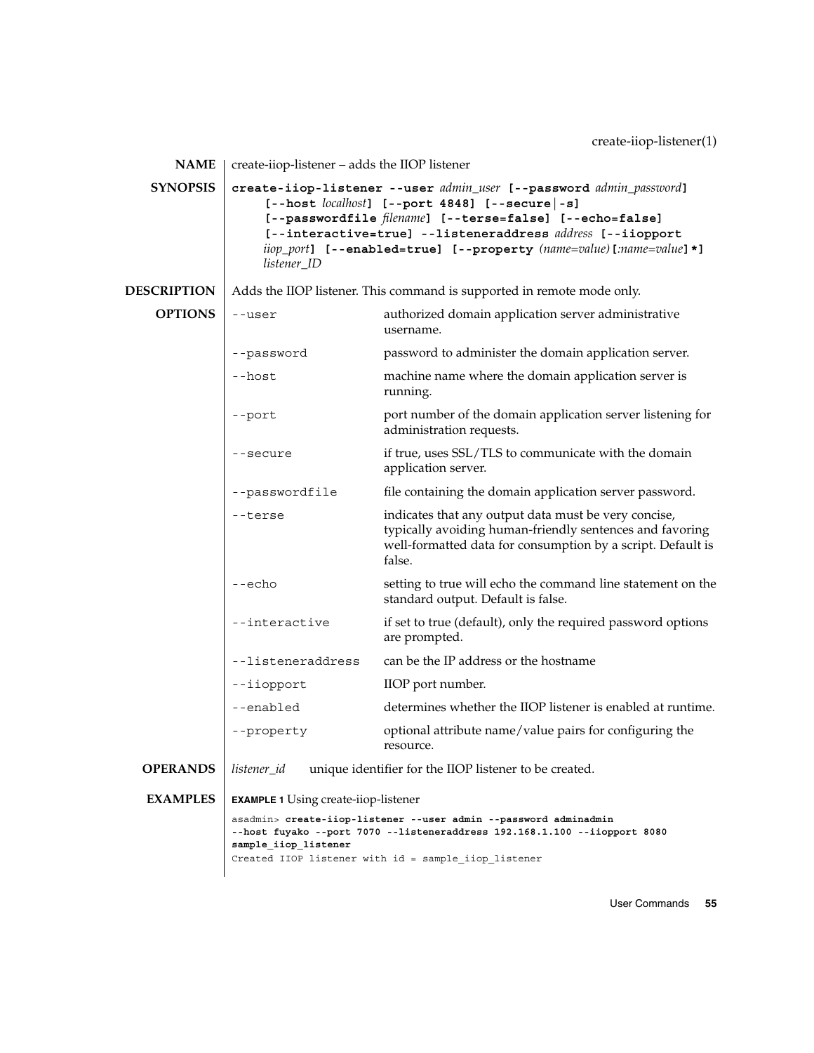## NAME

create-iiop-listener – adds the IIOP listener

## SYNOPSIS

**create-iiop-listener --user** *admin_user* **[--password** *admin_password***]** **[--host** *localhost***]** **[--port 4848]** **[--secure|-s]** **[--passwordfile** *filename***]** **[--terse=false]** **[--echo=false]** **[--interactive=true]** **--listeneraddress** *address* **[--iiopport** *iiop_port***]** **[--enabled=true]** **[--property** *(name=value)***[***:name=value***]*]** *listener_ID*

## DESCRIPTION

Adds the IIOP listener. This command is supported in remote mode only.

## OPTIONS

| | |
|---|---|
| `--user` | authorized domain application server administrative username. |
| `--password` | password to administer the domain application server. |
| `--host` | machine name where the domain application server is running. |
| `--port` | port number of the domain application server listening for administration requests. |
| `--secure` | if true, uses SSL/TLS to communicate with the domain application server. |
| `--passwordfile` | file containing the domain application server password. |
| `--terse` | indicates that any output data must be very concise, typically avoiding human-friendly sentences and favoring well-formatted data for consumption by a script. Default is false. |
| `--echo` | setting to true will echo the command line statement on the standard output. Default is false. |
| `--interactive` | if set to true (default), only the required password options are prompted. |
| `--listeneraddress` | can be the IP address or the hostname |
| `--iiopport` | IIOP port number. |
| `--enabled` | determines whether the IIOP listener is enabled at runtime. |
| `--property` | optional attribute name/value pairs for configuring the resource. |

## OPERANDS

*listener_id* unique identifier for the IIOP listener to be created.

## EXAMPLES

**EXAMPLE 1** Using create-iiop-listener

```
asadmin> create-iiop-listener --user admin --password adminadmin
--host fuyako --port 7070 --listeneraddress 192.168.1.100 --iiopport 8080
sample_iiop_listener
Created IIOP listener with id = sample_iiop_listener
```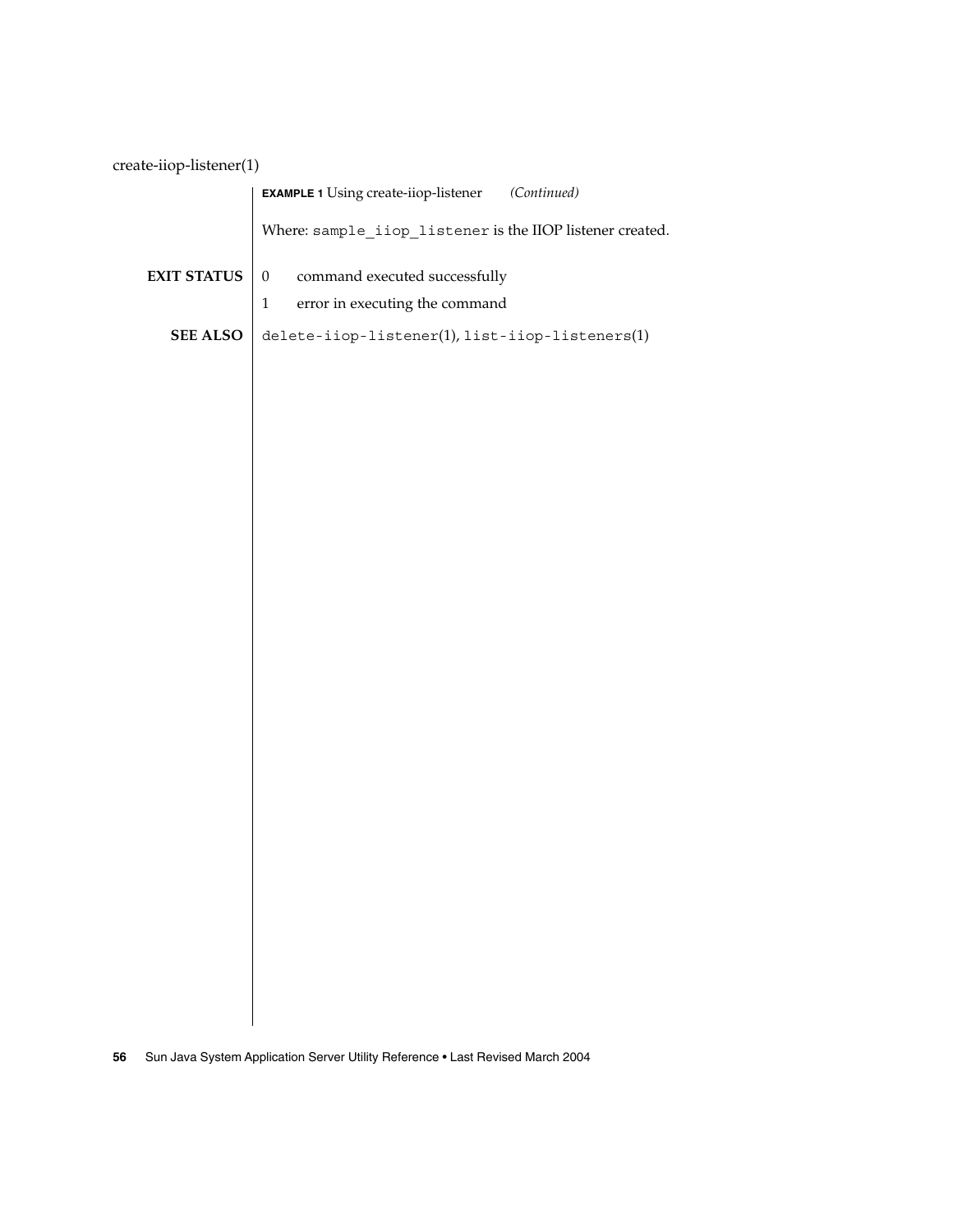**EXAMPLE 1** Using create-iiop-listener *(Continued)*

Where: `sample_iiop_listener` is the IIOP listener created.

**EXIT STATUS**

0 command executed successfully

1 error in executing the command

**SEE ALSO**

`delete-iiop-listener`(1), `list-iiop-listeners`(1)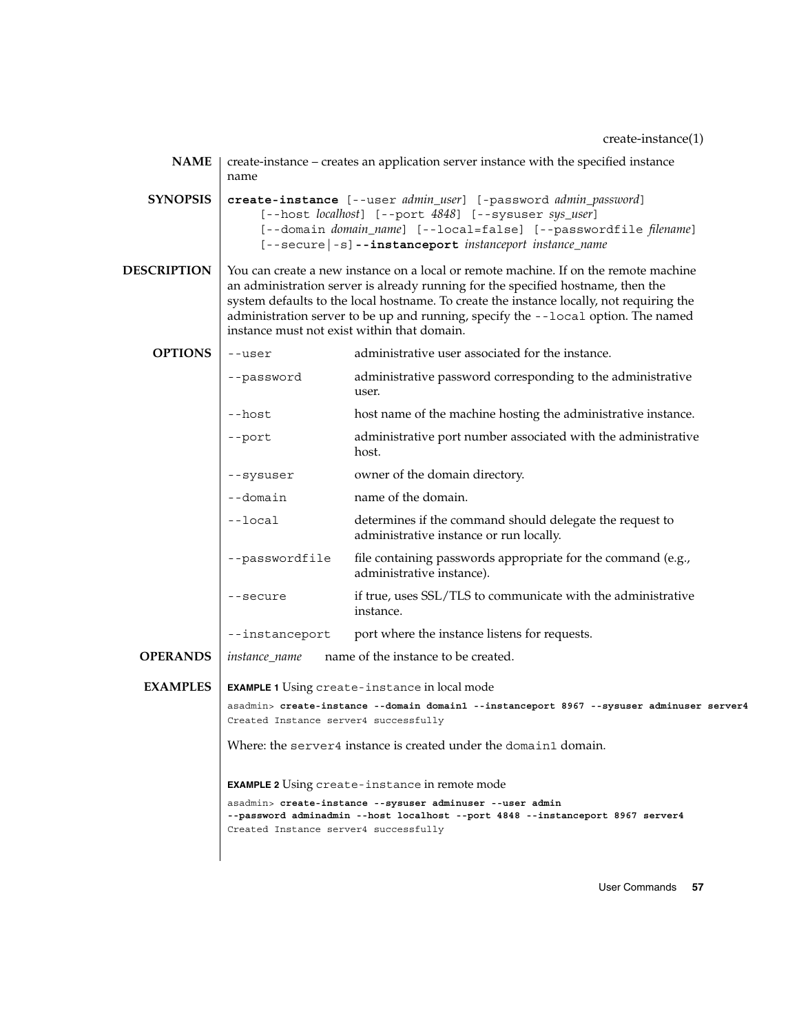## NAME

create-instance – creates an application server instance with the specified instance name

## SYNOPSIS

**create-instance** [--user *admin_user*] [-password *admin_password*]
    [--host *localhost*] [--port *4848*] [--sysuser *sys_user*]
    [--domain *domain_name*] [--local=false] [--passwordfile *filename*]
    [--secure|-s] **--instanceport** *instanceport instance_name*

## DESCRIPTION

You can create a new instance on a local or remote machine. If on the remote machine an administration server is already running for the specified hostname, then the system defaults to the local hostname. To create the instance locally, not requiring the administration server to be up and running, specify the `--local` option. The named instance must not exist within that domain.

## OPTIONS

| | |
|---|---|
| `--user` | administrative user associated for the instance. |
| `--password` | administrative password corresponding to the administrative user. |
| `--host` | host name of the machine hosting the administrative instance. |
| `--port` | administrative port number associated with the administrative host. |
| `--sysuser` | owner of the domain directory. |
| `--domain` | name of the domain. |
| `--local` | determines if the command should delegate the request to administrative instance or run locally. |
| `--passwordfile` | file containing passwords appropriate for the command (e.g., administrative instance). |
| `--secure` | if true, uses SSL/TLS to communicate with the administrative instance. |
| `--instanceport` | port where the instance listens for requests. |

## OPERANDS

| | |
|---|---|
| *instance_name* | name of the instance to be created. |

## EXAMPLES

**EXAMPLE 1** Using `create-instance` in local mode

```
asadmin> create-instance --domain domain1 --instanceport 8967 --sysuser adminuser server4
Created Instance server4 successfully
```

Where: the `server4` instance is created under the `domain1` domain.

**EXAMPLE 2** Using `create-instance` in remote mode

```
asadmin> create-instance --sysuser adminuser --user admin
--password adminadmin --host localhost --port 4848 --instanceport 8967 server4
Created Instance server4 successfully
```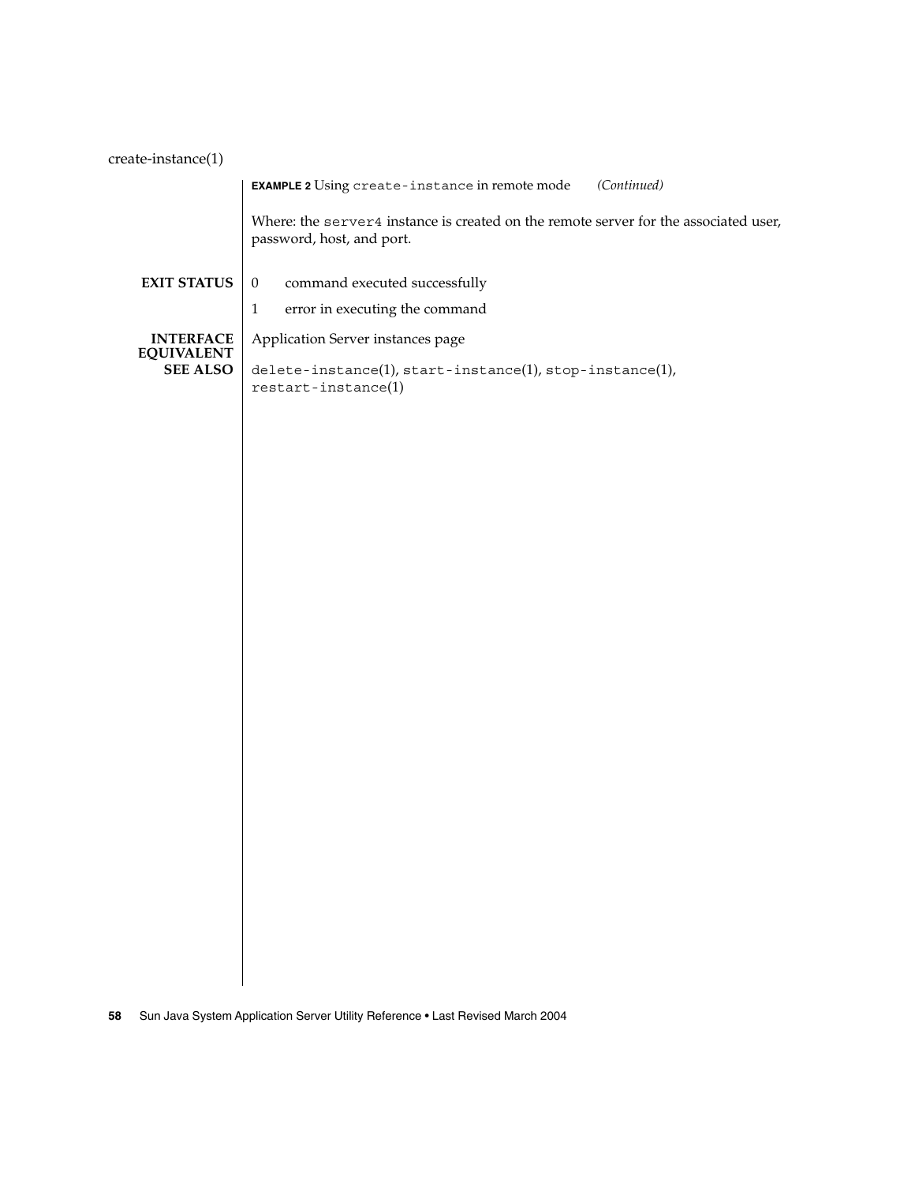**EXAMPLE 2** Using `create-instance` in remote mode *(Continued)*

Where: the `server4` instance is created on the remote server for the associated user, password, host, and port.

**EXIT STATUS**

0 command executed successfully

1 error in executing the command

**INTERFACE EQUIVALENT**

Application Server instances page

**SEE ALSO**

`delete-instance`(1), `start-instance`(1), `stop-instance`(1), `restart-instance`(1)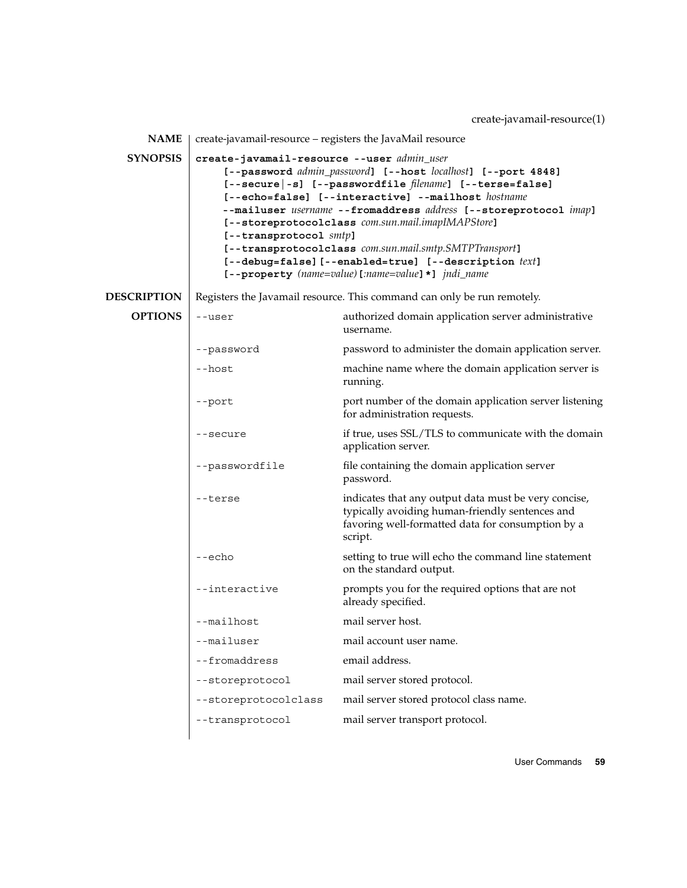create-javamail-resource(1)

**NAME**

create-javamail-resource – registers the JavaMail resource

**SYNOPSIS**

**create-javamail-resource --user** *admin_user* **[--password** *admin_password***] [--host** *localhost***] [--port 4848] [--secure|-s] [--passwordfile** *filename***] [--terse=false] [--echo=false] [--interactive] --mailhost** *hostname* **--mailuser** *username* **--fromaddress** *address* **[--storeprotocol** *imap***] [--storeprotocolclass** *com.sun.mail.imapIMAPStore***] [--transprotocol** *smtp***] [--transprotocolclass** *com.sun.mail.smtp.SMTPTransport***] [--debug=false] [--enabled=true] [--description** *text***] [--property** *(name=value)***[***:name=value***]\*]** *jndi_name*

**DESCRIPTION**

Registers the Javamail resource. This command can only be run remotely.

**OPTIONS**

| Option | Description |
| --- | --- |
| `--user` | authorized domain application server administrative username. |
| `--password` | password to administer the domain application server. |
| `--host` | machine name where the domain application server is running. |
| `--port` | port number of the domain application server listening for administration requests. |
| `--secure` | if true, uses SSL/TLS to communicate with the domain application server. |
| `--passwordfile` | file containing the domain application server password. |
| `--terse` | indicates that any output data must be very concise, typically avoiding human-friendly sentences and favoring well-formatted data for consumption by a script. |
| `--echo` | setting to true will echo the command line statement on the standard output. |
| `--interactive` | prompts you for the required options that are not already specified. |
| `--mailhost` | mail server host. |
| `--mailuser` | mail account user name. |
| `--fromaddress` | email address. |
| `--storeprotocol` | mail server stored protocol. |
| `--storeprotocolclass` | mail server stored protocol class name. |
| `--transprotocol` | mail server transport protocol. |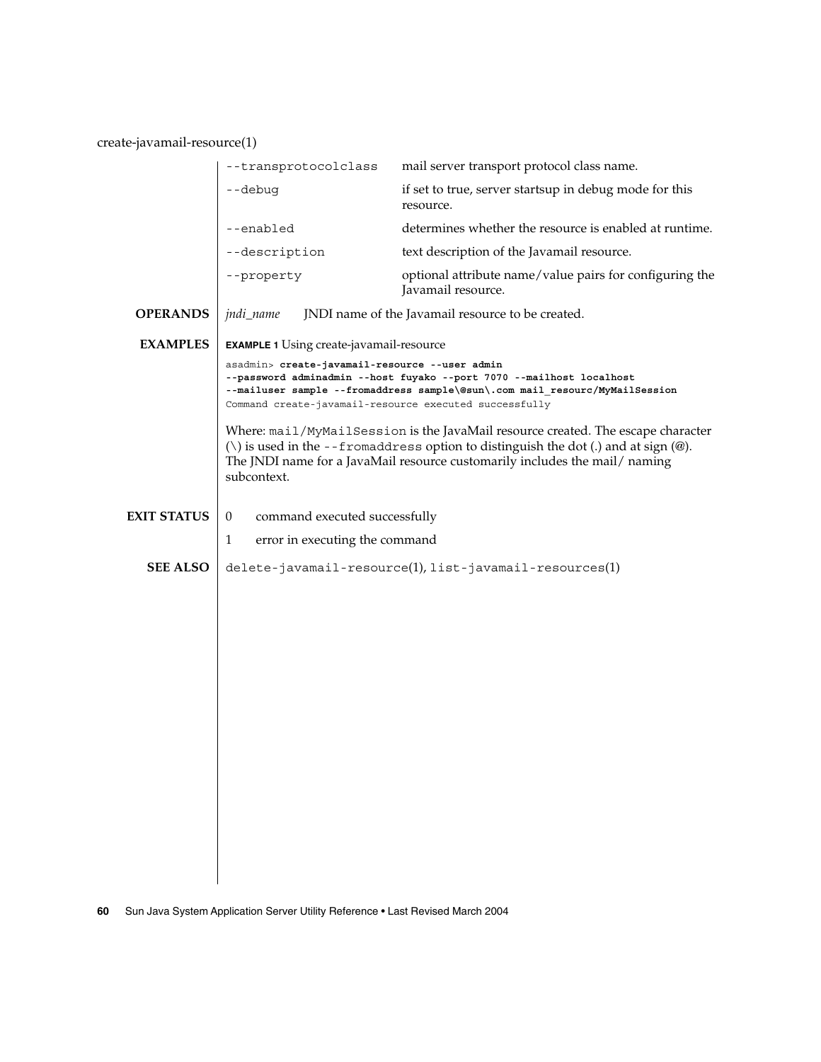| | |
|---|---|
| `--transprotocolclass` | mail server transport protocol class name. |
| `--debug` | if set to true, server startsup in debug mode for this resource. |
| `--enabled` | determines whether the resource is enabled at runtime. |
| `--description` | text description of the Javamail resource. |
| `--property` | optional attribute name/value pairs for configuring the Javamail resource. |

**OPERANDS**

*jndi_name* JNDI name of the Javamail resource to be created.

**EXAMPLES**

**EXAMPLE 1** Using create-javamail-resource

```
asadmin> create-javamail-resource --user admin
--password adminadmin --host fuyako --port 7070 --mailhost localhost
--mailuser sample --fromaddress sample\@sun\.com mail_resourc/MyMailSession
Command create-javamail-resource executed successfully
```

Where: `mail/MyMailSession` is the JavaMail resource created. The escape character (\) is used in the `--fromaddress` option to distinguish the dot (.) and at sign (@). The JNDI name for a JavaMail resource customarily includes the mail/ naming subcontext.

**EXIT STATUS**

| | |
|---|---|
| 0 | command executed successfully |
| 1 | error in executing the command |

**SEE ALSO**

`delete-javamail-resource`(1), `list-javamail-resources`(1)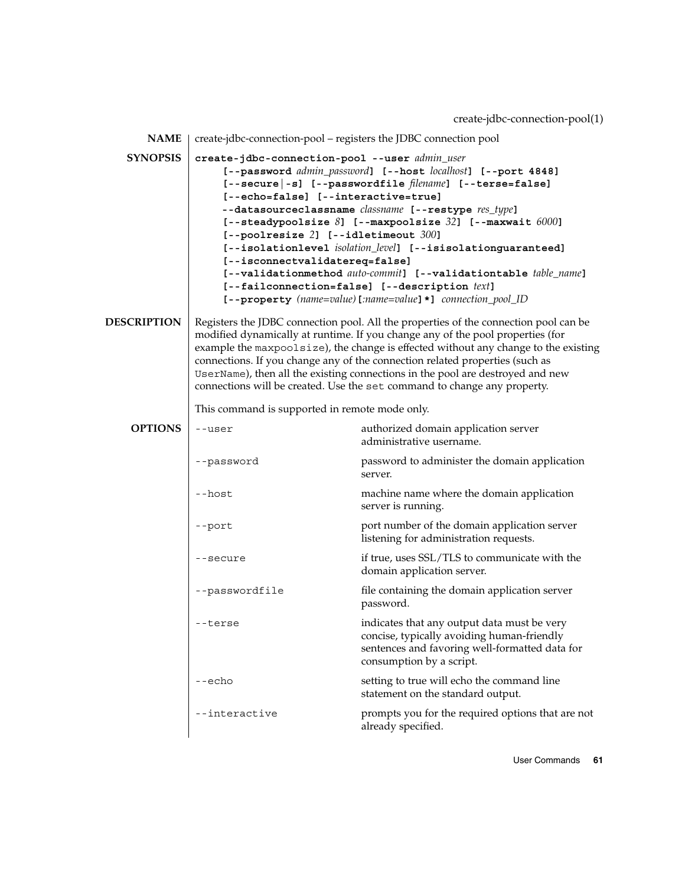## NAME

create-jdbc-connection-pool – registers the JDBC connection pool

## SYNOPSIS

**create-jdbc-connection-pool --user** *admin_user*
**[--password** *admin_password***] [--host** *localhost***] [--port 4848]**
**[--secure|-s] [--passwordfile** *filename***] [--terse=false]**
**[--echo=false] [--interactive=true]**
**--datasourceclassname** *classname* **[--restype** *res_type***]**
**[--steadypoolsize** *8***] [--maxpoolsize** *32***] [--maxwait** *6000***]**
**[--poolresize** *2***] [--idletimeout** *300***]**
**[--isolationlevel** *isolation_level***] [--isisolationguaranteed]**
**[--isconnectvalidatereq=false]**
**[--validationmethod** *auto-commit***] [--validationtable** *table_name***]**
**[--failconnection=false] [--description** *text***]**
**[--property** *(name=value)***[***:name=value***]*]** *connection_pool_ID*

## DESCRIPTION

Registers the JDBC connection pool. All the properties of the connection pool can be modified dynamically at runtime. If you change any of the pool properties (for example the `maxpoolsize`), the change is effected without any change to the existing connections. If you change any of the connection related properties (such as `UserName`), then all the existing connections in the pool are destroyed and new connections will be created. Use the `set` command to change any property.

This command is supported in remote mode only.

## OPTIONS

| | |
|---|---|
| `--user` | authorized domain application server administrative username. |
| `--password` | password to administer the domain application server. |
| `--host` | machine name where the domain application server is running. |
| `--port` | port number of the domain application server listening for administration requests. |
| `--secure` | if true, uses SSL/TLS to communicate with the domain application server. |
| `--passwordfile` | file containing the domain application server password. |
| `--terse` | indicates that any output data must be very concise, typically avoiding human-friendly sentences and favoring well-formatted data for consumption by a script. |
| `--echo` | setting to true will echo the command line statement on the standard output. |
| `--interactive` | prompts you for the required options that are not already specified. |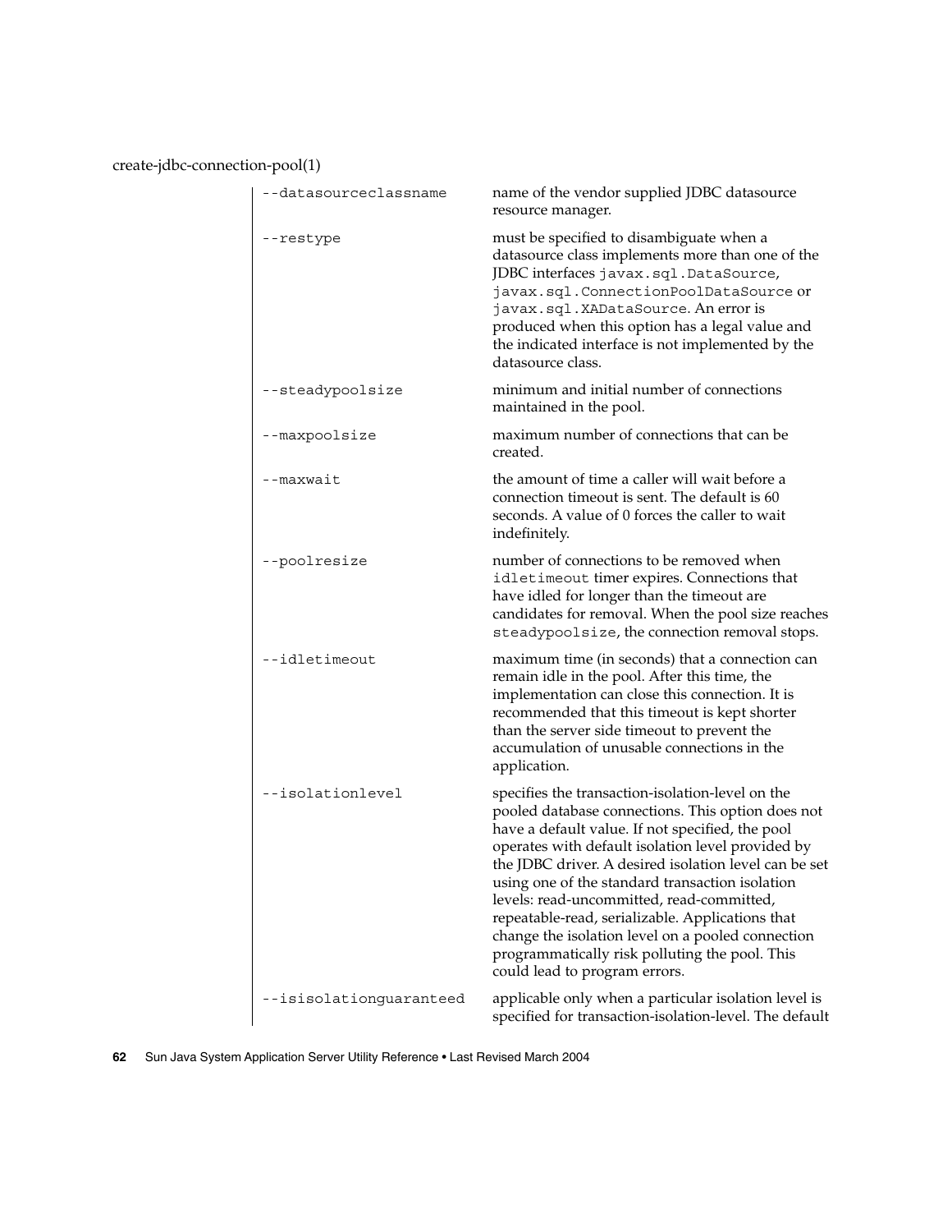| | |
|---|---|
| `--datasourceclassname` | name of the vendor supplied JDBC datasource resource manager. |
| `--restype` | must be specified to disambiguate when a datasource class implements more than one of the JDBC interfaces `javax.sql.DataSource`, `javax.sql.ConnectionPoolDataSource` or `javax.sql.XADataSource`. An error is produced when this option has a legal value and the indicated interface is not implemented by the datasource class. |
| `--steadypoolsize` | minimum and initial number of connections maintained in the pool. |
| `--maxpoolsize` | maximum number of connections that can be created. |
| `--maxwait` | the amount of time a caller will wait before a connection timeout is sent. The default is 60 seconds. A value of 0 forces the caller to wait indefinitely. |
| `--poolresize` | number of connections to be removed when `idletimeout` timer expires. Connections that have idled for longer than the timeout are candidates for removal. When the pool size reaches `steadypoolsize`, the connection removal stops. |
| `--idletimeout` | maximum time (in seconds) that a connection can remain idle in the pool. After this time, the implementation can close this connection. It is recommended that this timeout is kept shorter than the server side timeout to prevent the accumulation of unusable connections in the application. |
| `--isolationlevel` | specifies the transaction-isolation-level on the pooled database connections. This option does not have a default value. If not specified, the pool operates with default isolation level provided by the JDBC driver. A desired isolation level can be set using one of the standard transaction isolation levels: read-uncommitted, read-committed, repeatable-read, serializable. Applications that change the isolation level on a pooled connection programmatically risk polluting the pool. This could lead to program errors. |
| `--isisolationguaranteed` | applicable only when a particular isolation level is specified for transaction-isolation-level. The default |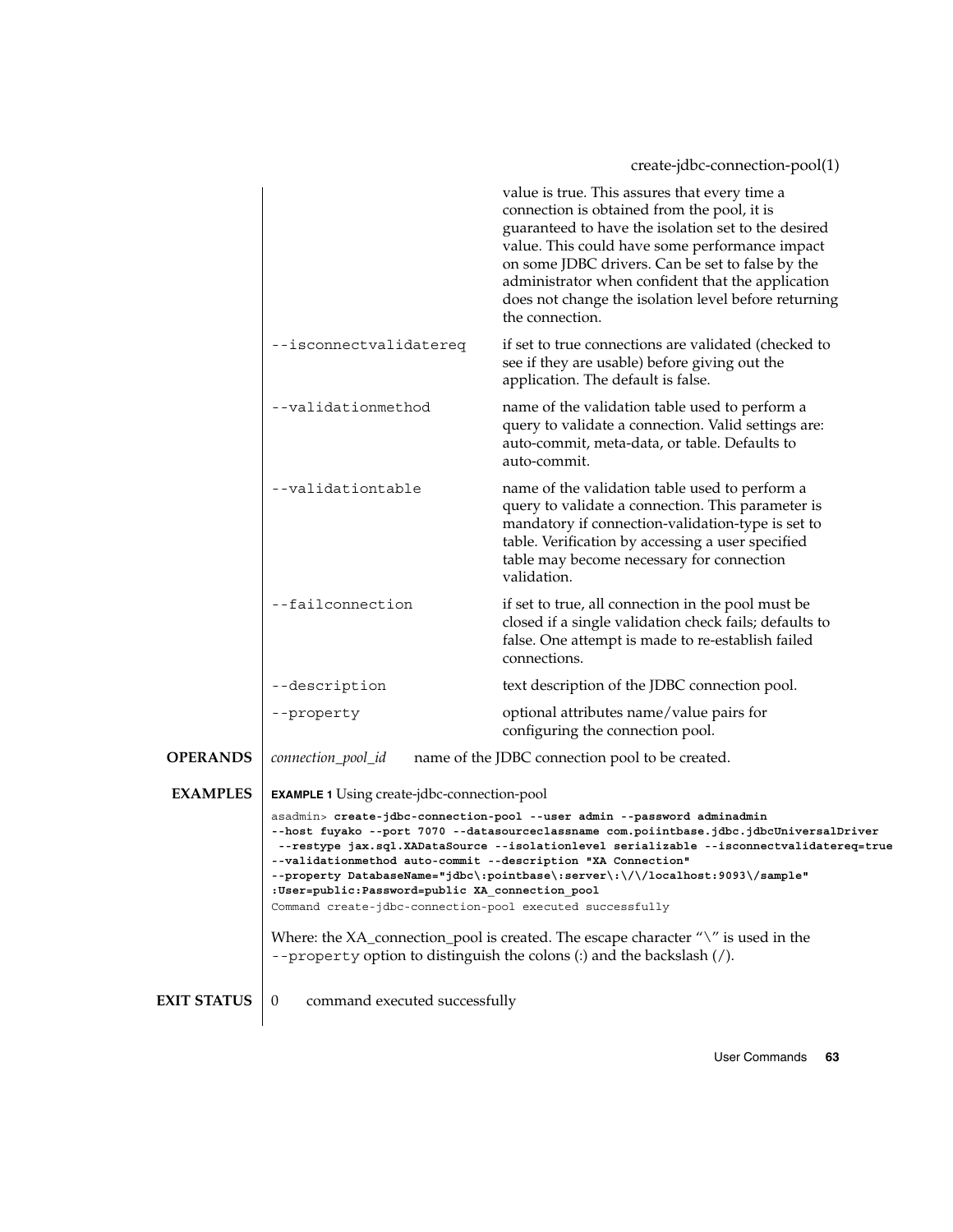| | |
|---|---|
| | value is true. This assures that every time a connection is obtained from the pool, it is guaranteed to have the isolation set to the desired value. This could have some performance impact on some JDBC drivers. Can be set to false by the administrator when confident that the application does not change the isolation level before returning the connection. |
| `--isconnectvalidatereq` | if set to true connections are validated (checked to see if they are usable) before giving out the application. The default is false. |
| `--validationmethod` | name of the validation table used to perform a query to validate a connection. Valid settings are: auto-commit, meta-data, or table. Defaults to auto-commit. |
| `--validationtable` | name of the validation table used to perform a query to validate a connection. This parameter is mandatory if connection-validation-type is set to table. Verification by accessing a user specified table may become necessary for connection validation. |
| `--failconnection` | if set to true, all connection in the pool must be closed if a single validation check fails; defaults to false. One attempt is made to re-establish failed connections. |
| `--description` | text description of the JDBC connection pool. |
| `--property` | optional attributes name/value pairs for configuring the connection pool. |

## OPERANDS

*connection_pool_id* name of the JDBC connection pool to be created.

## EXAMPLES

**EXAMPLE 1** Using create-jdbc-connection-pool

```
asadmin> create-jdbc-connection-pool --user admin --password adminadmin
--host fuyako --port 7070 --datasourceclassname com.poiintbase.jdbc.jdbcUniversalDriver
 --restype jax.sql.XADataSource --isolationlevel serializable --isconnectvalidatereq=true
--validationmethod auto-commit --description "XA Connection"
--property DatabaseName="jdbc\:pointbase\:server\:\/\/localhost:9093\/sample"
:User=public:Password=public XA_connection_pool
Command create-jdbc-connection-pool executed successfully
```

Where: the XA_connection_pool is created. The escape character "\" is used in the `--property` option to distinguish the colons (:) and the backslash (/).

## EXIT STATUS

0 command executed successfully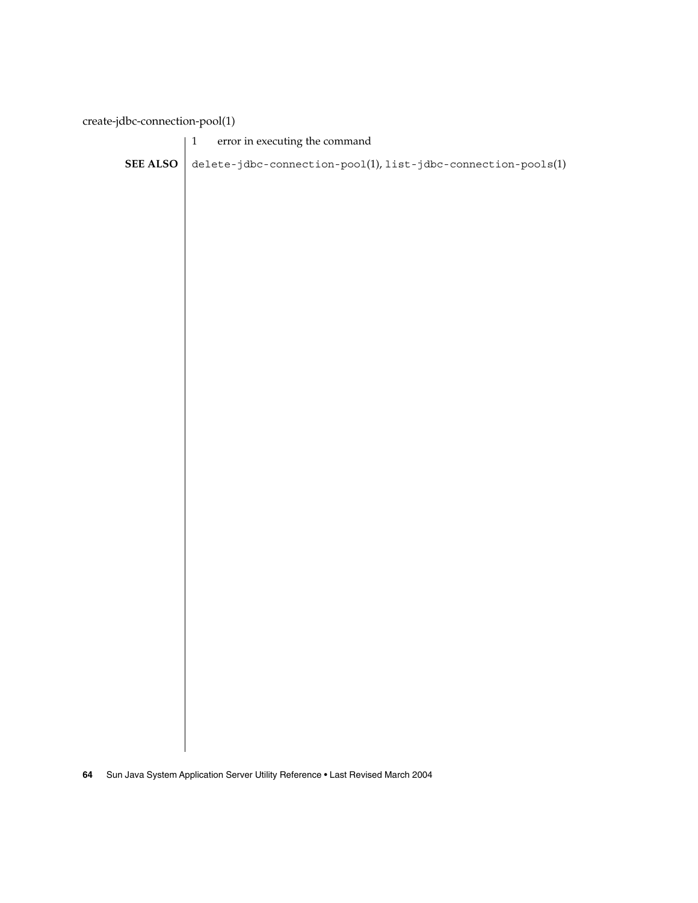1 error in executing the command

**SEE ALSO**

`delete-jdbc-connection-pool`(1), `list-jdbc-connection-pools`(1)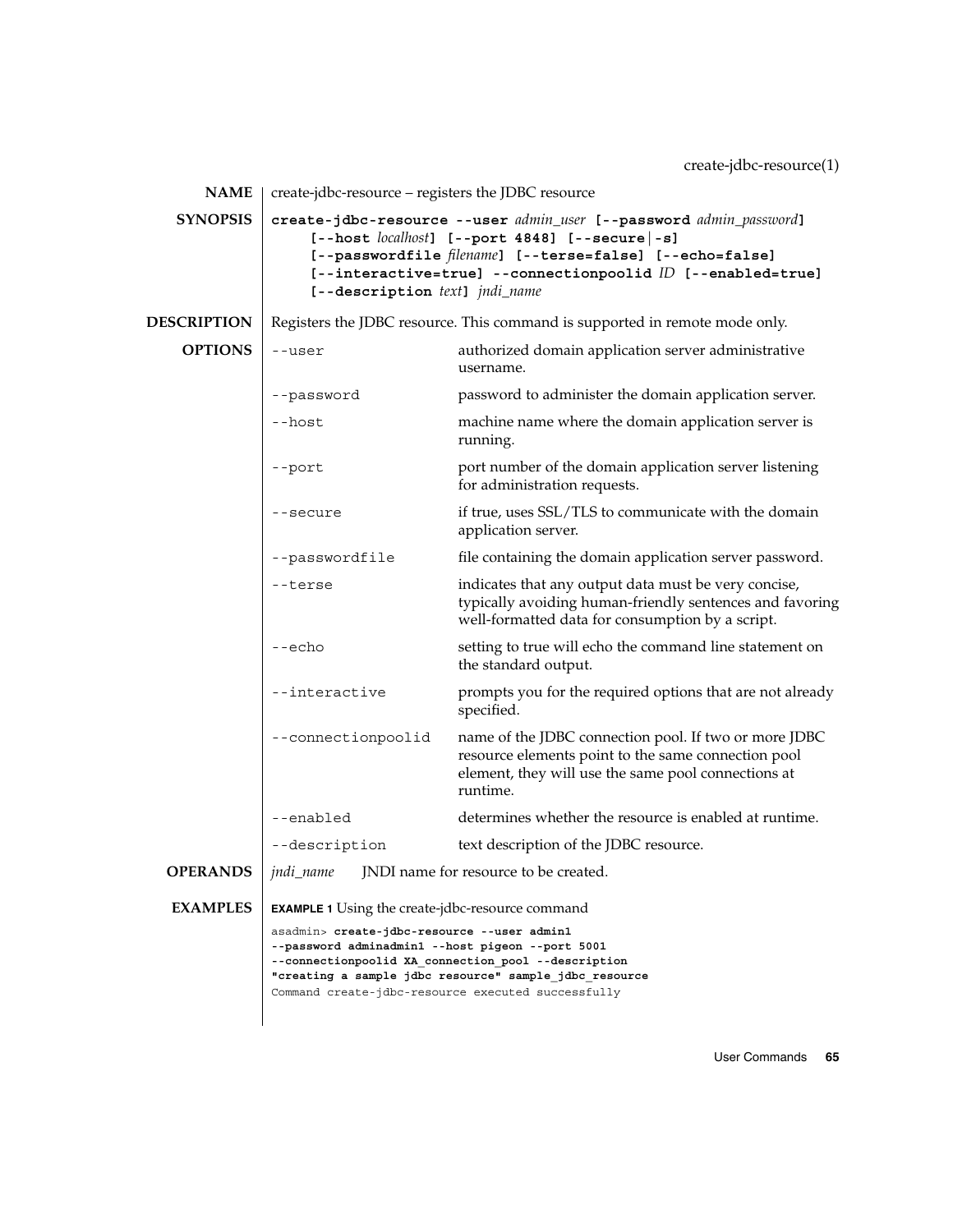## NAME

create-jdbc-resource – registers the JDBC resource

## SYNOPSIS

**create-jdbc-resource --user** *admin_user* **[--password** *admin_password***]** **[--host** *localhost***] [--port 4848] [--secure|-s]** **[--passwordfile** *filename***] [--terse=false] [--echo=false]** **[--interactive=true] --connectionpoolid** *ID* **[--enabled=true]** **[--description** *text***]** *jndi_name*

## DESCRIPTION

Registers the JDBC resource. This command is supported in remote mode only.

## OPTIONS

| | |
|---|---|
| `--user` | authorized domain application server administrative username. |
| `--password` | password to administer the domain application server. |
| `--host` | machine name where the domain application server is running. |
| `--port` | port number of the domain application server listening for administration requests. |
| `--secure` | if true, uses SSL/TLS to communicate with the domain application server. |
| `--passwordfile` | file containing the domain application server password. |
| `--terse` | indicates that any output data must be very concise, typically avoiding human-friendly sentences and favoring well-formatted data for consumption by a script. |
| `--echo` | setting to true will echo the command line statement on the standard output. |
| `--interactive` | prompts you for the required options that are not already specified. |
| `--connectionpoolid` | name of the JDBC connection pool. If two or more JDBC resource elements point to the same connection pool element, they will use the same pool connections at runtime. |
| `--enabled` | determines whether the resource is enabled at runtime. |
| `--description` | text description of the JDBC resource. |

## OPERANDS

*jndi_name* JNDI name for resource to be created.

## EXAMPLES

**EXAMPLE 1** Using the create-jdbc-resource command

```
asadmin> create-jdbc-resource --user admin1
--password adminadmin1 --host pigeon --port 5001
--connectionpoolid XA_connection_pool --description
"creating a sample jdbc resource" sample_jdbc_resource
Command create-jdbc-resource executed successfully
```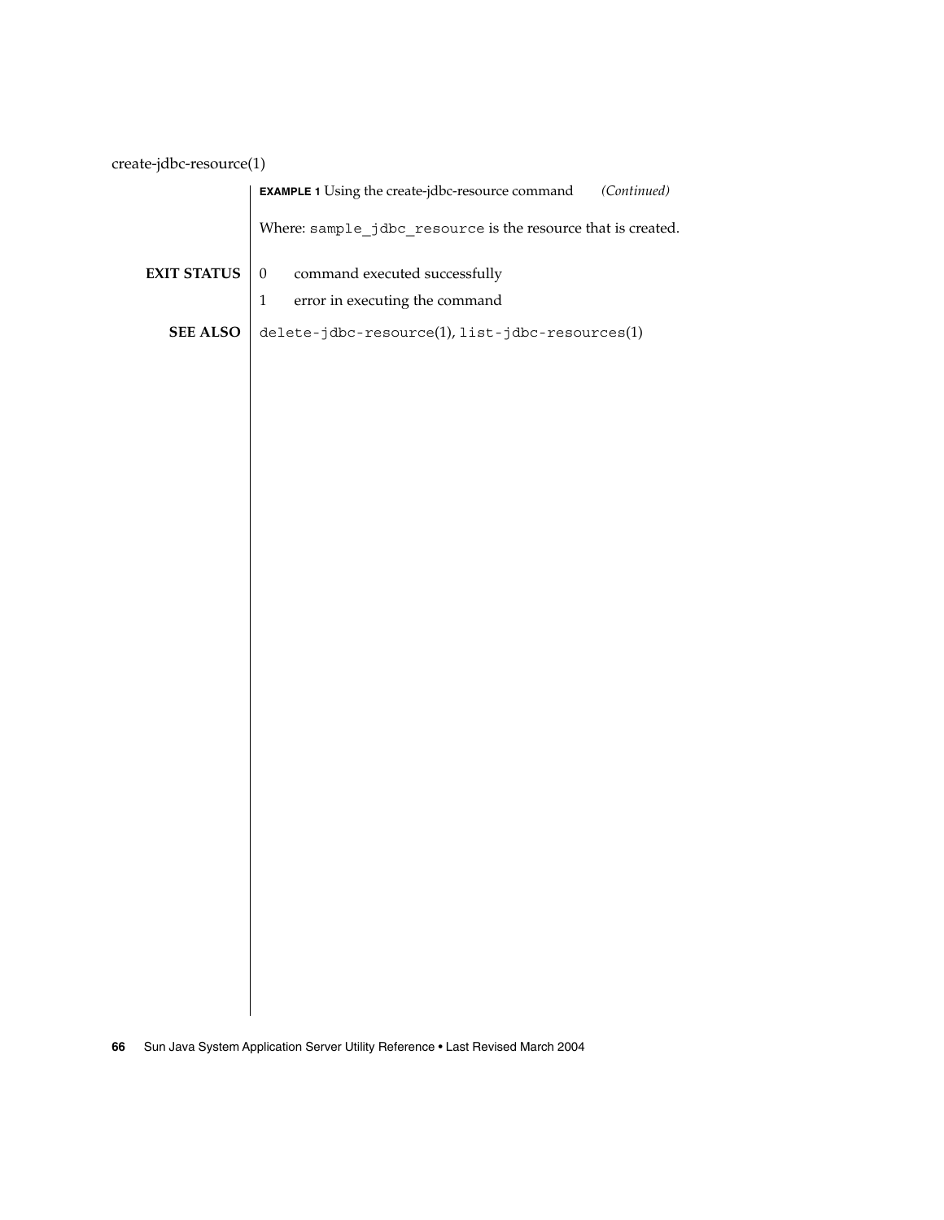**EXAMPLE 1** Using the create-jdbc-resource command *(Continued)*

Where: `sample_jdbc_resource` is the resource that is created.

## EXIT STATUS

0 command executed successfully

1 error in executing the command

## SEE ALSO

`delete-jdbc-resource`(1), `list-jdbc-resources`(1)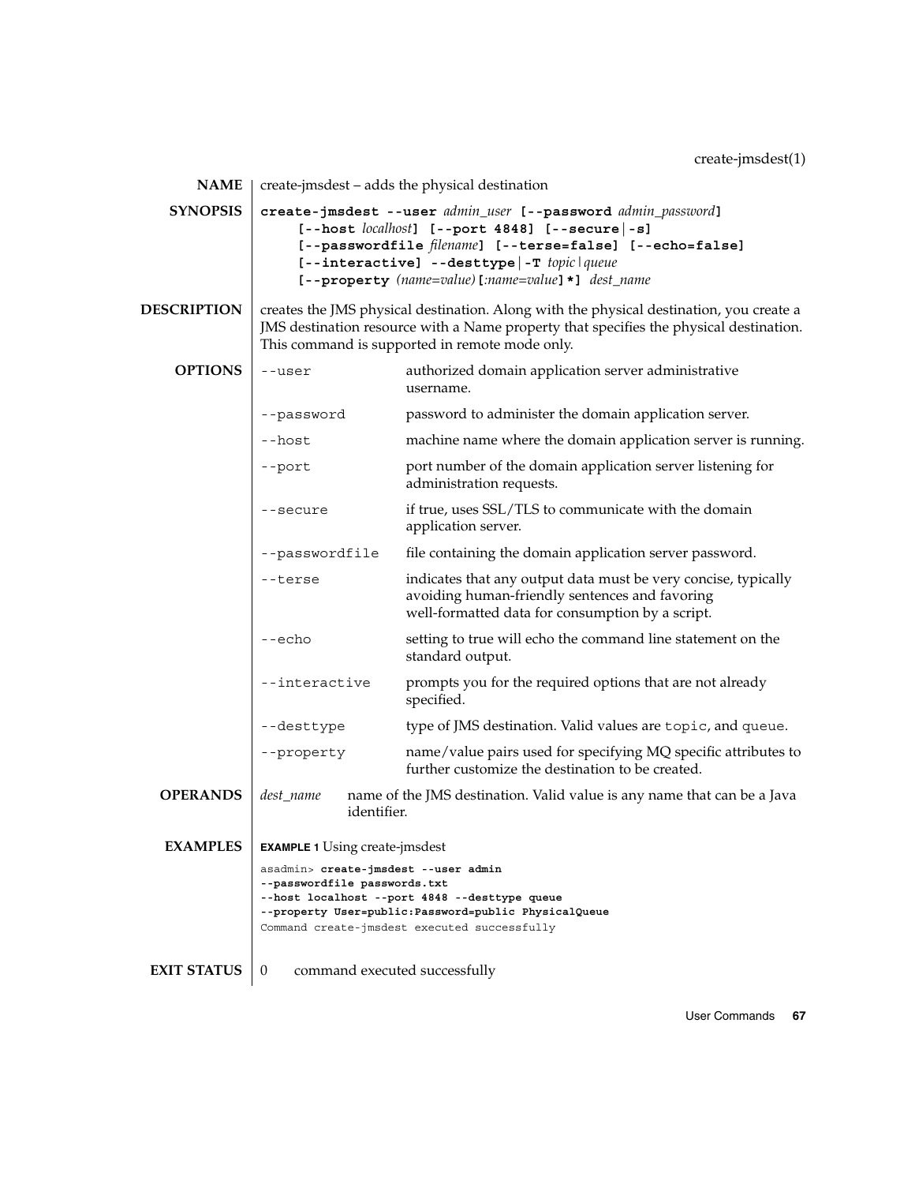create-jmsdest(1)

## NAME

create-jmsdest – adds the physical destination

## SYNOPSIS

**create-jmsdest --user** *admin_user* **[--password** *admin_password***]** **[--host** *localhost***]** **[--port 4848]** **[--secure|-s]** **[--passwordfile** *filename***]** **[--terse=false]** **[--echo=false]** **[--interactive]** **--desttype|-T** *topic|queue* **[--property** *(name=value)***[***:name=value***]*]** *dest_name*

## DESCRIPTION

creates the JMS physical destination. Along with the physical destination, you create a JMS destination resource with a Name property that specifies the physical destination. This command is supported in remote mode only.

## OPTIONS

| | |
|---|---|
| `--user` | authorized domain application server administrative username. |
| `--password` | password to administer the domain application server. |
| `--host` | machine name where the domain application server is running. |
| `--port` | port number of the domain application server listening for administration requests. |
| `--secure` | if true, uses SSL/TLS to communicate with the domain application server. |
| `--passwordfile` | file containing the domain application server password. |
| `--terse` | indicates that any output data must be very concise, typically avoiding human-friendly sentences and favoring well-formatted data for consumption by a script. |
| `--echo` | setting to true will echo the command line statement on the standard output. |
| `--interactive` | prompts you for the required options that are not already specified. |
| `--desttype` | type of JMS destination. Valid values are `topic`, and `queue`. |
| `--property` | name/value pairs used for specifying MQ specific attributes to further customize the destination to be created. |

## OPERANDS

| | |
|---|---|
| *dest_name* | name of the JMS destination. Valid value is any name that can be a Java identifier. |

## EXAMPLES

**EXAMPLE 1** Using create-jmsdest

```
asadmin> create-jmsdest --user admin
--passwordfile passwords.txt
--host localhost --port 4848 --desttype queue
--property User=public:Password=public PhysicalQueue
Command create-jmsdest executed successfully
```

## EXIT STATUS

| | |
|---|---|
| 0 | command executed successfully |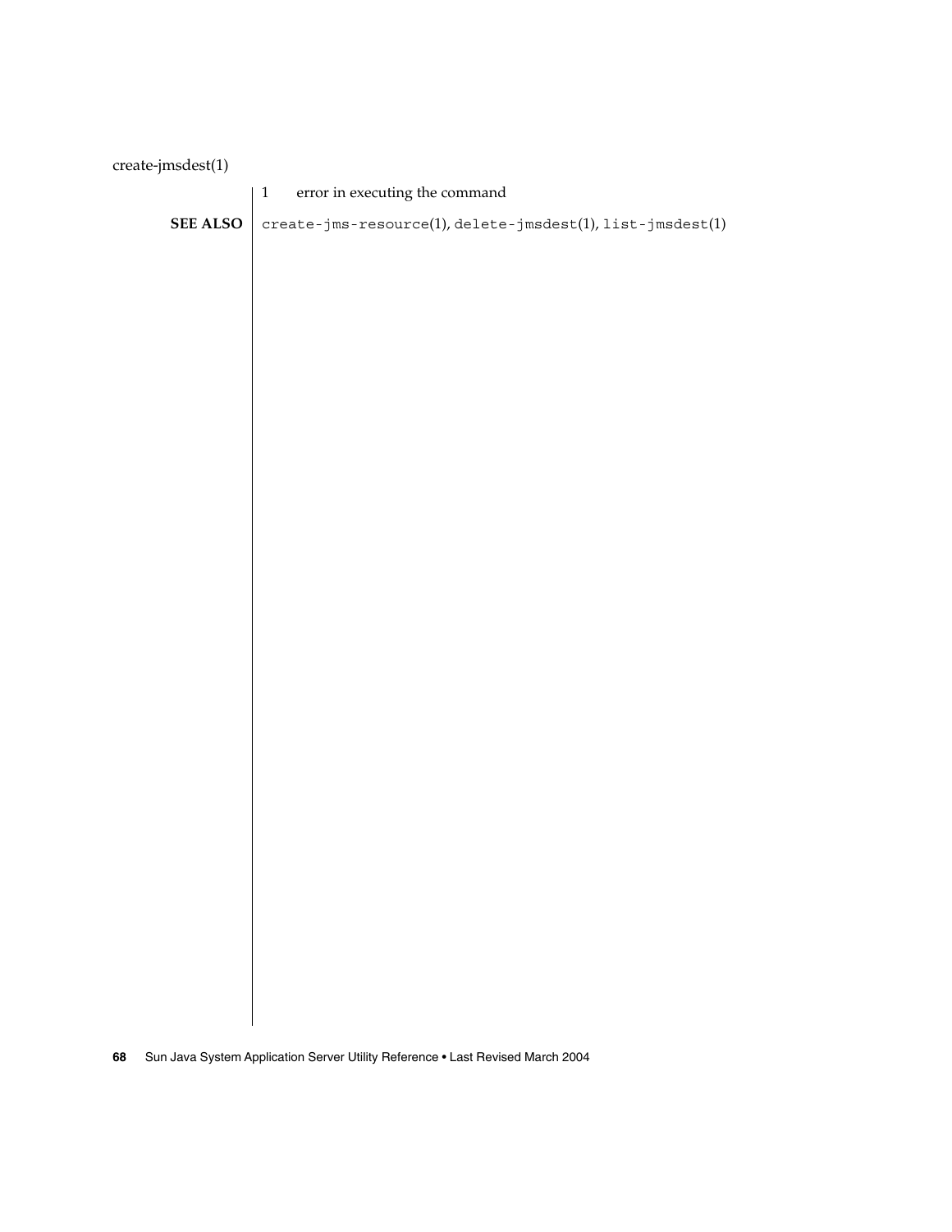1 error in executing the command

**SEE ALSO** `create-jms-resource`(1), `delete-jmsdest`(1), `list-jmsdest`(1)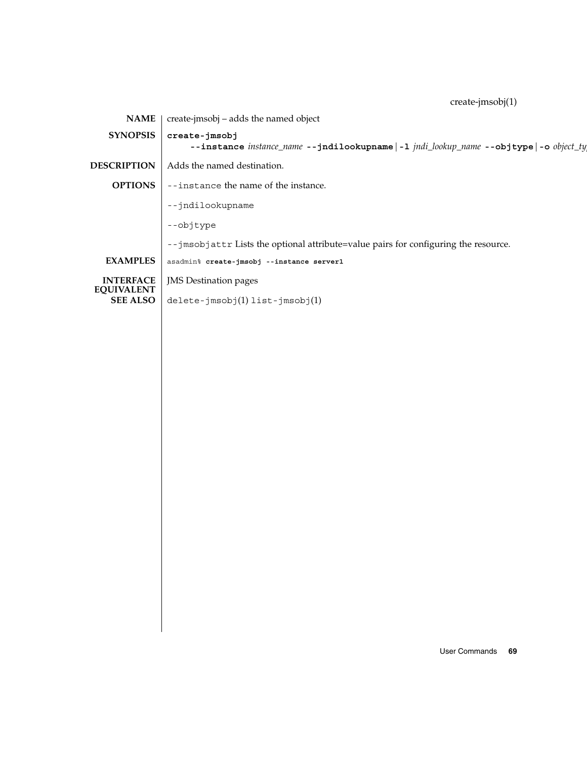## NAME

create-jmsobj – adds the named object

## SYNOPSIS

**create-jmsobj**
 **--instance** *instance_name* **--jndilookupname** | **-l** *jndi_lookup_name* **--objtype** | **-o** *object_ty*

## DESCRIPTION

Adds the named destination.

## OPTIONS

`--instance` the name of the instance.

`--jndilookupname`

`--objtype`

`--jmsobjattr` Lists the optional attribute=value pairs for configuring the resource.

## EXAMPLES

```
asadmin% create-jmsobj --instance server1
```

## INTERFACE EQUIVALENT

JMS Destination pages

## SEE ALSO

`delete-jmsobj`(1) `list-jmsobj`(1)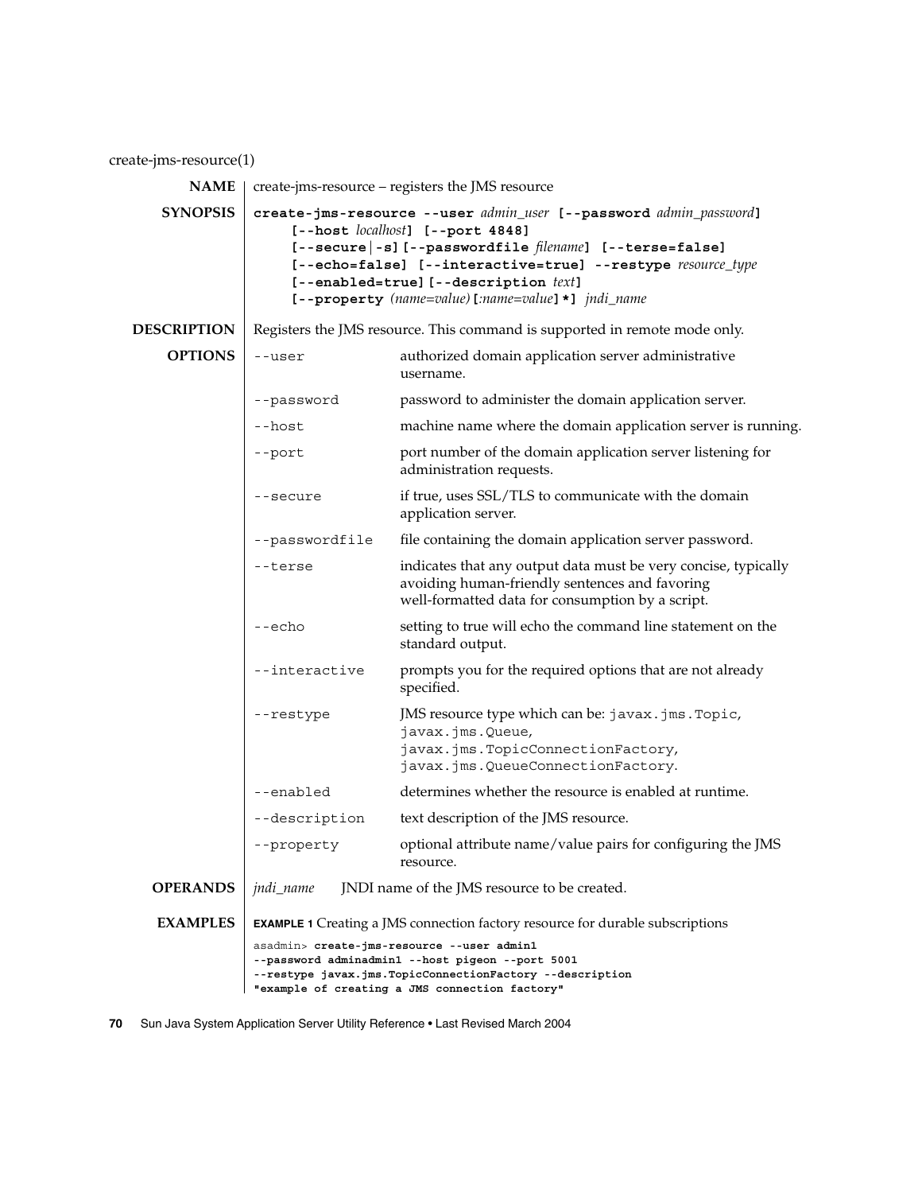create-jms-resource(1)

**NAME**

create-jms-resource – registers the JMS resource

**SYNOPSIS**

**create-jms-resource --user** *admin_user* **[--password** *admin_password***] [--host** *localhost***] [--port 4848] [--secure|-s] [--passwordfile** *filename***] [--terse=false] [--echo=false] [--interactive=true] --restype** *resource_type* **[--enabled=true] [--description** *text***] [--property** *(name=value)***[***:name=value***]*]** *jndi_name*

**DESCRIPTION**

Registers the JMS resource. This command is supported in remote mode only.

**OPTIONS**

| | |
|---|---|
| `--user` | authorized domain application server administrative username. |
| `--password` | password to administer the domain application server. |
| `--host` | machine name where the domain application server is running. |
| `--port` | port number of the domain application server listening for administration requests. |
| `--secure` | if true, uses SSL/TLS to communicate with the domain application server. |
| `--passwordfile` | file containing the domain application server password. |
| `--terse` | indicates that any output data must be very concise, typically avoiding human-friendly sentences and favoring well-formatted data for consumption by a script. |
| `--echo` | setting to true will echo the command line statement on the standard output. |
| `--interactive` | prompts you for the required options that are not already specified. |
| `--restype` | JMS resource type which can be: `javax.jms.Topic`, `javax.jms.Queue`, `javax.jms.TopicConnectionFactory`, `javax.jms.QueueConnectionFactory`. |
| `--enabled` | determines whether the resource is enabled at runtime. |
| `--description` | text description of the JMS resource. |
| `--property` | optional attribute name/value pairs for configuring the JMS resource. |

**OPERANDS**

*jndi_name* JNDI name of the JMS resource to be created.

**EXAMPLES**

**EXAMPLE 1** Creating a JMS connection factory resource for durable subscriptions

```
asadmin> create-jms-resource --user admin1
--password adminadmin1 --host pigeon --port 5001
--restype javax.jms.TopicConnectionFactory --description
"example of creating a JMS connection factory"
```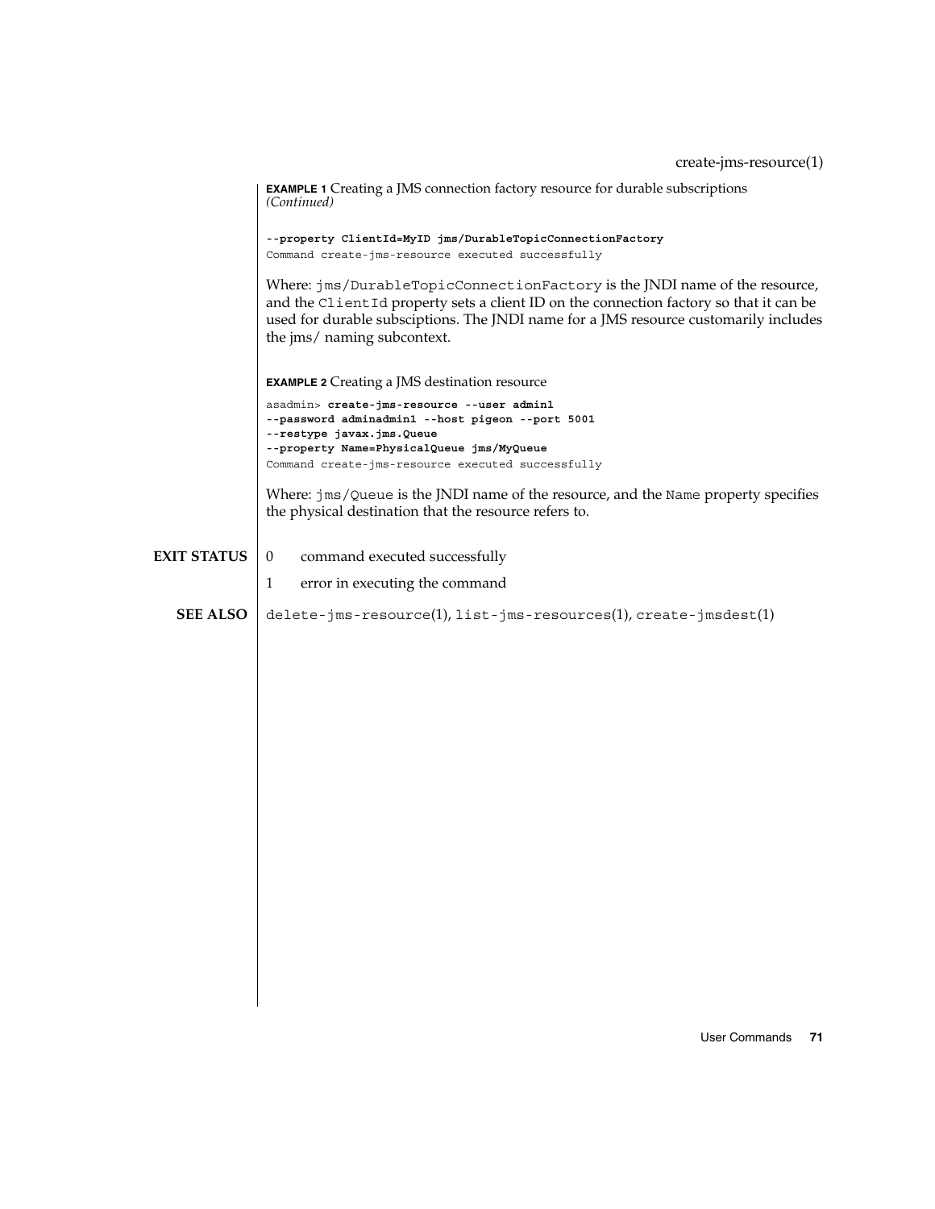**EXAMPLE 1** Creating a JMS connection factory resource for durable subscriptions *(Continued)*

```
--property ClientId=MyID jms/DurableTopicConnectionFactory
Command create-jms-resource executed successfully
```

Where: `jms/DurableTopicConnectionFactory` is the JNDI name of the resource, and the `ClientId` property sets a client ID on the connection factory so that it can be used for durable subsciptions. The JNDI name for a JMS resource customarily includes the jms/ naming subcontext.

**EXAMPLE 2** Creating a JMS destination resource

```
asadmin> create-jms-resource --user admin1
--password adminadmin1 --host pigeon --port 5001
--restype javax.jms.Queue
--property Name=PhysicalQueue jms/MyQueue
Command create-jms-resource executed successfully
```

Where: `jms/Queue` is the JNDI name of the resource, and the `Name` property specifies the physical destination that the resource refers to.

## EXIT STATUS

0 command executed successfully

1 error in executing the command

## SEE ALSO

`delete-jms-resource`(1), `list-jms-resources`(1), `create-jmsdest`(1)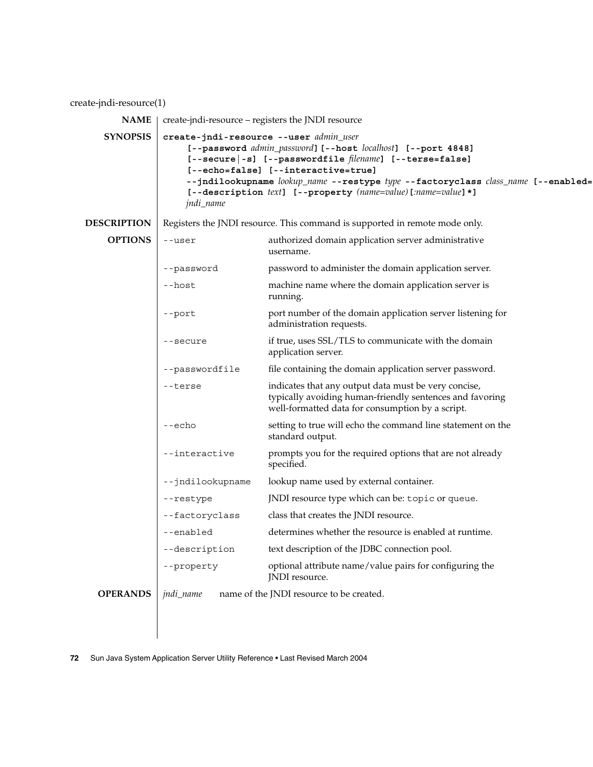create-jndi-resource(1)

## NAME

create-jndi-resource – registers the JNDI resource

## SYNOPSIS

```
create-jndi-resource --user admin_user
     [--password admin_password] [--host localhost] [--port 4848]
     [--secure|-s] [--passwordfile filename] [--terse=false]
     [--echo=false] [--interactive=true]
     --jndilookupname lookup_name --restype type --factoryclass class_name [--enabled=
     [--description text] [--property (name=value)[:name=value]*]
     jndi_name
```

## DESCRIPTION

Registers the JNDI resource. This command is supported in remote mode only.

## OPTIONS

| | |
|---|---|
| `--user` | authorized domain application server administrative username. |
| `--password` | password to administer the domain application server. |
| `--host` | machine name where the domain application server is running. |
| `--port` | port number of the domain application server listening for administration requests. |
| `--secure` | if true, uses SSL/TLS to communicate with the domain application server. |
| `--passwordfile` | file containing the domain application server password. |
| `--terse` | indicates that any output data must be very concise, typically avoiding human-friendly sentences and favoring well-formatted data for consumption by a script. |
| `--echo` | setting to true will echo the command line statement on the standard output. |
| `--interactive` | prompts you for the required options that are not already specified. |
| `--jndilookupname` | lookup name used by external container. |
| `--restype` | JNDI resource type which can be: `topic` or `queue`. |
| `--factoryclass` | class that creates the JNDI resource. |
| `--enabled` | determines whether the resource is enabled at runtime. |
| `--description` | text description of the JDBC connection pool. |
| `--property` | optional attribute name/value pairs for configuring the JNDI resource. |

## OPERANDS

| | |
|---|---|
| *jndi_name* | name of the JNDI resource to be created. |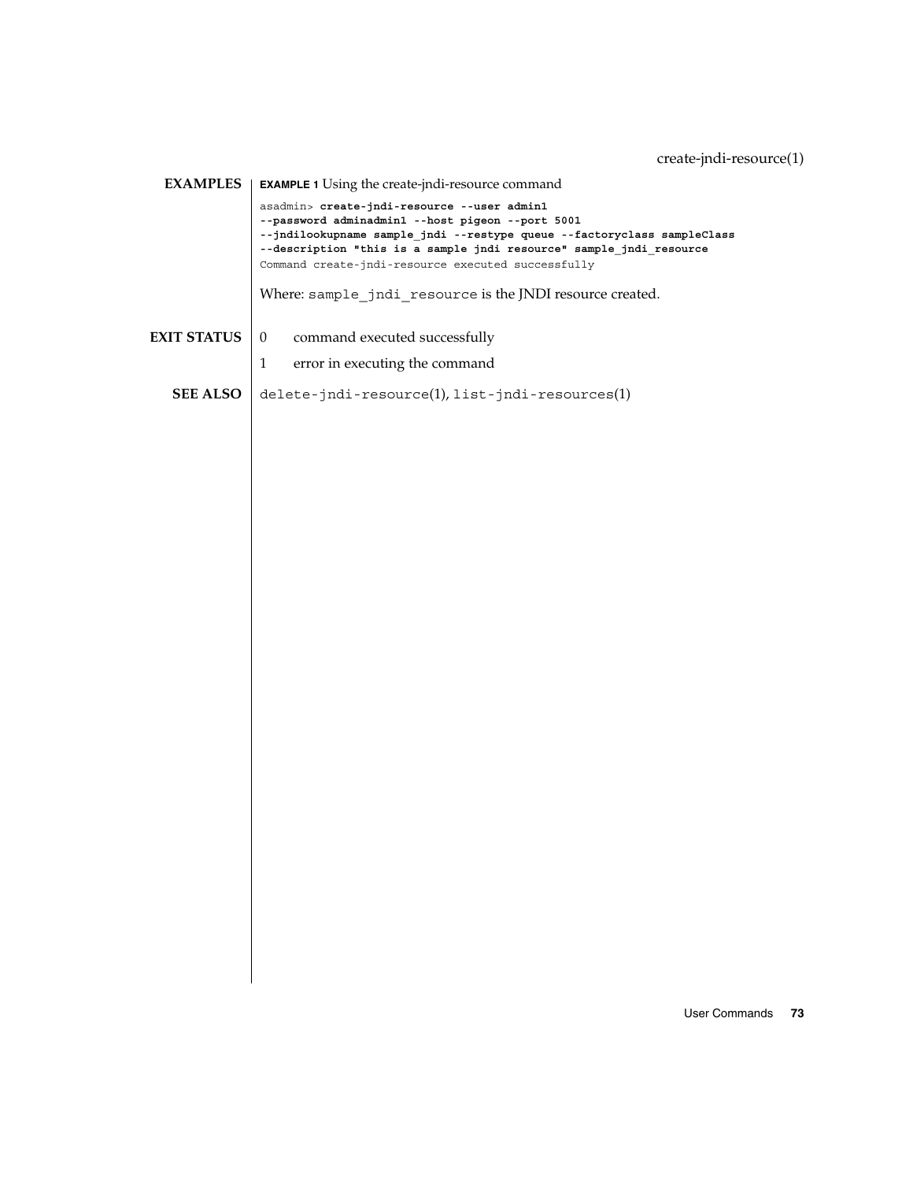## EXAMPLES

**EXAMPLE 1** Using the create-jndi-resource command

```
asadmin> create-jndi-resource --user admin1
--password adminadmin1 --host pigeon --port 5001
--jndilookupname sample_jndi --restype queue --factoryclass sampleClass
--description "this is a sample jndi resource" sample_jndi_resource
Command create-jndi-resource executed successfully
```

Where: `sample_jndi_resource` is the JNDI resource created.

## EXIT STATUS

0 command executed successfully

1 error in executing the command

## SEE ALSO

`delete-jndi-resource`(1), `list-jndi-resources`(1)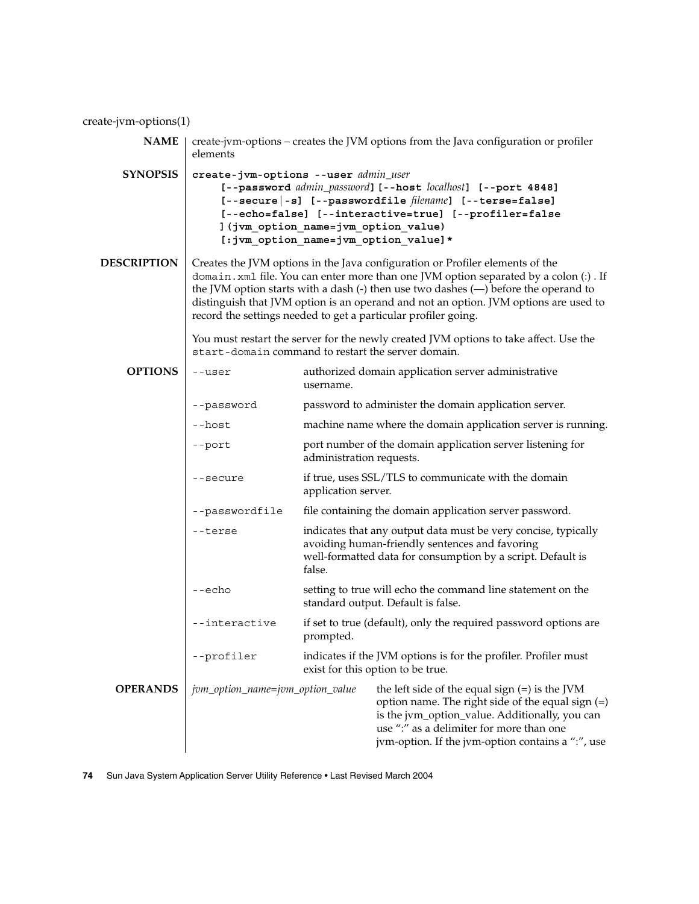create-jvm-options(1)

## NAME

create-jvm-options – creates the JVM options from the Java configuration or profiler elements

## SYNOPSIS

```
create-jvm-options --user admin_user
     [--password admin_password] [--host localhost] [--port 4848]
     [--secure|-s] [--passwordfile filename] [--terse=false]
     [--echo=false] [--interactive=true] [--profiler=false
     ](jvm_option_name=jvm_option_value)
     [:jvm_option_name=jvm_option_value]*
```

## DESCRIPTION

Creates the JVM options in the Java configuration or Profiler elements of the `domain.xml` file. You can enter more than one JVM option separated by a colon (:) . If the JVM option starts with a dash (-) then use two dashes (—) before the operand to distinguish that JVM option is an operand and not an option. JVM options are used to record the settings needed to get a particular profiler going.

You must restart the server for the newly created JVM options to take affect. Use the `start-domain` command to restart the server domain.

## OPTIONS

| Option | Description |
| --- | --- |
| `--user` | authorized domain application server administrative username. |
| `--password` | password to administer the domain application server. |
| `--host` | machine name where the domain application server is running. |
| `--port` | port number of the domain application server listening for administration requests. |
| `--secure` | if true, uses SSL/TLS to communicate with the domain application server. |
| `--passwordfile` | file containing the domain application server password. |
| `--terse` | indicates that any output data must be very concise, typically avoiding human-friendly sentences and favoring well-formatted data for consumption by a script. Default is false. |
| `--echo` | setting to true will echo the command line statement on the standard output. Default is false. |
| `--interactive` | if set to true (default), only the required password options are prompted. |
| `--profiler` | indicates if the JVM options is for the profiler. Profiler must exist for this option to be true. |

## OPERANDS

| Operand | Description |
| --- | --- |
| *jvm_option_name=jvm_option_value* | the left side of the equal sign (=) is the JVM option name. The right side of the equal sign (=) is the jvm_option_value. Additionally, you can use ":" as a delimiter for more than one jvm-option. If the jvm-option contains a ":", use |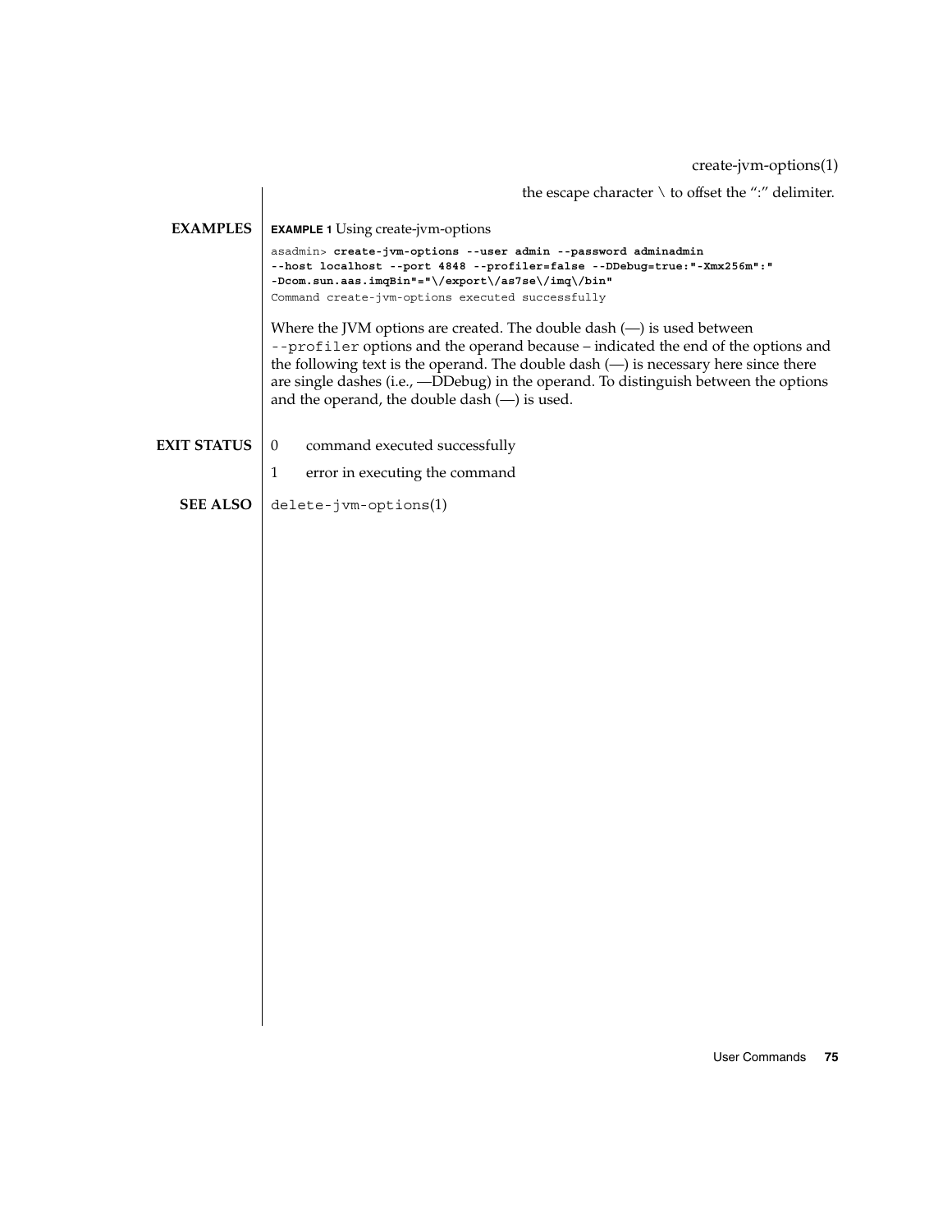the escape character \ to offset the ":" delimiter.

## EXAMPLES

**EXAMPLE 1** Using create-jvm-options

```
asadmin> create-jvm-options --user admin --password adminadmin
--host localhost --port 4848 --profiler=false --DDebug=true:"-Xmx256m":"
-Dcom.sun.aas.imqBin"="\/export\/as7se\/imq\/bin"
Command create-jvm-options executed successfully
```

Where the JVM options are created. The double dash (—) is used between `--profiler` options and the operand because – indicated the end of the options and the following text is the operand. The double dash (—) is necessary here since there are single dashes (i.e., —DDebug) in the operand. To distinguish between the options and the operand, the double dash (—) is used.

## EXIT STATUS

0 command executed successfully

1 error in executing the command

## SEE ALSO

`delete-jvm-options`(1)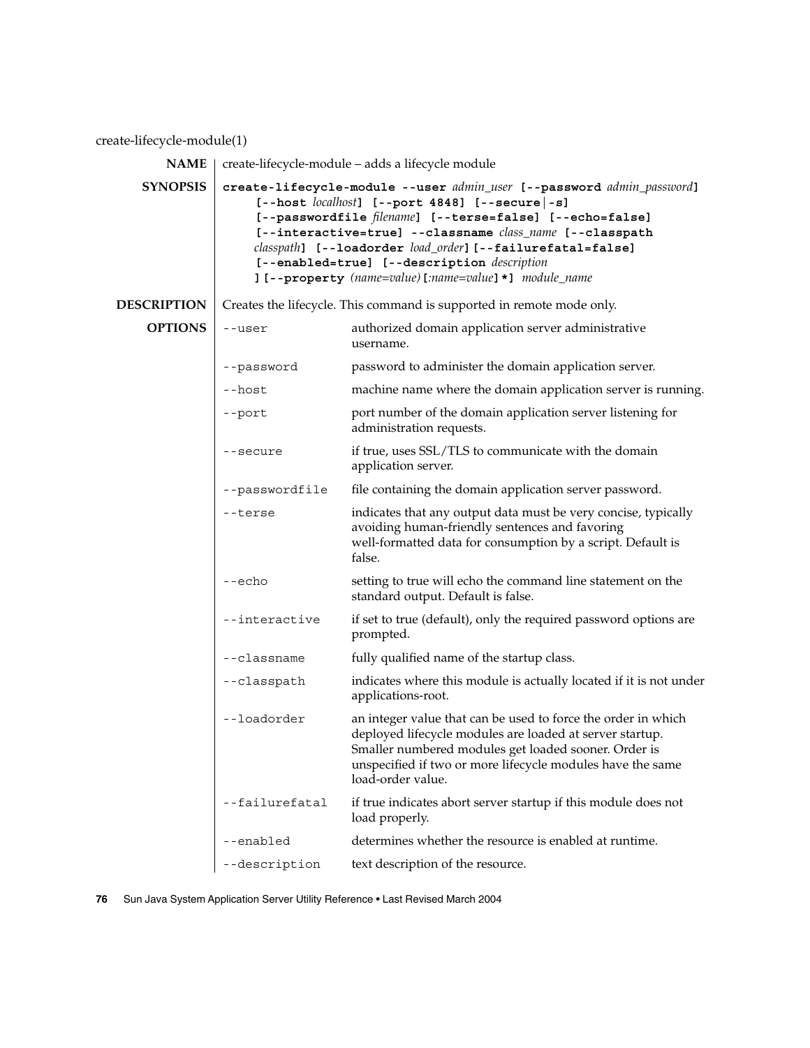create-lifecycle-module(1)

**NAME**

create-lifecycle-module – adds a lifecycle module

**SYNOPSIS**

**create-lifecycle-module --user** *admin_user* **[--password** *admin_password***]** **[--host** *localhost***]** **[--port 4848]** **[--secure|-s]** **[--passwordfile** *filename***]** **[--terse=false]** **[--echo=false]** **[--interactive=true]** **--classname** *class_name* **[--classpath** *classpath***]** **[--loadorder** *load_order***]** **[--failurefatal=false]** **[--enabled=true]** **[--description** *description* **]** **[--property** *(name=value)***[**:*name=value***]*]** *module_name*

**DESCRIPTION**

Creates the lifecycle. This command is supported in remote mode only.

**OPTIONS**

| Option | Description |
| --- | --- |
| `--user` | authorized domain application server administrative username. |
| `--password` | password to administer the domain application server. |
| `--host` | machine name where the domain application server is running. |
| `--port` | port number of the domain application server listening for administration requests. |
| `--secure` | if true, uses SSL/TLS to communicate with the domain application server. |
| `--passwordfile` | file containing the domain application server password. |
| `--terse` | indicates that any output data must be very concise, typically avoiding human-friendly sentences and favoring well-formatted data for consumption by a script. Default is false. |
| `--echo` | setting to true will echo the command line statement on the standard output. Default is false. |
| `--interactive` | if set to true (default), only the required password options are prompted. |
| `--classname` | fully qualified name of the startup class. |
| `--classpath` | indicates where this module is actually located if it is not under applications-root. |
| `--loadorder` | an integer value that can be used to force the order in which deployed lifecycle modules are loaded at server startup. Smaller numbered modules get loaded sooner. Order is unspecified if two or more lifecycle modules have the same load-order value. |
| `--failurefatal` | if true indicates abort server startup if this module does not load properly. |
| `--enabled` | determines whether the resource is enabled at runtime. |
| `--description` | text description of the resource. |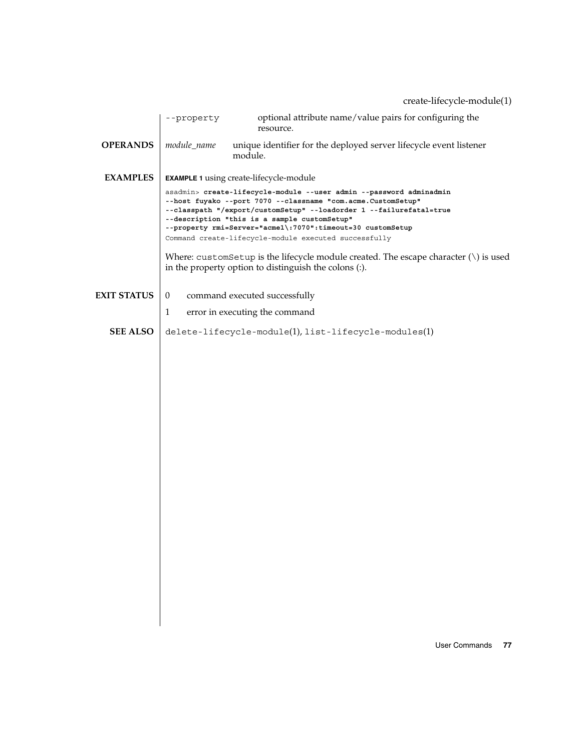| | |
|---|---|
| `--property` | optional attribute name/value pairs for configuring the resource. |

## OPERANDS

*module_name* unique identifier for the deployed server lifecycle event listener module.

## EXAMPLES

**EXAMPLE 1** using create-lifecycle-module

```
asadmin> create-lifecycle-module --user admin --password adminadmin
--host fuyako --port 7070 --classname "com.acme.CustomSetup"
--classpath "/export/customSetup" --loadorder 1 --failurefatal=true
--description "this is a sample customSetup"
--property rmi=Server="acme1\:7070":timeout=30 customSetup
Command create-lifecycle-module executed successfully
```

Where: `customSetup` is the lifecycle module created. The escape character (\) is used in the property option to distinguish the colons (:).

## EXIT STATUS

- 0 command executed successfully
- 1 error in executing the command

## SEE ALSO

`delete-lifecycle-module`(1), `list-lifecycle-modules`(1)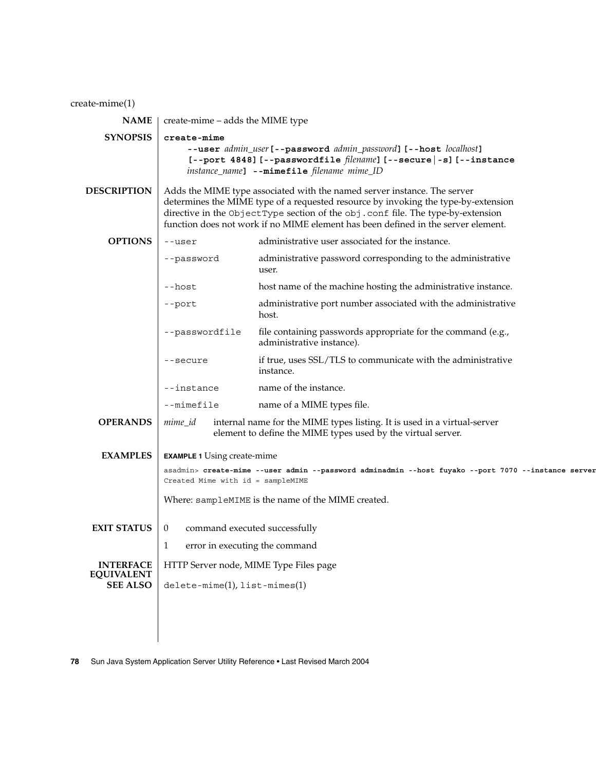create-mime(1)

## NAME

create-mime – adds the MIME type

## SYNOPSIS

```
create-mime
    --user admin_user [--password admin_password] [--host localhost]
    [--port 4848] [--passwordfile filename] [--secure|-s] [--instance
    instance_name] --mimefile filename mime_ID
```

## DESCRIPTION

Adds the MIME type associated with the named server instance. The server determines the MIME type of a requested resource by invoking the type-by-extension directive in the `ObjectType` section of the `obj.conf` file. The type-by-extension function does not work if no MIME element has been defined in the server element.

## OPTIONS

| Option | Description |
|---|---|
| `--user` | administrative user associated for the instance. |
| `--password` | administrative password corresponding to the administrative user. |
| `--host` | host name of the machine hosting the administrative instance. |
| `--port` | administrative port number associated with the administrative host. |
| `--passwordfile` | file containing passwords appropriate for the command (e.g., administrative instance). |
| `--secure` | if true, uses SSL/TLS to communicate with the administrative instance. |
| `--instance` | name of the instance. |
| `--mimefile` | name of a MIME types file. |

## OPERANDS

| Operand | Description |
|---|---|
| *mime_id* | internal name for the MIME types listing. It is used in a virtual-server element to define the MIME types used by the virtual server. |

## EXAMPLES

**EXAMPLE 1** Using create-mime

```
asadmin> create-mime --user admin --password adminadmin --host fuyako --port 7070 --instance server
Created Mime with id = sampleMIME
```

Where: `sampleMIME` is the name of the MIME created.

## EXIT STATUS

| Status | Description |
|---|---|
| 0 | command executed successfully |
| 1 | error in executing the command |

## INTERFACE EQUIVALENT

HTTP Server node, MIME Type Files page

## SEE ALSO

`delete-mime`(1), `list-mimes`(1)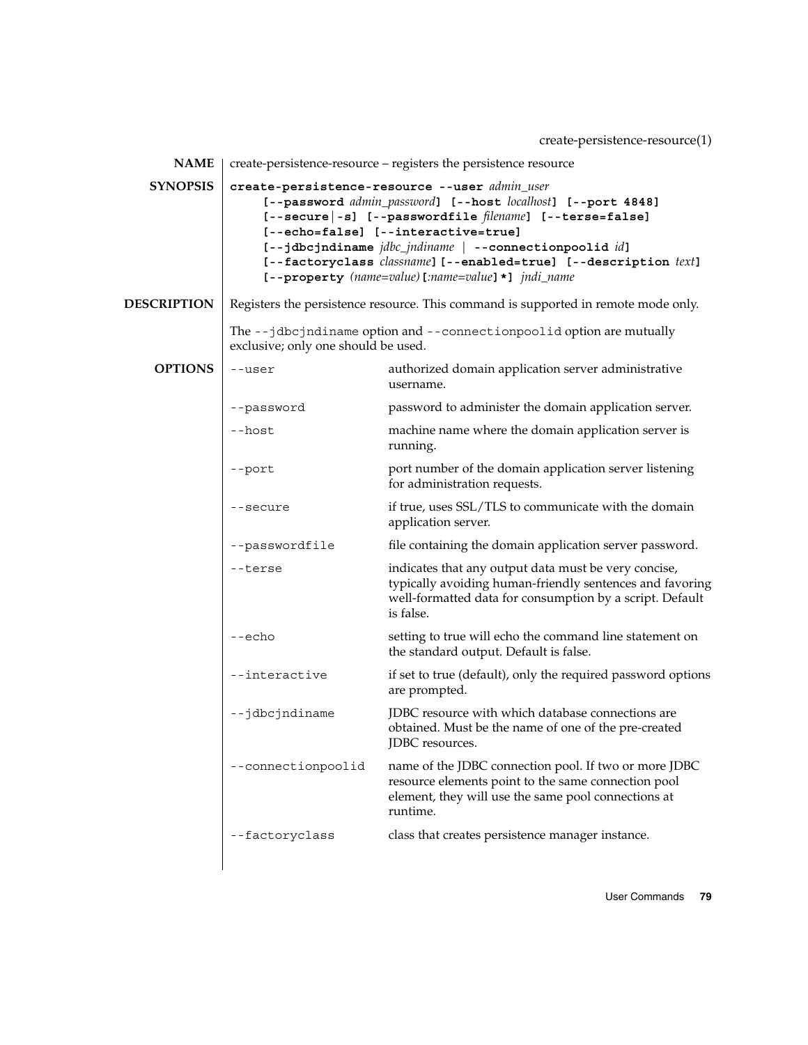## NAME

create-persistence-resource – registers the persistence resource

## SYNOPSIS

**create-persistence-resource --user** *admin_user*
**[--password** *admin_password***] [--host** *localhost***] [--port 4848]**
**[--secure|-s] [--passwordfile** *filename***] [--terse=false]**
**[--echo=false] [--interactive=true]**
**[--jdbcjndiname** *jdbc_jndiname* | **--connectionpoolid** *id***]**
**[--factoryclass** *classname***] [--enabled=true] [--description** *text***]**
**[--property** *(name=value)***[**:*name=value***]*]** *jndi_name*

## DESCRIPTION

Registers the persistence resource. This command is supported in remote mode only.

The `--jdbcjndiname` option and `--connectionpoolid` option are mutually exclusive; only one should be used.

## OPTIONS

| Option | Description |
|---|---|
| `--user` | authorized domain application server administrative username. |
| `--password` | password to administer the domain application server. |
| `--host` | machine name where the domain application server is running. |
| `--port` | port number of the domain application server listening for administration requests. |
| `--secure` | if true, uses SSL/TLS to communicate with the domain application server. |
| `--passwordfile` | file containing the domain application server password. |
| `--terse` | indicates that any output data must be very concise, typically avoiding human-friendly sentences and favoring well-formatted data for consumption by a script. Default is false. |
| `--echo` | setting to true will echo the command line statement on the standard output. Default is false. |
| `--interactive` | if set to true (default), only the required password options are prompted. |
| `--jdbcjndiname` | JDBC resource with which database connections are obtained. Must be the name of one of the pre-created JDBC resources. |
| `--connectionpoolid` | name of the JDBC connection pool. If two or more JDBC resource elements point to the same connection pool element, they will use the same pool connections at runtime. |
| `--factoryclass` | class that creates persistence manager instance. |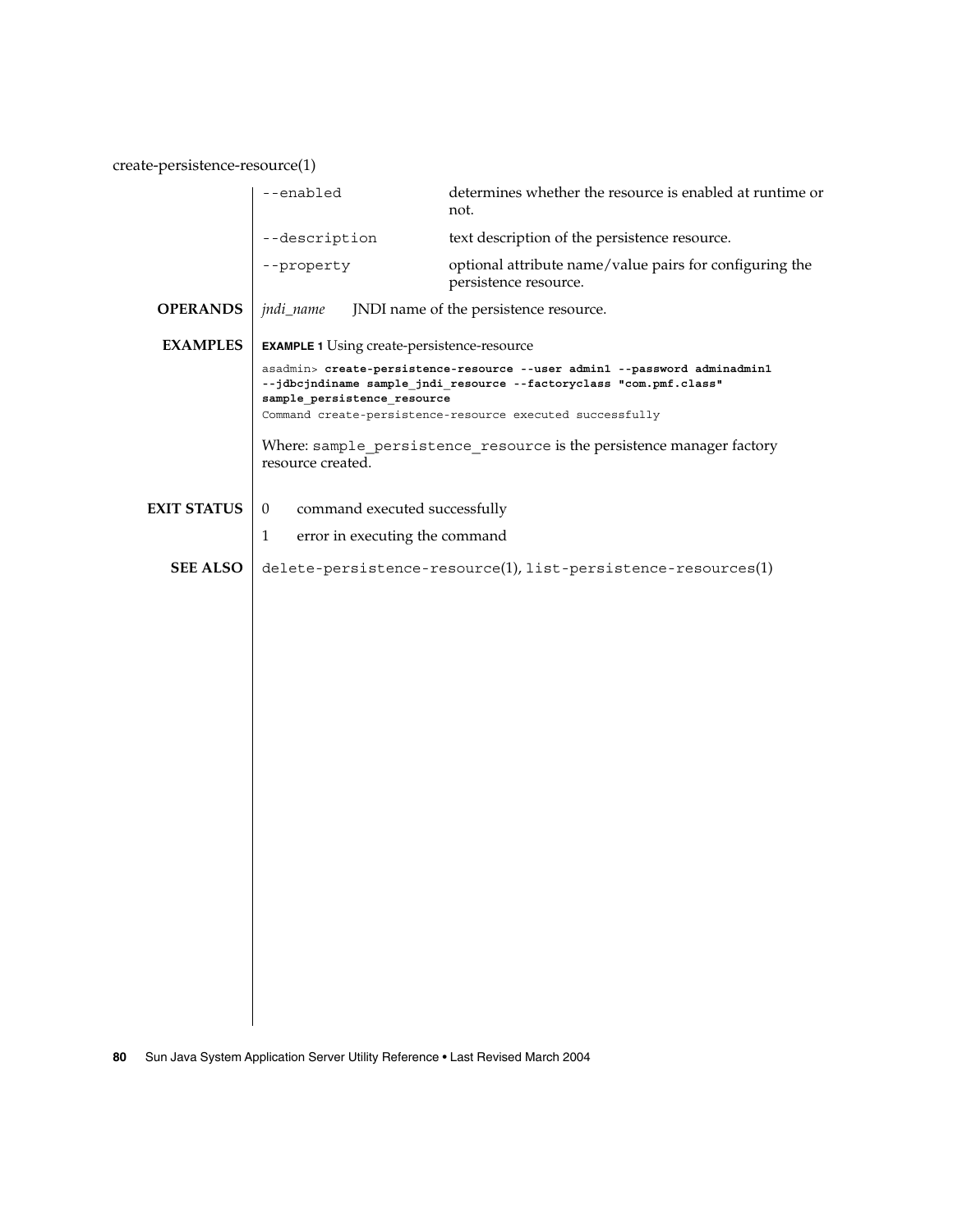create-persistence-resource(1)

| | |
|---|---|
| `--enabled` | determines whether the resource is enabled at runtime or not. |
| `--description` | text description of the persistence resource. |
| `--property` | optional attribute name/value pairs for configuring the persistence resource. |

**OPERANDS**

*jndi_name* JNDI name of the persistence resource.

**EXAMPLES**

**EXAMPLE 1** Using create-persistence-resource

```
asadmin> create-persistence-resource --user admin1 --password adminadmin1
--jdbcjndiname sample_jndi_resource --factoryclass "com.pmf.class"
sample_persistence_resource
Command create-persistence-resource executed successfully
```

Where: `sample_persistence_resource` is the persistence manager factory resource created.

**EXIT STATUS**

0 command executed successfully

1 error in executing the command

**SEE ALSO**

`delete-persistence-resource`(1), `list-persistence-resources`(1)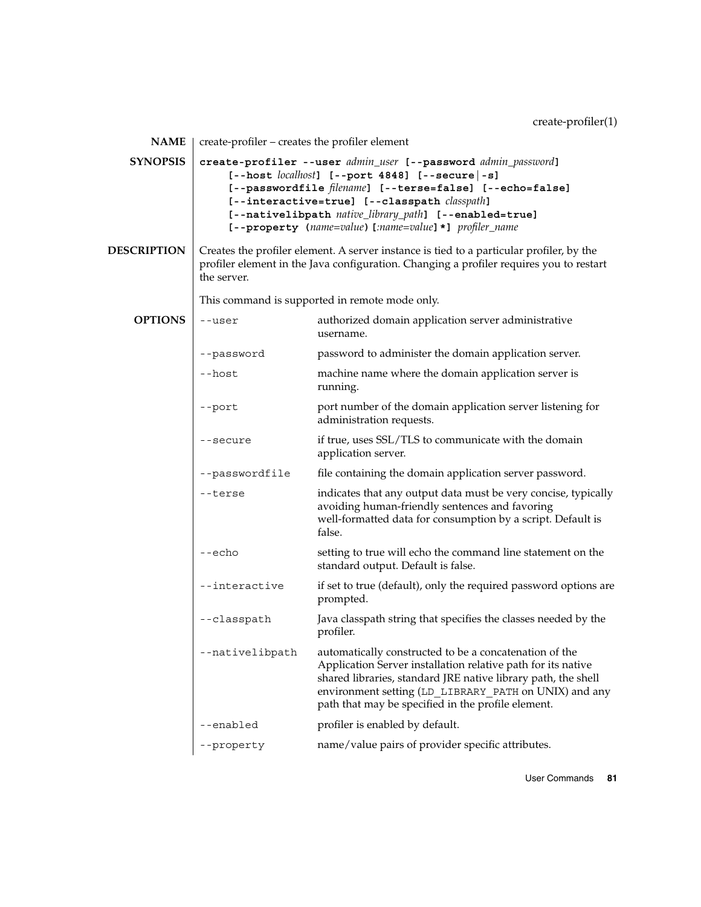## NAME

create-profiler – creates the profiler element

## SYNOPSIS

**create-profiler --user** *admin_user* **[--password** *admin_password***]** **[--host** *localhost***]** **[--port 4848]** **[--secure | -s]** **[--passwordfile** *filename***]** **[--terse=false]** **[--echo=false]** **[--interactive=true]** **[--classpath** *classpath***]** **[--nativelibpath** *native_library_path***]** **[--enabled=true]** **[--property (***name=value***)[:***name=value***]*]** *profiler_name*

## DESCRIPTION

Creates the profiler element. A server instance is tied to a particular profiler, by the profiler element in the Java configuration. Changing a profiler requires you to restart the server.

This command is supported in remote mode only.

## OPTIONS

| Option | Description |
| --- | --- |
| `--user` | authorized domain application server administrative username. |
| `--password` | password to administer the domain application server. |
| `--host` | machine name where the domain application server is running. |
| `--port` | port number of the domain application server listening for administration requests. |
| `--secure` | if true, uses SSL/TLS to communicate with the domain application server. |
| `--passwordfile` | file containing the domain application server password. |
| `--terse` | indicates that any output data must be very concise, typically avoiding human-friendly sentences and favoring well-formatted data for consumption by a script. Default is false. |
| `--echo` | setting to true will echo the command line statement on the standard output. Default is false. |
| `--interactive` | if set to true (default), only the required password options are prompted. |
| `--classpath` | Java classpath string that specifies the classes needed by the profiler. |
| `--nativelibpath` | automatically constructed to be a concatenation of the Application Server installation relative path for its native shared libraries, standard JRE native library path, the shell environment setting (`LD_LIBRARY_PATH` on UNIX) and any path that may be specified in the profile element. |
| `--enabled` | profiler is enabled by default. |
| `--property` | name/value pairs of provider specific attributes. |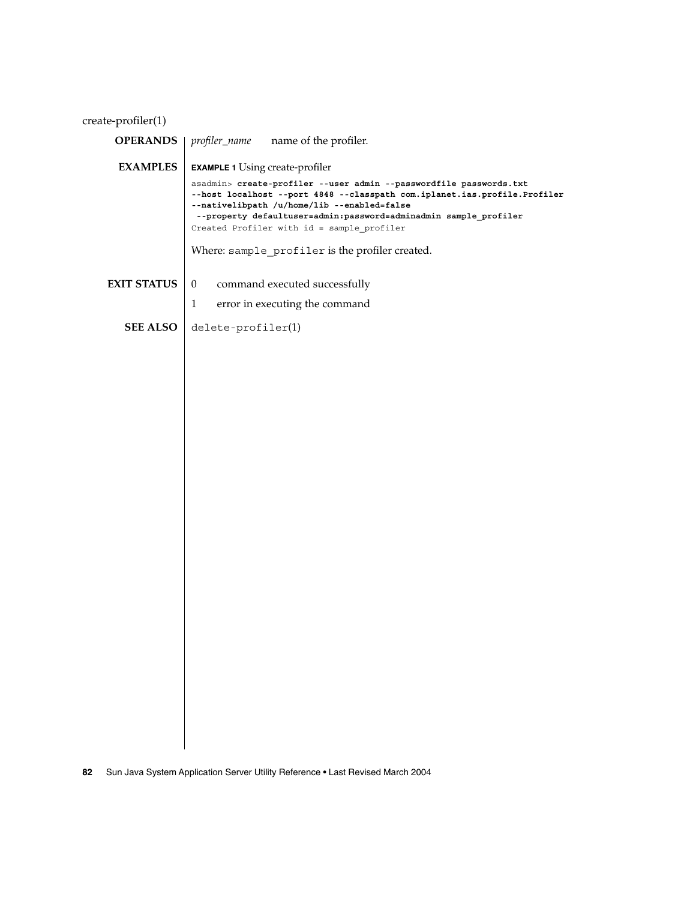## OPERANDS

*profiler_name* name of the profiler.

## EXAMPLES

**EXAMPLE 1** Using create-profiler

```
asadmin> create-profiler --user admin --passwordfile passwords.txt
--host localhost --port 4848 --classpath com.iplanet.ias.profile.Profiler
--nativelibpath /u/home/lib --enabled=false
 --property defaultuser=admin:password=adminadmin sample_profiler
Created Profiler with id = sample_profiler
```

Where: `sample_profiler` is the profiler created.

## EXIT STATUS

- 0 command executed successfully
- 1 error in executing the command

## SEE ALSO

`delete-profiler`(1)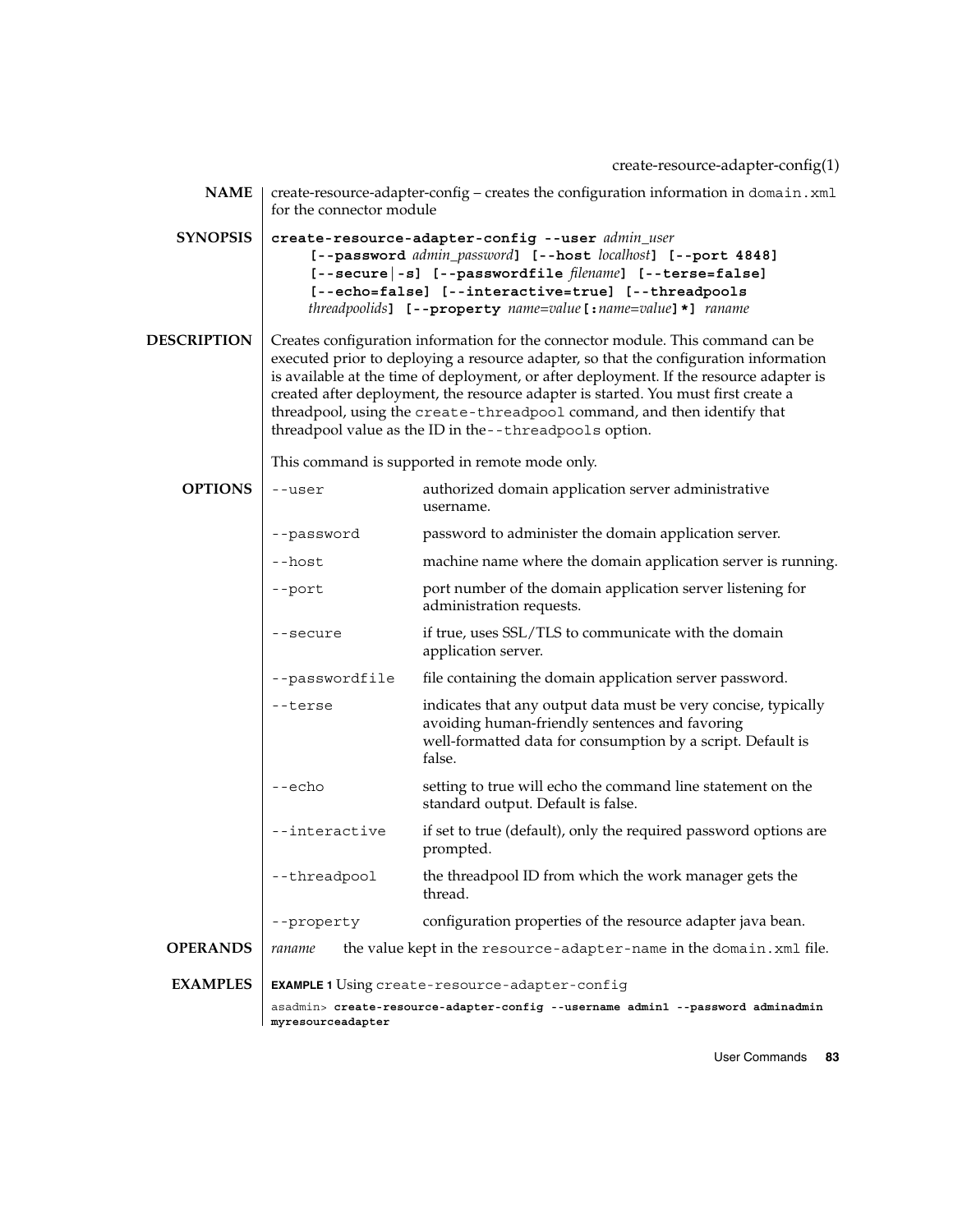## NAME

create-resource-adapter-config – creates the configuration information in `domain.xml` for the connector module

## SYNOPSIS

**create-resource-adapter-config --user** *admin_user* **[--password** *admin_password***] [--host** *localhost***] [--port 4848] [--secure|-s] [--passwordfile** *filename***] [--terse=false] [--echo=false] [--interactive=true] [--threadpools** *threadpoolids***] [--property** *name=value***[:***name=value***]*]** *raname*

## DESCRIPTION

Creates configuration information for the connector module. This command can be executed prior to deploying a resource adapter, so that the configuration information is available at the time of deployment, or after deployment. If the resource adapter is created after deployment, the resource adapter is started. You must first create a threadpool, using the `create-threadpool` command, and then identify that threadpool value as the ID in the`--threadpools` option.

This command is supported in remote mode only.

## OPTIONS

| | |
|---|---|
| `--user` | authorized domain application server administrative username. |
| `--password` | password to administer the domain application server. |
| `--host` | machine name where the domain application server is running. |
| `--port` | port number of the domain application server listening for administration requests. |
| `--secure` | if true, uses SSL/TLS to communicate with the domain application server. |
| `--passwordfile` | file containing the domain application server password. |
| `--terse` | indicates that any output data must be very concise, typically avoiding human-friendly sentences and favoring well-formatted data for consumption by a script. Default is false. |
| `--echo` | setting to true will echo the command line statement on the standard output. Default is false. |
| `--interactive` | if set to true (default), only the required password options are prompted. |
| `--threadpool` | the threadpool ID from which the work manager gets the thread. |
| `--property` | configuration properties of the resource adapter java bean. |

## OPERANDS

*raname* the value kept in the `resource-adapter-name` in the `domain.xml` file.

## EXAMPLES

**EXAMPLE 1** Using `create-resource-adapter-config`

```
asadmin> create-resource-adapter-config --username admin1 --password adminadmin
myresourceadapter
```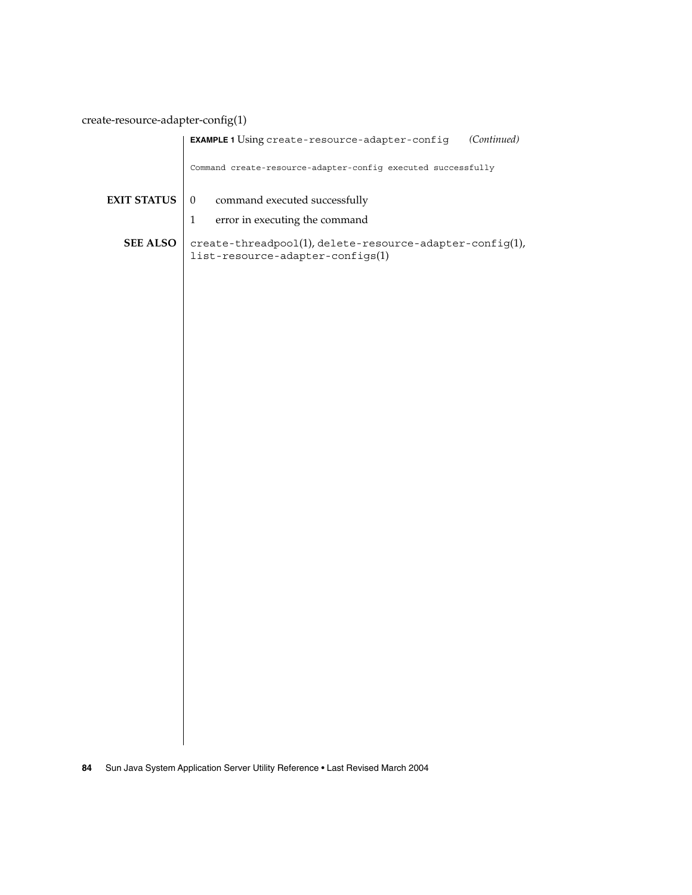**EXAMPLE 1** Using `create-resource-adapter-config` *(Continued)*

```
Command create-resource-adapter-config executed successfully
```

**EXIT STATUS**

0 command executed successfully

1 error in executing the command

**SEE ALSO**

`create-threadpool`(1), `delete-resource-adapter-config`(1), `list-resource-adapter-configs`(1)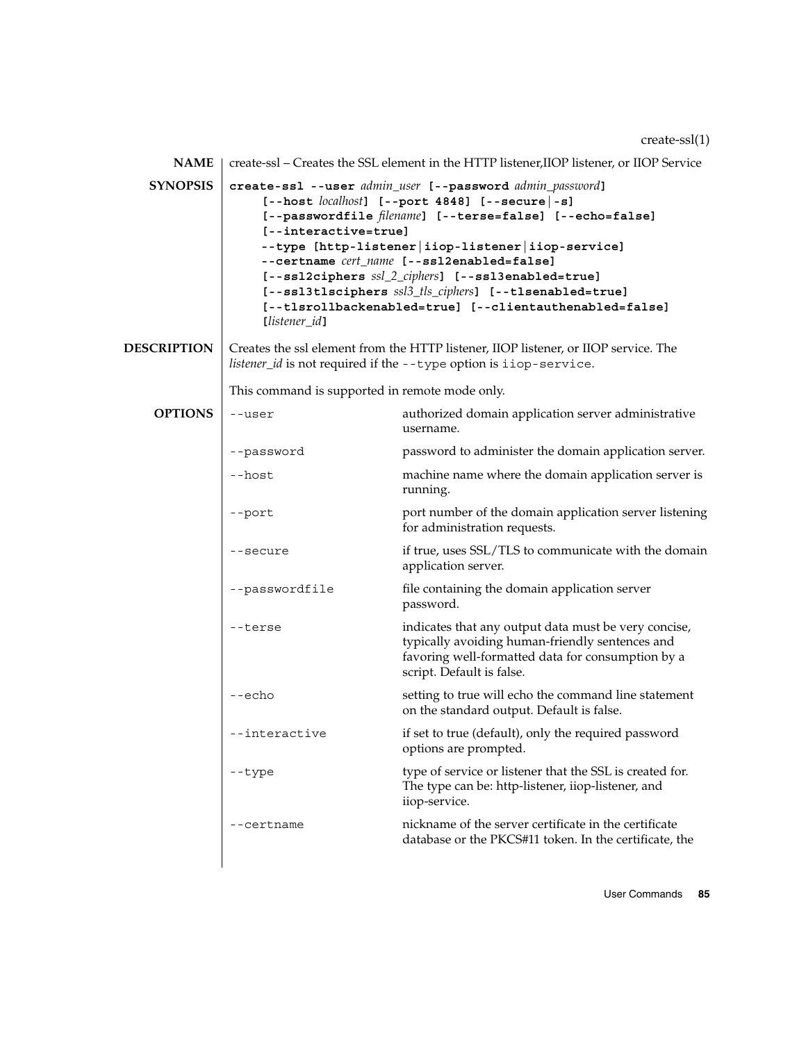## NAME

create-ssl – Creates the SSL element in the HTTP listener,IIOP listener, or IIOP Service

## SYNOPSIS

**create-ssl --user** *admin_user* **[--password** *admin_password***]**
**[--host** *localhost***] [--port 4848] [--secure|-s]**
**[--passwordfile** *filename***] [--terse=false] [--echo=false]**
**[--interactive=true]**
**--type [http-listener|iiop-listener|iiop-service]**
**--certname** *cert_name* **[--ssl2enabled=false]**
**[--ssl2ciphers** *ssl_2_ciphers***] [--ssl3enabled=true]**
**[--ssl3tlsciphers** *ssl3_tls_ciphers***] [--tlsenabled=true]**
**[--tlsrollbackenabled=true] [--clientauthenabled=false]**
**[***listener_id***]**

## DESCRIPTION

Creates the ssl element from the HTTP listener, IIOP listener, or IIOP service. The *listener_id* is not required if the `--type` option is `iiop-service`.

This command is supported in remote mode only.

## OPTIONS

| Option | Description |
| --- | --- |
| `--user` | authorized domain application server administrative username. |
| `--password` | password to administer the domain application server. |
| `--host` | machine name where the domain application server is running. |
| `--port` | port number of the domain application server listening for administration requests. |
| `--secure` | if true, uses SSL/TLS to communicate with the domain application server. |
| `--passwordfile` | file containing the domain application server password. |
| `--terse` | indicates that any output data must be very concise, typically avoiding human-friendly sentences and favoring well-formatted data for consumption by a script. Default is false. |
| `--echo` | setting to true will echo the command line statement on the standard output. Default is false. |
| `--interactive` | if set to true (default), only the required password options are prompted. |
| `--type` | type of service or listener that the SSL is created for. The type can be: http-listener, iiop-listener, and iiop-service. |
| `--certname` | nickname of the server certificate in the certificate database or the PKCS#11 token. In the certificate, the |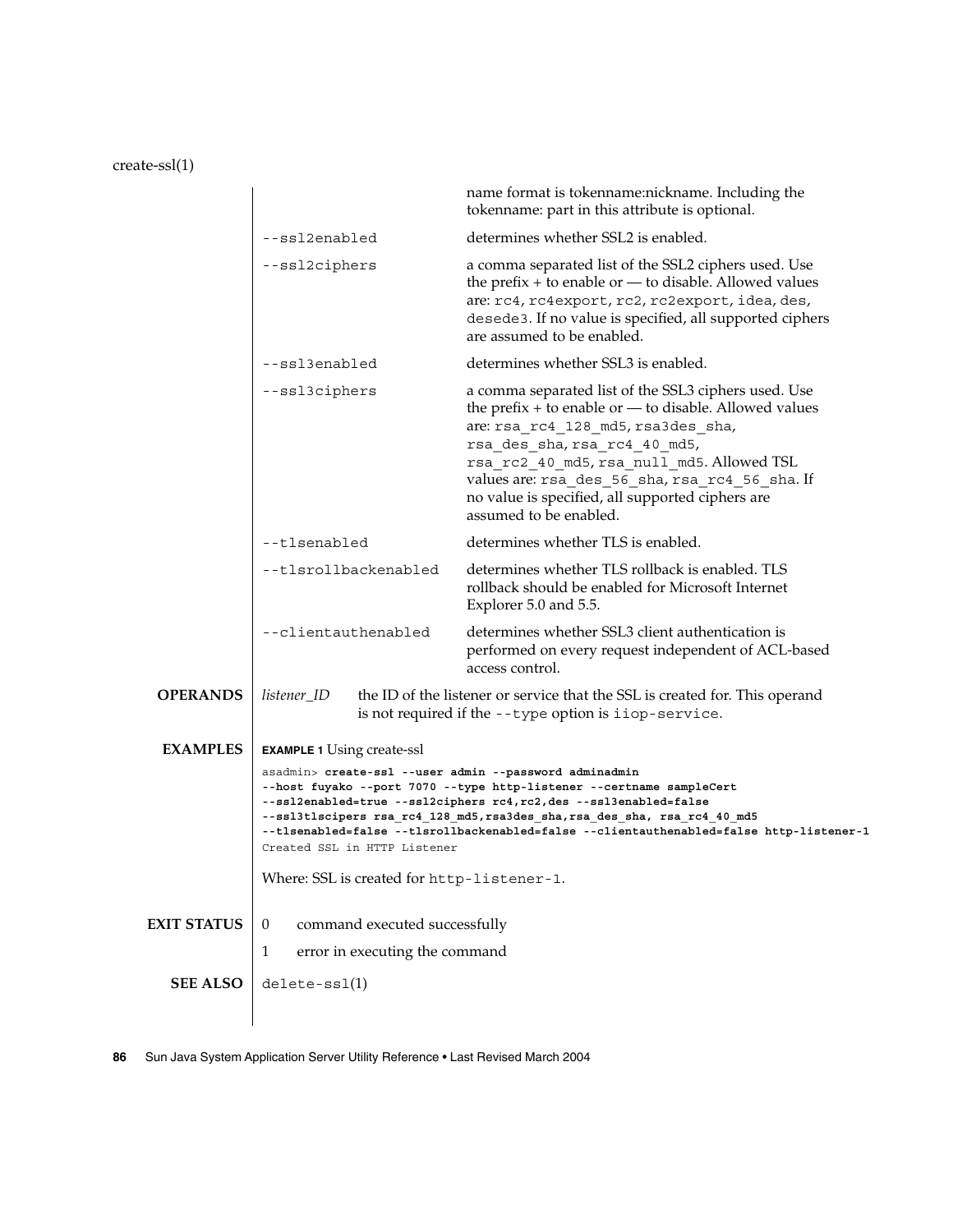name format is tokenname:nickname. Including the tokenname: part in this attribute is optional.

| Option | Description |
|---|---|
| `--ssl2enabled` | determines whether SSL2 is enabled. |
| `--ssl2ciphers` | a comma separated list of the SSL2 ciphers used. Use the prefix + to enable or — to disable. Allowed values are: `rc4`, `rc4export`, `rc2`, `rc2export`, `idea`, `des`, `desede3`. If no value is specified, all supported ciphers are assumed to be enabled. |
| `--ssl3enabled` | determines whether SSL3 is enabled. |
| `--ssl3ciphers` | a comma separated list of the SSL3 ciphers used. Use the prefix + to enable or — to disable. Allowed values are: `rsa_rc4_128_md5`, `rsa3des_sha`, `rsa_des_sha`, `rsa_rc4_40_md5`, `rsa_rc2_40_md5`, `rsa_null_md5`. Allowed TSL values are: `rsa_des_56_sha`, `rsa_rc4_56_sha`. If no value is specified, all supported ciphers are assumed to be enabled. |
| `--tlsenabled` | determines whether TLS is enabled. |
| `--tlsrollbackenabled` | determines whether TLS rollback is enabled. TLS rollback should be enabled for Microsoft Internet Explorer 5.0 and 5.5. |
| `--clientauthenabled` | determines whether SSL3 client authentication is performed on every request independent of ACL-based access control. |

## OPERANDS

*listener_ID* the ID of the listener or service that the SSL is created for. This operand is not required if the `--type` option is `iiop-service`.

## EXAMPLES

**EXAMPLE 1** Using create-ssl

```
asadmin> create-ssl --user admin --password adminadmin
--host fuyako --port 7070 --type http-listener --certname sampleCert
--ssl2enabled=true --ssl2ciphers rc4,rc2,des --ssl3enabled=false
--ssl3tlscipers rsa_rc4_128_md5,rsa3des_sha,rsa_des_sha, rsa_rc4_40_md5
--tlsenabled=false --tlsrollbackenabled=false --clientauthenabled=false http-listener-1
Created SSL in HTTP Listener
```

Where: SSL is created for `http-listener-1`.

## EXIT STATUS

0 command executed successfully

1 error in executing the command

## SEE ALSO

`delete-ssl`(1)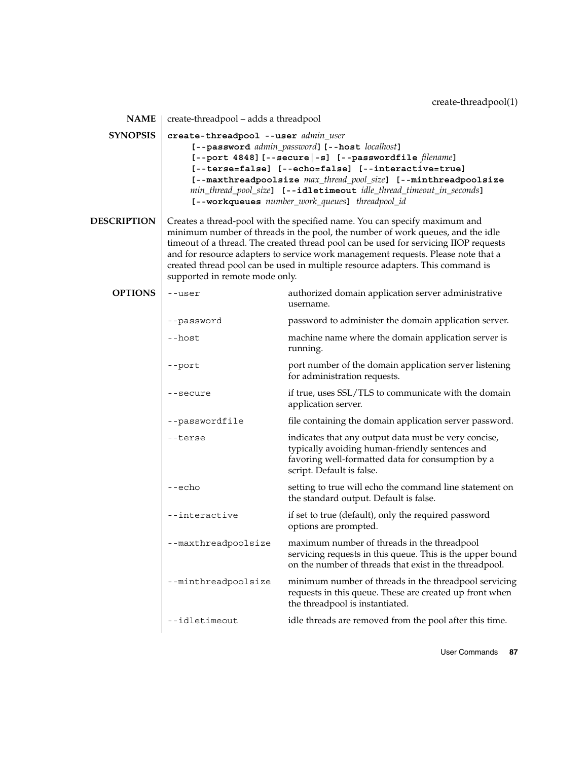## NAME

create-threadpool – adds a threadpool

## SYNOPSIS

**create-threadpool --user** *admin_user*
**[--password** *admin_password***] [--host** *localhost***]**
**[--port 4848] [--secure|-s] [--passwordfile** *filename***]**
**[--terse=false] [--echo=false] [--interactive=true]**
**[--maxthreadpoolsize** *max_thread_pool_size***] [--minthreadpoolsize** *min_thread_pool_size***] [--idletimeout** *idle_thread_timeout_in_seconds***]**
**[--workqueues** *number_work_queues***]** *threadpool_id*

## DESCRIPTION

Creates a thread-pool with the specified name. You can specify maximum and minimum number of threads in the pool, the number of work queues, and the idle timeout of a thread. The created thread pool can be used for servicing IIOP requests and for resource adapters to service work management requests. Please note that a created thread pool can be used in multiple resource adapters. This command is supported in remote mode only.

## OPTIONS

| Option | Description |
|---|---|
| `--user` | authorized domain application server administrative username. |
| `--password` | password to administer the domain application server. |
| `--host` | machine name where the domain application server is running. |
| `--port` | port number of the domain application server listening for administration requests. |
| `--secure` | if true, uses SSL/TLS to communicate with the domain application server. |
| `--passwordfile` | file containing the domain application server password. |
| `--terse` | indicates that any output data must be very concise, typically avoiding human-friendly sentences and favoring well-formatted data for consumption by a script. Default is false. |
| `--echo` | setting to true will echo the command line statement on the standard output. Default is false. |
| `--interactive` | if set to true (default), only the required password options are prompted. |
| `--maxthreadpoolsize` | maximum number of threads in the threadpool servicing requests in this queue. This is the upper bound on the number of threads that exist in the threadpool. |
| `--minthreadpoolsize` | minimum number of threads in the threadpool servicing requests in this queue. These are created up front when the threadpool is instantiated. |
| `--idletimeout` | idle threads are removed from the pool after this time. |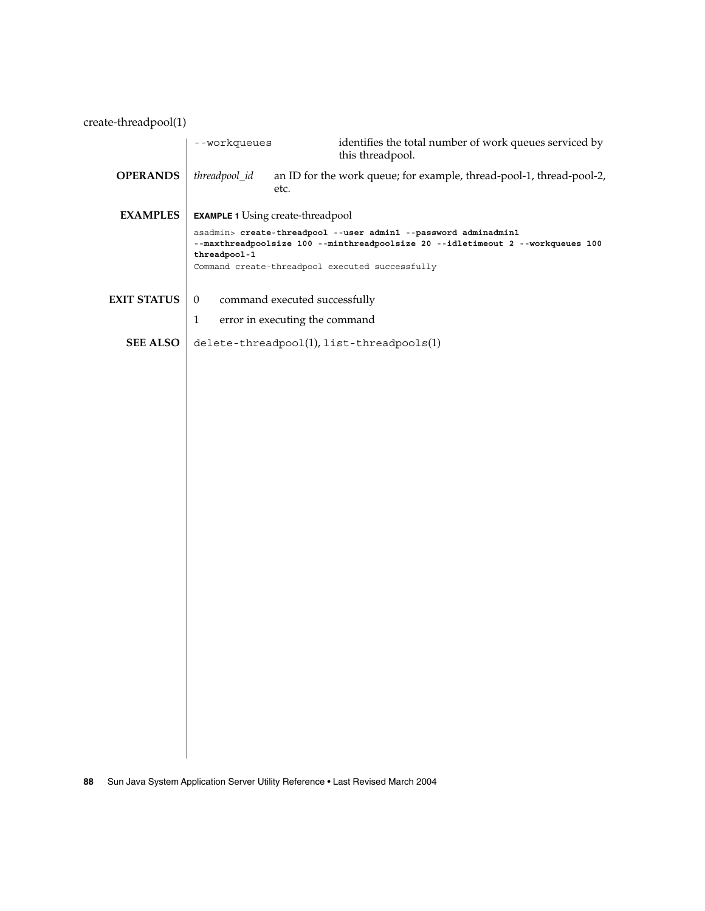| | |
|---|---|
| `--workqueues` | identifies the total number of work queues serviced by this threadpool. |

## OPERANDS

*threadpool_id* an ID for the work queue; for example, thread-pool-1, thread-pool-2, etc.

## EXAMPLES

**EXAMPLE 1** Using create-threadpool

```
asadmin> create-threadpool --user admin1 --password adminadmin1
--maxthreadpoolsize 100 --minthreadpoolsize 20 --idletimeout 2 --workqueues 100
threadpool-1
Command create-threadpool executed successfully
```

## EXIT STATUS

0 command executed successfully

1 error in executing the command

## SEE ALSO

`delete-threadpool`(1), `list-threadpools`(1)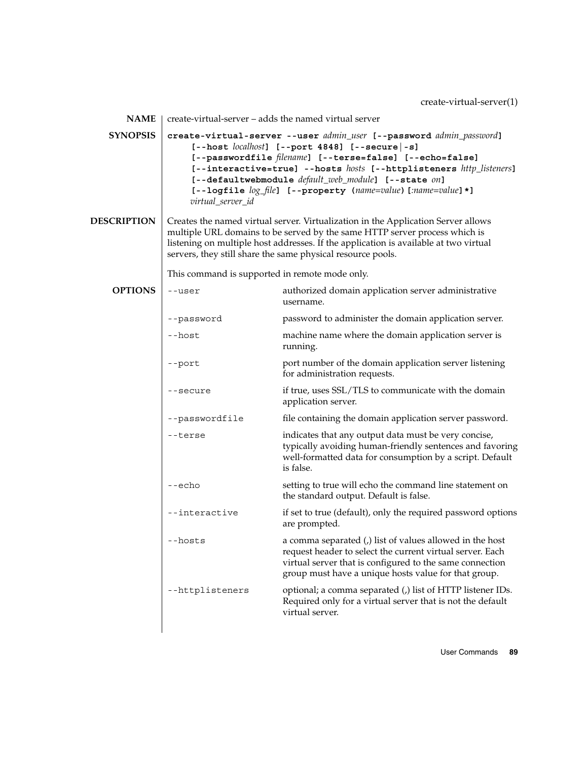## NAME

create-virtual-server – adds the named virtual server

## SYNOPSIS

```
create-virtual-server --user admin_user [--password admin_password]
     [--host localhost] [--port 4848] [--secure|-s]
     [--passwordfile filename] [--terse=false] [--echo=false]
     [--interactive=true] --hosts hosts [--httplisteners http_listeners]
     [--defaultwebmodule default_web_module] [--state on]
     [--logfile log_file] [--property (name=value)[:name=value]*]
     virtual_server_id
```

## DESCRIPTION

Creates the named virtual server. Virtualization in the Application Server allows multiple URL domains to be served by the same HTTP server process which is listening on multiple host addresses. If the application is available at two virtual servers, they still share the same physical resource pools.

This command is supported in remote mode only.

## OPTIONS

| Option | Description |
|---|---|
| `--user` | authorized domain application server administrative username. |
| `--password` | password to administer the domain application server. |
| `--host` | machine name where the domain application server is running. |
| `--port` | port number of the domain application server listening for administration requests. |
| `--secure` | if true, uses SSL/TLS to communicate with the domain application server. |
| `--passwordfile` | file containing the domain application server password. |
| `--terse` | indicates that any output data must be very concise, typically avoiding human-friendly sentences and favoring well-formatted data for consumption by a script. Default is false. |
| `--echo` | setting to true will echo the command line statement on the standard output. Default is false. |
| `--interactive` | if set to true (default), only the required password options are prompted. |
| `--hosts` | a comma separated (,) list of values allowed in the host request header to select the current virtual server. Each virtual server that is configured to the same connection group must have a unique hosts value for that group. |
| `--httplisteners` | optional; a comma separated (,) list of HTTP listener IDs. Required only for a virtual server that is not the default virtual server. |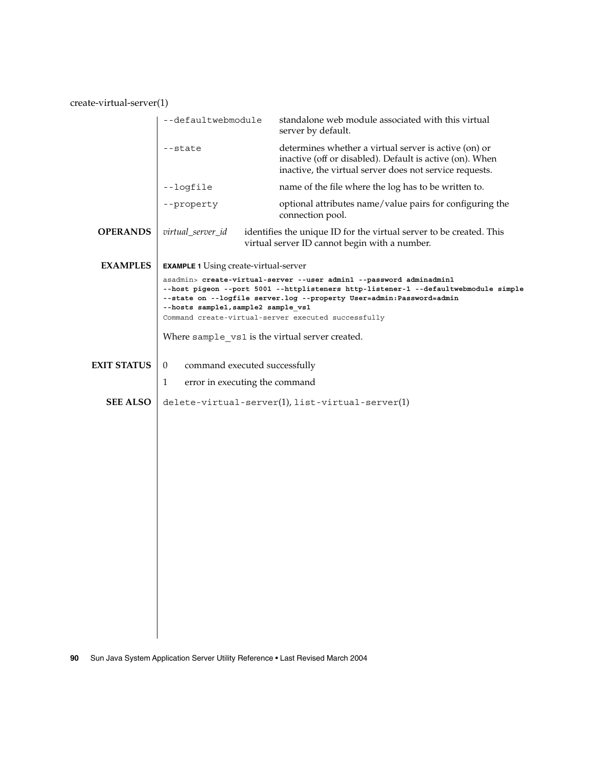| | |
|---|---|
| `--defaultwebmodule` | standalone web module associated with this virtual server by default. |
| `--state` | determines whether a virtual server is active (on) or inactive (off or disabled). Default is active (on). When inactive, the virtual server does not service requests. |
| `--logfile` | name of the file where the log has to be written to. |
| `--property` | optional attributes name/value pairs for configuring the connection pool. |

**OPERANDS**

| | |
|---|---|
| *virtual_server_id* | identifies the unique ID for the virtual server to be created. This virtual server ID cannot begin with a number. |

**EXAMPLES**

**EXAMPLE 1** Using create-virtual-server

```
asadmin> create-virtual-server --user admin1 --password adminadmin1
--host pigeon --port 5001 --httplisteners http-listener-1 --defaultwebmodule simple
--state on --logfile server.log --property User=admin:Password=admin
--hosts sample1,sample2 sample_vs1
Command create-virtual-server executed successfully
```

Where `sample_vs1` is the virtual server created.

**EXIT STATUS**

| | |
|---|---|
| 0 | command executed successfully |
| 1 | error in executing the command |

**SEE ALSO**

`delete-virtual-server`(1), `list-virtual-server`(1)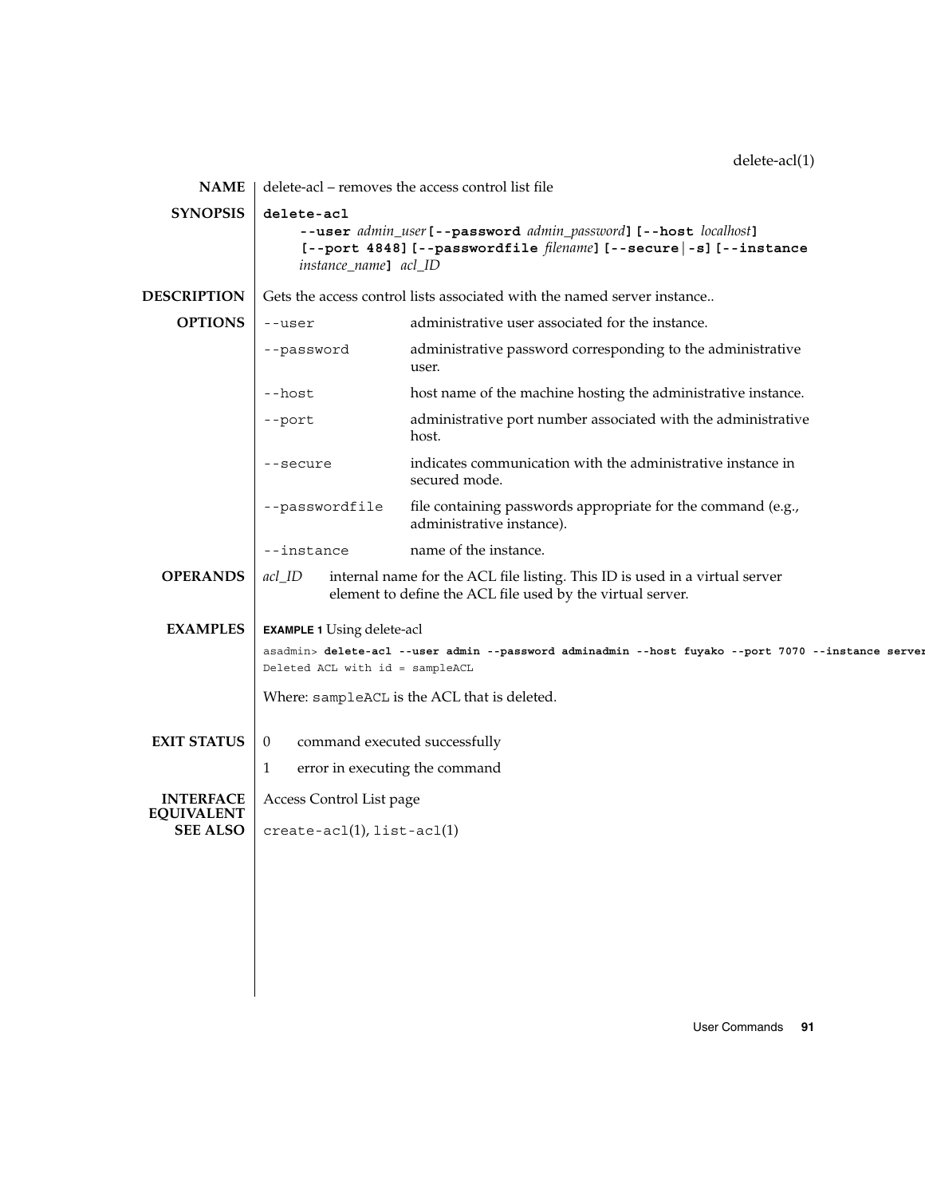## NAME

delete-acl – removes the access control list file

## SYNOPSIS

**delete-acl**
**--user** *admin_user* **[--password** *admin_password***] [--host** *localhost***]**
**[--port 4848] [--passwordfile** *filename***] [--secure | -s] [--instance**
*instance_name***]** *acl_ID*

## DESCRIPTION

Gets the access control lists associated with the named server instance..

## OPTIONS

| Option | Description |
|---|---|
| `--user` | administrative user associated for the instance. |
| `--password` | administrative password corresponding to the administrative user. |
| `--host` | host name of the machine hosting the administrative instance. |
| `--port` | administrative port number associated with the administrative host. |
| `--secure` | indicates communication with the administrative instance in secured mode. |
| `--passwordfile` | file containing passwords appropriate for the command (e.g., administrative instance). |
| `--instance` | name of the instance. |

## OPERANDS

*acl_ID* — internal name for the ACL file listing. This ID is used in a virtual server element to define the ACL file used by the virtual server.

## EXAMPLES

**EXAMPLE 1** Using delete-acl

```
asadmin> delete-acl --user admin --password adminadmin --host fuyako --port 7070 --instance server
Deleted ACL with id = sampleACL
```

Where: `sampleACL` is the ACL that is deleted.

## EXIT STATUS

0 command executed successfully

1 error in executing the command

## INTERFACE EQUIVALENT

Access Control List page

## SEE ALSO

`create-acl`(1), `list-acl`(1)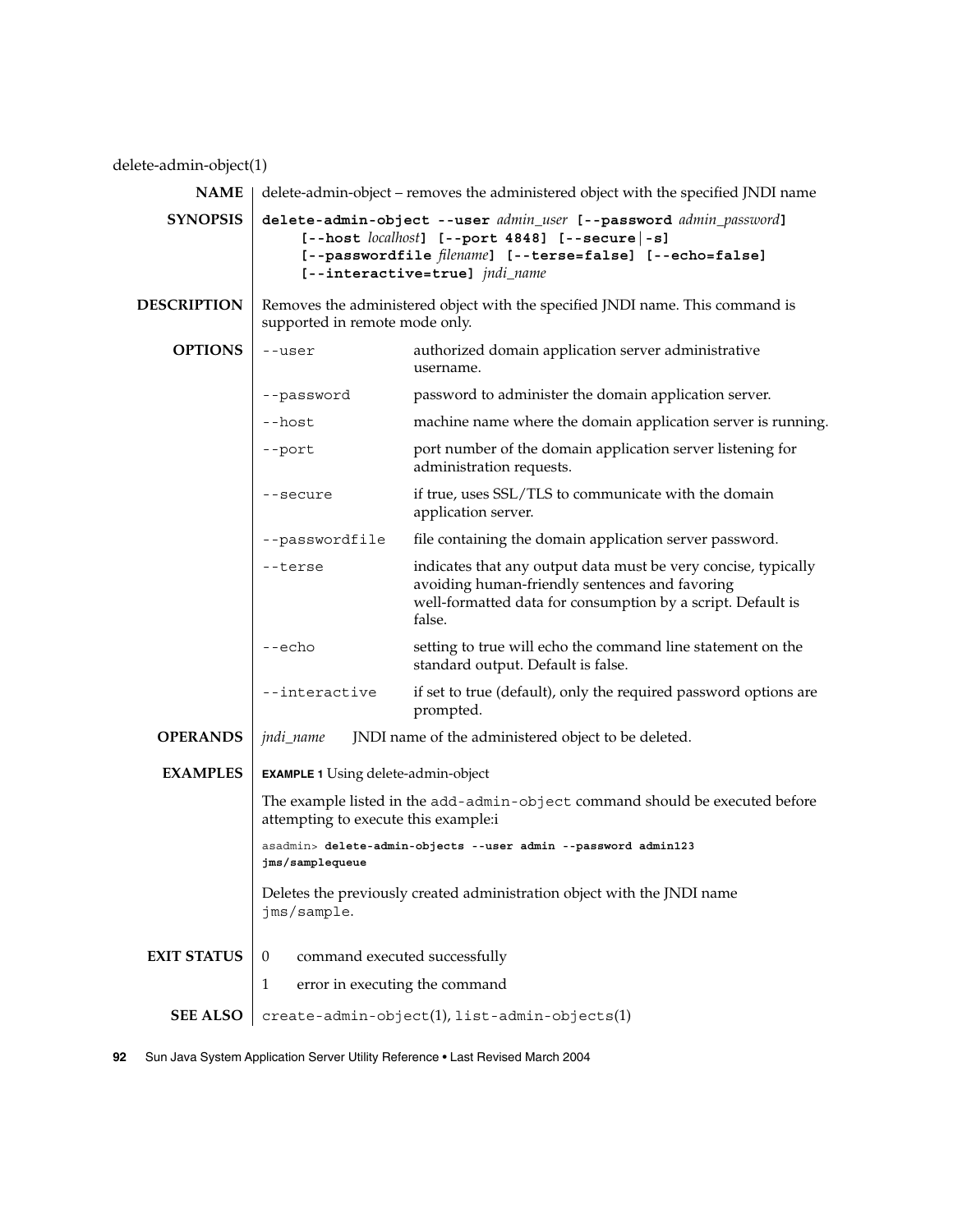delete-admin-object(1)

**NAME**

delete-admin-object – removes the administered object with the specified JNDI name

**SYNOPSIS**

**delete-admin-object --user** *admin_user* **[--password** *admin_password***]**
**[--host** *localhost***] [--port 4848] [--secure|-s]**
**[--passwordfile** *filename***] [--terse=false] [--echo=false]**
**[--interactive=true]** *jndi_name*

**DESCRIPTION**

Removes the administered object with the specified JNDI name. This command is supported in remote mode only.

**OPTIONS**

| | |
|---|---|
| `--user` | authorized domain application server administrative username. |
| `--password` | password to administer the domain application server. |
| `--host` | machine name where the domain application server is running. |
| `--port` | port number of the domain application server listening for administration requests. |
| `--secure` | if true, uses SSL/TLS to communicate with the domain application server. |
| `--passwordfile` | file containing the domain application server password. |
| `--terse` | indicates that any output data must be very concise, typically avoiding human-friendly sentences and favoring well-formatted data for consumption by a script. Default is false. |
| `--echo` | setting to true will echo the command line statement on the standard output. Default is false. |
| `--interactive` | if set to true (default), only the required password options are prompted. |

**OPERANDS**

*jndi_name* JNDI name of the administered object to be deleted.

**EXAMPLES**

**EXAMPLE 1** Using delete-admin-object

The example listed in the `add-admin-object` command should be executed before attempting to execute this example:i

```
asadmin> delete-admin-objects --user admin --password admin123
jms/samplequeue
```

Deletes the previously created administration object with the JNDI name `jms/sample`.

**EXIT STATUS**

| | |
|---|---|
| 0 | command executed successfully |
| 1 | error in executing the command |

**SEE ALSO**

`create-admin-object`(1), `list-admin-objects`(1)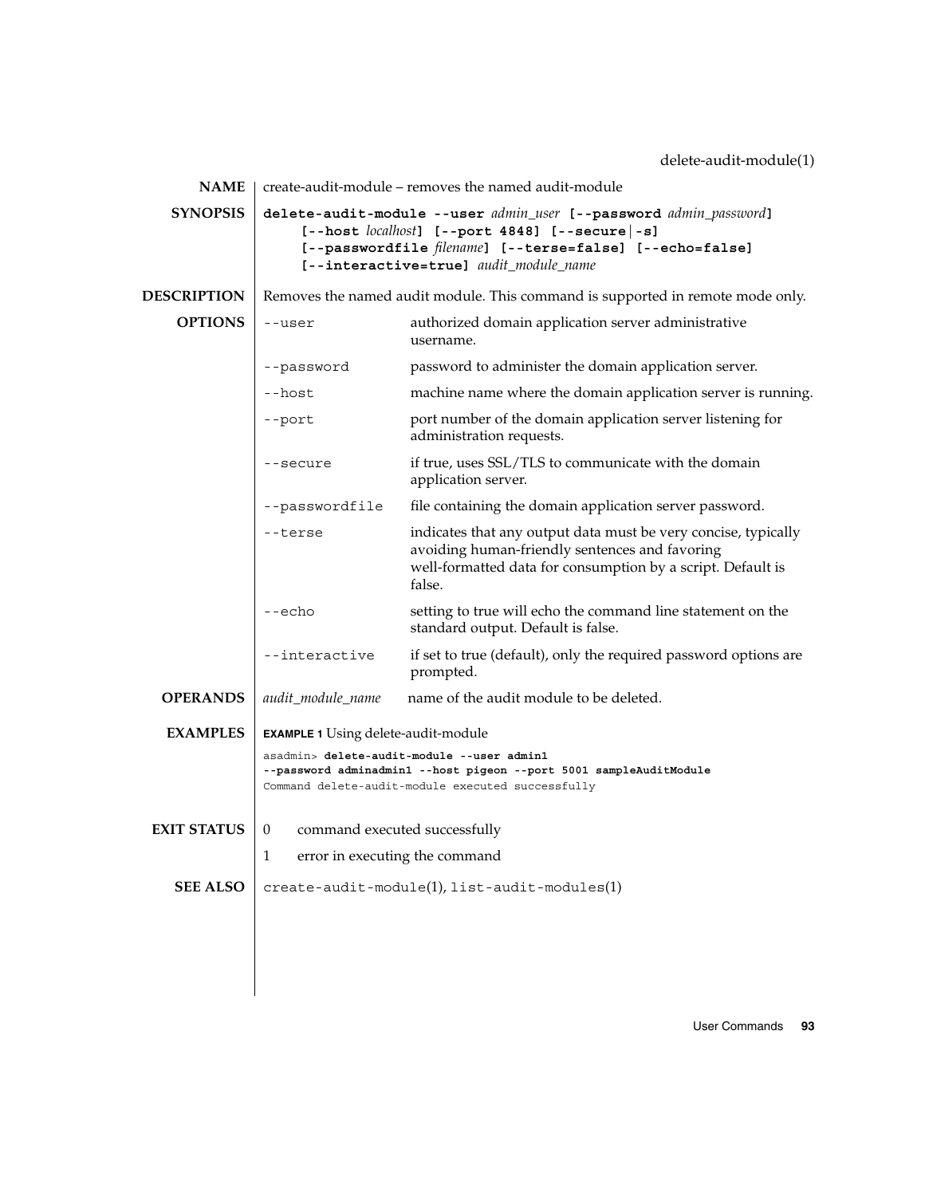delete-audit-module(1)

**NAME**

create-audit-module – removes the named audit-module

**SYNOPSIS**

**delete-audit-module --user** *admin_user* **[--password** *admin_password***]** **[--host** *localhost***]** **[--port 4848]** **[--secure|-s]** **[--passwordfile** *filename***]** **[--terse=false]** **[--echo=false]** **[--interactive=true]** *audit_module_name*

**DESCRIPTION**

Removes the named audit module. This command is supported in remote mode only.

**OPTIONS**

| | |
|---|---|
| `--user` | authorized domain application server administrative username. |
| `--password` | password to administer the domain application server. |
| `--host` | machine name where the domain application server is running. |
| `--port` | port number of the domain application server listening for administration requests. |
| `--secure` | if true, uses SSL/TLS to communicate with the domain application server. |
| `--passwordfile` | file containing the domain application server password. |
| `--terse` | indicates that any output data must be very concise, typically avoiding human-friendly sentences and favoring well-formatted data for consumption by a script. Default is false. |
| `--echo` | setting to true will echo the command line statement on the standard output. Default is false. |
| `--interactive` | if set to true (default), only the required password options are prompted. |

**OPERANDS**

| | |
|---|---|
| *audit_module_name* | name of the audit module to be deleted. |

**EXAMPLES**

**EXAMPLE 1** Using delete-audit-module

```
asadmin> delete-audit-module --user admin1
--password adminadmin1 --host pigeon --port 5001 sampleAuditModule
Command delete-audit-module executed successfully
```

**EXIT STATUS**

| | |
|---|---|
| 0 | command executed successfully |
| 1 | error in executing the command |

**SEE ALSO**

`create-audit-module`(1), `list-audit-modules`(1)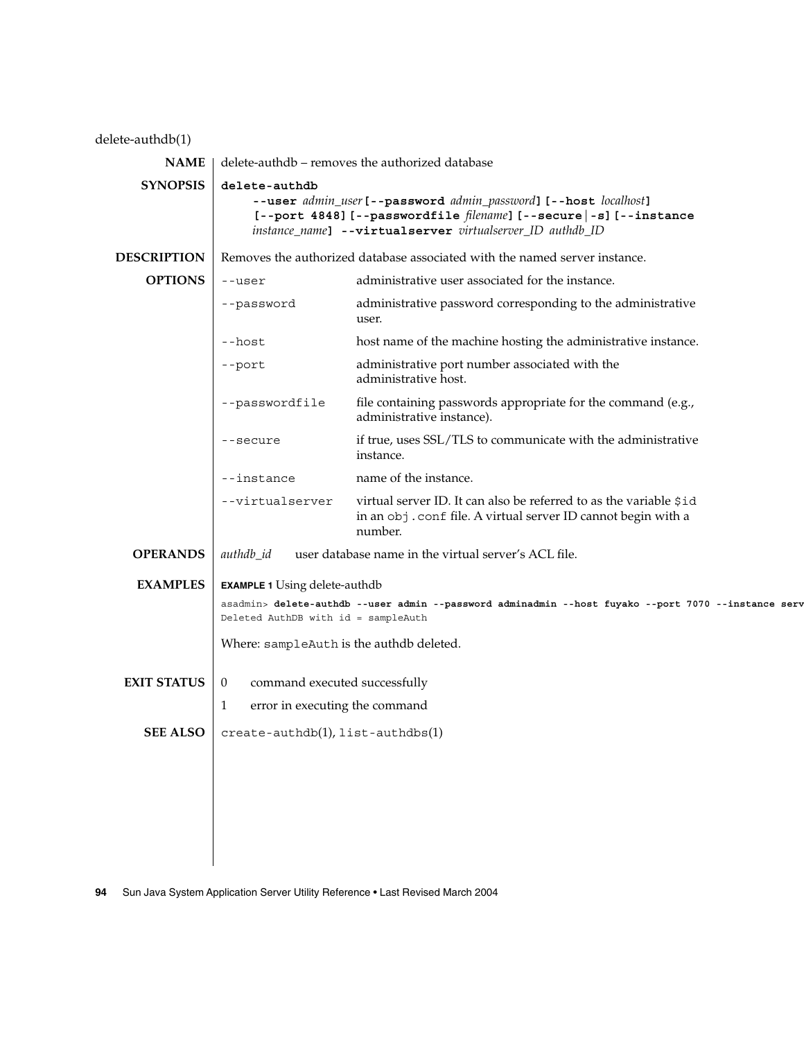delete-authdb(1)

## NAME

delete-authdb – removes the authorized database

## SYNOPSIS

**delete-authdb**
  **--user** *admin_user* **[--password** *admin_password***] [--host** *localhost***]**
  **[--port 4848] [--passwordfile** *filename***] [--secure | -s] [--instance**
  *instance_name***] --virtualserver** *virtualserver_ID authdb_ID*

## DESCRIPTION

Removes the authorized database associated with the named server instance.

## OPTIONS

| | |
|---|---|
| `--user` | administrative user associated for the instance. |
| `--password` | administrative password corresponding to the administrative user. |
| `--host` | host name of the machine hosting the administrative instance. |
| `--port` | administrative port number associated with the administrative host. |
| `--passwordfile` | file containing passwords appropriate for the command (e.g., administrative instance). |
| `--secure` | if true, uses SSL/TLS to communicate with the administrative instance. |
| `--instance` | name of the instance. |
| `--virtualserver` | virtual server ID. It can also be referred to as the variable `$id` in an `obj.conf` file. A virtual server ID cannot begin with a number. |

## OPERANDS

*authdb_id* user database name in the virtual server's ACL file.

## EXAMPLES

**EXAMPLE 1** Using delete-authdb

```
asadmin> delete-authdb --user admin --password adminadmin --host fuyako --port 7070 --instance serv
Deleted AuthDB with id = sampleAuth
```

Where: `sampleAuth` is the authdb deleted.

## EXIT STATUS

0 command executed successfully

1 error in executing the command

## SEE ALSO

`create-authdb`(1), `list-authdbs`(1)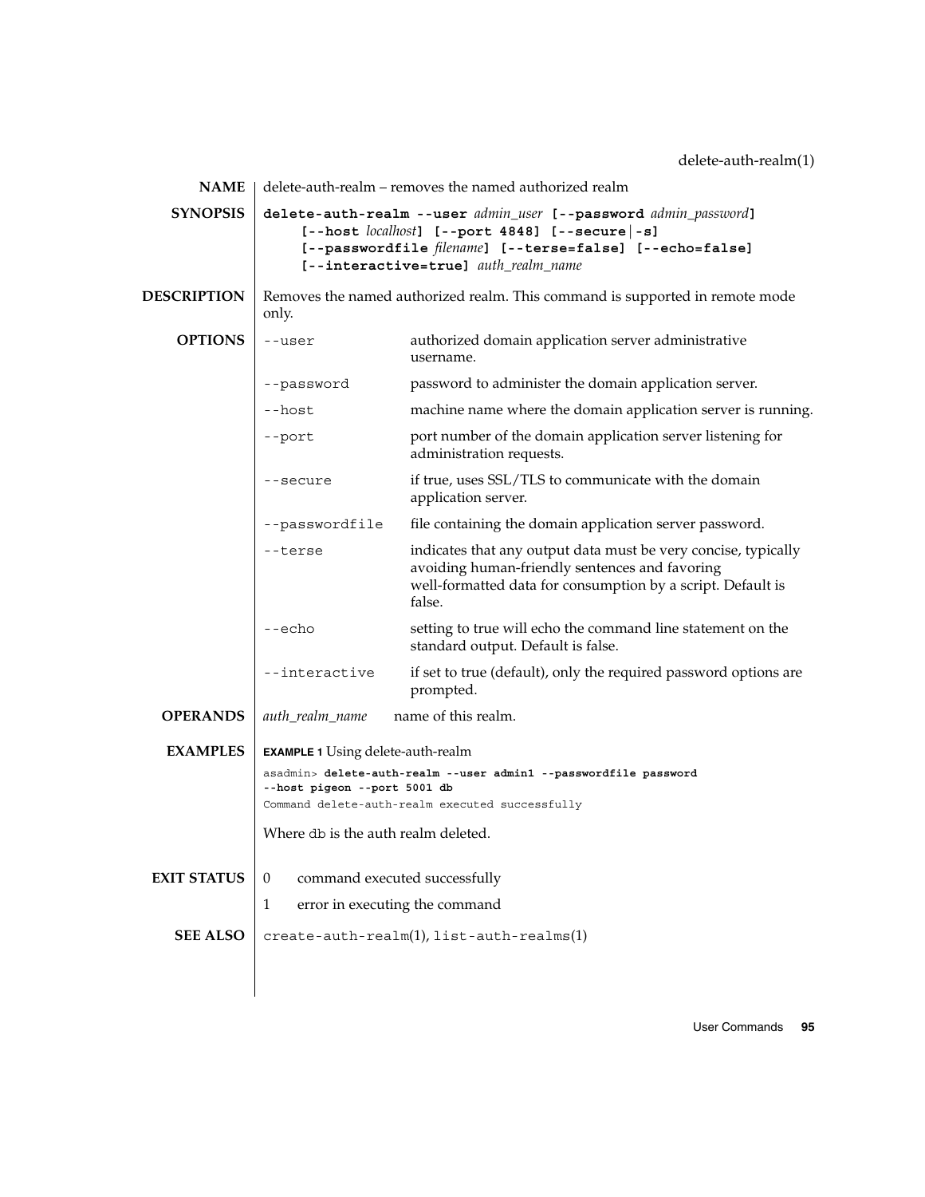## NAME

delete-auth-realm – removes the named authorized realm

## SYNOPSIS

**delete-auth-realm --user** *admin_user* **[--password** *admin_password***]** **[--host** *localhost***]** **[--port 4848]** **[--secure|-s]** **[--passwordfile** *filename***]** **[--terse=false]** **[--echo=false]** **[--interactive=true]** *auth_realm_name*

## DESCRIPTION

Removes the named authorized realm. This command is supported in remote mode only.

## OPTIONS

| Option | Description |
| --- | --- |
| `--user` | authorized domain application server administrative username. |
| `--password` | password to administer the domain application server. |
| `--host` | machine name where the domain application server is running. |
| `--port` | port number of the domain application server listening for administration requests. |
| `--secure` | if true, uses SSL/TLS to communicate with the domain application server. |
| `--passwordfile` | file containing the domain application server password. |
| `--terse` | indicates that any output data must be very concise, typically avoiding human-friendly sentences and favoring well-formatted data for consumption by a script. Default is false. |
| `--echo` | setting to true will echo the command line statement on the standard output. Default is false. |
| `--interactive` | if set to true (default), only the required password options are prompted. |

## OPERANDS

| Operand | Description |
| --- | --- |
| *auth_realm_name* | name of this realm. |

## EXAMPLES

**EXAMPLE 1** Using delete-auth-realm

```
asadmin> delete-auth-realm --user admin1 --passwordfile password
--host pigeon --port 5001 db
Command delete-auth-realm executed successfully
```

Where `db` is the auth realm deleted.

## EXIT STATUS

| Status | Description |
| --- | --- |
| 0 | command executed successfully |
| 1 | error in executing the command |

## SEE ALSO

`create-auth-realm`(1), `list-auth-realms`(1)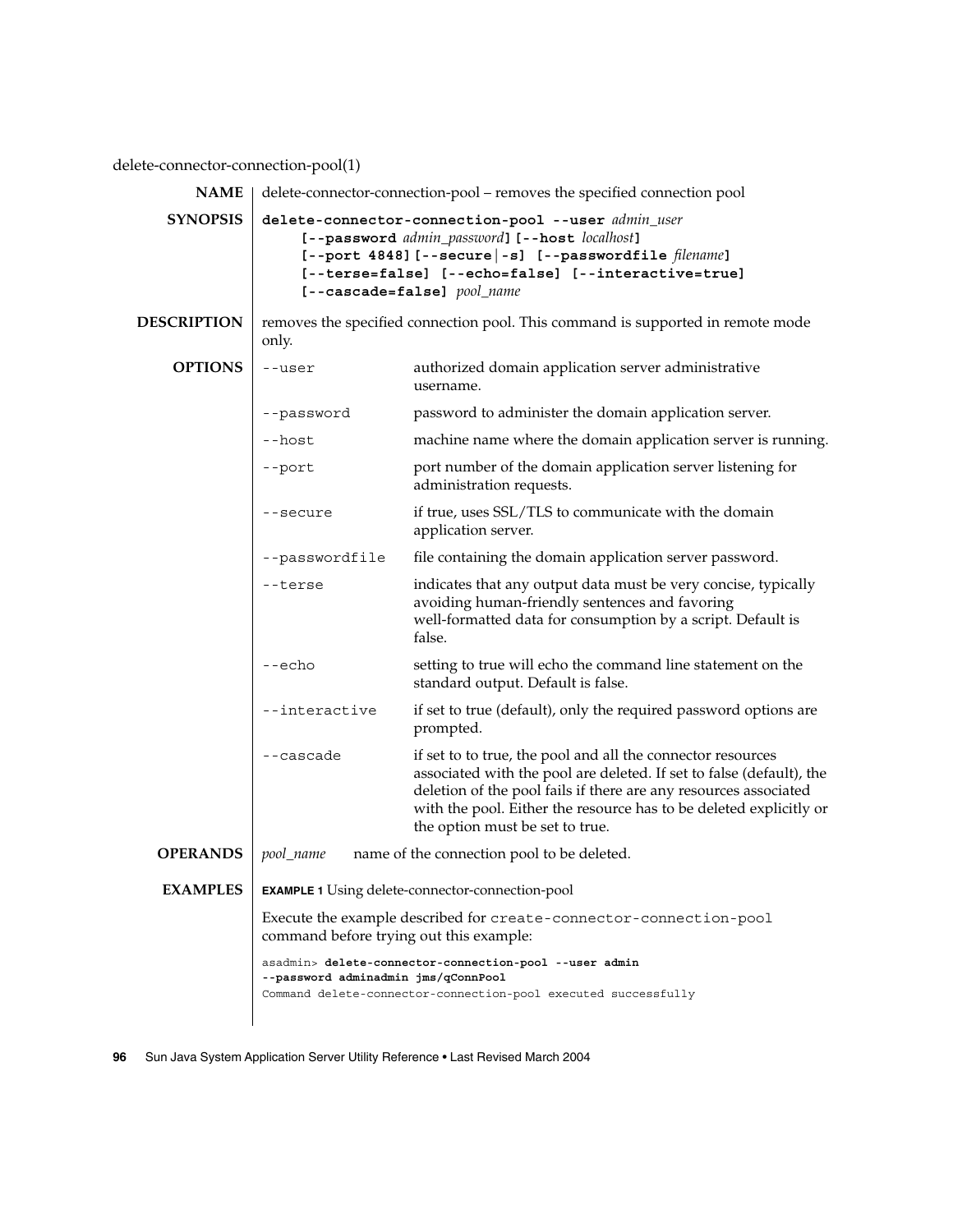delete-connector-connection-pool(1)

**NAME**

delete-connector-connection-pool – removes the specified connection pool

**SYNOPSIS**

**delete-connector-connection-pool --user** *admin_user* **[--password** *admin_password***] [--host** *localhost***] [--port 4848] [--secure|-s] [--passwordfile** *filename***] [--terse=false] [--echo=false] [--interactive=true] [--cascade=false]** *pool_name*

**DESCRIPTION**

removes the specified connection pool. This command is supported in remote mode only.

**OPTIONS**

| Option | Description |
|---|---|
| `--user` | authorized domain application server administrative username. |
| `--password` | password to administer the domain application server. |
| `--host` | machine name where the domain application server is running. |
| `--port` | port number of the domain application server listening for administration requests. |
| `--secure` | if true, uses SSL/TLS to communicate with the domain application server. |
| `--passwordfile` | file containing the domain application server password. |
| `--terse` | indicates that any output data must be very concise, typically avoiding human-friendly sentences and favoring well-formatted data for consumption by a script. Default is false. |
| `--echo` | setting to true will echo the command line statement on the standard output. Default is false. |
| `--interactive` | if set to true (default), only the required password options are prompted. |
| `--cascade` | if set to to true, the pool and all the connector resources associated with the pool are deleted. If set to false (default), the deletion of the pool fails if there are any resources associated with the pool. Either the resource has to be deleted explicitly or the option must be set to true. |

**OPERANDS**

*pool_name* name of the connection pool to be deleted.

**EXAMPLES**

**EXAMPLE 1** Using delete-connector-connection-pool

Execute the example described for `create-connector-connection-pool` command before trying out this example:

```
asadmin> delete-connector-connection-pool --user admin
--password adminadmin jms/qConnPool
Command delete-connector-connection-pool executed successfully
```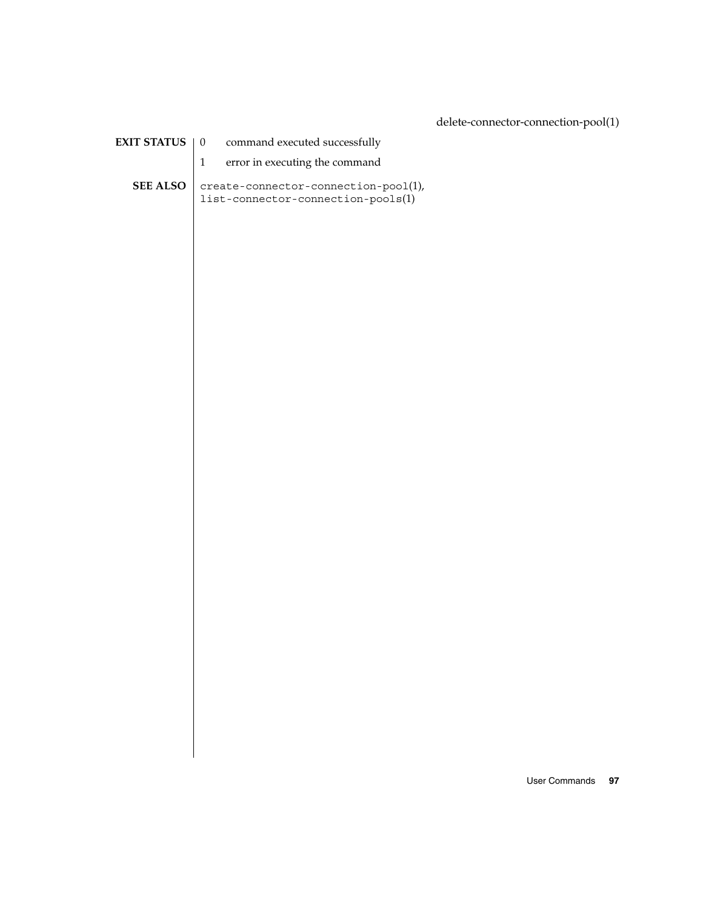## EXIT STATUS

| | |
|---|---|
| 0 | command executed successfully |
| 1 | error in executing the command |

## SEE ALSO

`create-connector-connection-pool`(1), `list-connector-connection-pools`(1)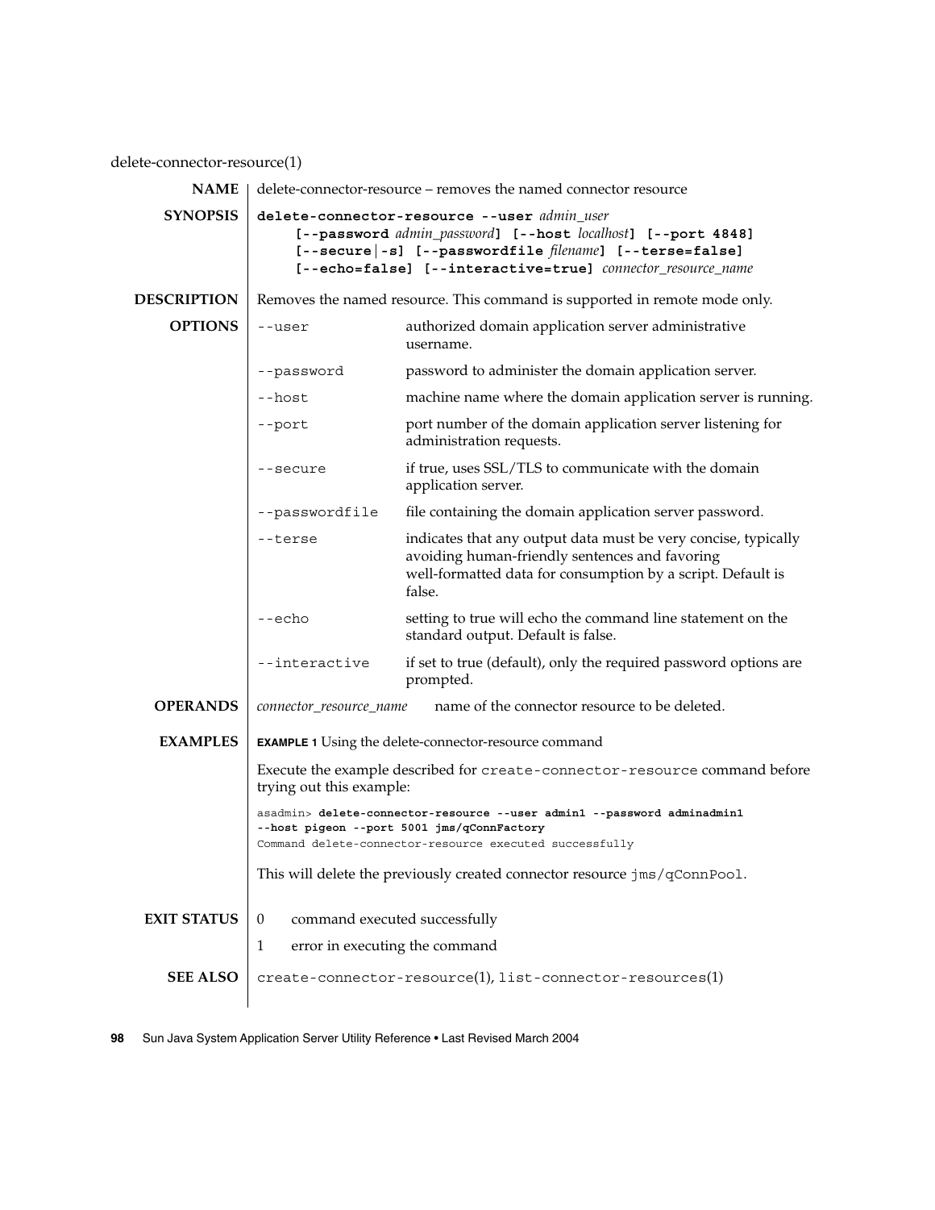delete-connector-resource(1)

## NAME

delete-connector-resource – removes the named connector resource

## SYNOPSIS

**delete-connector-resource --user** *admin_user* **[--password** *admin_password***] [--host** *localhost***] [--port 4848] [--secure|-s] [--passwordfile** *filename***] [--terse=false] [--echo=false] [--interactive=true]** *connector_resource_name*

## DESCRIPTION

Removes the named resource. This command is supported in remote mode only.

## OPTIONS

| | |
|---|---|
| `--user` | authorized domain application server administrative username. |
| `--password` | password to administer the domain application server. |
| `--host` | machine name where the domain application server is running. |
| `--port` | port number of the domain application server listening for administration requests. |
| `--secure` | if true, uses SSL/TLS to communicate with the domain application server. |
| `--passwordfile` | file containing the domain application server password. |
| `--terse` | indicates that any output data must be very concise, typically avoiding human-friendly sentences and favoring well-formatted data for consumption by a script. Default is false. |
| `--echo` | setting to true will echo the command line statement on the standard output. Default is false. |
| `--interactive` | if set to true (default), only the required password options are prompted. |

## OPERANDS

*connector_resource_name* name of the connector resource to be deleted.

## EXAMPLES

**EXAMPLE 1** Using the delete-connector-resource command

Execute the example described for `create-connector-resource` command before trying out this example:

```
asadmin> delete-connector-resource --user admin1 --password adminadmin1
--host pigeon --port 5001 jms/qConnFactory
Command delete-connector-resource executed successfully
```

This will delete the previously created connector resource `jms/qConnPool`.

## EXIT STATUS

| | |
|---|---|
| 0 | command executed successfully |
| 1 | error in executing the command |

## SEE ALSO

`create-connector-resource`(1), `list-connector-resources`(1)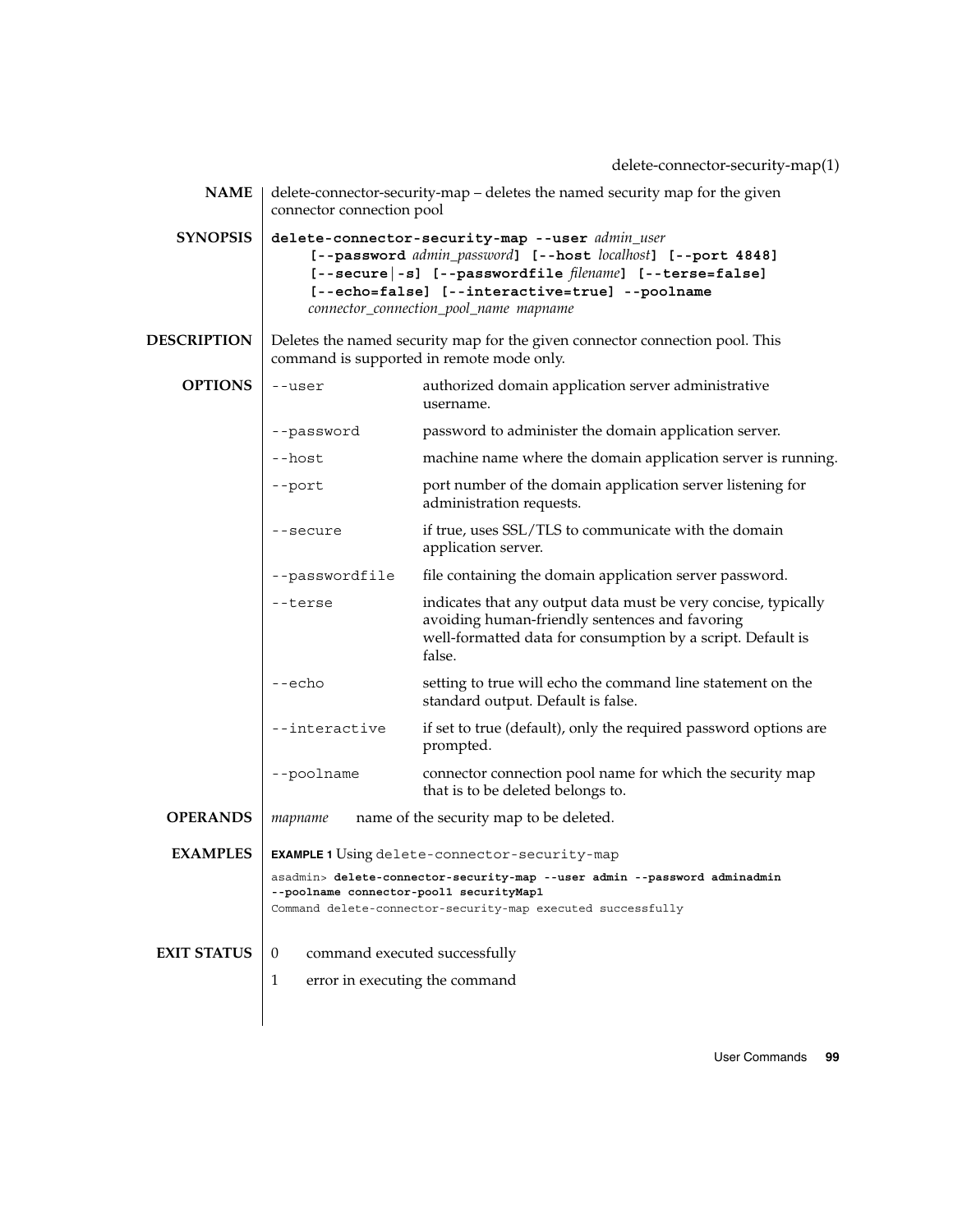# delete-connector-security-map(1)

## NAME

delete-connector-security-map – deletes the named security map for the given connector connection pool

## SYNOPSIS

**delete-connector-security-map --user** *admin_user* **[--password** *admin_password***] [--host** *localhost***] [--port 4848] [--secure|-s] [--passwordfile** *filename***] [--terse=false] [--echo=false] [--interactive=true] --poolname** *connector_connection_pool_name mapname*

## DESCRIPTION

Deletes the named security map for the given connector connection pool. This command is supported in remote mode only.

## OPTIONS

| Option | Description |
| --- | --- |
| `--user` | authorized domain application server administrative username. |
| `--password` | password to administer the domain application server. |
| `--host` | machine name where the domain application server is running. |
| `--port` | port number of the domain application server listening for administration requests. |
| `--secure` | if true, uses SSL/TLS to communicate with the domain application server. |
| `--passwordfile` | file containing the domain application server password. |
| `--terse` | indicates that any output data must be very concise, typically avoiding human-friendly sentences and favoring well-formatted data for consumption by a script. Default is false. |
| `--echo` | setting to true will echo the command line statement on the standard output. Default is false. |
| `--interactive` | if set to true (default), only the required password options are prompted. |
| `--poolname` | connector connection pool name for which the security map that is to be deleted belongs to. |

## OPERANDS

*mapname* name of the security map to be deleted.

## EXAMPLES

**EXAMPLE 1** Using `delete-connector-security-map`

```
asadmin> delete-connector-security-map --user admin --password adminadmin
--poolname connector-pool1 securityMap1
Command delete-connector-security-map executed successfully
```

## EXIT STATUS

| | |
| --- | --- |
| 0 | command executed successfully |
| 1 | error in executing the command |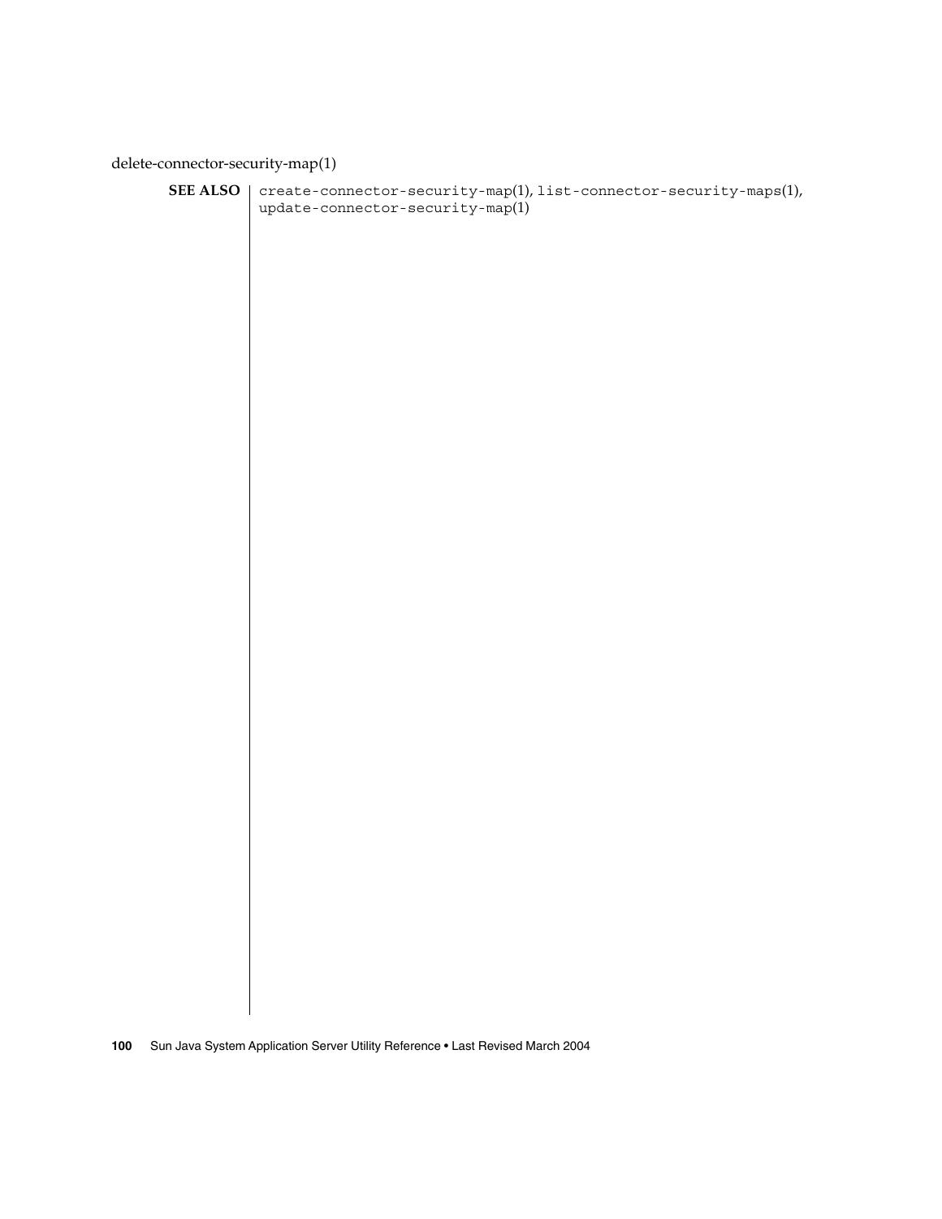**SEE ALSO** `create-connector-security-map`(1), `list-connector-security-maps`(1), `update-connector-security-map`(1)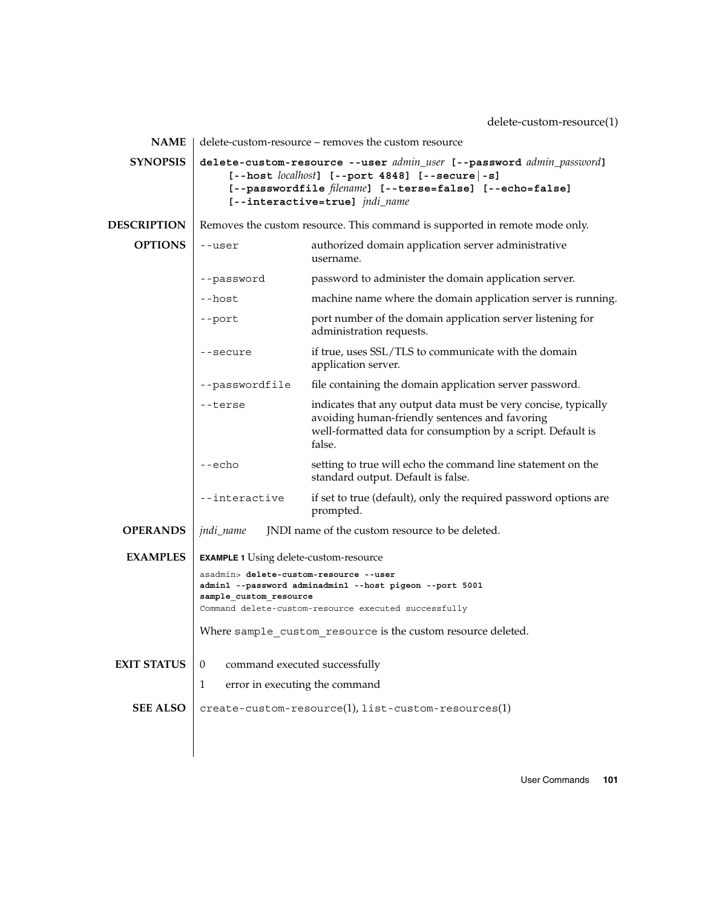## NAME

delete-custom-resource – removes the custom resource

## SYNOPSIS

**delete-custom-resource --user** *admin_user* **[--password** *admin_password***]** **[--host** *localhost***] [--port 4848] [--secure|-s] [--passwordfile** *filename***] [--terse=false] [--echo=false] [--interactive=true]** *jndi_name*

## DESCRIPTION

Removes the custom resource. This command is supported in remote mode only.

## OPTIONS

| | |
|---|---|
| `--user` | authorized domain application server administrative username. |
| `--password` | password to administer the domain application server. |
| `--host` | machine name where the domain application server is running. |
| `--port` | port number of the domain application server listening for administration requests. |
| `--secure` | if true, uses SSL/TLS to communicate with the domain application server. |
| `--passwordfile` | file containing the domain application server password. |
| `--terse` | indicates that any output data must be very concise, typically avoiding human-friendly sentences and favoring well-formatted data for consumption by a script. Default is false. |
| `--echo` | setting to true will echo the command line statement on the standard output. Default is false. |
| `--interactive` | if set to true (default), only the required password options are prompted. |

## OPERANDS

*jndi_name* JNDI name of the custom resource to be deleted.

## EXAMPLES

**EXAMPLE 1** Using delete-custom-resource

```
asadmin> delete-custom-resource --user
admin1 --password adminadmin1 --host pigeon --port 5001
sample_custom_resource
Command delete-custom-resource executed successfully
```

Where `sample_custom_resource` is the custom resource deleted.

## EXIT STATUS

0 command executed successfully

1 error in executing the command

## SEE ALSO

`create-custom-resource`(1), `list-custom-resources`(1)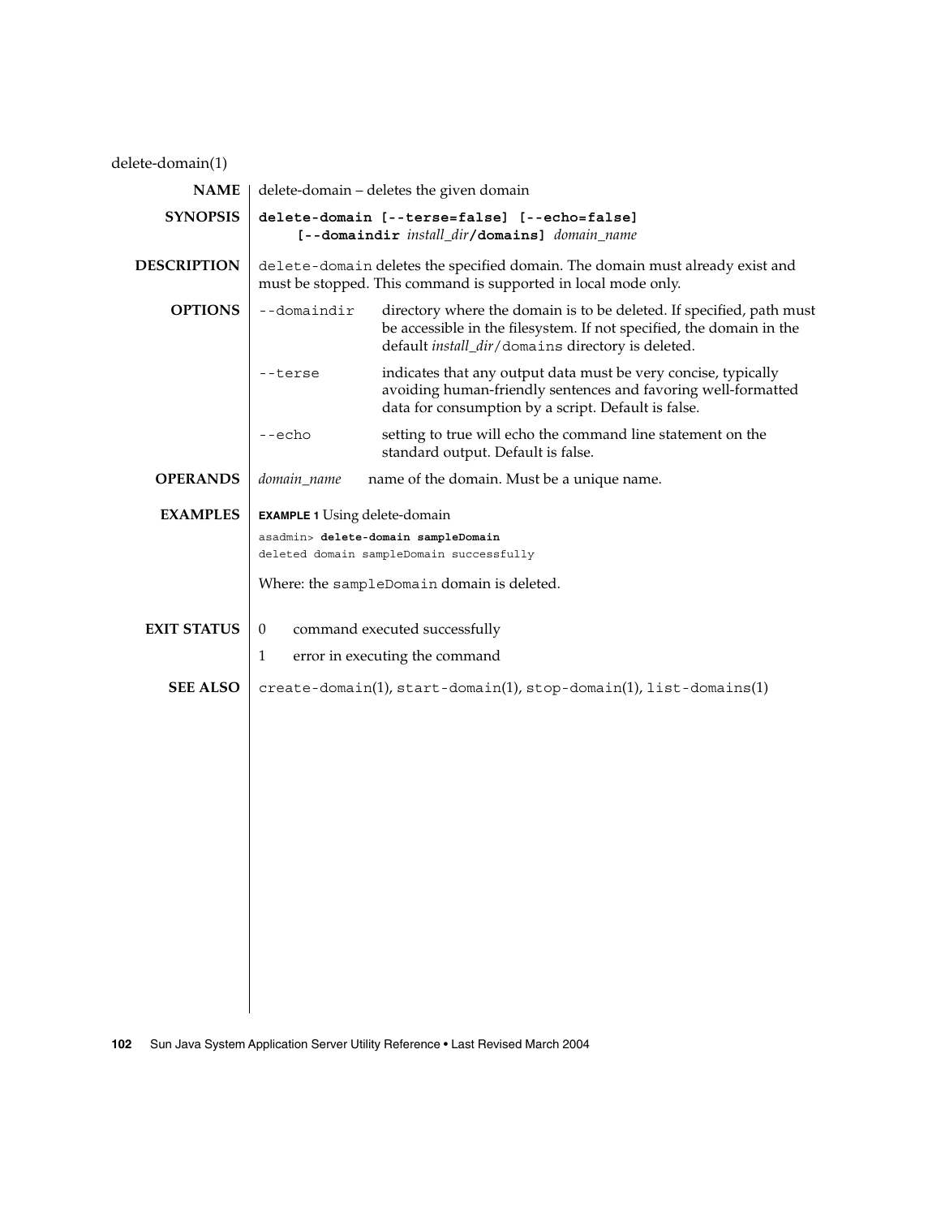# delete-domain(1)

**NAME**

delete-domain – deletes the given domain

**SYNOPSIS**

**delete-domain [--terse=false] [--echo=false] [--domaindir** *install_dir*/**domains]** *domain_name*

**DESCRIPTION**

`delete-domain` deletes the specified domain. The domain must already exist and must be stopped. This command is supported in local mode only.

**OPTIONS**

| Option | Description |
| --- | --- |
| `--domaindir` | directory where the domain is to be deleted. If specified, path must be accessible in the filesystem. If not specified, the domain in the default *install_dir*/`domains` directory is deleted. |
| `--terse` | indicates that any output data must be very concise, typically avoiding human-friendly sentences and favoring well-formatted data for consumption by a script. Default is false. |
| `--echo` | setting to true will echo the command line statement on the standard output. Default is false. |

**OPERANDS**

| Operand | Description |
| --- | --- |
| *domain_name* | name of the domain. Must be a unique name. |

**EXAMPLES**

**EXAMPLE 1** Using delete-domain

```
asadmin> delete-domain sampleDomain
deleted domain sampleDomain successfully
```

Where: the `sampleDomain` domain is deleted.

**EXIT STATUS**

| Status | Description |
| --- | --- |
| 0 | command executed successfully |
| 1 | error in executing the command |

**SEE ALSO**

`create-domain`(1), `start-domain`(1), `stop-domain`(1), `list-domains`(1)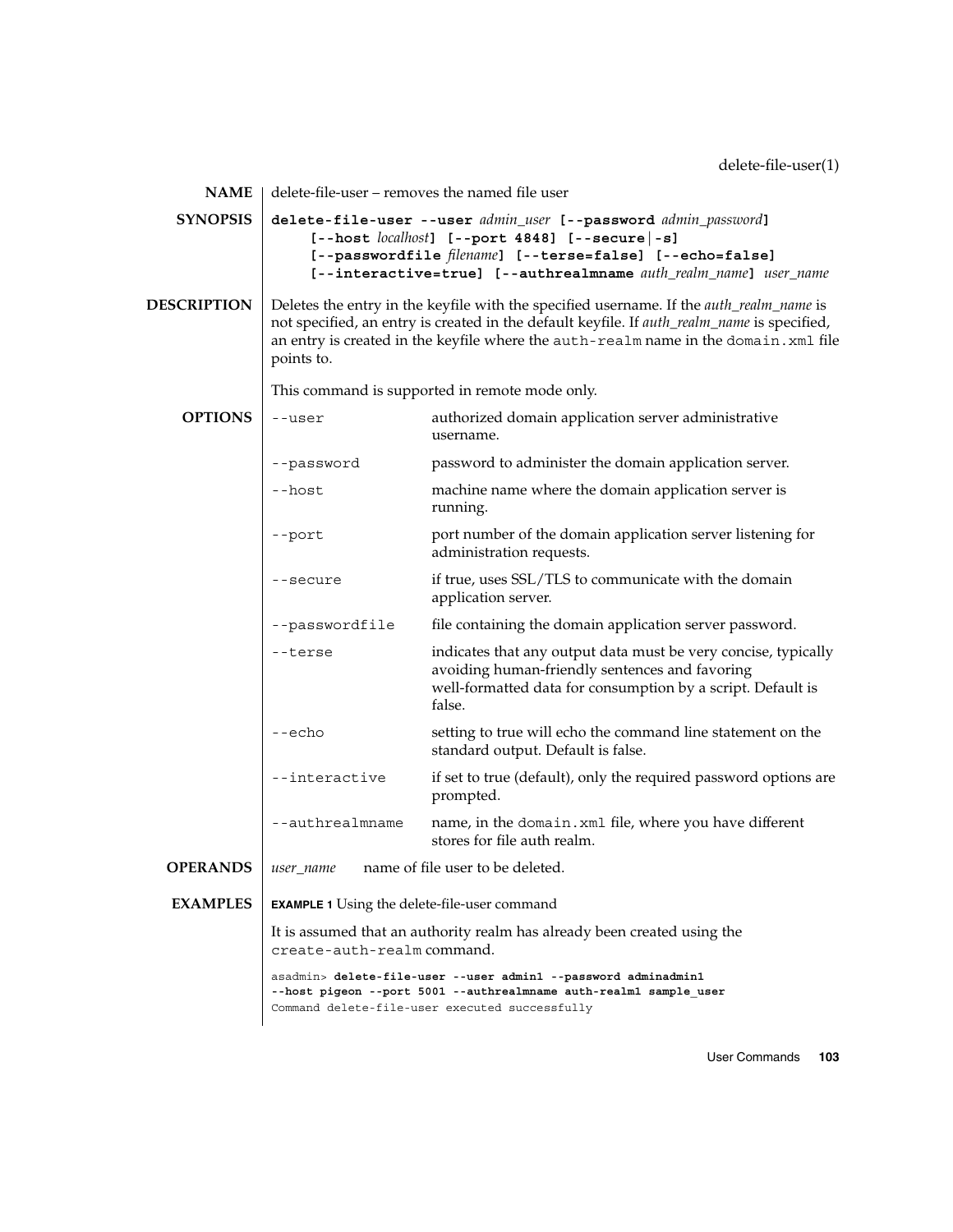## NAME

delete-file-user – removes the named file user

## SYNOPSIS

**delete-file-user --user** *admin_user* **[--password** *admin_password***]** **[--host** *localhost***]** **[--port 4848]** **[--secure | -s]** **[--passwordfile** *filename***]** **[--terse=false]** **[--echo=false]** **[--interactive=true]** **[--authrealmname** *auth_realm_name***]** *user_name*

## DESCRIPTION

Deletes the entry in the keyfile with the specified username. If the *auth_realm_name* is not specified, an entry is created in the default keyfile. If *auth_realm_name* is specified, an entry is created in the keyfile where the `auth-realm` name in the `domain.xml` file points to.

This command is supported in remote mode only.

## OPTIONS

| Option | Description |
|---|---|
| `--user` | authorized domain application server administrative username. |
| `--password` | password to administer the domain application server. |
| `--host` | machine name where the domain application server is running. |
| `--port` | port number of the domain application server listening for administration requests. |
| `--secure` | if true, uses SSL/TLS to communicate with the domain application server. |
| `--passwordfile` | file containing the domain application server password. |
| `--terse` | indicates that any output data must be very concise, typically avoiding human-friendly sentences and favoring well-formatted data for consumption by a script. Default is false. |
| `--echo` | setting to true will echo the command line statement on the standard output. Default is false. |
| `--interactive` | if set to true (default), only the required password options are prompted. |
| `--authrealmname` | name, in the `domain.xml` file, where you have different stores for file auth realm. |

## OPERANDS

*user_name* name of file user to be deleted.

## EXAMPLES

**EXAMPLE 1** Using the delete-file-user command

It is assumed that an authority realm has already been created using the `create-auth-realm` command.

```
asadmin> delete-file-user --user admin1 --password adminadmin1
--host pigeon --port 5001 --authrealmname auth-realm1 sample_user
Command delete-file-user executed successfully
```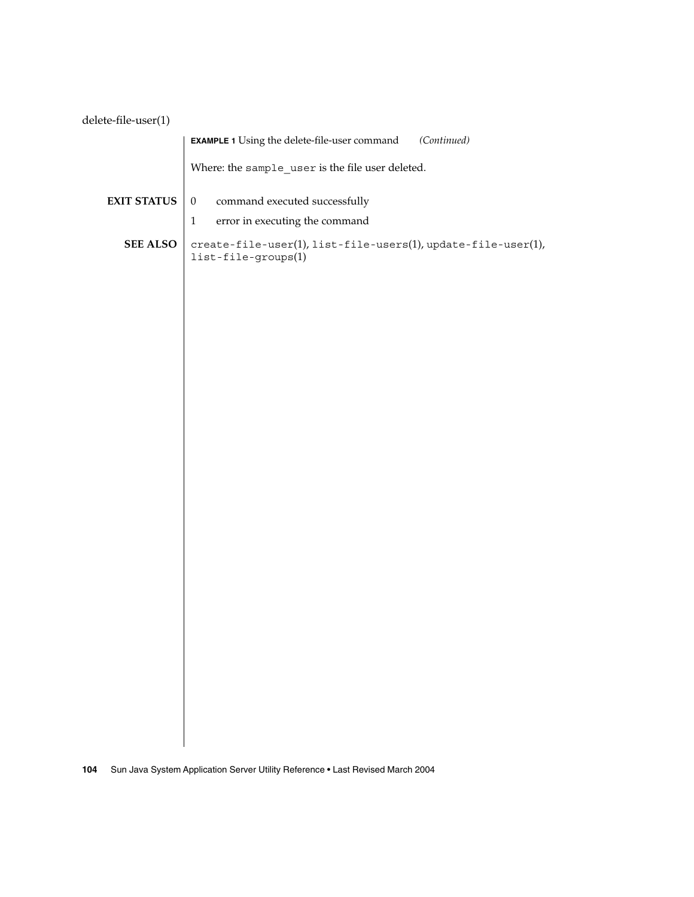**EXAMPLE 1** Using the delete-file-user command *(Continued)*

Where: the `sample_user` is the file user deleted.

**EXIT STATUS**

0 command executed successfully

1 error in executing the command

**SEE ALSO**

`create-file-user`(1), `list-file-users`(1), `update-file-user`(1), `list-file-groups`(1)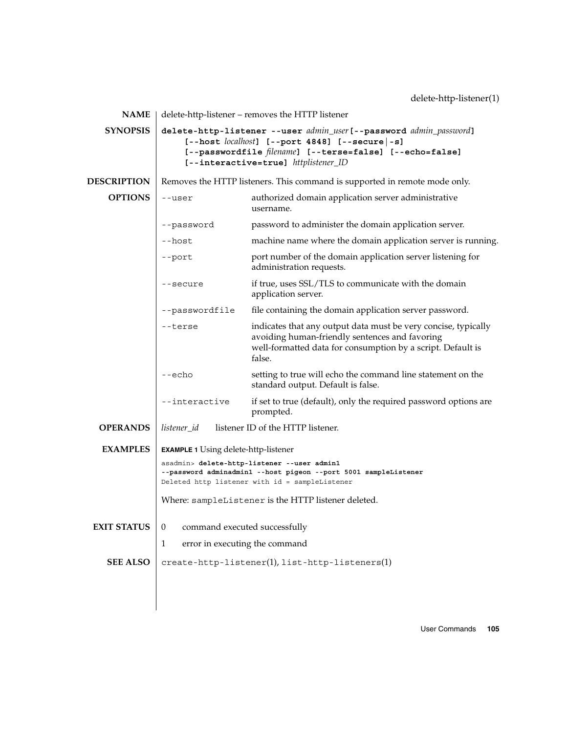delete-http-listener(1)

## NAME

delete-http-listener – removes the HTTP listener

## SYNOPSIS

**delete-http-listener --user** *admin_user* **[--password** *admin_password***]** **[--host** *localhost***]** **[--port 4848]** **[--secure|-s]** **[--passwordfile** *filename***]** **[--terse=false]** **[--echo=false]** **[--interactive=true]** *httplistener_ID*

## DESCRIPTION

Removes the HTTP listeners. This command is supported in remote mode only.

## OPTIONS

| Option | Description |
|---|---|
| `--user` | authorized domain application server administrative username. |
| `--password` | password to administer the domain application server. |
| `--host` | machine name where the domain application server is running. |
| `--port` | port number of the domain application server listening for administration requests. |
| `--secure` | if true, uses SSL/TLS to communicate with the domain application server. |
| `--passwordfile` | file containing the domain application server password. |
| `--terse` | indicates that any output data must be very concise, typically avoiding human-friendly sentences and favoring well-formatted data for consumption by a script. Default is false. |
| `--echo` | setting to true will echo the command line statement on the standard output. Default is false. |
| `--interactive` | if set to true (default), only the required password options are prompted. |

## OPERANDS

*listener_id* listener ID of the HTTP listener.

## EXAMPLES

**EXAMPLE 1** Using delete-http-listener

```
asadmin> delete-http-listener --user admin1
--password adminadmin1 --host pigeon --port 5001 sampleListener
Deleted http listener with id = sampleListener
```

Where: `sampleListener` is the HTTP listener deleted.

## EXIT STATUS

0 command executed successfully

1 error in executing the command

## SEE ALSO

`create-http-listener`(1), `list-http-listeners`(1)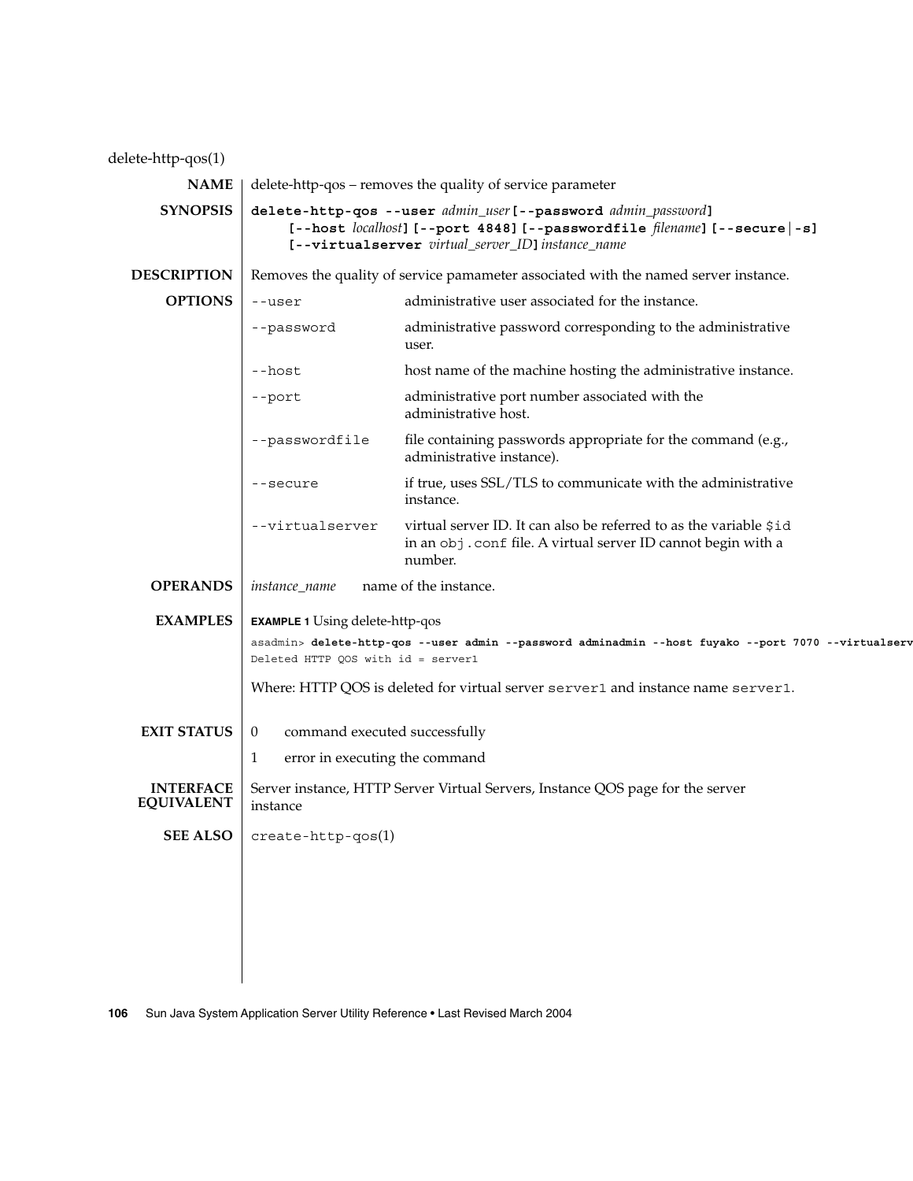delete-http-qos(1)

## NAME

delete-http-qos – removes the quality of service parameter

## SYNOPSIS

**delete-http-qos --user** *admin_user* **[--password** *admin_password*] **[--host** *localhost*] **[--port 4848] [--passwordfile** *filename*] **[--secure | -s] [--virtualserver** *virtual_server_ID*] *instance_name*

## DESCRIPTION

Removes the quality of service pamameter associated with the named server instance.

## OPTIONS

| Option | Description |
|---|---|
| `--user` | administrative user associated for the instance. |
| `--password` | administrative password corresponding to the administrative user. |
| `--host` | host name of the machine hosting the administrative instance. |
| `--port` | administrative port number associated with the administrative host. |
| `--passwordfile` | file containing passwords appropriate for the command (e.g., administrative instance). |
| `--secure` | if true, uses SSL/TLS to communicate with the administrative instance. |
| `--virtualserver` | virtual server ID. It can also be referred to as the variable `$id` in an `obj.conf` file. A virtual server ID cannot begin with a number. |

## OPERANDS

*instance_name* name of the instance.

## EXAMPLES

**EXAMPLE 1** Using delete-http-qos

```
asadmin> delete-http-qos --user admin --password adminadmin --host fuyako --port 7070 --virtualserv
Deleted HTTP QOS with id = server1
```

Where: HTTP QOS is deleted for virtual server `server1` and instance name `server1`.

## EXIT STATUS

0 command executed successfully

1 error in executing the command

## INTERFACE EQUIVALENT

Server instance, HTTP Server Virtual Servers, Instance QOS page for the server instance

## SEE ALSO

`create-http-qos(1)`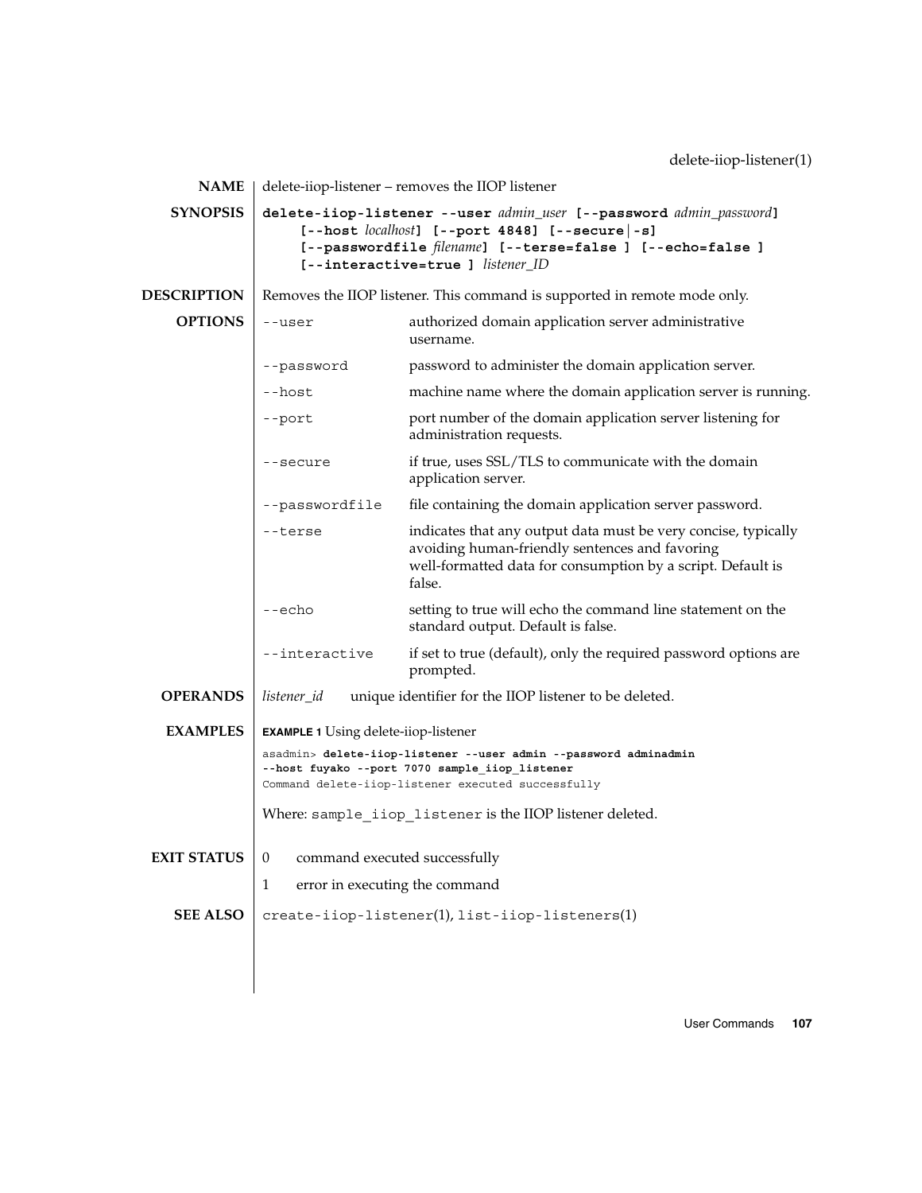delete-iiop-listener(1)

## NAME

delete-iiop-listener – removes the IIOP listener

## SYNOPSIS

**delete-iiop-listener --user** *admin_user* **[--password** *admin_password***]** **[--host** *localhost***] [--port 4848] [--secure|-s]** **[--passwordfile** *filename***] [--terse=false ] [--echo=false ]** **[--interactive=true ]** *listener_ID*

## DESCRIPTION

Removes the IIOP listener. This command is supported in remote mode only.

## OPTIONS

| | |
|---|---|
| `--user` | authorized domain application server administrative username. |
| `--password` | password to administer the domain application server. |
| `--host` | machine name where the domain application server is running. |
| `--port` | port number of the domain application server listening for administration requests. |
| `--secure` | if true, uses SSL/TLS to communicate with the domain application server. |
| `--passwordfile` | file containing the domain application server password. |
| `--terse` | indicates that any output data must be very concise, typically avoiding human-friendly sentences and favoring well-formatted data for consumption by a script. Default is false. |
| `--echo` | setting to true will echo the command line statement on the standard output. Default is false. |
| `--interactive` | if set to true (default), only the required password options are prompted. |

## OPERANDS

*listener_id* unique identifier for the IIOP listener to be deleted.

## EXAMPLES

**EXAMPLE 1** Using delete-iiop-listener

```
asadmin> delete-iiop-listener --user admin --password adminadmin
--host fuyako --port 7070 sample_iiop_listener
Command delete-iiop-listener executed successfully
```

Where: `sample_iiop_listener` is the IIOP listener deleted.

## EXIT STATUS

| | |
|---|---|
| 0 | command executed successfully |
| 1 | error in executing the command |

## SEE ALSO

`create-iiop-listener`(1), `list-iiop-listeners`(1)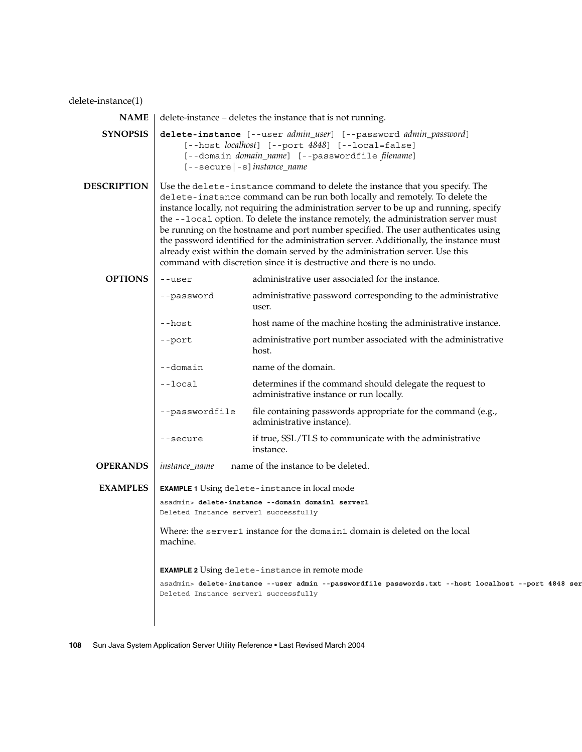delete-instance(1)

## NAME

delete-instance – deletes the instance that is not running.

## SYNOPSIS

**delete-instance** [--user *admin_user*] [--password *admin_password*] [--host *localhost*] [--port *4848*] [--local=false] [--domain *domain_name*] [--passwordfile *filename*] [--secure|-s] *instance_name*

## DESCRIPTION

Use the `delete-instance` command to delete the instance that you specify. The `delete-instance` command can be run both locally and remotely. To delete the instance locally, not requiring the administration server to be up and running, specify the `--local` option. To delete the instance remotely, the administration server must be running on the hostname and port number specified. The user authenticates using the password identified for the administration server. Additionally, the instance must already exist within the domain served by the administration server. Use this command with discretion since it is destructive and there is no undo.

## OPTIONS

| Option | Description |
| --- | --- |
| `--user` | administrative user associated for the instance. |
| `--password` | administrative password corresponding to the administrative user. |
| `--host` | host name of the machine hosting the administrative instance. |
| `--port` | administrative port number associated with the administrative host. |
| `--domain` | name of the domain. |
| `--local` | determines if the command should delegate the request to administrative instance or run locally. |
| `--passwordfile` | file containing passwords appropriate for the command (e.g., administrative instance). |
| `--secure` | if true, SSL/TLS to communicate with the administrative instance. |

## OPERANDS

| Operand | Description |
| --- | --- |
| *instance_name* | name of the instance to be deleted. |

## EXAMPLES

**EXAMPLE 1** Using `delete-instance` in local mode

```
asadmin> delete-instance --domain domain1 server1
Deleted Instance server1 successfully
```

Where: the `server1` instance for the `domain1` domain is deleted on the local machine.

**EXAMPLE 2** Using `delete-instance` in remote mode

```
asadmin> delete-instance --user admin --passwordfile passwords.txt --host localhost --port 4848 ser
Deleted Instance server1 successfully
```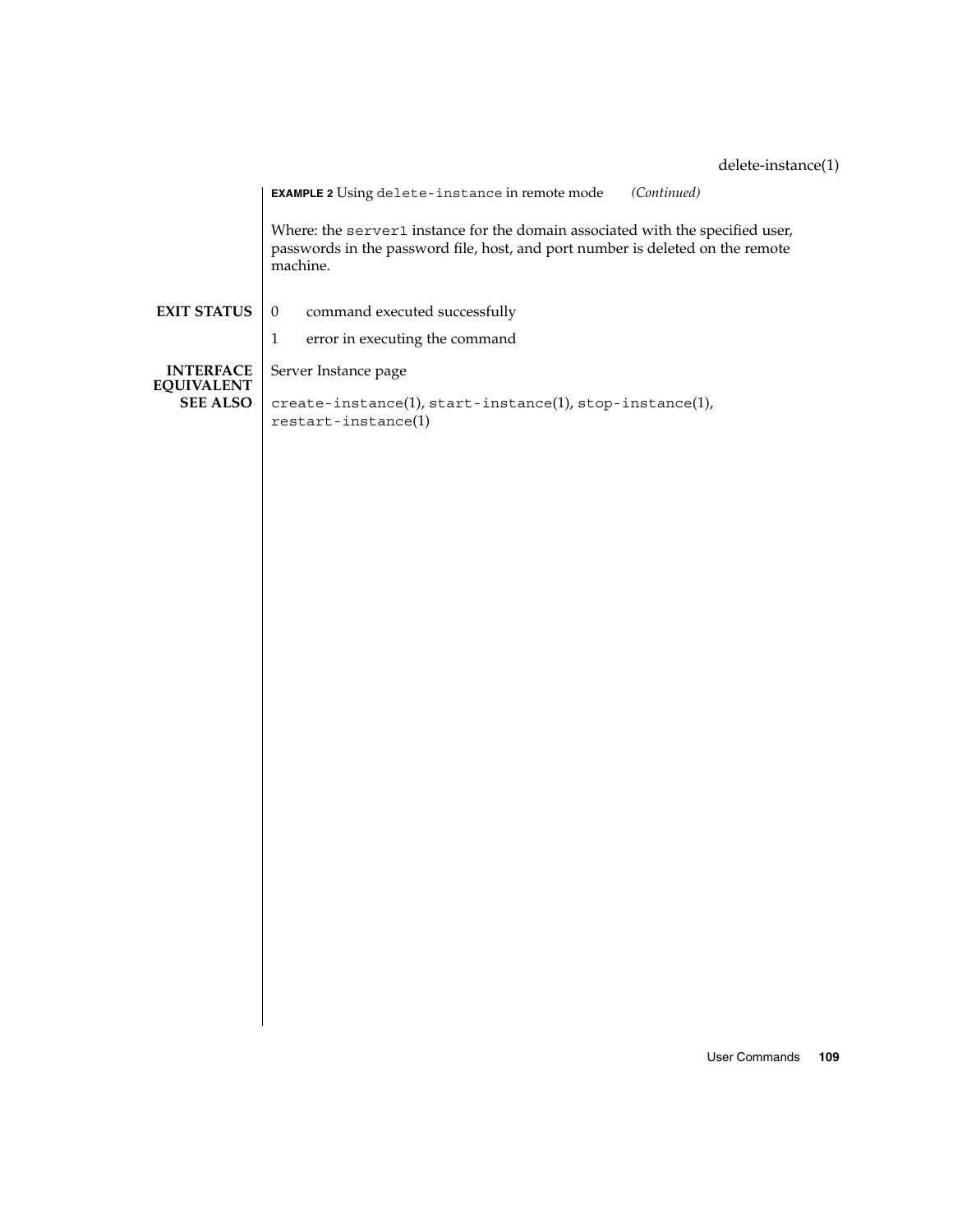**EXAMPLE 2** Using `delete-instance` in remote mode *(Continued)*

Where: the `server1` instance for the domain associated with the specified user, passwords in the password file, host, and port number is deleted on the remote machine.

**EXIT STATUS**

0 command executed successfully

1 error in executing the command

**INTERFACE EQUIVALENT**

Server Instance page

**SEE ALSO**

`create-instance`(1), `start-instance`(1), `stop-instance`(1), `restart-instance`(1)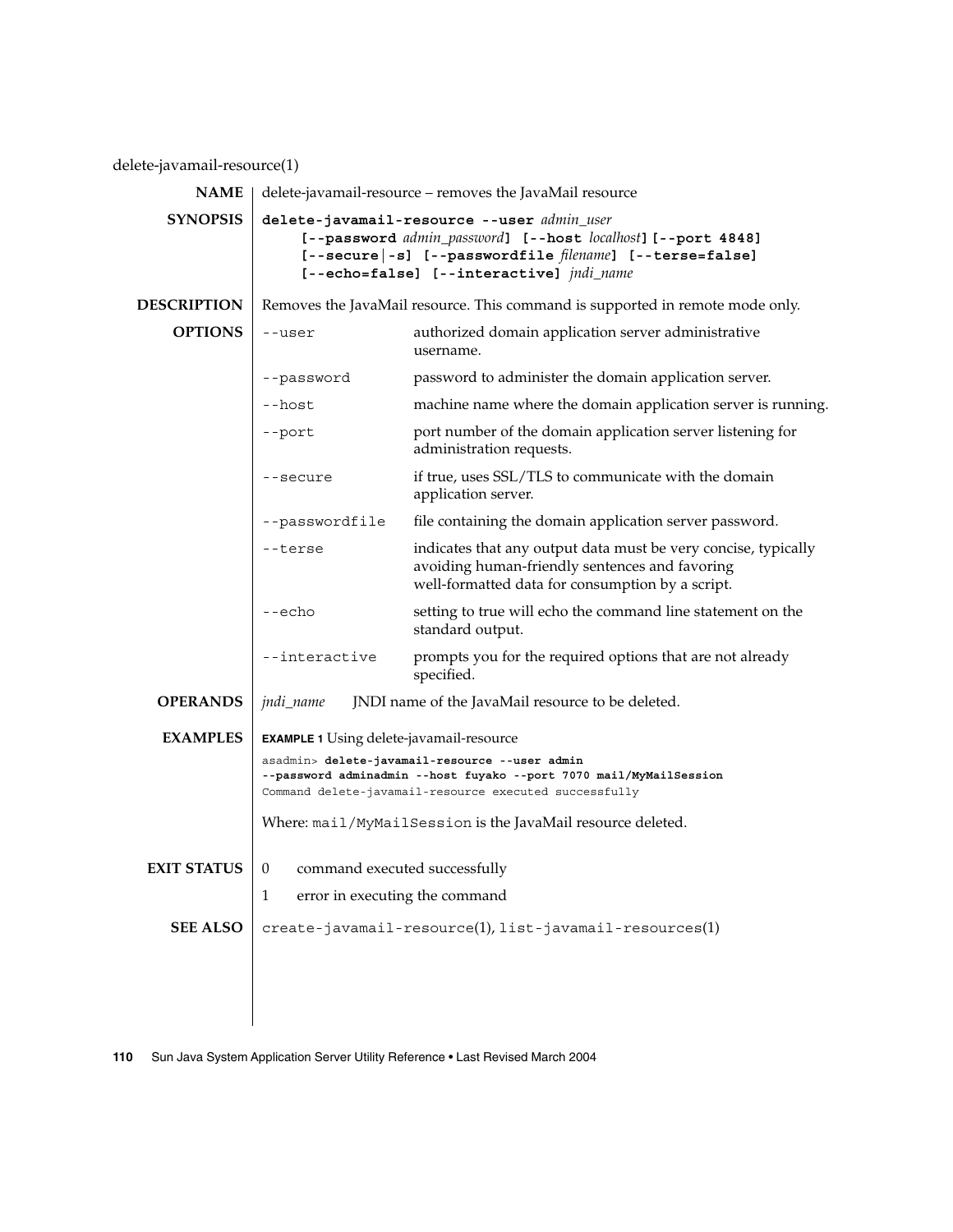delete-javamail-resource(1)

## NAME

delete-javamail-resource – removes the JavaMail resource

## SYNOPSIS

**delete-javamail-resource --user** *admin_user* **[--password** *admin_password***] [--host** *localhost***] [--port 4848] [--secure|-s] [--passwordfile** *filename***] [--terse=false] [--echo=false] [--interactive]** *jndi_name*

## DESCRIPTION

Removes the JavaMail resource. This command is supported in remote mode only.

## OPTIONS

| Option | Description |
|---|---|
| `--user` | authorized domain application server administrative username. |
| `--password` | password to administer the domain application server. |
| `--host` | machine name where the domain application server is running. |
| `--port` | port number of the domain application server listening for administration requests. |
| `--secure` | if true, uses SSL/TLS to communicate with the domain application server. |
| `--passwordfile` | file containing the domain application server password. |
| `--terse` | indicates that any output data must be very concise, typically avoiding human-friendly sentences and favoring well-formatted data for consumption by a script. |
| `--echo` | setting to true will echo the command line statement on the standard output. |
| `--interactive` | prompts you for the required options that are not already specified. |

## OPERANDS

*jndi_name* JNDI name of the JavaMail resource to be deleted.

## EXAMPLES

**EXAMPLE 1** Using delete-javamail-resource

```
asadmin> delete-javamail-resource --user admin
--password adminadmin --host fuyako --port 7070 mail/MyMailSession
Command delete-javamail-resource executed successfully
```

Where: `mail/MyMailSession` is the JavaMail resource deleted.

## EXIT STATUS

| | |
|---|---|
| 0 | command executed successfully |
| 1 | error in executing the command |

## SEE ALSO

`create-javamail-resource`(1), `list-javamail-resources`(1)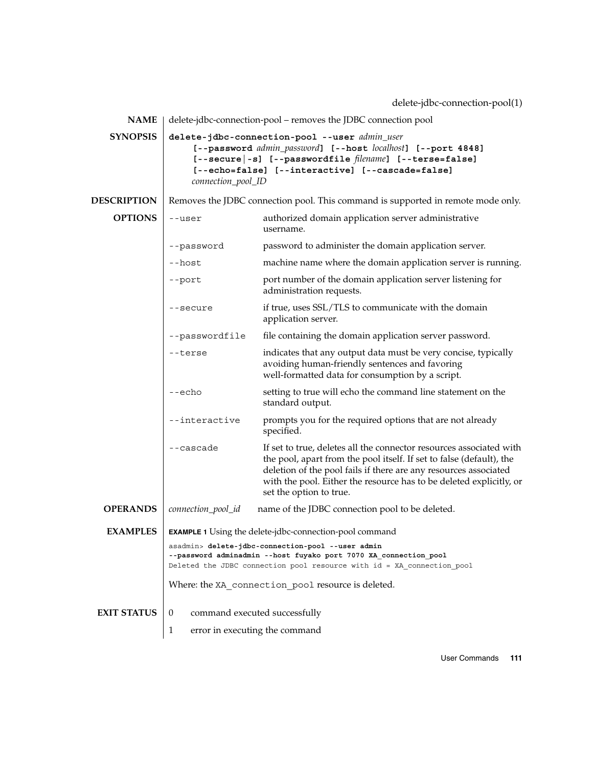## NAME

delete-jdbc-connection-pool – removes the JDBC connection pool

## SYNOPSIS

**delete-jdbc-connection-pool --user** *admin_user* **[--password** *admin_password***] [--host** *localhost***] [--port 4848] [--secure|-s] [--passwordfile** *filename***] [--terse=false] [--echo=false] [--interactive] [--cascade=false]** *connection_pool_ID*

## DESCRIPTION

Removes the JDBC connection pool. This command is supported in remote mode only.

## OPTIONS

| Option | Description |
|---|---|
| `--user` | authorized domain application server administrative username. |
| `--password` | password to administer the domain application server. |
| `--host` | machine name where the domain application server is running. |
| `--port` | port number of the domain application server listening for administration requests. |
| `--secure` | if true, uses SSL/TLS to communicate with the domain application server. |
| `--passwordfile` | file containing the domain application server password. |
| `--terse` | indicates that any output data must be very concise, typically avoiding human-friendly sentences and favoring well-formatted data for consumption by a script. |
| `--echo` | setting to true will echo the command line statement on the standard output. |
| `--interactive` | prompts you for the required options that are not already specified. |
| `--cascade` | If set to true, deletes all the connector resources associated with the pool, apart from the pool itself. If set to false (default), the deletion of the pool fails if there are any resources associated with the pool. Either the resource has to be deleted explicitly, or set the option to true. |

## OPERANDS

| Operand | Description |
|---|---|
| *connection_pool_id* | name of the JDBC connection pool to be deleted. |

## EXAMPLES

**EXAMPLE 1** Using the delete-jdbc-connection-pool command

```
asadmin> delete-jdbc-connection-pool --user admin
--password adminadmin --host fuyako port 7070 XA_connection_pool
Deleted the JDBC connection pool resource with id = XA_connection_pool
```

Where: the `XA_connection_pool` resource is deleted.

## EXIT STATUS

| | |
|---|---|
| 0 | command executed successfully |
| 1 | error in executing the command |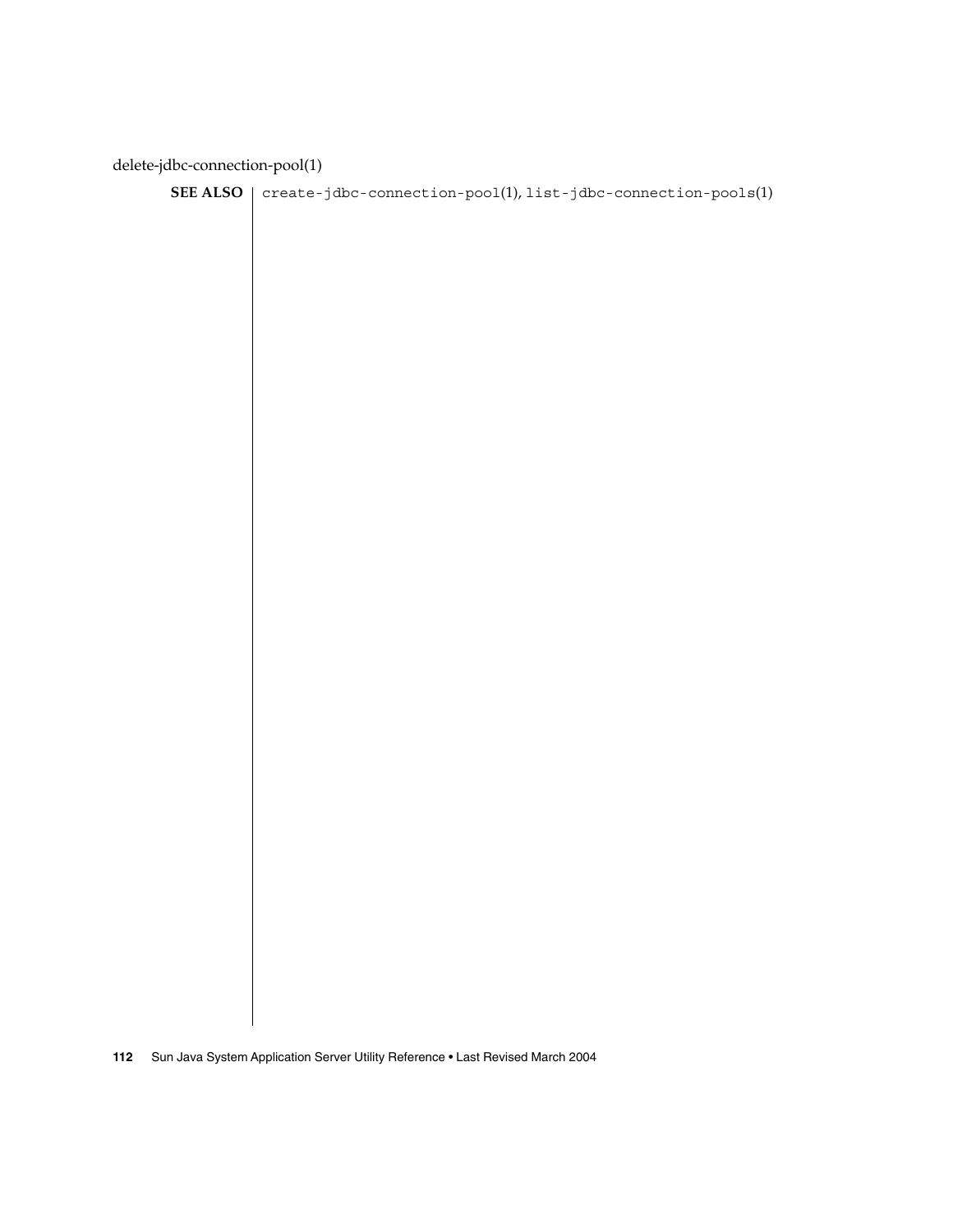**SEE ALSO** `create-jdbc-connection-pool`(1), `list-jdbc-connection-pools`(1)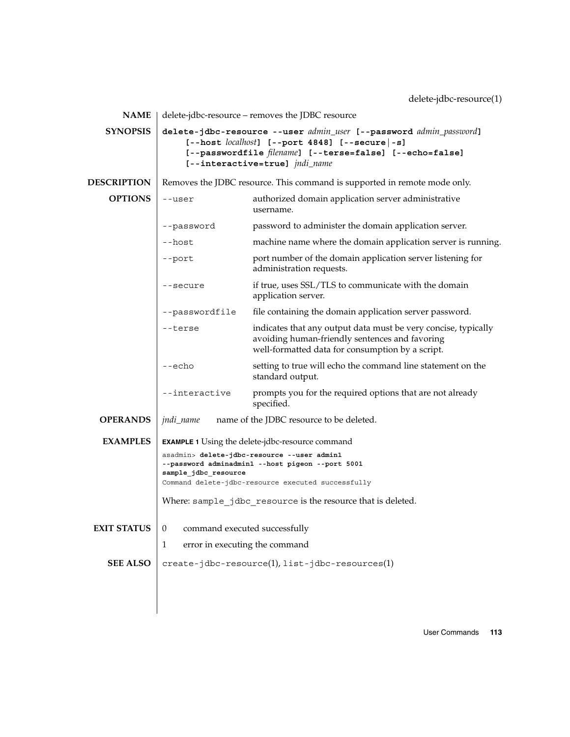## NAME

delete-jdbc-resource – removes the JDBC resource

## SYNOPSIS

**delete-jdbc-resource --user** *admin_user* **[--password** *admin_password***]** **[--host** *localhost***]** **[--port 4848]** **[--secure|-s]** **[--passwordfile** *filename***]** **[--terse=false]** **[--echo=false]** **[--interactive=true]** *jndi_name*

## DESCRIPTION

Removes the JDBC resource. This command is supported in remote mode only.

## OPTIONS

| Option | Description |
| --- | --- |
| `--user` | authorized domain application server administrative username. |
| `--password` | password to administer the domain application server. |
| `--host` | machine name where the domain application server is running. |
| `--port` | port number of the domain application server listening for administration requests. |
| `--secure` | if true, uses SSL/TLS to communicate with the domain application server. |
| `--passwordfile` | file containing the domain application server password. |
| `--terse` | indicates that any output data must be very concise, typically avoiding human-friendly sentences and favoring well-formatted data for consumption by a script. |
| `--echo` | setting to true will echo the command line statement on the standard output. |
| `--interactive` | prompts you for the required options that are not already specified. |

## OPERANDS

*jndi_name* name of the JDBC resource to be deleted.

## EXAMPLES

**EXAMPLE 1** Using the delete-jdbc-resource command

```
asadmin> delete-jdbc-resource --user admin1
--password adminadmin1 --host pigeon --port 5001
sample_jdbc_resource
Command delete-jdbc-resource executed successfully
```

Where: `sample_jdbc_resource` is the resource that is deleted.

## EXIT STATUS

0 command executed successfully

1 error in executing the command

## SEE ALSO

`create-jdbc-resource`(1), `list-jdbc-resources`(1)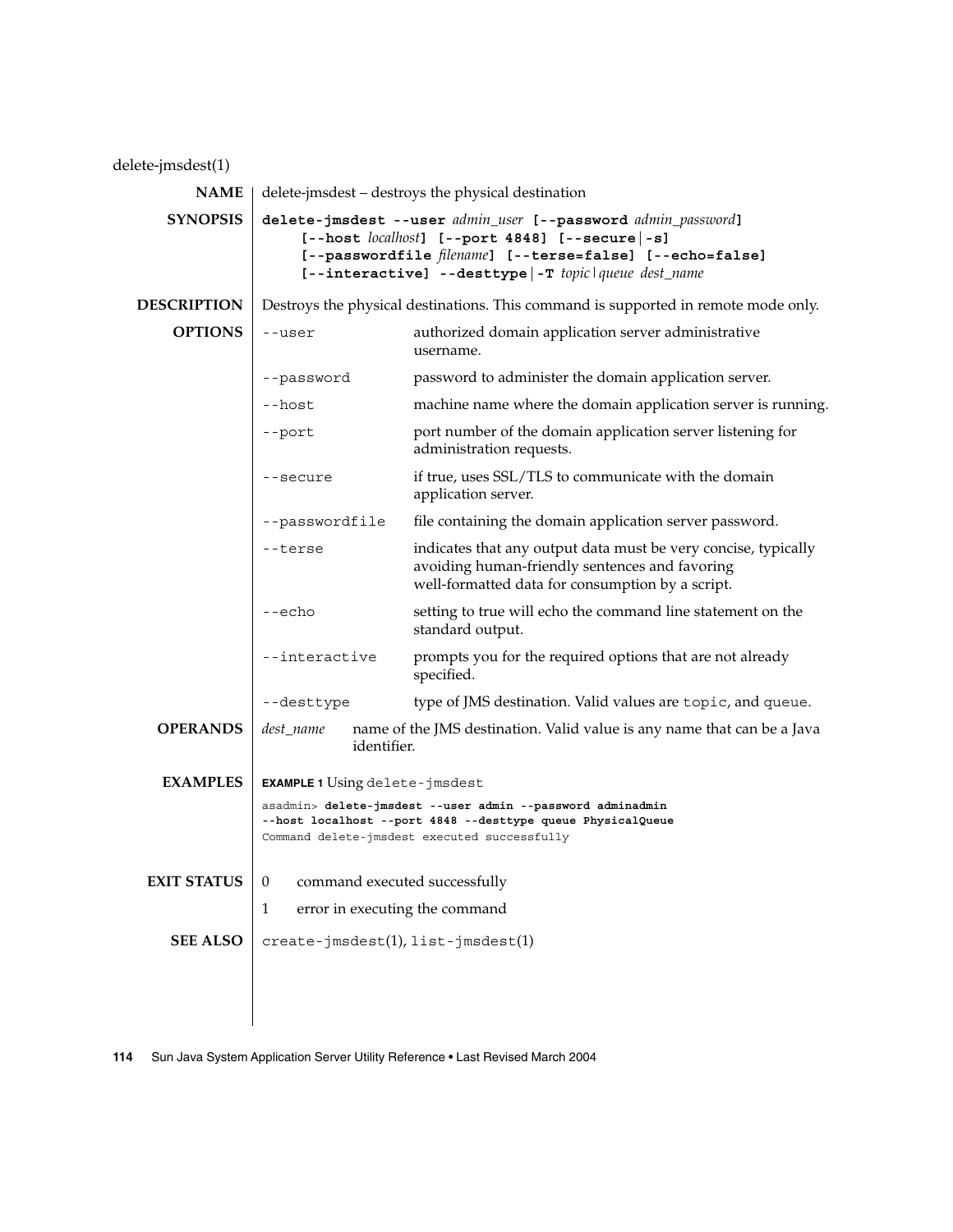# delete-jmsdest(1)

## NAME

delete-jmsdest – destroys the physical destination

## SYNOPSIS

**delete-jmsdest --user** *admin_user* **[--password** *admin_password***]** **[--host** *localhost***]** **[--port 4848]** **[--secure | -s]** **[--passwordfile** *filename***]** **[--terse=false]** **[--echo=false]** **[--interactive]** **--desttype | -T** *topic | queue* *dest_name*

## DESCRIPTION

Destroys the physical destinations. This command is supported in remote mode only.

## OPTIONS

| Option | Description |
| --- | --- |
| `--user` | authorized domain application server administrative username. |
| `--password` | password to administer the domain application server. |
| `--host` | machine name where the domain application server is running. |
| `--port` | port number of the domain application server listening for administration requests. |
| `--secure` | if true, uses SSL/TLS to communicate with the domain application server. |
| `--passwordfile` | file containing the domain application server password. |
| `--terse` | indicates that any output data must be very concise, typically avoiding human-friendly sentences and favoring well-formatted data for consumption by a script. |
| `--echo` | setting to true will echo the command line statement on the standard output. |
| `--interactive` | prompts you for the required options that are not already specified. |
| `--desttype` | type of JMS destination. Valid values are `topic`, and `queue`. |

## OPERANDS

*dest_name* name of the JMS destination. Valid value is any name that can be a Java identifier.

## EXAMPLES

**EXAMPLE 1** Using `delete-jmsdest`

```
asadmin> delete-jmsdest --user admin --password adminadmin
--host localhost --port 4848 --desttype queue PhysicalQueue
Command delete-jmsdest executed successfully
```

## EXIT STATUS

0 command executed successfully

1 error in executing the command

## SEE ALSO

`create-jmsdest`(1), `list-jmsdest`(1)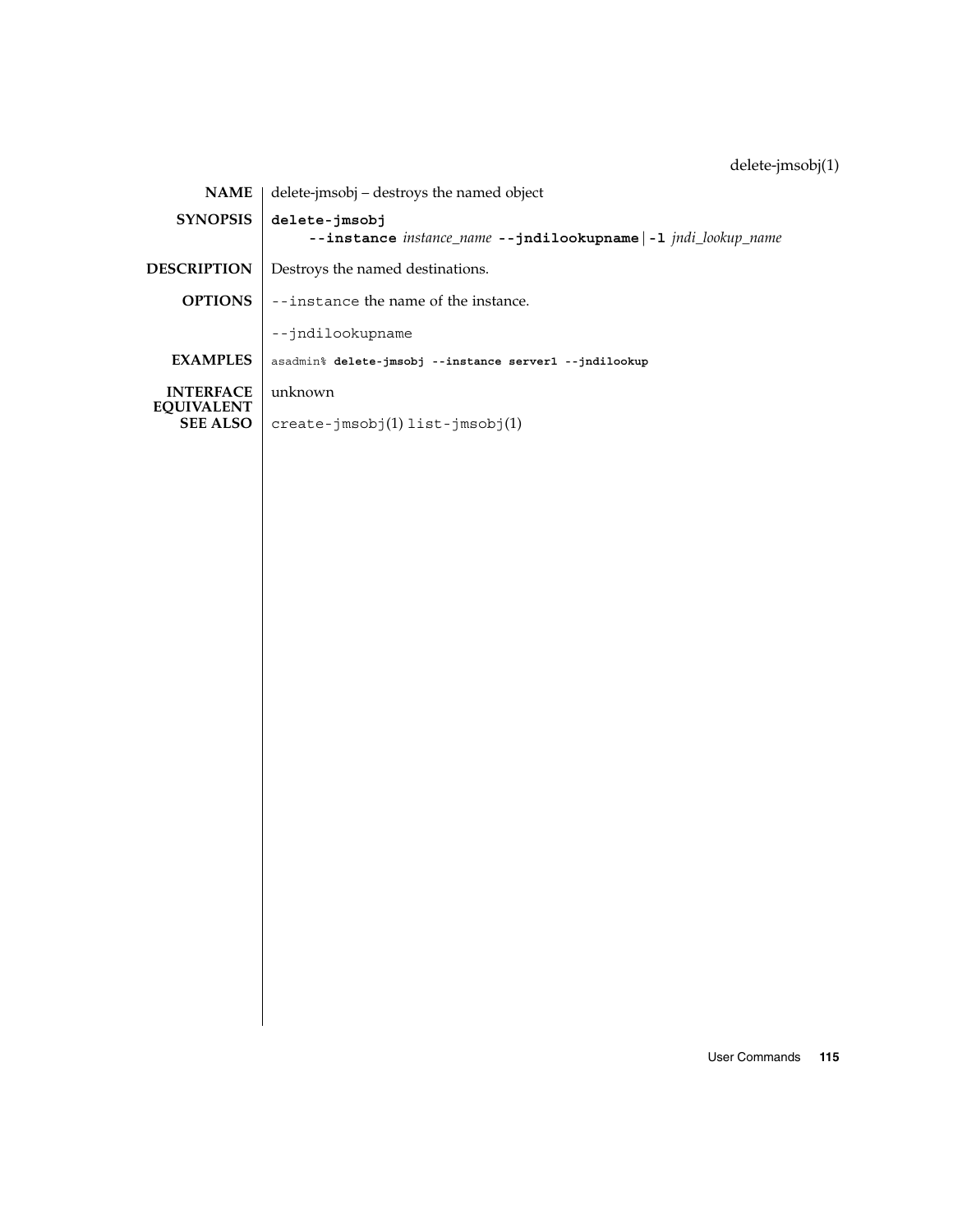delete-jmsobj(1)

**NAME**

delete-jmsobj – destroys the named object

**SYNOPSIS**

**delete-jmsobj**
     **--instance** *instance_name* **--jndilookupname** | **-l** *jndi_lookup_name*

**DESCRIPTION**

Destroys the named destinations.

**OPTIONS**

`--instance` the name of the instance.

`--jndilookupname`

**EXAMPLES**

```
asadmin% delete-jmsobj --instance server1 --jndilookup
```

**INTERFACE EQUIVALENT**

unknown

**SEE ALSO**

`create-jmsobj`(1) `list-jmsobj`(1)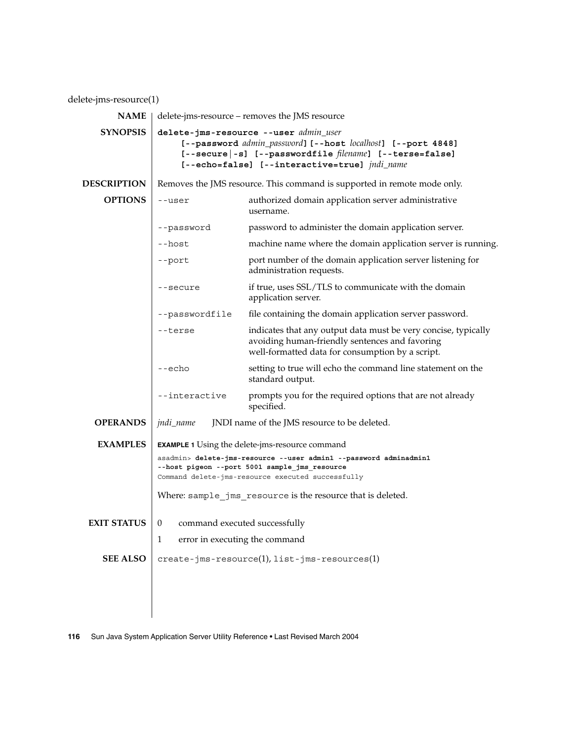delete-jms-resource(1)

## NAME

delete-jms-resource – removes the JMS resource

## SYNOPSIS

**delete-jms-resource --user** *admin_user*
**[--password** *admin_password***] [--host** *localhost***] [--port 4848]**
**[--secure|-s] [--passwordfile** *filename***] [--terse=false]**
**[--echo=false] [--interactive=true]** *jndi_name*

## DESCRIPTION

Removes the JMS resource. This command is supported in remote mode only.

## OPTIONS

| | |
|---|---|
| `--user` | authorized domain application server administrative username. |
| `--password` | password to administer the domain application server. |
| `--host` | machine name where the domain application server is running. |
| `--port` | port number of the domain application server listening for administration requests. |
| `--secure` | if true, uses SSL/TLS to communicate with the domain application server. |
| `--passwordfile` | file containing the domain application server password. |
| `--terse` | indicates that any output data must be very concise, typically avoiding human-friendly sentences and favoring well-formatted data for consumption by a script. |
| `--echo` | setting to true will echo the command line statement on the standard output. |
| `--interactive` | prompts you for the required options that are not already specified. |

## OPERANDS

*jndi_name* JNDI name of the JMS resource to be deleted.

## EXAMPLES

**EXAMPLE 1** Using the delete-jms-resource command

```
asadmin> delete-jms-resource --user admin1 --password adminadmin1
--host pigeon --port 5001 sample_jms_resource
Command delete-jms-resource executed successfully
```

Where: `sample_jms_resource` is the resource that is deleted.

## EXIT STATUS

| | |
|---|---|
| 0 | command executed successfully |
| 1 | error in executing the command |

## SEE ALSO

`create-jms-resource`(1), `list-jms-resources`(1)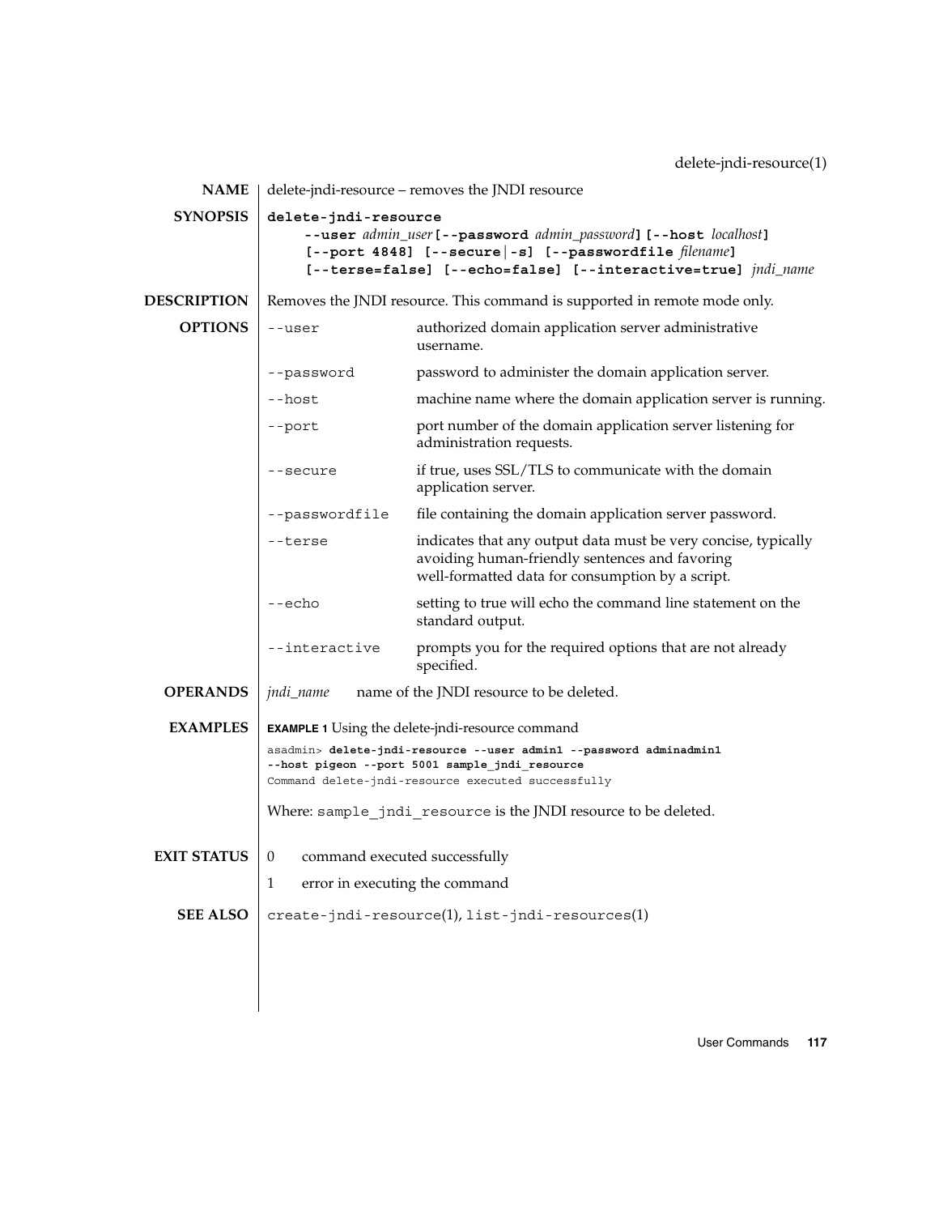## NAME

delete-jndi-resource – removes the JNDI resource

## SYNOPSIS

**delete-jndi-resource**
**--user** *admin_user* **[--password** *admin_password***] [--host** *localhost***]**
**[--port 4848] [--secure|-s] [--passwordfile** *filename***]**
**[--terse=false] [--echo=false] [--interactive=true]** *jndi_name*

## DESCRIPTION

Removes the JNDI resource. This command is supported in remote mode only.

## OPTIONS

| Option | Description |
| --- | --- |
| `--user` | authorized domain application server administrative username. |
| `--password` | password to administer the domain application server. |
| `--host` | machine name where the domain application server is running. |
| `--port` | port number of the domain application server listening for administration requests. |
| `--secure` | if true, uses SSL/TLS to communicate with the domain application server. |
| `--passwordfile` | file containing the domain application server password. |
| `--terse` | indicates that any output data must be very concise, typically avoiding human-friendly sentences and favoring well-formatted data for consumption by a script. |
| `--echo` | setting to true will echo the command line statement on the standard output. |
| `--interactive` | prompts you for the required options that are not already specified. |

## OPERANDS

*jndi_name* name of the JNDI resource to be deleted.

## EXAMPLES

**EXAMPLE 1** Using the delete-jndi-resource command

```
asadmin> delete-jndi-resource --user admin1 --password adminadmin1
--host pigeon --port 5001 sample_jndi_resource
Command delete-jndi-resource executed successfully
```

Where: `sample_jndi_resource` is the JNDI resource to be deleted.

## EXIT STATUS

- 0 command executed successfully
- 1 error in executing the command

## SEE ALSO

`create-jndi-resource`(1), `list-jndi-resources`(1)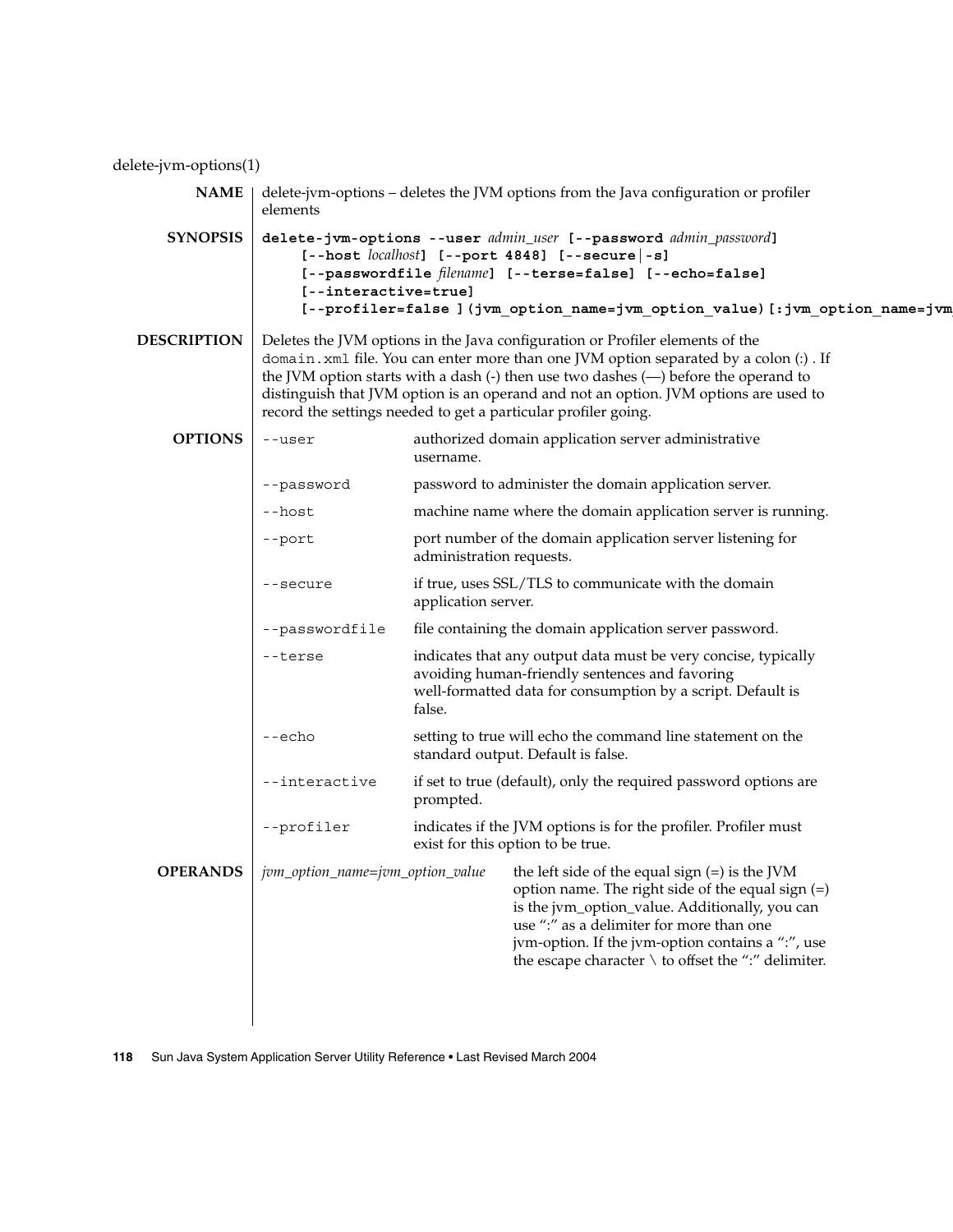delete-jvm-options(1)

**NAME**

delete-jvm-options – deletes the JVM options from the Java configuration or profiler elements

**SYNOPSIS**

```
delete-jvm-options --user admin_user [--password admin_password]
     [--host localhost] [--port 4848] [--secure|-s]
     [--passwordfile filename] [--terse=false] [--echo=false]
     [--interactive=true]
     [--profiler=false ](jvm_option_name=jvm_option_value)[:jvm_option_name=jvm
```

**DESCRIPTION**

Deletes the JVM options in the Java configuration or Profiler elements of the domain.xml file. You can enter more than one JVM option separated by a colon (:) . If the JVM option starts with a dash (-) then use two dashes (—) before the operand to distinguish that JVM option is an operand and not an option. JVM options are used to record the settings needed to get a particular profiler going.

**OPTIONS**

| Option | Description |
|---|---|
| --user | authorized domain application server administrative username. |
| --password | password to administer the domain application server. |
| --host | machine name where the domain application server is running. |
| --port | port number of the domain application server listening for administration requests. |
| --secure | if true, uses SSL/TLS to communicate with the domain application server. |
| --passwordfile | file containing the domain application server password. |
| --terse | indicates that any output data must be very concise, typically avoiding human-friendly sentences and favoring well-formatted data for consumption by a script. Default is false. |
| --echo | setting to true will echo the command line statement on the standard output. Default is false. |
| --interactive | if set to true (default), only the required password options are prompted. |
| --profiler | indicates if the JVM options is for the profiler. Profiler must exist for this option to be true. |

**OPERANDS**

| Operand | Description |
|---|---|
| *jvm_option_name=jvm_option_value* | the left side of the equal sign (=) is the JVM option name. The right side of the equal sign (=) is the jvm_option_value. Additionally, you can use ":" as a delimiter for more than one jvm-option. If the jvm-option contains a ":", use the escape character \ to offset the ":" delimiter. |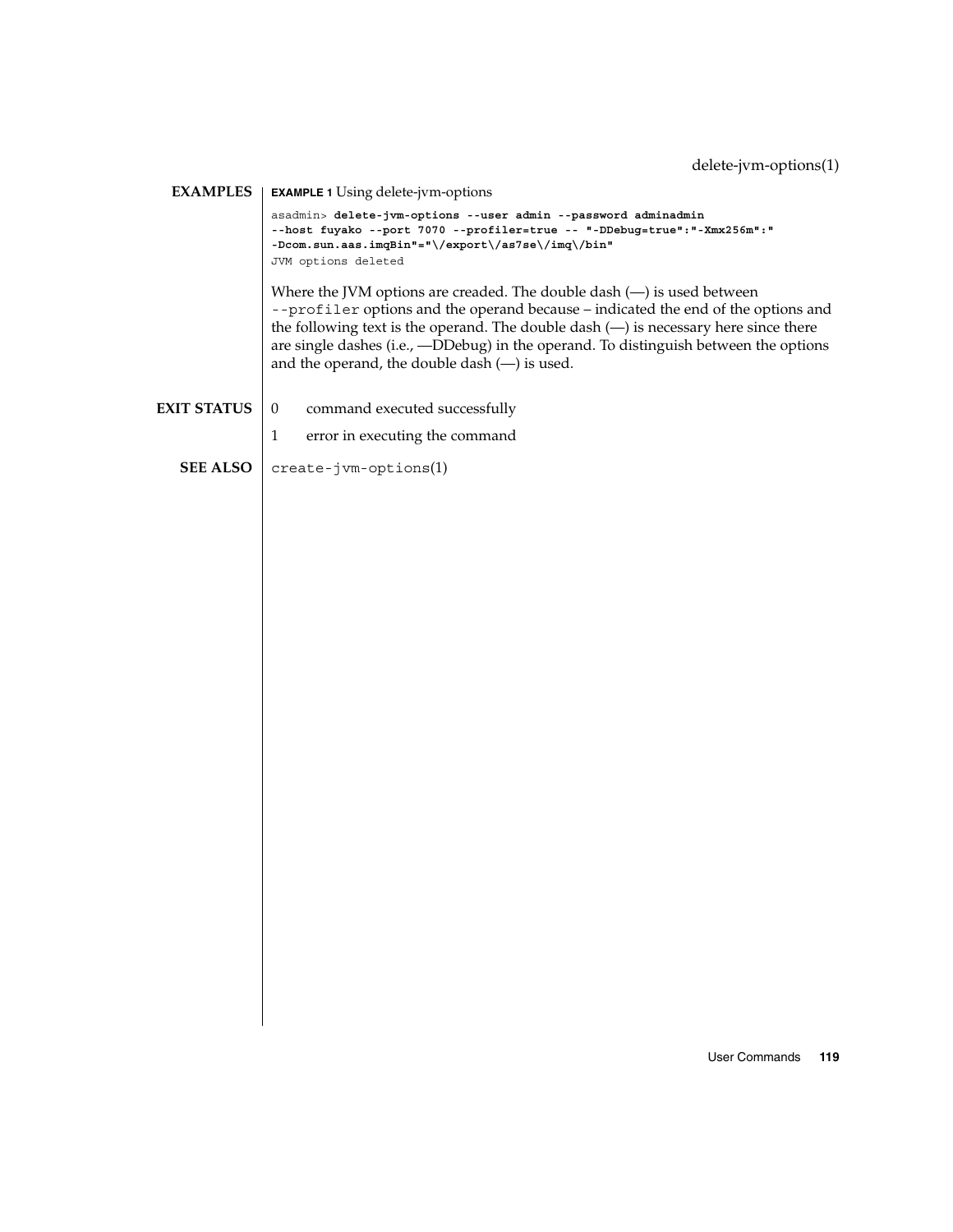## EXAMPLES

**EXAMPLE 1** Using delete-jvm-options

```
asadmin> delete-jvm-options --user admin --password adminadmin
--host fuyako --port 7070 --profiler=true -- "-DDebug=true":"-Xmx256m":"
-Dcom.sun.aas.imqBin"="\/export\/as7se\/imq\/bin"
JVM options deleted
```

Where the JVM options are creaded. The double dash (—) is used between `--profiler` options and the operand because – indicated the end of the options and the following text is the operand. The double dash (—) is necessary here since there are single dashes (i.e., —DDebug) in the operand. To distinguish between the options and the operand, the double dash (—) is used.

## EXIT STATUS

0 command executed successfully

1 error in executing the command

## SEE ALSO

`create-jvm-options`(1)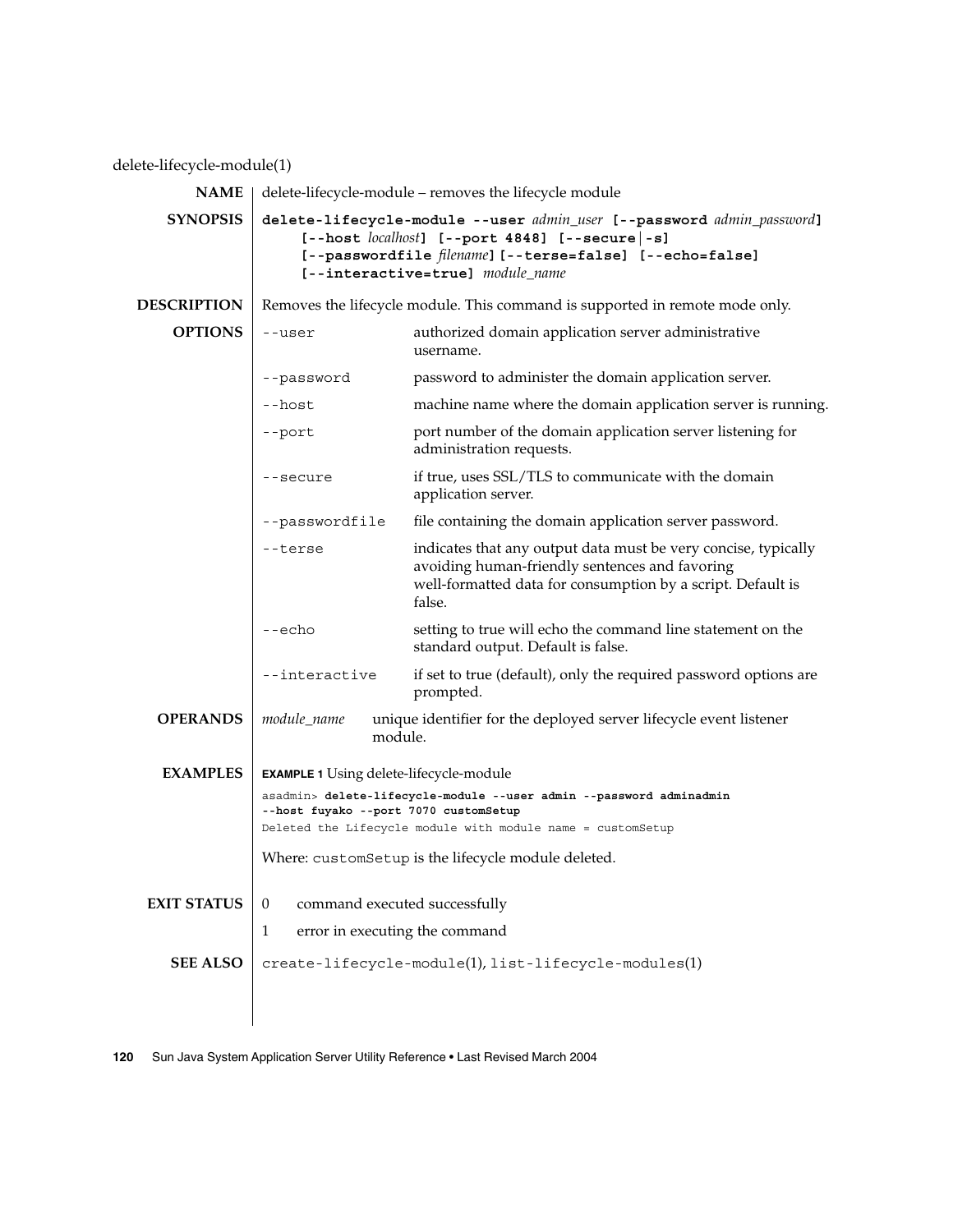delete-lifecycle-module(1)

## NAME

delete-lifecycle-module – removes the lifecycle module

## SYNOPSIS

**delete-lifecycle-module --user** *admin_user* **[--password** *admin_password***]** **[--host** *localhost***]** **[--port 4848] [--secure | -s]** **[--passwordfile** *filename***] [--terse=false] [--echo=false]** **[--interactive=true]** *module_name*

## DESCRIPTION

Removes the lifecycle module. This command is supported in remote mode only.

## OPTIONS

| Option | Description |
|---|---|
| `--user` | authorized domain application server administrative username. |
| `--password` | password to administer the domain application server. |
| `--host` | machine name where the domain application server is running. |
| `--port` | port number of the domain application server listening for administration requests. |
| `--secure` | if true, uses SSL/TLS to communicate with the domain application server. |
| `--passwordfile` | file containing the domain application server password. |
| `--terse` | indicates that any output data must be very concise, typically avoiding human-friendly sentences and favoring well-formatted data for consumption by a script. Default is false. |
| `--echo` | setting to true will echo the command line statement on the standard output. Default is false. |
| `--interactive` | if set to true (default), only the required password options are prompted. |

## OPERANDS

| Operand | Description |
|---|---|
| *module_name* | unique identifier for the deployed server lifecycle event listener module. |

## EXAMPLES

**EXAMPLE 1** Using delete-lifecycle-module

```
asadmin> delete-lifecycle-module --user admin --password adminadmin
--host fuyako --port 7070 customSetup
Deleted the Lifecycle module with module name = customSetup
```

Where: `customSetup` is the lifecycle module deleted.

## EXIT STATUS

| Status | Description |
|---|---|
| 0 | command executed successfully |
| 1 | error in executing the command |

## SEE ALSO

`create-lifecycle-module`(1), `list-lifecycle-modules`(1)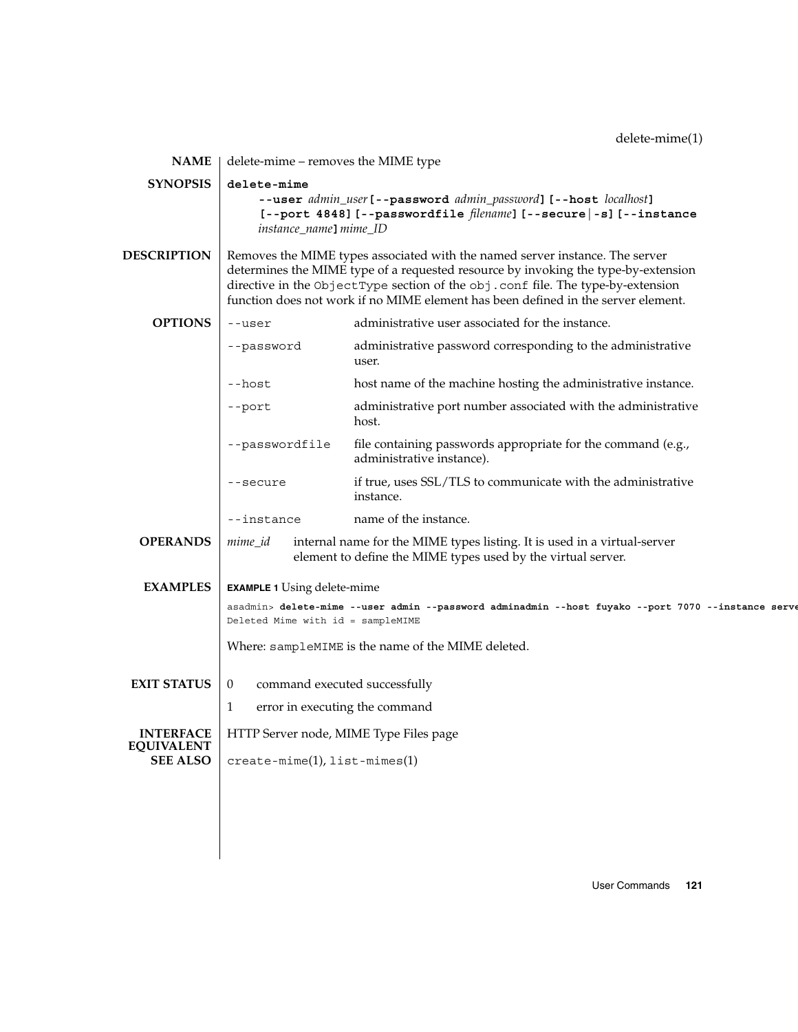## NAME

delete-mime – removes the MIME type

## SYNOPSIS

**delete-mime**
**--user** *admin_user* **[--password** *admin_password***]** **[--host** *localhost***]** **[--port 4848]** **[--passwordfile** *filename***]** **[--secure | -s]** **[--instance** *instance_name***]** *mime_ID*

## DESCRIPTION

Removes the MIME types associated with the named server instance. The server determines the MIME type of a requested resource by invoking the type-by-extension directive in the `ObjectType` section of the `obj.conf` file. The type-by-extension function does not work if no MIME element has been defined in the server element.

## OPTIONS

| | |
|---|---|
| `--user` | administrative user associated for the instance. |
| `--password` | administrative password corresponding to the administrative user. |
| `--host` | host name of the machine hosting the administrative instance. |
| `--port` | administrative port number associated with the administrative host. |
| `--passwordfile` | file containing passwords appropriate for the command (e.g., administrative instance). |
| `--secure` | if true, uses SSL/TLS to communicate with the administrative instance. |
| `--instance` | name of the instance. |

## OPERANDS

*mime_id* internal name for the MIME types listing. It is used in a virtual-server element to define the MIME types used by the virtual server.

## EXAMPLES

**EXAMPLE 1** Using delete-mime

```
asadmin> delete-mime --user admin --password adminadmin --host fuyako --port 7070 --instance serve
Deleted Mime with id = sampleMIME
```

Where: `sampleMIME` is the name of the MIME deleted.

## EXIT STATUS

- 0 command executed successfully
- 1 error in executing the command

## INTERFACE EQUIVALENT

HTTP Server node, MIME Type Files page

## SEE ALSO

`create-mime`(1), `list-mimes`(1)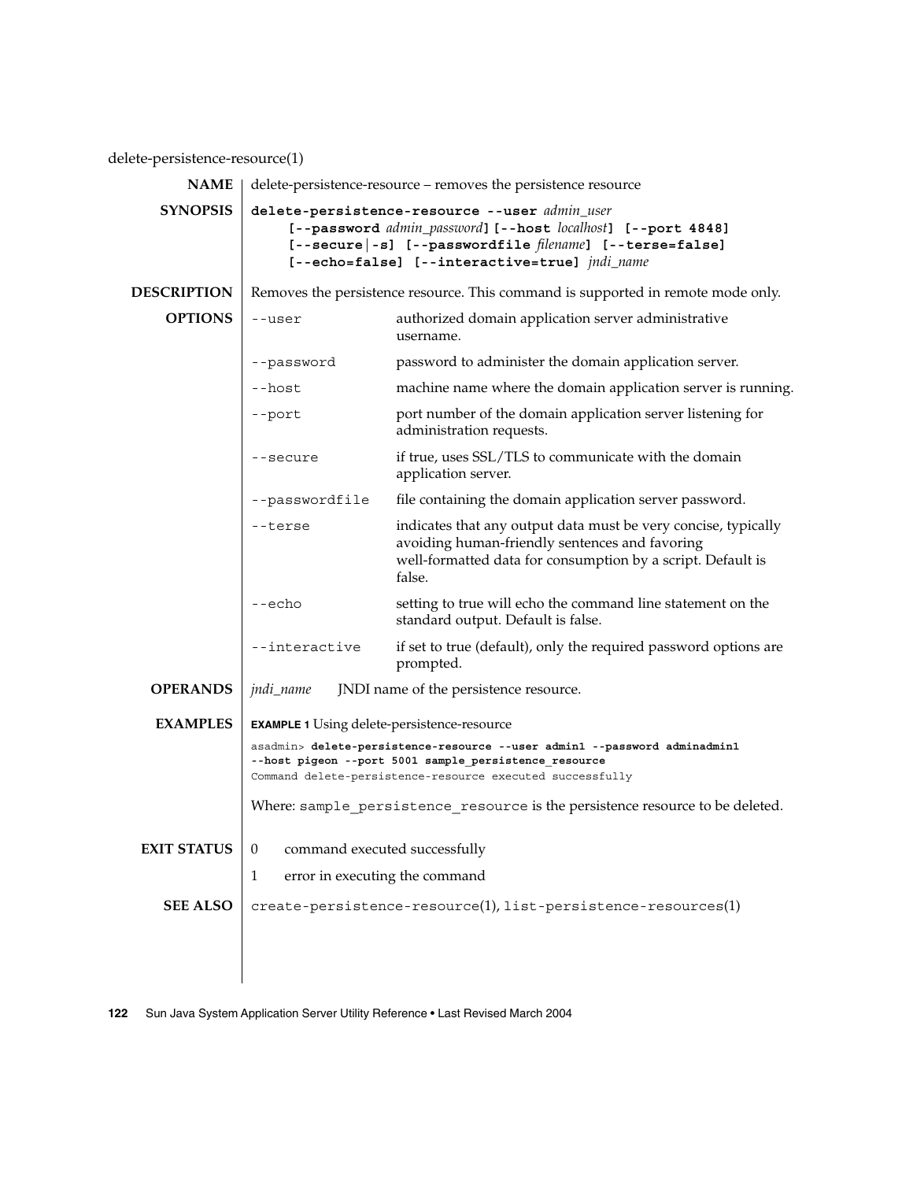delete-persistence-resource(1)

## NAME

delete-persistence-resource – removes the persistence resource

## SYNOPSIS

**delete-persistence-resource --user** *admin_user* **[--password** *admin_password***] [--host** *localhost***] [--port 4848] [--secure|-s] [--passwordfile** *filename***] [--terse=false] [--echo=false] [--interactive=true]** *jndi_name*

## DESCRIPTION

Removes the persistence resource. This command is supported in remote mode only.

## OPTIONS

| | |
|---|---|
| `--user` | authorized domain application server administrative username. |
| `--password` | password to administer the domain application server. |
| `--host` | machine name where the domain application server is running. |
| `--port` | port number of the domain application server listening for administration requests. |
| `--secure` | if true, uses SSL/TLS to communicate with the domain application server. |
| `--passwordfile` | file containing the domain application server password. |
| `--terse` | indicates that any output data must be very concise, typically avoiding human-friendly sentences and favoring well-formatted data for consumption by a script. Default is false. |
| `--echo` | setting to true will echo the command line statement on the standard output. Default is false. |
| `--interactive` | if set to true (default), only the required password options are prompted. |

## OPERANDS

| | |
|---|---|
| *jndi_name* | JNDI name of the persistence resource. |

## EXAMPLES

**EXAMPLE 1** Using delete-persistence-resource

```
asadmin> delete-persistence-resource --user admin1 --password adminadmin1
--host pigeon --port 5001 sample_persistence_resource
Command delete-persistence-resource executed successfully
```

Where: `sample_persistence_resource` is the persistence resource to be deleted.

## EXIT STATUS

| | |
|---|---|
| 0 | command executed successfully |
| 1 | error in executing the command |

## SEE ALSO

`create-persistence-resource`(1), `list-persistence-resources`(1)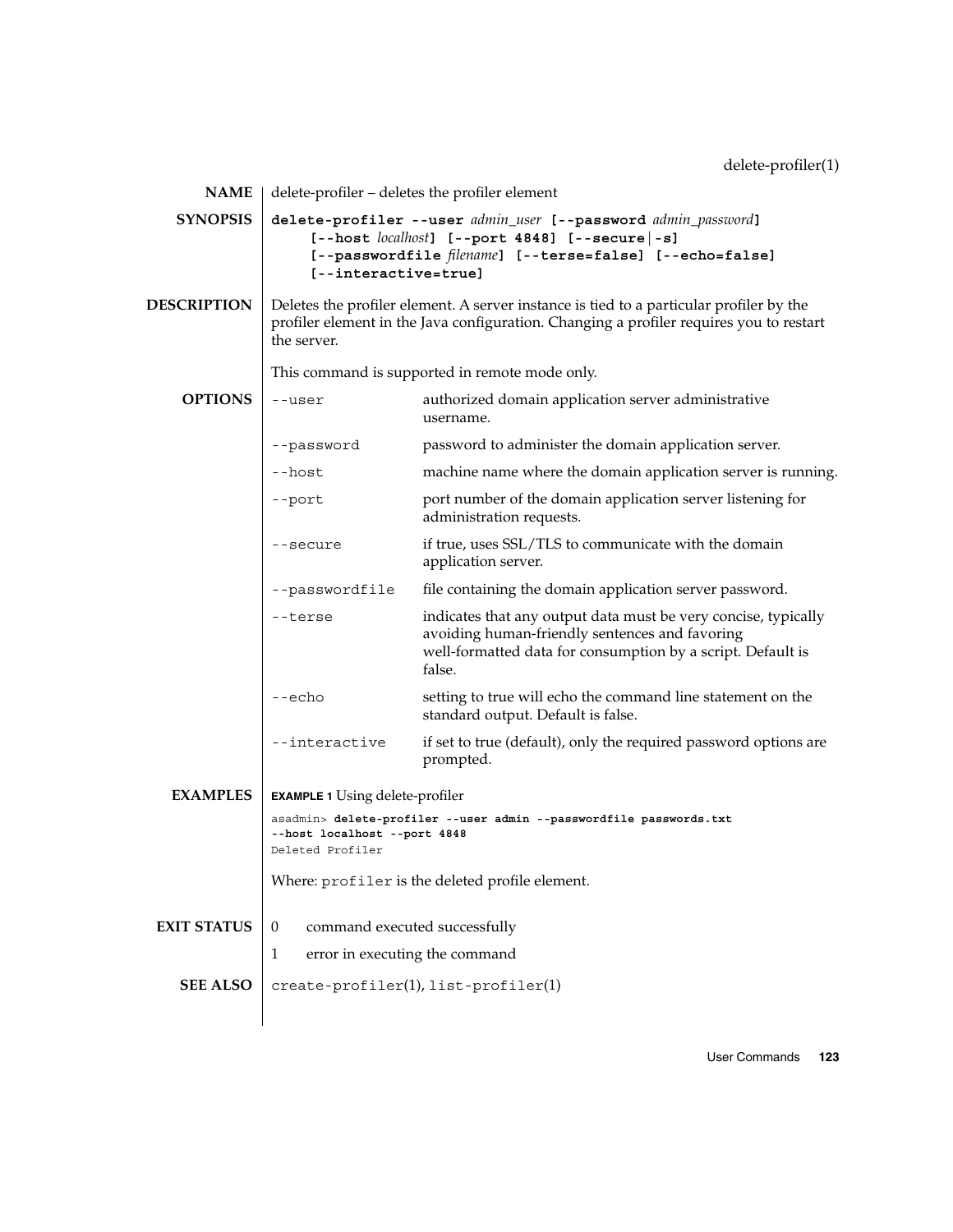delete-profiler(1)

## NAME

delete-profiler – deletes the profiler element

## SYNOPSIS

**delete-profiler --user** *admin_user* **[--password** *admin_password***]** **[--host** *localhost***]** **[--port 4848]** **[--secure|-s]** **[--passwordfile** *filename***]** **[--terse=false]** **[--echo=false]** **[--interactive=true]**

## DESCRIPTION

Deletes the profiler element. A server instance is tied to a particular profiler by the profiler element in the Java configuration. Changing a profiler requires you to restart the server.

This command is supported in remote mode only.

## OPTIONS

| Option | Description |
|---|---|
| `--user` | authorized domain application server administrative username. |
| `--password` | password to administer the domain application server. |
| `--host` | machine name where the domain application server is running. |
| `--port` | port number of the domain application server listening for administration requests. |
| `--secure` | if true, uses SSL/TLS to communicate with the domain application server. |
| `--passwordfile` | file containing the domain application server password. |
| `--terse` | indicates that any output data must be very concise, typically avoiding human-friendly sentences and favoring well-formatted data for consumption by a script. Default is false. |
| `--echo` | setting to true will echo the command line statement on the standard output. Default is false. |
| `--interactive` | if set to true (default), only the required password options are prompted. |

## EXAMPLES

**EXAMPLE 1** Using delete-profiler

```
asadmin> delete-profiler --user admin --passwordfile passwords.txt
--host localhost --port 4848
Deleted Profiler
```

Where: `profiler` is the deleted profile element.

## EXIT STATUS

0 command executed successfully

1 error in executing the command

## SEE ALSO

`create-profiler`(1), `list-profiler`(1)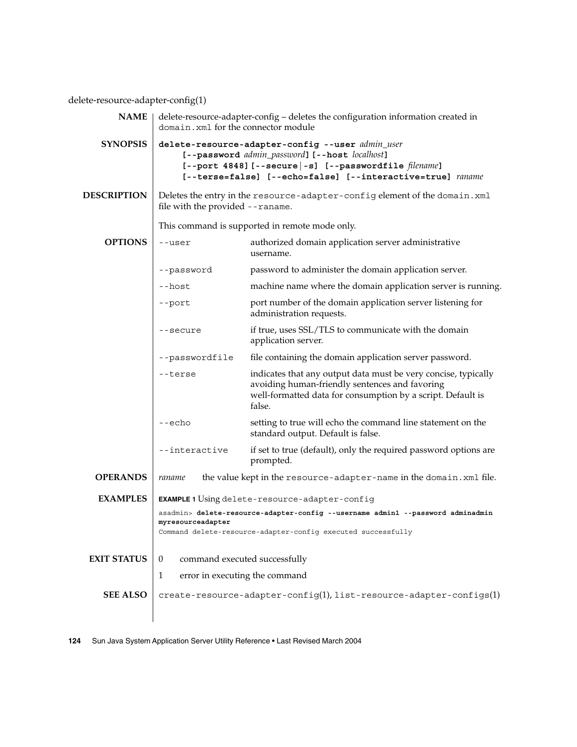delete-resource-adapter-config(1)

**NAME**

delete-resource-adapter-config – deletes the configuration information created in `domain.xml` for the connector module

**SYNOPSIS**

**delete-resource-adapter-config --user** *admin_user* **[--password** *admin_password***] [--host** *localhost***] [--port 4848] [--secure|-s] [--passwordfile** *filename***] [--terse=false] [--echo=false] [--interactive=true]** *raname*

**DESCRIPTION**

Deletes the entry in the `resource-adapter-config` element of the `domain.xml` file with the provided `--raname`.

This command is supported in remote mode only.

**OPTIONS**

| | |
|---|---|
| `--user` | authorized domain application server administrative username. |
| `--password` | password to administer the domain application server. |
| `--host` | machine name where the domain application server is running. |
| `--port` | port number of the domain application server listening for administration requests. |
| `--secure` | if true, uses SSL/TLS to communicate with the domain application server. |
| `--passwordfile` | file containing the domain application server password. |
| `--terse` | indicates that any output data must be very concise, typically avoiding human-friendly sentences and favoring well-formatted data for consumption by a script. Default is false. |
| `--echo` | setting to true will echo the command line statement on the standard output. Default is false. |
| `--interactive` | if set to true (default), only the required password options are prompted. |

**OPERANDS**

| | |
|---|---|
| *raname* | the value kept in the `resource-adapter-name` in the `domain.xml` file. |

**EXAMPLES**

**EXAMPLE 1** Using `delete-resource-adapter-config`

```
asadmin> delete-resource-adapter-config --username admin1 --password adminadmin
myresourceadapter
Command delete-resource-adapter-config executed successfully
```

**EXIT STATUS**

| | |
|---|---|
| 0 | command executed successfully |
| 1 | error in executing the command |

**SEE ALSO**

`create-resource-adapter-config`(1), `list-resource-adapter-configs`(1)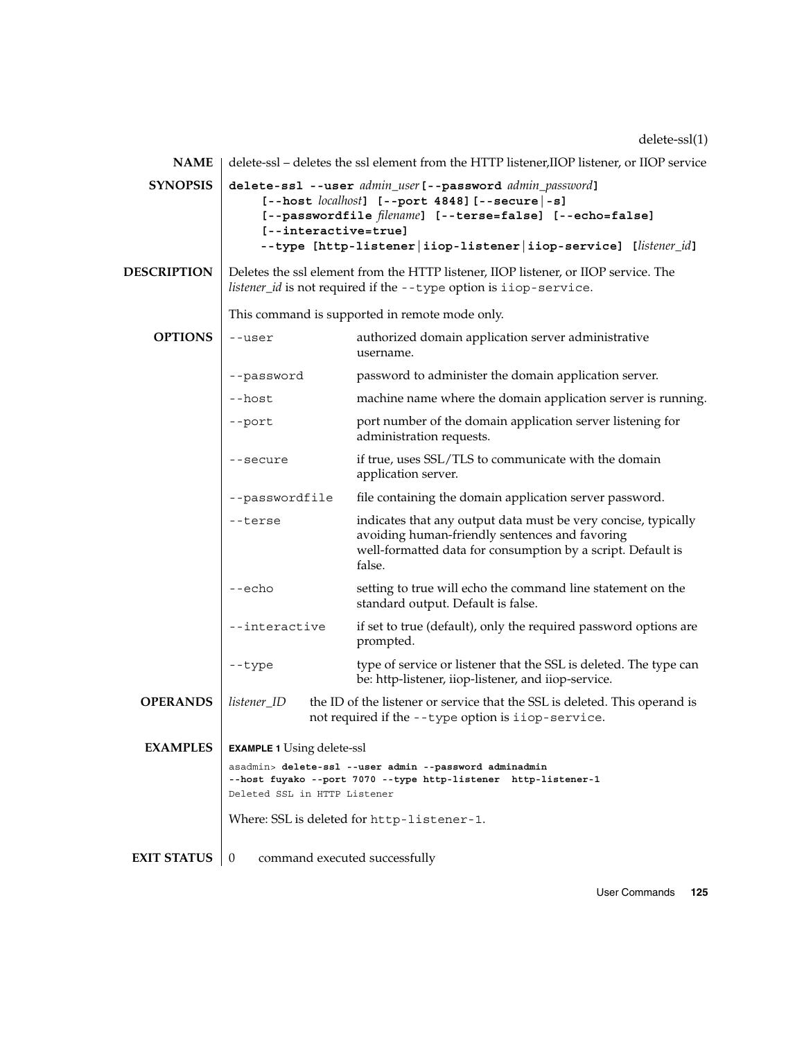delete-ssl(1)

## NAME

delete-ssl – deletes the ssl element from the HTTP listener,IIOP listener, or IIOP service

## SYNOPSIS

**delete-ssl --user** *admin_user* **[--password** *admin_password***]**
**[--host** *localhost***] [--port 4848][--secure|-s]**
**[--passwordfile** *filename***] [--terse=false] [--echo=false]**
**[--interactive=true]**
**--type [http-listener|iiop-listener|iiop-service] [***listener_id***]**

## DESCRIPTION

Deletes the ssl element from the HTTP listener, IIOP listener, or IIOP service. The *listener_id* is not required if the `--type` option is `iiop-service`.

This command is supported in remote mode only.

## OPTIONS

| Option | Description |
|---|---|
| `--user` | authorized domain application server administrative username. |
| `--password` | password to administer the domain application server. |
| `--host` | machine name where the domain application server is running. |
| `--port` | port number of the domain application server listening for administration requests. |
| `--secure` | if true, uses SSL/TLS to communicate with the domain application server. |
| `--passwordfile` | file containing the domain application server password. |
| `--terse` | indicates that any output data must be very concise, typically avoiding human-friendly sentences and favoring well-formatted data for consumption by a script. Default is false. |
| `--echo` | setting to true will echo the command line statement on the standard output. Default is false. |
| `--interactive` | if set to true (default), only the required password options are prompted. |
| `--type` | type of service or listener that the SSL is deleted. The type can be: http-listener, iiop-listener, and iiop-service. |

## OPERANDS

| Operand | Description |
|---|---|
| *listener_ID* | the ID of the listener or service that the SSL is deleted. This operand is not required if the `--type` option is `iiop-service`. |

## EXAMPLES

**EXAMPLE 1** Using delete-ssl

```
asadmin> delete-ssl --user admin --password adminadmin
--host fuyako --port 7070 --type http-listener  http-listener-1
Deleted SSL in HTTP Listener
```

Where: SSL is deleted for `http-listener-1`.

## EXIT STATUS

0 command executed successfully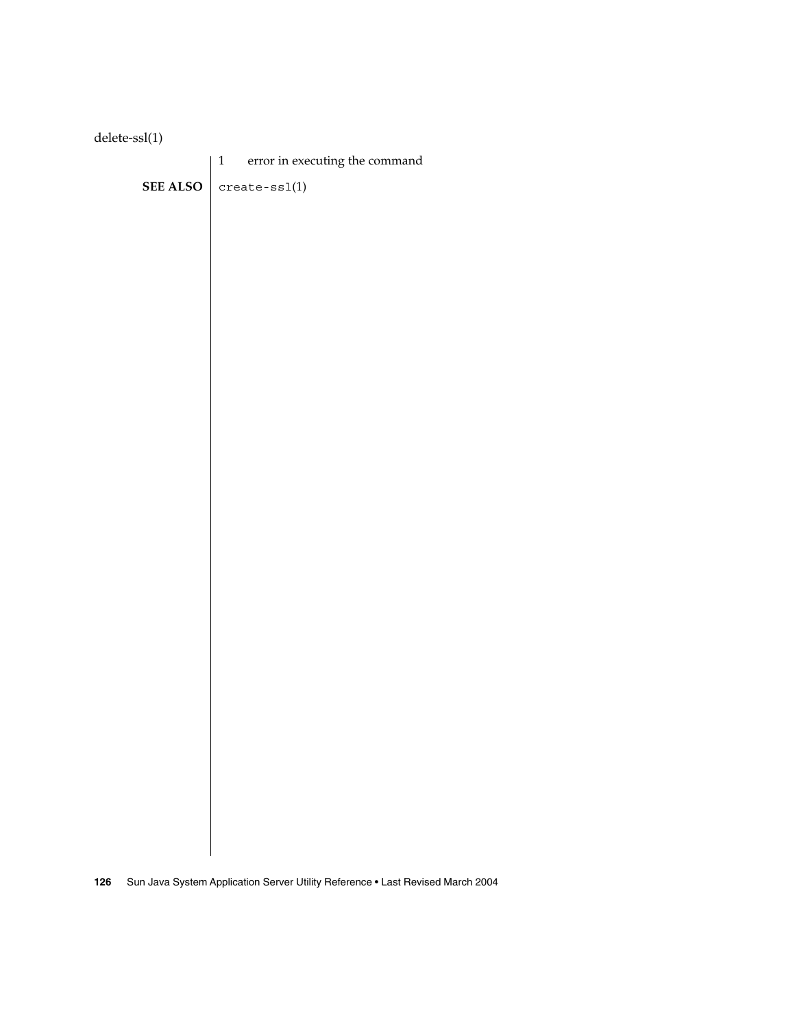1 error in executing the command

**SEE ALSO**

`create-ssl`(1)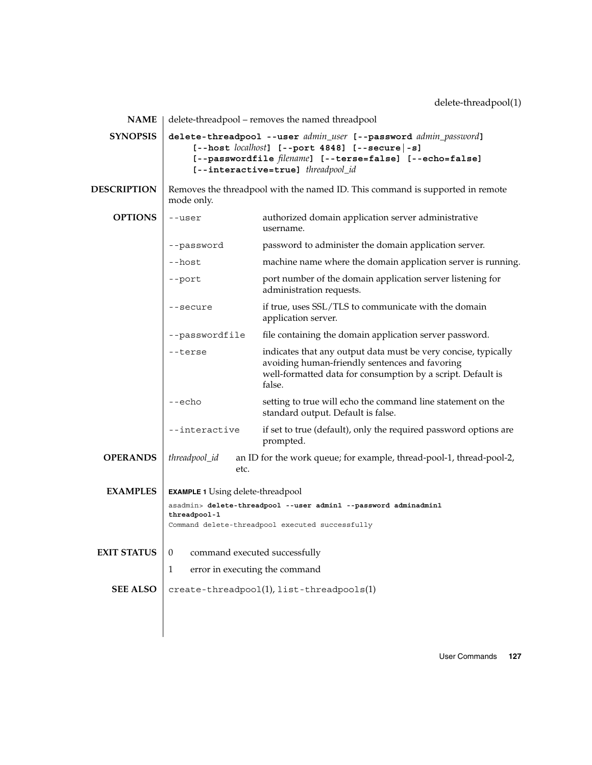## NAME

delete-threadpool – removes the named threadpool

## SYNOPSIS

**delete-threadpool --user** *admin_user* **[--password** *admin_password***]** **[--host** *localhost***]** **[--port 4848]** **[--secure|-s]** **[--passwordfile** *filename***]** **[--terse=false]** **[--echo=false]** **[--interactive=true]** *threadpool_id*

## DESCRIPTION

Removes the threadpool with the named ID. This command is supported in remote mode only.

## OPTIONS

| Option | Description |
|---|---|
| `--user` | authorized domain application server administrative username. |
| `--password` | password to administer the domain application server. |
| `--host` | machine name where the domain application server is running. |
| `--port` | port number of the domain application server listening for administration requests. |
| `--secure` | if true, uses SSL/TLS to communicate with the domain application server. |
| `--passwordfile` | file containing the domain application server password. |
| `--terse` | indicates that any output data must be very concise, typically avoiding human-friendly sentences and favoring well-formatted data for consumption by a script. Default is false. |
| `--echo` | setting to true will echo the command line statement on the standard output. Default is false. |
| `--interactive` | if set to true (default), only the required password options are prompted. |

## OPERANDS

*threadpool_id* — an ID for the work queue; for example, thread-pool-1, thread-pool-2, etc.

## EXAMPLES

**EXAMPLE 1** Using delete-threadpool

```
asadmin> delete-threadpool --user admin1 --password adminadmin1
threadpool-1
Command delete-threadpool executed successfully
```

## EXIT STATUS

0 — command executed successfully

1 — error in executing the command

## SEE ALSO

`create-threadpool`(1), `list-threadpools`(1)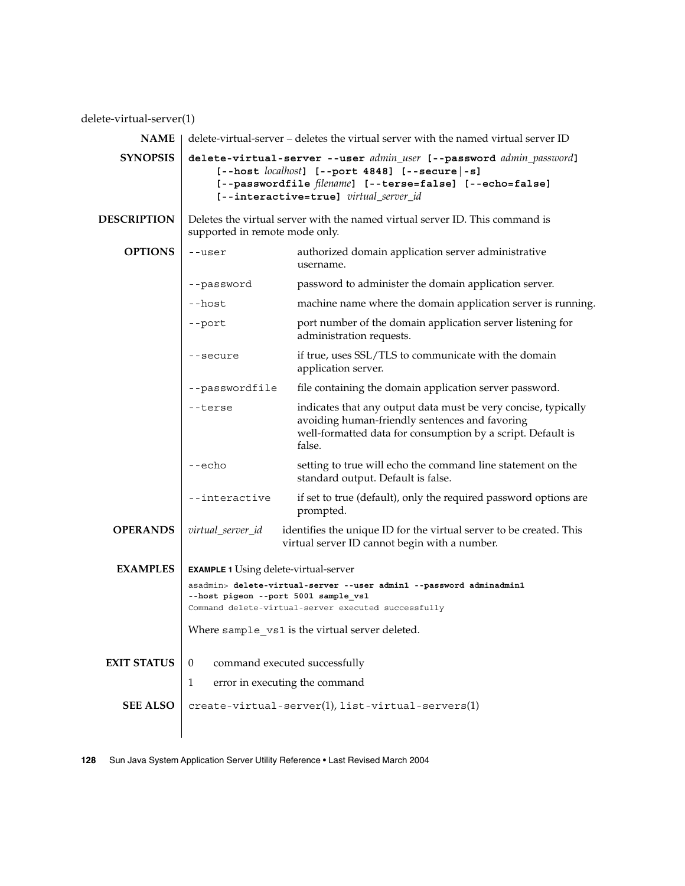delete-virtual-server(1)

## NAME

delete-virtual-server – deletes the virtual server with the named virtual server ID

## SYNOPSIS

**delete-virtual-server --user** *admin_user* **[--password** *admin_password***]** **[--host** *localhost***]** **[--port 4848]** **[--secure|-s]** **[--passwordfile** *filename***]** **[--terse=false]** **[--echo=false]** **[--interactive=true]** *virtual_server_id*

## DESCRIPTION

Deletes the virtual server with the named virtual server ID. This command is supported in remote mode only.

## OPTIONS

| Option | Description |
|---|---|
| `--user` | authorized domain application server administrative username. |
| `--password` | password to administer the domain application server. |
| `--host` | machine name where the domain application server is running. |
| `--port` | port number of the domain application server listening for administration requests. |
| `--secure` | if true, uses SSL/TLS to communicate with the domain application server. |
| `--passwordfile` | file containing the domain application server password. |
| `--terse` | indicates that any output data must be very concise, typically avoiding human-friendly sentences and favoring well-formatted data for consumption by a script. Default is false. |
| `--echo` | setting to true will echo the command line statement on the standard output. Default is false. |
| `--interactive` | if set to true (default), only the required password options are prompted. |

## OPERANDS

| Operand | Description |
|---|---|
| *virtual_server_id* | identifies the unique ID for the virtual server to be created. This virtual server ID cannot begin with a number. |

## EXAMPLES

**EXAMPLE 1** Using delete-virtual-server

```
asadmin> delete-virtual-server --user admin1 --password adminadmin1
--host pigeon --port 5001 sample_vs1
Command delete-virtual-server executed successfully
```

Where `sample_vs1` is the virtual server deleted.

## EXIT STATUS

| Status | Description |
|---|---|
| 0 | command executed successfully |
| 1 | error in executing the command |

## SEE ALSO

`create-virtual-server`(1), `list-virtual-servers`(1)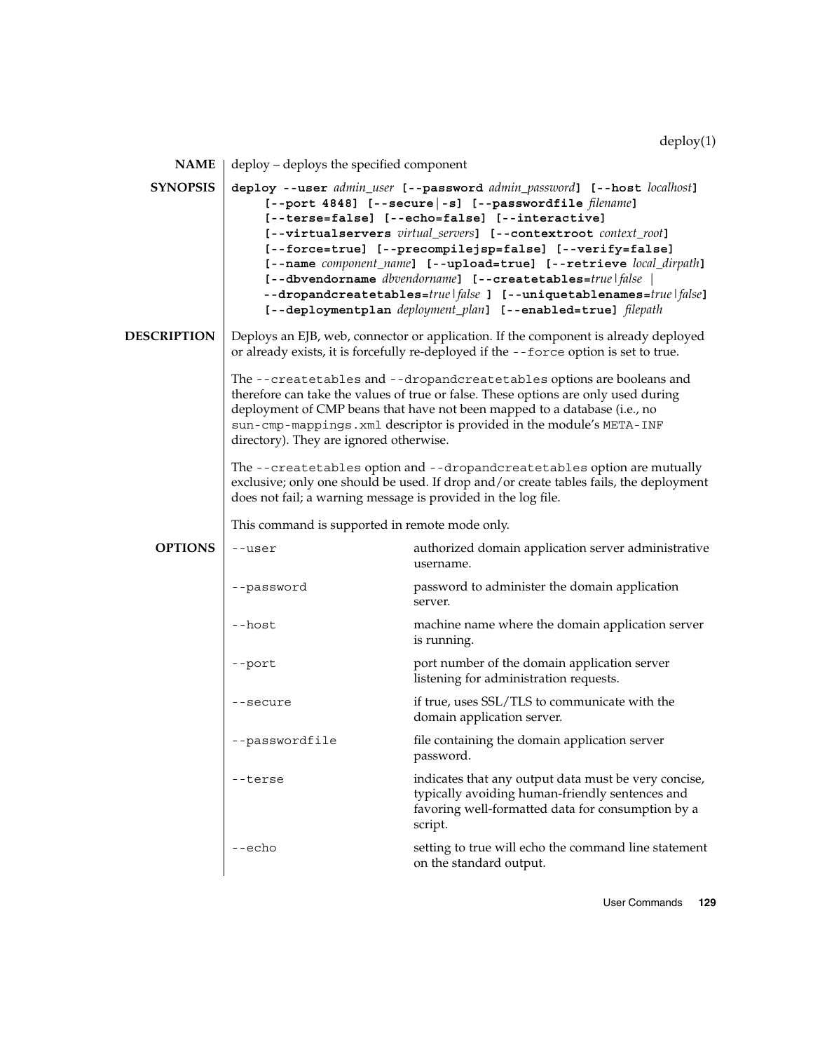## NAME

deploy – deploys the specified component

## SYNOPSIS

**deploy --user** *admin_user* **[--password** *admin_password***] [--host** *localhost***] [--port 4848] [--secure|-s] [--passwordfile** *filename***] [--terse=false] [--echo=false] [--interactive] [--virtualservers** *virtual_servers***] [--contextroot** *context_root***] [--force=true] [--precompilejsp=false] [--verify=false] [--name** *component_name***] [--upload=true] [--retrieve** *local_dirpath***] [--dbvendorname** *dbvendorname***] [--createtables=***true|false* | **--dropandcreatetables=***true|false* **] [--uniquetablenames=***true|false***] [--deploymentplan** *deployment_plan***] [--enabled=true]** *filepath*

## DESCRIPTION

Deploys an EJB, web, connector or application. If the component is already deployed or already exists, it is forcefully re-deployed if the `--force` option is set to true.

The `--createtables` and `--dropandcreatetables` options are booleans and therefore can take the values of true or false. These options are only used during deployment of CMP beans that have not been mapped to a database (i.e., no `sun-cmp-mappings.xml` descriptor is provided in the module's `META-INF` directory). They are ignored otherwise.

The `--createtables` option and `--dropandcreatetables` option are mutually exclusive; only one should be used. If drop and/or create tables fails, the deployment does not fail; a warning message is provided in the log file.

This command is supported in remote mode only.

## OPTIONS

| | |
|---|---|
| `--user` | authorized domain application server administrative username. |
| `--password` | password to administer the domain application server. |
| `--host` | machine name where the domain application server is running. |
| `--port` | port number of the domain application server listening for administration requests. |
| `--secure` | if true, uses SSL/TLS to communicate with the domain application server. |
| `--passwordfile` | file containing the domain application server password. |
| `--terse` | indicates that any output data must be very concise, typically avoiding human-friendly sentences and favoring well-formatted data for consumption by a script. |
| `--echo` | setting to true will echo the command line statement on the standard output. |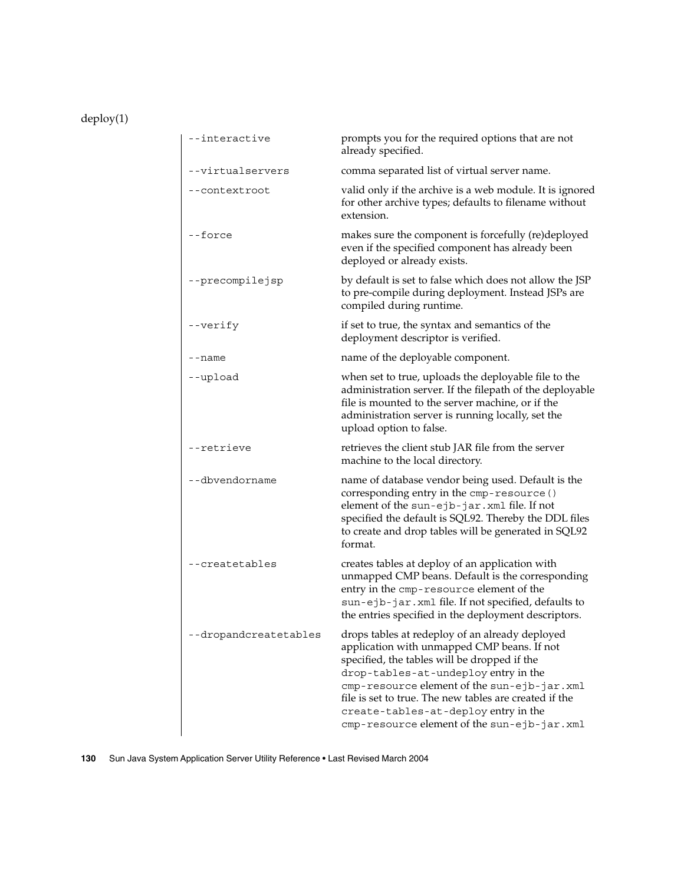| | |
|---|---|
| `--interactive` | prompts you for the required options that are not already specified. |
| `--virtualservers` | comma separated list of virtual server name. |
| `--contextroot` | valid only if the archive is a web module. It is ignored for other archive types; defaults to filename without extension. |
| `--force` | makes sure the component is forcefully (re)deployed even if the specified component has already been deployed or already exists. |
| `--precompilejsp` | by default is set to false which does not allow the JSP to pre-compile during deployment. Instead JSPs are compiled during runtime. |
| `--verify` | if set to true, the syntax and semantics of the deployment descriptor is verified. |
| `--name` | name of the deployable component. |
| `--upload` | when set to true, uploads the deployable file to the administration server. If the filepath of the deployable file is mounted to the server machine, or if the administration server is running locally, set the upload option to false. |
| `--retrieve` | retrieves the client stub JAR file from the server machine to the local directory. |
| `--dbvendorname` | name of database vendor being used. Default is the corresponding entry in the `cmp-resource()` element of the `sun-ejb-jar.xml` file. If not specified the default is SQL92. Thereby the DDL files to create and drop tables will be generated in SQL92 format. |
| `--createtables` | creates tables at deploy of an application with unmapped CMP beans. Default is the corresponding entry in the `cmp-resource` element of the `sun-ejb-jar.xml` file. If not specified, defaults to the entries specified in the deployment descriptors. |
| `--dropandcreatetables` | drops tables at redeploy of an already deployed application with unmapped CMP beans. If not specified, the tables will be dropped if the `drop-tables-at-undeploy` entry in the `cmp-resource` element of the `sun-ejb-jar.xml` file is set to true. The new tables are created if the `create-tables-at-deploy` entry in the `cmp-resource` element of the `sun-ejb-jar.xml` |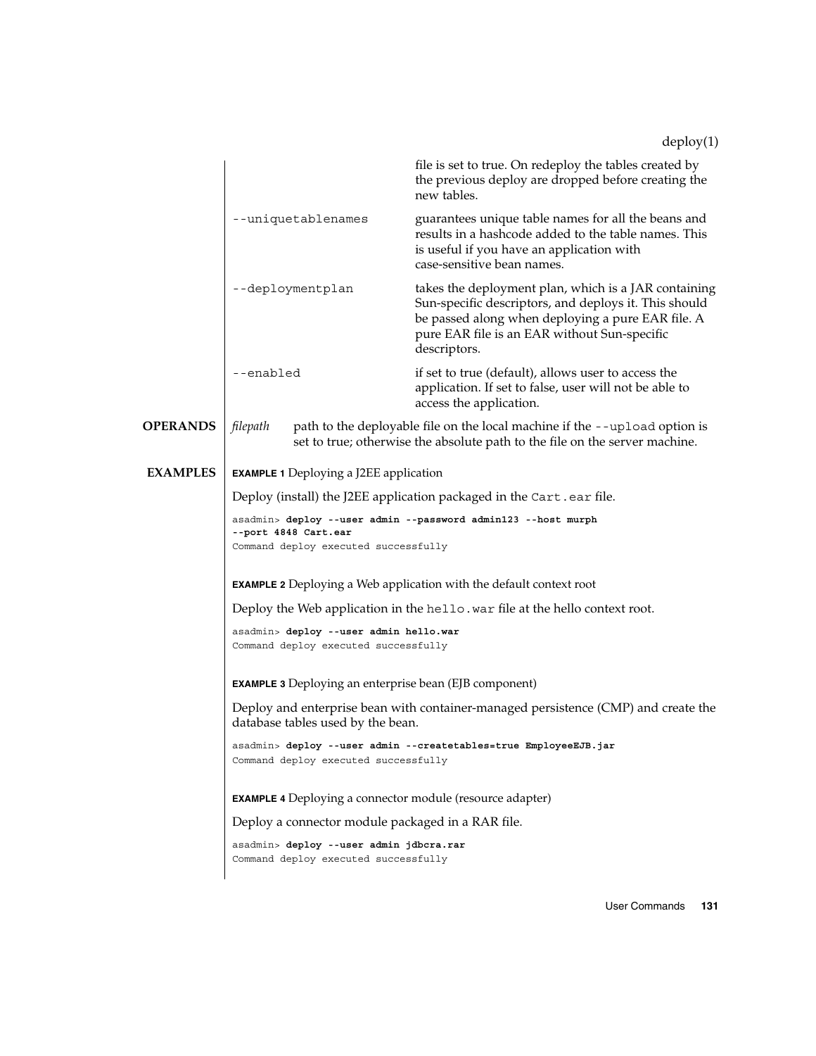| | |
|---|---|
| | file is set to true. On redeploy the tables created by the previous deploy are dropped before creating the new tables. |
| `--uniquetablenames` | guarantees unique table names for all the beans and results in a hashcode added to the table names. This is useful if you have an application with case-sensitive bean names. |
| `--deploymentplan` | takes the deployment plan, which is a JAR containing Sun-specific descriptors, and deploys it. This should be passed along when deploying a pure EAR file. A pure EAR file is an EAR without Sun-specific descriptors. |
| `--enabled` | if set to true (default), allows user to access the application. If set to false, user will not be able to access the application. |

## OPERANDS

*filepath* — path to the deployable file on the local machine if the `--upload` option is set to true; otherwise the absolute path to the file on the server machine.

## EXAMPLES

**EXAMPLE 1** Deploying a J2EE application

Deploy (install) the J2EE application packaged in the `Cart.ear` file.

```
asadmin> deploy --user admin --password admin123 --host murph
--port 4848 Cart.ear
Command deploy executed successfully
```

**EXAMPLE 2** Deploying a Web application with the default context root

Deploy the Web application in the `hello.war` file at the hello context root.

```
asadmin> deploy --user admin hello.war
Command deploy executed successfully
```

**EXAMPLE 3** Deploying an enterprise bean (EJB component)

Deploy and enterprise bean with container-managed persistence (CMP) and create the database tables used by the bean.

```
asadmin> deploy --user admin --createtables=true EmployeeEJB.jar
Command deploy executed successfully
```

**EXAMPLE 4** Deploying a connector module (resource adapter)

Deploy a connector module packaged in a RAR file.

```
asadmin> deploy --user admin jdbcra.rar
Command deploy executed successfully
```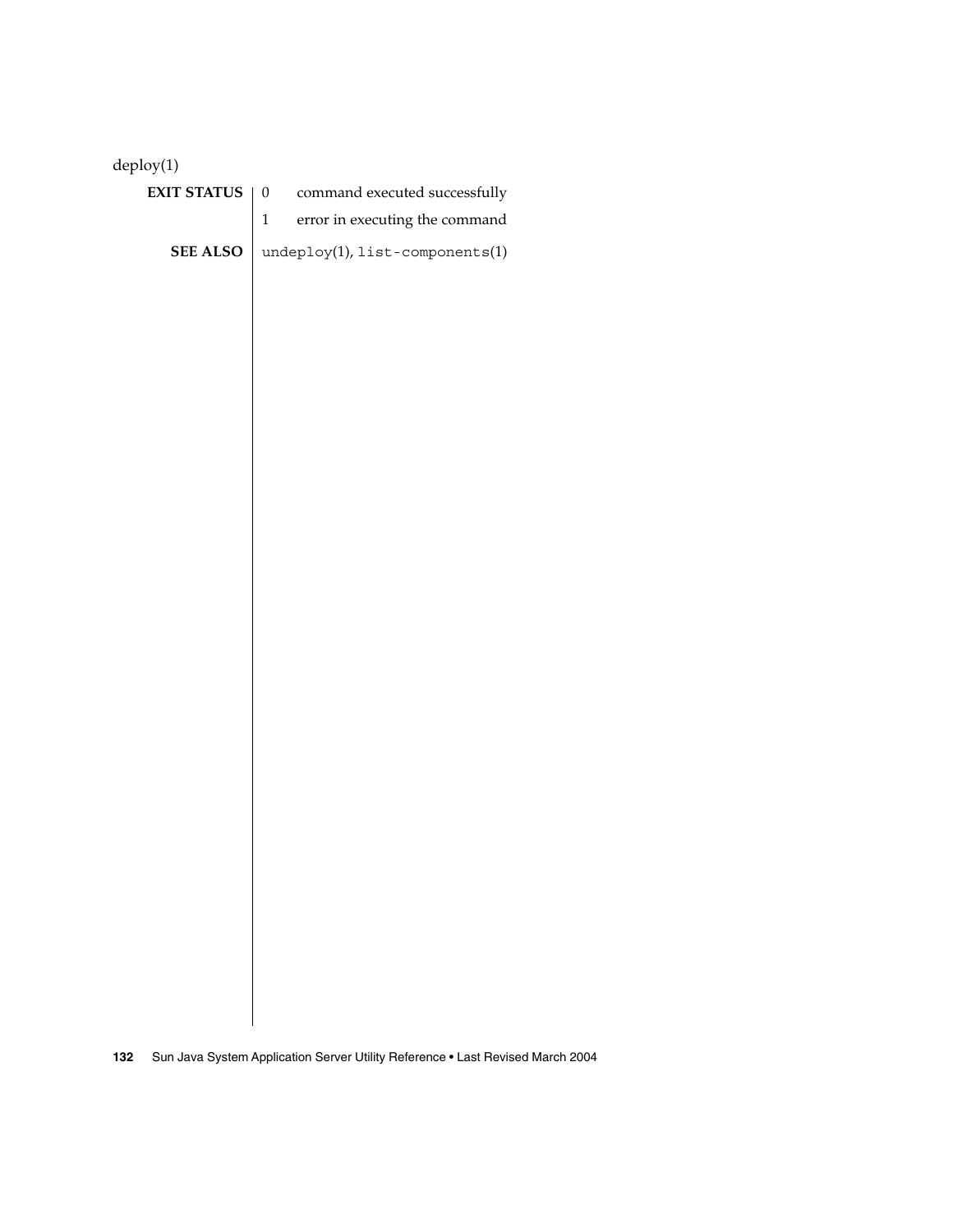**EXIT STATUS**

| | |
|---|---|
| 0 | command executed successfully |
| 1 | error in executing the command |

**SEE ALSO**

`undeploy`(1), `list-components`(1)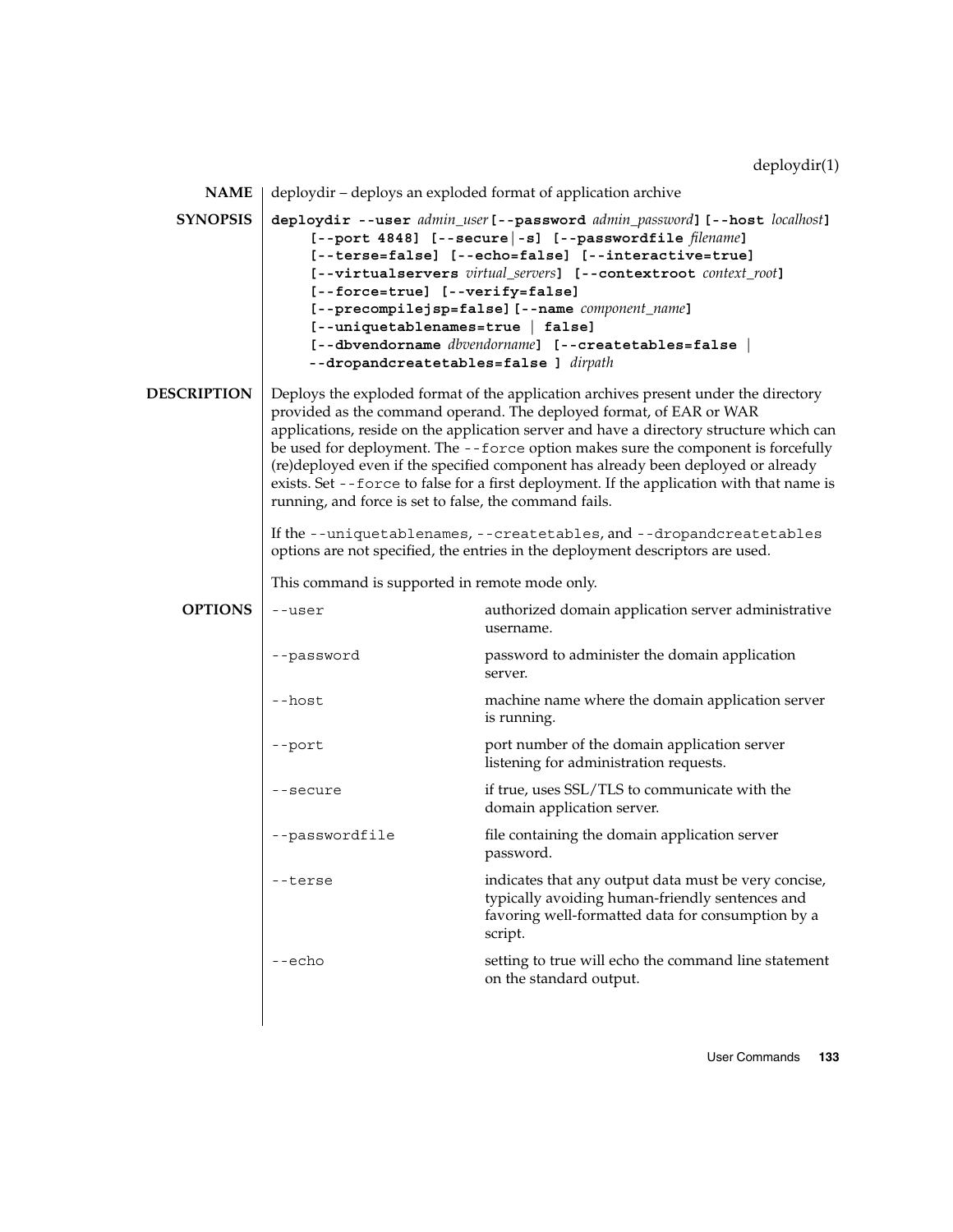## NAME

deploydir – deploys an exploded format of application archive

## SYNOPSIS

```
deploydir --user admin_user [--password admin_password] [--host localhost]
     [--port 4848] [--secure|-s] [--passwordfile filename]
     [--terse=false] [--echo=false] [--interactive=true]
     [--virtualservers virtual_servers] [--contextroot context_root]
     [--force=true] [--verify=false]
     [--precompilejsp=false] [--name component_name]
     [--uniquetablenames=true | false]
     [--dbvendorname dbvendorname] [--createtables=false |
     --dropandcreatetables=false ] dirpath
```

## DESCRIPTION

Deploys the exploded format of the application archives present under the directory provided as the command operand. The deployed format, of EAR or WAR applications, reside on the application server and have a directory structure which can be used for deployment. The `--force` option makes sure the component is forcefully (re)deployed even if the specified component has already been deployed or already exists. Set `--force` to false for a first deployment. If the application with that name is running, and force is set to false, the command fails.

If the `--uniquetablenames`, `--createtables`, and `--dropandcreatetables` options are not specified, the entries in the deployment descriptors are used.

This command is supported in remote mode only.

## OPTIONS

| Option | Description |
|---|---|
| `--user` | authorized domain application server administrative username. |
| `--password` | password to administer the domain application server. |
| `--host` | machine name where the domain application server is running. |
| `--port` | port number of the domain application server listening for administration requests. |
| `--secure` | if true, uses SSL/TLS to communicate with the domain application server. |
| `--passwordfile` | file containing the domain application server password. |
| `--terse` | indicates that any output data must be very concise, typically avoiding human-friendly sentences and favoring well-formatted data for consumption by a script. |
| `--echo` | setting to true will echo the command line statement on the standard output. |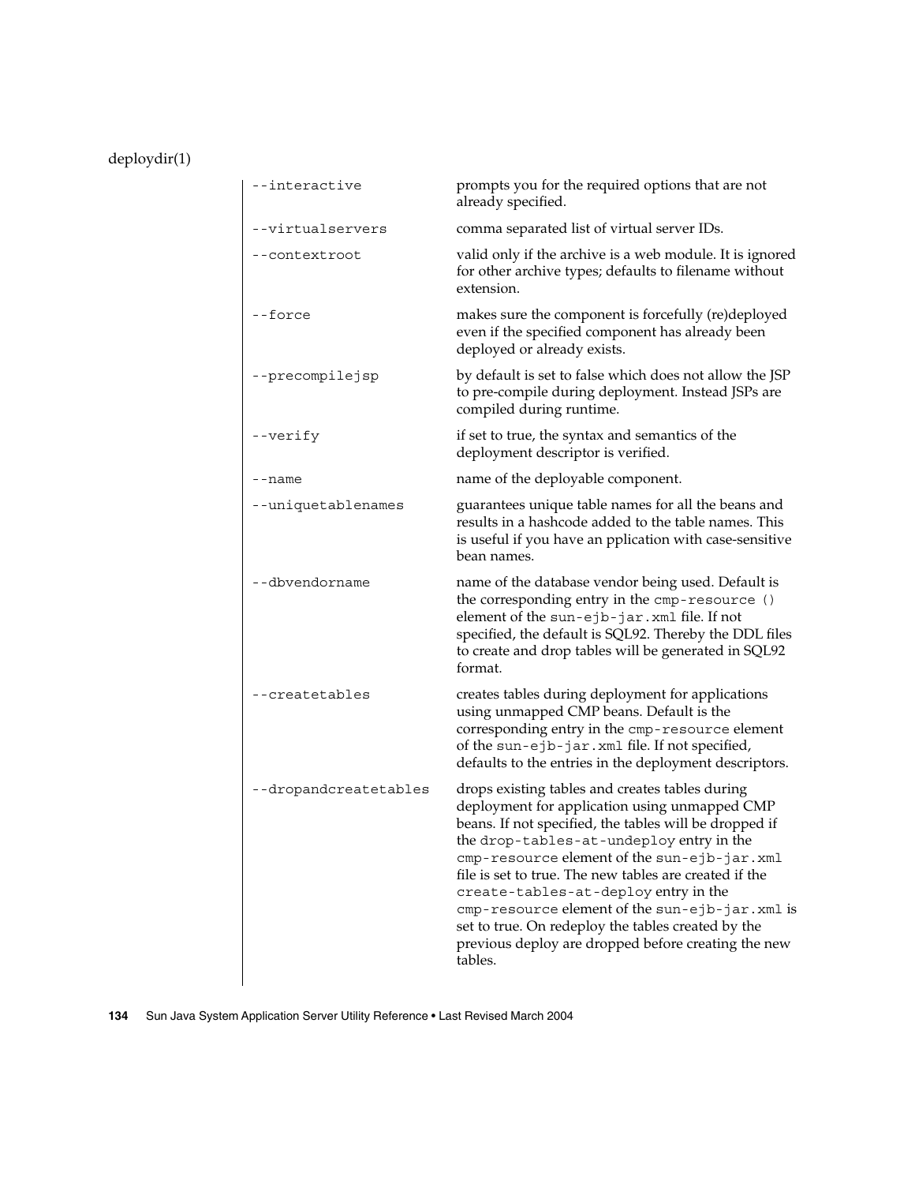| | |
|---|---|
| `--interactive` | prompts you for the required options that are not already specified. |
| `--virtualservers` | comma separated list of virtual server IDs. |
| `--contextroot` | valid only if the archive is a web module. It is ignored for other archive types; defaults to filename without extension. |
| `--force` | makes sure the component is forcefully (re)deployed even if the specified component has already been deployed or already exists. |
| `--precompilejsp` | by default is set to false which does not allow the JSP to pre-compile during deployment. Instead JSPs are compiled during runtime. |
| `--verify` | if set to true, the syntax and semantics of the deployment descriptor is verified. |
| `--name` | name of the deployable component. |
| `--uniquetablenames` | guarantees unique table names for all the beans and results in a hashcode added to the table names. This is useful if you have an pplication with case-sensitive bean names. |
| `--dbvendorname` | name of the database vendor being used. Default is the corresponding entry in the `cmp-resource ()` element of the `sun-ejb-jar.xml` file. If not specified, the default is SQL92. Thereby the DDL files to create and drop tables will be generated in SQL92 format. |
| `--createtables` | creates tables during deployment for applications using unmapped CMP beans. Default is the corresponding entry in the `cmp-resource` element of the `sun-ejb-jar.xml` file. If not specified, defaults to the entries in the deployment descriptors. |
| `--dropandcreatetables` | drops existing tables and creates tables during deployment for application using unmapped CMP beans. If not specified, the tables will be dropped if the `drop-tables-at-undeploy` entry in the `cmp-resource` element of the `sun-ejb-jar.xml` file is set to true. The new tables are created if the `create-tables-at-deploy` entry in the `cmp-resource` element of the `sun-ejb-jar.xml` is set to true. On redeploy the tables created by the previous deploy are dropped before creating the new tables. |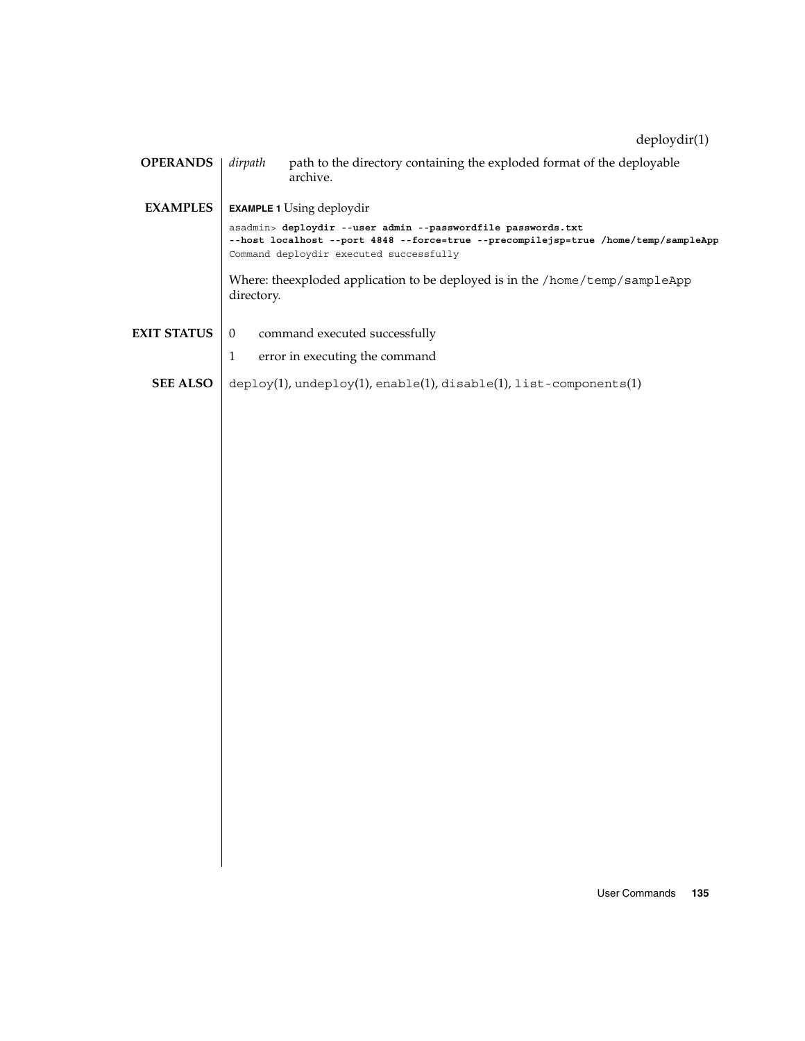## OPERANDS

*dirpath* path to the directory containing the exploded format of the deployable archive.

## EXAMPLES

**EXAMPLE 1** Using deploydir

```
asadmin> deploydir --user admin --passwordfile passwords.txt
--host localhost --port 4848 --force=true --precompilejsp=true /home/temp/sampleApp
Command deploydir executed successfully
```

Where: theexploded application to be deployed is in the `/home/temp/sampleApp` directory.

## EXIT STATUS

0 command executed successfully

1 error in executing the command

## SEE ALSO

`deploy`(1), `undeploy`(1), `enable`(1), `disable`(1), `list-components`(1)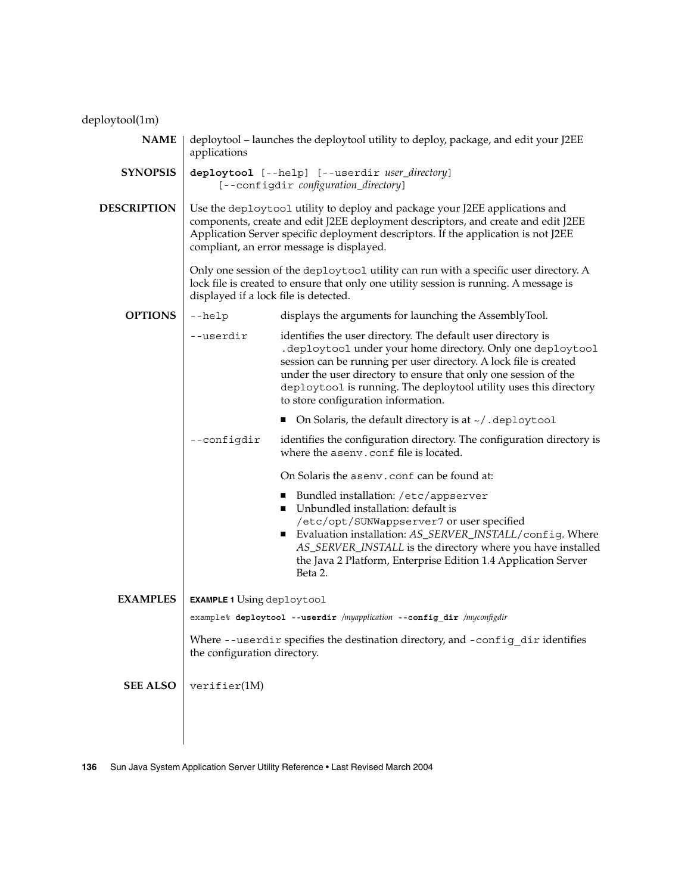deploytool(1m)

## NAME

deploytool – launches the deploytool utility to deploy, package, and edit your J2EE applications

## SYNOPSIS

**deploytool** [--help] [--userdir *user_directory*] [--configdir *configuration_directory*]

## DESCRIPTION

Use the `deploytool` utility to deploy and package your J2EE applications and components, create and edit J2EE deployment descriptors, and create and edit J2EE Application Server specific deployment descriptors. If the application is not J2EE compliant, an error message is displayed.

Only one session of the `deploytool` utility can run with a specific user directory. A lock file is created to ensure that only one utility session is running. A message is displayed if a lock file is detected.

## OPTIONS

`--help`
: displays the arguments for launching the AssemblyTool.

`--userdir`
: identifies the user directory. The default user directory is `.deploytool` under your home directory. Only one `deploytool` session can be running per user directory. A lock file is created under the user directory to ensure that only one session of the `deploytool` is running. The deploytool utility uses this directory to store configuration information.

  - On Solaris, the default directory is at `~/.deploytool`

`--configdir`
: identifies the configuration directory. The configuration directory is where the `asenv.conf` file is located.

  On Solaris the `asenv.conf` can be found at:

  - Bundled installation: `/etc/appserver`
  - Unbundled installation: default is `/etc/opt/SUNWappserver7` or user specified
  - Evaluation installation: *AS_SERVER_INSTALL*`/config`. Where *AS_SERVER_INSTALL* is the directory where you have installed the Java 2 Platform, Enterprise Edition 1.4 Application Server Beta 2.

## EXAMPLES

**EXAMPLE 1** Using `deploytool`

```
example% deploytool --userdir /myapplication --config_dir /myconfigdir
```

Where `--userdir` specifies the destination directory, and `-config_dir` identifies the configuration directory.

## SEE ALSO

`verifier`(1M)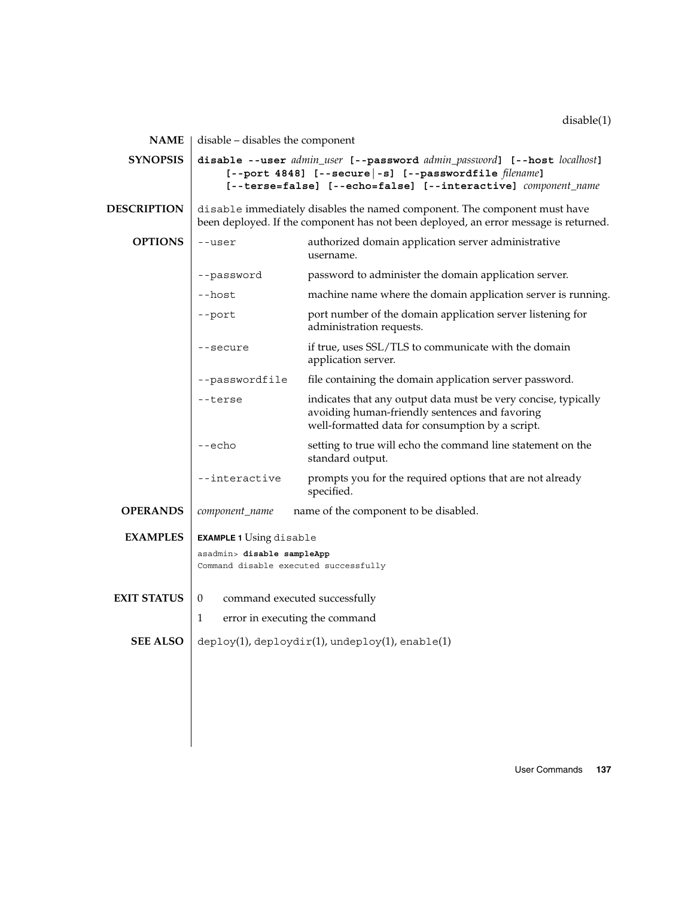## NAME

disable – disables the component

## SYNOPSIS

**disable --user** *admin_user* **[--password** *admin_password***] [--host** *localhost***] [--port 4848] [--secure|-s] [--passwordfile** *filename***] [--terse=false] [--echo=false] [--interactive]** *component_name*

## DESCRIPTION

`disable` immediately disables the named component. The component must have been deployed. If the component has not been deployed, an error message is returned.

## OPTIONS

| | |
|---|---|
| `--user` | authorized domain application server administrative username. |
| `--password` | password to administer the domain application server. |
| `--host` | machine name where the domain application server is running. |
| `--port` | port number of the domain application server listening for administration requests. |
| `--secure` | if true, uses SSL/TLS to communicate with the domain application server. |
| `--passwordfile` | file containing the domain application server password. |
| `--terse` | indicates that any output data must be very concise, typically avoiding human-friendly sentences and favoring well-formatted data for consumption by a script. |
| `--echo` | setting to true will echo the command line statement on the standard output. |
| `--interactive` | prompts you for the required options that are not already specified. |

## OPERANDS

| | |
|---|---|
| *component_name* | name of the component to be disabled. |

## EXAMPLES

**EXAMPLE 1** Using `disable`

```
asadmin> disable sampleApp
Command disable executed successfully
```

## EXIT STATUS

| | |
|---|---|
| 0 | command executed successfully |
| 1 | error in executing the command |

## SEE ALSO

`deploy`(1), `deploydir`(1), `undeploy`(1), `enable`(1)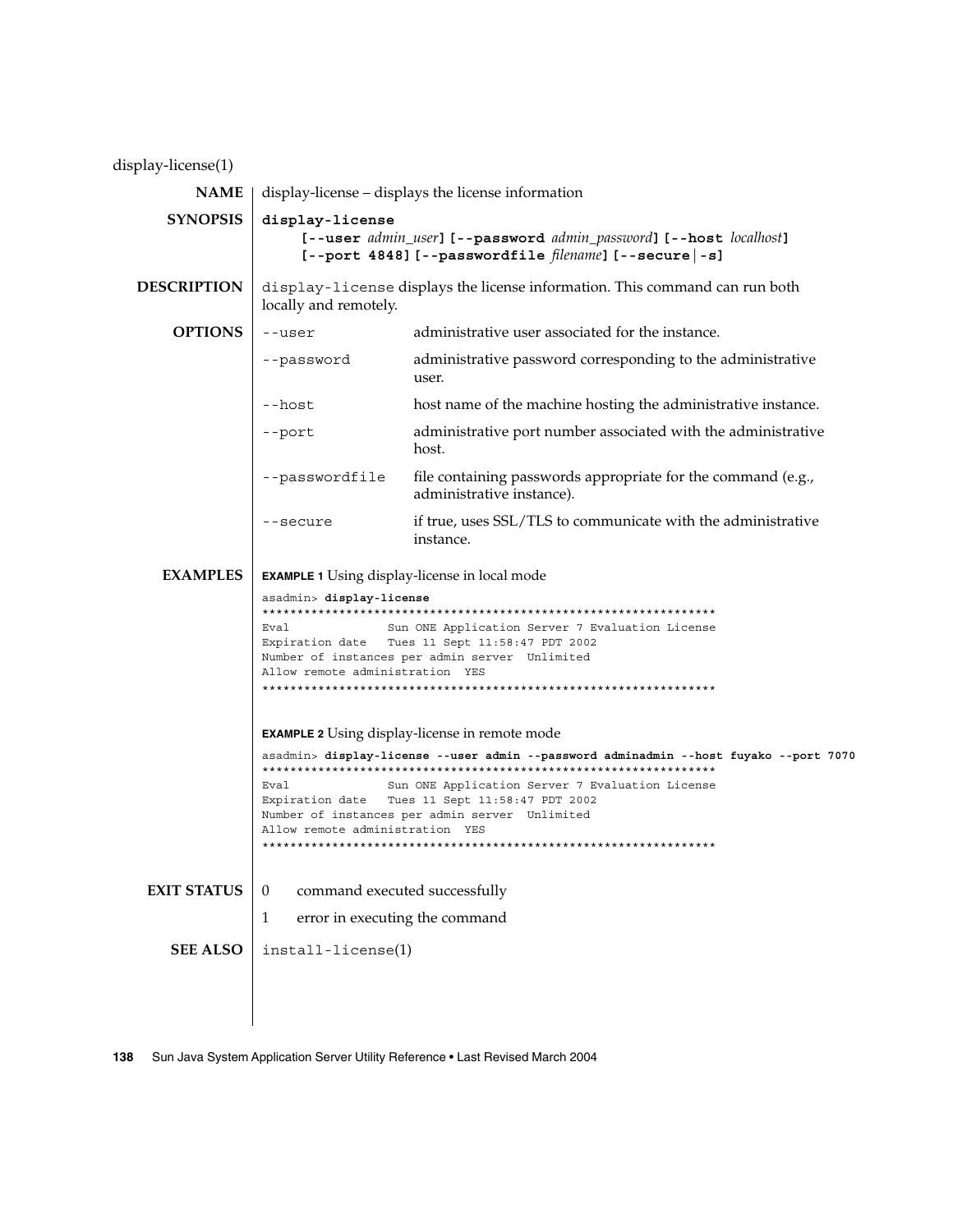display-license(1)

## NAME

display-license – displays the license information

## SYNOPSIS

**display-license**
**[--user** *admin_user***] [--password** *admin_password***] [--host** *localhost***]**
**[--port 4848] [--passwordfile** *filename***] [--secure|-s]**

## DESCRIPTION

`display-license` displays the license information. This command can run both locally and remotely.

## OPTIONS

| | |
|---|---|
| `--user` | administrative user associated for the instance. |
| `--password` | administrative password corresponding to the administrative user. |
| `--host` | host name of the machine hosting the administrative instance. |
| `--port` | administrative port number associated with the administrative host. |
| `--passwordfile` | file containing passwords appropriate for the command (e.g., administrative instance). |
| `--secure` | if true, uses SSL/TLS to communicate with the administrative instance. |

## EXAMPLES

**EXAMPLE 1** Using display-license in local mode

```
asadmin> display-license
****************************************************************
Eval              Sun ONE Application Server 7 Evaluation License
Expiration date   Tues 11 Sept 11:58:47 PDT 2002
Number of instances per admin server  Unlimited
Allow remote administration  YES
****************************************************************
```

**EXAMPLE 2** Using display-license in remote mode

```
asadmin> display-license --user admin --password adminadmin --host fuyako --port 7070
****************************************************************
Eval              Sun ONE Application Server 7 Evaluation License
Expiration date   Tues 11 Sept 11:58:47 PDT 2002
Number of instances per admin server  Unlimited
Allow remote administration  YES
****************************************************************
```

## EXIT STATUS

| | |
|---|---|
| 0 | command executed successfully |
| 1 | error in executing the command |

## SEE ALSO

`install-license`(1)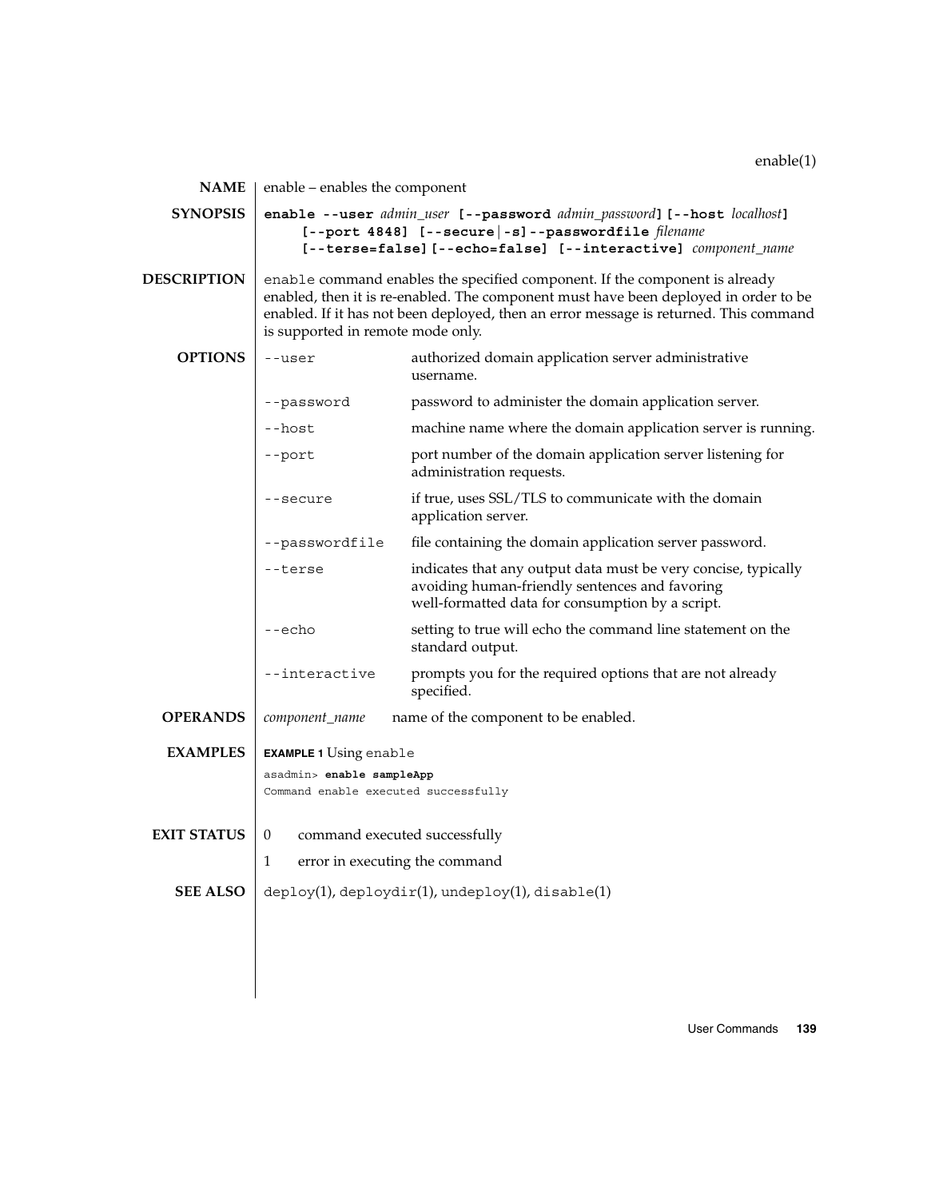# enable(1)

**NAME**

enable – enables the component

**SYNOPSIS**

**enable --user** *admin_user* **[--password** *admin_password***] [--host** *localhost***] [--port 4848] [--secure|-s] --passwordfile** *filename* **[--terse=false] [--echo=false] [--interactive]** *component_name*

**DESCRIPTION**

`enable` command enables the specified component. If the component is already enabled, then it is re-enabled. The component must have been deployed in order to be enabled. If it has not been deployed, then an error message is returned. This command is supported in remote mode only.

**OPTIONS**

| | |
|---|---|
| `--user` | authorized domain application server administrative username. |
| `--password` | password to administer the domain application server. |
| `--host` | machine name where the domain application server is running. |
| `--port` | port number of the domain application server listening for administration requests. |
| `--secure` | if true, uses SSL/TLS to communicate with the domain application server. |
| `--passwordfile` | file containing the domain application server password. |
| `--terse` | indicates that any output data must be very concise, typically avoiding human-friendly sentences and favoring well-formatted data for consumption by a script. |
| `--echo` | setting to true will echo the command line statement on the standard output. |
| `--interactive` | prompts you for the required options that are not already specified. |

**OPERANDS**

*component_name* name of the component to be enabled.

**EXAMPLES**

**EXAMPLE 1** Using `enable`

```
asadmin> enable sampleApp
Command enable executed successfully
```

**EXIT STATUS**

0 command executed successfully

1 error in executing the command

**SEE ALSO**

`deploy`(1), `deploydir`(1), `undeploy`(1), `disable`(1)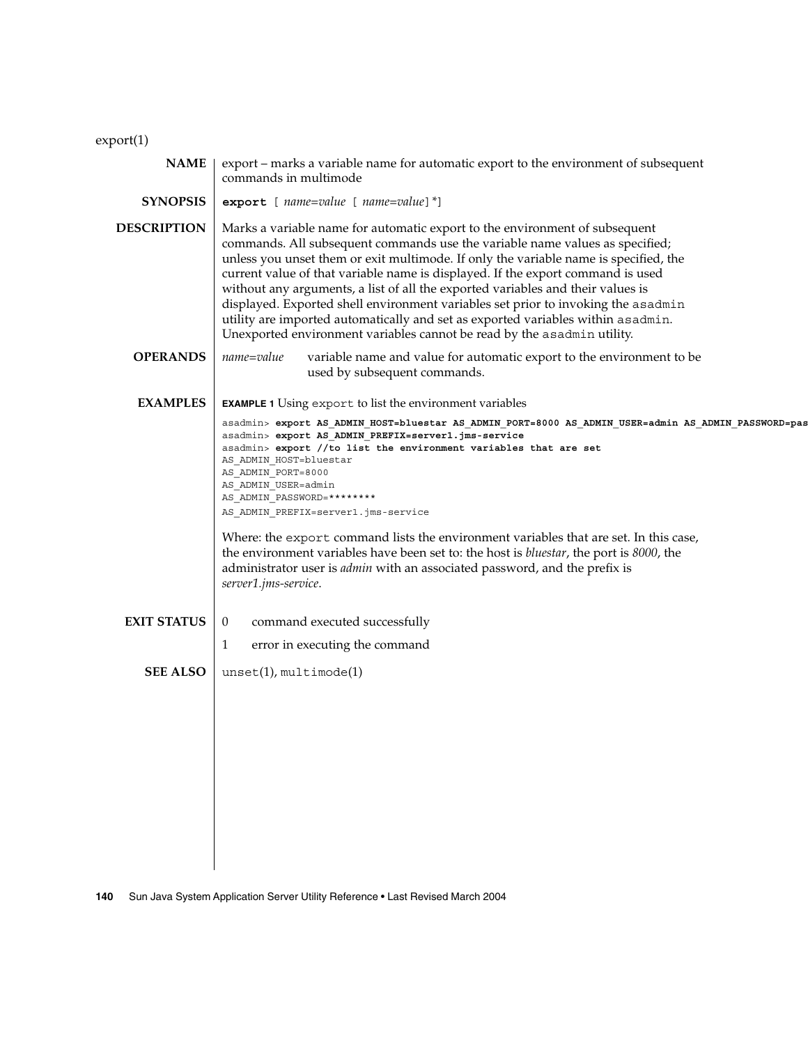export(1)

## NAME

export – marks a variable name for automatic export to the environment of subsequent commands in multimode

## SYNOPSIS

**export** [ *name=value* [ *name=value*] *]

## DESCRIPTION

Marks a variable name for automatic export to the environment of subsequent commands. All subsequent commands use the variable name values as specified; unless you unset them or exit multimode. If only the variable name is specified, the current value of that variable name is displayed. If the export command is used without any arguments, a list of all the exported variables and their values is displayed. Exported shell environment variables set prior to invoking the `asadmin` utility are imported automatically and set as exported variables within `asadmin`. Unexported environment variables cannot be read by the `asadmin` utility.

## OPERANDS

*name=value* variable name and value for automatic export to the environment to be used by subsequent commands.

## EXAMPLES

**EXAMPLE 1** Using `export` to list the environment variables

```
asadmin> export AS_ADMIN_HOST=bluestar AS_ADMIN_PORT=8000 AS_ADMIN_USER=admin AS_ADMIN_PASSWORD=pas
asadmin> export AS_ADMIN_PREFIX=server1.jms-service
asadmin> export //to list the environment variables that are set
AS_ADMIN_HOST=bluestar
AS_ADMIN_PORT=8000
AS_ADMIN_USER=admin
AS_ADMIN_PASSWORD=********
AS_ADMIN_PREFIX=server1.jms-service
```

Where: the `export` command lists the environment variables that are set. In this case, the environment variables have been set to: the host is *bluestar*, the port is *8000*, the administrator user is *admin* with an associated password, and the prefix is *server1.jms-service*.

## EXIT STATUS

0 command executed successfully

1 error in executing the command

## SEE ALSO

`unset`(1), `multimode`(1)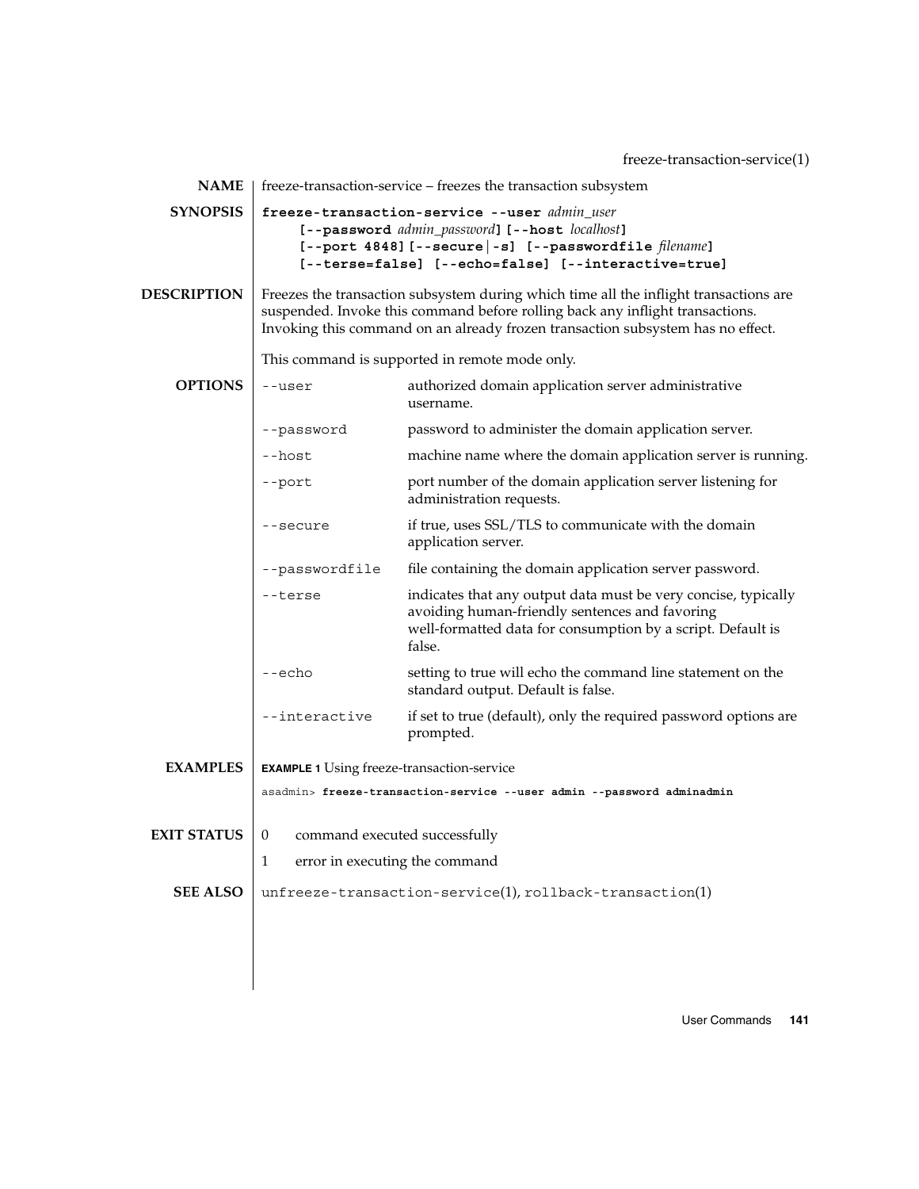## NAME

freeze-transaction-service – freezes the transaction subsystem

## SYNOPSIS

**freeze-transaction-service --user** *admin_user*
**[--password** *admin_password***] [--host** *localhost***]**
**[--port 4848] [--secure|-s] [--passwordfile** *filename***]**
**[--terse=false] [--echo=false] [--interactive=true]**

## DESCRIPTION

Freezes the transaction subsystem during which time all the inflight transactions are suspended. Invoke this command before rolling back any inflight transactions. Invoking this command on an already frozen transaction subsystem has no effect.

This command is supported in remote mode only.

## OPTIONS

| Option | Description |
| --- | --- |
| `--user` | authorized domain application server administrative username. |
| `--password` | password to administer the domain application server. |
| `--host` | machine name where the domain application server is running. |
| `--port` | port number of the domain application server listening for administration requests. |
| `--secure` | if true, uses SSL/TLS to communicate with the domain application server. |
| `--passwordfile` | file containing the domain application server password. |
| `--terse` | indicates that any output data must be very concise, typically avoiding human-friendly sentences and favoring well-formatted data for consumption by a script. Default is false. |
| `--echo` | setting to true will echo the command line statement on the standard output. Default is false. |
| `--interactive` | if set to true (default), only the required password options are prompted. |

## EXAMPLES

**EXAMPLE 1** Using freeze-transaction-service

```
asadmin> freeze-transaction-service --user admin --password adminadmin
```

## EXIT STATUS

| Status | Meaning |
| --- | --- |
| 0 | command executed successfully |
| 1 | error in executing the command |

## SEE ALSO

`unfreeze-transaction-service`(1), `rollback-transaction`(1)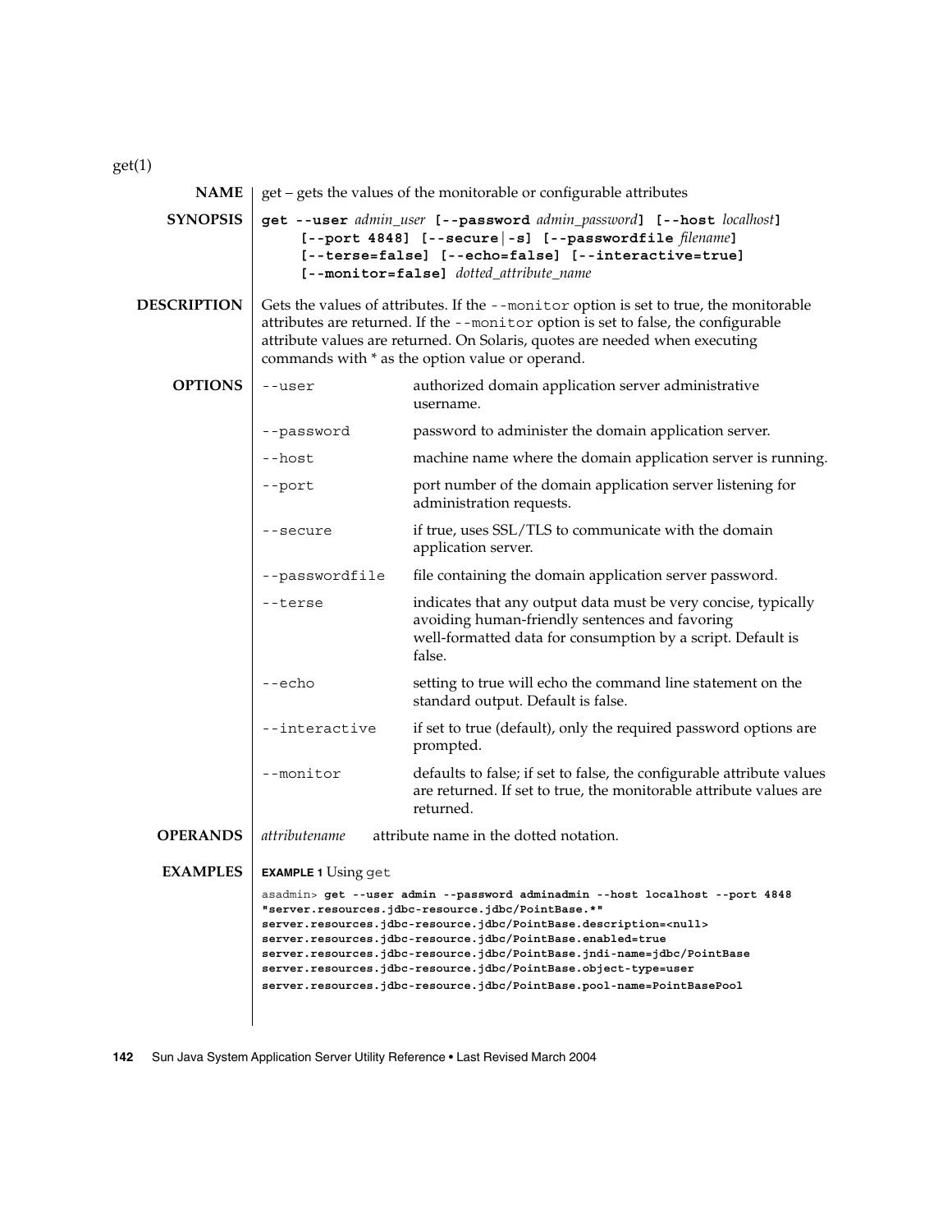get(1)

**NAME**

get – gets the values of the monitorable or configurable attributes

**SYNOPSIS**

**get --user** *admin_user* **[--password** *admin_password***] [--host** *localhost***] [--port 4848] [--secure|-s] [--passwordfile** *filename***] [--terse=false] [--echo=false] [--interactive=true] [--monitor=false]** *dotted_attribute_name*

**DESCRIPTION**

Gets the values of attributes. If the `--monitor` option is set to true, the monitorable attributes are returned. If the `--monitor` option is set to false, the configurable attribute values are returned. On Solaris, quotes are needed when executing commands with * as the option value or operand.

**OPTIONS**

| Option | Description |
|---|---|
| `--user` | authorized domain application server administrative username. |
| `--password` | password to administer the domain application server. |
| `--host` | machine name where the domain application server is running. |
| `--port` | port number of the domain application server listening for administration requests. |
| `--secure` | if true, uses SSL/TLS to communicate with the domain application server. |
| `--passwordfile` | file containing the domain application server password. |
| `--terse` | indicates that any output data must be very concise, typically avoiding human-friendly sentences and favoring well-formatted data for consumption by a script. Default is false. |
| `--echo` | setting to true will echo the command line statement on the standard output. Default is false. |
| `--interactive` | if set to true (default), only the required password options are prompted. |
| `--monitor` | defaults to false; if set to false, the configurable attribute values are returned. If set to true, the monitorable attribute values are returned. |

**OPERANDS**

| Operand | Description |
|---|---|
| *attributename* | attribute name in the dotted notation. |

**EXAMPLES**

**EXAMPLE 1** Using `get`

```
asadmin> get --user admin --password adminadmin --host localhost --port 4848
"server.resources.jdbc-resource.jdbc/PointBase.*"
server.resources.jdbc-resource.jdbc/PointBase.description=<null>
server.resources.jdbc-resource.jdbc/PointBase.enabled=true
server.resources.jdbc-resource.jdbc/PointBase.jndi-name=jdbc/PointBase
server.resources.jdbc-resource.jdbc/PointBase.object-type=user
server.resources.jdbc-resource.jdbc/PointBase.pool-name=PointBasePool
```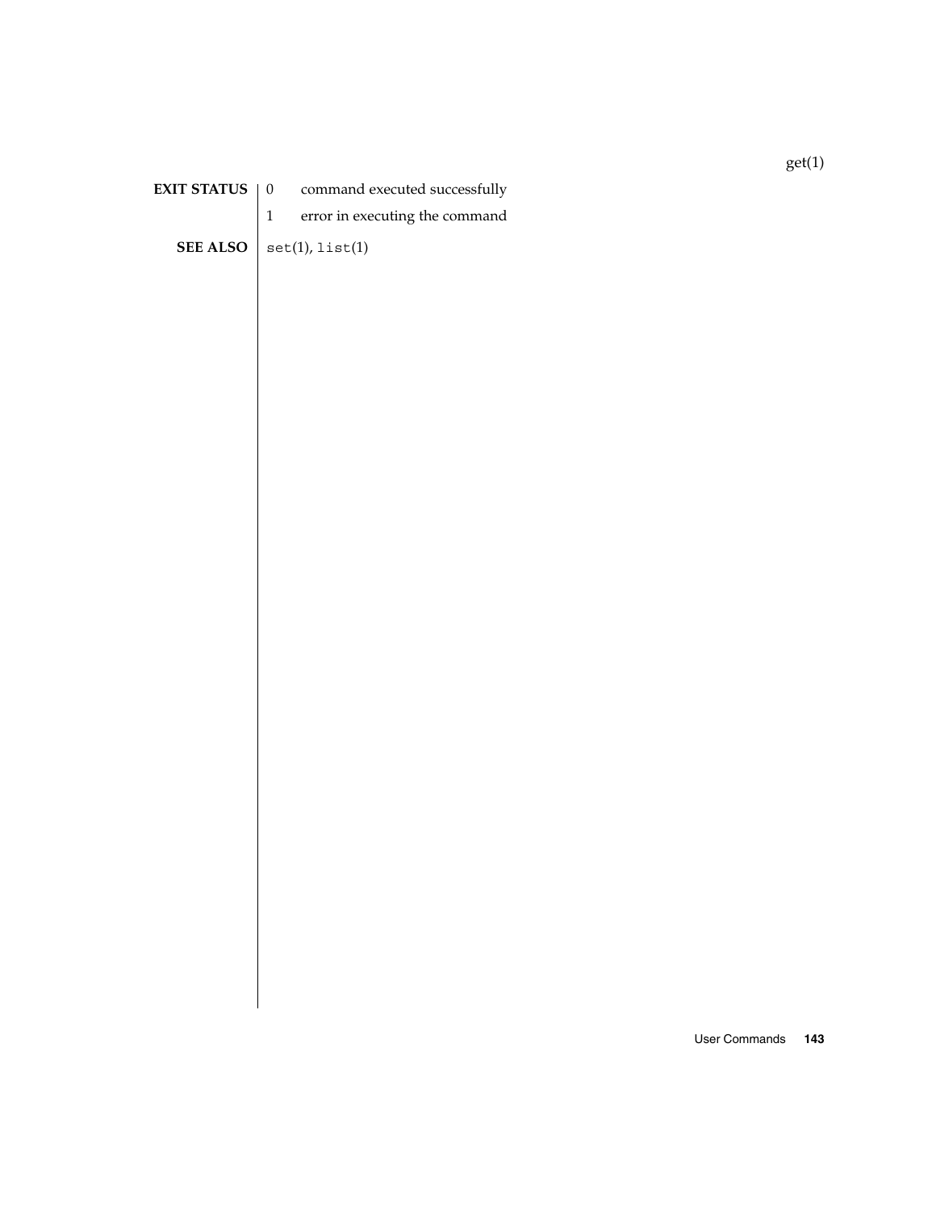## EXIT STATUS

0 command executed successfully

1 error in executing the command

## SEE ALSO

`set`(1), `list`(1)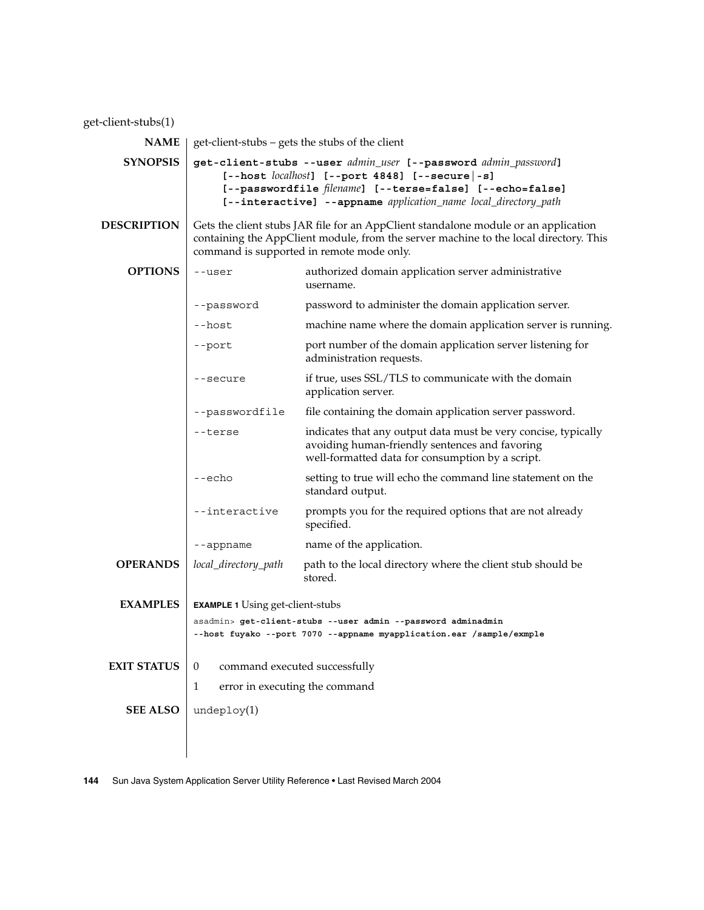get-client-stubs(1)

## NAME

get-client-stubs – gets the stubs of the client

## SYNOPSIS

**get-client-stubs --user** *admin_user* **[--password** *admin_password***]** **[--host** *localhost***]** **[--port 4848]** **[--secure | -s]** **[--passwordfile** *filename***]** **[--terse=false]** **[--echo=false]** **[--interactive]** **--appname** *application_name* *local_directory_path*

## DESCRIPTION

Gets the client stubs JAR file for an AppClient standalone module or an application containing the AppClient module, from the server machine to the local directory. This command is supported in remote mode only.

## OPTIONS

| Option | Description |
|---|---|
| `--user` | authorized domain application server administrative username. |
| `--password` | password to administer the domain application server. |
| `--host` | machine name where the domain application server is running. |
| `--port` | port number of the domain application server listening for administration requests. |
| `--secure` | if true, uses SSL/TLS to communicate with the domain application server. |
| `--passwordfile` | file containing the domain application server password. |
| `--terse` | indicates that any output data must be very concise, typically avoiding human-friendly sentences and favoring well-formatted data for consumption by a script. |
| `--echo` | setting to true will echo the command line statement on the standard output. |
| `--interactive` | prompts you for the required options that are not already specified. |
| `--appname` | name of the application. |

## OPERANDS

| Operand | Description |
|---|---|
| *local_directory_path* | path to the local directory where the client stub should be stored. |

## EXAMPLES

**EXAMPLE 1** Using get-client-stubs

```
asadmin> get-client-stubs --user admin --password adminadmin
--host fuyako --port 7070 --appname myapplication.ear /sample/exmple
```

## EXIT STATUS

| Code | Meaning |
|---|---|
| 0 | command executed successfully |
| 1 | error in executing the command |

## SEE ALSO

undeploy(1)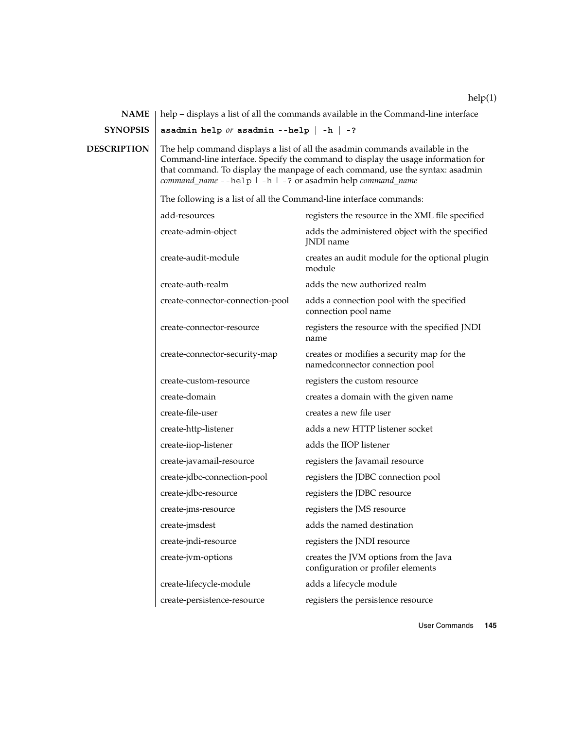**NAME** help – displays a list of all the commands available in the Command-line interface

**SYNOPSIS** **asadmin help** *or* **asadmin --help | -h | -?**

**DESCRIPTION** The help command displays a list of all the asadmin commands available in the Command-line interface. Specify the command to display the usage information for that command. To display the manpage of each command, use the syntax: asadmin *command_name* `--help | -h | -?` or asadmin help *command_name*

The following is a list of all the Command-line interface commands:

| | |
|---|---|
| add-resources | registers the resource in the XML file specified |
| create-admin-object | adds the administered object with the specified JNDI name |
| create-audit-module | creates an audit module for the optional plugin module |
| create-auth-realm | adds the new authorized realm |
| create-connector-connection-pool | adds a connection pool with the specified connection pool name |
| create-connector-resource | registers the resource with the specified JNDI name |
| create-connector-security-map | creates or modifies a security map for the namedconnector connection pool |
| create-custom-resource | registers the custom resource |
| create-domain | creates a domain with the given name |
| create-file-user | creates a new file user |
| create-http-listener | adds a new HTTP listener socket |
| create-iiop-listener | adds the IIOP listener |
| create-javamail-resource | registers the Javamail resource |
| create-jdbc-connection-pool | registers the JDBC connection pool |
| create-jdbc-resource | registers the JDBC resource |
| create-jms-resource | registers the JMS resource |
| create-jmsdest | adds the named destination |
| create-jndi-resource | registers the JNDI resource |
| create-jvm-options | creates the JVM options from the Java configuration or profiler elements |
| create-lifecycle-module | adds a lifecycle module |
| create-persistence-resource | registers the persistence resource |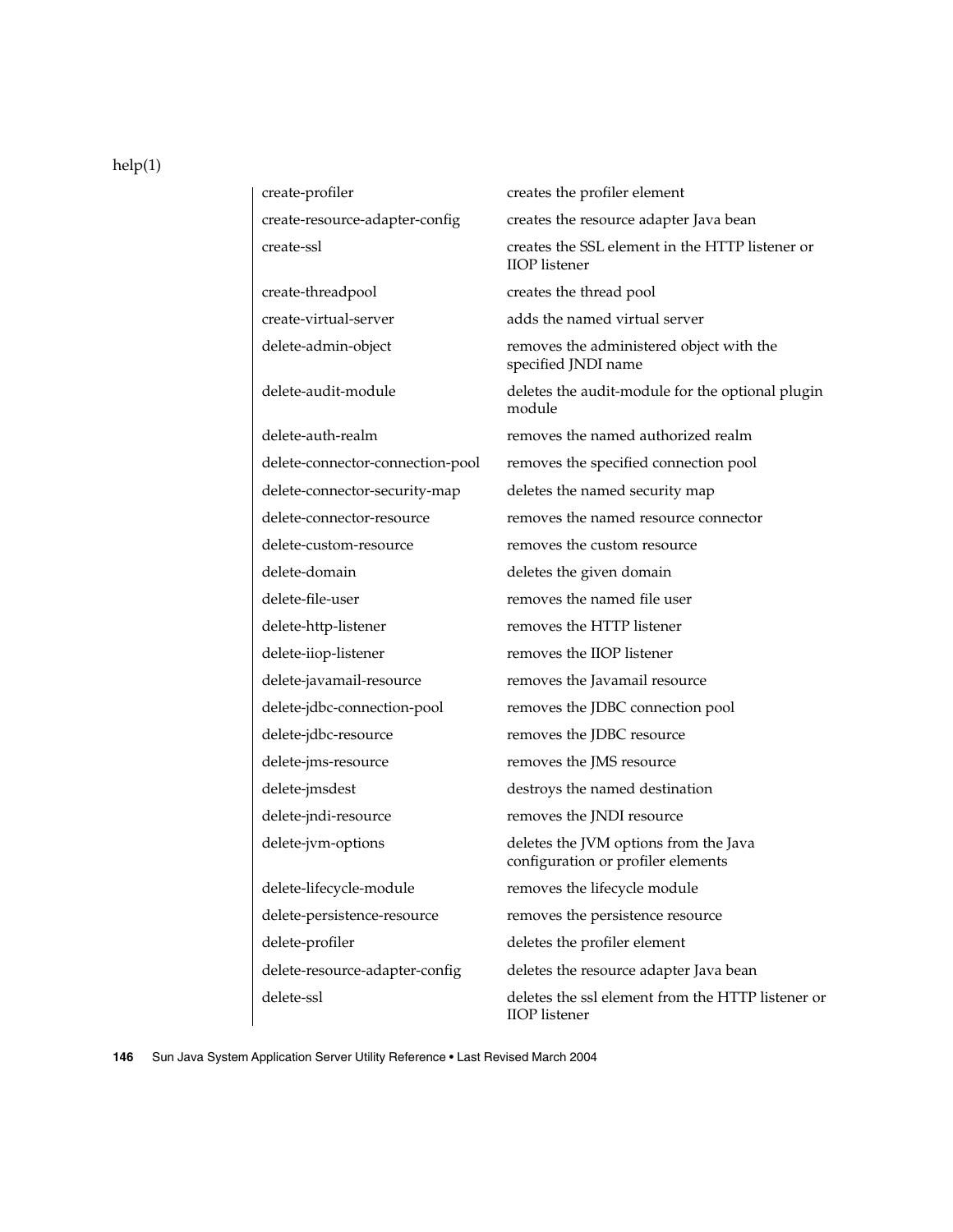| | |
|---|---|
| create-profiler | creates the profiler element |
| create-resource-adapter-config | creates the resource adapter Java bean |
| create-ssl | creates the SSL element in the HTTP listener or IIOP listener |
| create-threadpool | creates the thread pool |
| create-virtual-server | adds the named virtual server |
| delete-admin-object | removes the administered object with the specified JNDI name |
| delete-audit-module | deletes the audit-module for the optional plugin module |
| delete-auth-realm | removes the named authorized realm |
| delete-connector-connection-pool | removes the specified connection pool |
| delete-connector-security-map | deletes the named security map |
| delete-connector-resource | removes the named resource connector |
| delete-custom-resource | removes the custom resource |
| delete-domain | deletes the given domain |
| delete-file-user | removes the named file user |
| delete-http-listener | removes the HTTP listener |
| delete-iiop-listener | removes the IIOP listener |
| delete-javamail-resource | removes the Javamail resource |
| delete-jdbc-connection-pool | removes the JDBC connection pool |
| delete-jdbc-resource | removes the JDBC resource |
| delete-jms-resource | removes the JMS resource |
| delete-jmsdest | destroys the named destination |
| delete-jndi-resource | removes the JNDI resource |
| delete-jvm-options | deletes the JVM options from the Java configuration or profiler elements |
| delete-lifecycle-module | removes the lifecycle module |
| delete-persistence-resource | removes the persistence resource |
| delete-profiler | deletes the profiler element |
| delete-resource-adapter-config | deletes the resource adapter Java bean |
| delete-ssl | deletes the ssl element from the HTTP listener or IIOP listener |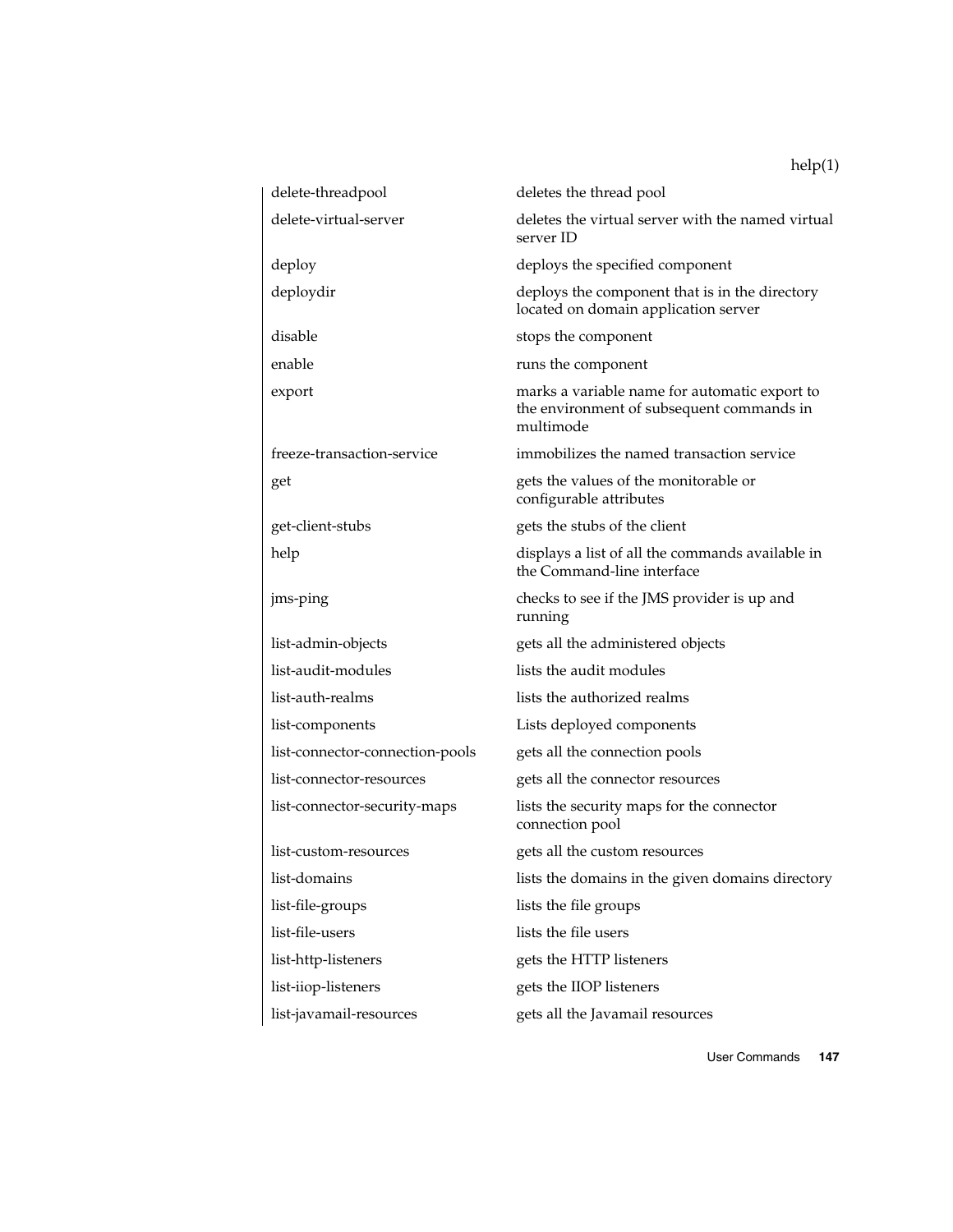| | |
|---|---|
| delete-threadpool | deletes the thread pool |
| delete-virtual-server | deletes the virtual server with the named virtual server ID |
| deploy | deploys the specified component |
| deploydir | deploys the component that is in the directory located on domain application server |
| disable | stops the component |
| enable | runs the component |
| export | marks a variable name for automatic export to the environment of subsequent commands in multimode |
| freeze-transaction-service | immobilizes the named transaction service |
| get | gets the values of the monitorable or configurable attributes |
| get-client-stubs | gets the stubs of the client |
| help | displays a list of all the commands available in the Command-line interface |
| jms-ping | checks to see if the JMS provider is up and running |
| list-admin-objects | gets all the administered objects |
| list-audit-modules | lists the audit modules |
| list-auth-realms | lists the authorized realms |
| list-components | Lists deployed components |
| list-connector-connection-pools | gets all the connection pools |
| list-connector-resources | gets all the connector resources |
| list-connector-security-maps | lists the security maps for the connector connection pool |
| list-custom-resources | gets all the custom resources |
| list-domains | lists the domains in the given domains directory |
| list-file-groups | lists the file groups |
| list-file-users | lists the file users |
| list-http-listeners | gets the HTTP listeners |
| list-iiop-listeners | gets the IIOP listeners |
| list-javamail-resources | gets all the Javamail resources |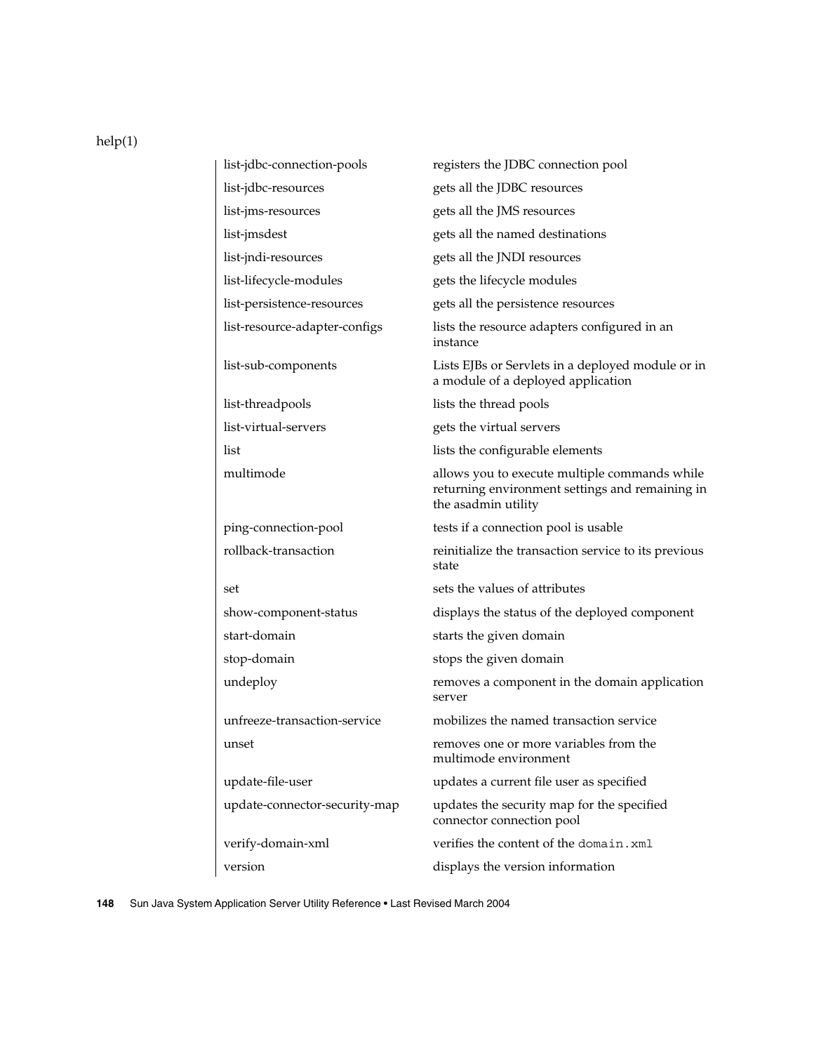| | |
|---|---|
| list-jdbc-connection-pools | registers the JDBC connection pool |
| list-jdbc-resources | gets all the JDBC resources |
| list-jms-resources | gets all the JMS resources |
| list-jmsdest | gets all the named destinations |
| list-jndi-resources | gets all the JNDI resources |
| list-lifecycle-modules | gets the lifecycle modules |
| list-persistence-resources | gets all the persistence resources |
| list-resource-adapter-configs | lists the resource adapters configured in an instance |
| list-sub-components | Lists EJBs or Servlets in a deployed module or in a module of a deployed application |
| list-threadpools | lists the thread pools |
| list-virtual-servers | gets the virtual servers |
| list | lists the configurable elements |
| multimode | allows you to execute multiple commands while returning environment settings and remaining in the asadmin utility |
| ping-connection-pool | tests if a connection pool is usable |
| rollback-transaction | reinitialize the transaction service to its previous state |
| set | sets the values of attributes |
| show-component-status | displays the status of the deployed component |
| start-domain | starts the given domain |
| stop-domain | stops the given domain |
| undeploy | removes a component in the domain application server |
| unfreeze-transaction-service | mobilizes the named transaction service |
| unset | removes one or more variables from the multimode environment |
| update-file-user | updates a current file user as specified |
| update-connector-security-map | updates the security map for the specified connector connection pool |
| verify-domain-xml | verifies the content of the `domain.xml` |
| version | displays the version information |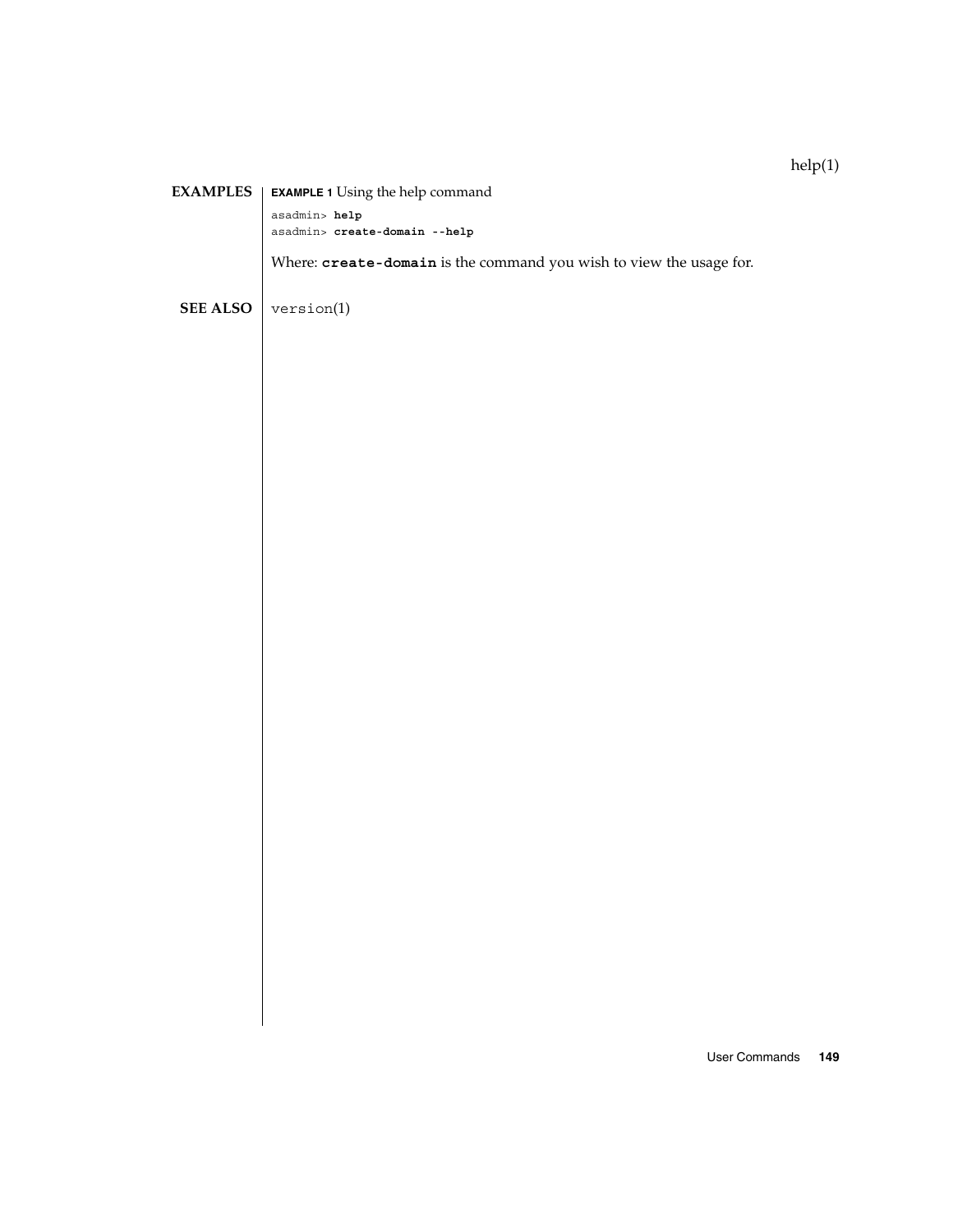## EXAMPLES

**EXAMPLE 1** Using the help command

```
asadmin> help
asadmin> create-domain --help
```

Where: **`create-domain`** is the command you wish to view the usage for.

## SEE ALSO

`version(1)`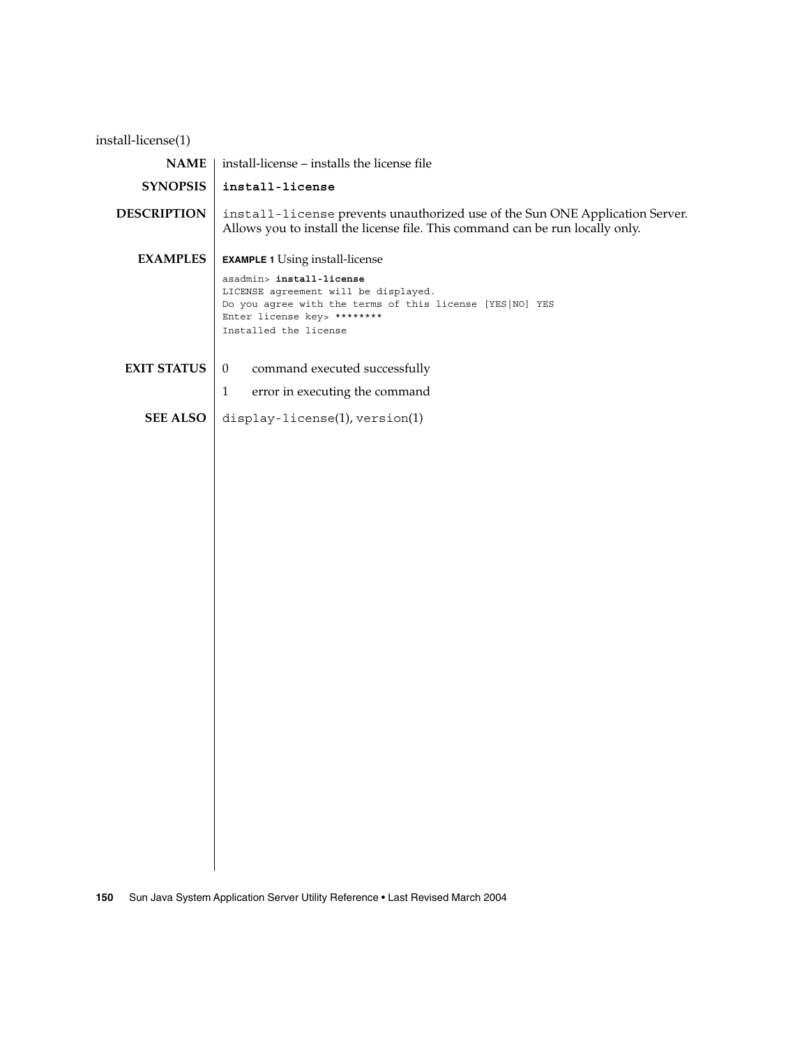install-license(1)

## NAME

install-license – installs the license file

## SYNOPSIS

**install-license**

## DESCRIPTION

`install-license` prevents unauthorized use of the Sun ONE Application Server. Allows you to install the license file. This command can be run locally only.

## EXAMPLES

**EXAMPLE 1** Using install-license

```
asadmin> install-license
LICENSE agreement will be displayed.
Do you agree with the terms of this license [YES|NO] YES
Enter license key> ********
Installed the license
```

## EXIT STATUS

- 0 command executed successfully
- 1 error in executing the command

## SEE ALSO

`display-license`(1), `version`(1)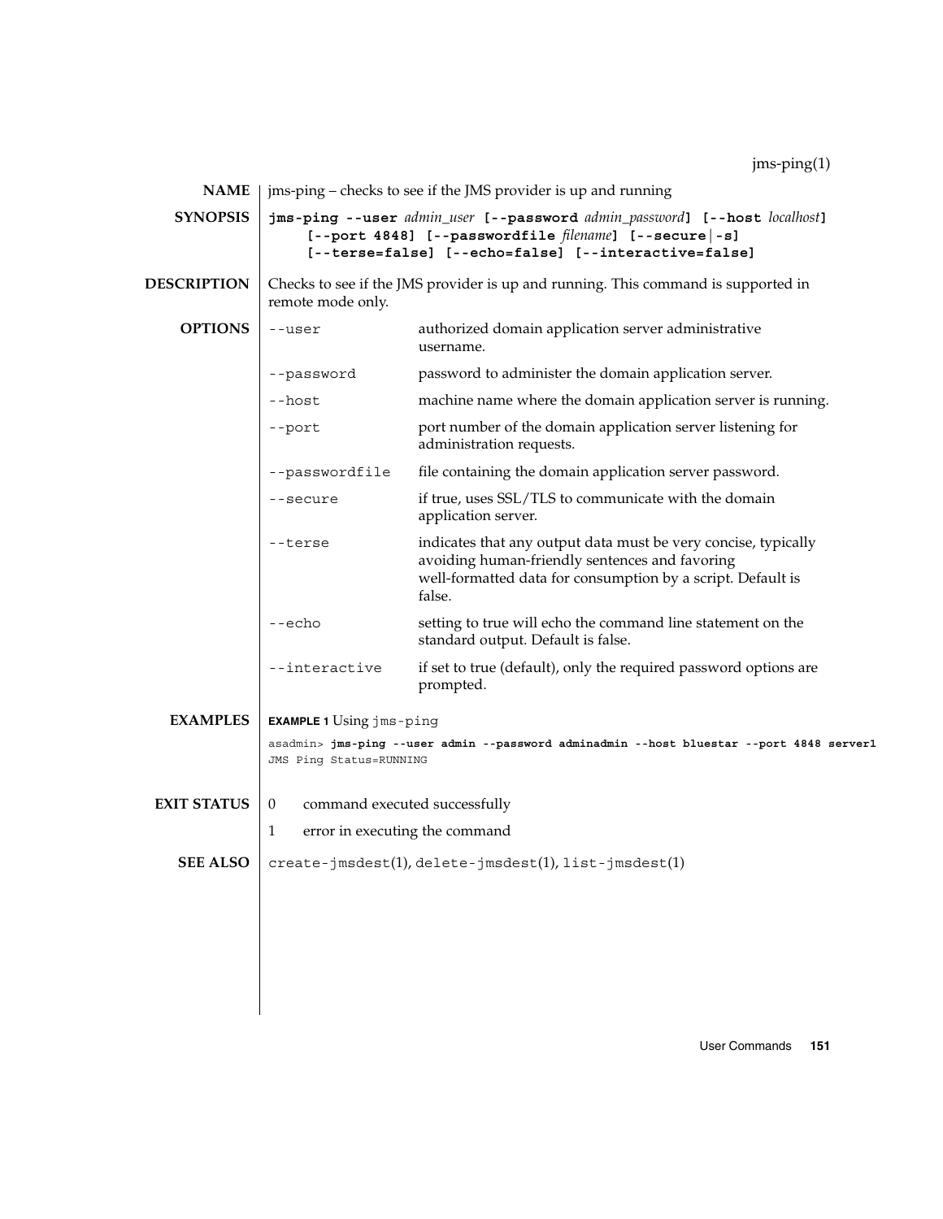jms-ping(1)

## NAME

jms-ping – checks to see if the JMS provider is up and running

## SYNOPSIS

**jms-ping --user** *admin_user* **[--password** *admin_password***] [--host** *localhost***] [--port 4848] [--passwordfile** *filename***] [--secure | -s] [--terse=false] [--echo=false] [--interactive=false]**

## DESCRIPTION

Checks to see if the JMS provider is up and running. This command is supported in remote mode only.

## OPTIONS

| | |
|---|---|
| `--user` | authorized domain application server administrative username. |
| `--password` | password to administer the domain application server. |
| `--host` | machine name where the domain application server is running. |
| `--port` | port number of the domain application server listening for administration requests. |
| `--passwordfile` | file containing the domain application server password. |
| `--secure` | if true, uses SSL/TLS to communicate with the domain application server. |
| `--terse` | indicates that any output data must be very concise, typically avoiding human-friendly sentences and favoring well-formatted data for consumption by a script. Default is false. |
| `--echo` | setting to true will echo the command line statement on the standard output. Default is false. |
| `--interactive` | if set to true (default), only the required password options are prompted. |

## EXAMPLES

**EXAMPLE 1** Using `jms-ping`

```
asadmin> jms-ping --user admin --password adminadmin --host bluestar --port 4848 server1
JMS Ping Status=RUNNING
```

## EXIT STATUS

| | |
|---|---|
| 0 | command executed successfully |
| 1 | error in executing the command |

## SEE ALSO

`create-jmsdest`(1), `delete-jmsdest`(1), `list-jmsdest`(1)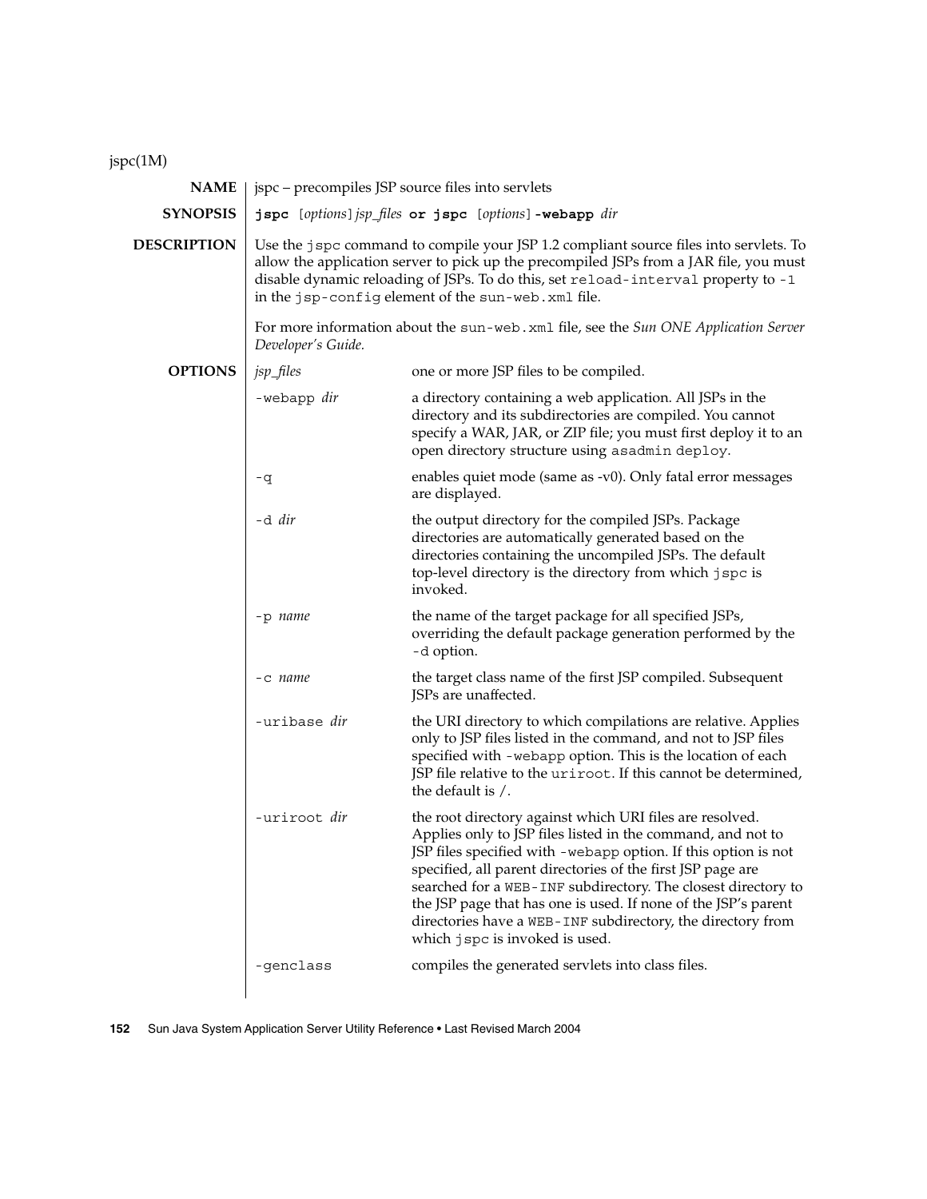jspc(1M)

## NAME

jspc – precompiles JSP source files into servlets

## SYNOPSIS

**jspc** [*options*] *jsp_files* **or jspc** [*options*] **-webapp** *dir*

## DESCRIPTION

Use the `jspc` command to compile your JSP 1.2 compliant source files into servlets. To allow the application server to pick up the precompiled JSPs from a JAR file, you must disable dynamic reloading of JSPs. To do this, set `reload-interval` property to `-1` in the `jsp-config` element of the `sun-web.xml` file.

For more information about the `sun-web.xml` file, see the *Sun ONE Application Server Developer's Guide.*

## OPTIONS

| Option | Description |
|---|---|
| *jsp_files* | one or more JSP files to be compiled. |
| `-webapp` *dir* | a directory containing a web application. All JSPs in the directory and its subdirectories are compiled. You cannot specify a WAR, JAR, or ZIP file; you must first deploy it to an open directory structure using `asadmin deploy`. |
| `-q` | enables quiet mode (same as -v0). Only fatal error messages are displayed. |
| `-d` *dir* | the output directory for the compiled JSPs. Package directories are automatically generated based on the directories containing the uncompiled JSPs. The default top-level directory is the directory from which `jspc` is invoked. |
| `-p` *name* | the name of the target package for all specified JSPs, overriding the default package generation performed by the `-d` option. |
| `-c` *name* | the target class name of the first JSP compiled. Subsequent JSPs are unaffected. |
| `-uribase` *dir* | the URI directory to which compilations are relative. Applies only to JSP files listed in the command, and not to JSP files specified with `-webapp` option. This is the location of each JSP file relative to the `uriroot`. If this cannot be determined, the default is `/`. |
| `-uriroot` *dir* | the root directory against which URI files are resolved. Applies only to JSP files listed in the command, and not to JSP files specified with `-webapp` option. If this option is not specified, all parent directories of the first JSP page are searched for a `WEB-INF` subdirectory. The closest directory to the JSP page that has one is used. If none of the JSP's parent directories have a `WEB-INF` subdirectory, the directory from which `jspc` is invoked is used. |
| `-genclass` | compiles the generated servlets into class files. |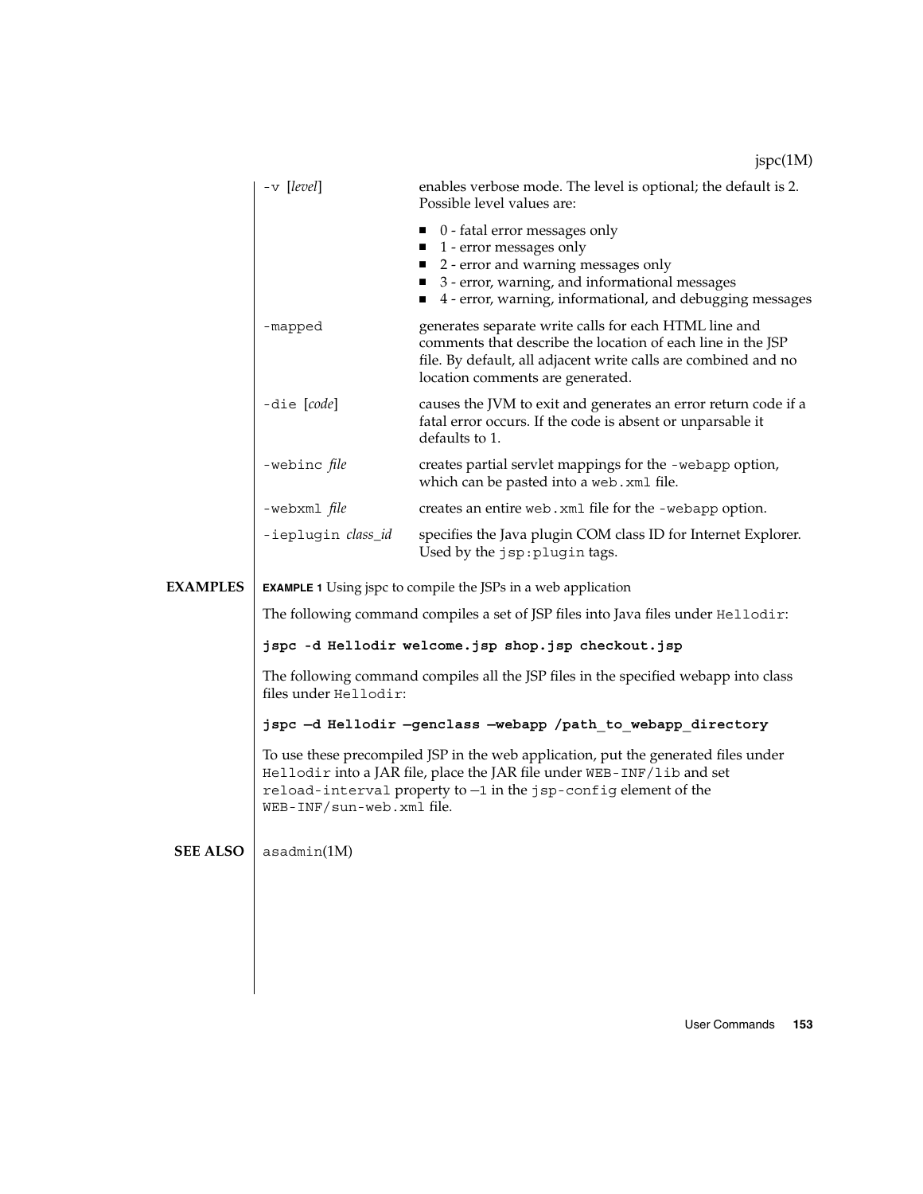| | |
|---|---|
| `-v` [*level*] | enables verbose mode. The level is optional; the default is 2. Possible level values are:<br>■ 0 - fatal error messages only<br>■ 1 - error messages only<br>■ 2 - error and warning messages only<br>■ 3 - error, warning, and informational messages<br>■ 4 - error, warning, informational, and debugging messages |
| `-mapped` | generates separate write calls for each HTML line and comments that describe the location of each line in the JSP file. By default, all adjacent write calls are combined and no location comments are generated. |
| `-die` [*code*] | causes the JVM to exit and generates an error return code if a fatal error occurs. If the code is absent or unparsable it defaults to 1. |
| `-webinc` *file* | creates partial servlet mappings for the `-webapp` option, which can be pasted into a `web.xml` file. |
| `-webxml` *file* | creates an entire `web.xml` file for the `-webapp` option. |
| `-ieplugin` *class_id* | specifies the Java plugin COM class ID for Internet Explorer. Used by the `jsp:plugin` tags. |

## EXAMPLES

**EXAMPLE 1** Using jspc to compile the JSPs in a web application

The following command compiles a set of JSP files into Java files under `Hellodir`:

```
jspc -d Hellodir welcome.jsp shop.jsp checkout.jsp
```

The following command compiles all the JSP files in the specified webapp into class files under `Hellodir`:

```
jspc —d Hellodir —genclass —webapp /path_to_webapp_directory
```

To use these precompiled JSP in the web application, put the generated files under `Hellodir` into a JAR file, place the JAR file under `WEB-INF/lib` and set `reload-interval` property to `—1` in the `jsp-config` element of the `WEB-INF/sun-web.xml` file.

## SEE ALSO

`asadmin`(1M)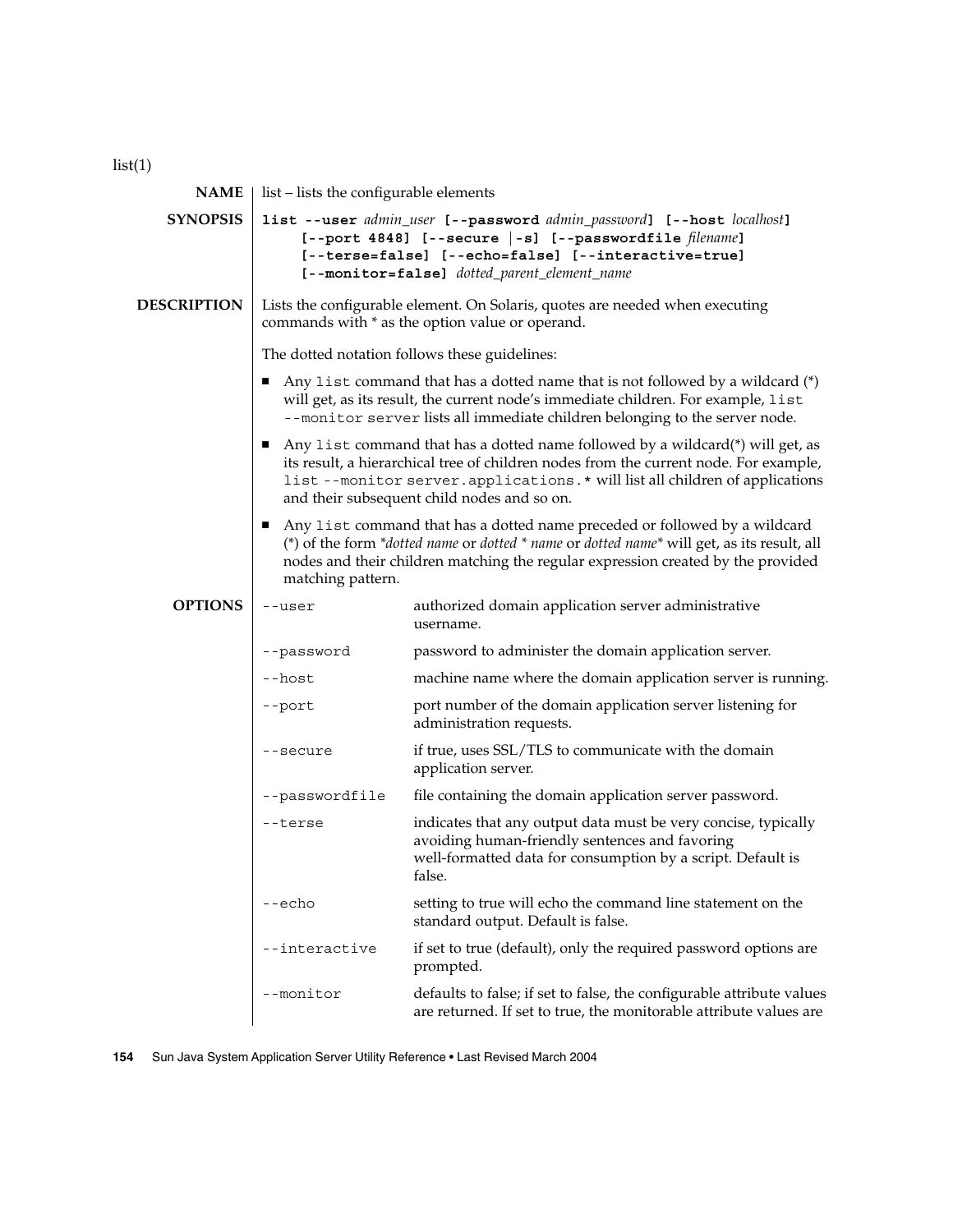list(1)

## NAME

list – lists the configurable elements

## SYNOPSIS

**list --user** *admin_user* **[--password** *admin_password***] [--host** *localhost***] [--port 4848] [--secure | -s] [--passwordfile** *filename***] [--terse=false] [--echo=false] [--interactive=true] [--monitor=false]** *dotted_parent_element_name*

## DESCRIPTION

Lists the configurable element. On Solaris, quotes are needed when executing commands with * as the option value or operand.

The dotted notation follows these guidelines:

- Any `list` command that has a dotted name that is not followed by a wildcard (*) will get, as its result, the current node's immediate children. For example, `list --monitor server` lists all immediate children belonging to the server node.
- Any `list` command that has a dotted name followed by a wildcard(*) will get, as its result, a hierarchical tree of children nodes from the current node. For example, `list --monitor server.applications.*` will list all children of applications and their subsequent child nodes and so on.
- Any `list` command that has a dotted name preceded or followed by a wildcard (*) of the form *\*dotted name* or *dotted \* name* or *dotted name\** will get, as its result, all nodes and their children matching the regular expression created by the provided matching pattern.

## OPTIONS

| Option | Description |
| --- | --- |
| `--user` | authorized domain application server administrative username. |
| `--password` | password to administer the domain application server. |
| `--host` | machine name where the domain application server is running. |
| `--port` | port number of the domain application server listening for administration requests. |
| `--secure` | if true, uses SSL/TLS to communicate with the domain application server. |
| `--passwordfile` | file containing the domain application server password. |
| `--terse` | indicates that any output data must be very concise, typically avoiding human-friendly sentences and favoring well-formatted data for consumption by a script. Default is false. |
| `--echo` | setting to true will echo the command line statement on the standard output. Default is false. |
| `--interactive` | if set to true (default), only the required password options are prompted. |
| `--monitor` | defaults to false; if set to false, the configurable attribute values are returned. If set to true, the monitorable attribute values are |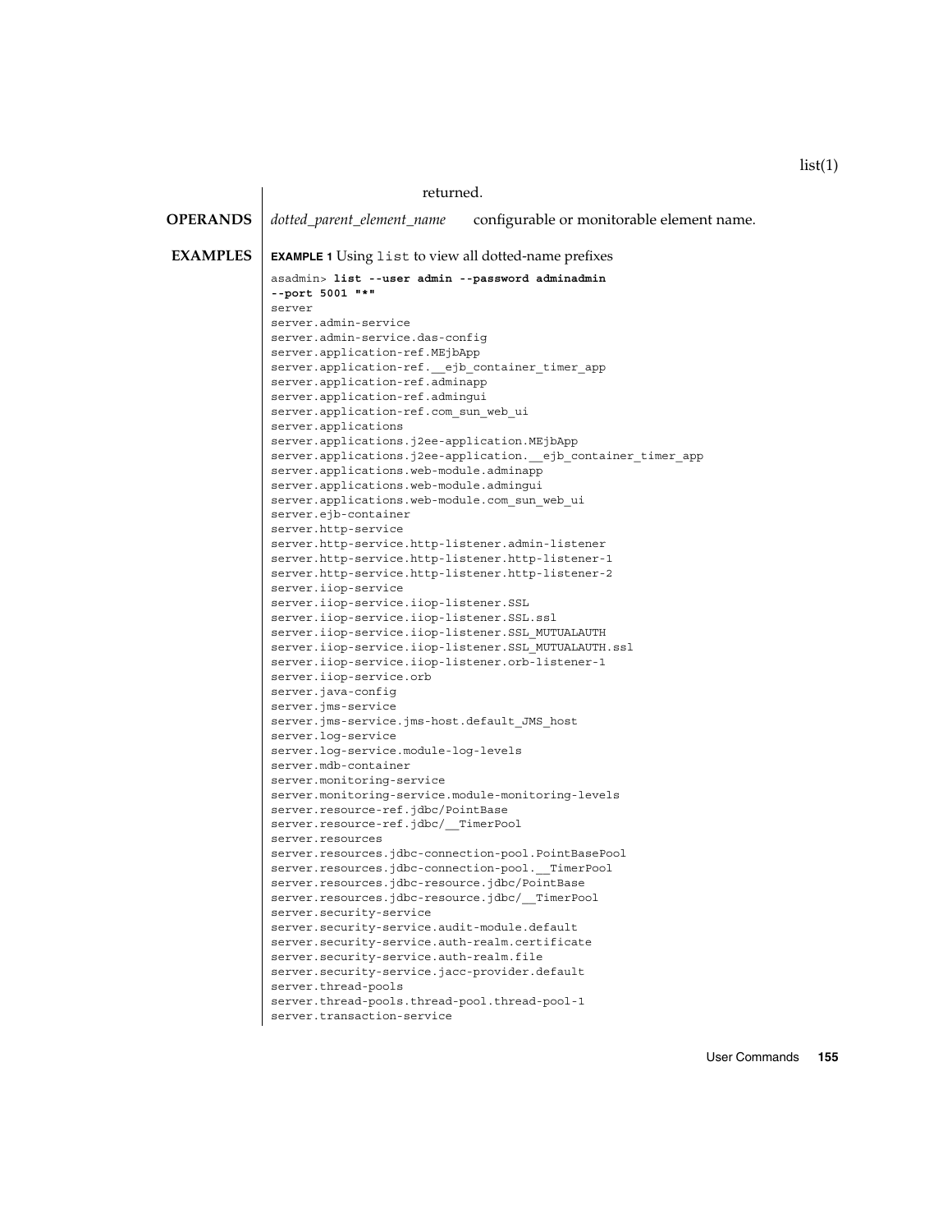returned.

**OPERANDS**

*dotted_parent_element_name* configurable or monitorable element name.

**EXAMPLES**

**EXAMPLE 1** Using `list` to view all dotted-name prefixes

```
asadmin> list --user admin --password adminadmin
--port 5001 "*"
server
server.admin-service
server.admin-service.das-config
server.application-ref.MEjbApp
server.application-ref.__ejb_container_timer_app
server.application-ref.adminapp
server.application-ref.admingui
server.application-ref.com_sun_web_ui
server.applications
server.applications.j2ee-application.MEjbApp
server.applications.j2ee-application.__ejb_container_timer_app
server.applications.web-module.adminapp
server.applications.web-module.admingui
server.applications.web-module.com_sun_web_ui
server.ejb-container
server.http-service
server.http-service.http-listener.admin-listener
server.http-service.http-listener.http-listener-1
server.http-service.http-listener.http-listener-2
server.iiop-service
server.iiop-service.iiop-listener.SSL
server.iiop-service.iiop-listener.SSL.ssl
server.iiop-service.iiop-listener.SSL_MUTUALAUTH
server.iiop-service.iiop-listener.SSL_MUTUALAUTH.ssl
server.iiop-service.iiop-listener.orb-listener-1
server.iiop-service.orb
server.java-config
server.jms-service
server.jms-service.jms-host.default_JMS_host
server.log-service
server.log-service.module-log-levels
server.mdb-container
server.monitoring-service
server.monitoring-service.module-monitoring-levels
server.resource-ref.jdbc/PointBase
server.resource-ref.jdbc/__TimerPool
server.resources
server.resources.jdbc-connection-pool.PointBasePool
server.resources.jdbc-connection-pool.__TimerPool
server.resources.jdbc-resource.jdbc/PointBase
server.resources.jdbc-resource.jdbc/__TimerPool
server.security-service
server.security-service.audit-module.default
server.security-service.auth-realm.certificate
server.security-service.auth-realm.file
server.security-service.jacc-provider.default
server.thread-pools
server.thread-pools.thread-pool.thread-pool-1
server.transaction-service
```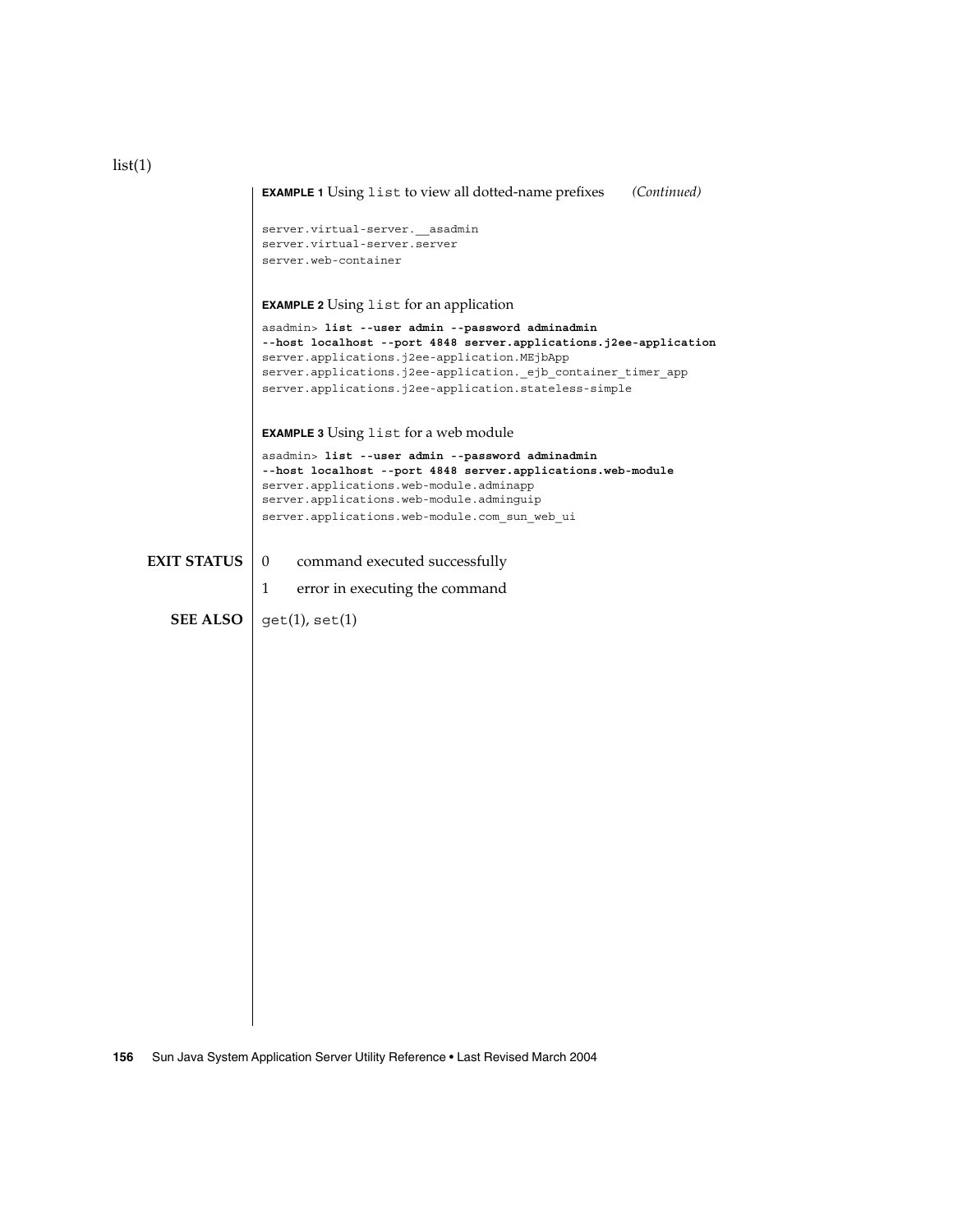**EXAMPLE 1** Using `list` to view all dotted-name prefixes *(Continued)*

```
server.virtual-server.__asadmin
server.virtual-server.server
server.web-container
```

**EXAMPLE 2** Using `list` for an application

```
asadmin> list --user admin --password adminadmin
--host localhost --port 4848 server.applications.j2ee-application
server.applications.j2ee-application.MEjbApp
server.applications.j2ee-application._ejb_container_timer_app
server.applications.j2ee-application.stateless-simple
```

**EXAMPLE 3** Using `list` for a web module

```
asadmin> list --user admin --password adminadmin
--host localhost --port 4848 server.applications.web-module
server.applications.web-module.adminapp
server.applications.web-module.adminguip
server.applications.web-module.com_sun_web_ui
```

## EXIT STATUS

0 command executed successfully

1 error in executing the command

## SEE ALSO

get(1), set(1)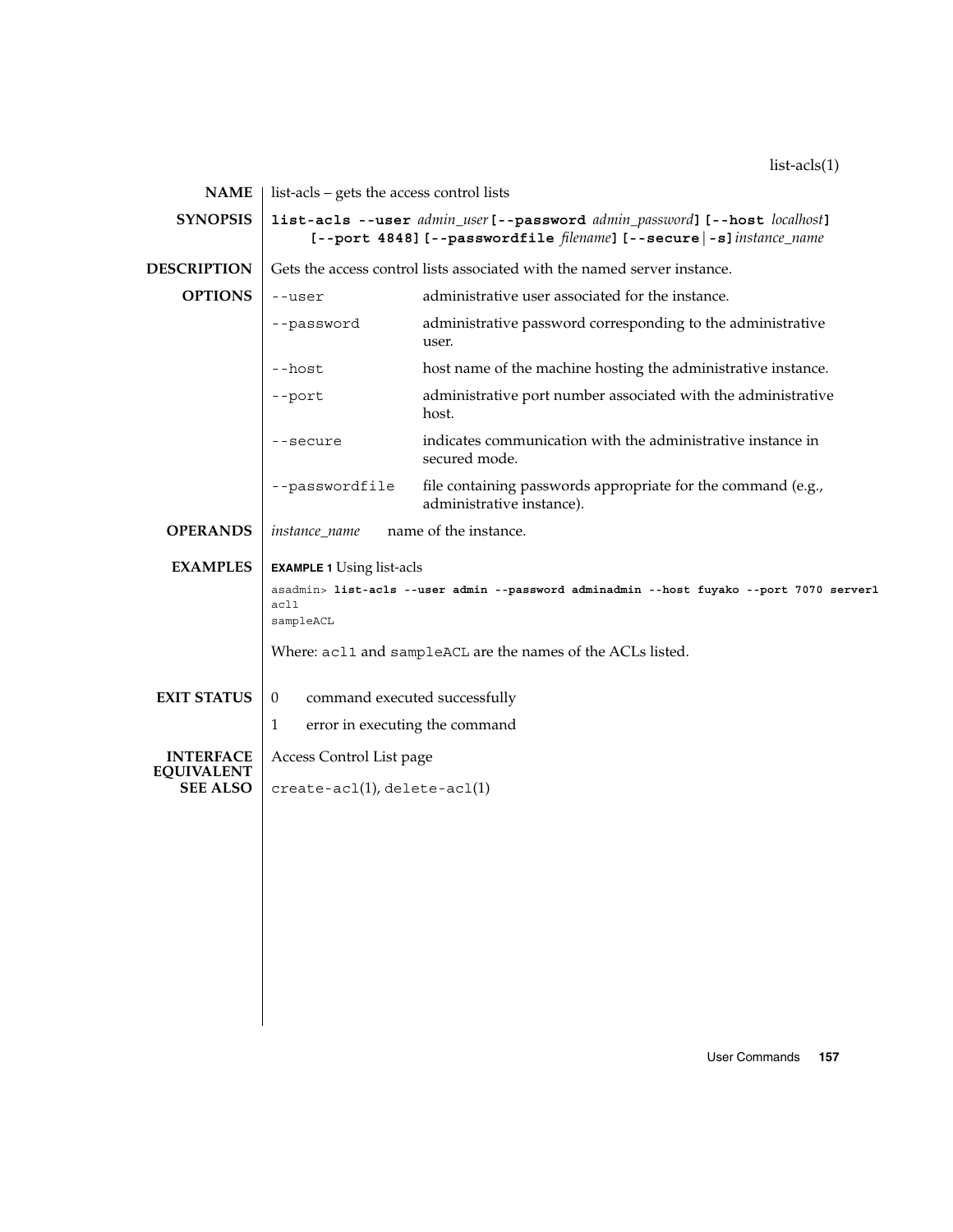## NAME

list-acls – gets the access control lists

## SYNOPSIS

**list-acls --user** *admin_user* **[--password** *admin_password***] [--host** *localhost***] [--port 4848] [--passwordfile** *filename***] [--secure | -s]** *instance_name*

## DESCRIPTION

Gets the access control lists associated with the named server instance.

## OPTIONS

| | |
|---|---|
| `--user` | administrative user associated for the instance. |
| `--password` | administrative password corresponding to the administrative user. |
| `--host` | host name of the machine hosting the administrative instance. |
| `--port` | administrative port number associated with the administrative host. |
| `--secure` | indicates communication with the administrative instance in secured mode. |
| `--passwordfile` | file containing passwords appropriate for the command (e.g., administrative instance). |

## OPERANDS

*instance_name* name of the instance.

## EXAMPLES

**EXAMPLE 1** Using list-acls

```
asadmin> list-acls --user admin --password adminadmin --host fuyako --port 7070 server1
acl1
sampleACL
```

Where: `acl1` and `sampleACL` are the names of the ACLs listed.

## EXIT STATUS

| | |
|---|---|
| 0 | command executed successfully |
| 1 | error in executing the command |

## INTERFACE EQUIVALENT

Access Control List page

## SEE ALSO

`create-acl`(1), `delete-acl`(1)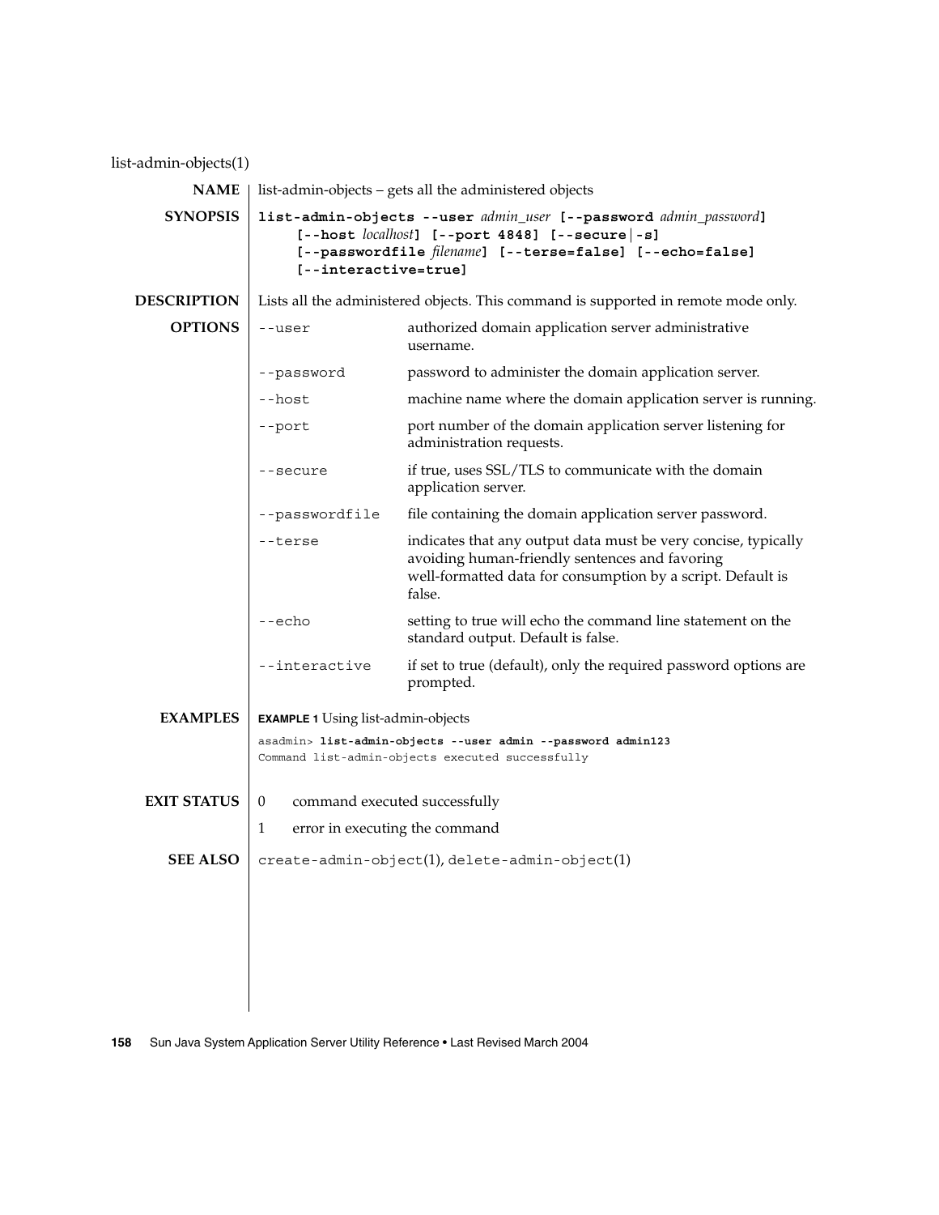# list-admin-objects(1)

## NAME

list-admin-objects – gets all the administered objects

## SYNOPSIS

**list-admin-objects --user** *admin_user* **[--password** *admin_password***]**
**[--host** *localhost***] [--port 4848] [--secure|-s]**
**[--passwordfile** *filename***] [--terse=false] [--echo=false]**
**[--interactive=true]**

## DESCRIPTION

Lists all the administered objects. This command is supported in remote mode only.

## OPTIONS

| Option | Description |
|---|---|
| `--user` | authorized domain application server administrative username. |
| `--password` | password to administer the domain application server. |
| `--host` | machine name where the domain application server is running. |
| `--port` | port number of the domain application server listening for administration requests. |
| `--secure` | if true, uses SSL/TLS to communicate with the domain application server. |
| `--passwordfile` | file containing the domain application server password. |
| `--terse` | indicates that any output data must be very concise, typically avoiding human-friendly sentences and favoring well-formatted data for consumption by a script. Default is false. |
| `--echo` | setting to true will echo the command line statement on the standard output. Default is false. |
| `--interactive` | if set to true (default), only the required password options are prompted. |

## EXAMPLES

**EXAMPLE 1** Using list-admin-objects

```
asadmin> list-admin-objects --user admin --password admin123
Command list-admin-objects executed successfully
```

## EXIT STATUS

| | |
|---|---|
| 0 | command executed successfully |
| 1 | error in executing the command |

## SEE ALSO

`create-admin-object`(1), `delete-admin-object`(1)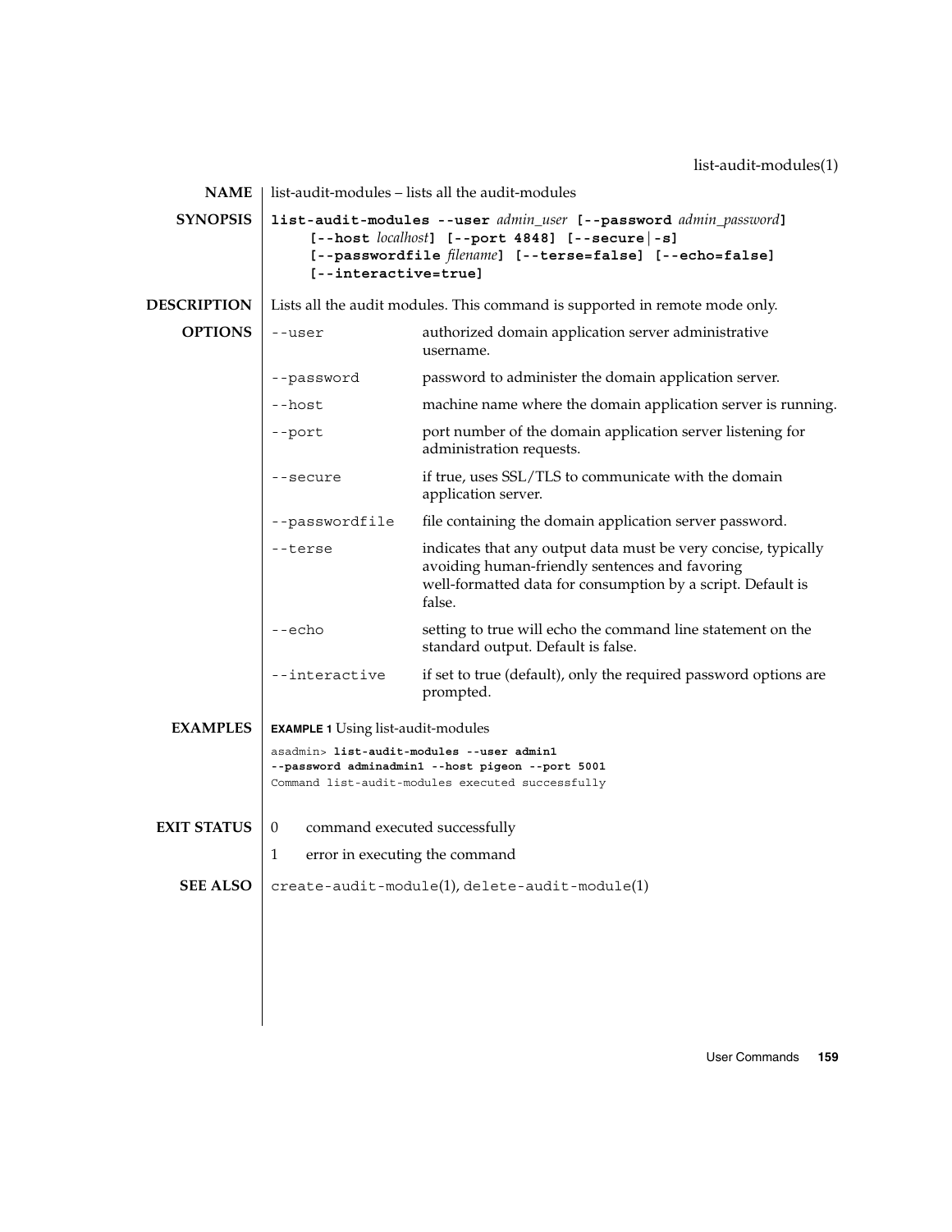## NAME

list-audit-modules – lists all the audit-modules

## SYNOPSIS

**list-audit-modules --user** *admin_user* **[--password** *admin_password***]** **[--host** *localhost***] [--port 4848] [--secure|-s]** **[--passwordfile** *filename***] [--terse=false] [--echo=false]** **[--interactive=true]**

## DESCRIPTION

Lists all the audit modules. This command is supported in remote mode only.

## OPTIONS

| Option | Description |
| --- | --- |
| `--user` | authorized domain application server administrative username. |
| `--password` | password to administer the domain application server. |
| `--host` | machine name where the domain application server is running. |
| `--port` | port number of the domain application server listening for administration requests. |
| `--secure` | if true, uses SSL/TLS to communicate with the domain application server. |
| `--passwordfile` | file containing the domain application server password. |
| `--terse` | indicates that any output data must be very concise, typically avoiding human-friendly sentences and favoring well-formatted data for consumption by a script. Default is false. |
| `--echo` | setting to true will echo the command line statement on the standard output. Default is false. |
| `--interactive` | if set to true (default), only the required password options are prompted. |

## EXAMPLES

**EXAMPLE 1** Using list-audit-modules

```
asadmin> list-audit-modules --user admin1
--password adminadmin1 --host pigeon --port 5001
Command list-audit-modules executed successfully
```

## EXIT STATUS

- 0 command executed successfully
- 1 error in executing the command

## SEE ALSO

`create-audit-module`(1), `delete-audit-module`(1)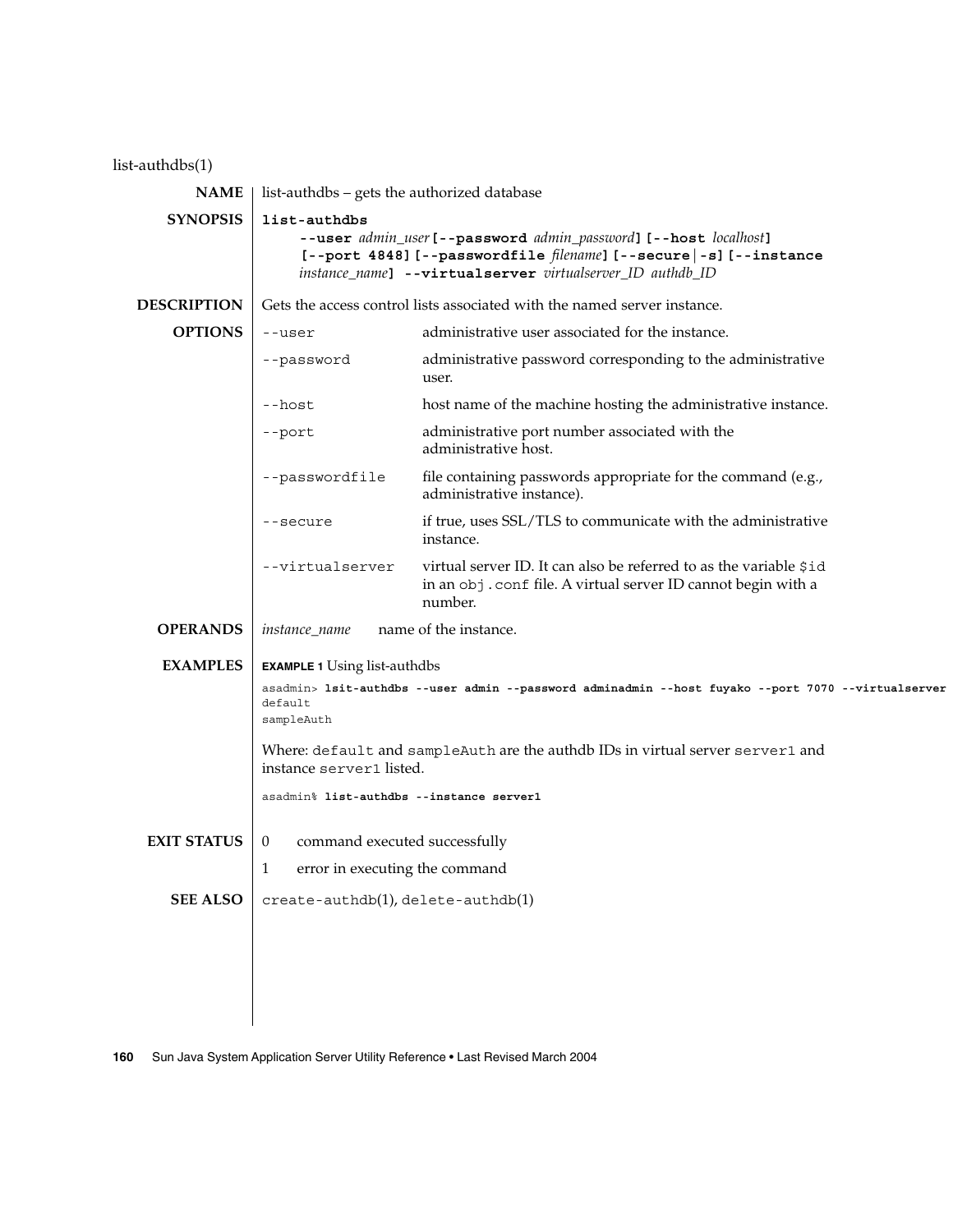list-authdbs(1)

## NAME

list-authdbs – gets the authorized database

## SYNOPSIS

**list-authdbs**
**--user** *admin_user* **[--password** *admin_password***]** **[--host** *localhost***]** **[--port 4848]** **[--passwordfile** *filename***]** **[--secure|-s]** **[--instance** *instance_name***]** **--virtualserver** *virtualserver_ID* *authdb_ID*

## DESCRIPTION

Gets the access control lists associated with the named server instance.

## OPTIONS

| | |
|---|---|
| `--user` | administrative user associated for the instance. |
| `--password` | administrative password corresponding to the administrative user. |
| `--host` | host name of the machine hosting the administrative instance. |
| `--port` | administrative port number associated with the administrative host. |
| `--passwordfile` | file containing passwords appropriate for the command (e.g., administrative instance). |
| `--secure` | if true, uses SSL/TLS to communicate with the administrative instance. |
| `--virtualserver` | virtual server ID. It can also be referred to as the variable `$id` in an `obj.conf` file. A virtual server ID cannot begin with a number. |

## OPERANDS

| | |
|---|---|
| *instance_name* | name of the instance. |

## EXAMPLES

**EXAMPLE 1** Using list-authdbs

```
asadmin> lsit-authdbs --user admin --password adminadmin --host fuyako --port 7070 --virtualserver
default
sampleAuth
```

Where: `default` and `sampleAuth` are the authdb IDs in virtual server `server1` and instance `server1` listed.

```
asadmin% list-authdbs --instance server1
```

## EXIT STATUS

| | |
|---|---|
| 0 | command executed successfully |
| 1 | error in executing the command |

## SEE ALSO

`create-authdb`(1), `delete-authdb`(1)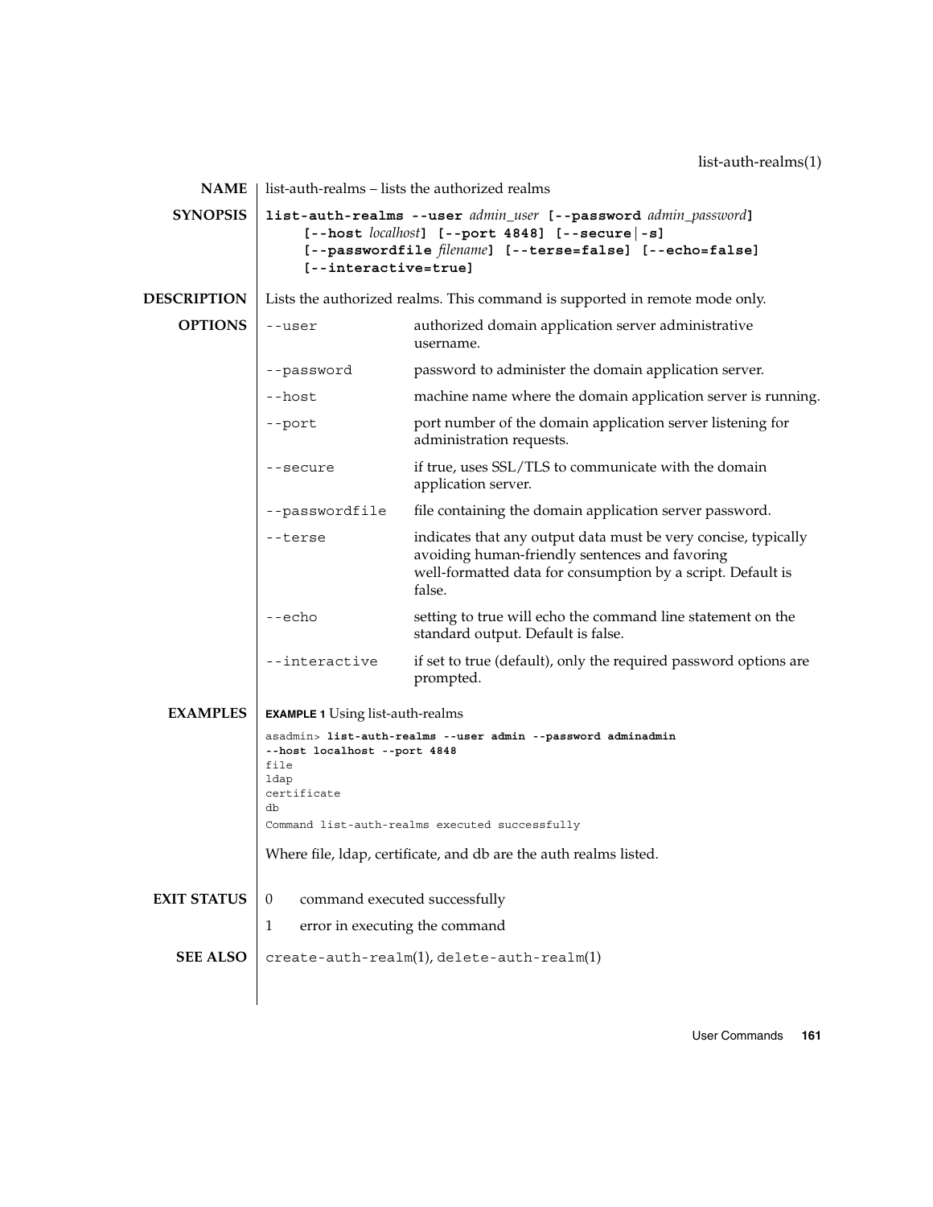## NAME

list-auth-realms – lists the authorized realms

## SYNOPSIS

**list-auth-realms --user** *admin_user* **[--password** *admin_password***]**
**[--host** *localhost***] [--port 4848] [--secure|-s]**
**[--passwordfile** *filename***] [--terse=false] [--echo=false]**
**[--interactive=true]**

## DESCRIPTION

Lists the authorized realms. This command is supported in remote mode only.

## OPTIONS

| Option | Description |
| --- | --- |
| `--user` | authorized domain application server administrative username. |
| `--password` | password to administer the domain application server. |
| `--host` | machine name where the domain application server is running. |
| `--port` | port number of the domain application server listening for administration requests. |
| `--secure` | if true, uses SSL/TLS to communicate with the domain application server. |
| `--passwordfile` | file containing the domain application server password. |
| `--terse` | indicates that any output data must be very concise, typically avoiding human-friendly sentences and favoring well-formatted data for consumption by a script. Default is false. |
| `--echo` | setting to true will echo the command line statement on the standard output. Default is false. |
| `--interactive` | if set to true (default), only the required password options are prompted. |

## EXAMPLES

**EXAMPLE 1** Using list-auth-realms

```
asadmin> list-auth-realms --user admin --password adminadmin
--host localhost --port 4848
file
ldap
certificate
db
Command list-auth-realms executed successfully
```

Where file, ldap, certificate, and db are the auth realms listed.

## EXIT STATUS

0 command executed successfully

1 error in executing the command

## SEE ALSO

`create-auth-realm`(1), `delete-auth-realm`(1)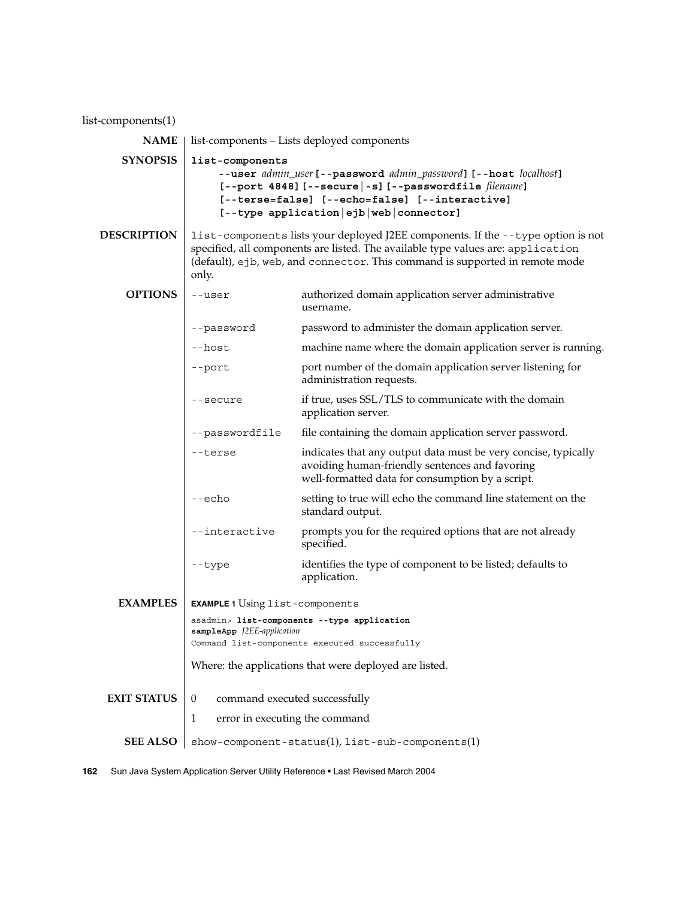list-components(1)

## NAME

list-components – Lists deployed components

## SYNOPSIS

```
list-components
    --user admin_user [--password admin_password] [--host localhost]
    [--port 4848] [--secure|-s] [--passwordfile filename]
    [--terse=false] [--echo=false] [--interactive]
    [--type application|ejb|web|connector]
```

## DESCRIPTION

`list-components` lists your deployed J2EE components. If the `--type` option is not specified, all components are listed. The available type values are: `application` (default), `ejb`, `web`, and `connector`. This command is supported in remote mode only.

## OPTIONS

| Option | Description |
|---|---|
| `--user` | authorized domain application server administrative username. |
| `--password` | password to administer the domain application server. |
| `--host` | machine name where the domain application server is running. |
| `--port` | port number of the domain application server listening for administration requests. |
| `--secure` | if true, uses SSL/TLS to communicate with the domain application server. |
| `--passwordfile` | file containing the domain application server password. |
| `--terse` | indicates that any output data must be very concise, typically avoiding human-friendly sentences and favoring well-formatted data for consumption by a script. |
| `--echo` | setting to true will echo the command line statement on the standard output. |
| `--interactive` | prompts you for the required options that are not already specified. |
| `--type` | identifies the type of component to be listed; defaults to application. |

## EXAMPLES

**EXAMPLE 1** Using `list-components`

```
asadmin> list-components --type application
sampleApp J2EE-application
Command list-components executed successfully
```

Where: the applications that were deployed are listed.

## EXIT STATUS

| Code | Meaning |
|---|---|
| 0 | command executed successfully |
| 1 | error in executing the command |

## SEE ALSO

`show-component-status`(1), `list-sub-components`(1)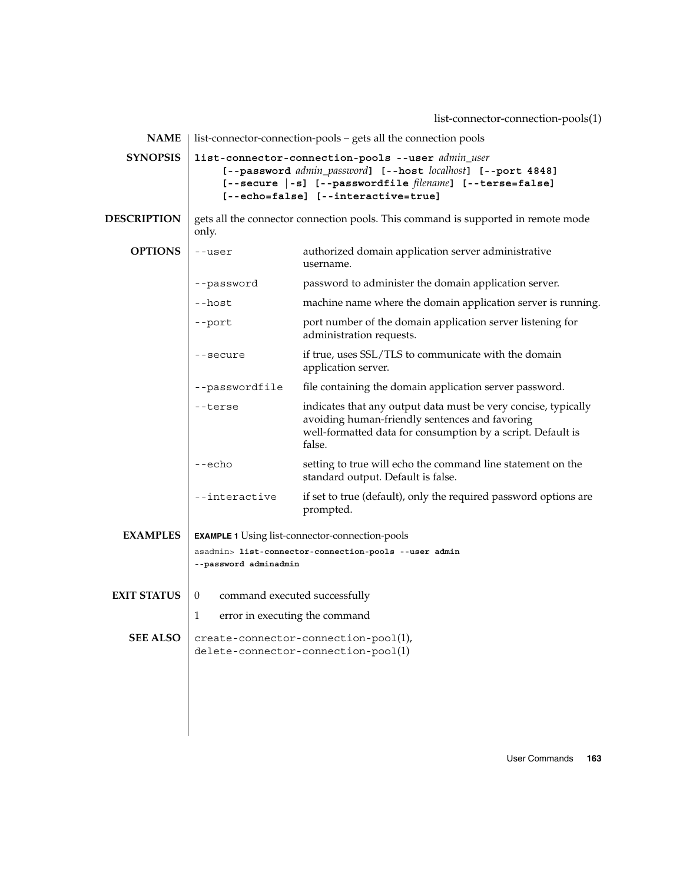## NAME

list-connector-connection-pools – gets all the connection pools

## SYNOPSIS

**list-connector-connection-pools --user** *admin_user* **[--password** *admin_password***] [--host** *localhost***] [--port 4848] [--secure | -s] [--passwordfile** *filename***] [--terse=false] [--echo=false] [--interactive=true]**

## DESCRIPTION

gets all the connector connection pools. This command is supported in remote mode only.

## OPTIONS

| Option | Description |
|---|---|
| `--user` | authorized domain application server administrative username. |
| `--password` | password to administer the domain application server. |
| `--host` | machine name where the domain application server is running. |
| `--port` | port number of the domain application server listening for administration requests. |
| `--secure` | if true, uses SSL/TLS to communicate with the domain application server. |
| `--passwordfile` | file containing the domain application server password. |
| `--terse` | indicates that any output data must be very concise, typically avoiding human-friendly sentences and favoring well-formatted data for consumption by a script. Default is false. |
| `--echo` | setting to true will echo the command line statement on the standard output. Default is false. |
| `--interactive` | if set to true (default), only the required password options are prompted. |

## EXAMPLES

**EXAMPLE 1** Using list-connector-connection-pools

```
asadmin> list-connector-connection-pools --user admin
--password adminadmin
```

## EXIT STATUS

| | |
|---|---|
| 0 | command executed successfully |
| 1 | error in executing the command |

## SEE ALSO

`create-connector-connection-pool(1)`, `delete-connector-connection-pool(1)`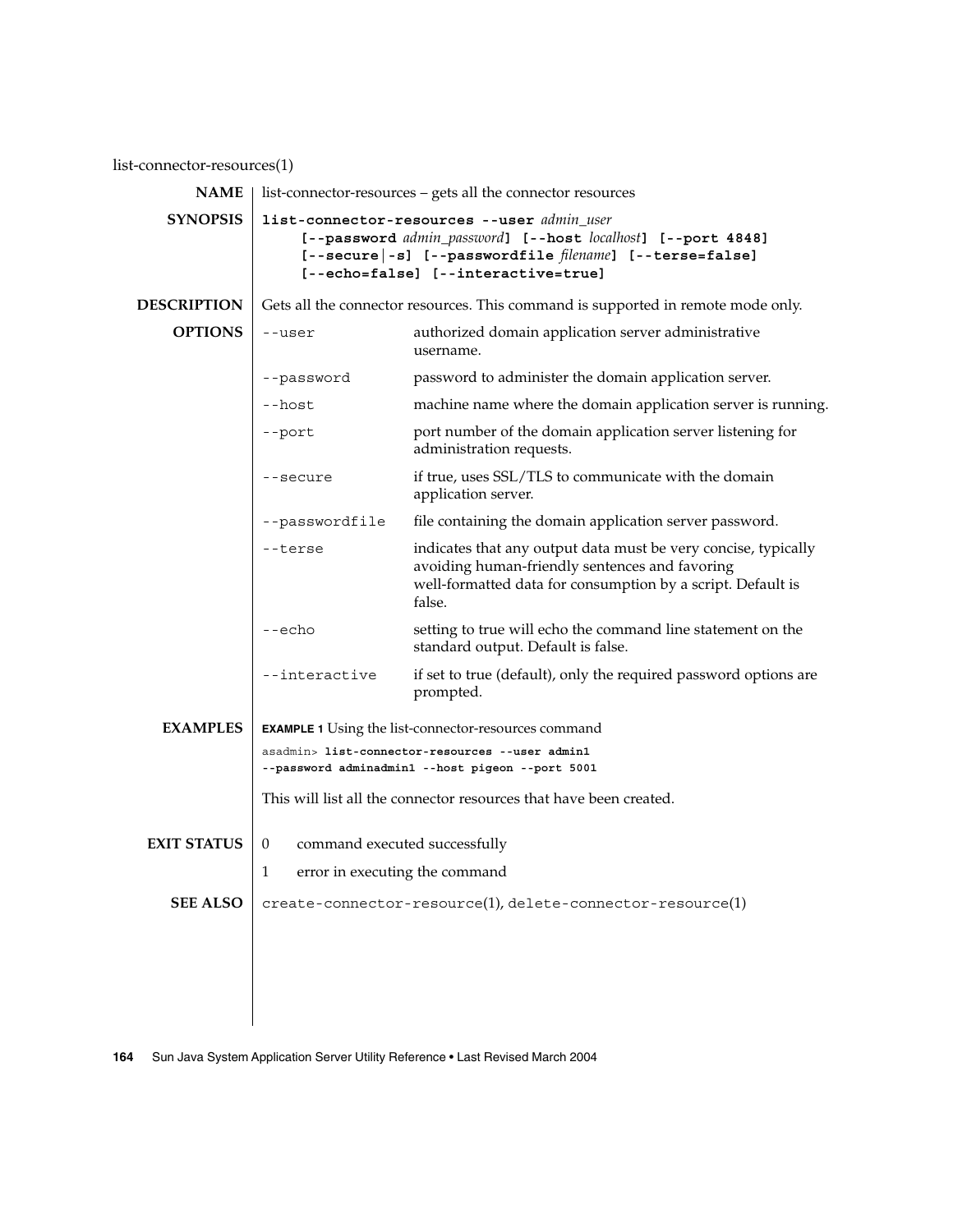list-connector-resources(1)

**NAME**

list-connector-resources – gets all the connector resources

**SYNOPSIS**

**list-connector-resources --user** *admin_user* **[--password** *admin_password***] [--host** *localhost***] [--port 4848] [--secure|-s] [--passwordfile** *filename***] [--terse=false] [--echo=false] [--interactive=true]**

**DESCRIPTION**

Gets all the connector resources. This command is supported in remote mode only.

**OPTIONS**

| Option | Description |
|---|---|
| `--user` | authorized domain application server administrative username. |
| `--password` | password to administer the domain application server. |
| `--host` | machine name where the domain application server is running. |
| `--port` | port number of the domain application server listening for administration requests. |
| `--secure` | if true, uses SSL/TLS to communicate with the domain application server. |
| `--passwordfile` | file containing the domain application server password. |
| `--terse` | indicates that any output data must be very concise, typically avoiding human-friendly sentences and favoring well-formatted data for consumption by a script. Default is false. |
| `--echo` | setting to true will echo the command line statement on the standard output. Default is false. |
| `--interactive` | if set to true (default), only the required password options are prompted. |

**EXAMPLES**

**EXAMPLE 1** Using the list-connector-resources command

```
asadmin> list-connector-resources --user admin1
--password adminadmin1 --host pigeon --port 5001
```

This will list all the connector resources that have been created.

**EXIT STATUS**

| | |
|---|---|
| 0 | command executed successfully |
| 1 | error in executing the command |

**SEE ALSO**

`create-connector-resource`(1), `delete-connector-resource`(1)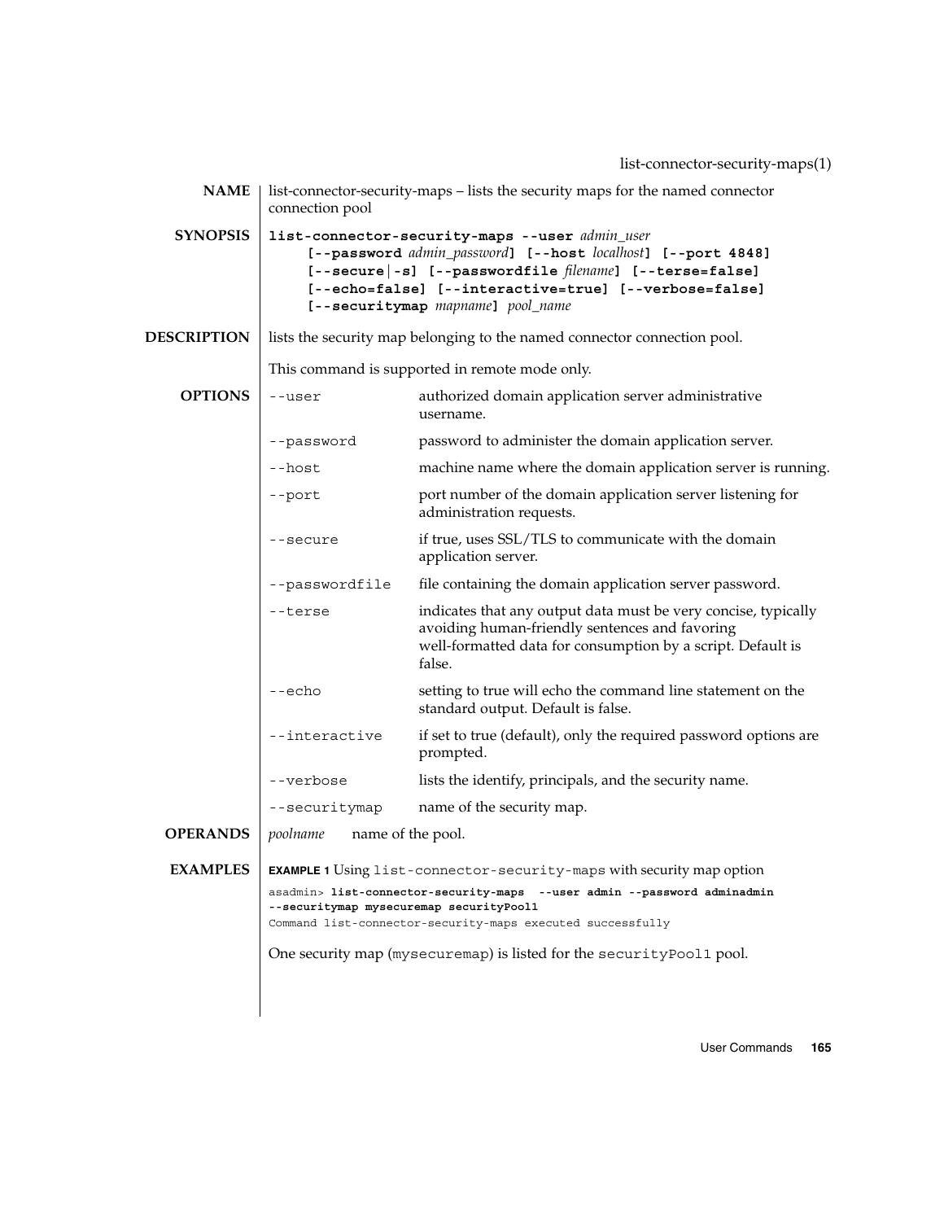## NAME

list-connector-security-maps – lists the security maps for the named connector connection pool

## SYNOPSIS

**list-connector-security-maps --user** *admin_user* **[--password** *admin_password***] [--host** *localhost***] [--port 4848] [--secure|-s] [--passwordfile** *filename***] [--terse=false] [--echo=false] [--interactive=true] [--verbose=false] [--securitymap** *mapname***]** *pool_name*

## DESCRIPTION

lists the security map belonging to the named connector connection pool.

This command is supported in remote mode only.

## OPTIONS

| Option | Description |
|---|---|
| `--user` | authorized domain application server administrative username. |
| `--password` | password to administer the domain application server. |
| `--host` | machine name where the domain application server is running. |
| `--port` | port number of the domain application server listening for administration requests. |
| `--secure` | if true, uses SSL/TLS to communicate with the domain application server. |
| `--passwordfile` | file containing the domain application server password. |
| `--terse` | indicates that any output data must be very concise, typically avoiding human-friendly sentences and favoring well-formatted data for consumption by a script. Default is false. |
| `--echo` | setting to true will echo the command line statement on the standard output. Default is false. |
| `--interactive` | if set to true (default), only the required password options are prompted. |
| `--verbose` | lists the identify, principals, and the security name. |
| `--securitymap` | name of the security map. |

## OPERANDS

| Operand | Description |
|---|---|
| *poolname* | name of the pool. |

## EXAMPLES

**EXAMPLE 1** Using `list-connector-security-maps` with security map option

```
asadmin> list-connector-security-maps  --user admin --password adminadmin
--securitymap mysecuremap securityPool1
Command list-connector-security-maps executed successfully
```

One security map (`mysecuremap`) is listed for the `securityPool1` pool.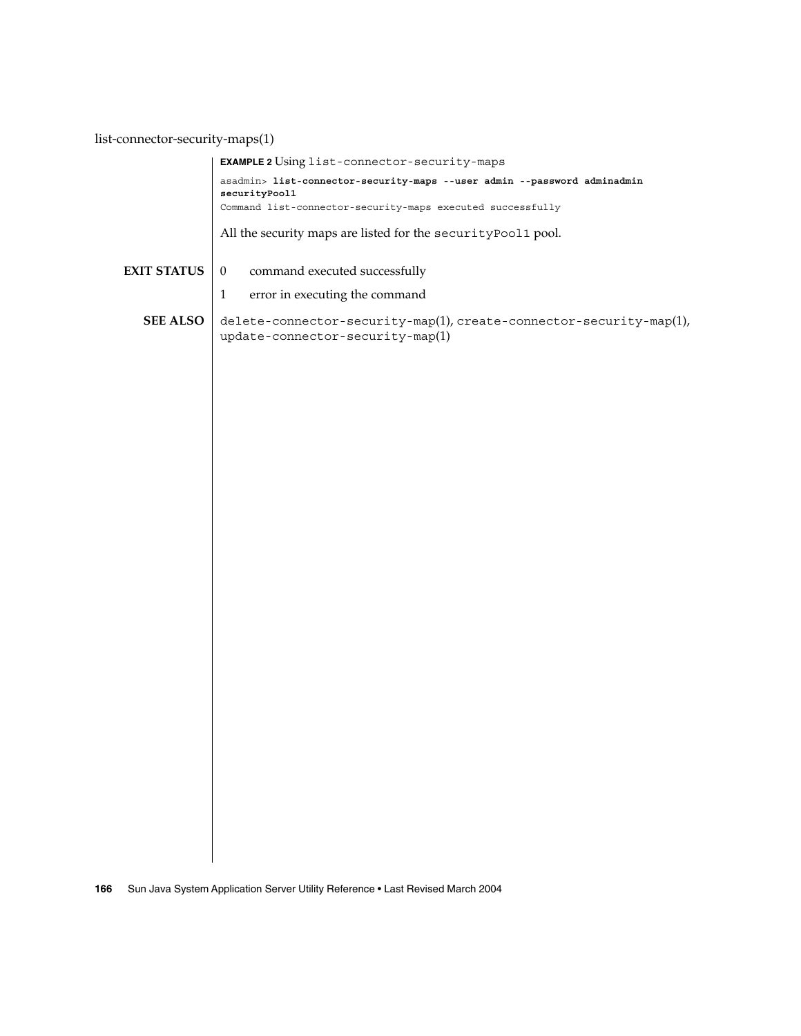**EXAMPLE 2** Using `list-connector-security-maps`

```
asadmin> list-connector-security-maps --user admin --password adminadmin
securityPool1
Command list-connector-security-maps executed successfully
```

All the security maps are listed for the `securityPool1` pool.

**EXIT STATUS**

0 command executed successfully

1 error in executing the command

**SEE ALSO**

`delete-connector-security-map`(1), `create-connector-security-map`(1), `update-connector-security-map`(1)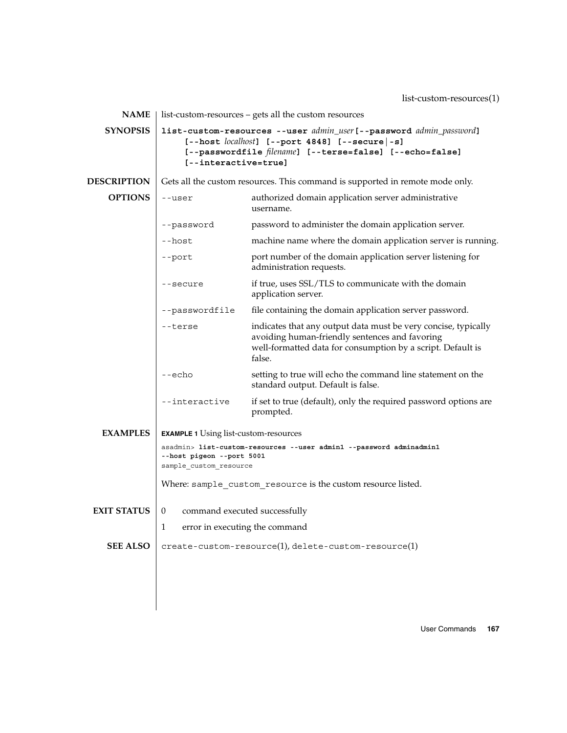## NAME

list-custom-resources – gets all the custom resources

## SYNOPSIS

**list-custom-resources --user** *admin_user* **[--password** *admin_password***]** **[--host** *localhost***]** **[--port 4848] [--secure|-s]** **[--passwordfile** *filename***]** **[--terse=false] [--echo=false]** **[--interactive=true]**

## DESCRIPTION

Gets all the custom resources. This command is supported in remote mode only.

## OPTIONS

| Option | Description |
|---|---|
| `--user` | authorized domain application server administrative username. |
| `--password` | password to administer the domain application server. |
| `--host` | machine name where the domain application server is running. |
| `--port` | port number of the domain application server listening for administration requests. |
| `--secure` | if true, uses SSL/TLS to communicate with the domain application server. |
| `--passwordfile` | file containing the domain application server password. |
| `--terse` | indicates that any output data must be very concise, typically avoiding human-friendly sentences and favoring well-formatted data for consumption by a script. Default is false. |
| `--echo` | setting to true will echo the command line statement on the standard output. Default is false. |
| `--interactive` | if set to true (default), only the required password options are prompted. |

## EXAMPLES

**EXAMPLE 1** Using list-custom-resources

```
asadmin> list-custom-resources --user admin1 --password adminadmin1
--host pigeon --port 5001
sample_custom_resource
```

Where: `sample_custom_resource` is the custom resource listed.

## EXIT STATUS

0 command executed successfully

1 error in executing the command

## SEE ALSO

`create-custom-resource`(1), `delete-custom-resource`(1)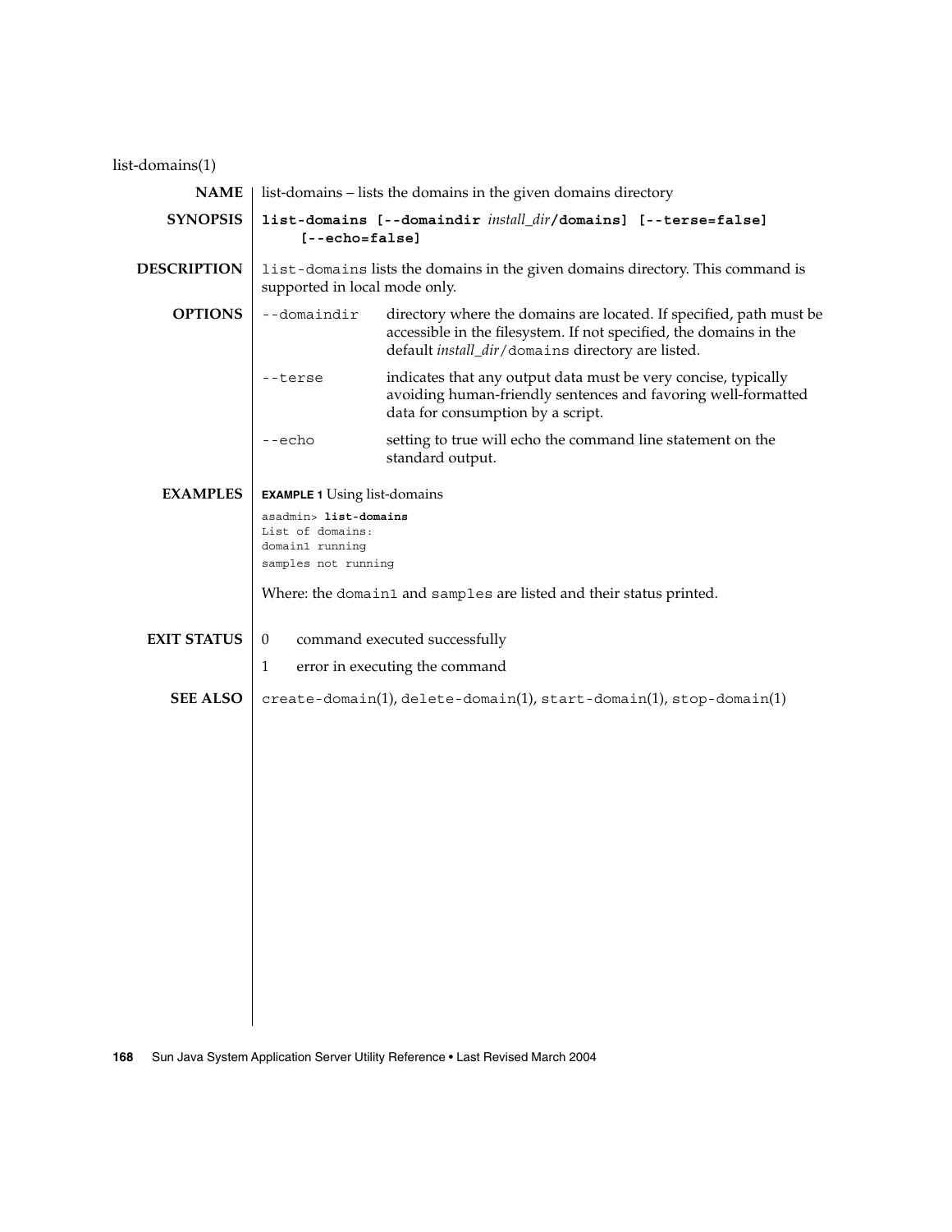# list-domains(1)

**NAME**

list-domains – lists the domains in the given domains directory

**SYNOPSIS**

**list-domains [--domaindir** *install_dir***/domains] [--terse=false] [--echo=false]**

**DESCRIPTION**

`list-domains` lists the domains in the given domains directory. This command is supported in local mode only.

**OPTIONS**

| | |
|---|---|
| `--domaindir` | directory where the domains are located. If specified, path must be accessible in the filesystem. If not specified, the domains in the default *install_dir*/`domains` directory are listed. |
| `--terse` | indicates that any output data must be very concise, typically avoiding human-friendly sentences and favoring well-formatted data for consumption by a script. |
| `--echo` | setting to true will echo the command line statement on the standard output. |

**EXAMPLES**

**EXAMPLE 1** Using list-domains

```
asadmin> list-domains
List of domains:
domain1 running
samples not running
```

Where: the `domain1` and `samples` are listed and their status printed.

**EXIT STATUS**

| | |
|---|---|
| 0 | command executed successfully |
| 1 | error in executing the command |

**SEE ALSO**

`create-domain`(1), `delete-domain`(1), `start-domain`(1), `stop-domain`(1)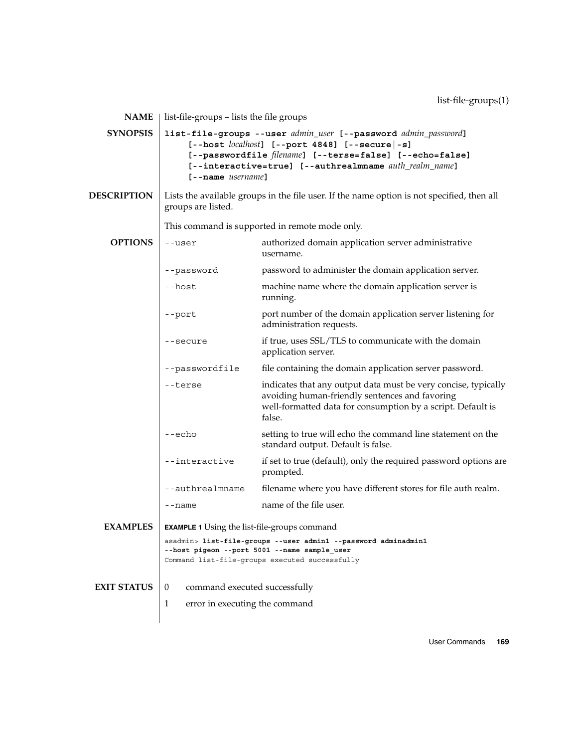## NAME

list-file-groups – lists the file groups

## SYNOPSIS

**list-file-groups --user** *admin_user* **[--password** *admin_password***]** **[--host** *localhost***]** **[--port 4848]** **[--secure|-s]** **[--passwordfile** *filename***]** **[--terse=false]** **[--echo=false]** **[--interactive=true]** **[--authrealmname** *auth_realm_name***]** **[--name** *username***]**

## DESCRIPTION

Lists the available groups in the file user. If the name option is not specified, then all groups are listed.

This command is supported in remote mode only.

## OPTIONS

| Option | Description |
|---|---|
| `--user` | authorized domain application server administrative username. |
| `--password` | password to administer the domain application server. |
| `--host` | machine name where the domain application server is running. |
| `--port` | port number of the domain application server listening for administration requests. |
| `--secure` | if true, uses SSL/TLS to communicate with the domain application server. |
| `--passwordfile` | file containing the domain application server password. |
| `--terse` | indicates that any output data must be very concise, typically avoiding human-friendly sentences and favoring well-formatted data for consumption by a script. Default is false. |
| `--echo` | setting to true will echo the command line statement on the standard output. Default is false. |
| `--interactive` | if set to true (default), only the required password options are prompted. |
| `--authrealmname` | filename where you have different stores for file auth realm. |
| `--name` | name of the file user. |

## EXAMPLES

**EXAMPLE 1** Using the list-file-groups command

```
asadmin> list-file-groups --user admin1 --password adminadmin1
--host pigeon --port 5001 --name sample_user
Command list-file-groups executed successfully
```

## EXIT STATUS

| Status | Meaning |
|---|---|
| 0 | command executed successfully |
| 1 | error in executing the command |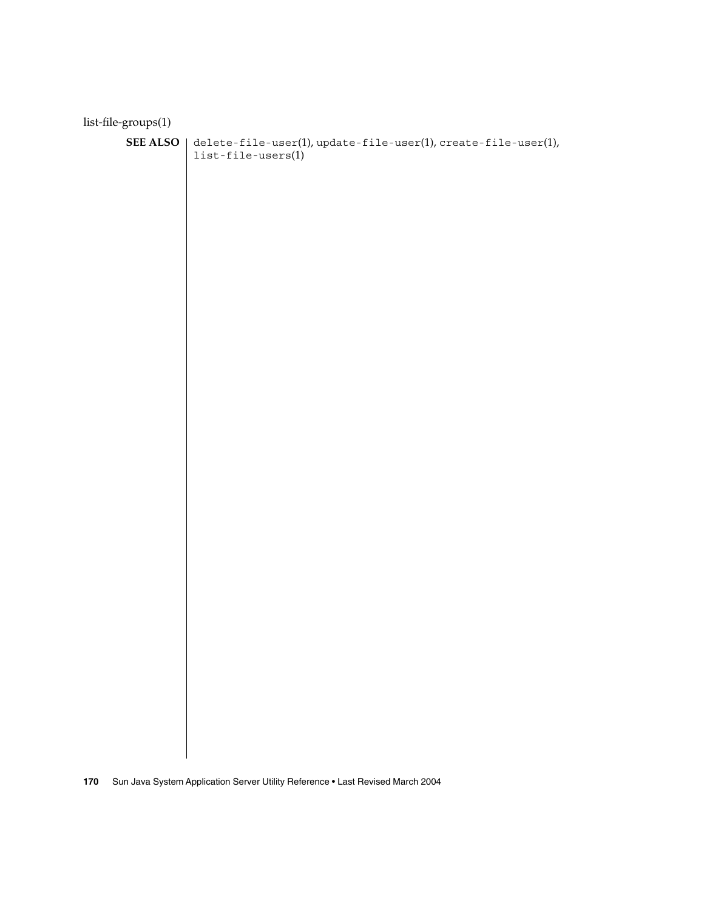**SEE ALSO**

delete-file-user(1), update-file-user(1), create-file-user(1), list-file-users(1)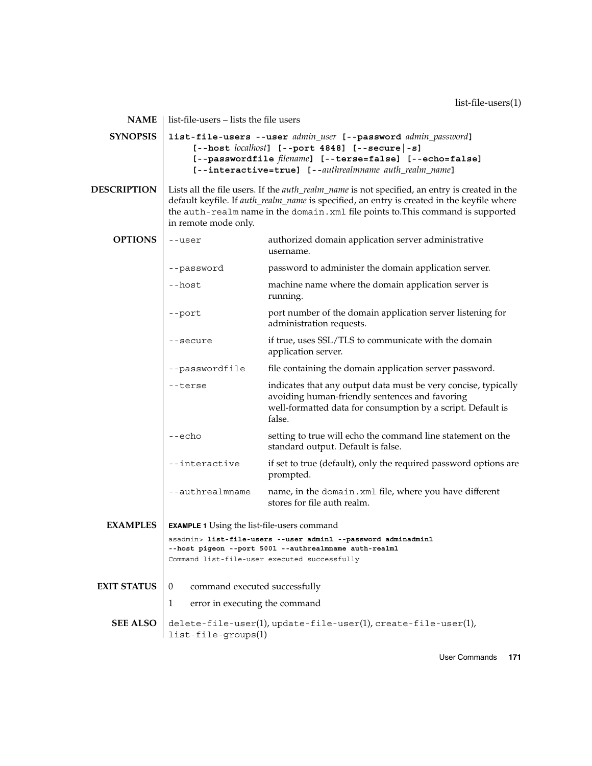## NAME

list-file-users – lists the file users

## SYNOPSIS

**list-file-users --user** *admin_user* **[--password** *admin_password***]** **[--host** *localhost***]** **[--port 4848]** **[--secure|-s]** **[--passwordfile** *filename***]** **[--terse=false]** **[--echo=false]** **[--interactive=true]** **[--***authrealmname* *auth_realm_name***]**

## DESCRIPTION

Lists all the file users. If the *auth_realm_name* is not specified, an entry is created in the default keyfile. If *auth_realm_name* is specified, an entry is created in the keyfile where the `auth-realm` name in the `domain.xml` file points to.This command is supported in remote mode only.

## OPTIONS

| Option | Description |
|---|---|
| `--user` | authorized domain application server administrative username. |
| `--password` | password to administer the domain application server. |
| `--host` | machine name where the domain application server is running. |
| `--port` | port number of the domain application server listening for administration requests. |
| `--secure` | if true, uses SSL/TLS to communicate with the domain application server. |
| `--passwordfile` | file containing the domain application server password. |
| `--terse` | indicates that any output data must be very concise, typically avoiding human-friendly sentences and favoring well-formatted data for consumption by a script. Default is false. |
| `--echo` | setting to true will echo the command line statement on the standard output. Default is false. |
| `--interactive` | if set to true (default), only the required password options are prompted. |
| `--authrealmname` | name, in the `domain.xml` file, where you have different stores for file auth realm. |

## EXAMPLES

**EXAMPLE 1** Using the list-file-users command

```
asadmin> list-file-users --user admin1 --password adminadmin1
--host pigeon --port 5001 --authrealmname auth-realm1
Command list-file-user executed successfully
```

## EXIT STATUS

0 command executed successfully

1 error in executing the command

## SEE ALSO

`delete-file-user`(1), `update-file-user`(1), `create-file-user`(1), `list-file-groups`(1)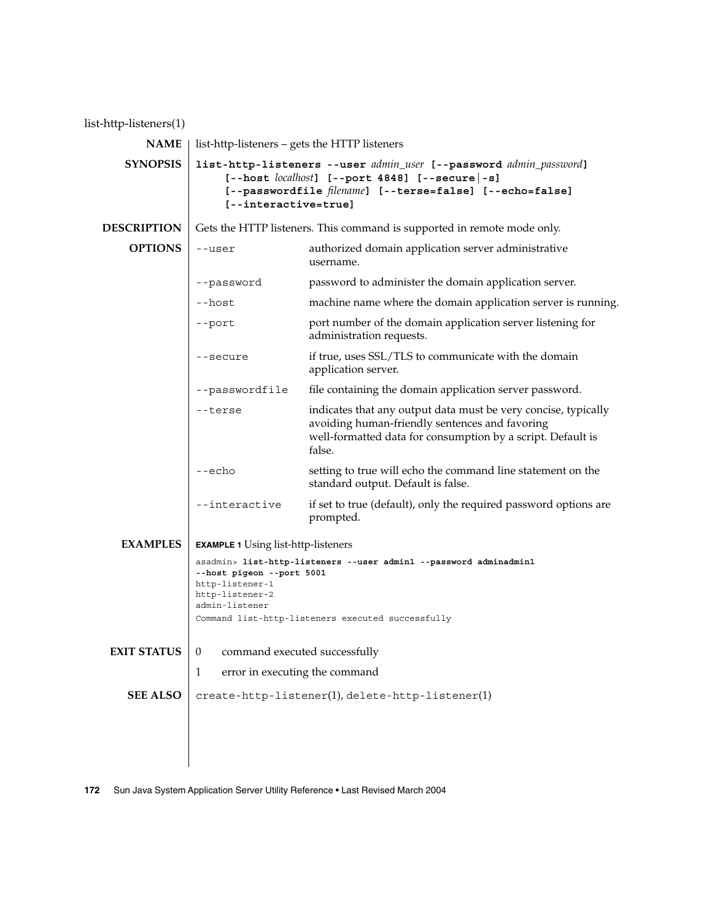# list-http-listeners(1)

**NAME**

list-http-listeners – gets the HTTP listeners

**SYNOPSIS**

**list-http-listeners --user** *admin_user* **[--password** *admin_password***]** **[--host** *localhost***]** **[--port 4848]** **[--secure|-s]** **[--passwordfile** *filename***]** **[--terse=false]** **[--echo=false]** **[--interactive=true]**

**DESCRIPTION**

Gets the HTTP listeners. This command is supported in remote mode only.

**OPTIONS**

| Option | Description |
|---|---|
| `--user` | authorized domain application server administrative username. |
| `--password` | password to administer the domain application server. |
| `--host` | machine name where the domain application server is running. |
| `--port` | port number of the domain application server listening for administration requests. |
| `--secure` | if true, uses SSL/TLS to communicate with the domain application server. |
| `--passwordfile` | file containing the domain application server password. |
| `--terse` | indicates that any output data must be very concise, typically avoiding human-friendly sentences and favoring well-formatted data for consumption by a script. Default is false. |
| `--echo` | setting to true will echo the command line statement on the standard output. Default is false. |
| `--interactive` | if set to true (default), only the required password options are prompted. |

**EXAMPLES**

**EXAMPLE 1** Using list-http-listeners

```
asadmin> list-http-listeners --user admin1 --password adminadmin1
--host pigeon --port 5001
http-listener-1
http-listener-2
admin-listener
Command list-http-listeners executed successfully
```

**EXIT STATUS**

0 command executed successfully

1 error in executing the command

**SEE ALSO**

`create-http-listener`(1), `delete-http-listener`(1)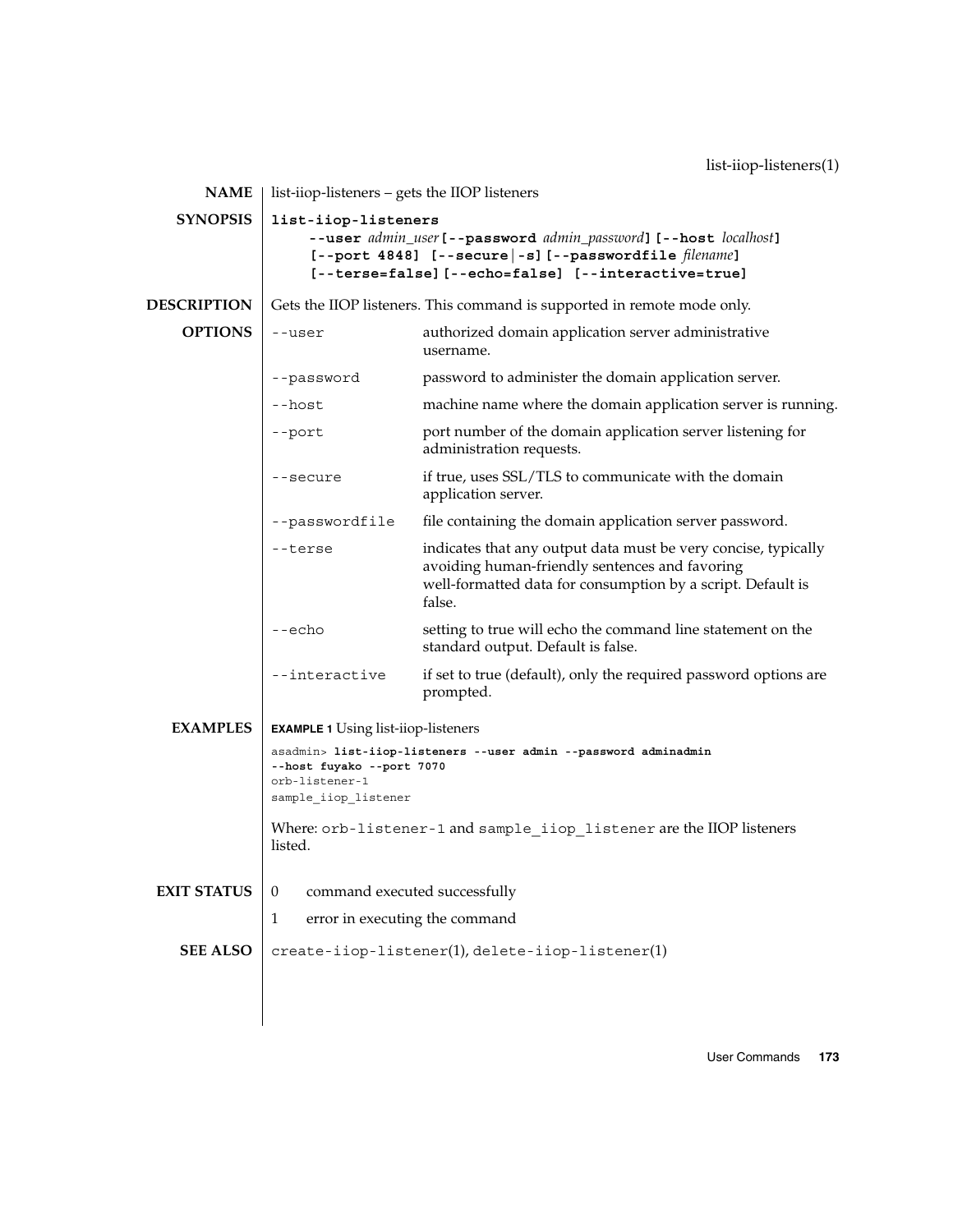## NAME

list-iiop-listeners – gets the IIOP listeners

## SYNOPSIS

```
list-iiop-listeners
     --user admin_user [--password admin_password] [--host localhost]
     [--port 4848] [--secure|-s] [--passwordfile filename]
     [--terse=false] [--echo=false] [--interactive=true]
```

## DESCRIPTION

Gets the IIOP listeners. This command is supported in remote mode only.

## OPTIONS

| | |
|---|---|
| `--user` | authorized domain application server administrative username. |
| `--password` | password to administer the domain application server. |
| `--host` | machine name where the domain application server is running. |
| `--port` | port number of the domain application server listening for administration requests. |
| `--secure` | if true, uses SSL/TLS to communicate with the domain application server. |
| `--passwordfile` | file containing the domain application server password. |
| `--terse` | indicates that any output data must be very concise, typically avoiding human-friendly sentences and favoring well-formatted data for consumption by a script. Default is false. |
| `--echo` | setting to true will echo the command line statement on the standard output. Default is false. |
| `--interactive` | if set to true (default), only the required password options are prompted. |

## EXAMPLES

**EXAMPLE 1** Using list-iiop-listeners

```
asadmin> list-iiop-listeners --user admin --password adminadmin
--host fuyako --port 7070
orb-listener-1
sample_iiop_listener
```

Where: `orb-listener-1` and `sample_iiop_listener` are the IIOP listeners listed.

## EXIT STATUS

| | |
|---|---|
| 0 | command executed successfully |
| 1 | error in executing the command |

## SEE ALSO

`create-iiop-listener`(1), `delete-iiop-listener`(1)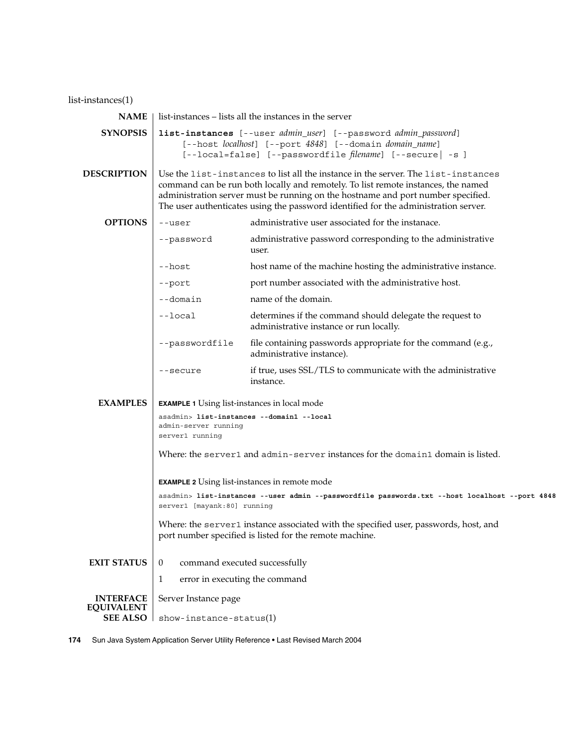list-instances(1)

## NAME

list-instances – lists all the instances in the server

## SYNOPSIS

**list-instances** [--user *admin_user*] [--password *admin_password*] [--host *localhost*] [--port *4848*] [--domain *domain_name*] [--local=false] [--passwordfile *filename*] [--secure| -s ]

## DESCRIPTION

Use the `list-instances` to list all the instance in the server. The `list-instances` command can be run both locally and remotely. To list remote instances, the named administration server must be running on the hostname and port number specified. The user authenticates using the password identified for the administration server.

## OPTIONS

| Option | Description |
|---|---|
| `--user` | administrative user associated for the instanace. |
| `--password` | administrative password corresponding to the administrative user. |
| `--host` | host name of the machine hosting the administrative instance. |
| `--port` | port number associated with the administrative host. |
| `--domain` | name of the domain. |
| `--local` | determines if the command should delegate the request to administrative instance or run locally. |
| `--passwordfile` | file containing passwords appropriate for the command (e.g., administrative instance). |
| `--secure` | if true, uses SSL/TLS to communicate with the administrative instance. |

## EXAMPLES

**EXAMPLE 1** Using list-instances in local mode

```
asadmin> list-instances --domain1 --local
admin-server running
server1 running
```

Where: the `server1` and `admin-server` instances for the `domain1` domain is listed.

**EXAMPLE 2** Using list-instances in remote mode

```
asadmin> list-instances --user admin --passwordfile passwords.txt --host localhost --port 4848
server1 [mayank:80] running
```

Where: the `server1` instance associated with the specified user, passwords, host, and port number specified is listed for the remote machine.

## EXIT STATUS

| | |
|---|---|
| 0 | command executed successfully |
| 1 | error in executing the command |

## INTERFACE EQUIVALENT

Server Instance page

## SEE ALSO

`show-instance-status(1)`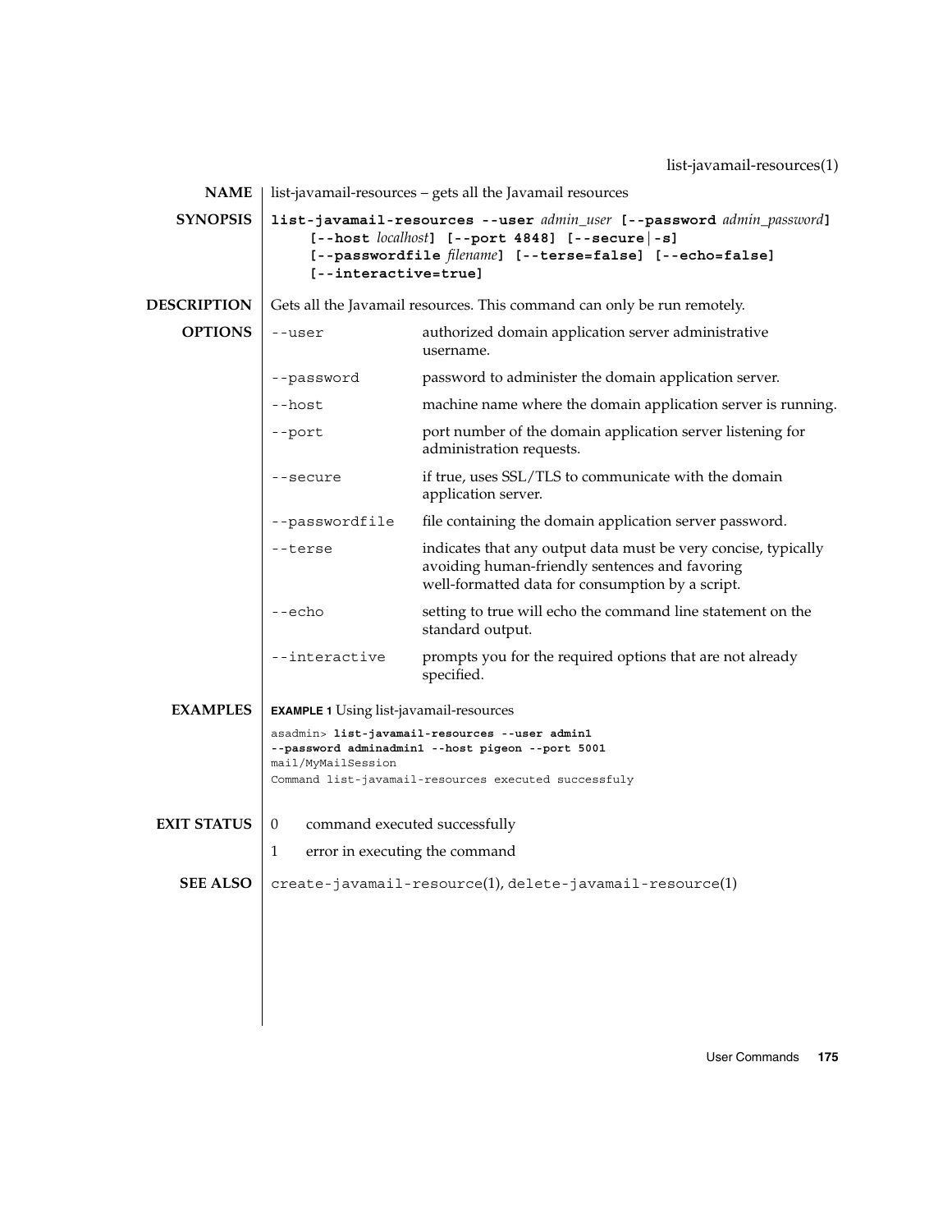## NAME

list-javamail-resources – gets all the Javamail resources

## SYNOPSIS

**list-javamail-resources --user** *admin_user* **[--password** *admin_password***]** **[--host** *localhost***]** **[--port 4848]** **[--secure|-s]** **[--passwordfile** *filename***]** **[--terse=false]** **[--echo=false]** **[--interactive=true]**

## DESCRIPTION

Gets all the Javamail resources. This command can only be run remotely.

## OPTIONS

| Option | Description |
|---|---|
| `--user` | authorized domain application server administrative username. |
| `--password` | password to administer the domain application server. |
| `--host` | machine name where the domain application server is running. |
| `--port` | port number of the domain application server listening for administration requests. |
| `--secure` | if true, uses SSL/TLS to communicate with the domain application server. |
| `--passwordfile` | file containing the domain application server password. |
| `--terse` | indicates that any output data must be very concise, typically avoiding human-friendly sentences and favoring well-formatted data for consumption by a script. |
| `--echo` | setting to true will echo the command line statement on the standard output. |
| `--interactive` | prompts you for the required options that are not already specified. |

## EXAMPLES

**EXAMPLE 1** Using list-javamail-resources

```
asadmin> list-javamail-resources --user admin1
--password adminadmin1 --host pigeon --port 5001
mail/MyMailSession
Command list-javamail-resources executed successfuly
```

## EXIT STATUS

| | |
|---|---|
| 0 | command executed successfully |
| 1 | error in executing the command |

## SEE ALSO

`create-javamail-resource`(1), `delete-javamail-resource`(1)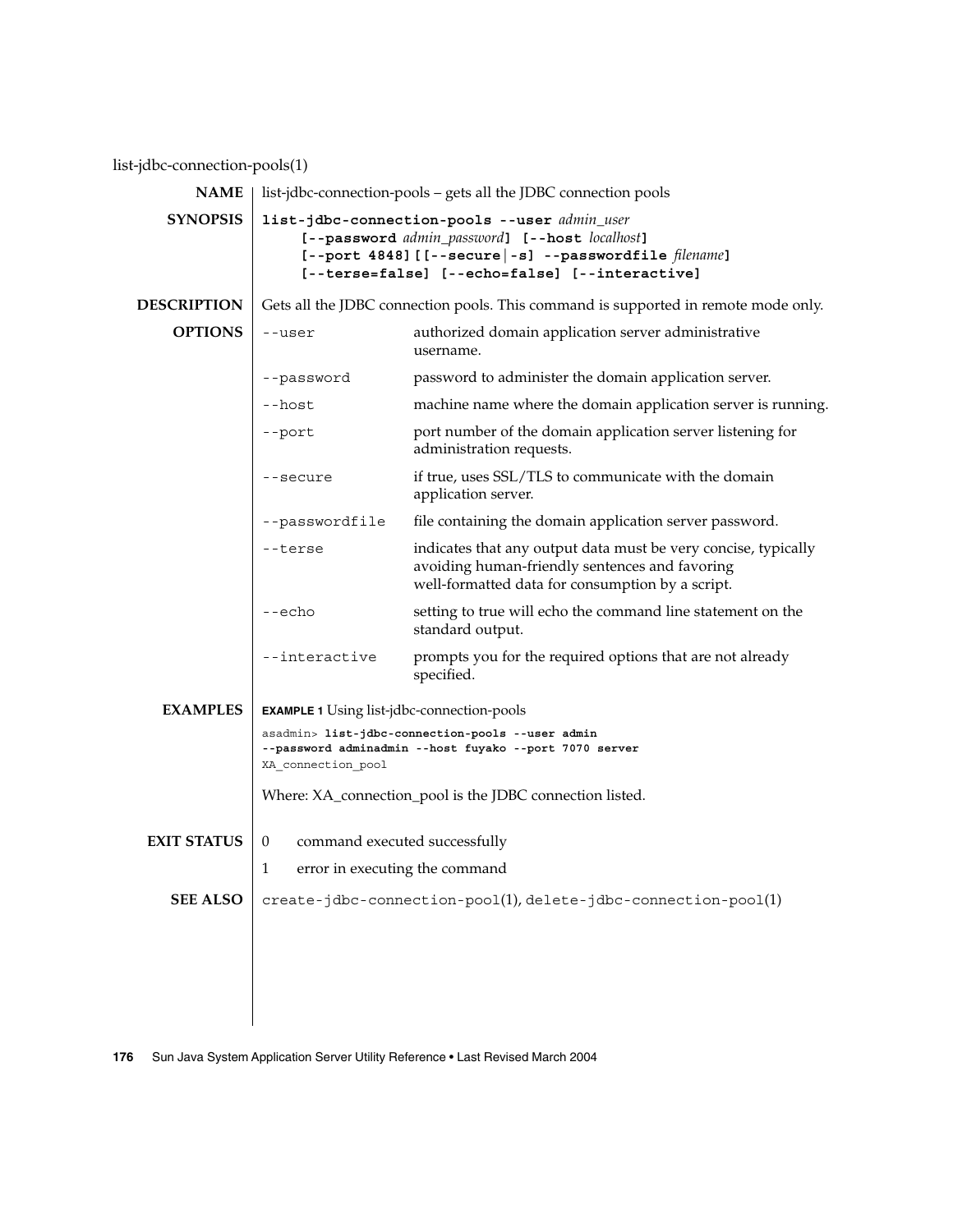list-jdbc-connection-pools(1)

**NAME**

list-jdbc-connection-pools – gets all the JDBC connection pools

**SYNOPSIS**

**list-jdbc-connection-pools --user** *admin_user* **[--password** *admin_password***] [--host** *localhost***] [--port 4848][[--secure|-s] --passwordfile** *filename***] [--terse=false] [--echo=false] [--interactive]**

**DESCRIPTION**

Gets all the JDBC connection pools. This command is supported in remote mode only.

**OPTIONS**

| | |
|---|---|
| `--user` | authorized domain application server administrative username. |
| `--password` | password to administer the domain application server. |
| `--host` | machine name where the domain application server is running. |
| `--port` | port number of the domain application server listening for administration requests. |
| `--secure` | if true, uses SSL/TLS to communicate with the domain application server. |
| `--passwordfile` | file containing the domain application server password. |
| `--terse` | indicates that any output data must be very concise, typically avoiding human-friendly sentences and favoring well-formatted data for consumption by a script. |
| `--echo` | setting to true will echo the command line statement on the standard output. |
| `--interactive` | prompts you for the required options that are not already specified. |

**EXAMPLES**

**EXAMPLE 1** Using list-jdbc-connection-pools

```
asadmin> list-jdbc-connection-pools --user admin
--password adminadmin --host fuyako --port 7070 server
XA_connection_pool
```

Where: XA_connection_pool is the JDBC connection listed.

**EXIT STATUS**

| | |
|---|---|
| 0 | command executed successfully |
| 1 | error in executing the command |

**SEE ALSO**

`create-jdbc-connection-pool`(1), `delete-jdbc-connection-pool`(1)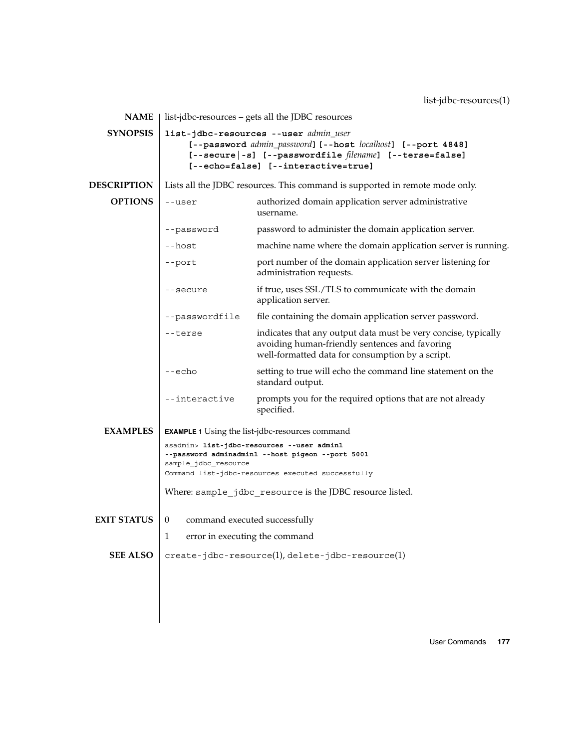## NAME

list-jdbc-resources – gets all the JDBC resources

## SYNOPSIS

**list-jdbc-resources --user** *admin_user*
**[--password** *admin_password***] [--host** *localhost***] [--port 4848]**
**[--secure|-s] [--passwordfile** *filename***] [--terse=false]**
**[--echo=false] [--interactive=true]**

## DESCRIPTION

Lists all the JDBC resources. This command is supported in remote mode only.

## OPTIONS

| Option | Description |
|---|---|
| `--user` | authorized domain application server administrative username. |
| `--password` | password to administer the domain application server. |
| `--host` | machine name where the domain application server is running. |
| `--port` | port number of the domain application server listening for administration requests. |
| `--secure` | if true, uses SSL/TLS to communicate with the domain application server. |
| `--passwordfile` | file containing the domain application server password. |
| `--terse` | indicates that any output data must be very concise, typically avoiding human-friendly sentences and favoring well-formatted data for consumption by a script. |
| `--echo` | setting to true will echo the command line statement on the standard output. |
| `--interactive` | prompts you for the required options that are not already specified. |

## EXAMPLES

**EXAMPLE 1** Using the list-jdbc-resources command

```
asadmin> list-jdbc-resources --user admin1
--password adminadmin1 --host pigeon --port 5001
sample_jdbc_resource
Command list-jdbc-resources executed successfully
```

Where: `sample_jdbc_resource` is the JDBC resource listed.

## EXIT STATUS

| | |
|---|---|
| 0 | command executed successfully |
| 1 | error in executing the command |

## SEE ALSO

`create-jdbc-resource`(1), `delete-jdbc-resource`(1)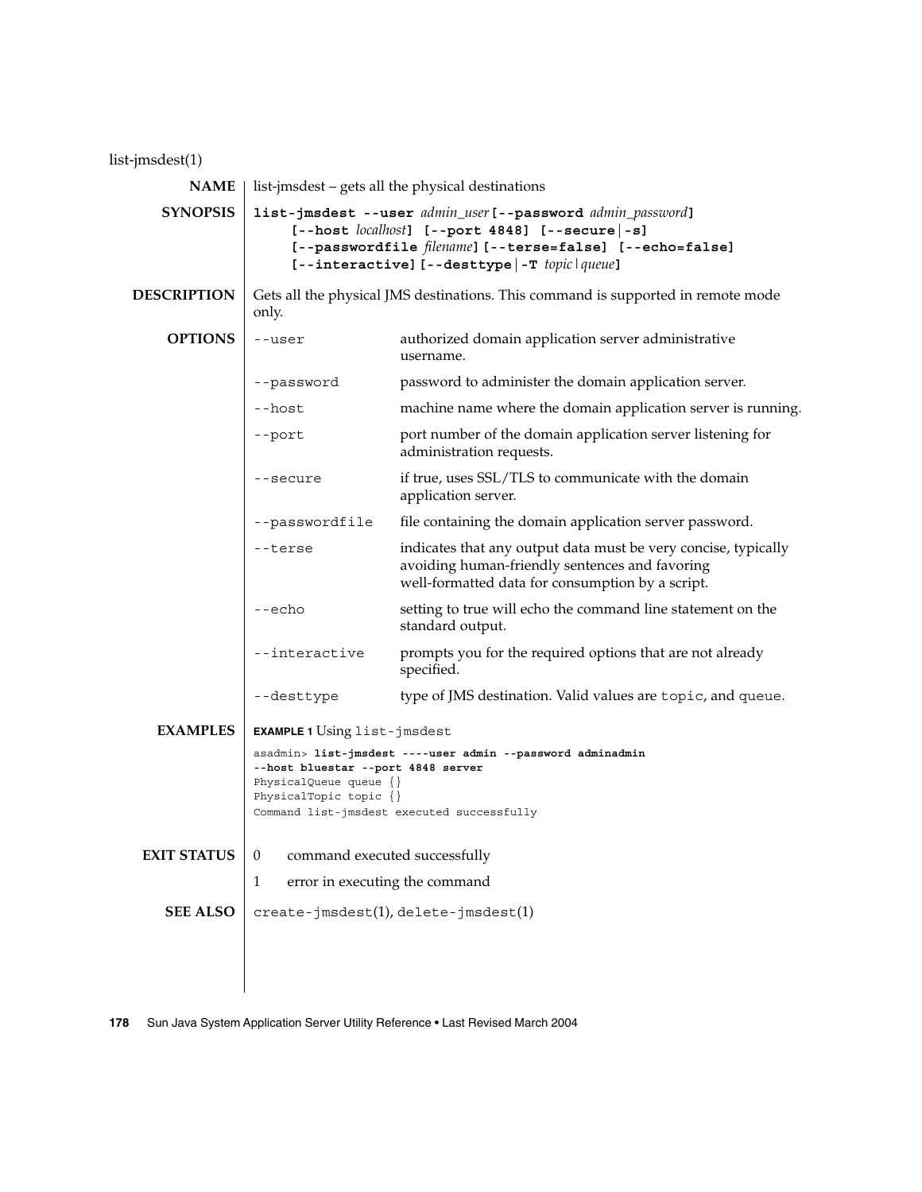list-jmsdest(1)

## NAME

list-jmsdest – gets all the physical destinations

## SYNOPSIS

**list-jmsdest --user** *admin_user* **[--password** *admin_password***]**
**[--host** *localhost***] [--port 4848] [--secure|-s]**
**[--passwordfile** *filename***] [--terse=false] [--echo=false]**
**[--interactive] [--desttype|-T** *topic|queue***]**

## DESCRIPTION

Gets all the physical JMS destinations. This command is supported in remote mode only.

## OPTIONS

| Option | Description |
| --- | --- |
| `--user` | authorized domain application server administrative username. |
| `--password` | password to administer the domain application server. |
| `--host` | machine name where the domain application server is running. |
| `--port` | port number of the domain application server listening for administration requests. |
| `--secure` | if true, uses SSL/TLS to communicate with the domain application server. |
| `--passwordfile` | file containing the domain application server password. |
| `--terse` | indicates that any output data must be very concise, typically avoiding human-friendly sentences and favoring well-formatted data for consumption by a script. |
| `--echo` | setting to true will echo the command line statement on the standard output. |
| `--interactive` | prompts you for the required options that are not already specified. |
| `--desttype` | type of JMS destination. Valid values are `topic`, and `queue`. |

## EXAMPLES

**EXAMPLE 1** Using `list-jmsdest`

```
asadmin> list-jmsdest ----user admin --password adminadmin
--host bluestar --port 4848 server
PhysicalQueue queue {}
PhysicalTopic topic {}
Command list-jmsdest executed successfully
```

## EXIT STATUS

| | |
| --- | --- |
| 0 | command executed successfully |
| 1 | error in executing the command |

## SEE ALSO

`create-jmsdest`(1), `delete-jmsdest`(1)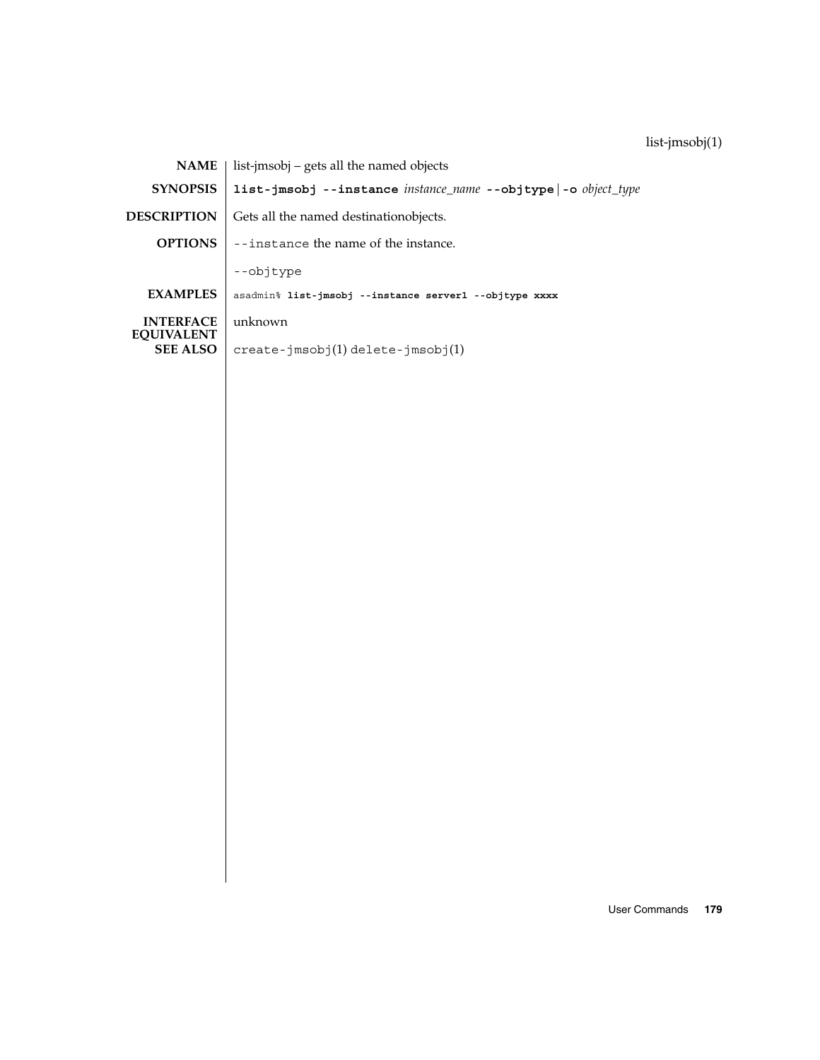list-jmsobj(1)

**NAME**

list-jmsobj – gets all the named objects

**SYNOPSIS**

**list-jmsobj --instance** *instance_name* **--objtype** | **-o** *object_type*

**DESCRIPTION**

Gets all the named destinationobjects.

**OPTIONS**

`--instance` the name of the instance.

`--objtype`

**EXAMPLES**

```
asadmin% list-jmsobj --instance server1 --objtype xxxx
```

**INTERFACE EQUIVALENT**

unknown

**SEE ALSO**

`create-jmsobj`(1) `delete-jmsobj`(1)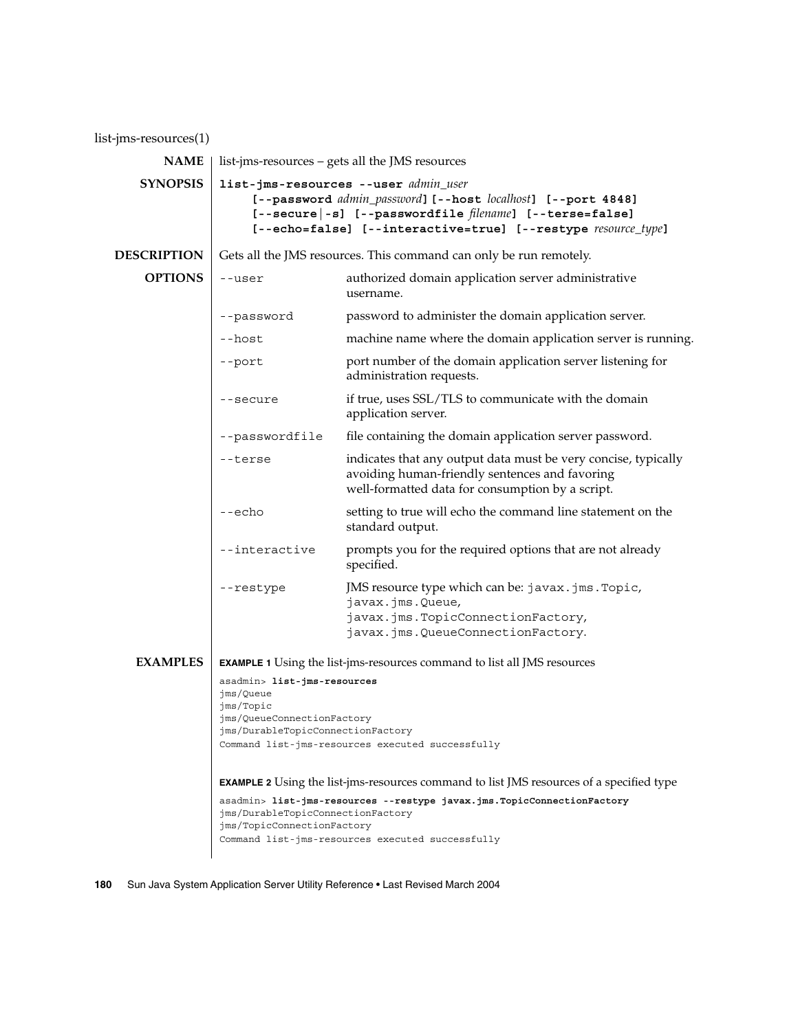list-jms-resources(1)

## NAME

list-jms-resources – gets all the JMS resources

## SYNOPSIS

**list-jms-resources --user** *admin_user*
    **[--password** *admin_password*] **[--host** *localhost*] **[--port 4848]**
    **[--secure|-s] [--passwordfile** *filename*] **[--terse=false]**
    **[--echo=false] [--interactive=true] [--restype** *resource_type*]

## DESCRIPTION

Gets all the JMS resources. This command can only be run remotely.

## OPTIONS

| Option | Description |
|---|---|
| `--user` | authorized domain application server administrative username. |
| `--password` | password to administer the domain application server. |
| `--host` | machine name where the domain application server is running. |
| `--port` | port number of the domain application server listening for administration requests. |
| `--secure` | if true, uses SSL/TLS to communicate with the domain application server. |
| `--passwordfile` | file containing the domain application server password. |
| `--terse` | indicates that any output data must be very concise, typically avoiding human-friendly sentences and favoring well-formatted data for consumption by a script. |
| `--echo` | setting to true will echo the command line statement on the standard output. |
| `--interactive` | prompts you for the required options that are not already specified. |
| `--restype` | JMS resource type which can be: `javax.jms.Topic`, `javax.jms.Queue`, `javax.jms.TopicConnectionFactory`, `javax.jms.QueueConnectionFactory`. |

## EXAMPLES

**EXAMPLE 1** Using the list-jms-resources command to list all JMS resources

```
asadmin> list-jms-resources
jms/Queue
jms/Topic
jms/QueueConnectionFactory
jms/DurableTopicConnectionFactory
Command list-jms-resources executed successfully
```

**EXAMPLE 2** Using the list-jms-resources command to list JMS resources of a specified type

```
asadmin> list-jms-resources --restype javax.jms.TopicConnectionFactory
jms/DurableTopicConnectionFactory
jms/TopicConnectionFactory
Command list-jms-resources executed successfully
```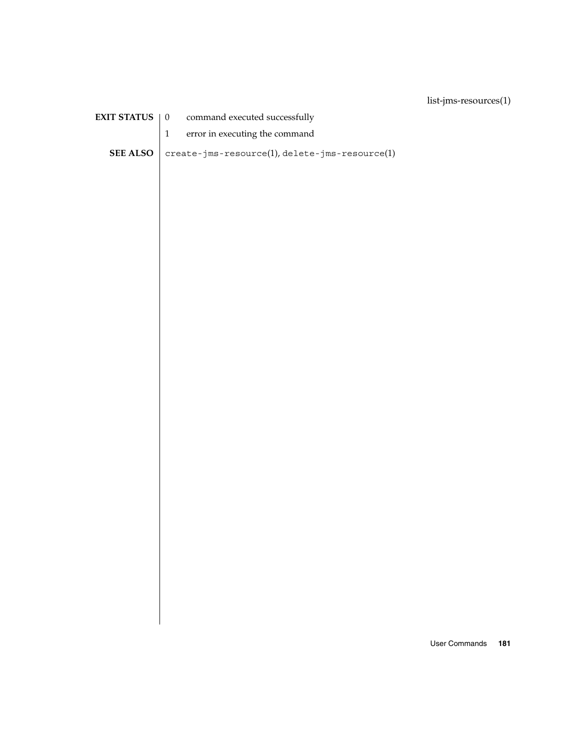**EXIT STATUS**

| | |
|---|---|
| 0 | command executed successfully |
| 1 | error in executing the command |

**SEE ALSO**

`create-jms-resource`(1), `delete-jms-resource`(1)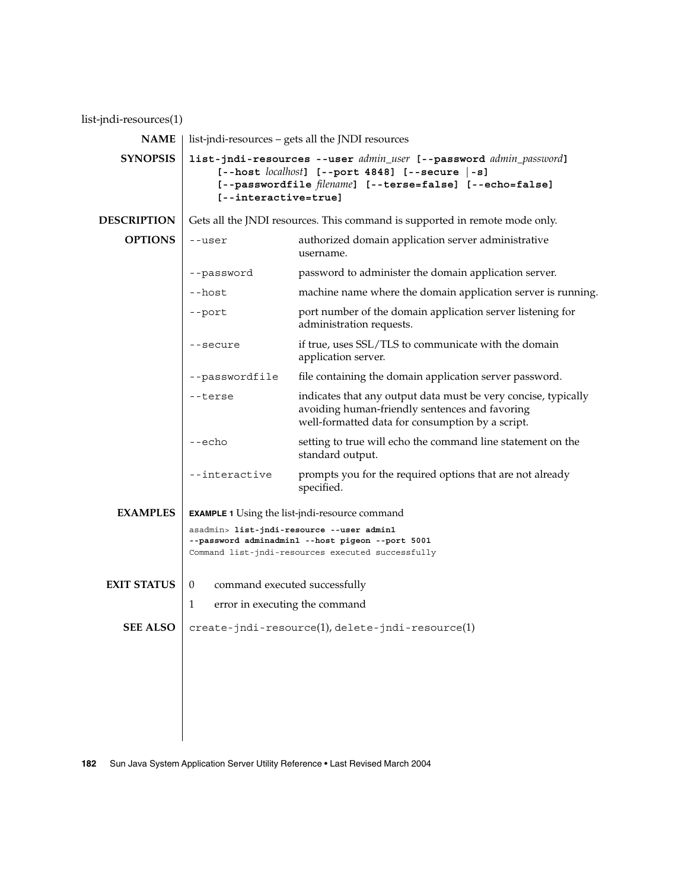list-jndi-resources(1)

## NAME

list-jndi-resources – gets all the JNDI resources

## SYNOPSIS

**list-jndi-resources --user** *admin_user* **[--password** *admin_password***]** **[--host** *localhost***]** **[--port 4848]** **[--secure** | **-s]** **[--passwordfile** *filename***]** **[--terse=false]** **[--echo=false]** **[--interactive=true]**

## DESCRIPTION

Gets all the JNDI resources. This command is supported in remote mode only.

## OPTIONS

| Option | Description |
| --- | --- |
| `--user` | authorized domain application server administrative username. |
| `--password` | password to administer the domain application server. |
| `--host` | machine name where the domain application server is running. |
| `--port` | port number of the domain application server listening for administration requests. |
| `--secure` | if true, uses SSL/TLS to communicate with the domain application server. |
| `--passwordfile` | file containing the domain application server password. |
| `--terse` | indicates that any output data must be very concise, typically avoiding human-friendly sentences and favoring well-formatted data for consumption by a script. |
| `--echo` | setting to true will echo the command line statement on the standard output. |
| `--interactive` | prompts you for the required options that are not already specified. |

## EXAMPLES

**EXAMPLE 1** Using the list-jndi-resource command

```
asadmin> list-jndi-resource --user admin1
--password adminadmin1 --host pigeon --port 5001
Command list-jndi-resources executed successfully
```

## EXIT STATUS

| | |
| --- | --- |
| 0 | command executed successfully |
| 1 | error in executing the command |

## SEE ALSO

create-jndi-resource(1), delete-jndi-resource(1)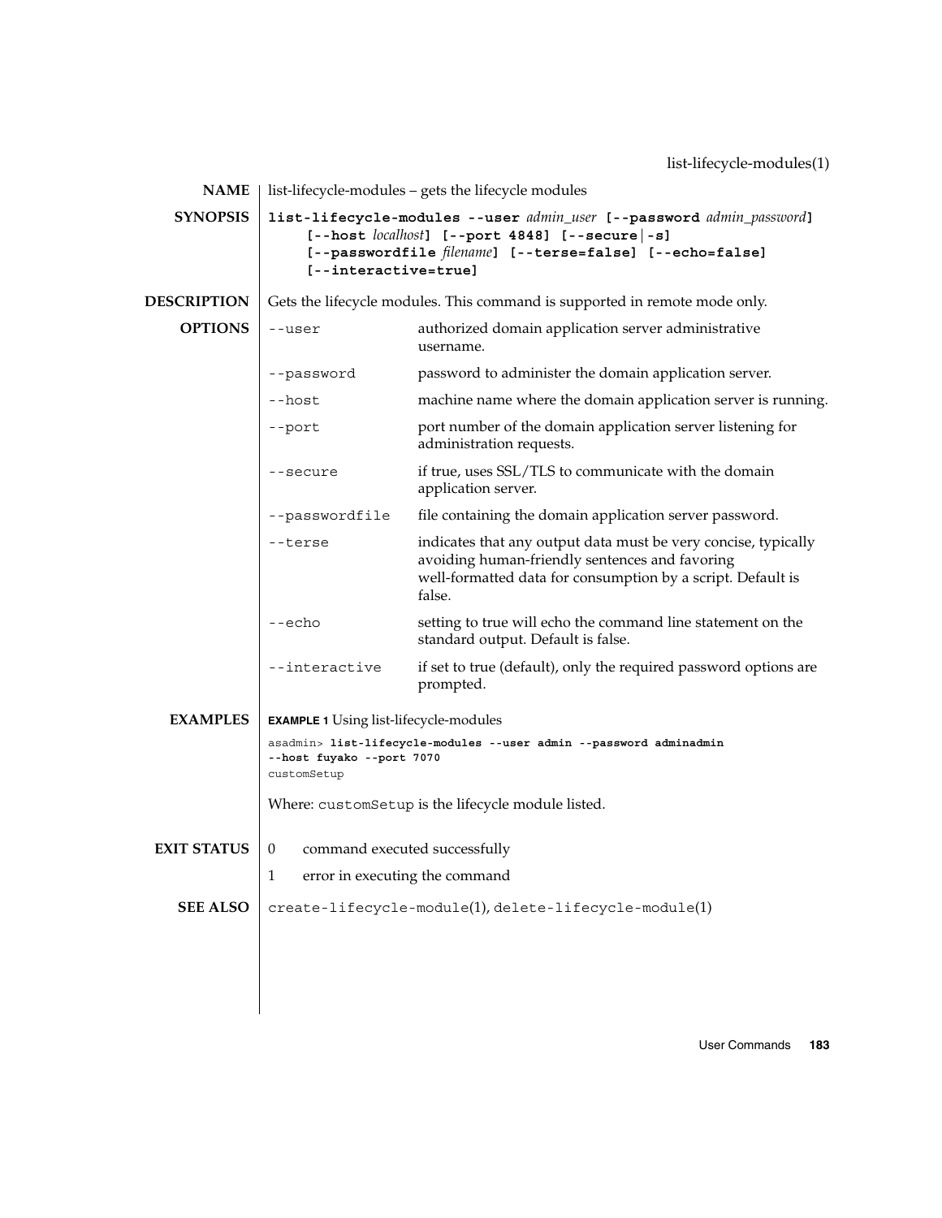## NAME

list-lifecycle-modules – gets the lifecycle modules

## SYNOPSIS

**list-lifecycle-modules --user** *admin_user* **[--password** *admin_password***] [--host** *localhost***] [--port 4848] [--secure|-s] [--passwordfile** *filename***] [--terse=false] [--echo=false] [--interactive=true]**

## DESCRIPTION

Gets the lifecycle modules. This command is supported in remote mode only.

## OPTIONS

| | |
|---|---|
| `--user` | authorized domain application server administrative username. |
| `--password` | password to administer the domain application server. |
| `--host` | machine name where the domain application server is running. |
| `--port` | port number of the domain application server listening for administration requests. |
| `--secure` | if true, uses SSL/TLS to communicate with the domain application server. |
| `--passwordfile` | file containing the domain application server password. |
| `--terse` | indicates that any output data must be very concise, typically avoiding human-friendly sentences and favoring well-formatted data for consumption by a script. Default is false. |
| `--echo` | setting to true will echo the command line statement on the standard output. Default is false. |
| `--interactive` | if set to true (default), only the required password options are prompted. |

## EXAMPLES

**EXAMPLE 1** Using list-lifecycle-modules

```
asadmin> list-lifecycle-modules --user admin --password adminadmin
--host fuyako --port 7070
customSetup
```

Where: `customSetup` is the lifecycle module listed.

## EXIT STATUS

| | |
|---|---|
| 0 | command executed successfully |
| 1 | error in executing the command |

## SEE ALSO

`create-lifecycle-module`(1), `delete-lifecycle-module`(1)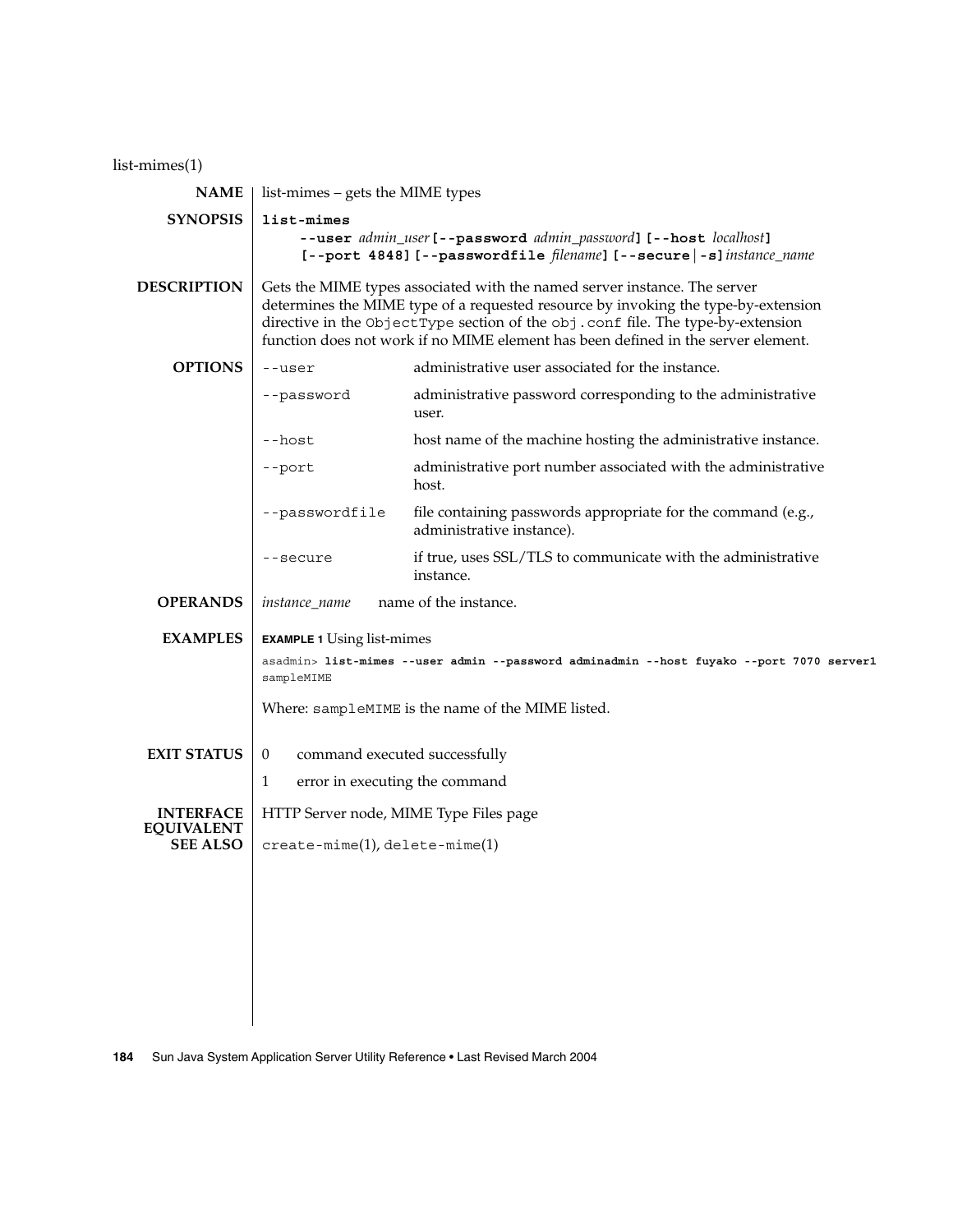list-mimes(1)

## NAME

list-mimes – gets the MIME types

## SYNOPSIS

**list-mimes**
  **--user** *admin_user* **[--password** *admin_password***] [--host** *localhost***]**
  **[--port 4848] [--passwordfile** *filename***] [--secure | -s]** *instance_name*

## DESCRIPTION

Gets the MIME types associated with the named server instance. The server determines the MIME type of a requested resource by invoking the type-by-extension directive in the `ObjectType` section of the `obj.conf` file. The type-by-extension function does not work if no MIME element has been defined in the server element.

## OPTIONS

| Option | Description |
|---|---|
| `--user` | administrative user associated for the instance. |
| `--password` | administrative password corresponding to the administrative user. |
| `--host` | host name of the machine hosting the administrative instance. |
| `--port` | administrative port number associated with the administrative host. |
| `--passwordfile` | file containing passwords appropriate for the command (e.g., administrative instance). |
| `--secure` | if true, uses SSL/TLS to communicate with the administrative instance. |

## OPERANDS

*instance_name* name of the instance.

## EXAMPLES

**EXAMPLE 1** Using list-mimes

```
asadmin> list-mimes --user admin --password adminadmin --host fuyako --port 7070 server1
sampleMIME
```

Where: `sampleMIME` is the name of the MIME listed.

## EXIT STATUS

| | |
|---|---|
| 0 | command executed successfully |
| 1 | error in executing the command |

## INTERFACE EQUIVALENT

HTTP Server node, MIME Type Files page

## SEE ALSO

`create-mime`(1), `delete-mime`(1)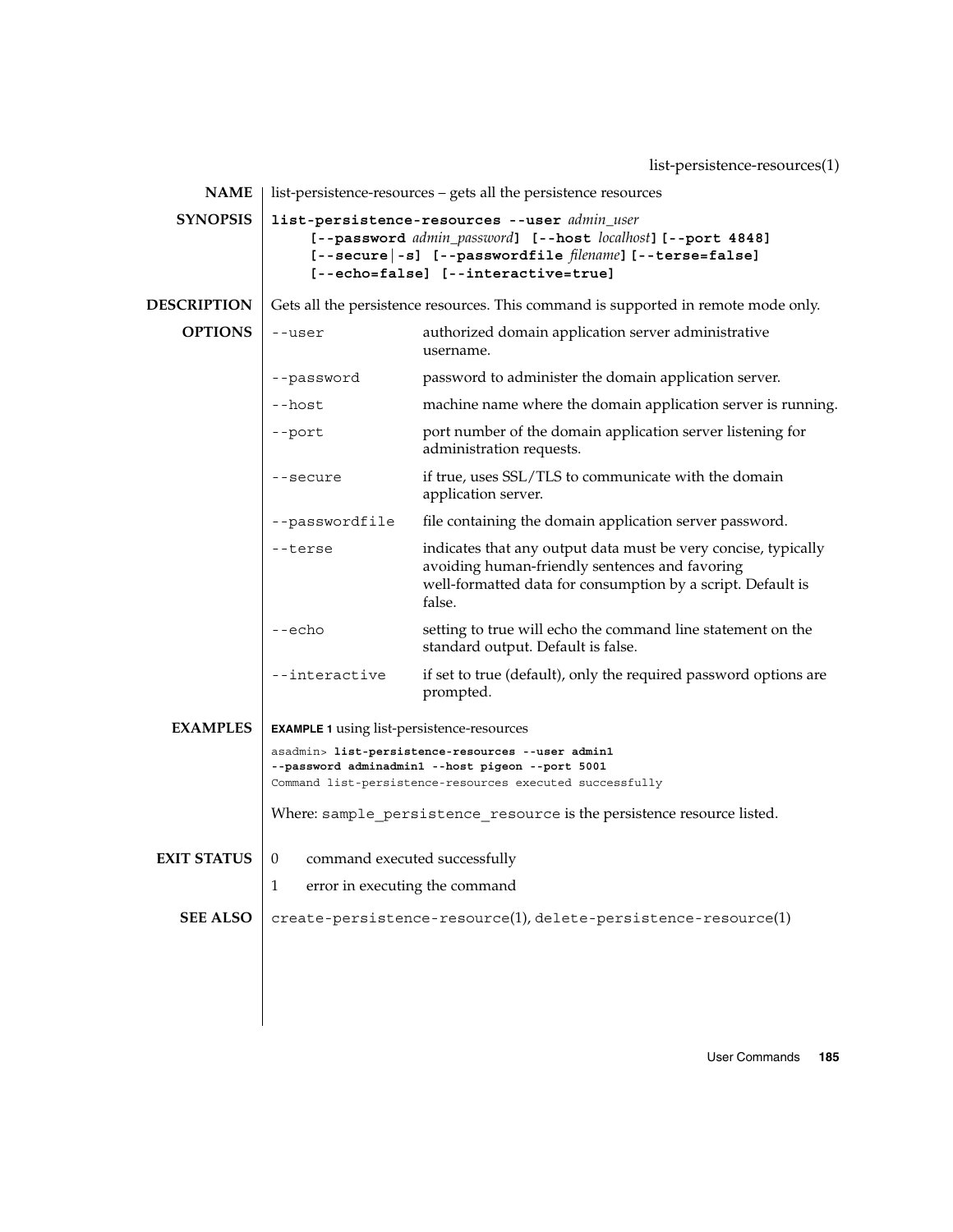## NAME

list-persistence-resources – gets all the persistence resources

## SYNOPSIS

```
list-persistence-resources --user admin_user
     [--password admin_password] [--host localhost] [--port 4848]
     [--secure|-s] [--passwordfile filename] [--terse=false]
     [--echo=false] [--interactive=true]
```

## DESCRIPTION

Gets all the persistence resources. This command is supported in remote mode only.

## OPTIONS

| Option | Description |
|---|---|
| `--user` | authorized domain application server administrative username. |
| `--password` | password to administer the domain application server. |
| `--host` | machine name where the domain application server is running. |
| `--port` | port number of the domain application server listening for administration requests. |
| `--secure` | if true, uses SSL/TLS to communicate with the domain application server. |
| `--passwordfile` | file containing the domain application server password. |
| `--terse` | indicates that any output data must be very concise, typically avoiding human-friendly sentences and favoring well-formatted data for consumption by a script. Default is false. |
| `--echo` | setting to true will echo the command line statement on the standard output. Default is false. |
| `--interactive` | if set to true (default), only the required password options are prompted. |

## EXAMPLES

**EXAMPLE 1** using list-persistence-resources

```
asadmin> list-persistence-resources --user admin1
--password adminadmin1 --host pigeon --port 5001
Command list-persistence-resources executed successfully
```

Where: `sample_persistence_resource` is the persistence resource listed.

## EXIT STATUS

- 0 command executed successfully
- 1 error in executing the command

## SEE ALSO

`create-persistence-resource`(1), `delete-persistence-resource`(1)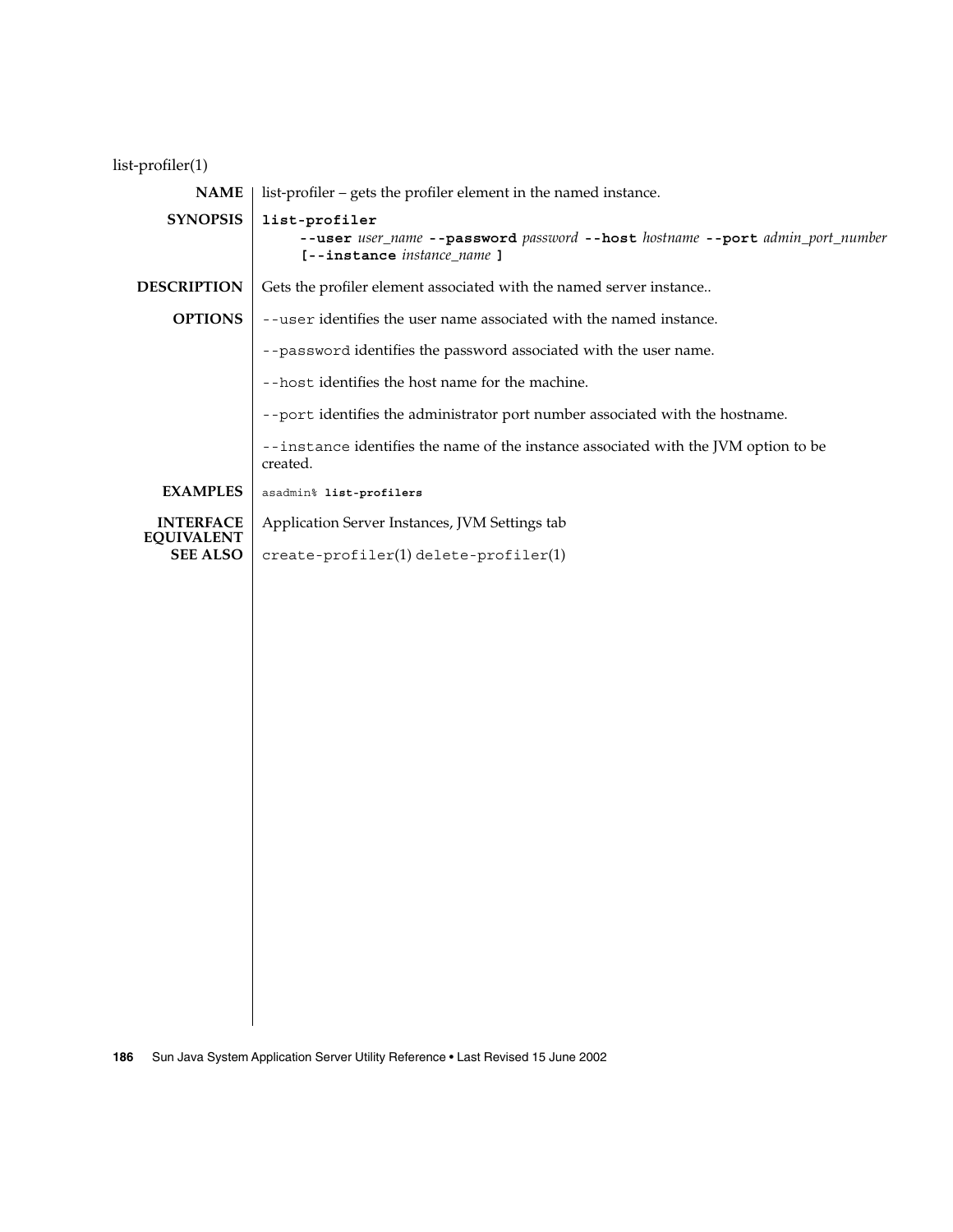list-profiler(1)

## NAME

list-profiler – gets the profiler element in the named instance.

## SYNOPSIS

**list-profiler**
**--user** *user_name* **--password** *password* **--host** *hostname* **--port** *admin_port_number*
**[--instance** *instance_name* **]**

## DESCRIPTION

Gets the profiler element associated with the named server instance..

## OPTIONS

`--user` identifies the user name associated with the named instance.

`--password` identifies the password associated with the user name.

`--host` identifies the host name for the machine.

`--port` identifies the administrator port number associated with the hostname.

`--instance` identifies the name of the instance associated with the JVM option to be created.

## EXAMPLES

```
asadmin% list-profilers
```

## INTERFACE EQUIVALENT

Application Server Instances, JVM Settings tab

## SEE ALSO

`create-profiler`(1) `delete-profiler`(1)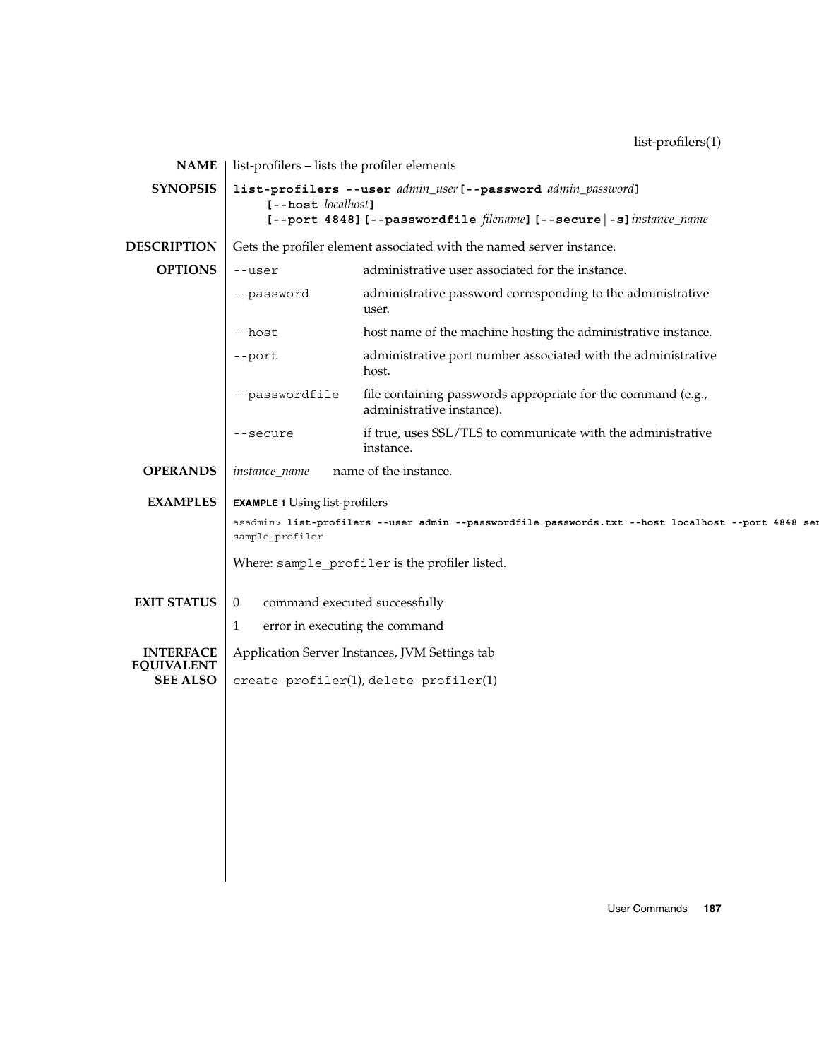list-profilers(1)

## NAME

list-profilers – lists the profiler elements

## SYNOPSIS

**list-profilers --user** *admin_user* **[--password** *admin_password***]**
**[--host** *localhost***]**
**[--port 4848] [--passwordfile** *filename***] [--secure | -s]** *instance_name*

## DESCRIPTION

Gets the profiler element associated with the named server instance.

## OPTIONS

| | |
|---|---|
| `--user` | administrative user associated for the instance. |
| `--password` | administrative password corresponding to the administrative user. |
| `--host` | host name of the machine hosting the administrative instance. |
| `--port` | administrative port number associated with the administrative host. |
| `--passwordfile` | file containing passwords appropriate for the command (e.g., administrative instance). |
| `--secure` | if true, uses SSL/TLS to communicate with the administrative instance. |

## OPERANDS

| | |
|---|---|
| *instance_name* | name of the instance. |

## EXAMPLES

**EXAMPLE 1** Using list-profilers

```
asadmin> list-profilers --user admin --passwordfile passwords.txt --host localhost --port 4848 ser
sample_profiler
```

Where: `sample_profiler` is the profiler listed.

## EXIT STATUS

| | |
|---|---|
| 0 | command executed successfully |
| 1 | error in executing the command |

## INTERFACE EQUIVALENT

Application Server Instances, JVM Settings tab

## SEE ALSO

`create-profiler`(1), `delete-profiler`(1)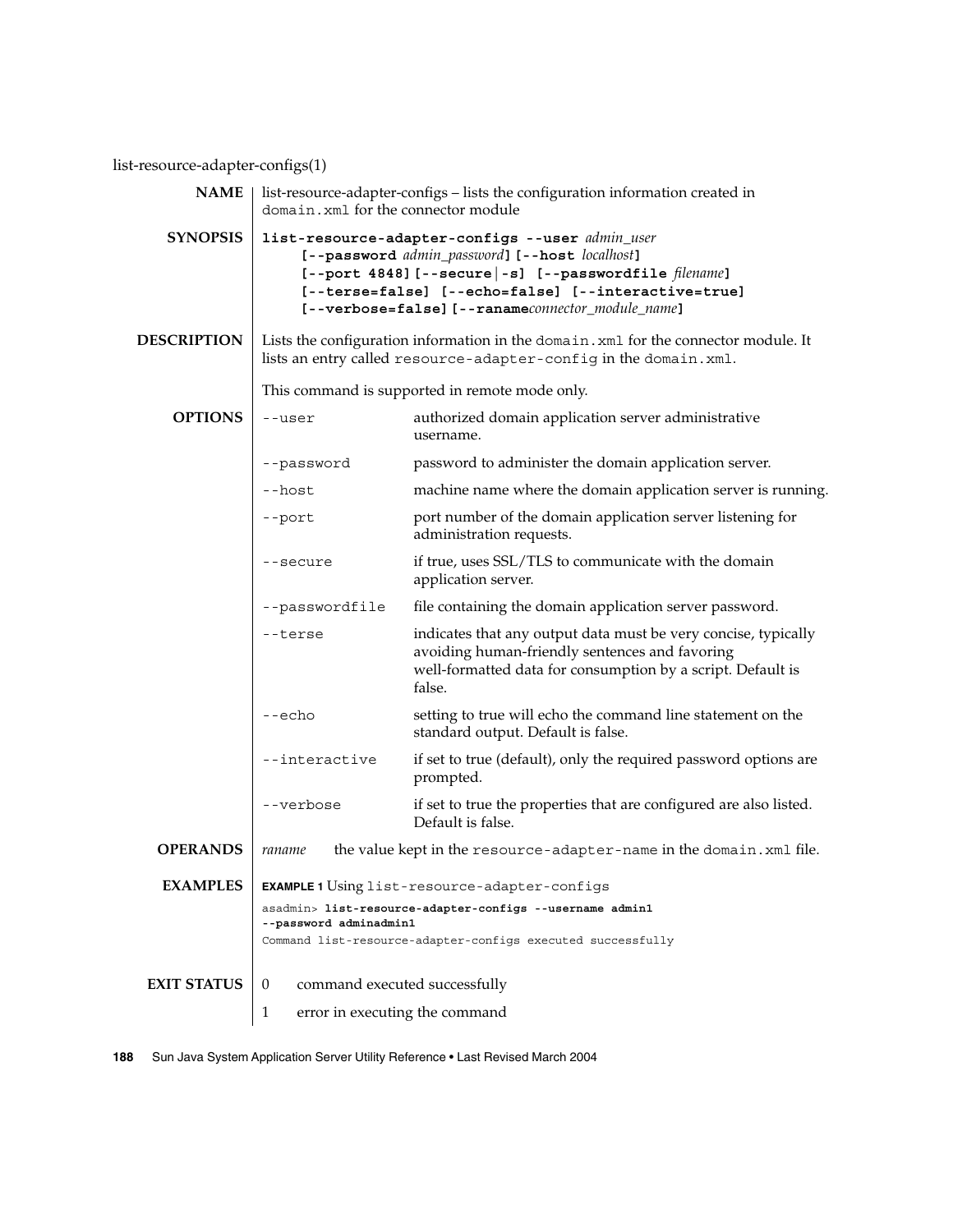# list-resource-adapter-configs(1)

**NAME**

list-resource-adapter-configs – lists the configuration information created in `domain.xml` for the connector module

**SYNOPSIS**

```
list-resource-adapter-configs --user admin_user
     [--password admin_password] [--host localhost]
     [--port 4848] [--secure|-s] [--passwordfile filename]
     [--terse=false] [--echo=false] [--interactive=true]
     [--verbose=false] [--ranameconnector_module_name]
```

**DESCRIPTION**

Lists the configuration information in the `domain.xml` for the connector module. It lists an entry called `resource-adapter-config` in the `domain.xml`.

This command is supported in remote mode only.

**OPTIONS**

| | |
|---|---|
| `--user` | authorized domain application server administrative username. |
| `--password` | password to administer the domain application server. |
| `--host` | machine name where the domain application server is running. |
| `--port` | port number of the domain application server listening for administration requests. |
| `--secure` | if true, uses SSL/TLS to communicate with the domain application server. |
| `--passwordfile` | file containing the domain application server password. |
| `--terse` | indicates that any output data must be very concise, typically avoiding human-friendly sentences and favoring well-formatted data for consumption by a script. Default is false. |
| `--echo` | setting to true will echo the command line statement on the standard output. Default is false. |
| `--interactive` | if set to true (default), only the required password options are prompted. |
| `--verbose` | if set to true the properties that are configured are also listed. Default is false. |

**OPERANDS**

| | |
|---|---|
| *raname* | the value kept in the `resource-adapter-name` in the `domain.xml` file. |

**EXAMPLES**

**EXAMPLE 1** Using `list-resource-adapter-configs`

```
asadmin> list-resource-adapter-configs --username admin1
--password adminadmin1
Command list-resource-adapter-configs executed successfully
```

**EXIT STATUS**

| | |
|---|---|
| 0 | command executed successfully |
| 1 | error in executing the command |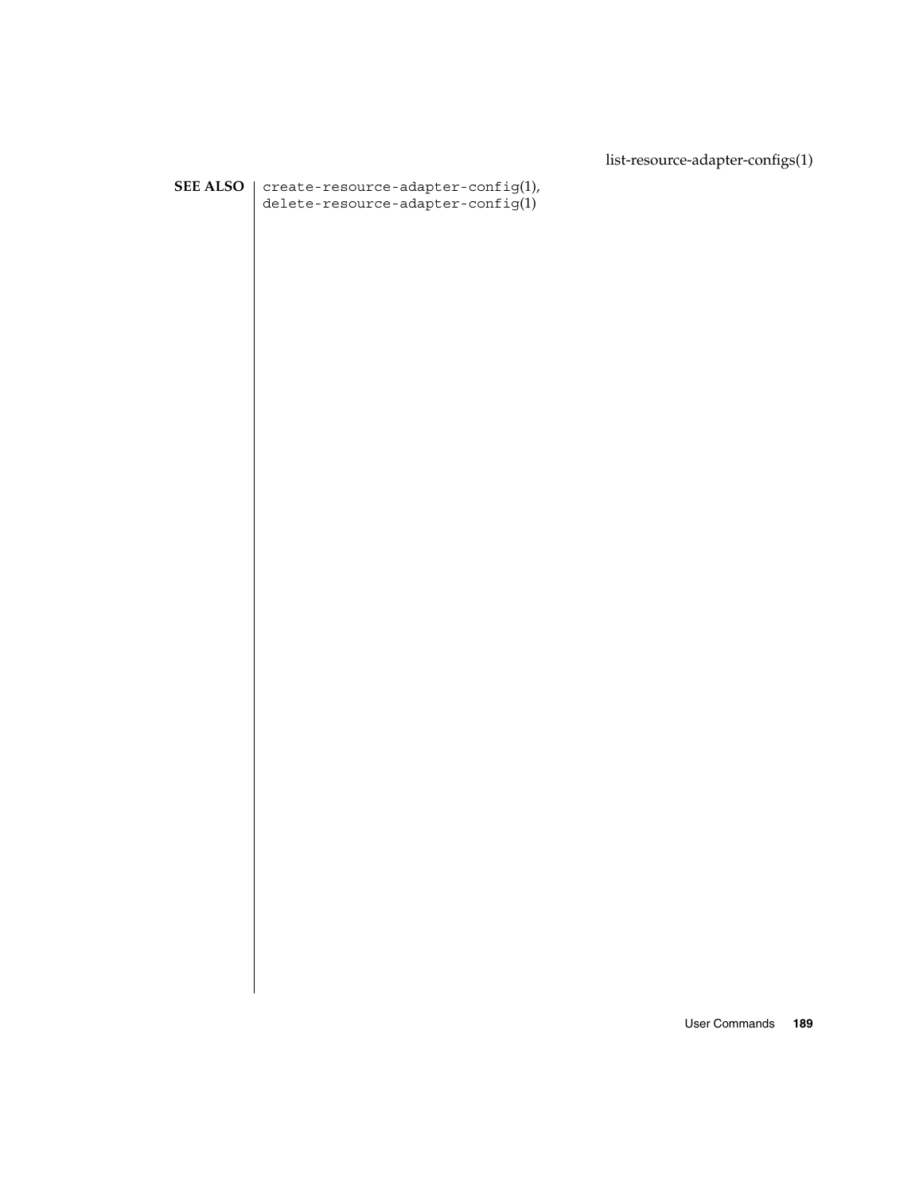## SEE ALSO

`create-resource-adapter-config`(1), `delete-resource-adapter-config`(1)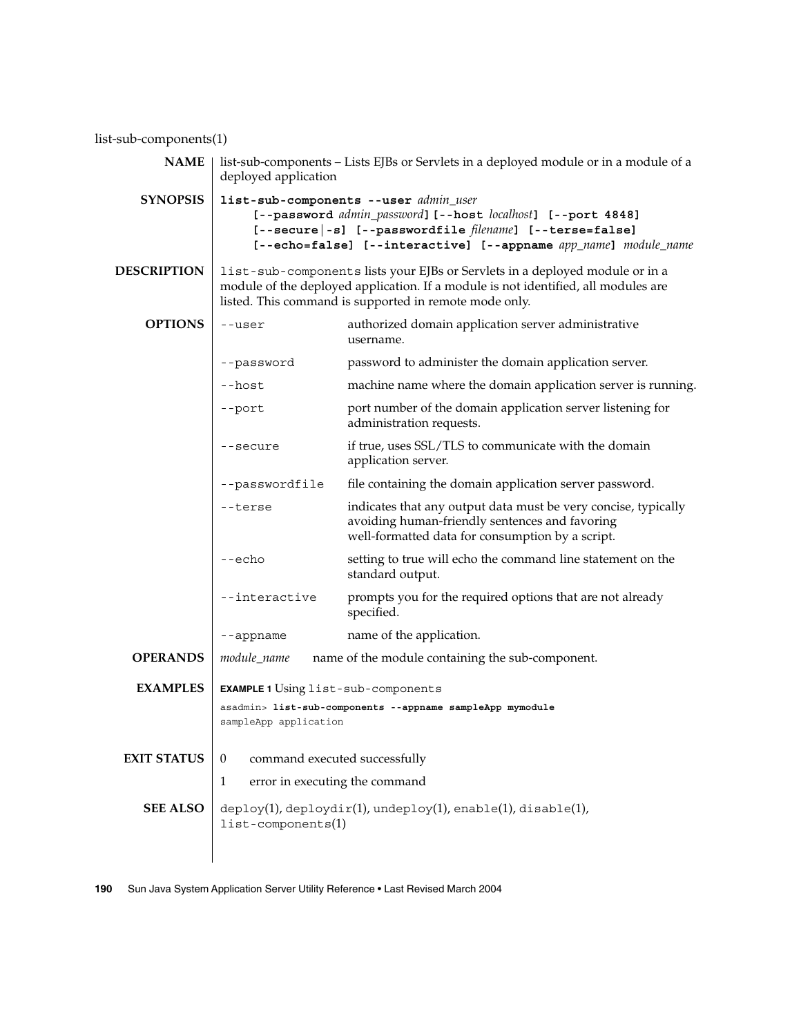list-sub-components(1)

## NAME

list-sub-components – Lists EJBs or Servlets in a deployed module or in a module of a deployed application

## SYNOPSIS

**list-sub-components --user** *admin_user* **[--password** *admin_password***] [--host** *localhost***] [--port 4848] [--secure|-s] [--passwordfile** *filename***] [--terse=false] [--echo=false] [--interactive] [--appname** *app_name***]** *module_name*

## DESCRIPTION

`list-sub-components` lists your EJBs or Servlets in a deployed module or in a module of the deployed application. If a module is not identified, all modules are listed. This command is supported in remote mode only.

## OPTIONS

| Option | Description |
|---|---|
| `--user` | authorized domain application server administrative username. |
| `--password` | password to administer the domain application server. |
| `--host` | machine name where the domain application server is running. |
| `--port` | port number of the domain application server listening for administration requests. |
| `--secure` | if true, uses SSL/TLS to communicate with the domain application server. |
| `--passwordfile` | file containing the domain application server password. |
| `--terse` | indicates that any output data must be very concise, typically avoiding human-friendly sentences and favoring well-formatted data for consumption by a script. |
| `--echo` | setting to true will echo the command line statement on the standard output. |
| `--interactive` | prompts you for the required options that are not already specified. |
| `--appname` | name of the application. |

## OPERANDS

| Operand | Description |
|---|---|
| *module_name* | name of the module containing the sub-component. |

## EXAMPLES

**EXAMPLE 1** Using `list-sub-components`

```
asadmin> list-sub-components --appname sampleApp mymodule
sampleApp application
```

## EXIT STATUS

| Status | Description |
|---|---|
| 0 | command executed successfully |
| 1 | error in executing the command |

## SEE ALSO

`deploy`(1), `deploydir`(1), `undeploy`(1), `enable`(1), `disable`(1), `list-components`(1)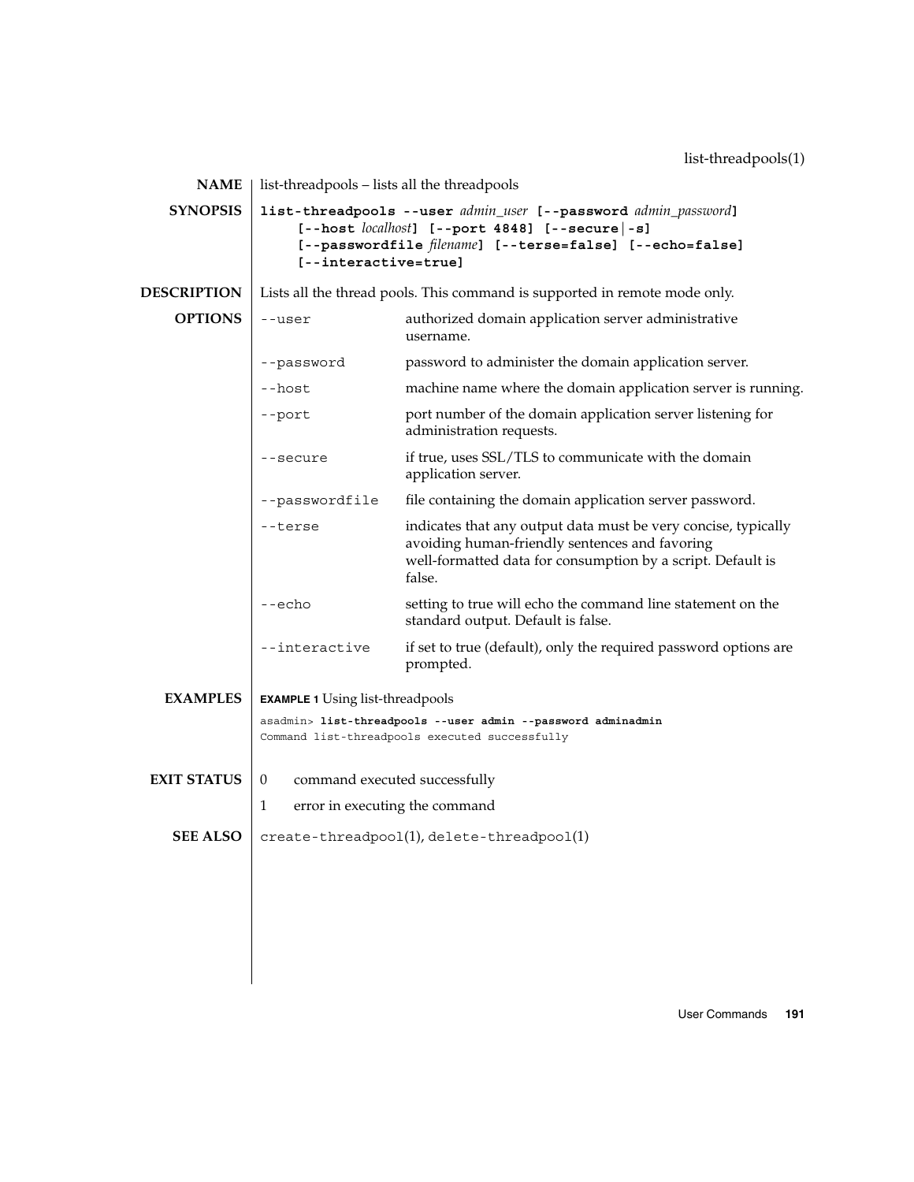## NAME

list-threadpools – lists all the threadpools

## SYNOPSIS

**list-threadpools --user** *admin_user* **[--password** *admin_password***]**
**[--host** *localhost***] [--port 4848] [--secure|-s]**
**[--passwordfile** *filename***] [--terse=false] [--echo=false]**
**[--interactive=true]**

## DESCRIPTION

Lists all the thread pools. This command is supported in remote mode only.

## OPTIONS

| | |
|---|---|
| `--user` | authorized domain application server administrative username. |
| `--password` | password to administer the domain application server. |
| `--host` | machine name where the domain application server is running. |
| `--port` | port number of the domain application server listening for administration requests. |
| `--secure` | if true, uses SSL/TLS to communicate with the domain application server. |
| `--passwordfile` | file containing the domain application server password. |
| `--terse` | indicates that any output data must be very concise, typically avoiding human-friendly sentences and favoring well-formatted data for consumption by a script. Default is false. |
| `--echo` | setting to true will echo the command line statement on the standard output. Default is false. |
| `--interactive` | if set to true (default), only the required password options are prompted. |

## EXAMPLES

**EXAMPLE 1** Using list-threadpools

```
asadmin> list-threadpools --user admin --password adminadmin
Command list-threadpools executed successfully
```

## EXIT STATUS

0 command executed successfully

1 error in executing the command

## SEE ALSO

`create-threadpool`(1), `delete-threadpool`(1)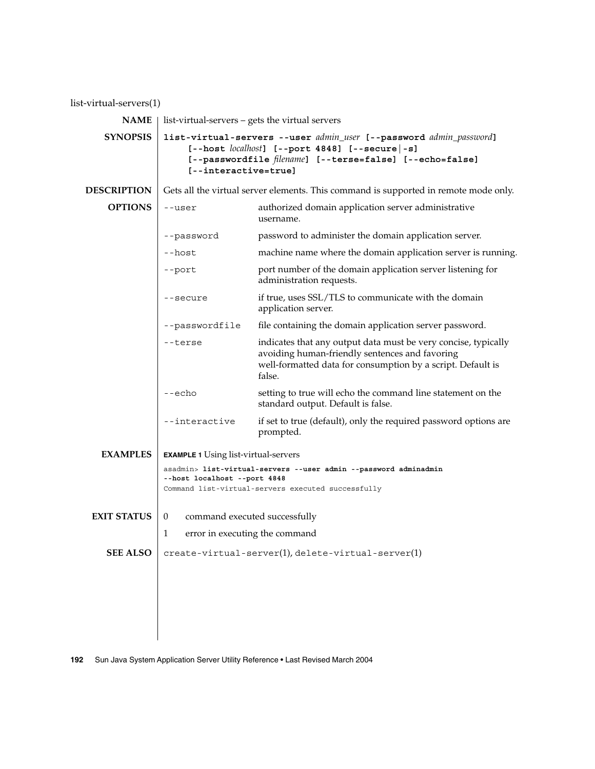list-virtual-servers(1)

## NAME

list-virtual-servers – gets the virtual servers

## SYNOPSIS

**list-virtual-servers --user** *admin_user* **[--password** *admin_password***]**
**[--host** *localhost***] [--port 4848] [--secure|-s]**
**[--passwordfile** *filename***] [--terse=false] [--echo=false]**
**[--interactive=true]**

## DESCRIPTION

Gets all the virtual server elements. This command is supported in remote mode only.

## OPTIONS

| | |
|---|---|
| `--user` | authorized domain application server administrative username. |
| `--password` | password to administer the domain application server. |
| `--host` | machine name where the domain application server is running. |
| `--port` | port number of the domain application server listening for administration requests. |
| `--secure` | if true, uses SSL/TLS to communicate with the domain application server. |
| `--passwordfile` | file containing the domain application server password. |
| `--terse` | indicates that any output data must be very concise, typically avoiding human-friendly sentences and favoring well-formatted data for consumption by a script. Default is false. |
| `--echo` | setting to true will echo the command line statement on the standard output. Default is false. |
| `--interactive` | if set to true (default), only the required password options are prompted. |

## EXAMPLES

**EXAMPLE 1** Using list-virtual-servers

```
asadmin> list-virtual-servers --user admin --password adminadmin
--host localhost --port 4848
Command list-virtual-servers executed successfully
```

## EXIT STATUS

| | |
|---|---|
| 0 | command executed successfully |
| 1 | error in executing the command |

## SEE ALSO

`create-virtual-server`(1), `delete-virtual-server`(1)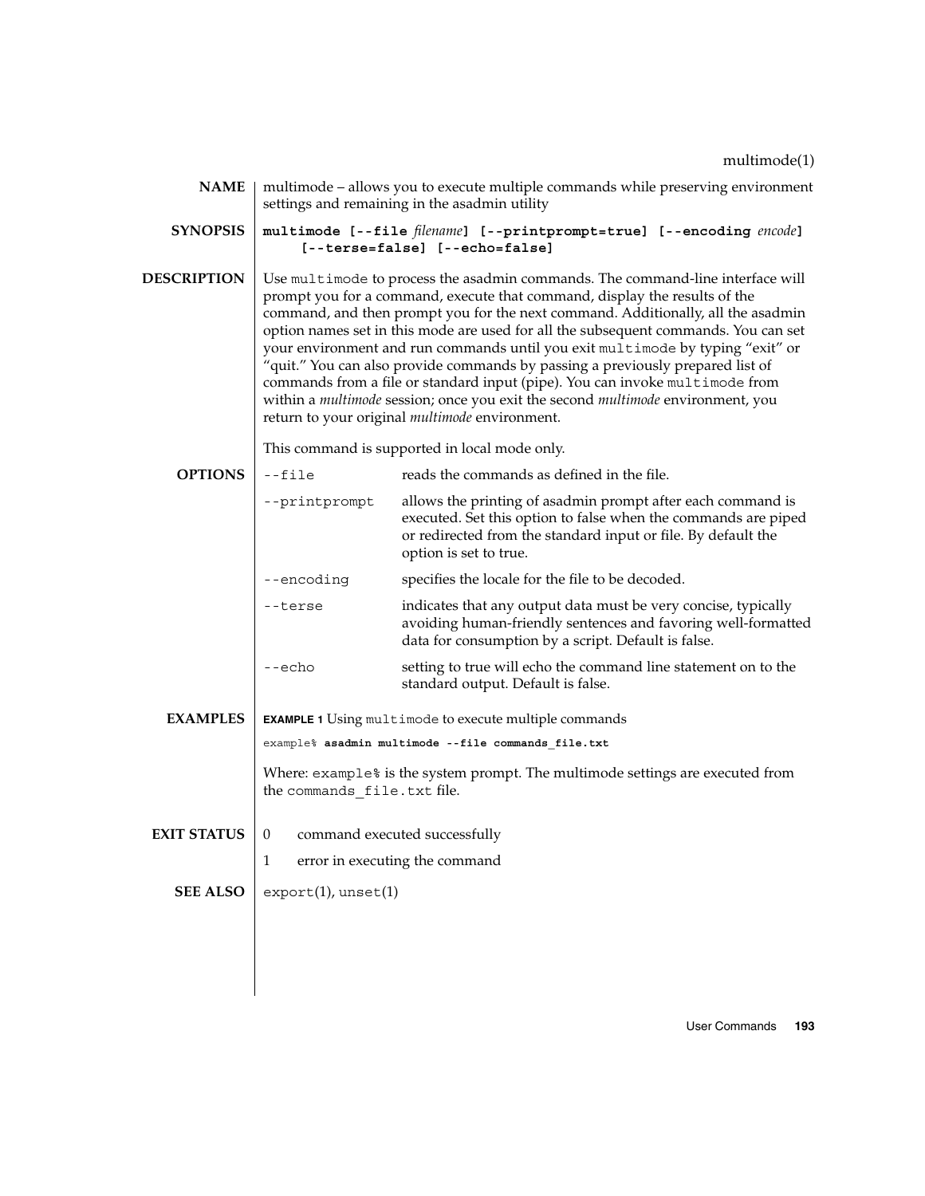## NAME

multimode – allows you to execute multiple commands while preserving environment settings and remaining in the asadmin utility

## SYNOPSIS

**multimode [--file** *filename***] [--printprompt=true] [--encoding** *encode***] [--terse=false] [--echo=false]**

## DESCRIPTION

Use `multimode` to process the asadmin commands. The command-line interface will prompt you for a command, execute that command, display the results of the command, and then prompt you for the next command. Additionally, all the asadmin option names set in this mode are used for all the subsequent commands. You can set your environment and run commands until you exit `multimode` by typing "exit" or "quit." You can also provide commands by passing a previously prepared list of commands from a file or standard input (pipe). You can invoke `multimode` from within a *multimode* session; once you exit the second *multimode* environment, you return to your original *multimode* environment.

This command is supported in local mode only.

## OPTIONS

| Option | Description |
| --- | --- |
| `--file` | reads the commands as defined in the file. |
| `--printprompt` | allows the printing of asadmin prompt after each command is executed. Set this option to false when the commands are piped or redirected from the standard input or file. By default the option is set to true. |
| `--encoding` | specifies the locale for the file to be decoded. |
| `--terse` | indicates that any output data must be very concise, typically avoiding human-friendly sentences and favoring well-formatted data for consumption by a script. Default is false. |
| `--echo` | setting to true will echo the command line statement on to the standard output. Default is false. |

## EXAMPLES

**EXAMPLE 1** Using `multimode` to execute multiple commands

```
example% asadmin multimode --file commands_file.txt
```

Where: `example%` is the system prompt. The multimode settings are executed from the `commands_file.txt` file.

## EXIT STATUS

| Code | Meaning |
| --- | --- |
| 0 | command executed successfully |
| 1 | error in executing the command |

## SEE ALSO

`export`(1), `unset`(1)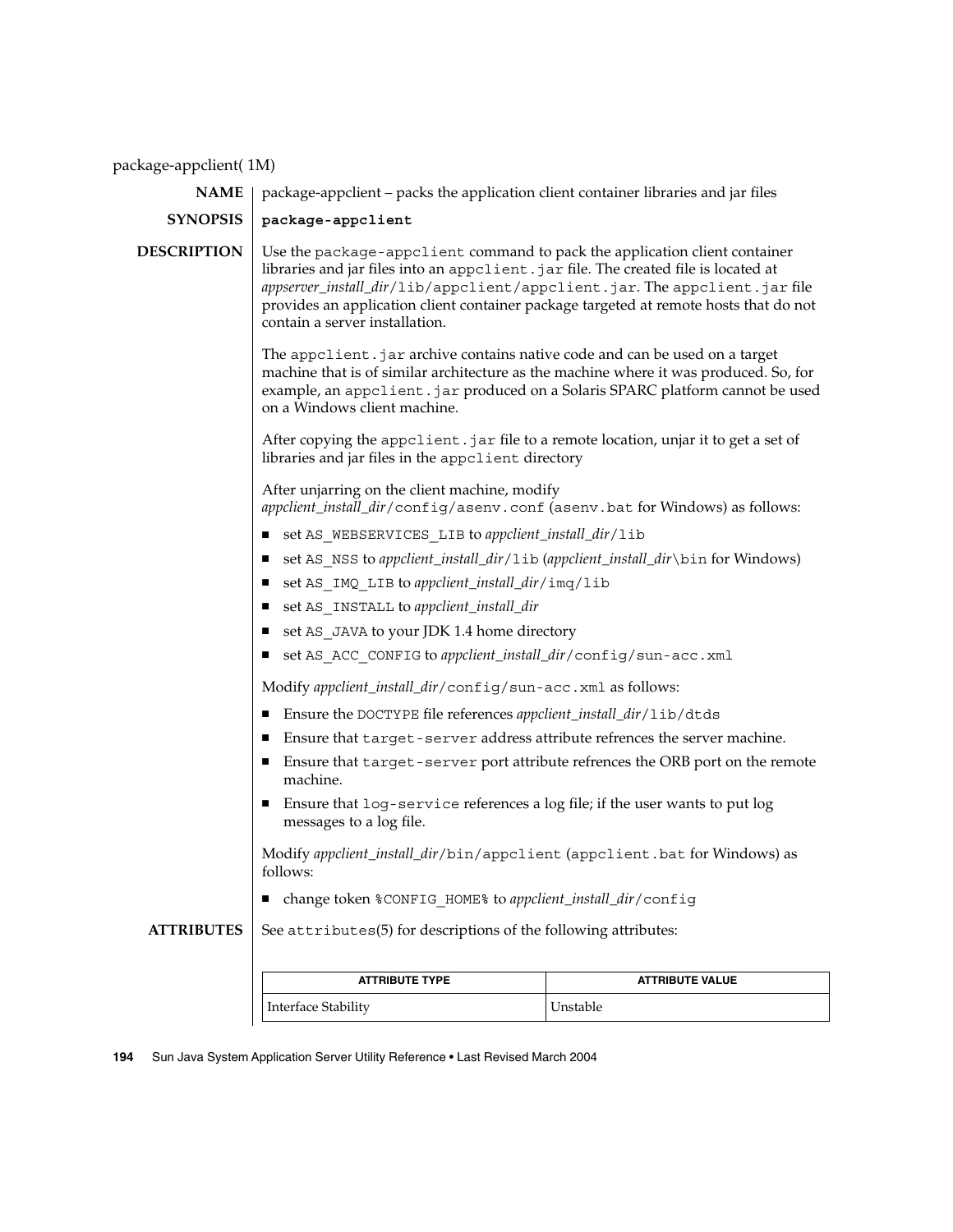# package-appclient( 1M)

## NAME

package-appclient – packs the application client container libraries and jar files

## SYNOPSIS

**package-appclient**

## DESCRIPTION

Use the `package-appclient` command to pack the application client container libraries and jar files into an `appclient.jar` file. The created file is located at *appserver_install_dir*`/lib/appclient/appclient.jar`. The `appclient.jar` file provides an application client container package targeted at remote hosts that do not contain a server installation.

The `appclient.jar` archive contains native code and can be used on a target machine that is of similar architecture as the machine where it was produced. So, for example, an `appclient.jar` produced on a Solaris SPARC platform cannot be used on a Windows client machine.

After copying the `appclient.jar` file to a remote location, unjar it to get a set of libraries and jar files in the `appclient` directory

After unjarring on the client machine, modify *appclient_install_dir*`/config/asenv.conf` (`asenv.bat` for Windows) as follows:

- set `AS_WEBSERVICES_LIB` to *appclient_install_dir*`/lib`
- set `AS_NSS` to *appclient_install_dir*`/lib` (*appclient_install_dir*`\bin` for Windows)
- set `AS_IMQ_LIB` to *appclient_install_dir*`/imq/lib`
- set `AS_INSTALL` to *appclient_install_dir*
- set `AS_JAVA` to your JDK 1.4 home directory
- set `AS_ACC_CONFIG` to *appclient_install_dir*`/config/sun-acc.xml`

Modify *appclient_install_dir*`/config/sun-acc.xml` as follows:

- Ensure the `DOCTYPE` file references *appclient_install_dir*`/lib/dtds`
- Ensure that `target-server` address attribute refrences the server machine.
- Ensure that `target-server` port attribute refrences the ORB port on the remote machine.
- Ensure that `log-service` references a log file; if the user wants to put log messages to a log file.

Modify *appclient_install_dir*`/bin/appclient` (`appclient.bat` for Windows) as follows:

- change token `%CONFIG_HOME%` to *appclient_install_dir*`/config`

## ATTRIBUTES

See `attributes`(5) for descriptions of the following attributes:

| ATTRIBUTE TYPE | ATTRIBUTE VALUE |
| --- | --- |
| Interface Stability | Unstable |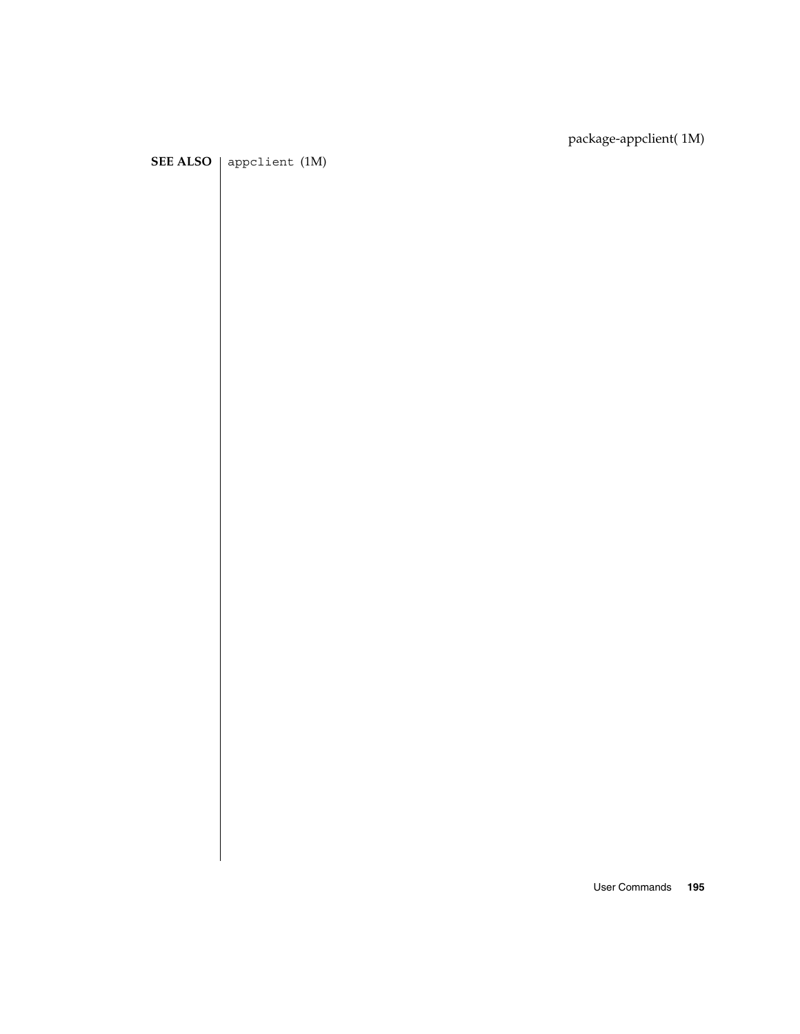**SEE ALSO** `appclient` (1M)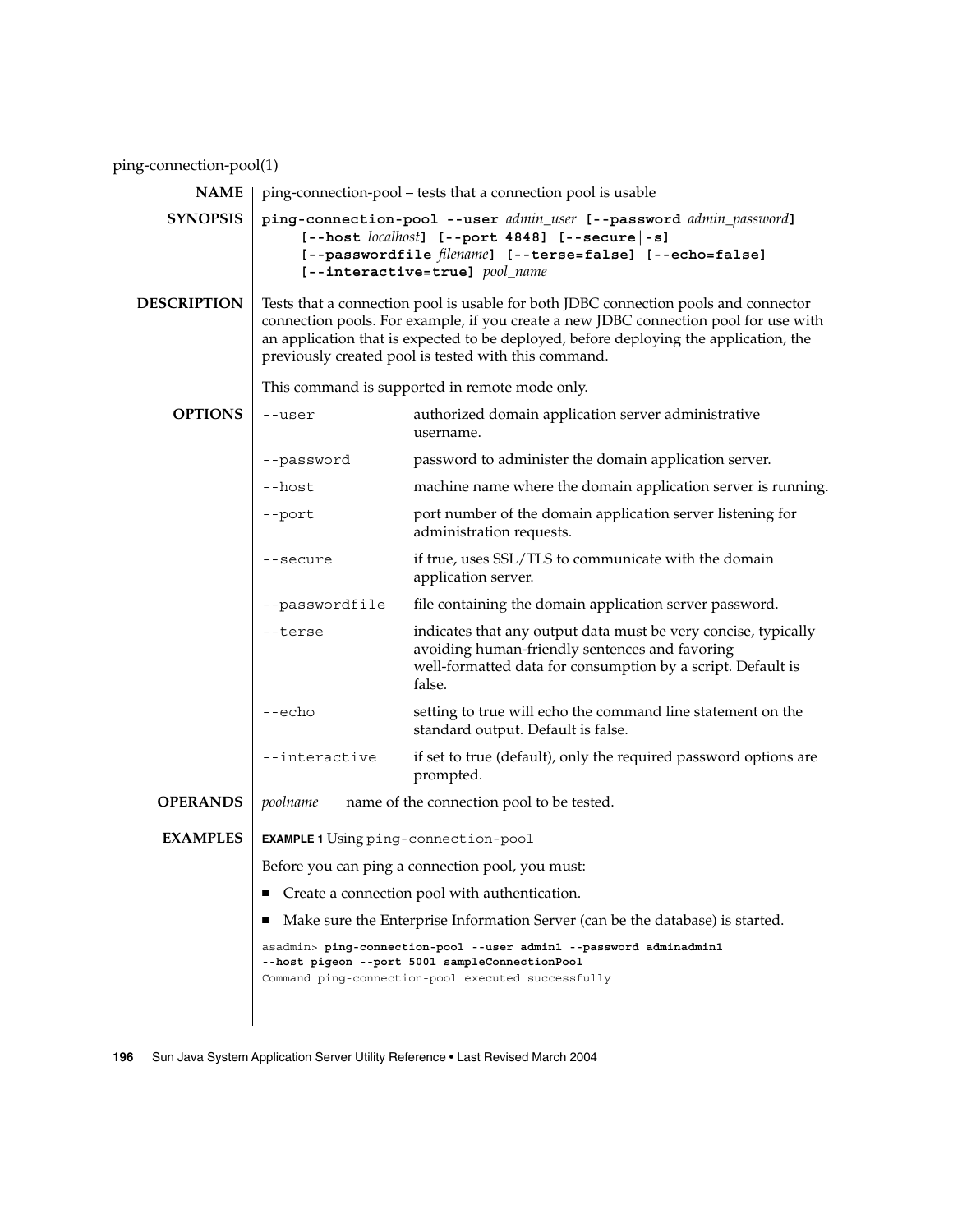ping-connection-pool(1)

**NAME**

ping-connection-pool – tests that a connection pool is usable

**SYNOPSIS**

**ping-connection-pool --user** *admin_user* **[--password** *admin_password***]** **[--host** *localhost***] [--port 4848] [--secure|-s]** **[--passwordfile** *filename***] [--terse=false] [--echo=false]** **[--interactive=true]** *pool_name*

**DESCRIPTION**

Tests that a connection pool is usable for both JDBC connection pools and connector connection pools. For example, if you create a new JDBC connection pool for use with an application that is expected to be deployed, before deploying the application, the previously created pool is tested with this command.

This command is supported in remote mode only.

**OPTIONS**

| | |
|---|---|
| `--user` | authorized domain application server administrative username. |
| `--password` | password to administer the domain application server. |
| `--host` | machine name where the domain application server is running. |
| `--port` | port number of the domain application server listening for administration requests. |
| `--secure` | if true, uses SSL/TLS to communicate with the domain application server. |
| `--passwordfile` | file containing the domain application server password. |
| `--terse` | indicates that any output data must be very concise, typically avoiding human-friendly sentences and favoring well-formatted data for consumption by a script. Default is false. |
| `--echo` | setting to true will echo the command line statement on the standard output. Default is false. |
| `--interactive` | if set to true (default), only the required password options are prompted. |

**OPERANDS**

*poolname* name of the connection pool to be tested.

**EXAMPLES**

**EXAMPLE 1** Using `ping-connection-pool`

Before you can ping a connection pool, you must:

- Create a connection pool with authentication.
- Make sure the Enterprise Information Server (can be the database) is started.

```
asadmin> ping-connection-pool --user admin1 --password adminadmin1
--host pigeon --port 5001 sampleConnectionPool
Command ping-connection-pool executed successfully
```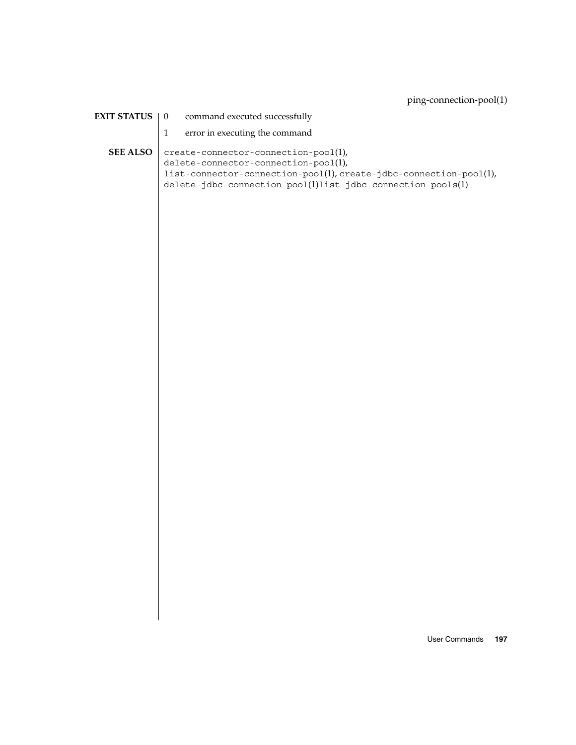**EXIT STATUS**

0 command executed successfully

1 error in executing the command

**SEE ALSO**

`create-connector-connection-pool`(1), `delete-connector-connection-pool`(1), `list-connector-connection-pool`(1), `create-jdbc-connection-pool`(1), `delete—jdbc-connection-pool`(1)`list—jdbc-connection-pools`(1)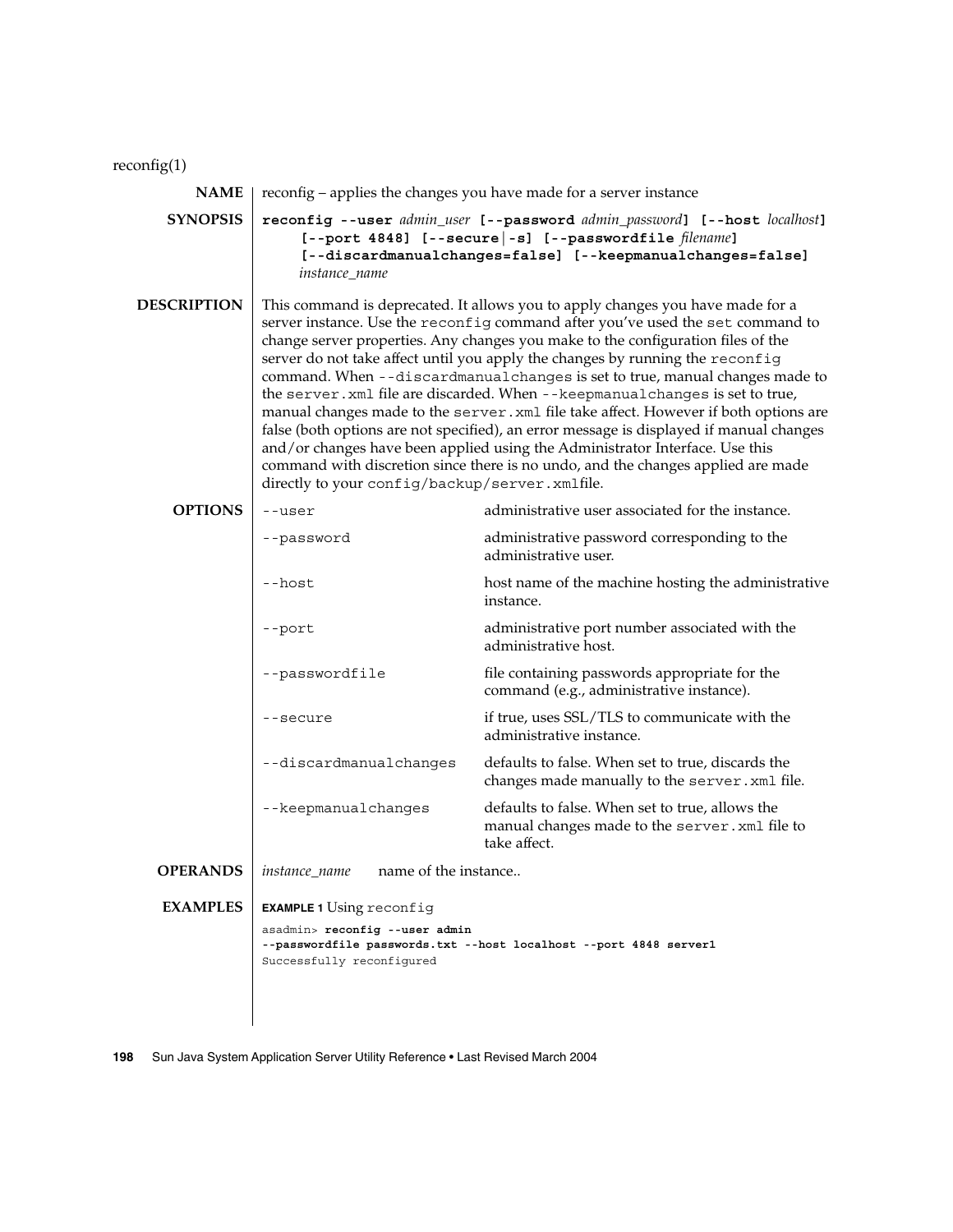reconfig(1)

**NAME**

reconfig – applies the changes you have made for a server instance

**SYNOPSIS**

**reconfig --user** *admin_user* **[--password** *admin_password***] [--host** *localhost***] [--port 4848] [--secure|-s] [--passwordfile** *filename***] [--discardmanualchanges=false] [--keepmanualchanges=false]** *instance_name*

**DESCRIPTION**

This command is deprecated. It allows you to apply changes you have made for a server instance. Use the `reconfig` command after you've used the `set` command to change server properties. Any changes you make to the configuration files of the server do not take affect until you apply the changes by running the `reconfig` command. When `--discardmanualchanges` is set to true, manual changes made to the `server.xml` file are discarded. When `--keepmanualchanges` is set to true, manual changes made to the `server.xml` file take affect. However if both options are false (both options are not specified), an error message is displayed if manual changes and/or changes have been applied using the Administrator Interface. Use this command with discretion since there is no undo, and the changes applied are made directly to your `config/backup/server.xml`file.

**OPTIONS**

| Option | Description |
|---|---|
| `--user` | administrative user associated for the instance. |
| `--password` | administrative password corresponding to the administrative user. |
| `--host` | host name of the machine hosting the administrative instance. |
| `--port` | administrative port number associated with the administrative host. |
| `--passwordfile` | file containing passwords appropriate for the command (e.g., administrative instance). |
| `--secure` | if true, uses SSL/TLS to communicate with the administrative instance. |
| `--discardmanualchanges` | defaults to false. When set to true, discards the changes made manually to the `server.xml` file. |
| `--keepmanualchanges` | defaults to false. When set to true, allows the manual changes made to the `server.xml` file to take affect. |

**OPERANDS**

*instance_name* name of the instance..

**EXAMPLES**

**EXAMPLE 1** Using `reconfig`

```
asadmin> reconfig --user admin
--passwordfile passwords.txt --host localhost --port 4848 server1
Successfully reconfigured
```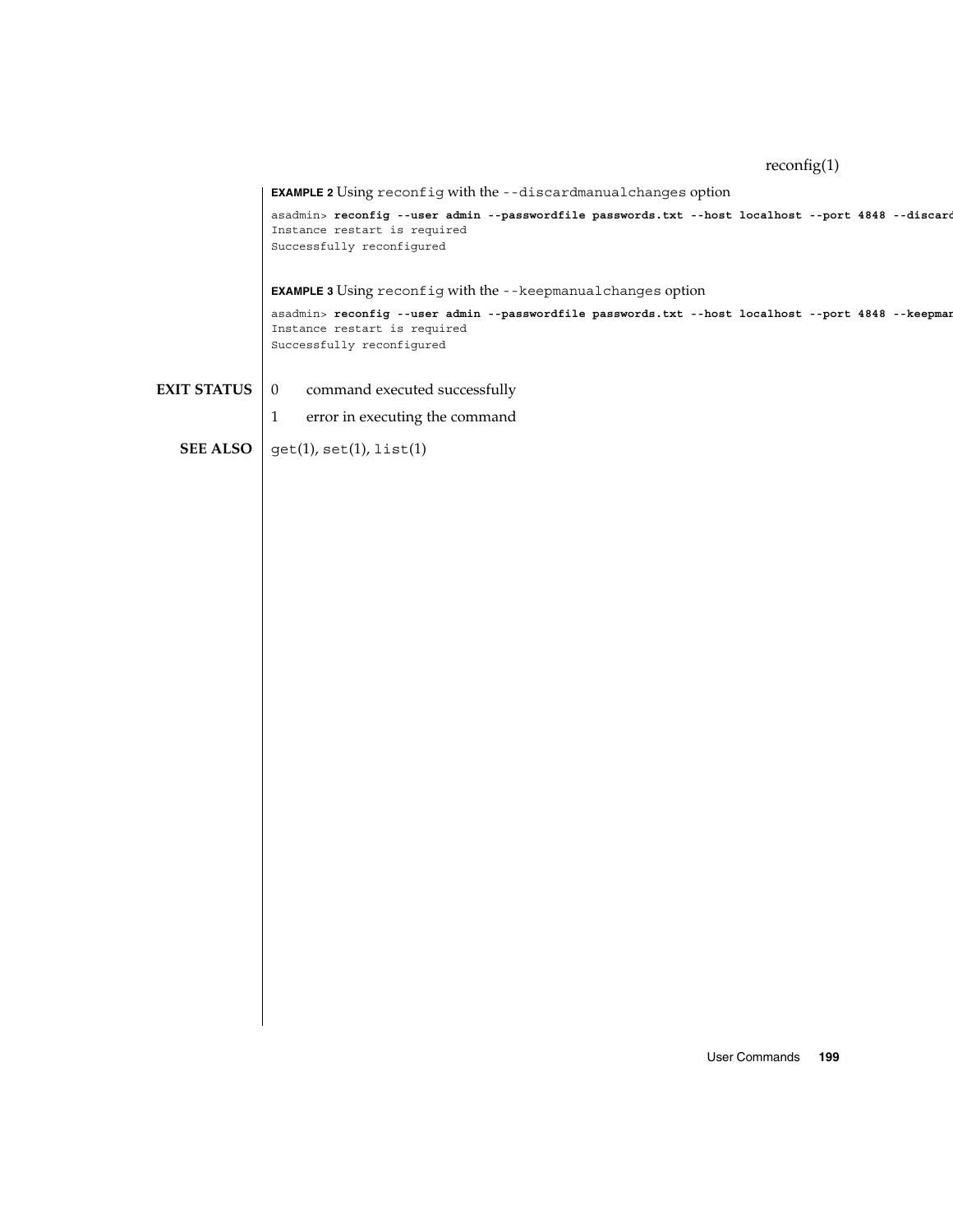**EXAMPLE 2** Using `reconfig` with the `--discardmanualchanges` option

```
asadmin> reconfig --user admin --passwordfile passwords.txt --host localhost --port 4848 --discard
Instance restart is required
Successfully reconfigured
```

**EXAMPLE 3** Using `reconfig` with the `--keepmanualchanges` option

```
asadmin> reconfig --user admin --passwordfile passwords.txt --host localhost --port 4848 --keepman
Instance restart is required
Successfully reconfigured
```

## EXIT STATUS

- 0 command executed successfully
- 1 error in executing the command

## SEE ALSO

`get`(1), `set`(1), `list`(1)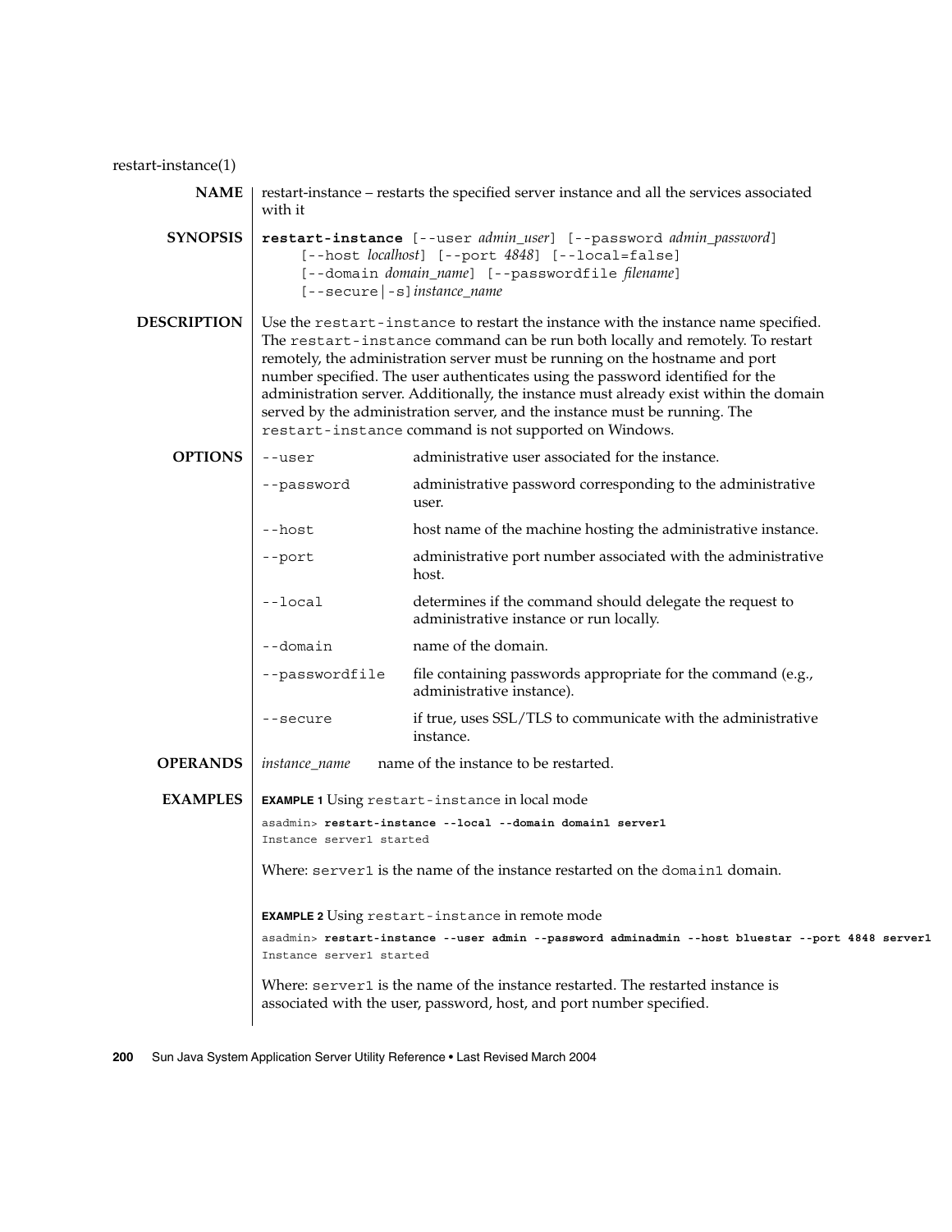restart-instance(1)

**NAME**

restart-instance – restarts the specified server instance and all the services associated with it

**SYNOPSIS**

```
restart-instance [--user admin_user] [--password admin_password]
     [--host localhost] [--port 4848] [--local=false]
     [--domain domain_name] [--passwordfile filename]
     [--secure|-s] instance_name
```

**DESCRIPTION**

Use the `restart-instance` to restart the instance with the instance name specified. The `restart-instance` command can be run both locally and remotely. To restart remotely, the administration server must be running on the hostname and port number specified. The user authenticates using the password identified for the administration server. Additionally, the instance must already exist within the domain served by the administration server, and the instance must be running. The `restart-instance` command is not supported on Windows.

**OPTIONS**

| | |
|---|---|
| `--user` | administrative user associated for the instance. |
| `--password` | administrative password corresponding to the administrative user. |
| `--host` | host name of the machine hosting the administrative instance. |
| `--port` | administrative port number associated with the administrative host. |
| `--local` | determines if the command should delegate the request to administrative instance or run locally. |
| `--domain` | name of the domain. |
| `--passwordfile` | file containing passwords appropriate for the command (e.g., administrative instance). |
| `--secure` | if true, uses SSL/TLS to communicate with the administrative instance. |

**OPERANDS**

*instance_name* name of the instance to be restarted.

**EXAMPLES**

**EXAMPLE 1** Using `restart-instance` in local mode

```
asadmin> restart-instance --local --domain domain1 server1
Instance server1 started
```

Where: `server1` is the name of the instance restarted on the `domain1` domain.

**EXAMPLE 2** Using `restart-instance` in remote mode

```
asadmin> restart-instance --user admin --password adminadmin --host bluestar --port 4848 server1
Instance server1 started
```

Where: `server1` is the name of the instance restarted. The restarted instance is associated with the user, password, host, and port number specified.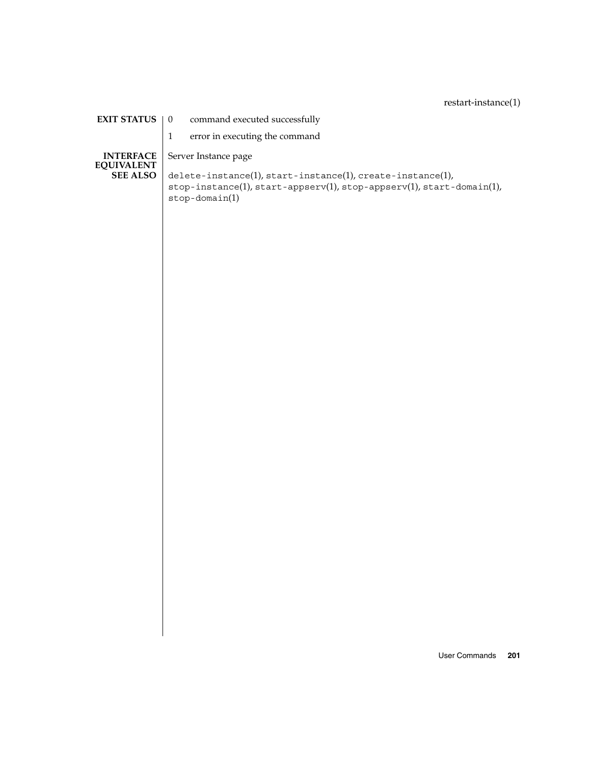**EXIT STATUS**

0 command executed successfully

1 error in executing the command

**INTERFACE EQUIVALENT**

Server Instance page

**SEE ALSO**

`delete-instance`(1), `start-instance`(1), `create-instance`(1), `stop-instance`(1), `start-appserv`(1), `stop-appserv`(1), `start-domain`(1), `stop-domain`(1)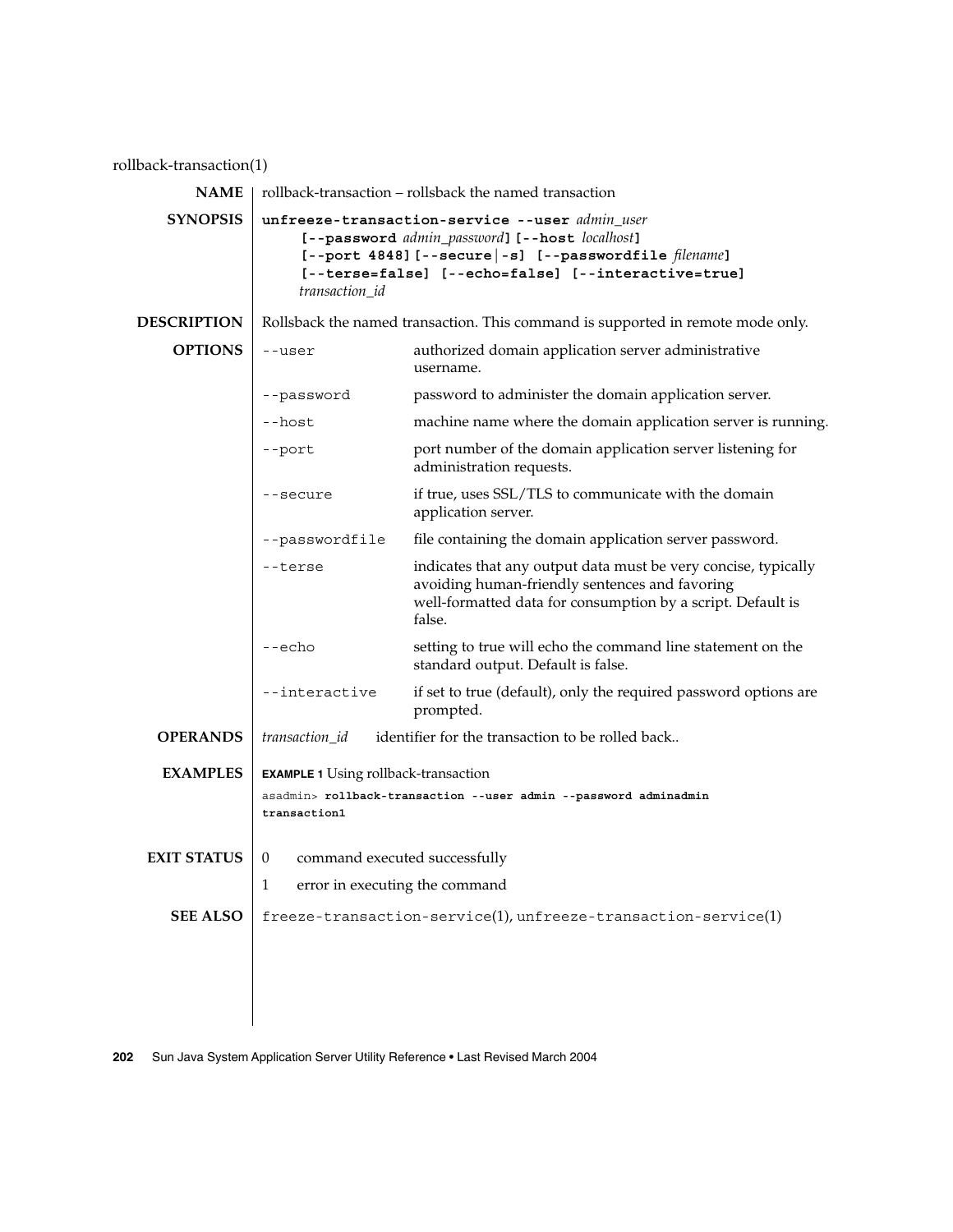rollback-transaction(1)

## NAME

rollback-transaction – rollsback the named transaction

## SYNOPSIS

**unfreeze-transaction-service --user** *admin_user* **[--password** *admin_password***] [--host** *localhost***] [--port 4848] [--secure | -s] [--passwordfile** *filename***] [--terse=false] [--echo=false] [--interactive=true]** *transaction_id*

## DESCRIPTION

Rollsback the named transaction. This command is supported in remote mode only.

## OPTIONS

| | |
|---|---|
| `--user` | authorized domain application server administrative username. |
| `--password` | password to administer the domain application server. |
| `--host` | machine name where the domain application server is running. |
| `--port` | port number of the domain application server listening for administration requests. |
| `--secure` | if true, uses SSL/TLS to communicate with the domain application server. |
| `--passwordfile` | file containing the domain application server password. |
| `--terse` | indicates that any output data must be very concise, typically avoiding human-friendly sentences and favoring well-formatted data for consumption by a script. Default is false. |
| `--echo` | setting to true will echo the command line statement on the standard output. Default is false. |
| `--interactive` | if set to true (default), only the required password options are prompted. |

## OPERANDS

| | |
|---|---|
| *transaction_id* | identifier for the transaction to be rolled back.. |

## EXAMPLES

**EXAMPLE 1** Using rollback-transaction

```
asadmin> rollback-transaction --user admin --password adminadmin
transaction1
```

## EXIT STATUS

| | |
|---|---|
| 0 | command executed successfully |
| 1 | error in executing the command |

## SEE ALSO

freeze-transaction-service(1), unfreeze-transaction-service(1)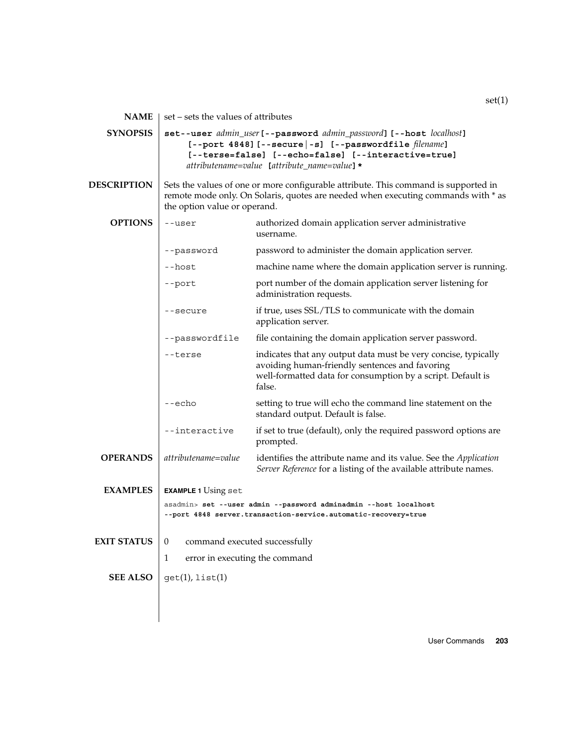## NAME

set – sets the values of attributes

## SYNOPSIS

**set--user** *admin_user* **[--password** *admin_password***] [--host** *localhost***] [--port 4848] [--secure|-s] [--passwordfile** *filename***] [--terse=false] [--echo=false] [--interactive=true]** *attributename=value* **[***attribute_name=value***] ***

## DESCRIPTION

Sets the values of one or more configurable attribute. This command is supported in remote mode only. On Solaris, quotes are needed when executing commands with * as the option value or operand.

## OPTIONS

| | |
|---|---|
| `--user` | authorized domain application server administrative username. |
| `--password` | password to administer the domain application server. |
| `--host` | machine name where the domain application server is running. |
| `--port` | port number of the domain application server listening for administration requests. |
| `--secure` | if true, uses SSL/TLS to communicate with the domain application server. |
| `--passwordfile` | file containing the domain application server password. |
| `--terse` | indicates that any output data must be very concise, typically avoiding human-friendly sentences and favoring well-formatted data for consumption by a script. Default is false. |
| `--echo` | setting to true will echo the command line statement on the standard output. Default is false. |
| `--interactive` | if set to true (default), only the required password options are prompted. |

## OPERANDS

| | |
|---|---|
| *attributename=value* | identifies the attribute name and its value. See the *Application Server Reference* for a listing of the available attribute names. |

## EXAMPLES

**EXAMPLE 1** Using `set`

```
asadmin> set --user admin --password adminadmin --host localhost
--port 4848 server.transaction-service.automatic-recovery=true
```

## EXIT STATUS

0 command executed successfully

1 error in executing the command

## SEE ALSO

`get`(1), `list`(1)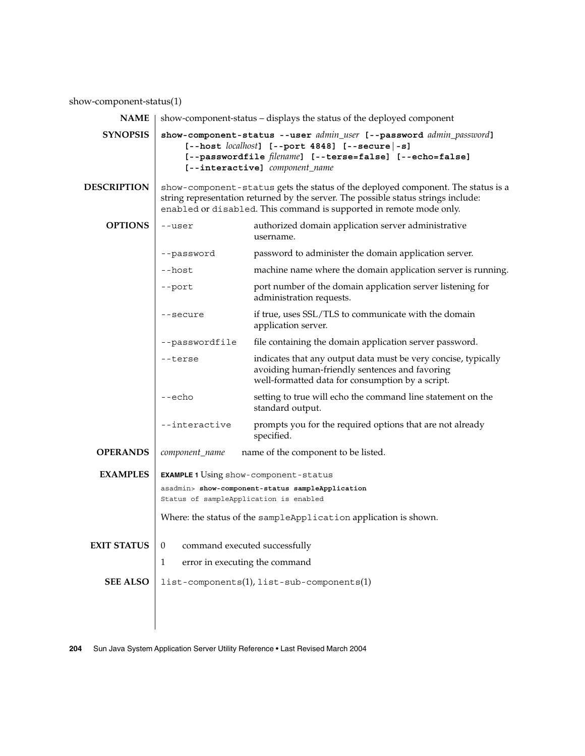show-component-status(1)

## NAME

show-component-status – displays the status of the deployed component

## SYNOPSIS

**show-component-status --user** *admin_user* **[--password** *admin_password***]** **[--host** *localhost***]** **[--port 4848]** **[--secure|-s]** **[--passwordfile** *filename***]** **[--terse=false]** **[--echo=false]** **[--interactive]** *component_name*

## DESCRIPTION

`show-component-status` gets the status of the deployed component. The status is a string representation returned by the server. The possible status strings include: `enabled` or `disabled`. This command is supported in remote mode only.

## OPTIONS

| | |
|---|---|
| `--user` | authorized domain application server administrative username. |
| `--password` | password to administer the domain application server. |
| `--host` | machine name where the domain application server is running. |
| `--port` | port number of the domain application server listening for administration requests. |
| `--secure` | if true, uses SSL/TLS to communicate with the domain application server. |
| `--passwordfile` | file containing the domain application server password. |
| `--terse` | indicates that any output data must be very concise, typically avoiding human-friendly sentences and favoring well-formatted data for consumption by a script. |
| `--echo` | setting to true will echo the command line statement on the standard output. |
| `--interactive` | prompts you for the required options that are not already specified. |

## OPERANDS

| | |
|---|---|
| *component_name* | name of the component to be listed. |

## EXAMPLES

**EXAMPLE 1** Using `show-component-status`

```
asadmin> show-component-status sampleApplication
Status of sampleApplication is enabled
```

Where: the status of the `sampleApplication` application is shown.

## EXIT STATUS

| | |
|---|---|
| 0 | command executed successfully |
| 1 | error in executing the command |

## SEE ALSO

`list-components`(1), `list-sub-components`(1)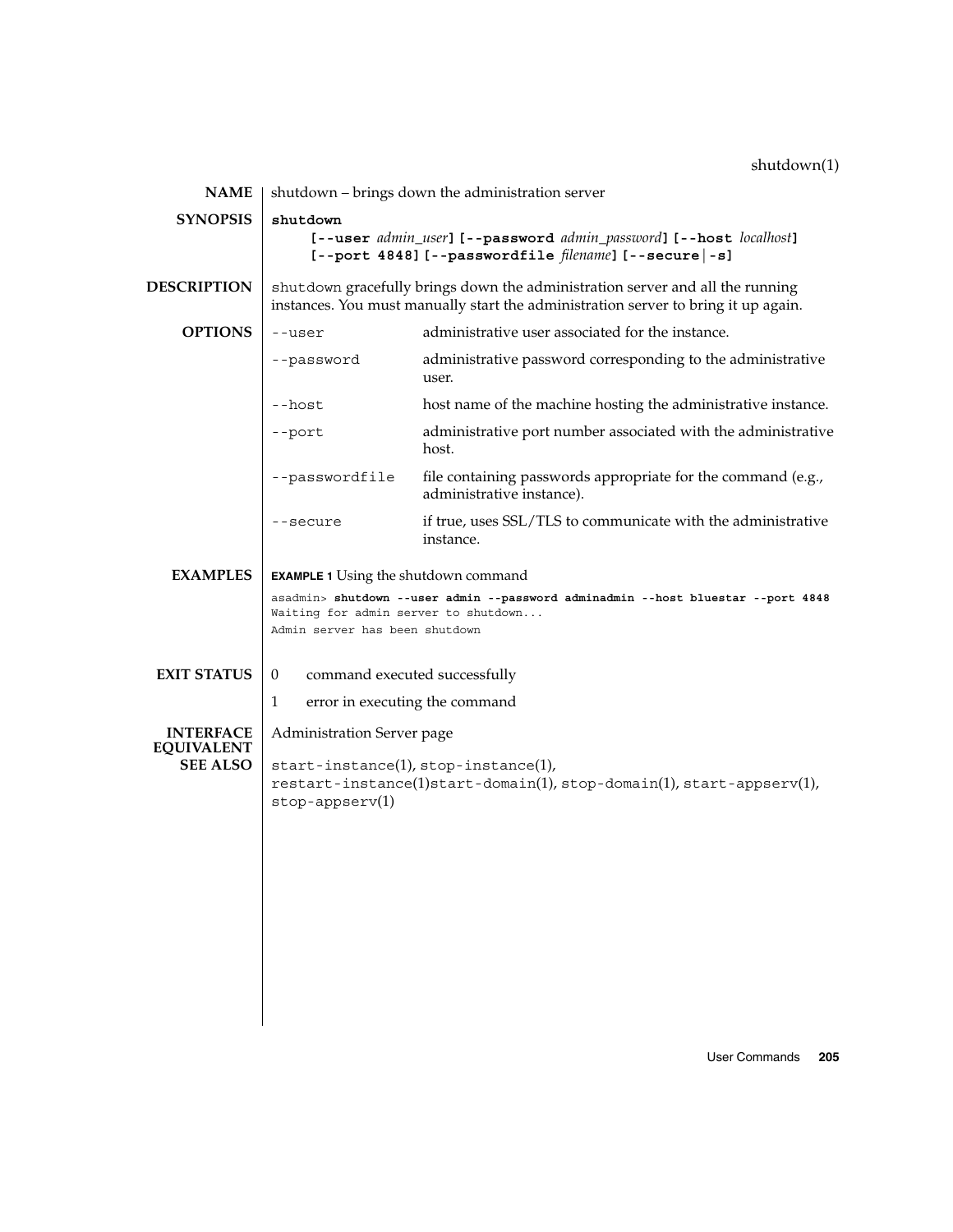# shutdown(1)

## NAME

shutdown – brings down the administration server

## SYNOPSIS

**shutdown**
**[--user** *admin_user***] [--password** *admin_password***] [--host** *localhost***]**
**[--port 4848] [--passwordfile** *filename***] [--secure|-s]**

## DESCRIPTION

`shutdown` gracefully brings down the administration server and all the running instances. You must manually start the administration server to bring it up again.

## OPTIONS

| Option | Description |
|---|---|
| `--user` | administrative user associated for the instance. |
| `--password` | administrative password corresponding to the administrative user. |
| `--host` | host name of the machine hosting the administrative instance. |
| `--port` | administrative port number associated with the administrative host. |
| `--passwordfile` | file containing passwords appropriate for the command (e.g., administrative instance). |
| `--secure` | if true, uses SSL/TLS to communicate with the administrative instance. |

## EXAMPLES

**EXAMPLE 1** Using the shutdown command

```
asadmin> shutdown --user admin --password adminadmin --host bluestar --port 4848
Waiting for admin server to shutdown...
Admin server has been shutdown
```

## EXIT STATUS

0 command executed successfully

1 error in executing the command

## INTERFACE EQUIVALENT

Administration Server page

## SEE ALSO

`start-instance`(1), `stop-instance`(1), `restart-instance`(1)`start-domain`(1), `stop-domain`(1), `start-appserv`(1), `stop-appserv`(1)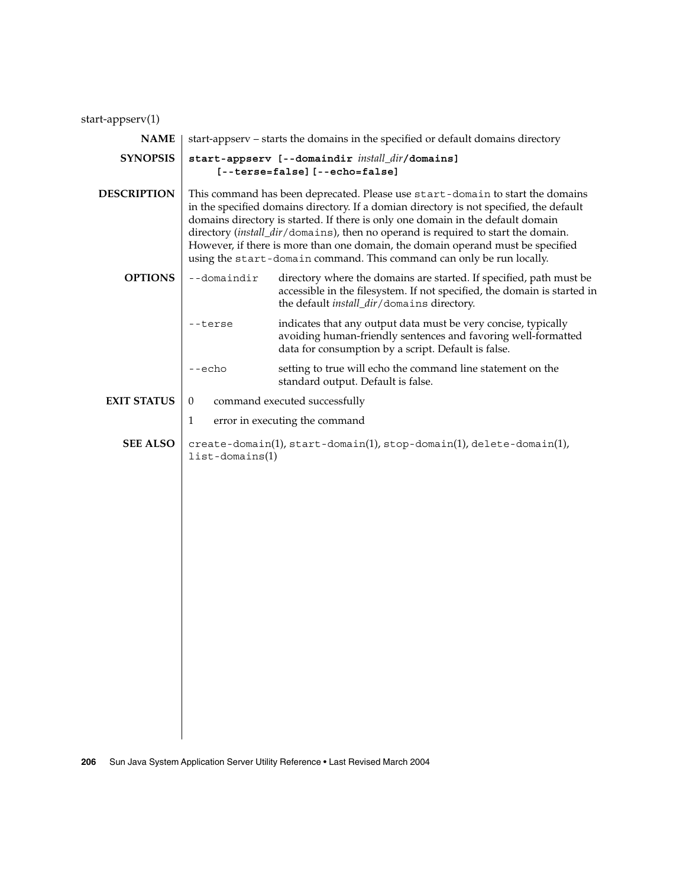# start-appserv(1)

**NAME**

start-appserv – starts the domains in the specified or default domains directory

**SYNOPSIS**

**start-appserv [--domaindir** *install_dir*/**domains]** **[--terse=false] [--echo=false]**

**DESCRIPTION**

This command has been deprecated. Please use `start-domain` to start the domains in the specified domains directory. If a domian directory is not specified, the default domains directory is started. If there is only one domain in the default domain directory (*install_dir*/`domains`), then no operand is required to start the domain. However, if there is more than one domain, the domain operand must be specified using the `start-domain` command. This command can only be run locally.

**OPTIONS**

| | |
|---|---|
| `--domaindir` | directory where the domains are started. If specified, path must be accessible in the filesystem. If not specified, the domain is started in the default *install_dir*/`domains` directory. |
| `--terse` | indicates that any output data must be very concise, typically avoiding human-friendly sentences and favoring well-formatted data for consumption by a script. Default is false. |
| `--echo` | setting to true will echo the command line statement on the standard output. Default is false. |

**EXIT STATUS**

| | |
|---|---|
| 0 | command executed successfully |
| 1 | error in executing the command |

**SEE ALSO**

`create-domain`(1), `start-domain`(1), `stop-domain`(1), `delete-domain`(1), `list-domains`(1)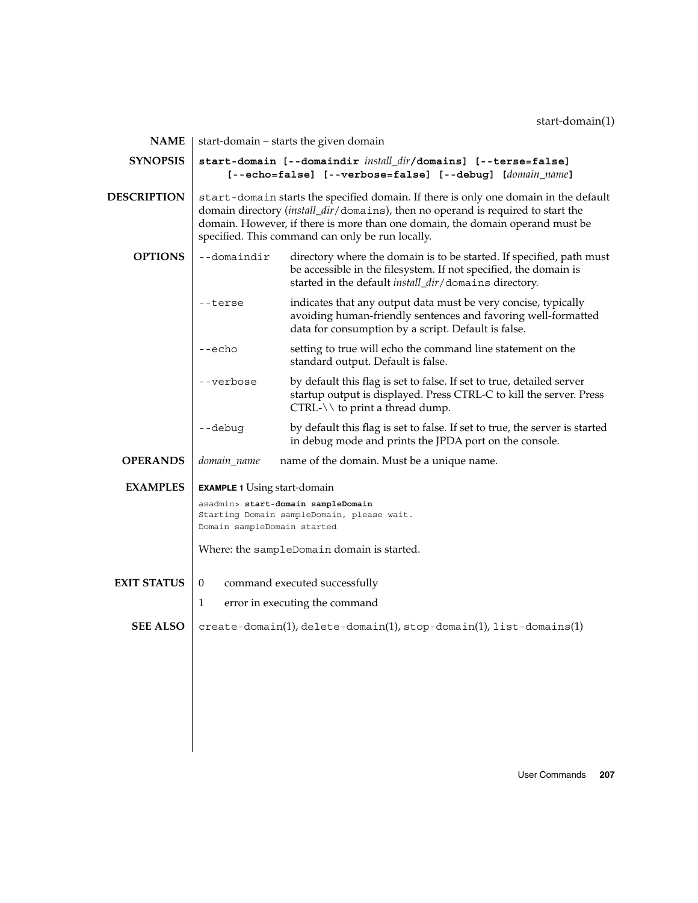## start-domain(1)

**NAME**

start-domain – starts the given domain

**SYNOPSIS**

**start-domain [--domaindir** *install_dir***/domains] [--terse=false] [--echo=false] [--verbose=false] [--debug] [***domain_name***]**

**DESCRIPTION**

`start-domain` starts the specified domain. If there is only one domain in the default domain directory (*install_dir*/`domains`), then no operand is required to start the domain. However, if there is more than one domain, the domain operand must be specified. This command can only be run locally.

**OPTIONS**

| | |
|---|---|
| `--domaindir` | directory where the domain is to be started. If specified, path must be accessible in the filesystem. If not specified, the domain is started in the default *install_dir*/`domains` directory. |
| `--terse` | indicates that any output data must be very concise, typically avoiding human-friendly sentences and favoring well-formatted data for consumption by a script. Default is false. |
| `--echo` | setting to true will echo the command line statement on the standard output. Default is false. |
| `--verbose` | by default this flag is set to false. If set to true, detailed server startup output is displayed. Press CTRL-C to kill the server. Press CTRL-\\ to print a thread dump. |
| `--debug` | by default this flag is set to false. If set to true, the server is started in debug mode and prints the JPDA port on the console. |

**OPERANDS**

| | |
|---|---|
| *domain_name* | name of the domain. Must be a unique name. |

**EXAMPLES**

**EXAMPLE 1** Using start-domain

```
asadmin> start-domain sampleDomain
Starting Domain sampleDomain, please wait.
Domain sampleDomain started
```

Where: the `sampleDomain` domain is started.

**EXIT STATUS**

| | |
|---|---|
| 0 | command executed successfully |
| 1 | error in executing the command |

**SEE ALSO**

`create-domain`(1), `delete-domain`(1), `stop-domain`(1), `list-domains`(1)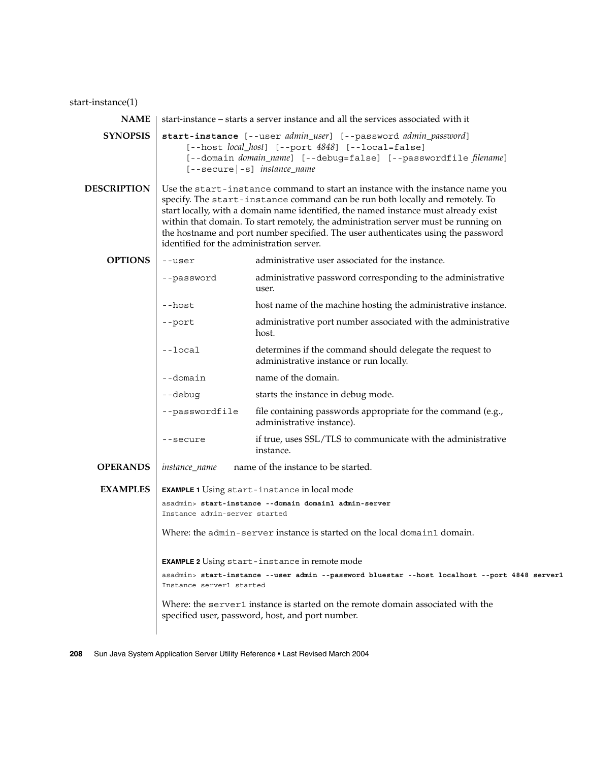start-instance(1)

**NAME**

start-instance – starts a server instance and all the services associated with it

**SYNOPSIS**

```
start-instance [--user admin_user] [--password admin_password]
     [--host local_host] [--port 4848] [--local=false]
     [--domain domain_name] [--debug=false] [--passwordfile filename]
     [--secure|-s] instance_name
```

**DESCRIPTION**

Use the `start-instance` command to start an instance with the instance name you specify. The `start-instance` command can be run both locally and remotely. To start locally, with a domain name identified, the named instance must already exist within that domain. To start remotely, the administration server must be running on the hostname and port number specified. The user authenticates using the password identified for the administration server.

**OPTIONS**

| Option | Description |
|---|---|
| `--user` | administrative user associated for the instance. |
| `--password` | administrative password corresponding to the administrative user. |
| `--host` | host name of the machine hosting the administrative instance. |
| `--port` | administrative port number associated with the administrative host. |
| `--local` | determines if the command should delegate the request to administrative instance or run locally. |
| `--domain` | name of the domain. |
| `--debug` | starts the instance in debug mode. |
| `--passwordfile` | file containing passwords appropriate for the command (e.g., administrative instance). |
| `--secure` | if true, uses SSL/TLS to communicate with the administrative instance. |

**OPERANDS**

| Operand | Description |
|---|---|
| *instance_name* | name of the instance to be started. |

**EXAMPLES**

**EXAMPLE 1** Using `start-instance` in local mode

```
asadmin> start-instance --domain domain1 admin-server
Instance admin-server started
```

Where: the `admin-server` instance is started on the local `domain1` domain.

**EXAMPLE 2** Using `start-instance` in remote mode

```
asadmin> start-instance --user admin --password bluestar --host localhost --port 4848 server1
Instance server1 started
```

Where: the `server1` instance is started on the remote domain associated with the specified user, password, host, and port number.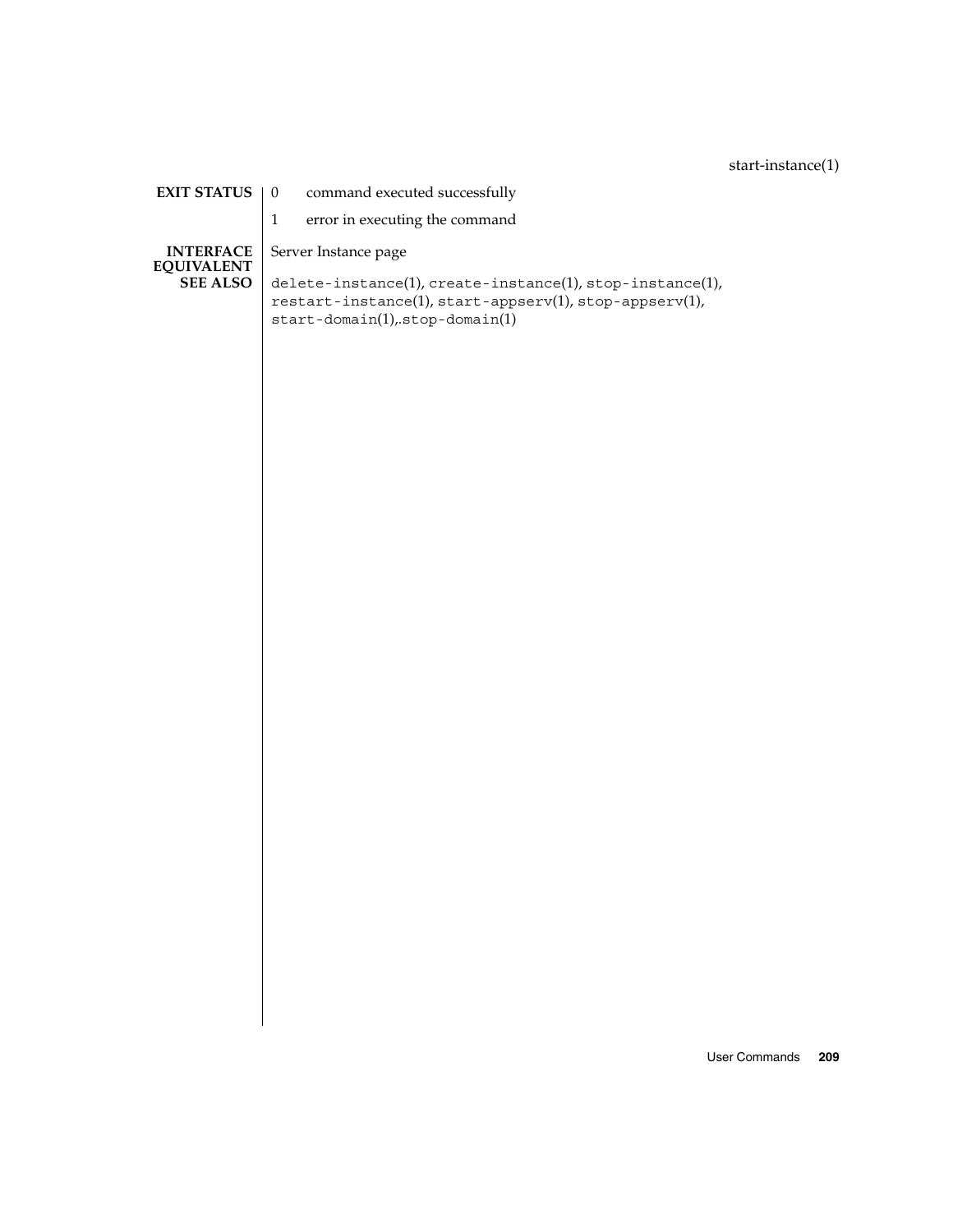**EXIT STATUS**

0 command executed successfully

1 error in executing the command

**INTERFACE EQUIVALENT**

Server Instance page

**SEE ALSO**

`delete-instance`(1), `create-instance`(1), `stop-instance`(1), `restart-instance`(1), `start-appserv`(1), `stop-appserv`(1), `start-domain`(1),.`stop-domain`(1)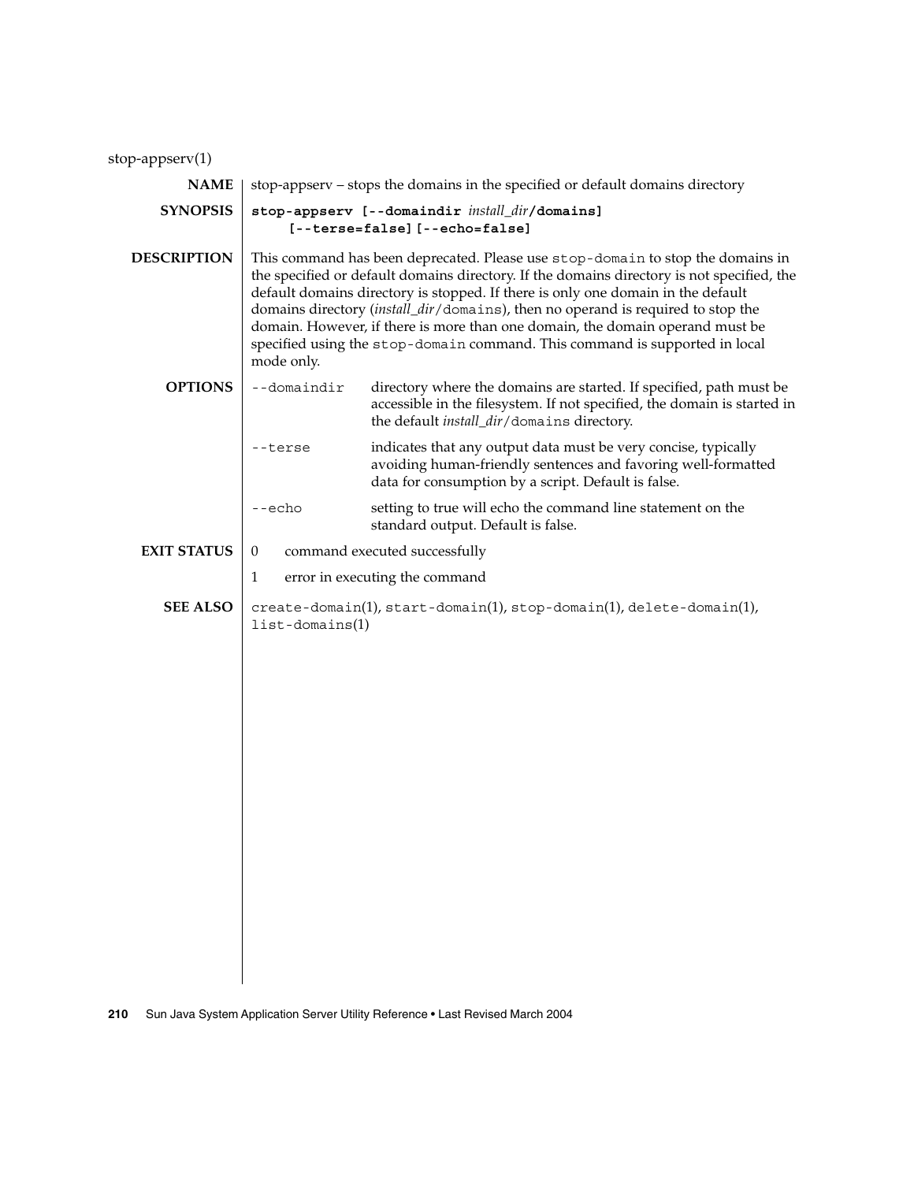# stop-appserv(1)

**NAME**

stop-appserv – stops the domains in the specified or default domains directory

**SYNOPSIS**

**stop-appserv [--domaindir** *install_dir*/**domains] [--terse=false] [--echo=false]**

**DESCRIPTION**

This command has been deprecated. Please use `stop-domain` to stop the domains in the specified or default domains directory. If the domains directory is not specified, the default domains directory is stopped. If there is only one domain in the default domains directory (*install_dir*/`domains`), then no operand is required to stop the domain. However, if there is more than one domain, the domain operand must be specified using the `stop-domain` command. This command is supported in local mode only.

**OPTIONS**

`--domaindir` directory where the domains are started. If specified, path must be accessible in the filesystem. If not specified, the domain is started in the default *install_dir*/`domains` directory.

`--terse` indicates that any output data must be very concise, typically avoiding human-friendly sentences and favoring well-formatted data for consumption by a script. Default is false.

`--echo` setting to true will echo the command line statement on the standard output. Default is false.

**EXIT STATUS**

0 command executed successfully

1 error in executing the command

**SEE ALSO**

`create-domain`(1), `start-domain`(1), `stop-domain`(1), `delete-domain`(1), `list-domains`(1)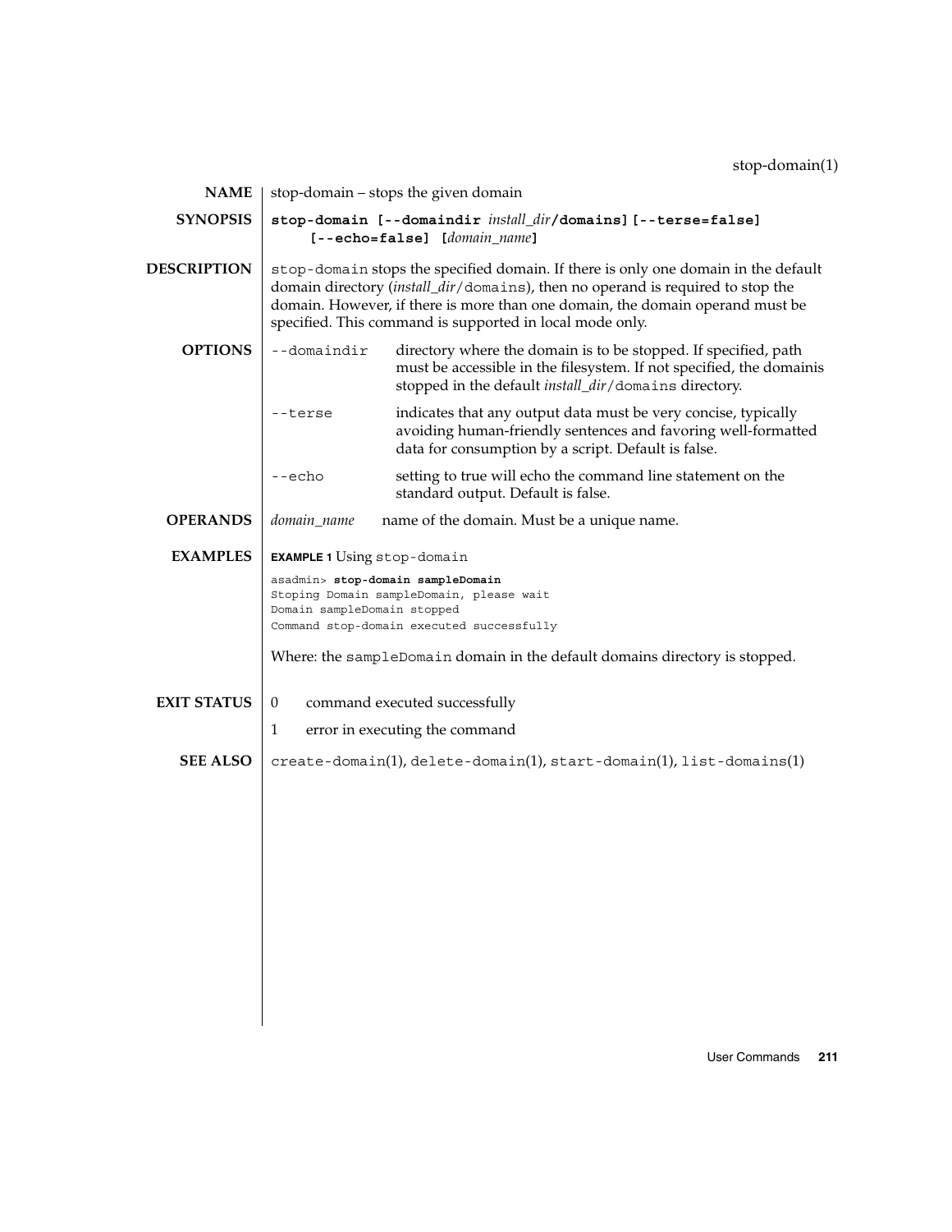## stop-domain(1)

**NAME**

stop-domain – stops the given domain

**SYNOPSIS**

**stop-domain [--domaindir** *install_dir***/domains] [--terse=false] [--echo=false] [***domain_name***]**

**DESCRIPTION**

`stop-domain` stops the specified domain. If there is only one domain in the default domain directory (*install_dir*/`domains`), then no operand is required to stop the domain. However, if there is more than one domain, the domain operand must be specified. This command is supported in local mode only.

**OPTIONS**

`--domaindir` directory where the domain is to be stopped. If specified, path must be accessible in the filesystem. If not specified, the domainis stopped in the default *install_dir*/`domains` directory.

`--terse` indicates that any output data must be very concise, typically avoiding human-friendly sentences and favoring well-formatted data for consumption by a script. Default is false.

`--echo` setting to true will echo the command line statement on the standard output. Default is false.

**OPERANDS**

*domain_name* name of the domain. Must be a unique name.

**EXAMPLES**

**EXAMPLE 1** Using `stop-domain`

```
asadmin> stop-domain sampleDomain
Stoping Domain sampleDomain, please wait
Domain sampleDomain stopped
Command stop-domain executed successfully
```

Where: the `sampleDomain` domain in the default domains directory is stopped.

**EXIT STATUS**

0 command executed successfully

1 error in executing the command

**SEE ALSO**

`create-domain`(1), `delete-domain`(1), `start-domain`(1), `list-domains`(1)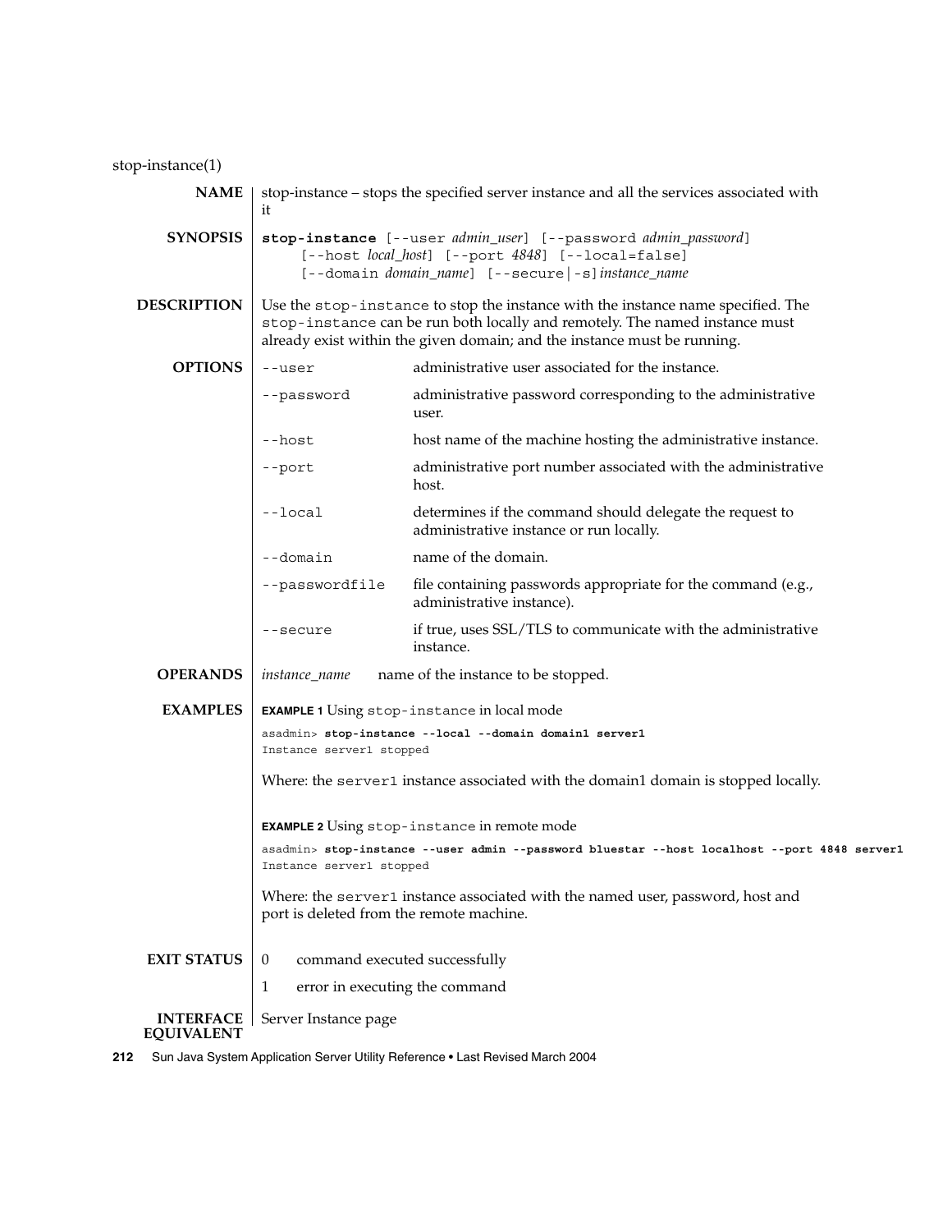stop-instance(1)

## NAME

stop-instance – stops the specified server instance and all the services associated with it

## SYNOPSIS

**stop-instance** [--user *admin_user*] [--password *admin_password*] [--host *local_host*] [--port *4848*] [--local=false] [--domain *domain_name*] [--secure|-s] *instance_name*

## DESCRIPTION

Use the `stop-instance` to stop the instance with the instance name specified. The `stop-instance` can be run both locally and remotely. The named instance must already exist within the given domain; and the instance must be running.

## OPTIONS

| Option | Description |
|---|---|
| `--user` | administrative user associated for the instance. |
| `--password` | administrative password corresponding to the administrative user. |
| `--host` | host name of the machine hosting the administrative instance. |
| `--port` | administrative port number associated with the administrative host. |
| `--local` | determines if the command should delegate the request to administrative instance or run locally. |
| `--domain` | name of the domain. |
| `--passwordfile` | file containing passwords appropriate for the command (e.g., administrative instance). |
| `--secure` | if true, uses SSL/TLS to communicate with the administrative instance. |

## OPERANDS

| Operand | Description |
|---|---|
| *instance_name* | name of the instance to be stopped. |

## EXAMPLES

**EXAMPLE 1** Using `stop-instance` in local mode

```
asadmin> stop-instance --local --domain domain1 server1
Instance server1 stopped
```

Where: the `server1` instance associated with the domain1 domain is stopped locally.

**EXAMPLE 2** Using `stop-instance` in remote mode

```
asadmin> stop-instance --user admin --password bluestar --host localhost --port 4848 server1
Instance server1 stopped
```

Where: the `server1` instance associated with the named user, password, host and port is deleted from the remote machine.

## EXIT STATUS

| Status | Description |
|---|---|
| 0 | command executed successfully |
| 1 | error in executing the command |

## INTERFACE EQUIVALENT

Server Instance page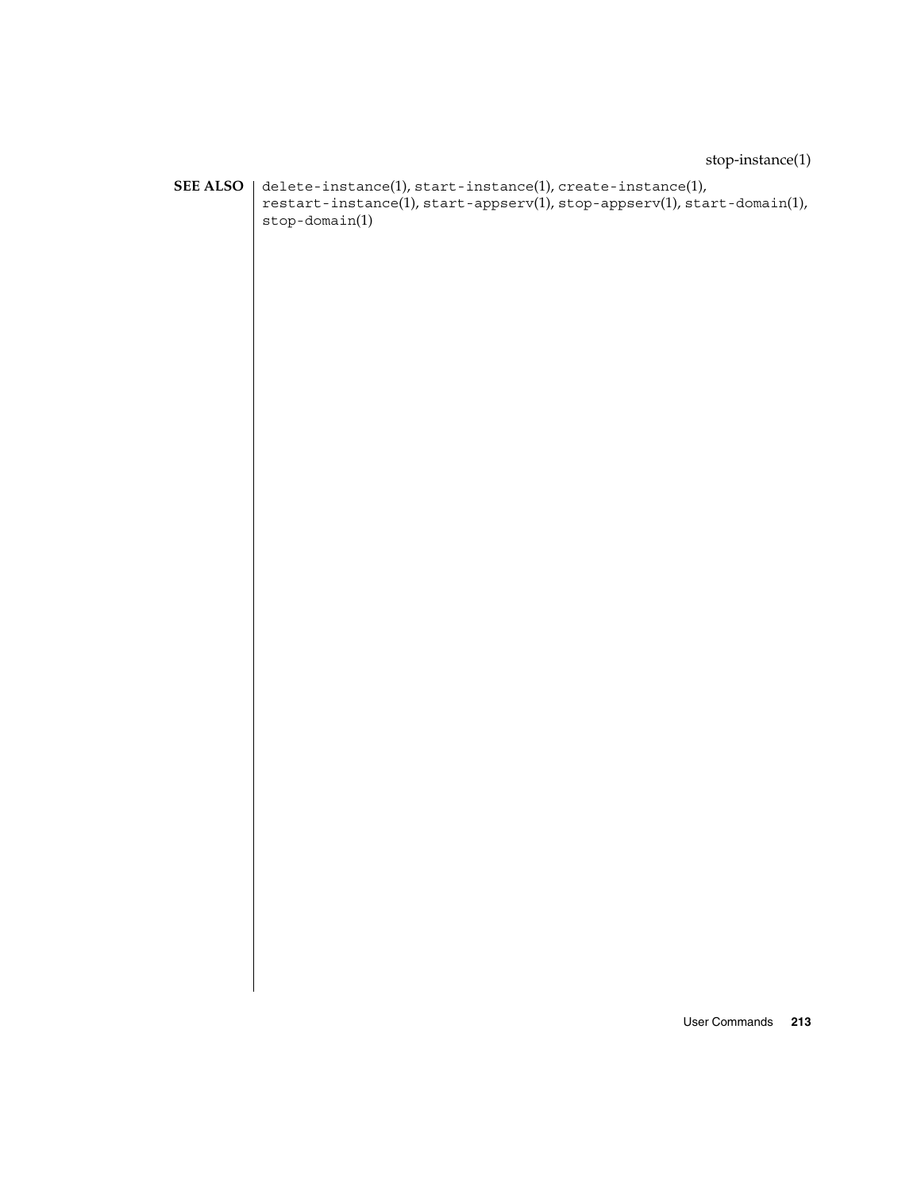**SEE ALSO**

`delete-instance`(1), `start-instance`(1), `create-instance`(1), `restart-instance`(1), `start-appserv`(1), `stop-appserv`(1), `start-domain`(1), `stop-domain`(1)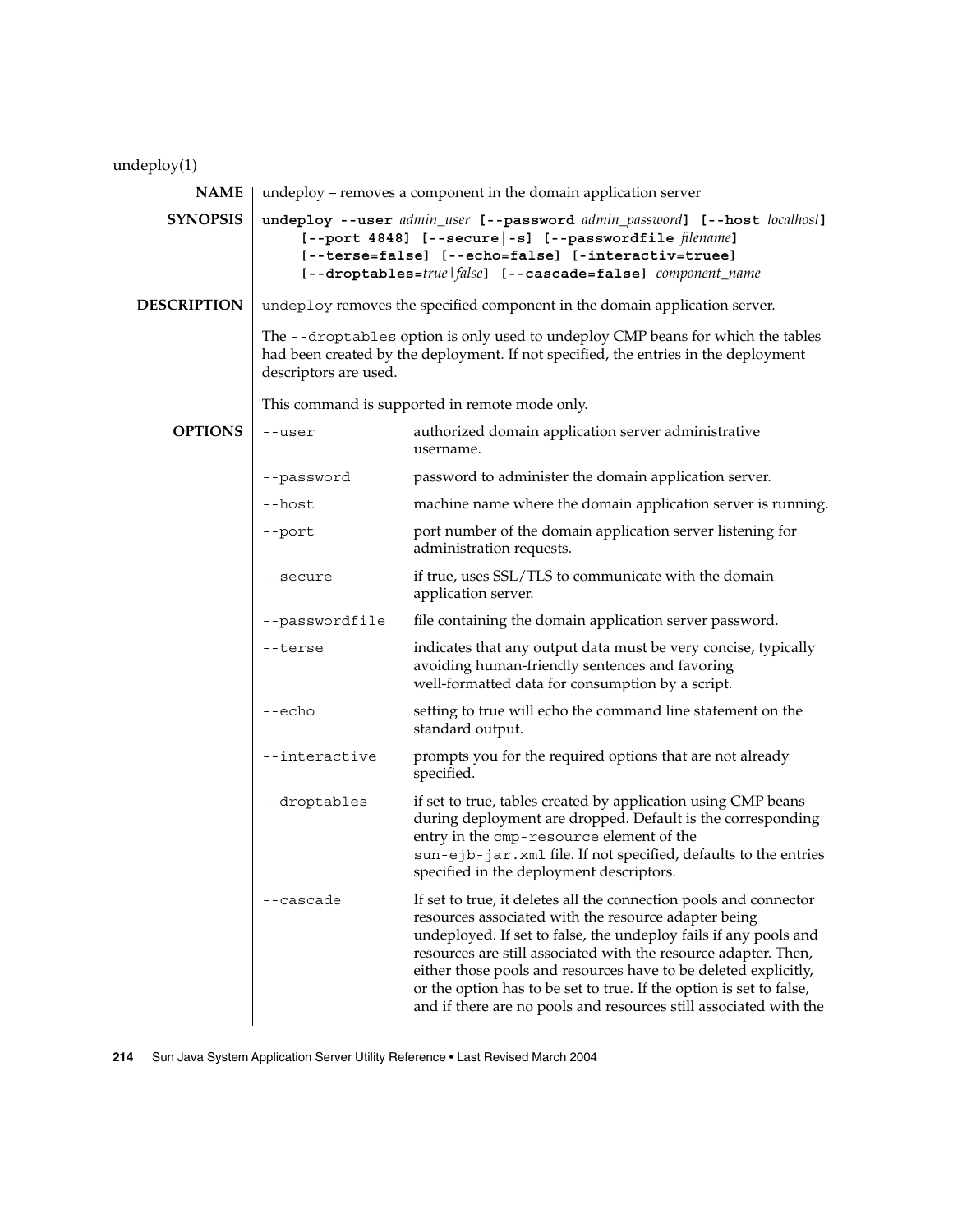undeploy(1)

**NAME**

undeploy – removes a component in the domain application server

**SYNOPSIS**

**undeploy --user** *admin_user* **[--password** *admin_password***] [--host** *localhost***] [--port 4848] [--secure|-s] [--passwordfile** *filename***] [--terse=false] [--echo=false] [--interactiv=truee] [--droptables=***true|false***] [--cascade=false]** *component_name*

**DESCRIPTION**

undeploy removes the specified component in the domain application server.

The --droptables option is only used to undeploy CMP beans for which the tables had been created by the deployment. If not specified, the entries in the deployment descriptors are used.

This command is supported in remote mode only.

**OPTIONS**

| Option | Description |
|---|---|
| --user | authorized domain application server administrative username. |
| --password | password to administer the domain application server. |
| --host | machine name where the domain application server is running. |
| --port | port number of the domain application server listening for administration requests. |
| --secure | if true, uses SSL/TLS to communicate with the domain application server. |
| --passwordfile | file containing the domain application server password. |
| --terse | indicates that any output data must be very concise, typically avoiding human-friendly sentences and favoring well-formatted data for consumption by a script. |
| --echo | setting to true will echo the command line statement on the standard output. |
| --interactive | prompts you for the required options that are not already specified. |
| --droptables | if set to true, tables created by application using CMP beans during deployment are dropped. Default is the corresponding entry in the cmp-resource element of the sun-ejb-jar.xml file. If not specified, defaults to the entries specified in the deployment descriptors. |
| --cascade | If set to true, it deletes all the connection pools and connector resources associated with the resource adapter being undeployed. If set to false, the undeploy fails if any pools and resources are still associated with the resource adapter. Then, either those pools and resources have to be deleted explicitly, or the option has to be set to true. If the option is set to false, and if there are no pools and resources still associated with the |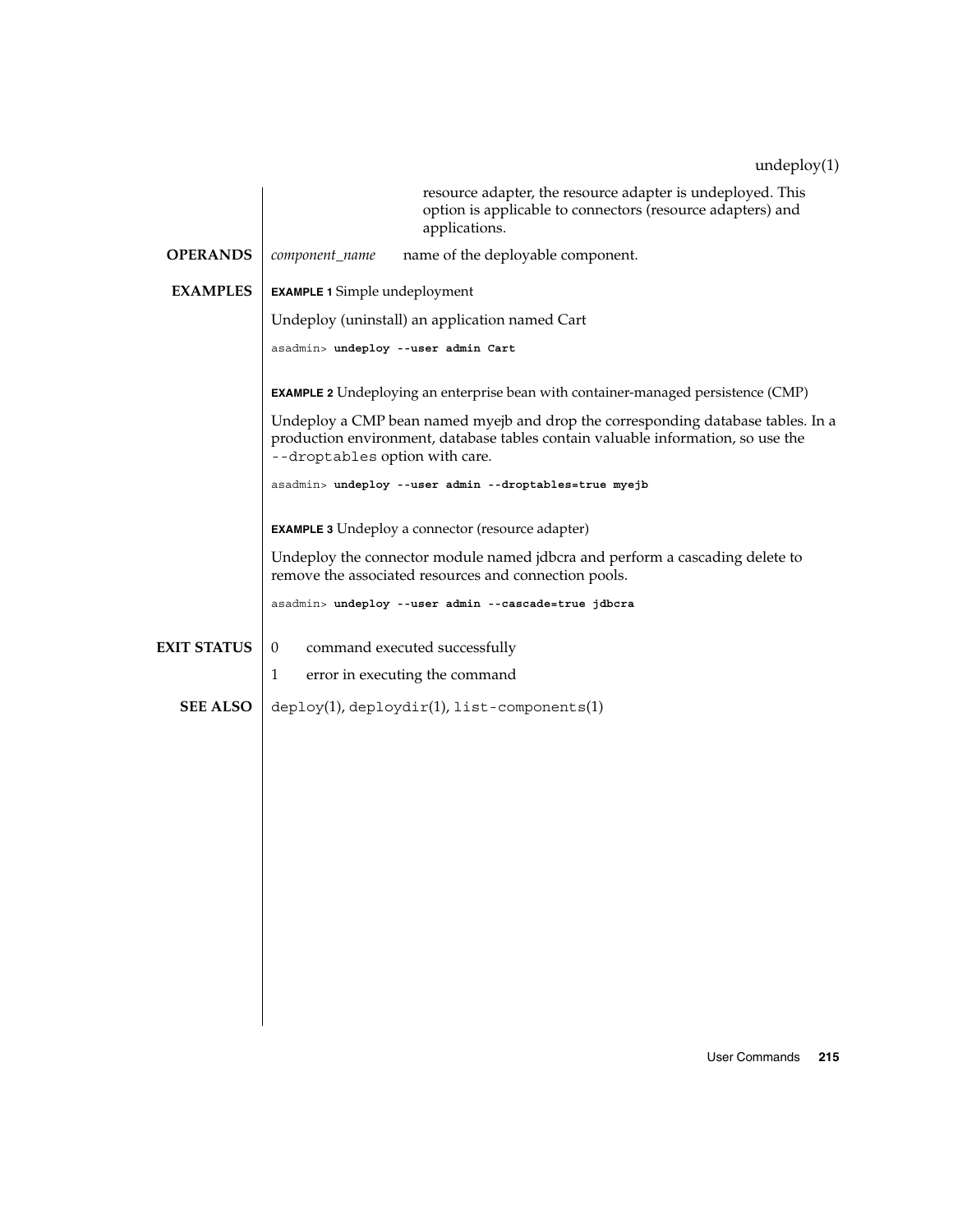resource adapter, the resource adapter is undeployed. This option is applicable to connectors (resource adapters) and applications.

## OPERANDS

*component_name* name of the deployable component.

## EXAMPLES

**EXAMPLE 1** Simple undeployment

Undeploy (uninstall) an application named Cart

```
asadmin> undeploy --user admin Cart
```

**EXAMPLE 2** Undeploying an enterprise bean with container-managed persistence (CMP)

Undeploy a CMP bean named myejb and drop the corresponding database tables. In a production environment, database tables contain valuable information, so use the `--droptables` option with care.

```
asadmin> undeploy --user admin --droptables=true myejb
```

**EXAMPLE 3** Undeploy a connector (resource adapter)

Undeploy the connector module named jdbcra and perform a cascading delete to remove the associated resources and connection pools.

```
asadmin> undeploy --user admin --cascade=true jdbcra
```

## EXIT STATUS

0 command executed successfully

1 error in executing the command

## SEE ALSO

`deploy`(1), `deploydir`(1), `list-components`(1)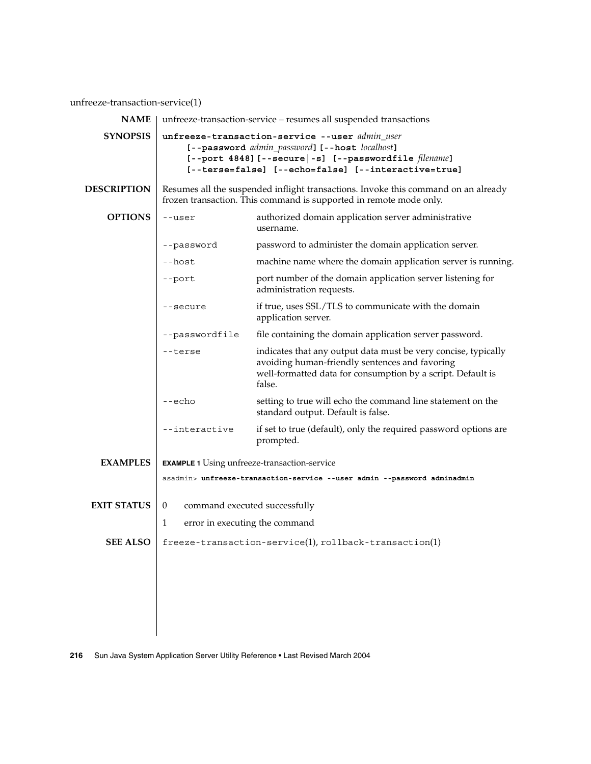unfreeze-transaction-service(1)

## NAME

unfreeze-transaction-service – resumes all suspended transactions

## SYNOPSIS

**unfreeze-transaction-service --user** *admin_user* **[--password** *admin_password***] [--host** *localhost***] [--port 4848] [--secure|-s] [--passwordfile** *filename***] [--terse=false] [--echo=false] [--interactive=true]**

## DESCRIPTION

Resumes all the suspended inflight transactions. Invoke this command on an already frozen transaction. This command is supported in remote mode only.

## OPTIONS

| Option | Description |
|---|---|
| `--user` | authorized domain application server administrative username. |
| `--password` | password to administer the domain application server. |
| `--host` | machine name where the domain application server is running. |
| `--port` | port number of the domain application server listening for administration requests. |
| `--secure` | if true, uses SSL/TLS to communicate with the domain application server. |
| `--passwordfile` | file containing the domain application server password. |
| `--terse` | indicates that any output data must be very concise, typically avoiding human-friendly sentences and favoring well-formatted data for consumption by a script. Default is false. |
| `--echo` | setting to true will echo the command line statement on the standard output. Default is false. |
| `--interactive` | if set to true (default), only the required password options are prompted. |

## EXAMPLES

**EXAMPLE 1** Using unfreeze-transaction-service

```
asadmin> unfreeze-transaction-service --user admin --password adminadmin
```

## EXIT STATUS

| | |
|---|---|
| 0 | command executed successfully |
| 1 | error in executing the command |

## SEE ALSO

`freeze-transaction-service`(1), `rollback-transaction`(1)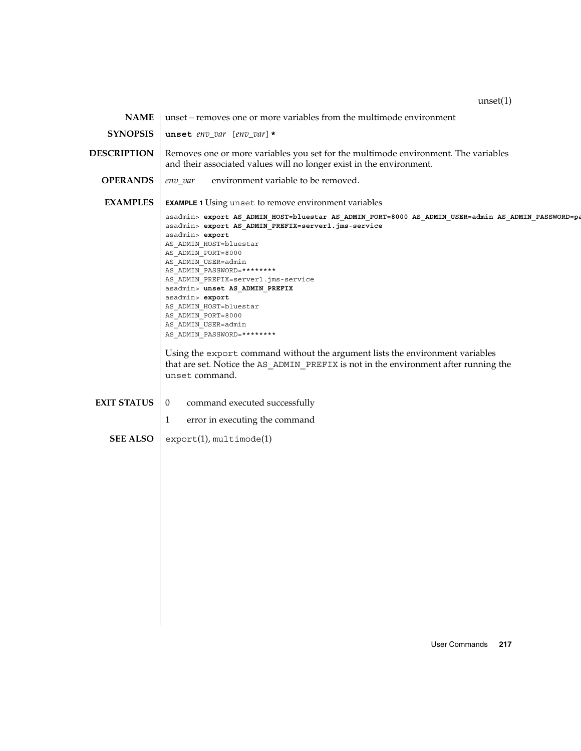## NAME

unset – removes one or more variables from the multimode environment

## SYNOPSIS

**unset** *env_var* [*env_var*] *

## DESCRIPTION

Removes one or more variables you set for the multimode environment. The variables and their associated values will no longer exist in the environment.

## OPERANDS

*env_var* environment variable to be removed.

## EXAMPLES

**EXAMPLE 1** Using `unset` to remove environment variables

```
asadmin> export AS_ADMIN_HOST=bluestar AS_ADMIN_PORT=8000 AS_ADMIN_USER=admin AS_ADMIN_PASSWORD=pa
asadmin> export AS_ADMIN_PREFIX=server1.jms-service
asadmin> export
AS_ADMIN_HOST=bluestar
AS_ADMIN_PORT=8000
AS_ADMIN_USER=admin
AS_ADMIN_PASSWORD=********
AS_ADMIN_PREFIX=server1.jms-service
asadmin> unset AS_ADMIN_PREFIX
asadmin> export
AS_ADMIN_HOST=bluestar
AS_ADMIN_PORT=8000
AS_ADMIN_USER=admin
AS_ADMIN_PASSWORD=********
```

Using the `export` command without the argument lists the environment variables that are set. Notice the `AS_ADMIN_PREFIX` is not in the environment after running the `unset` command.

## EXIT STATUS

0 command executed successfully

1 error in executing the command

## SEE ALSO

`export`(1), `multimode`(1)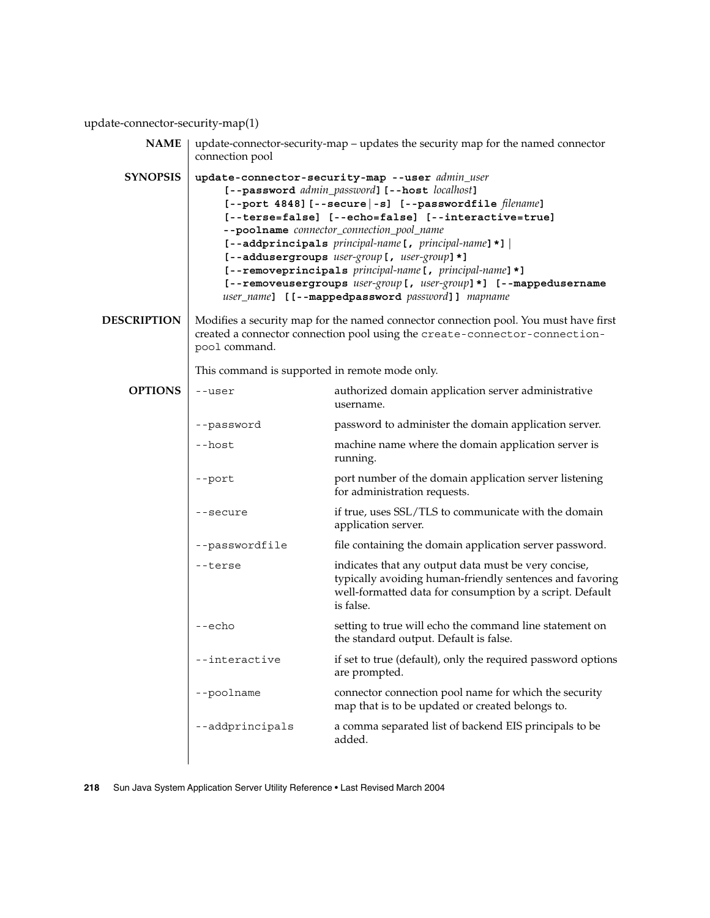update-connector-security-map(1)

**NAME**

update-connector-security-map – updates the security map for the named connector connection pool

**SYNOPSIS**

```
update-connector-security-map --user admin_user
     [--password admin_password] [--host localhost]
     [--port 4848] [--secure|-s] [--passwordfile filename]
     [--terse=false] [--echo=false] [--interactive=true]
     --poolname connector_connection_pool_name
     [--addprincipals principal-name [, principal-name]*] |
     [--addusergroups user-group [, user-group]*]
     [--removeprincipals principal-name [, principal-name]*]
     [--removeusergroups user-group [, user-group]*] [--mappedusername
     user_name] [[--mappedpassword password]] mapname
```

**DESCRIPTION**

Modifies a security map for the named connector connection pool. You must have first created a connector connection pool using the `create-connector-connection-pool` command.

This command is supported in remote mode only.

**OPTIONS**

| Option | Description |
|---|---|
| `--user` | authorized domain application server administrative username. |
| `--password` | password to administer the domain application server. |
| `--host` | machine name where the domain application server is running. |
| `--port` | port number of the domain application server listening for administration requests. |
| `--secure` | if true, uses SSL/TLS to communicate with the domain application server. |
| `--passwordfile` | file containing the domain application server password. |
| `--terse` | indicates that any output data must be very concise, typically avoiding human-friendly sentences and favoring well-formatted data for consumption by a script. Default is false. |
| `--echo` | setting to true will echo the command line statement on the standard output. Default is false. |
| `--interactive` | if set to true (default), only the required password options are prompted. |
| `--poolname` | connector connection pool name for which the security map that is to be updated or created belongs to. |
| `--addprincipals` | a comma separated list of backend EIS principals to be added. |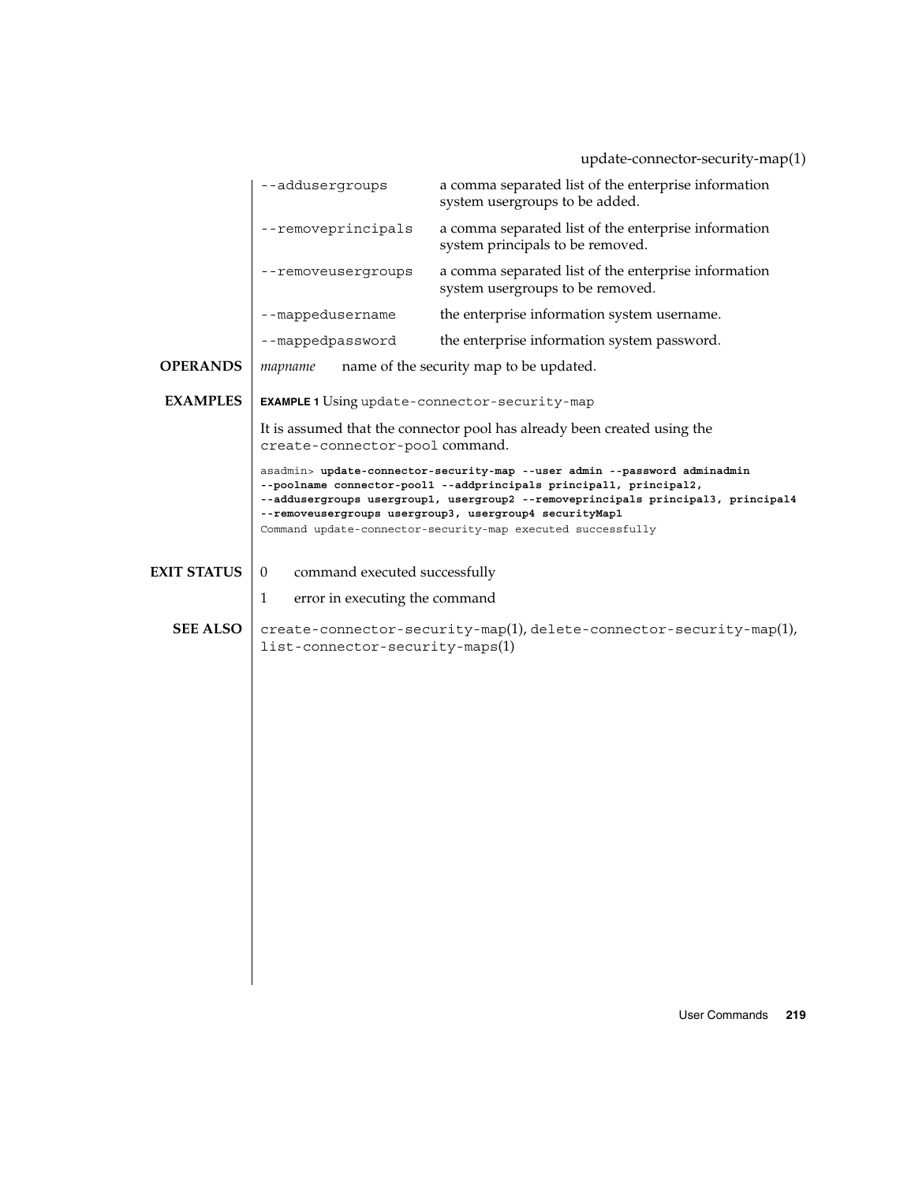| | |
|---|---|
| `--addusergroups` | a comma separated list of the enterprise information system usergroups to be added. |
| `--removeprincipals` | a comma separated list of the enterprise information system principals to be removed. |
| `--removeusergroups` | a comma separated list of the enterprise information system usergroups to be removed. |
| `--mappedusername` | the enterprise information system username. |
| `--mappedpassword` | the enterprise information system password. |

## OPERANDS

*mapname* name of the security map to be updated.

## EXAMPLES

**EXAMPLE 1** Using `update-connector-security-map`

It is assumed that the connector pool has already been created using the `create-connector-pool` command.

```
asadmin> update-connector-security-map --user admin --password adminadmin
--poolname connector-pool1 --addprincipals principal1, principal2,
--addusergroups usergroup1, usergroup2 --removeprincipals principal3, principal4
--removeusergroups usergroup3, usergroup4 securityMap1
Command update-connector-security-map executed successfully
```

## EXIT STATUS

0 command executed successfully

1 error in executing the command

## SEE ALSO

`create-connector-security-map`(1), `delete-connector-security-map`(1), `list-connector-security-maps`(1)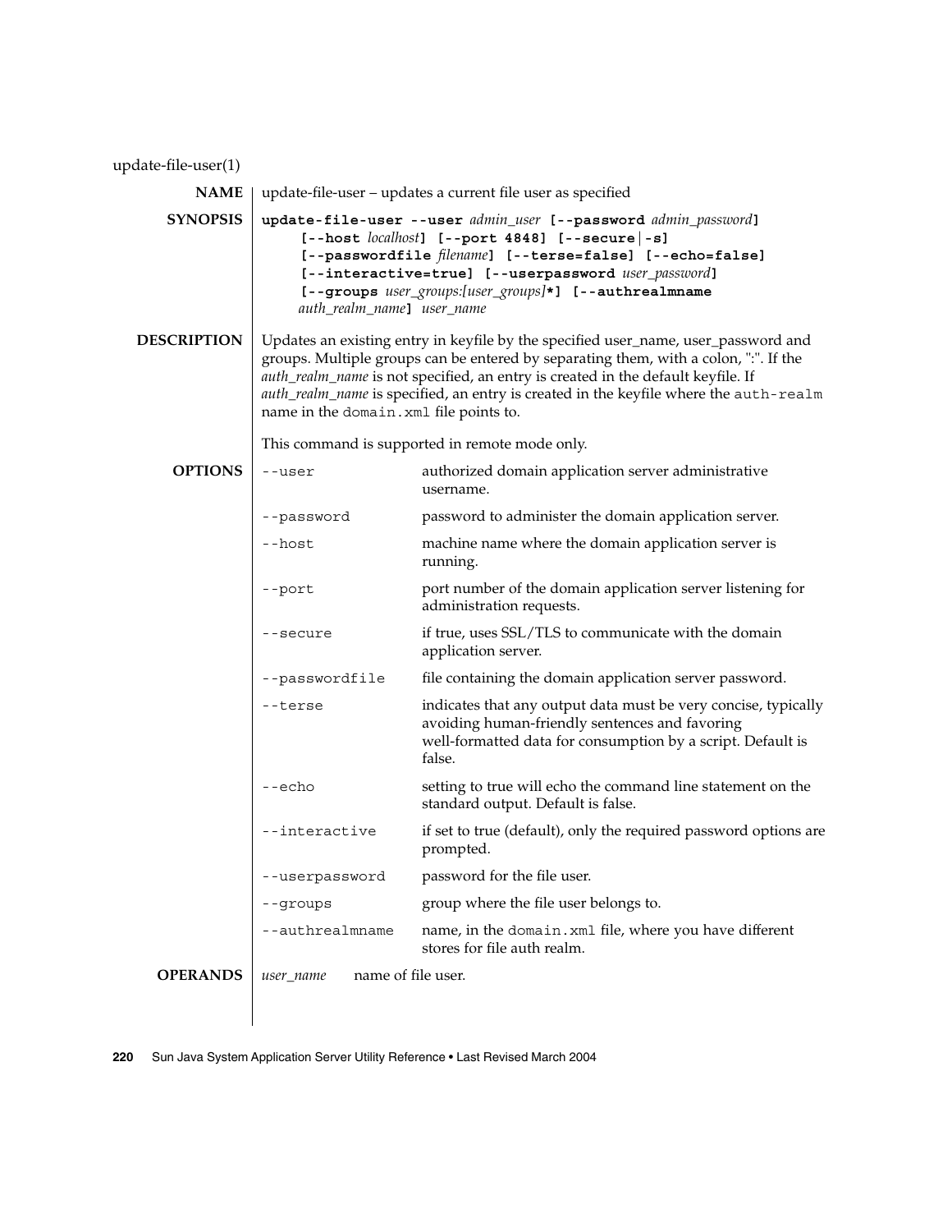update-file-user(1)

## NAME

update-file-user – updates a current file user as specified

## SYNOPSIS

**update-file-user --user** *admin_user* **[--password** *admin_password***]**
**[--host** *localhost***] [--port 4848] [--secure|-s]**
**[--passwordfile** *filename***] [--terse=false] [--echo=false]**
**[--interactive=true] [--userpassword** *user_password***]**
**[--groups** *user_groups:[user_groups]***\*] [--authrealmname**
*auth_realm_name***]** *user_name*

## DESCRIPTION

Updates an existing entry in keyfile by the specified user_name, user_password and groups. Multiple groups can be entered by separating them, with a colon, ":". If the *auth_realm_name* is not specified, an entry is created in the default keyfile. If *auth_realm_name* is specified, an entry is created in the keyfile where the `auth-realm` name in the `domain.xml` file points to.

This command is supported in remote mode only.

## OPTIONS

| Option | Description |
|---|---|
| `--user` | authorized domain application server administrative username. |
| `--password` | password to administer the domain application server. |
| `--host` | machine name where the domain application server is running. |
| `--port` | port number of the domain application server listening for administration requests. |
| `--secure` | if true, uses SSL/TLS to communicate with the domain application server. |
| `--passwordfile` | file containing the domain application server password. |
| `--terse` | indicates that any output data must be very concise, typically avoiding human-friendly sentences and favoring well-formatted data for consumption by a script. Default is false. |
| `--echo` | setting to true will echo the command line statement on the standard output. Default is false. |
| `--interactive` | if set to true (default), only the required password options are prompted. |
| `--userpassword` | password for the file user. |
| `--groups` | group where the file user belongs to. |
| `--authrealmname` | name, in the `domain.xml` file, where you have different stores for file auth realm. |

## OPERANDS

| Operand | Description |
|---|---|
| *user_name* | name of file user. |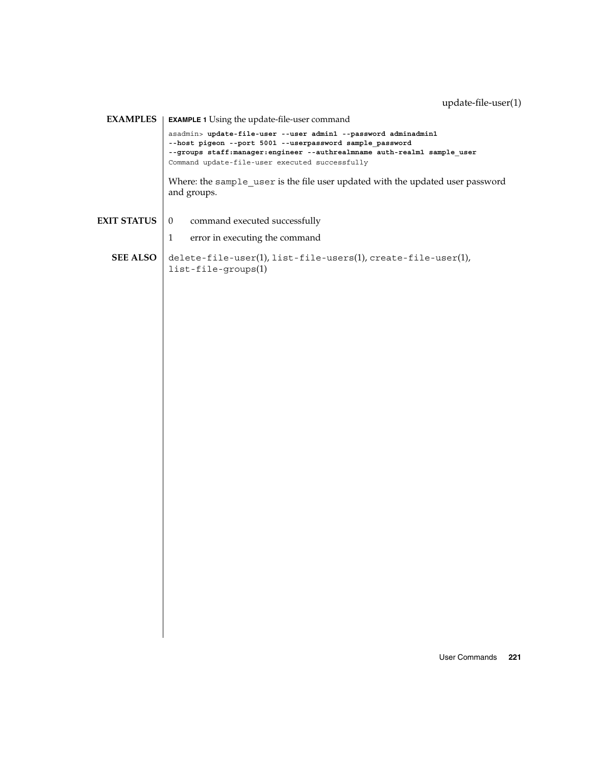## EXAMPLES

**EXAMPLE 1** Using the update-file-user command

```
asadmin> update-file-user --user admin1 --password adminadmin1
--host pigeon --port 5001 --userpassword sample_password
--groups staff:manager:engineer --authrealmname auth-realm1 sample_user
Command update-file-user executed successfully
```

Where: the `sample_user` is the file user updated with the updated user password and groups.

## EXIT STATUS

0 command executed successfully

1 error in executing the command

## SEE ALSO

`delete-file-user`(1), `list-file-users`(1), `create-file-user`(1), `list-file-groups`(1)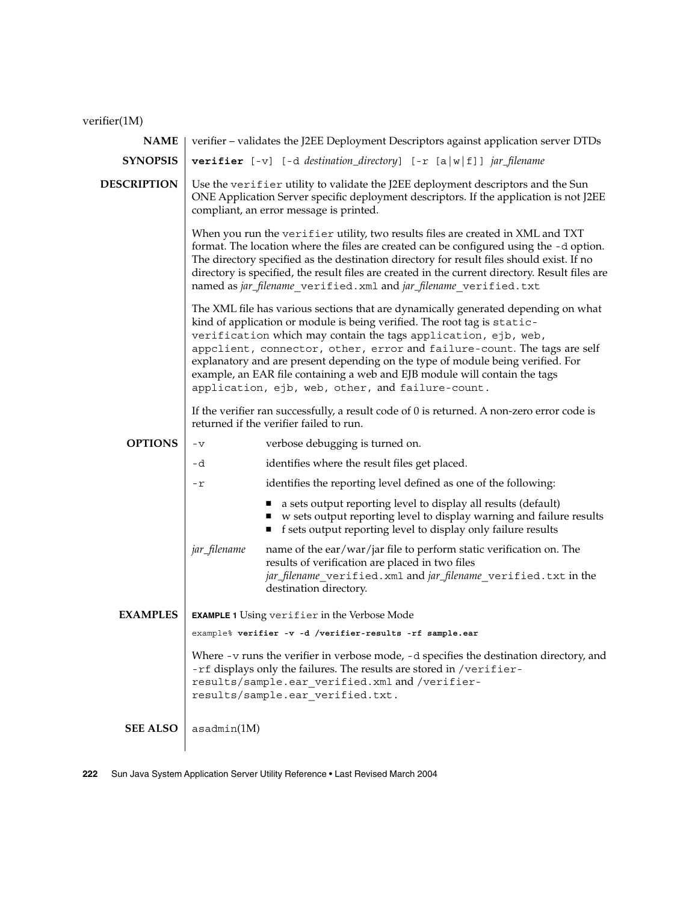verifier(1M)

## NAME

verifier – validates the J2EE Deployment Descriptors against application server DTDs

## SYNOPSIS

**verifier** [-v] [-d *destination_directory*] [-r [a|w|f]] *jar_filename*

## DESCRIPTION

Use the `verifier` utility to validate the J2EE deployment descriptors and the Sun ONE Application Server specific deployment descriptors. If the application is not J2EE compliant, an error message is printed.

When you run the `verifier` utility, two results files are created in XML and TXT format. The location where the files are created can be configured using the `-d` option. The directory specified as the destination directory for result files should exist. If no directory is specified, the result files are created in the current directory. Result files are named as *jar_filename*`_verified.xml` and *jar_filename*`_verified.txt`

The XML file has various sections that are dynamically generated depending on what kind of application or module is being verified. The root tag is `static-verification` which may contain the tags `application`, `ejb`, `web`, `appclient`, `connector`, `other`, `error` and `failure-count`. The tags are self explanatory and are present depending on the type of module being verified. For example, an EAR file containing a web and EJB module will contain the tags `application`, `ejb`, `web`, `other`, and `failure-count`.

If the verifier ran successfully, a result code of 0 is returned. A non-zero error code is returned if the verifier failed to run.

## OPTIONS

`-v`
: verbose debugging is turned on.

`-d`
: identifies where the result files get placed.

`-r`
: identifies the reporting level defined as one of the following:
  - a sets output reporting level to display all results (default)
  - w sets output reporting level to display warning and failure results
  - f sets output reporting level to display only failure results

*jar_filename*
: name of the ear/war/jar file to perform static verification on. The results of verification are placed in two files *jar_filename*`_verified.xml` and *jar_filename*`_verified.txt` in the destination directory.

## EXAMPLES

**EXAMPLE 1** Using `verifier` in the Verbose Mode

```
example% verifier -v -d /verifier-results -rf sample.ear
```

Where `-v` runs the verifier in verbose mode, `-d` specifies the destination directory, and `-rf` displays only the failures. The results are stored in `/verifier-results/sample.ear_verified.xml` and `/verifier-results/sample.ear_verified.txt`.

## SEE ALSO

asadmin(1M)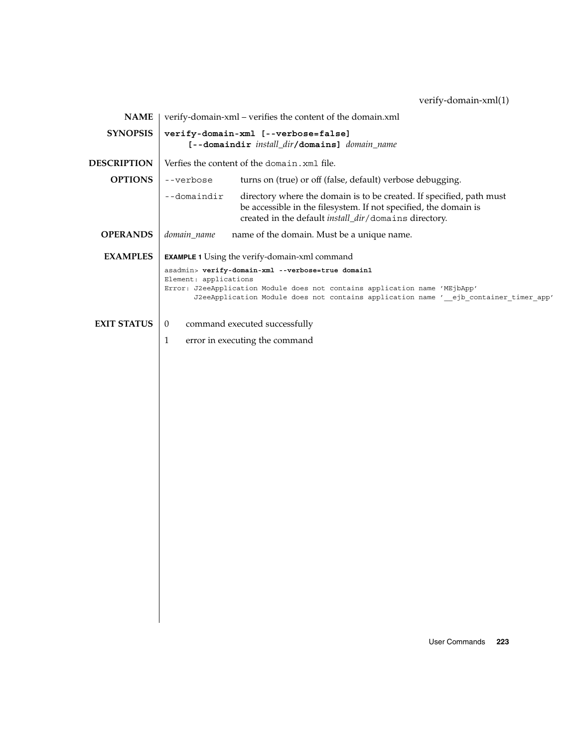# verify-domain-xml(1)

## NAME

verify-domain-xml – verifies the content of the domain.xml

## SYNOPSIS

**verify-domain-xml [--verbose=false]**
**[--domaindir** *install_dir***/domains]** *domain_name*

## DESCRIPTION

Verfies the content of the `domain.xml` file.

## OPTIONS

| | |
|---|---|
| `--verbose` | turns on (true) or off (false, default) verbose debugging. |
| `--domaindir` | directory where the domain is to be created. If specified, path must be accessible in the filesystem. If not specified, the domain is created in the default *install_dir*/`domains` directory. |

## OPERANDS

| | |
|---|---|
| *domain_name* | name of the domain. Must be a unique name. |

## EXAMPLES

**EXAMPLE 1** Using the verify-domain-xml command

```
asadmin> verify-domain-xml --verbose=true domain1
Element: applications
Error: J2eeApplication Module does not contains application name 'MEjbApp'
       J2eeApplication Module does not contains application name '__ejb_container_timer_app'
```

## EXIT STATUS

| | |
|---|---|
| 0 | command executed successfully |
| 1 | error in executing the command |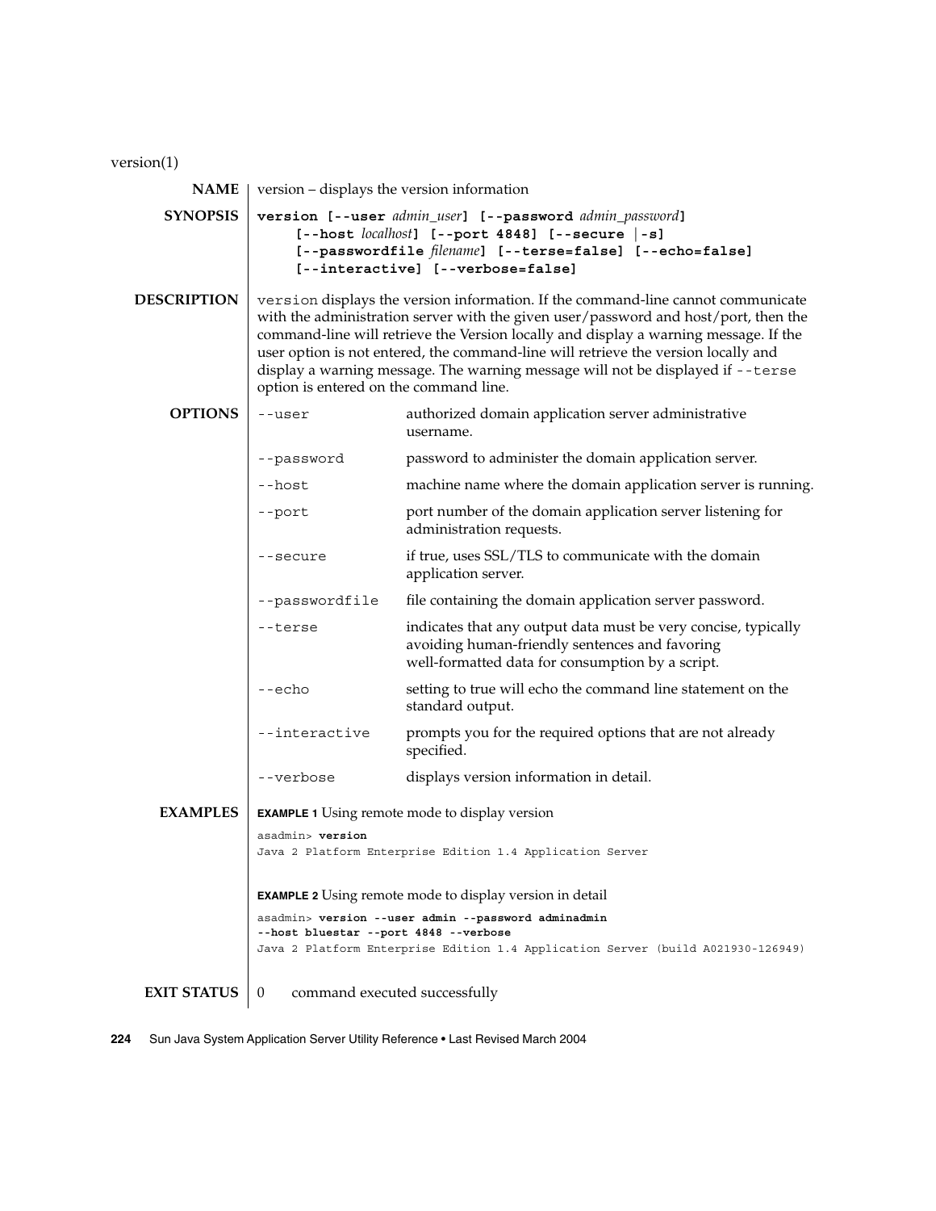version(1)

## NAME

version – displays the version information

## SYNOPSIS

**version [--user** *admin_user***] [--password** *admin_password***]**
**[--host** *localhost***] [--port 4848] [--secure |-s]**
**[--passwordfile** *filename***] [--terse=false] [--echo=false]**
**[--interactive] [--verbose=false]**

## DESCRIPTION

`version` displays the version information. If the command-line cannot communicate with the administration server with the given user/password and host/port, then the command-line will retrieve the Version locally and display a warning message. If the user option is not entered, the command-line will retrieve the version locally and display a warning message. The warning message will not be displayed if `--terse` option is entered on the command line.

## OPTIONS

| Option | Description |
| --- | --- |
| `--user` | authorized domain application server administrative username. |
| `--password` | password to administer the domain application server. |
| `--host` | machine name where the domain application server is running. |
| `--port` | port number of the domain application server listening for administration requests. |
| `--secure` | if true, uses SSL/TLS to communicate with the domain application server. |
| `--passwordfile` | file containing the domain application server password. |
| `--terse` | indicates that any output data must be very concise, typically avoiding human-friendly sentences and favoring well-formatted data for consumption by a script. |
| `--echo` | setting to true will echo the command line statement on the standard output. |
| `--interactive` | prompts you for the required options that are not already specified. |
| `--verbose` | displays version information in detail. |

## EXAMPLES

**EXAMPLE 1** Using remote mode to display version

```
asadmin> version
Java 2 Platform Enterprise Edition 1.4 Application Server
```

**EXAMPLE 2** Using remote mode to display version in detail

```
asadmin> version --user admin --password adminadmin
--host bluestar --port 4848 --verbose
Java 2 Platform Enterprise Edition 1.4 Application Server (build A021930-126949)
```

## EXIT STATUS

0 command executed successfully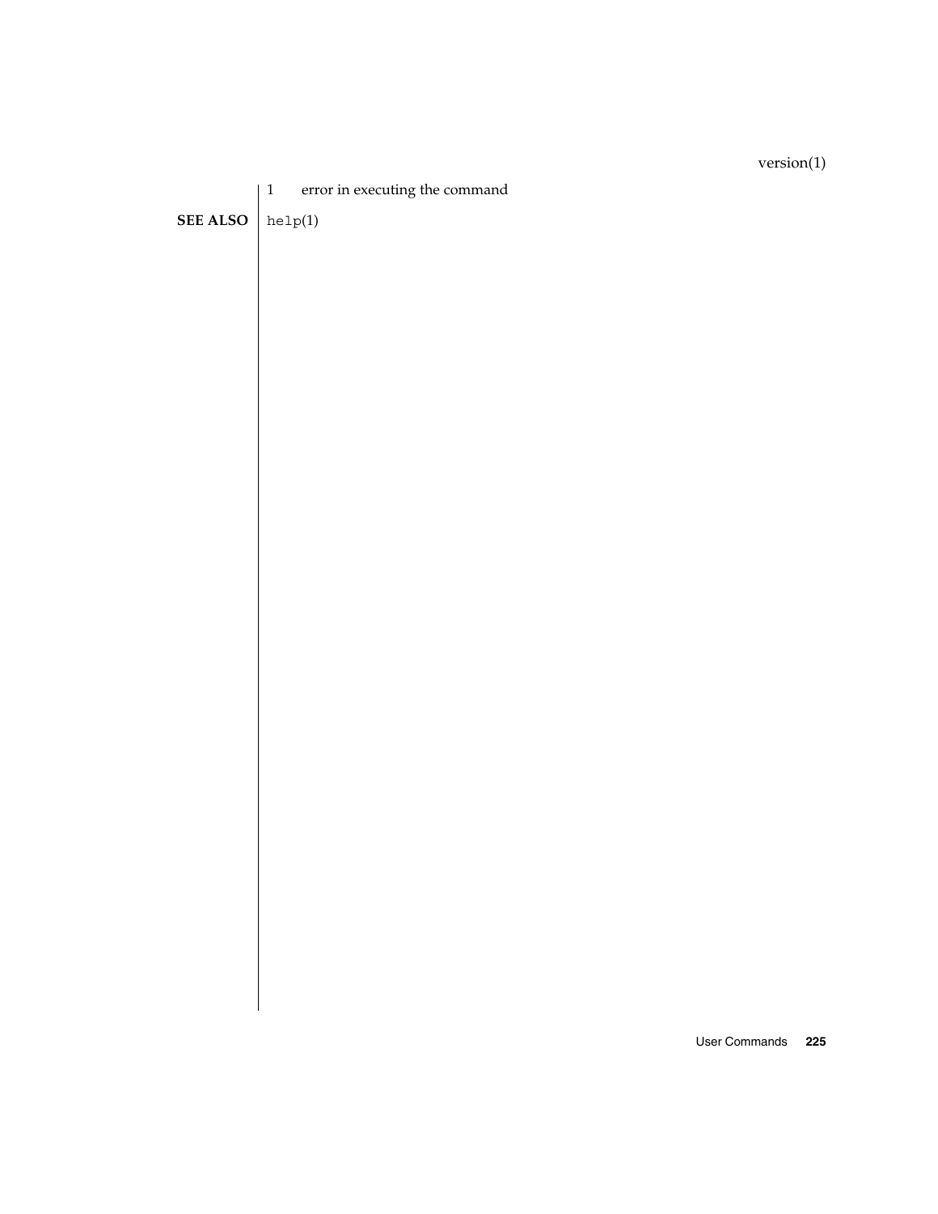1 error in executing the command

**SEE ALSO**

`help`(1)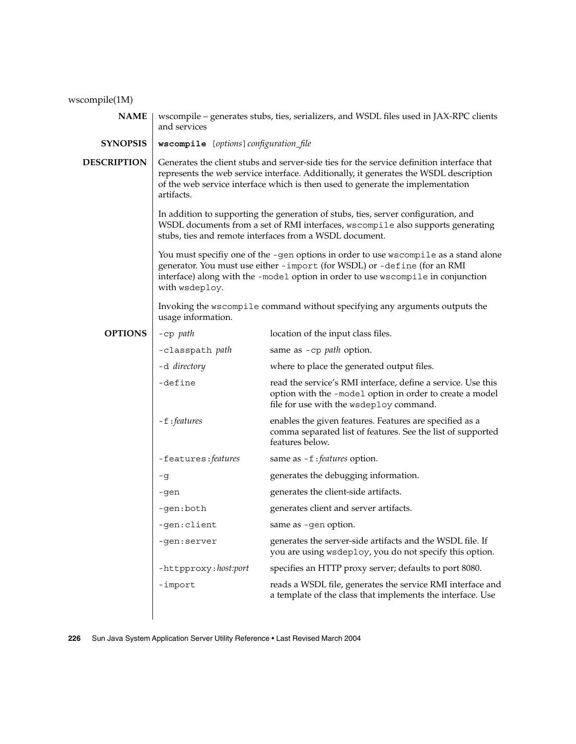wscompile(1M)

## NAME

wscompile – generates stubs, ties, serializers, and WSDL files used in JAX-RPC clients and services

## SYNOPSIS

**wscompile** [*options*] *configuration_file*

## DESCRIPTION

Generates the client stubs and server-side ties for the service definition interface that represents the web service interface. Additionally, it generates the WSDL description of the web service interface which is then used to generate the implementation artifacts.

In addition to supporting the generation of stubs, ties, server configuration, and WSDL documents from a set of RMI interfaces, `wscompile` also supports generating stubs, ties and remote interfaces from a WSDL document.

You must specifiy one of the `-gen` options in order to use `wscompile` as a stand alone generator. You must use either `-import` (for WSDL) or `-define` (for an RMI interface) along with the `-model` option in order to use `wscompile` in conjunction with `wsdeploy`.

Invoking the `wscompile` command without specifying any arguments outputs the usage information.

## OPTIONS

| Option | Description |
|---|---|
| `-cp` *path* | location of the input class files. |
| `-classpath` *path* | same as `-cp` *path* option. |
| `-d` *directory* | where to place the generated output files. |
| `-define` | read the service's RMI interface, define a service. Use this option with the `-model` option in order to create a model file for use with the `wsdeploy` command. |
| `-f:`*features* | enables the given features. Features are specified as a comma separated list of features. See the list of supported features below. |
| `-features:`*features* | same as `-f:`*features* option. |
| `-g` | generates the debugging information. |
| `-gen` | generates the client-side artifacts. |
| `-gen:both` | generates client and server artifacts. |
| `-gen:client` | same as `-gen` option. |
| `-gen:server` | generates the server-side artifacts and the WSDL file. If you are using `wsdeploy`, you do not specify this option. |
| `-httpproxy:`*host:port* | specifies an HTTP proxy server; defaults to port 8080. |
| `-import` | reads a WSDL file, generates the service RMI interface and a template of the class that implements the interface. Use |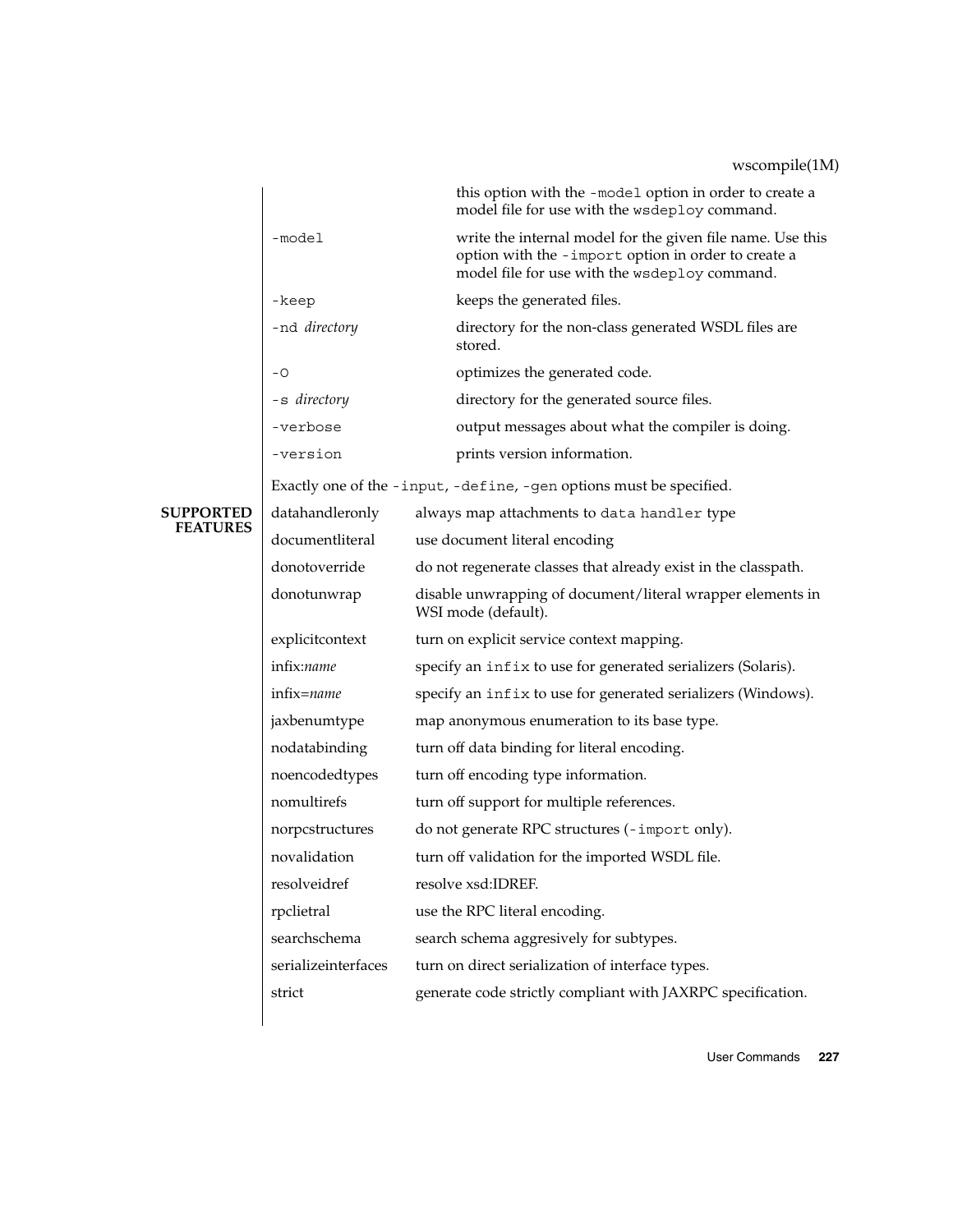| | |
|---|---|
| | this option with the `-model` option in order to create a model file for use with the `wsdeploy` command. |
| `-model` | write the internal model for the given file name. Use this option with the `-import` option in order to create a model file for use with the `wsdeploy` command. |
| `-keep` | keeps the generated files. |
| `-nd` *directory* | directory for the non-class generated WSDL files are stored. |
| `-O` | optimizes the generated code. |
| `-s` *directory* | directory for the generated source files. |
| `-verbose` | output messages about what the compiler is doing. |
| `-version` | prints version information. |

Exactly one of the `-input`, `-define`, `-gen` options must be specified.

## SUPPORTED FEATURES

| | |
|---|---|
| datahandleronly | always map attachments to `data handler` type |
| documentliteral | use document literal encoding |
| donotoverride | do not regenerate classes that already exist in the classpath. |
| donotunwrap | disable unwrapping of document/literal wrapper elements in WSI mode (default). |
| explicitcontext | turn on explicit service context mapping. |
| infix:*name* | specify an `infix` to use for generated serializers (Solaris). |
| infix=*name* | specify an `infix` to use for generated serializers (Windows). |
| jaxbenumtype | map anonymous enumeration to its base type. |
| nodatabinding | turn off data binding for literal encoding. |
| noencodedtypes | turn off encoding type information. |
| nomultirefs | turn off support for multiple references. |
| norpcstructures | do not generate RPC structures (`-import` only). |
| novalidation | turn off validation for the imported WSDL file. |
| resolveidref | resolve xsd:IDREF. |
| rpclietral | use the RPC literal encoding. |
| searchschema | search schema aggresively for subtypes. |
| serializeinterfaces | turn on direct serialization of interface types. |
| strict | generate code strictly compliant with JAXRPC specification. |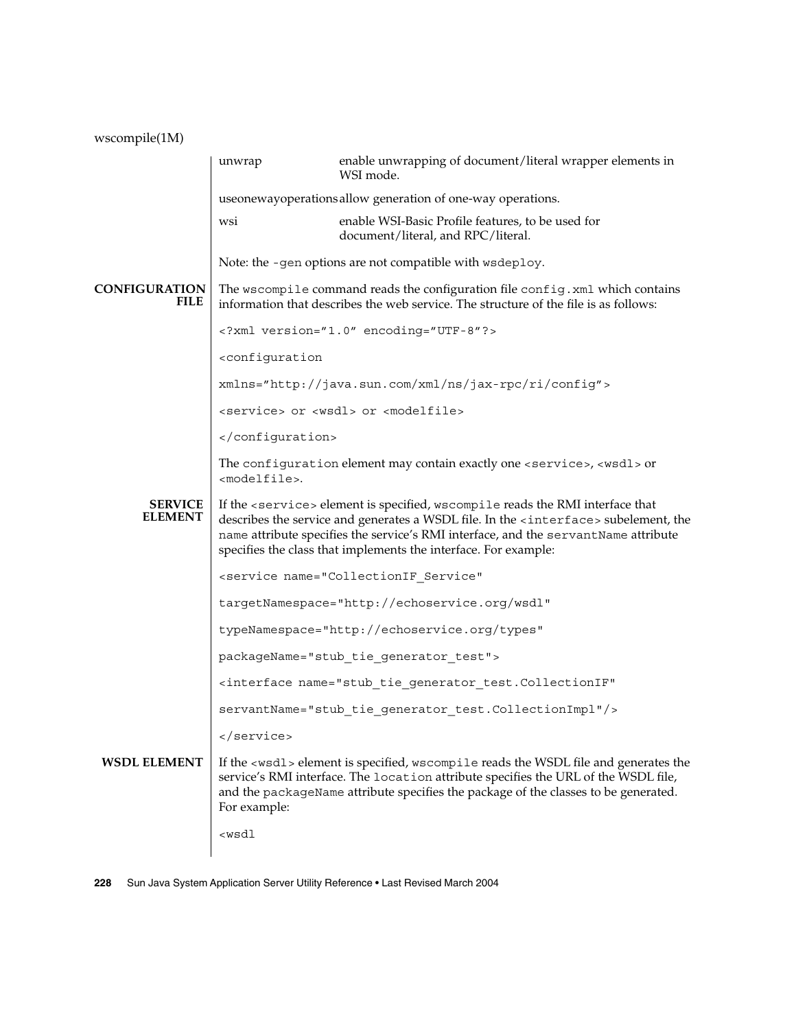| | |
|---|---|
| unwrap | enable unwrapping of document/literal wrapper elements in WSI mode. |
| useonewayoperations | allow generation of one-way operations. |
| wsi | enable WSI-Basic Profile features, to be used for document/literal, and RPC/literal. |

Note: the `-gen` options are not compatible with `wsdeploy`.

## CONFIGURATION FILE

The `wscompile` command reads the configuration file `config.xml` which contains information that describes the web service. The structure of the file is as follows:

```
<?xml version="1.0" encoding="UTF-8"?>

<configuration

xmlns="http://java.sun.com/xml/ns/jax-rpc/ri/config">

<service> or <wsdl> or <modelfile>

</configuration>
```

The `configuration` element may contain exactly one `<service>`, `<wsdl>` or `<modelfile>`.

## SERVICE ELEMENT

If the `<service>` element is specified, `wscompile` reads the RMI interface that describes the service and generates a WSDL file. In the `<interface>` subelement, the `name` attribute specifies the service's RMI interface, and the `servantName` attribute specifies the class that implements the interface. For example:

```
<service name="CollectionIF_Service"

targetNamespace="http://echoservice.org/wsdl"

typeNamespace="http://echoservice.org/types"

packageName="stub_tie_generator_test">

<interface name="stub_tie_generator_test.CollectionIF"

servantName="stub_tie_generator_test.CollectionImpl"/>

</service>
```

## WSDL ELEMENT

If the `<wsdl>` element is specified, `wscompile` reads the WSDL file and generates the service's RMI interface. The `location` attribute specifies the URL of the WSDL file, and the `packageName` attribute specifies the package of the classes to be generated. For example:

```
<wsdl
```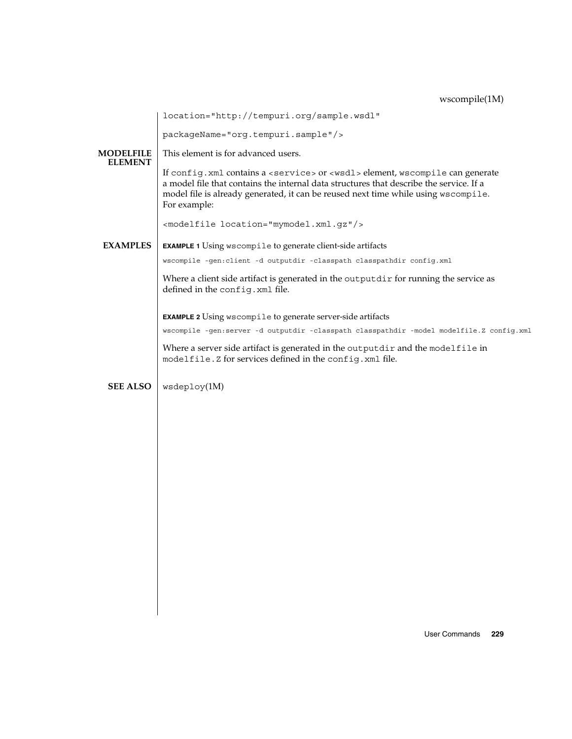```
location="http://tempuri.org/sample.wsdl"

packageName="org.tempuri.sample"/>
```

## MODELFILE ELEMENT

This element is for advanced users.

If `config.xml` contains a `<service>` or `<wsdl>` element, `wscompile` can generate a model file that contains the internal data structures that describe the service. If a model file is already generated, it can be reused next time while using `wscompile`. For example:

```
<modelfile location="mymodel.xml.gz"/>
```

## EXAMPLES

**EXAMPLE 1** Using `wscompile` to generate client-side artifacts

```
wscompile -gen:client -d outputdir -classpath classpathdir config.xml
```

Where a client side artifact is generated in the `outputdir` for running the service as defined in the `config.xml` file.

**EXAMPLE 2** Using `wscompile` to generate server-side artifacts

```
wscompile -gen:server -d outputdir -classpath classpathdir -model modelfile.Z config.xml
```

Where a server side artifact is generated in the `outputdir` and the `modelfile` in `modelfile.Z` for services defined in the `config.xml` file.

## SEE ALSO

`wsdeploy`(1M)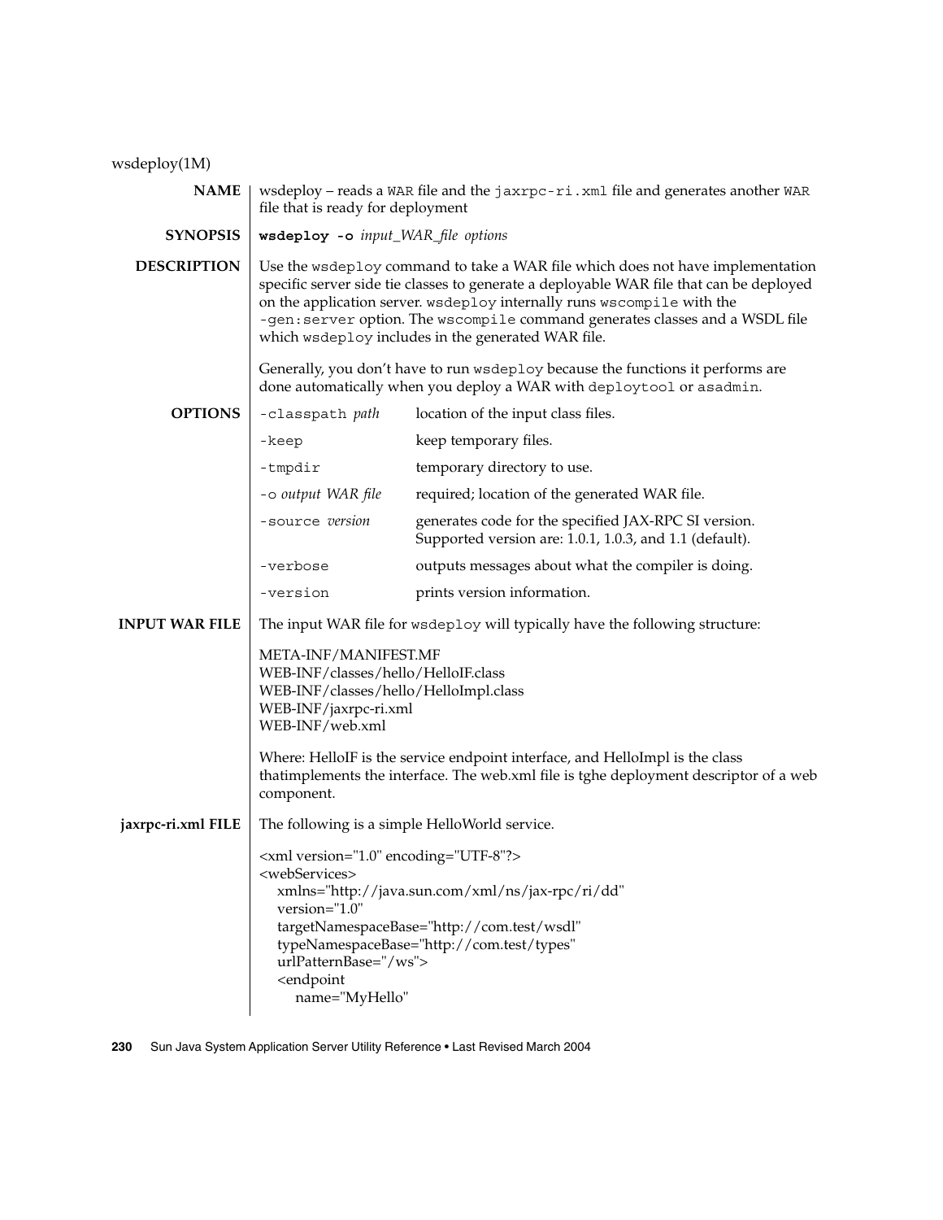wsdeploy(1M)

## NAME

wsdeploy – reads a WAR file and the `jaxrpc-ri.xml` file and generates another WAR file that is ready for deployment

## SYNOPSIS

**wsdeploy -o** *input_WAR_file options*

## DESCRIPTION

Use the `wsdeploy` command to take a WAR file which does not have implementation specific server side tie classes to generate a deployable WAR file that can be deployed on the application server. `wsdeploy` internally runs `wscompile` with the `-gen:server` option. The `wscompile` command generates classes and a WSDL file which `wsdeploy` includes in the generated WAR file.

Generally, you don't have to run `wsdeploy` because the functions it performs are done automatically when you deploy a WAR with `deploytool` or `asadmin`.

## OPTIONS

| Option | Description |
|---|---|
| `-classpath` *path* | location of the input class files. |
| `-keep` | keep temporary files. |
| `-tmpdir` | temporary directory to use. |
| `-o` *output WAR file* | required; location of the generated WAR file. |
| `-source` *version* | generates code for the specified JAX-RPC SI version. Supported version are: 1.0.1, 1.0.3, and 1.1 (default). |
| `-verbose` | outputs messages about what the compiler is doing. |
| `-version` | prints version information. |

## INPUT WAR FILE

The input WAR file for `wsdeploy` will typically have the following structure:

```
META-INF/MANIFEST.MF
WEB-INF/classes/hello/HelloIF.class
WEB-INF/classes/hello/HelloImpl.class
WEB-INF/jaxrpc-ri.xml
WEB-INF/web.xml
```

Where: HelloIF is the service endpoint interface, and HelloImpl is the class thatimplements the interface. The web.xml file is tghe deployment descriptor of a web component.

## jaxrpc-ri.xml FILE

The following is a simple HelloWorld service.

```
<xml version="1.0" encoding="UTF-8"?>
<webServices>
   xmlns="http://java.sun.com/xml/ns/jax-rpc/ri/dd"
   version="1.0"
   targetNamespaceBase="http://com.test/wsdl"
   typeNamespaceBase="http://com.test/types"
   urlPatternBase="/ws">
   <endpoint
      name="MyHello"
```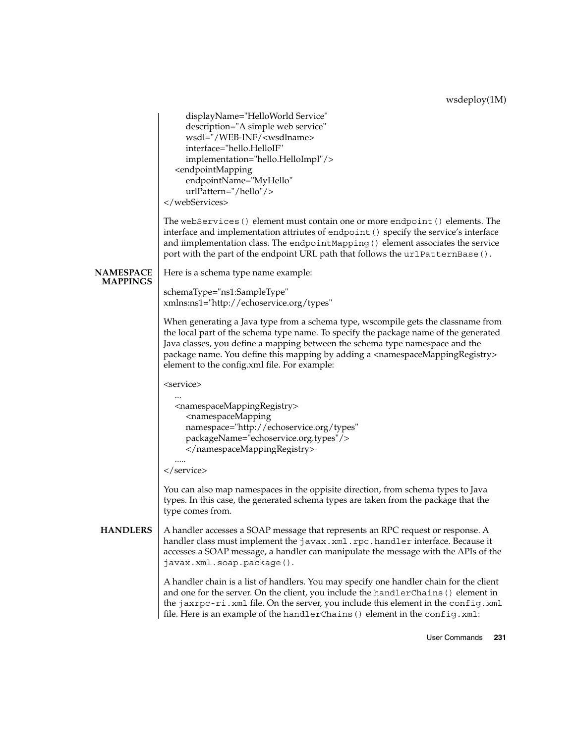```
        displayName="HelloWorld Service"
        description="A simple web service"
        wsdl="/WEB-INF/<wsdlname>
        interface="hello.HelloIF"
        implementation="hello.HelloImpl"/>
    <endpointMapping
        endpointName="MyHello"
        urlPattern="/hello"/>
</webServices>
```

The `webServices()` element must contain one or more `endpoint()` elements. The interface and implementation attriutes of `endpoint()` specify the service's interface and iimplementation class. The `endpointMapping()` element associates the service port with the part of the endpoint URL path that follows the `urlPatternBase()`.

## NAMESPACE MAPPINGS

Here is a schema type name example:

```
schemaType="ns1:SampleType"
xmlns:ns1="http://echoservice.org/types"
```

When generating a Java type from a schema type, wscompile gets the classname from the local part of the schema type name. To specify the package name of the generated Java classes, you define a mapping between the schema type namespace and the package name. You define this mapping by adding a <namespaceMappingRegistry> element to the config.xml file. For example:

```
<service>
    ...
    <namespaceMappingRegistry>
        <namespaceMapping
        namespace="http://echoservice.org/types"
        packageName="echoservice.org.types"/>
        </namespaceMappingRegistry>
    .....
</service>
```

You can also map namespaces in the oppisite direction, from schema types to Java types. In this case, the generated schema types are taken from the package that the type comes from.

## HANDLERS

A handler accesses a SOAP message that represents an RPC request or response. A handler class must implement the `javax.xml.rpc.handler` interface. Because it accesses a SOAP message, a handler can manipulate the message with the APIs of the `javax.xml.soap.package()`.

A handler chain is a list of handlers. You may specify one handler chain for the client and one for the server. On the client, you include the `handlerChains()` element in the `jaxrpc-ri.xml` file. On the server, you include this element in the `config.xml` file. Here is an example of the `handlerChains()` element in the `config.xml`: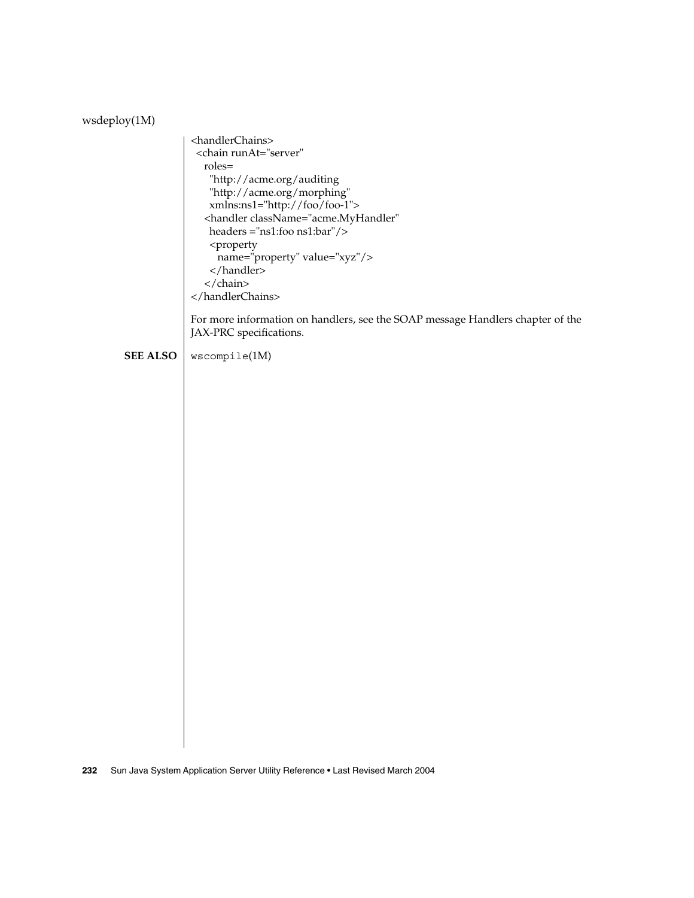```
<handlerChains>
 <chain runAt="server"
   roles=
     "http://acme.org/auditing
     "http://acme.org/morphing"
     xmlns:ns1="http://foo/foo-1">
   <handler className="acme.MyHandler"
     headers ="ns1:foo ns1:bar"/>
     <property
       name="property" value="xyz"/>
     </handler>
   </chain>
</handlerChains>
```

For more information on handlers, see the SOAP message Handlers chapter of the JAX-PRC specifications.

**SEE ALSO** `wscompile`(1M)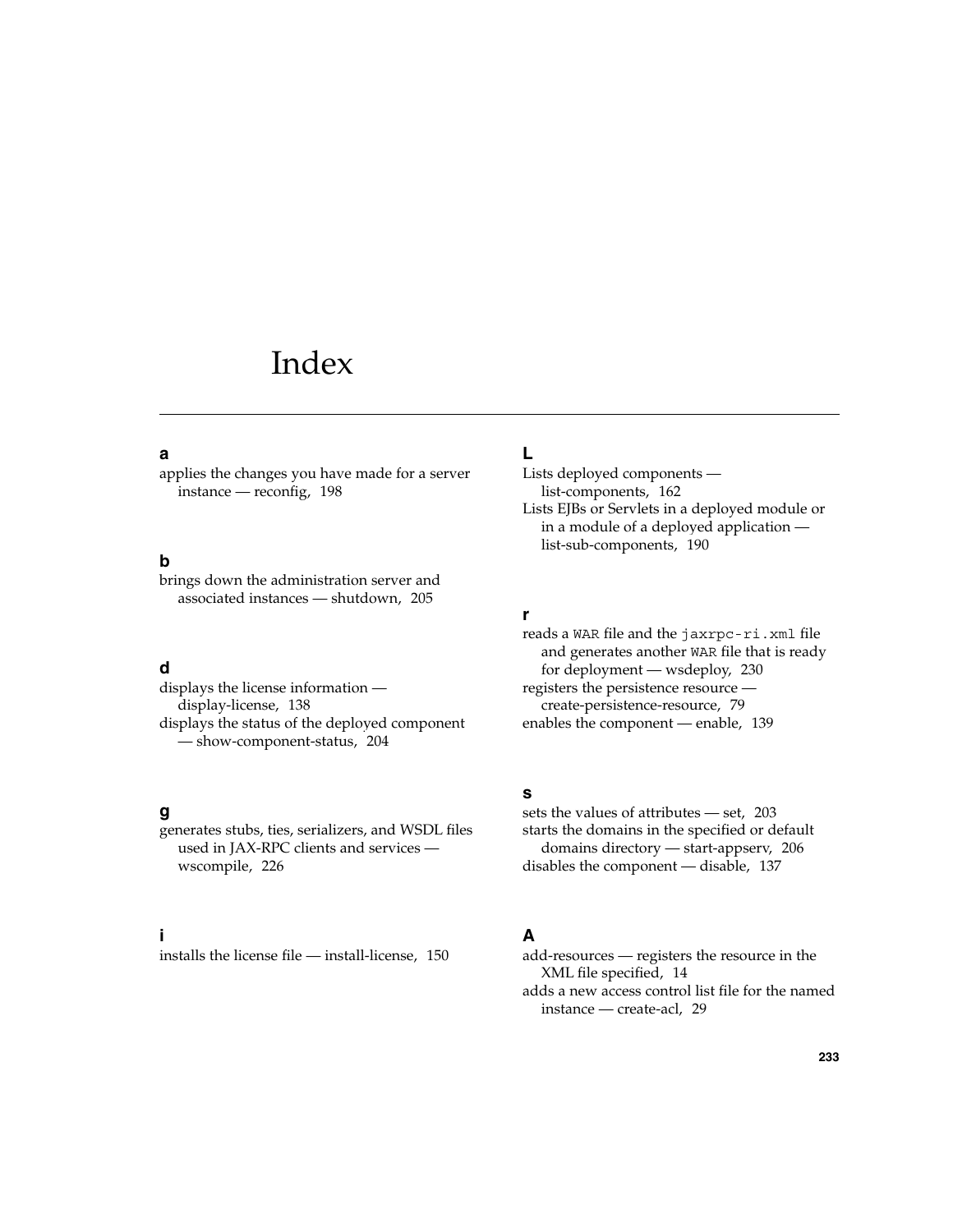# Index

## a

applies the changes you have made for a server instance — reconfig, 198

## b

brings down the administration server and associated instances — shutdown, 205

## d

displays the license information — display-license, 138

displays the status of the deployed component — show-component-status, 204

## g

generates stubs, ties, serializers, and WSDL files used in JAX-RPC clients and services — wscompile, 226

## i

installs the license file — install-license, 150

## L

Lists deployed components — list-components, 162

Lists EJBs or Servlets in a deployed module or in a module of a deployed application — list-sub-components, 190

## r

reads a `WAR` file and the `jaxrpc-ri.xml` file and generates another `WAR` file that is ready for deployment — wsdeploy, 230

registers the persistence resource — create-persistence-resource, 79

enables the component — enable, 139

## s

sets the values of attributes — set, 203

starts the domains in the specified or default domains directory — start-appserv, 206

disables the component — disable, 137

## A

add-resources — registers the resource in the XML file specified, 14

adds a new access control list file for the named instance — create-acl, 29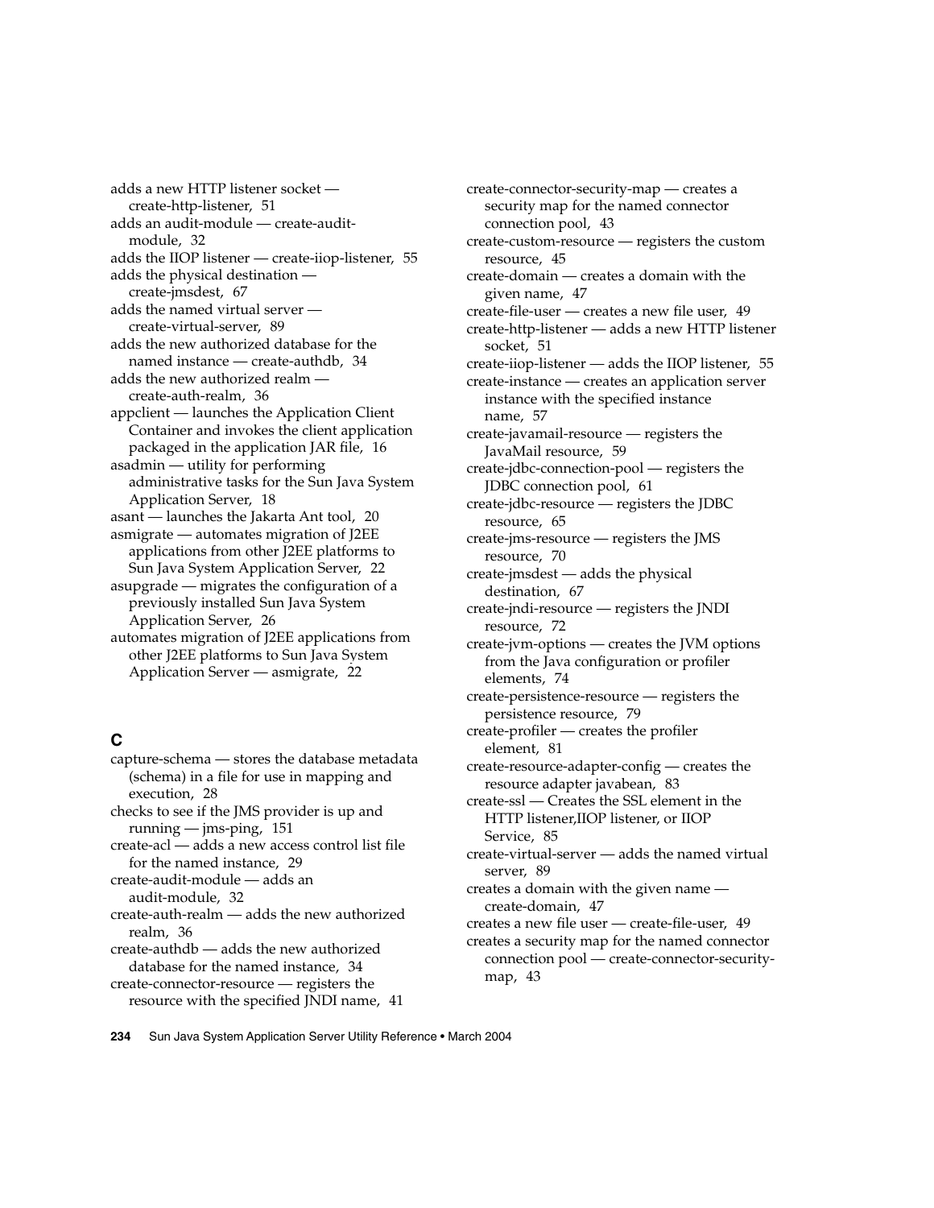adds a new HTTP listener socket — create-http-listener, 51
adds an audit-module — create-audit-module, 32
adds the IIOP listener — create-iiop-listener, 55
adds the physical destination — create-jmsdest, 67
adds the named virtual server — create-virtual-server, 89
adds the new authorized database for the named instance — create-authdb, 34
adds the new authorized realm — create-auth-realm, 36
appclient — launches the Application Client Container and invokes the client application packaged in the application JAR file, 16
asadmin — utility for performing administrative tasks for the Sun Java System Application Server, 18
asant — launches the Jakarta Ant tool, 20
asmigrate — automates migration of J2EE applications from other J2EE platforms to Sun Java System Application Server, 22
asupgrade — migrates the configuration of a previously installed Sun Java System Application Server, 26
automates migration of J2EE applications from other J2EE platforms to Sun Java System Application Server — asmigrate, 22

## C

capture-schema — stores the database metadata (schema) in a file for use in mapping and execution, 28
checks to see if the JMS provider is up and running — jms-ping, 151
create-acl — adds a new access control list file for the named instance, 29
create-audit-module — adds an audit-module, 32
create-auth-realm — adds the new authorized realm, 36
create-authdb — adds the new authorized database for the named instance, 34
create-connector-resource — registers the resource with the specified JNDI name, 41
create-connector-security-map — creates a security map for the named connector connection pool, 43
create-custom-resource — registers the custom resource, 45
create-domain — creates a domain with the given name, 47
create-file-user — creates a new file user, 49
create-http-listener — adds a new HTTP listener socket, 51
create-iiop-listener — adds the IIOP listener, 55
create-instance — creates an application server instance with the specified instance name, 57
create-javamail-resource — registers the JavaMail resource, 59
create-jdbc-connection-pool — registers the JDBC connection pool, 61
create-jdbc-resource — registers the JDBC resource, 65
create-jms-resource — registers the JMS resource, 70
create-jmsdest — adds the physical destination, 67
create-jndi-resource — registers the JNDI resource, 72
create-jvm-options — creates the JVM options from the Java configuration or profiler elements, 74
create-persistence-resource — registers the persistence resource, 79
create-profiler — creates the profiler element, 81
create-resource-adapter-config — creates the resource adapter javabean, 83
create-ssl — Creates the SSL element in the HTTP listener,IIOP listener, or IIOP Service, 85
create-virtual-server — adds the named virtual server, 89
creates a domain with the given name — create-domain, 47
creates a new file user — create-file-user, 49
creates a security map for the named connector connection pool — create-connector-security-map, 43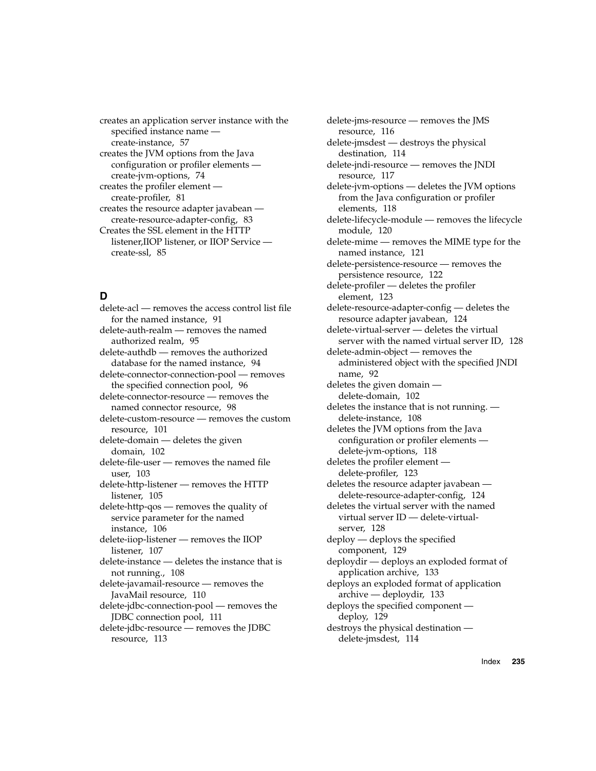creates an application server instance with the specified instance name — create-instance, 57
creates the JVM options from the Java configuration or profiler elements — create-jvm-options, 74
creates the profiler element — create-profiler, 81
creates the resource adapter javabean — create-resource-adapter-config, 83
Creates the SSL element in the HTTP listener,IIOP listener, or IIOP Service — create-ssl, 85

## D

delete-acl — removes the access control list file for the named instance, 91
delete-auth-realm — removes the named authorized realm, 95
delete-authdb — removes the authorized database for the named instance, 94
delete-connector-connection-pool — removes the specified connection pool, 96
delete-connector-resource — removes the named connector resource, 98
delete-custom-resource — removes the custom resource, 101
delete-domain — deletes the given domain, 102
delete-file-user — removes the named file user, 103
delete-http-listener — removes the HTTP listener, 105
delete-http-qos — removes the quality of service parameter for the named instance, 106
delete-iiop-listener — removes the IIOP listener, 107
delete-instance — deletes the instance that is not running., 108
delete-javamail-resource — removes the JavaMail resource, 110
delete-jdbc-connection-pool — removes the JDBC connection pool, 111
delete-jdbc-resource — removes the JDBC resource, 113
delete-jms-resource — removes the JMS resource, 116
delete-jmsdest — destroys the physical destination, 114
delete-jndi-resource — removes the JNDI resource, 117
delete-jvm-options — deletes the JVM options from the Java configuration or profiler elements, 118
delete-lifecycle-module — removes the lifecycle module, 120
delete-mime — removes the MIME type for the named instance, 121
delete-persistence-resource — removes the persistence resource, 122
delete-profiler — deletes the profiler element, 123
delete-resource-adapter-config — deletes the resource adapter javabean, 124
delete-virtual-server — deletes the virtual server with the named virtual server ID, 128
delete-admin-object — removes the administered object with the specified JNDI name, 92
deletes the given domain — delete-domain, 102
deletes the instance that is not running. — delete-instance, 108
deletes the JVM options from the Java configuration or profiler elements — delete-jvm-options, 118
deletes the profiler element — delete-profiler, 123
deletes the resource adapter javabean — delete-resource-adapter-config, 124
deletes the virtual server with the named virtual server ID — delete-virtual-server, 128
deploy — deploys the specified component, 129
deploydir — deploys an exploded format of application archive, 133
deploys an exploded format of application archive — deploydir, 133
deploys the specified component — deploy, 129
destroys the physical destination — delete-jmsdest, 114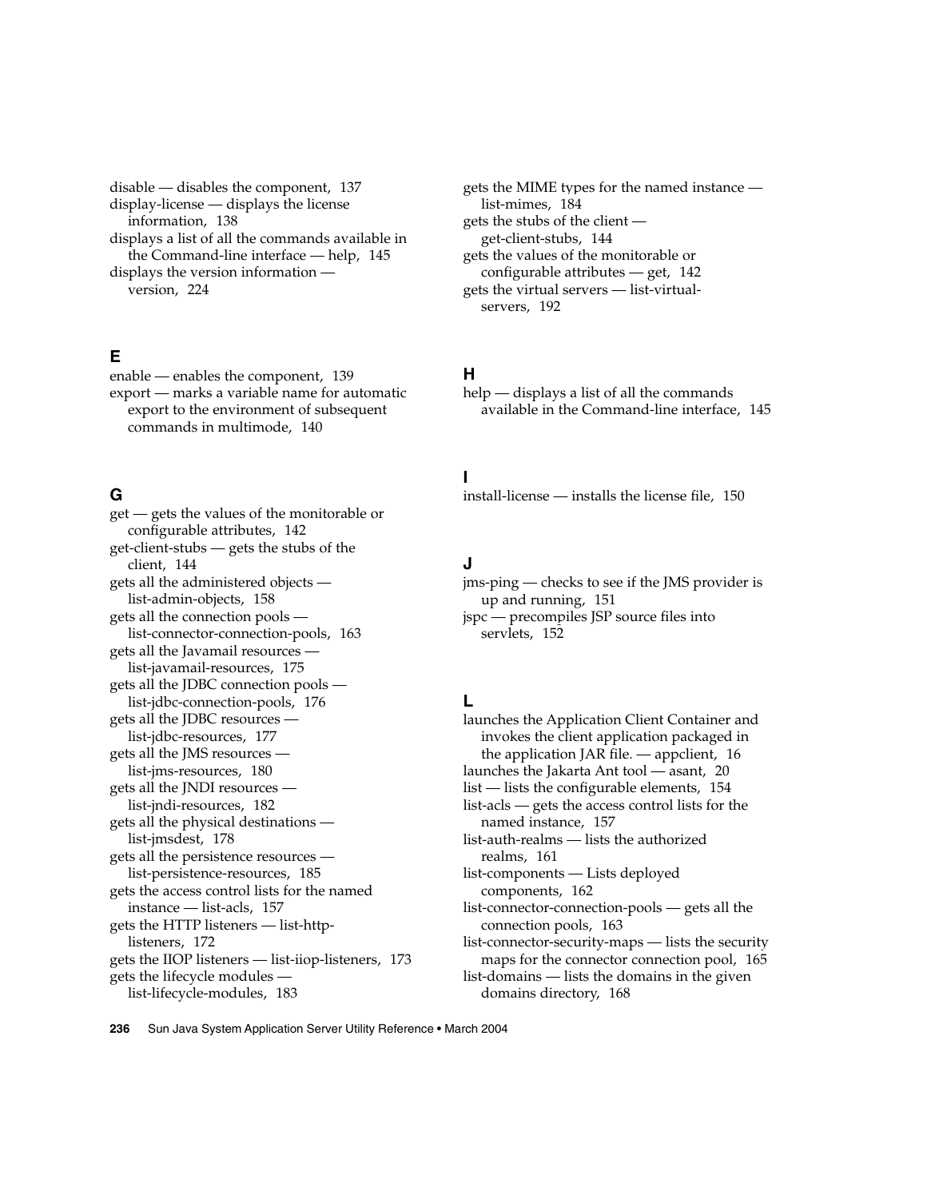disable — disables the component, 137
display-license — displays the license information, 138
displays a list of all the commands available in the Command-line interface — help, 145
displays the version information — version, 224

## E

enable — enables the component, 139
export — marks a variable name for automatic export to the environment of subsequent commands in multimode, 140

## G

get — gets the values of the monitorable or configurable attributes, 142
get-client-stubs — gets the stubs of the client, 144
gets all the administered objects — list-admin-objects, 158
gets all the connection pools — list-connector-connection-pools, 163
gets all the Javamail resources — list-javamail-resources, 175
gets all the JDBC connection pools — list-jdbc-connection-pools, 176
gets all the JDBC resources — list-jdbc-resources, 177
gets all the JMS resources — list-jms-resources, 180
gets all the JNDI resources — list-jndi-resources, 182
gets all the physical destinations — list-jmsdest, 178
gets all the persistence resources — list-persistence-resources, 185
gets the access control lists for the named instance — list-acls, 157
gets the HTTP listeners — list-http-listeners, 172
gets the IIOP listeners — list-iiop-listeners, 173
gets the lifecycle modules — list-lifecycle-modules, 183
gets the MIME types for the named instance — list-mimes, 184
gets the stubs of the client — get-client-stubs, 144
gets the values of the monitorable or configurable attributes — get, 142
gets the virtual servers — list-virtual-servers, 192

## H

help — displays a list of all the commands available in the Command-line interface, 145

## I

install-license — installs the license file, 150

## J

jms-ping — checks to see if the JMS provider is up and running, 151
jspc — precompiles JSP source files into servlets, 152

## L

launches the Application Client Container and invokes the client application packaged in the application JAR file. — appclient, 16
launches the Jakarta Ant tool — asant, 20
list — lists the configurable elements, 154
list-acls — gets the access control lists for the named instance, 157
list-auth-realms — lists the authorized realms, 161
list-components — Lists deployed components, 162
list-connector-connection-pools — gets all the connection pools, 163
list-connector-security-maps — lists the security maps for the connector connection pool, 165
list-domains — lists the domains in the given domains directory, 168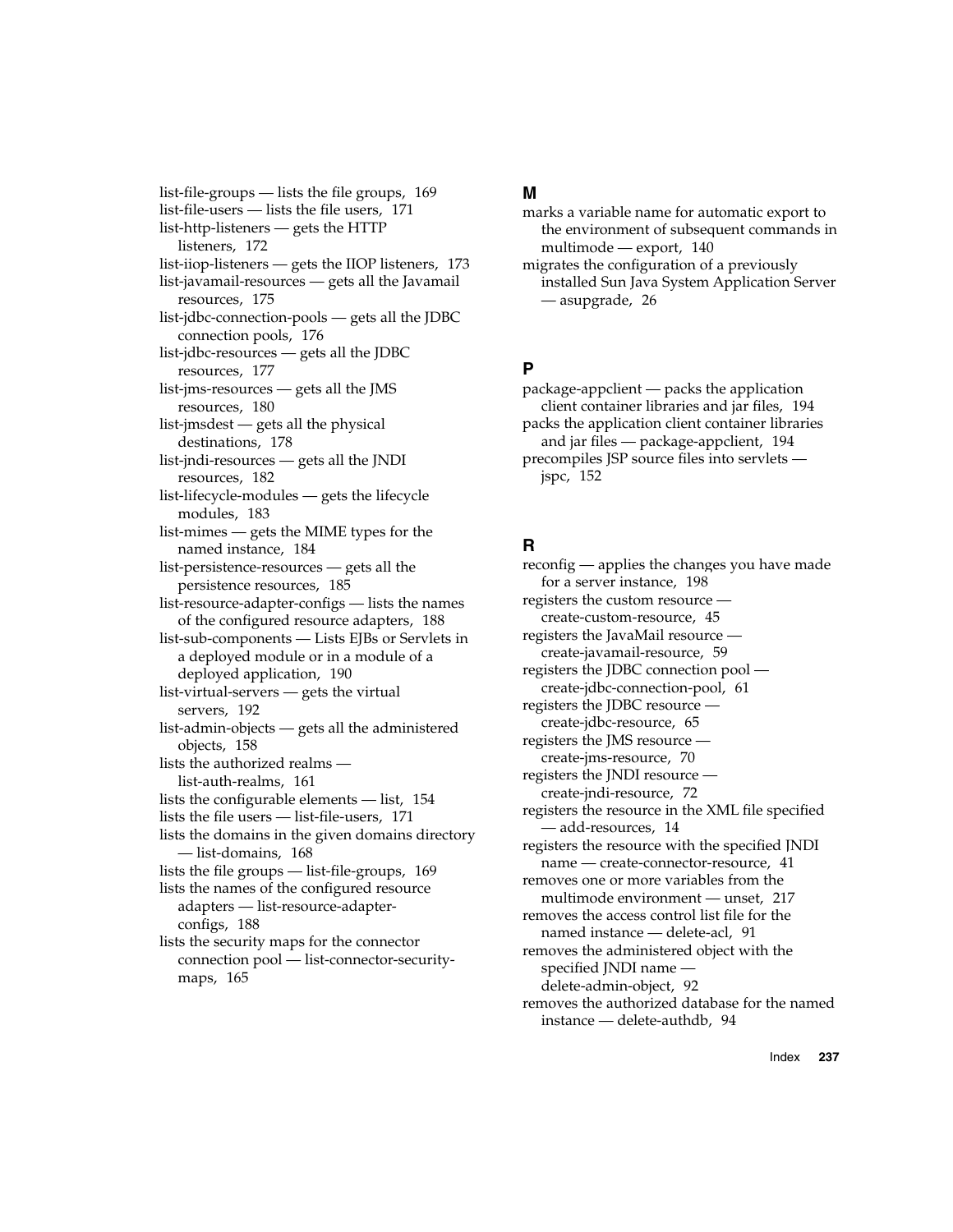list-file-groups — lists the file groups, 169
list-file-users — lists the file users, 171
list-http-listeners — gets the HTTP listeners, 172
list-iiop-listeners — gets the IIOP listeners, 173
list-javamail-resources — gets all the Javamail resources, 175
list-jdbc-connection-pools — gets all the JDBC connection pools, 176
list-jdbc-resources — gets all the JDBC resources, 177
list-jms-resources — gets all the JMS resources, 180
list-jmsdest — gets all the physical destinations, 178
list-jndi-resources — gets all the JNDI resources, 182
list-lifecycle-modules — gets the lifecycle modules, 183
list-mimes — gets the MIME types for the named instance, 184
list-persistence-resources — gets all the persistence resources, 185
list-resource-adapter-configs — lists the names of the configured resource adapters, 188
list-sub-components — Lists EJBs or Servlets in a deployed module or in a module of a deployed application, 190
list-virtual-servers — gets the virtual servers, 192
list-admin-objects — gets all the administered objects, 158
lists the authorized realms — list-auth-realms, 161
lists the configurable elements — list, 154
lists the file users — list-file-users, 171
lists the domains in the given domains directory — list-domains, 168
lists the file groups — list-file-groups, 169
lists the names of the configured resource adapters — list-resource-adapter-configs, 188
lists the security maps for the connector connection pool — list-connector-security-maps, 165

## M

marks a variable name for automatic export to the environment of subsequent commands in multimode — export, 140
migrates the configuration of a previously installed Sun Java System Application Server — asupgrade, 26

## P

package-appclient — packs the application client container libraries and jar files, 194
packs the application client container libraries and jar files — package-appclient, 194
precompiles JSP source files into servlets — jspc, 152

## R

reconfig — applies the changes you have made for a server instance, 198
registers the custom resource — create-custom-resource, 45
registers the JavaMail resource — create-javamail-resource, 59
registers the JDBC connection pool — create-jdbc-connection-pool, 61
registers the JDBC resource — create-jdbc-resource, 65
registers the JMS resource — create-jms-resource, 70
registers the JNDI resource — create-jndi-resource, 72
registers the resource in the XML file specified — add-resources, 14
registers the resource with the specified JNDI name — create-connector-resource, 41
removes one or more variables from the multimode environment — unset, 217
removes the access control list file for the named instance — delete-acl, 91
removes the administered object with the specified JNDI name — delete-admin-object, 92
removes the authorized database for the named instance — delete-authdb, 94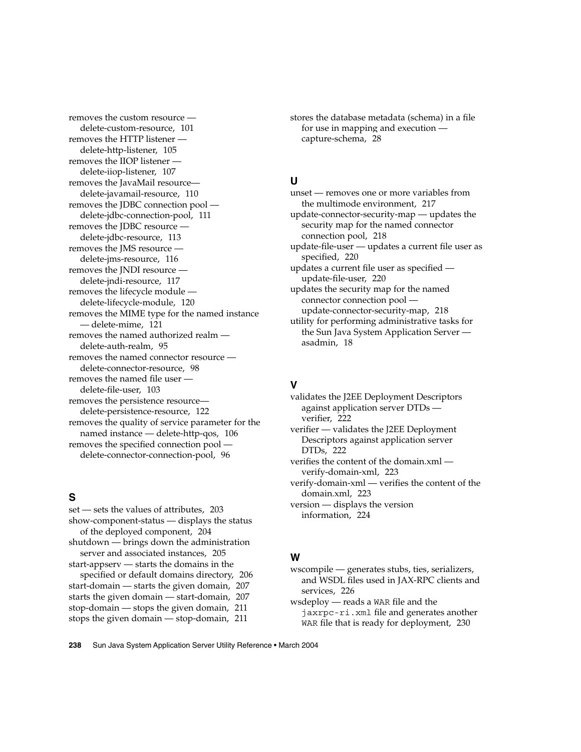removes the custom resource — delete-custom-resource, 101
removes the HTTP listener — delete-http-listener, 105
removes the IIOP listener — delete-iiop-listener, 107
removes the JavaMail resource— delete-javamail-resource, 110
removes the JDBC connection pool — delete-jdbc-connection-pool, 111
removes the JDBC resource — delete-jdbc-resource, 113
removes the JMS resource — delete-jms-resource, 116
removes the JNDI resource — delete-jndi-resource, 117
removes the lifecycle module — delete-lifecycle-module, 120
removes the MIME type for the named instance — delete-mime, 121
removes the named authorized realm — delete-auth-realm, 95
removes the named connector resource — delete-connector-resource, 98
removes the named file user — delete-file-user, 103
removes the persistence resource— delete-persistence-resource, 122
removes the quality of service parameter for the named instance — delete-http-qos, 106
removes the specified connection pool — delete-connector-connection-pool, 96

## S

set — sets the values of attributes, 203
show-component-status — displays the status of the deployed component, 204
shutdown — brings down the administration server and associated instances, 205
start-appserv — starts the domains in the specified or default domains directory, 206
start-domain — starts the given domain, 207
starts the given domain — start-domain, 207
stop-domain — stops the given domain, 211
stops the given domain — stop-domain, 211
stores the database metadata (schema) in a file for use in mapping and execution — capture-schema, 28

## U

unset — removes one or more variables from the multimode environment, 217
update-connector-security-map — updates the security map for the named connector connection pool, 218
update-file-user — updates a current file user as specified, 220
updates a current file user as specified — update-file-user, 220
updates the security map for the named connector connection pool — update-connector-security-map, 218
utility for performing administrative tasks for the Sun Java System Application Server — asadmin, 18

## V

validates the J2EE Deployment Descriptors against application server DTDs — verifier, 222
verifier — validates the J2EE Deployment Descriptors against application server DTDs, 222
verifies the content of the domain.xml — verify-domain-xml, 223
verify-domain-xml — verifies the content of the domain.xml, 223
version — displays the version information, 224

## W

wscompile — generates stubs, ties, serializers, and WSDL files used in JAX-RPC clients and services, 226
wsdeploy — reads a WAR file and the jaxrpc-ri.xml file and generates another WAR file that is ready for deployment, 230